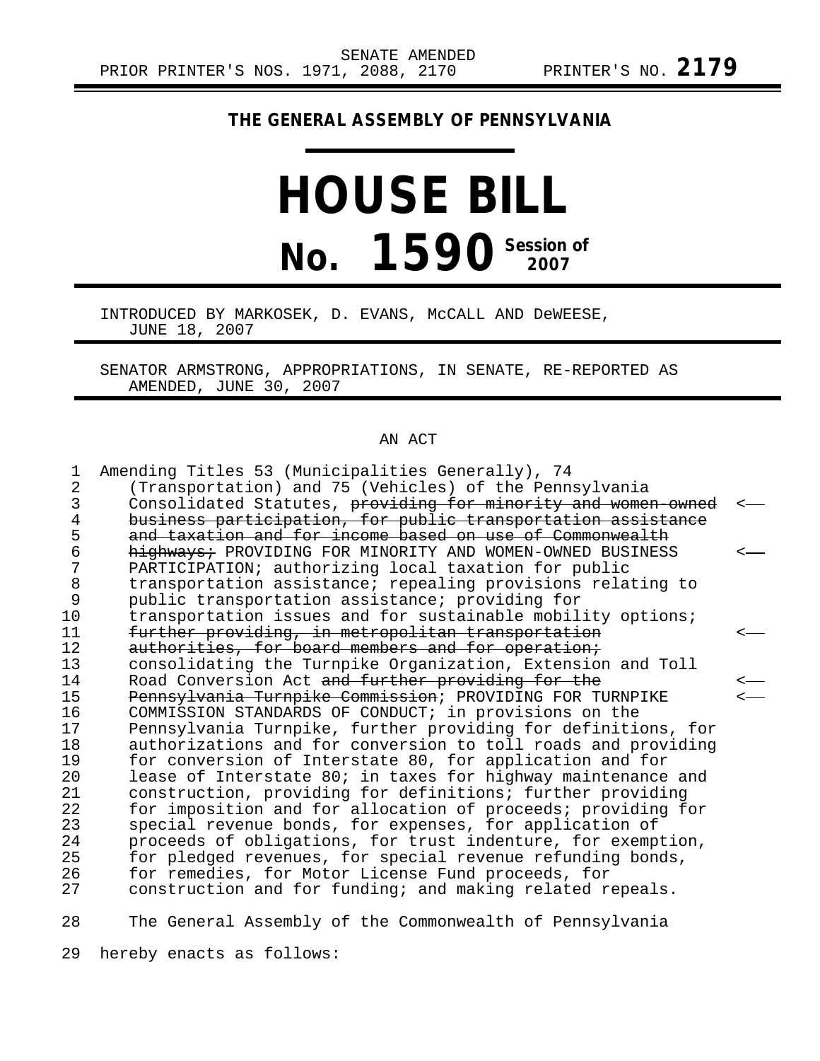SENATE AMENDED
PRIOR PRINTER'S NOS. 1971, 2088, 2170 PRINTER'S NO. **2179**

**THE GENERAL ASSEMBLY OF PENNSYLVANIA**

# HOUSE BILL

## No. 1590 Session of 2007

INTRODUCED BY MARKOSEK, D. EVANS, McCALL AND DeWEESE, JUNE 18, 2007

SENATOR ARMSTRONG, APPROPRIATIONS, IN SENATE, RE-REPORTED AS AMENDED, JUNE 30, 2007

AN ACT

Amending Titles 53 (Municipalities Generally), 74 (Transportation) and 75 (Vehicles) of the Pennsylvania Consolidated Statutes, ~~providing for minority and women-owned business participation, for public transportation assistance and taxation and for income based on use of Commonwealth highways;~~ PROVIDING FOR MINORITY AND WOMEN-OWNED BUSINESS PARTICIPATION; authorizing local taxation for public transportation assistance; repealing provisions relating to public transportation assistance; providing for transportation issues and for sustainable mobility options; ~~further providing, in metropolitan transportation authorities, for board members and for operation;~~ consolidating the Turnpike Organization, Extension and Toll Road Conversion Act ~~and further providing for the Pennsylvania Turnpike Commission~~; PROVIDING FOR TURNPIKE COMMISSION STANDARDS OF CONDUCT; in provisions on the Pennsylvania Turnpike, further providing for definitions, for authorizations and for conversion to toll roads and providing for conversion of Interstate 80, for application and for lease of Interstate 80; in taxes for highway maintenance and construction, providing for definitions; further providing for imposition and for allocation of proceeds; providing for special revenue bonds, for expenses, for application of proceeds of obligations, for trust indenture, for exemption, for pledged revenues, for special revenue refunding bonds, for remedies, for Motor License Fund proceeds, for construction and for funding; and making related repeals.

The General Assembly of the Commonwealth of Pennsylvania hereby enacts as follows: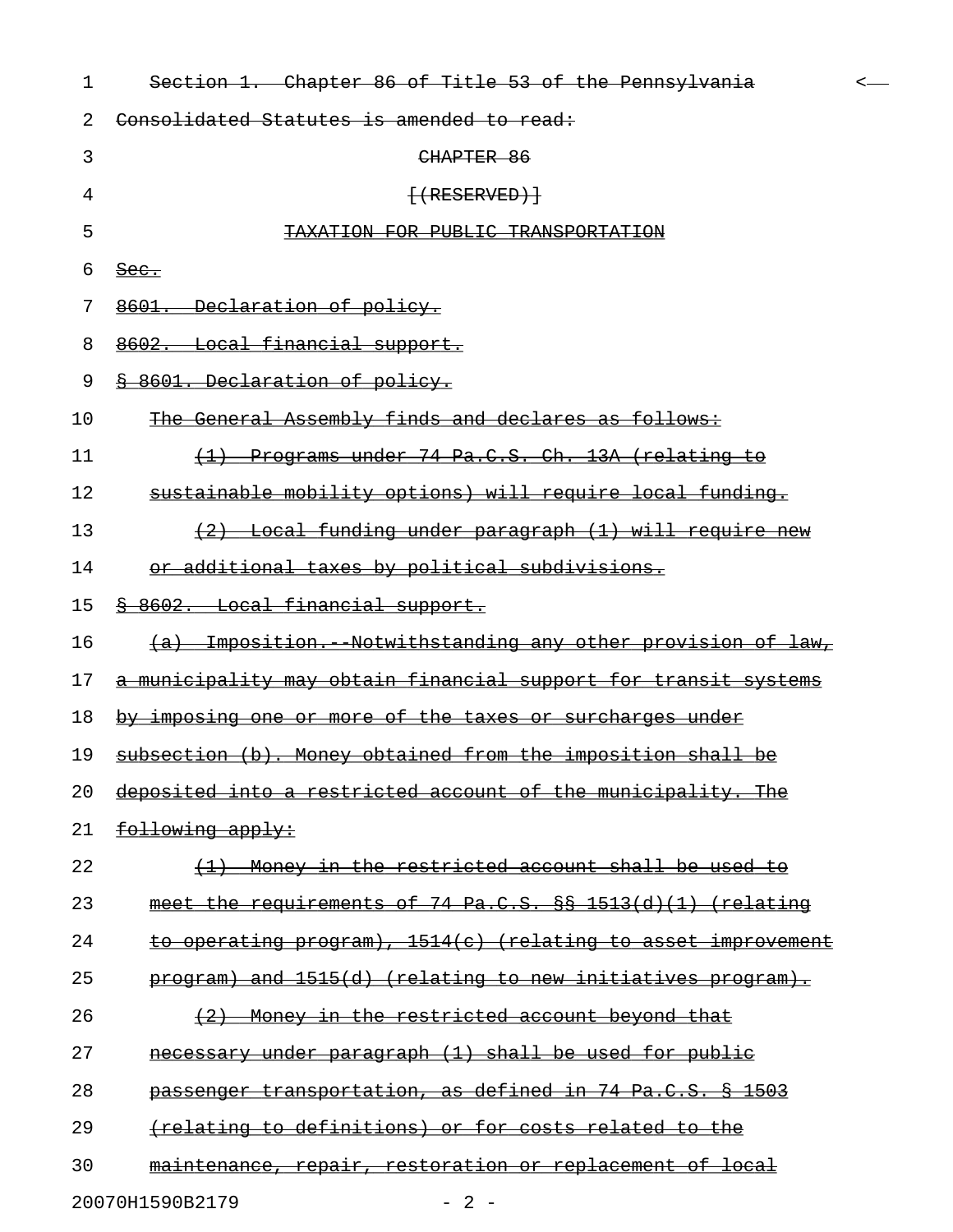Section 1. Chapter 86 of Title 53 of the Pennsylvania Consolidated Statutes is amended to read:

CHAPTER 86

[(RESERVED)]

TAXATION FOR PUBLIC TRANSPORTATION

Sec.

8601. Declaration of policy.

8602. Local financial support.

§ 8601. Declaration of policy.

The General Assembly finds and declares as follows:

(1) Programs under 74 Pa.C.S. Ch. 13A (relating to sustainable mobility options) will require local funding.

(2) Local funding under paragraph (1) will require new or additional taxes by political subdivisions.

§ 8602. Local financial support.

(a) Imposition.--Notwithstanding any other provision of law, a municipality may obtain financial support for transit systems by imposing one or more of the taxes or surcharges under subsection (b). Money obtained from the imposition shall be deposited into a restricted account of the municipality. The following apply:

(1) Money in the restricted account shall be used to meet the requirements of 74 Pa.C.S. §§ 1513(d)(1) (relating to operating program), 1514(c) (relating to asset improvement program) and 1515(d) (relating to new initiatives program).

(2) Money in the restricted account beyond that necessary under paragraph (1) shall be used for public passenger transportation, as defined in 74 Pa.C.S. § 1503 (relating to definitions) or for costs related to the maintenance, repair, restoration or replacement of local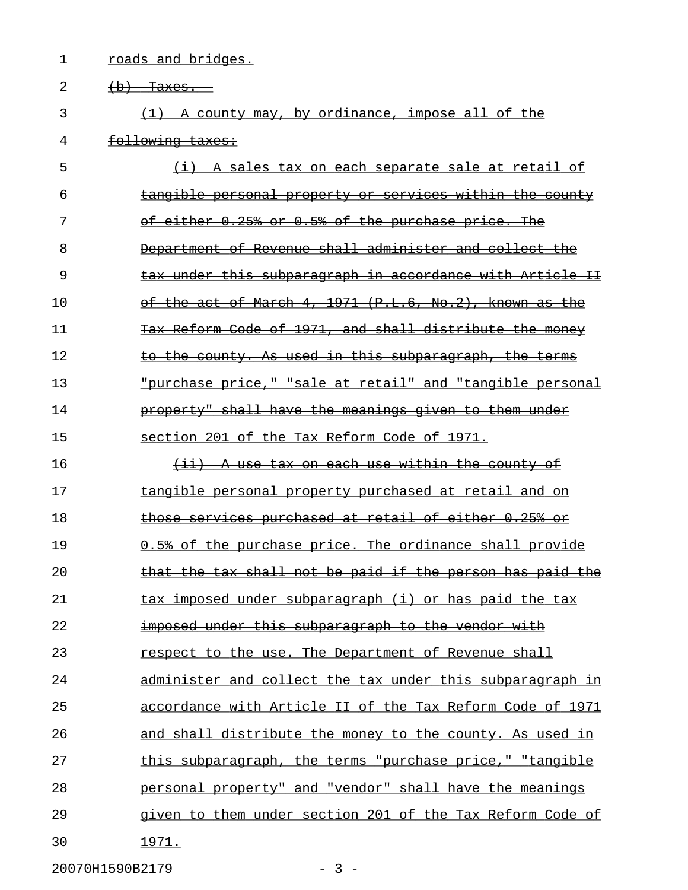~~roads and bridges.~~

~~(b) Taxes.--~~

~~(1) A county may, by ordinance, impose all of the following taxes:~~

~~(i) A sales tax on each separate sale at retail of tangible personal property or services within the county of either 0.25% or 0.5% of the purchase price. The Department of Revenue shall administer and collect the tax under this subparagraph in accordance with Article II of the act of March 4, 1971 (P.L.6, No.2), known as the Tax Reform Code of 1971, and shall distribute the money to the county. As used in this subparagraph, the terms "purchase price," "sale at retail" and "tangible personal property" shall have the meanings given to them under section 201 of the Tax Reform Code of 1971.~~

~~(ii) A use tax on each use within the county of tangible personal property purchased at retail and on those services purchased at retail of either 0.25% or 0.5% of the purchase price. The ordinance shall provide that the tax shall not be paid if the person has paid the tax imposed under subparagraph (i) or has paid the tax imposed under this subparagraph to the vendor with respect to the use. The Department of Revenue shall administer and collect the tax under this subparagraph in accordance with Article II of the Tax Reform Code of 1971 and shall distribute the money to the county. As used in this subparagraph, the terms "purchase price," "tangible personal property" and "vendor" shall have the meanings given to them under section 201 of the Tax Reform Code of 1971.~~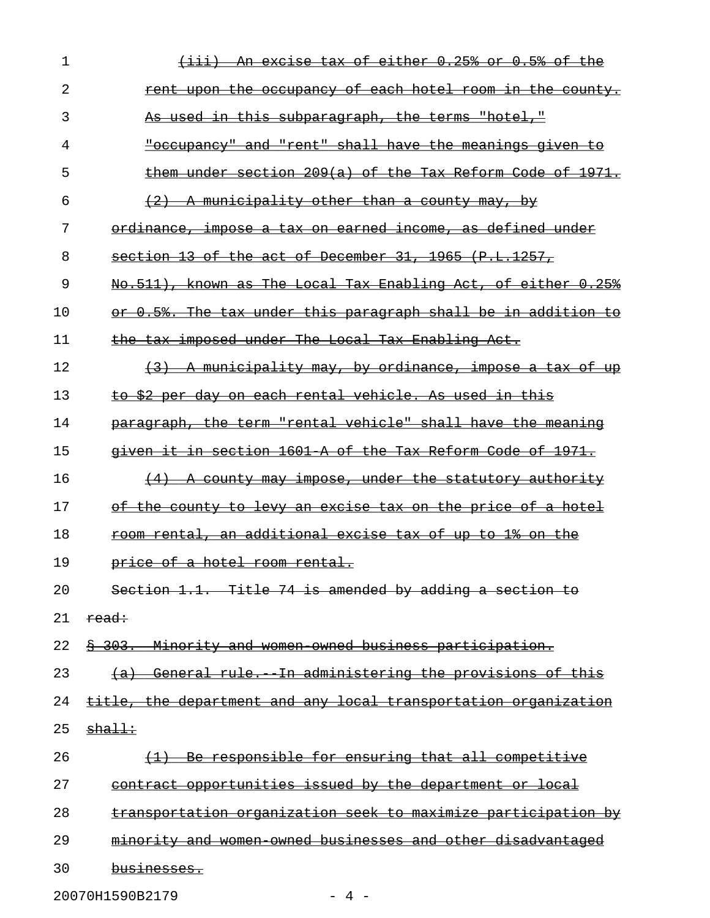(iii) An excise tax of either 0.25% or 0.5% of the rent upon the occupancy of each hotel room in the county. As used in this subparagraph, the terms "hotel," "occupancy" and "rent" shall have the meanings given to them under section 209(a) of the Tax Reform Code of 1971.

(2) A municipality other than a county may, by ordinance, impose a tax on earned income, as defined under section 13 of the act of December 31, 1965 (P.L.1257, No.511), known as The Local Tax Enabling Act, of either 0.25% or 0.5%. The tax under this paragraph shall be in addition to the tax imposed under The Local Tax Enabling Act.

(3) A municipality may, by ordinance, impose a tax of up to $2 per day on each rental vehicle. As used in this paragraph, the term "rental vehicle" shall have the meaning given it in section 1601-A of the Tax Reform Code of 1971.

(4) A county may impose, under the statutory authority of the county to levy an excise tax on the price of a hotel room rental, an additional excise tax of up to 1% on the price of a hotel room rental.

Section 1.1. Title 74 is amended by adding a section to read:

§ 303. Minority and women-owned business participation.

(a) General rule.--In administering the provisions of this title, the department and any local transportation organization shall:

(1) Be responsible for ensuring that all competitive contract opportunities issued by the department or local transportation organization seek to maximize participation by minority and women-owned businesses and other disadvantaged businesses.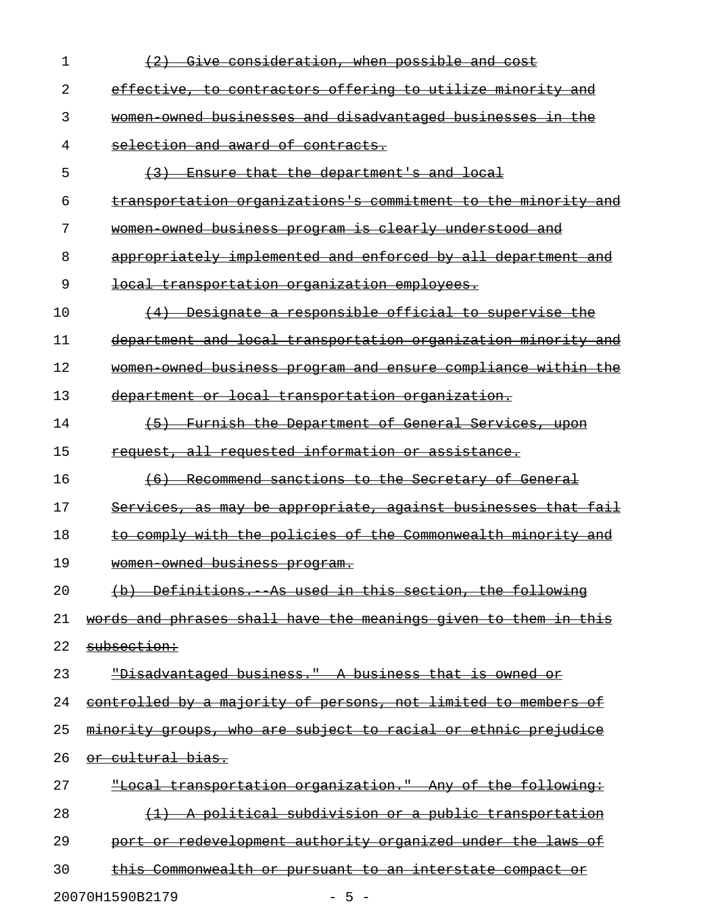(2) Give consideration, when possible and cost effective, to contractors offering to utilize minority and women-owned businesses and disadvantaged businesses in the selection and award of contracts.

(3) Ensure that the department's and local transportation organizations's commitment to the minority and women-owned business program is clearly understood and appropriately implemented and enforced by all department and local transportation organization employees.

(4) Designate a responsible official to supervise the department and local transportation organization minority and women-owned business program and ensure compliance within the department or local transportation organization.

(5) Furnish the Department of General Services, upon request, all requested information or assistance.

(6) Recommend sanctions to the Secretary of General Services, as may be appropriate, against businesses that fail to comply with the policies of the Commonwealth minority and women-owned business program.

(b) Definitions.--As used in this section, the following words and phrases shall have the meanings given to them in this subsection:

"Disadvantaged business." A business that is owned or controlled by a majority of persons, not limited to members of minority groups, who are subject to racial or ethnic prejudice or cultural bias.

"Local transportation organization." Any of the following:

(1) A political subdivision or a public transportation port or redevelopment authority organized under the laws of this Commonwealth or pursuant to an interstate compact or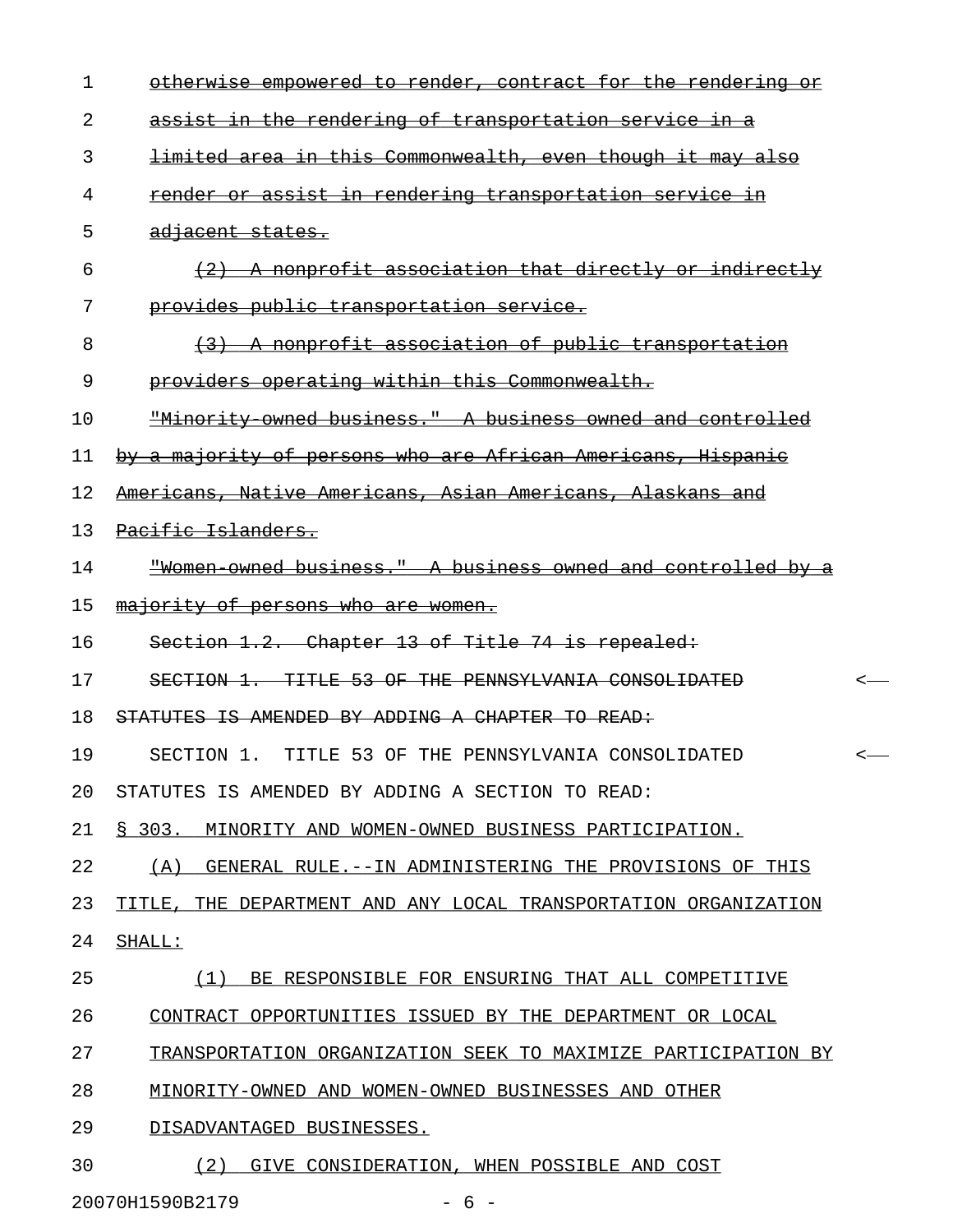~~otherwise empowered to render, contract for the rendering or assist in the rendering of transportation service in a limited area in this Commonwealth, even though it may also render or assist in rendering transportation service in adjacent states.~~

~~(2) A nonprofit association that directly or indirectly provides public transportation service.~~

~~(3) A nonprofit association of public transportation providers operating within this Commonwealth.~~

~~"Minority-owned business." A business owned and controlled by a majority of persons who are African Americans, Hispanic Americans, Native Americans, Asian Americans, Alaskans and Pacific Islanders.~~

~~"Women-owned business." A business owned and controlled by a majority of persons who are women.~~

~~Section 1.2. Chapter 13 of Title 74 is repealed:~~

~~SECTION 1. TITLE 53 OF THE PENNSYLVANIA CONSOLIDATED STATUTES IS AMENDED BY ADDING A CHAPTER TO READ:~~ <——

SECTION 1. TITLE 53 OF THE PENNSYLVANIA CONSOLIDATED STATUTES IS AMENDED BY ADDING A SECTION TO READ: <——

§ 303. MINORITY AND WOMEN-OWNED BUSINESS PARTICIPATION.

(A) GENERAL RULE.--IN ADMINISTERING THE PROVISIONS OF THIS TITLE, THE DEPARTMENT AND ANY LOCAL TRANSPORTATION ORGANIZATION SHALL:

(1) BE RESPONSIBLE FOR ENSURING THAT ALL COMPETITIVE CONTRACT OPPORTUNITIES ISSUED BY THE DEPARTMENT OR LOCAL TRANSPORTATION ORGANIZATION SEEK TO MAXIMIZE PARTICIPATION BY MINORITY-OWNED AND WOMEN-OWNED BUSINESSES AND OTHER DISADVANTAGED BUSINESSES.

(2) GIVE CONSIDERATION, WHEN POSSIBLE AND COST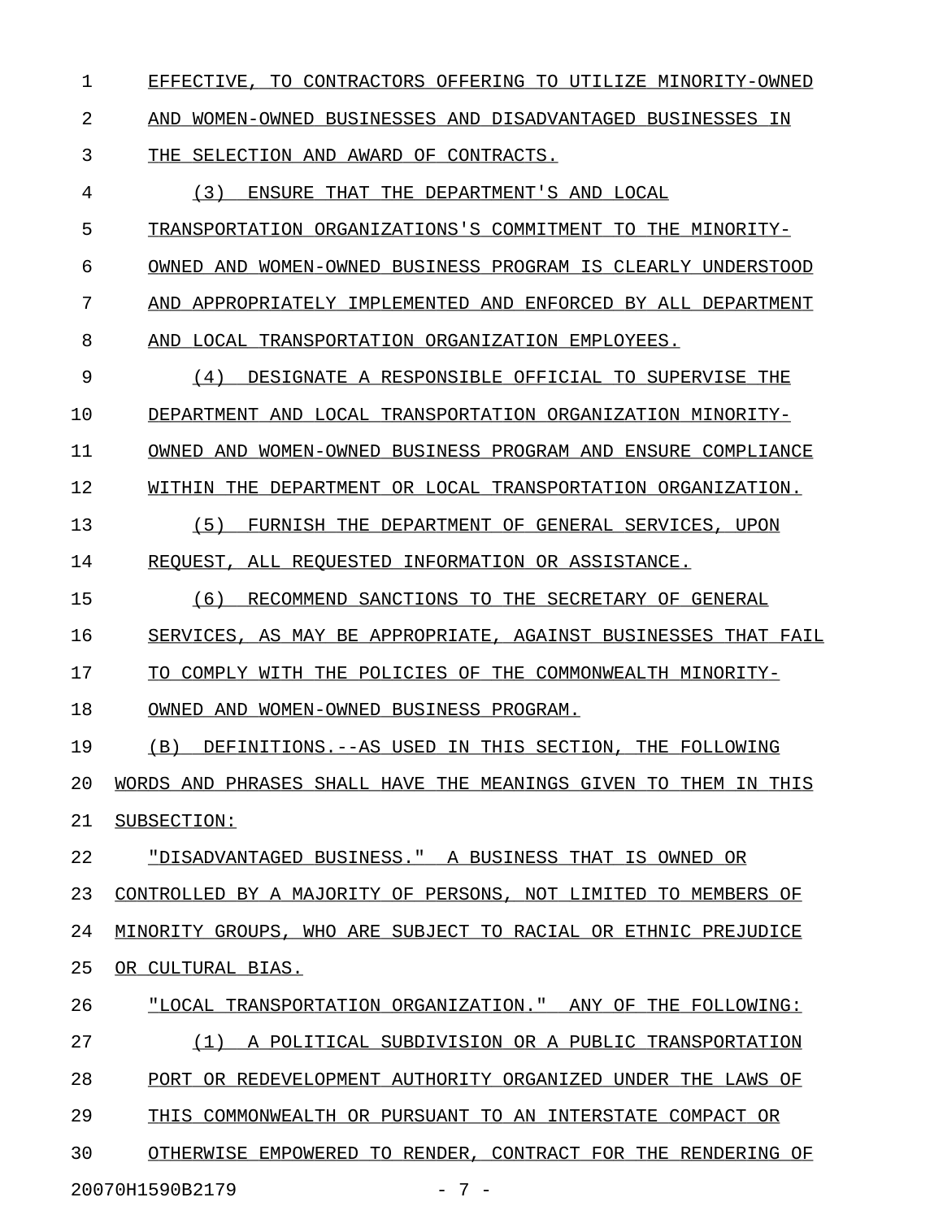EFFECTIVE, TO CONTRACTORS OFFERING TO UTILIZE MINORITY-OWNED AND WOMEN-OWNED BUSINESSES AND DISADVANTAGED BUSINESSES IN THE SELECTION AND AWARD OF CONTRACTS.

(3) ENSURE THAT THE DEPARTMENT'S AND LOCAL TRANSPORTATION ORGANIZATIONS'S COMMITMENT TO THE MINORITY-OWNED AND WOMEN-OWNED BUSINESS PROGRAM IS CLEARLY UNDERSTOOD AND APPROPRIATELY IMPLEMENTED AND ENFORCED BY ALL DEPARTMENT AND LOCAL TRANSPORTATION ORGANIZATION EMPLOYEES.

(4) DESIGNATE A RESPONSIBLE OFFICIAL TO SUPERVISE THE DEPARTMENT AND LOCAL TRANSPORTATION ORGANIZATION MINORITY-OWNED AND WOMEN-OWNED BUSINESS PROGRAM AND ENSURE COMPLIANCE WITHIN THE DEPARTMENT OR LOCAL TRANSPORTATION ORGANIZATION.

(5) FURNISH THE DEPARTMENT OF GENERAL SERVICES, UPON REQUEST, ALL REQUESTED INFORMATION OR ASSISTANCE.

(6) RECOMMEND SANCTIONS TO THE SECRETARY OF GENERAL SERVICES, AS MAY BE APPROPRIATE, AGAINST BUSINESSES THAT FAIL TO COMPLY WITH THE POLICIES OF THE COMMONWEALTH MINORITY-OWNED AND WOMEN-OWNED BUSINESS PROGRAM.

(B) DEFINITIONS.--AS USED IN THIS SECTION, THE FOLLOWING WORDS AND PHRASES SHALL HAVE THE MEANINGS GIVEN TO THEM IN THIS SUBSECTION:

"DISADVANTAGED BUSINESS." A BUSINESS THAT IS OWNED OR CONTROLLED BY A MAJORITY OF PERSONS, NOT LIMITED TO MEMBERS OF MINORITY GROUPS, WHO ARE SUBJECT TO RACIAL OR ETHNIC PREJUDICE OR CULTURAL BIAS.

"LOCAL TRANSPORTATION ORGANIZATION." ANY OF THE FOLLOWING:

(1) A POLITICAL SUBDIVISION OR A PUBLIC TRANSPORTATION PORT OR REDEVELOPMENT AUTHORITY ORGANIZED UNDER THE LAWS OF THIS COMMONWEALTH OR PURSUANT TO AN INTERSTATE COMPACT OR OTHERWISE EMPOWERED TO RENDER, CONTRACT FOR THE RENDERING OF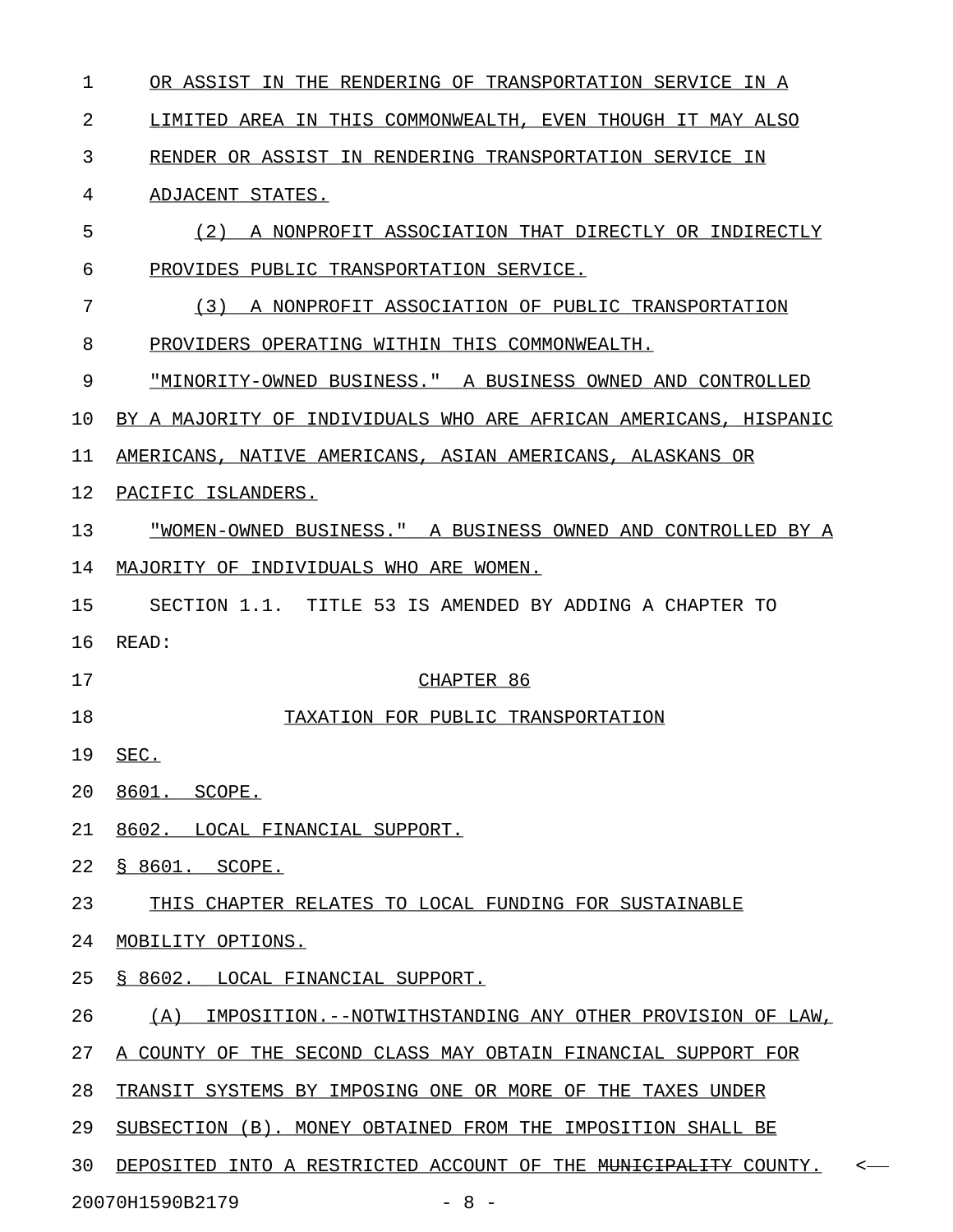OR ASSIST IN THE RENDERING OF TRANSPORTATION SERVICE IN A LIMITED AREA IN THIS COMMONWEALTH, EVEN THOUGH IT MAY ALSO RENDER OR ASSIST IN RENDERING TRANSPORTATION SERVICE IN ADJACENT STATES.

(2) A NONPROFIT ASSOCIATION THAT DIRECTLY OR INDIRECTLY PROVIDES PUBLIC TRANSPORTATION SERVICE.

(3) A NONPROFIT ASSOCIATION OF PUBLIC TRANSPORTATION PROVIDERS OPERATING WITHIN THIS COMMONWEALTH.

"MINORITY-OWNED BUSINESS." A BUSINESS OWNED AND CONTROLLED BY A MAJORITY OF INDIVIDUALS WHO ARE AFRICAN AMERICANS, HISPANIC AMERICANS, NATIVE AMERICANS, ASIAN AMERICANS, ALASKANS OR PACIFIC ISLANDERS.

"WOMEN-OWNED BUSINESS." A BUSINESS OWNED AND CONTROLLED BY A MAJORITY OF INDIVIDUALS WHO ARE WOMEN.

SECTION 1.1. TITLE 53 IS AMENDED BY ADDING A CHAPTER TO READ:

CHAPTER 86

TAXATION FOR PUBLIC TRANSPORTATION

SEC.

8601. SCOPE.

8602. LOCAL FINANCIAL SUPPORT.

§ 8601. SCOPE.

THIS CHAPTER RELATES TO LOCAL FUNDING FOR SUSTAINABLE MOBILITY OPTIONS.

§ 8602. LOCAL FINANCIAL SUPPORT.

(A) IMPOSITION.--NOTWITHSTANDING ANY OTHER PROVISION OF LAW, A COUNTY OF THE SECOND CLASS MAY OBTAIN FINANCIAL SUPPORT FOR TRANSIT SYSTEMS BY IMPOSING ONE OR MORE OF THE TAXES UNDER SUBSECTION (B). MONEY OBTAINED FROM THE IMPOSITION SHALL BE DEPOSITED INTO A RESTRICTED ACCOUNT OF THE ~~MUNICIPALITY~~ COUNTY.

20070H1590B2179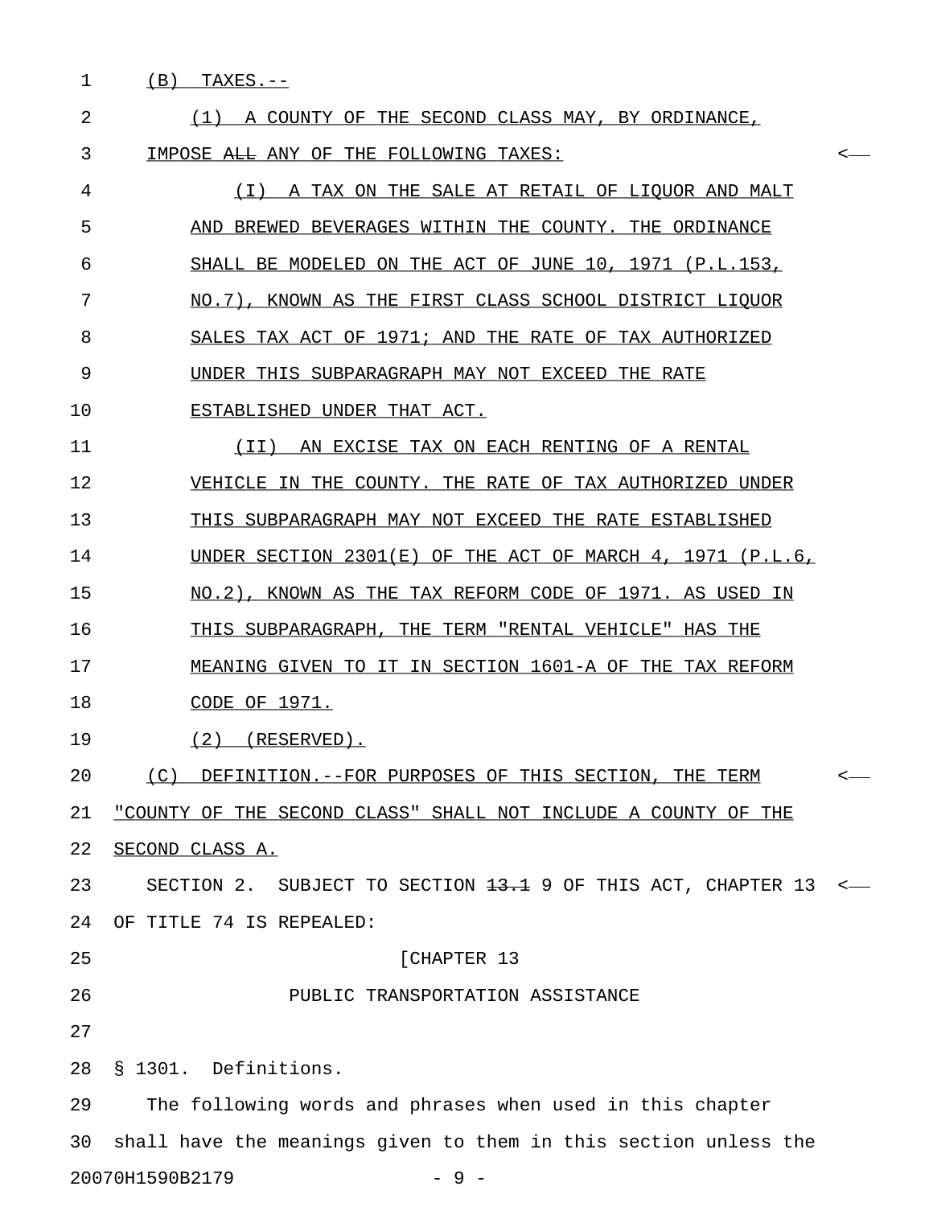(B) TAXES.--

(1) A COUNTY OF THE SECOND CLASS MAY, BY ORDINANCE, IMPOSE ~~ALL~~ ANY OF THE FOLLOWING TAXES:

(I) A TAX ON THE SALE AT RETAIL OF LIQUOR AND MALT AND BREWED BEVERAGES WITHIN THE COUNTY. THE ORDINANCE SHALL BE MODELED ON THE ACT OF JUNE 10, 1971 (P.L.153, NO.7), KNOWN AS THE FIRST CLASS SCHOOL DISTRICT LIQUOR SALES TAX ACT OF 1971; AND THE RATE OF TAX AUTHORIZED UNDER THIS SUBPARAGRAPH MAY NOT EXCEED THE RATE ESTABLISHED UNDER THAT ACT.

(II) AN EXCISE TAX ON EACH RENTING OF A RENTAL VEHICLE IN THE COUNTY. THE RATE OF TAX AUTHORIZED UNDER THIS SUBPARAGRAPH MAY NOT EXCEED THE RATE ESTABLISHED UNDER SECTION 2301(E) OF THE ACT OF MARCH 4, 1971 (P.L.6, NO.2), KNOWN AS THE TAX REFORM CODE OF 1971. AS USED IN THIS SUBPARAGRAPH, THE TERM "RENTAL VEHICLE" HAS THE MEANING GIVEN TO IT IN SECTION 1601-A OF THE TAX REFORM CODE OF 1971.

(2) (RESERVED).

(C) DEFINITION.--FOR PURPOSES OF THIS SECTION, THE TERM "COUNTY OF THE SECOND CLASS" SHALL NOT INCLUDE A COUNTY OF THE SECOND CLASS A.

SECTION 2. SUBJECT TO SECTION ~~13.1~~ 9 OF THIS ACT, CHAPTER 13 OF TITLE 74 IS REPEALED:

[CHAPTER 13

PUBLIC TRANSPORTATION ASSISTANCE

§ 1301. Definitions.

The following words and phrases when used in this chapter shall have the meanings given to them in this section unless the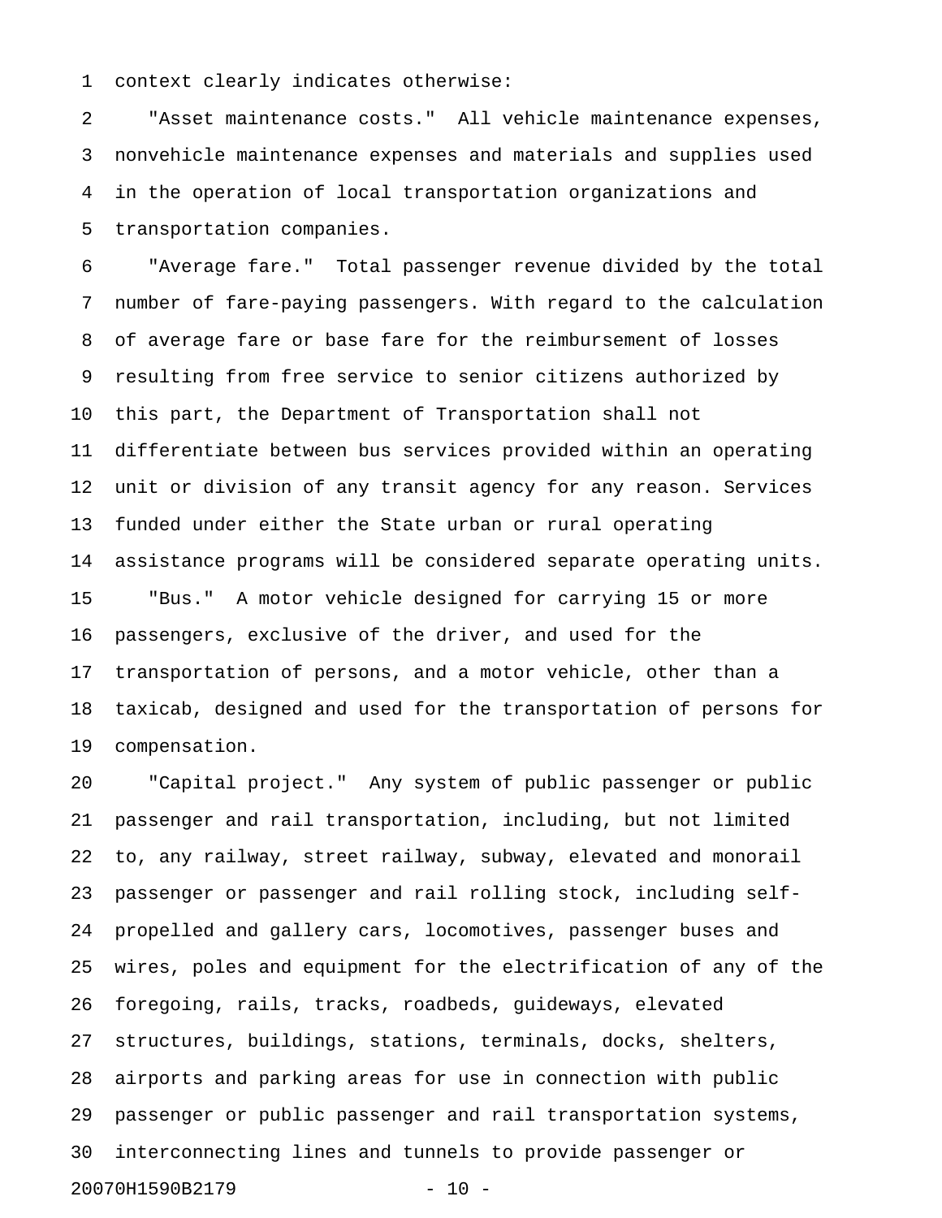context clearly indicates otherwise:

"Asset maintenance costs." All vehicle maintenance expenses, nonvehicle maintenance expenses and materials and supplies used in the operation of local transportation organizations and transportation companies.

"Average fare." Total passenger revenue divided by the total number of fare-paying passengers. With regard to the calculation of average fare or base fare for the reimbursement of losses resulting from free service to senior citizens authorized by this part, the Department of Transportation shall not differentiate between bus services provided within an operating unit or division of any transit agency for any reason. Services funded under either the State urban or rural operating assistance programs will be considered separate operating units.

"Bus." A motor vehicle designed for carrying 15 or more passengers, exclusive of the driver, and used for the transportation of persons, and a motor vehicle, other than a taxicab, designed and used for the transportation of persons for compensation.

"Capital project." Any system of public passenger or public passenger and rail transportation, including, but not limited to, any railway, street railway, subway, elevated and monorail passenger or passenger and rail rolling stock, including self-propelled and gallery cars, locomotives, passenger buses and wires, poles and equipment for the electrification of any of the foregoing, rails, tracks, roadbeds, guideways, elevated structures, buildings, stations, terminals, docks, shelters, airports and parking areas for use in connection with public passenger or public passenger and rail transportation systems, interconnecting lines and tunnels to provide passenger or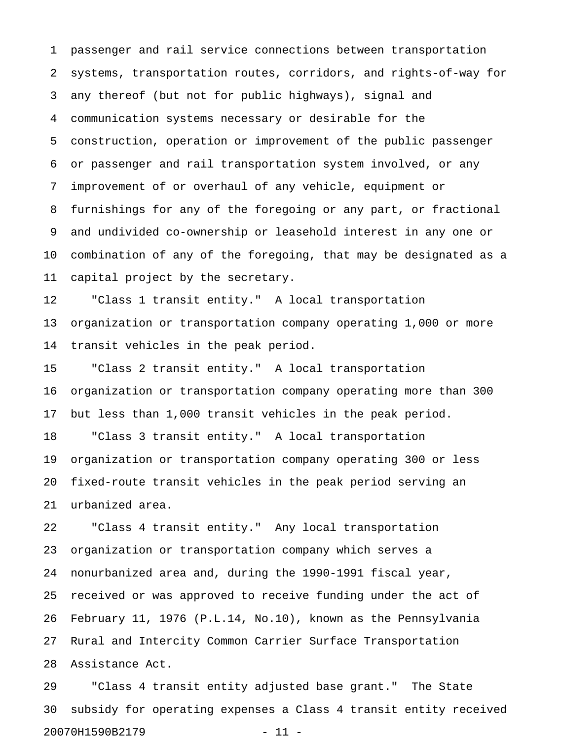passenger and rail service connections between transportation systems, transportation routes, corridors, and rights-of-way for any thereof (but not for public highways), signal and communication systems necessary or desirable for the construction, operation or improvement of the public passenger or passenger and rail transportation system involved, or any improvement of or overhaul of any vehicle, equipment or furnishings for any of the foregoing or any part, or fractional and undivided co-ownership or leasehold interest in any one or combination of any of the foregoing, that may be designated as a capital project by the secretary.

"Class 1 transit entity." A local transportation organization or transportation company operating 1,000 or more transit vehicles in the peak period.

"Class 2 transit entity." A local transportation organization or transportation company operating more than 300 but less than 1,000 transit vehicles in the peak period.

"Class 3 transit entity." A local transportation organization or transportation company operating 300 or less fixed-route transit vehicles in the peak period serving an urbanized area.

"Class 4 transit entity." Any local transportation organization or transportation company which serves a nonurbanized area and, during the 1990-1991 fiscal year, received or was approved to receive funding under the act of February 11, 1976 (P.L.14, No.10), known as the Pennsylvania Rural and Intercity Common Carrier Surface Transportation Assistance Act.

"Class 4 transit entity adjusted base grant." The State subsidy for operating expenses a Class 4 transit entity received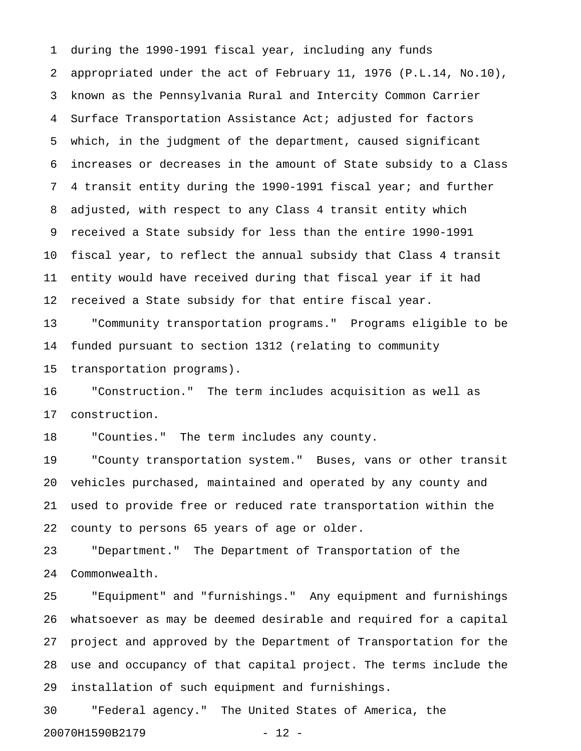during the 1990-1991 fiscal year, including any funds appropriated under the act of February 11, 1976 (P.L.14, No.10), known as the Pennsylvania Rural and Intercity Common Carrier Surface Transportation Assistance Act; adjusted for factors which, in the judgment of the department, caused significant increases or decreases in the amount of State subsidy to a Class 4 transit entity during the 1990-1991 fiscal year; and further adjusted, with respect to any Class 4 transit entity which received a State subsidy for less than the entire 1990-1991 fiscal year, to reflect the annual subsidy that Class 4 transit entity would have received during that fiscal year if it had received a State subsidy for that entire fiscal year.

"Community transportation programs." Programs eligible to be funded pursuant to section 1312 (relating to community transportation programs).

"Construction." The term includes acquisition as well as construction.

"Counties." The term includes any county.

"County transportation system." Buses, vans or other transit vehicles purchased, maintained and operated by any county and used to provide free or reduced rate transportation within the county to persons 65 years of age or older.

"Department." The Department of Transportation of the Commonwealth.

"Equipment" and "furnishings." Any equipment and furnishings whatsoever as may be deemed desirable and required for a capital project and approved by the Department of Transportation for the use and occupancy of that capital project. The terms include the installation of such equipment and furnishings.

"Federal agency." The United States of America, the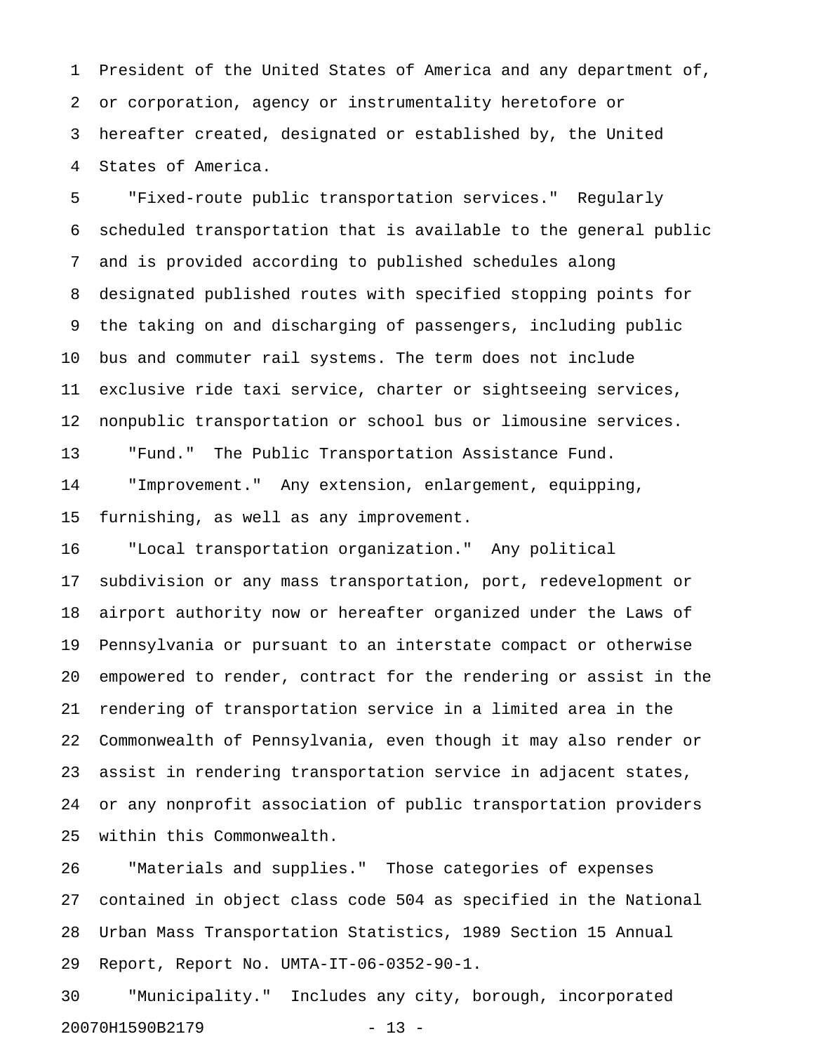President of the United States of America and any department of, or corporation, agency or instrumentality heretofore or hereafter created, designated or established by, the United States of America.

"Fixed-route public transportation services." Regularly scheduled transportation that is available to the general public and is provided according to published schedules along designated published routes with specified stopping points for the taking on and discharging of passengers, including public bus and commuter rail systems. The term does not include exclusive ride taxi service, charter or sightseeing services, nonpublic transportation or school bus or limousine services.

"Fund." The Public Transportation Assistance Fund.

"Improvement." Any extension, enlargement, equipping, furnishing, as well as any improvement.

"Local transportation organization." Any political subdivision or any mass transportation, port, redevelopment or airport authority now or hereafter organized under the Laws of Pennsylvania or pursuant to an interstate compact or otherwise empowered to render, contract for the rendering or assist in the rendering of transportation service in a limited area in the Commonwealth of Pennsylvania, even though it may also render or assist in rendering transportation service in adjacent states, or any nonprofit association of public transportation providers within this Commonwealth.

"Materials and supplies." Those categories of expenses contained in object class code 504 as specified in the National Urban Mass Transportation Statistics, 1989 Section 15 Annual Report, Report No. UMTA-IT-06-0352-90-1.

"Municipality." Includes any city, borough, incorporated

20070H1590B2179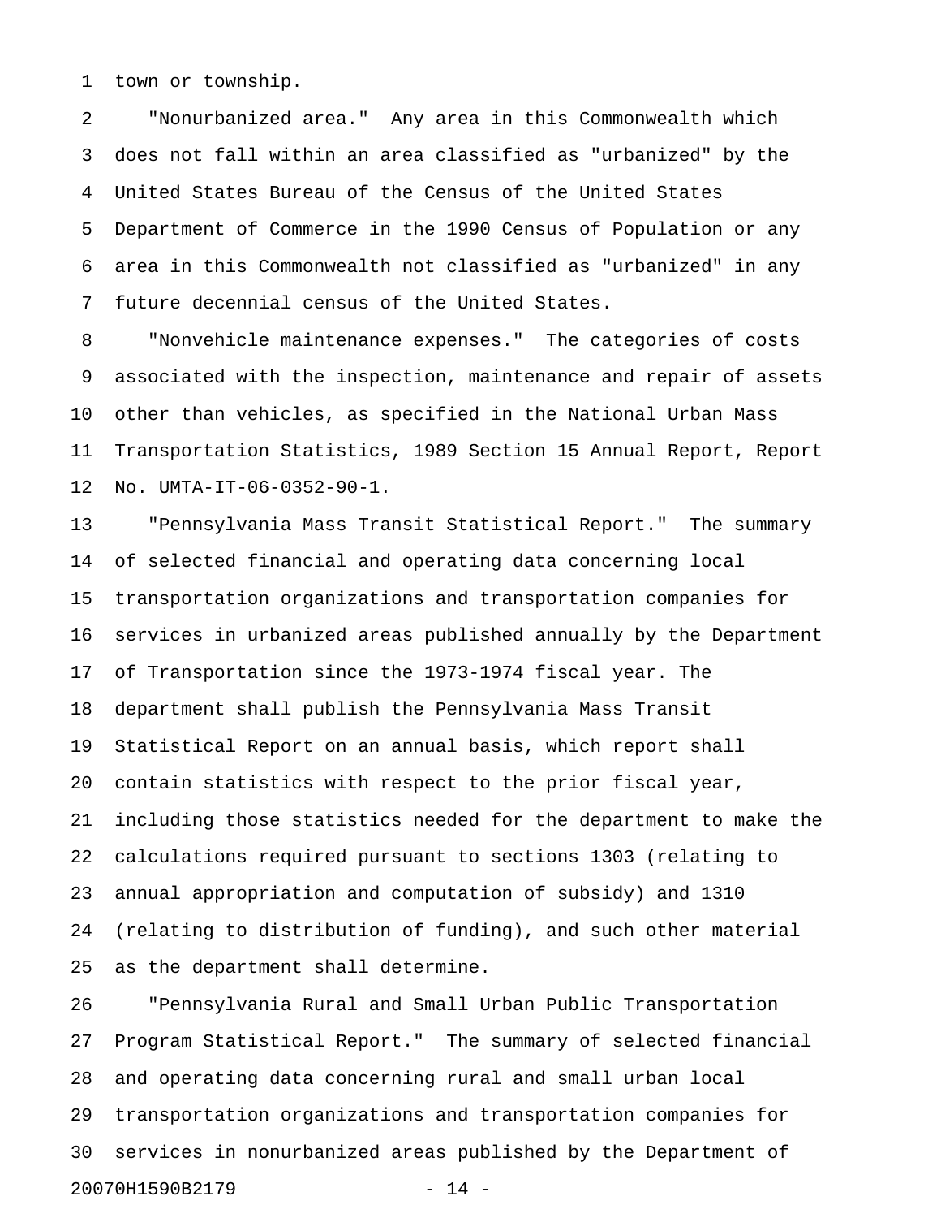town or township.

"Nonurbanized area." Any area in this Commonwealth which does not fall within an area classified as "urbanized" by the United States Bureau of the Census of the United States Department of Commerce in the 1990 Census of Population or any area in this Commonwealth not classified as "urbanized" in any future decennial census of the United States.

"Nonvehicle maintenance expenses." The categories of costs associated with the inspection, maintenance and repair of assets other than vehicles, as specified in the National Urban Mass Transportation Statistics, 1989 Section 15 Annual Report, Report No. UMTA-IT-06-0352-90-1.

"Pennsylvania Mass Transit Statistical Report." The summary of selected financial and operating data concerning local transportation organizations and transportation companies for services in urbanized areas published annually by the Department of Transportation since the 1973-1974 fiscal year. The department shall publish the Pennsylvania Mass Transit Statistical Report on an annual basis, which report shall contain statistics with respect to the prior fiscal year, including those statistics needed for the department to make the calculations required pursuant to sections 1303 (relating to annual appropriation and computation of subsidy) and 1310 (relating to distribution of funding), and such other material as the department shall determine.

"Pennsylvania Rural and Small Urban Public Transportation Program Statistical Report." The summary of selected financial and operating data concerning rural and small urban local transportation organizations and transportation companies for services in nonurbanized areas published by the Department of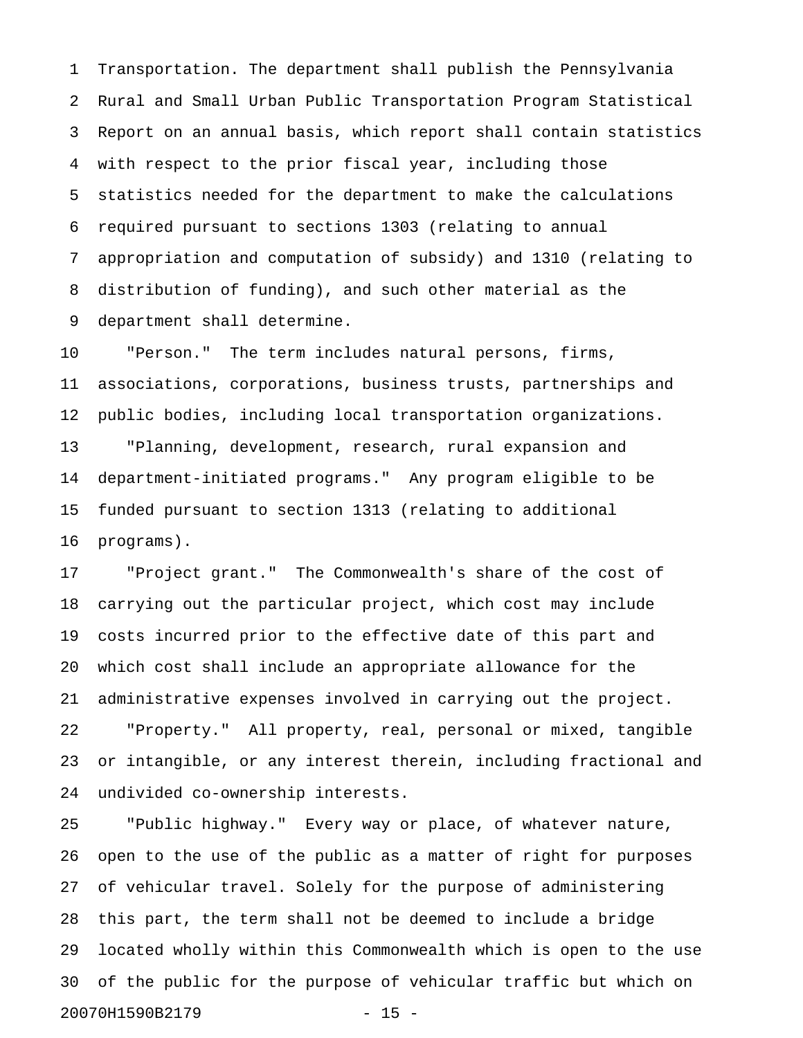Transportation. The department shall publish the Pennsylvania Rural and Small Urban Public Transportation Program Statistical Report on an annual basis, which report shall contain statistics with respect to the prior fiscal year, including those statistics needed for the department to make the calculations required pursuant to sections 1303 (relating to annual appropriation and computation of subsidy) and 1310 (relating to distribution of funding), and such other material as the department shall determine.

"Person." The term includes natural persons, firms, associations, corporations, business trusts, partnerships and public bodies, including local transportation organizations.

"Planning, development, research, rural expansion and department-initiated programs." Any program eligible to be funded pursuant to section 1313 (relating to additional programs).

"Project grant." The Commonwealth's share of the cost of carrying out the particular project, which cost may include costs incurred prior to the effective date of this part and which cost shall include an appropriate allowance for the administrative expenses involved in carrying out the project.

"Property." All property, real, personal or mixed, tangible or intangible, or any interest therein, including fractional and undivided co-ownership interests.

"Public highway." Every way or place, of whatever nature, open to the use of the public as a matter of right for purposes of vehicular travel. Solely for the purpose of administering this part, the term shall not be deemed to include a bridge located wholly within this Commonwealth which is open to the use of the public for the purpose of vehicular traffic but which on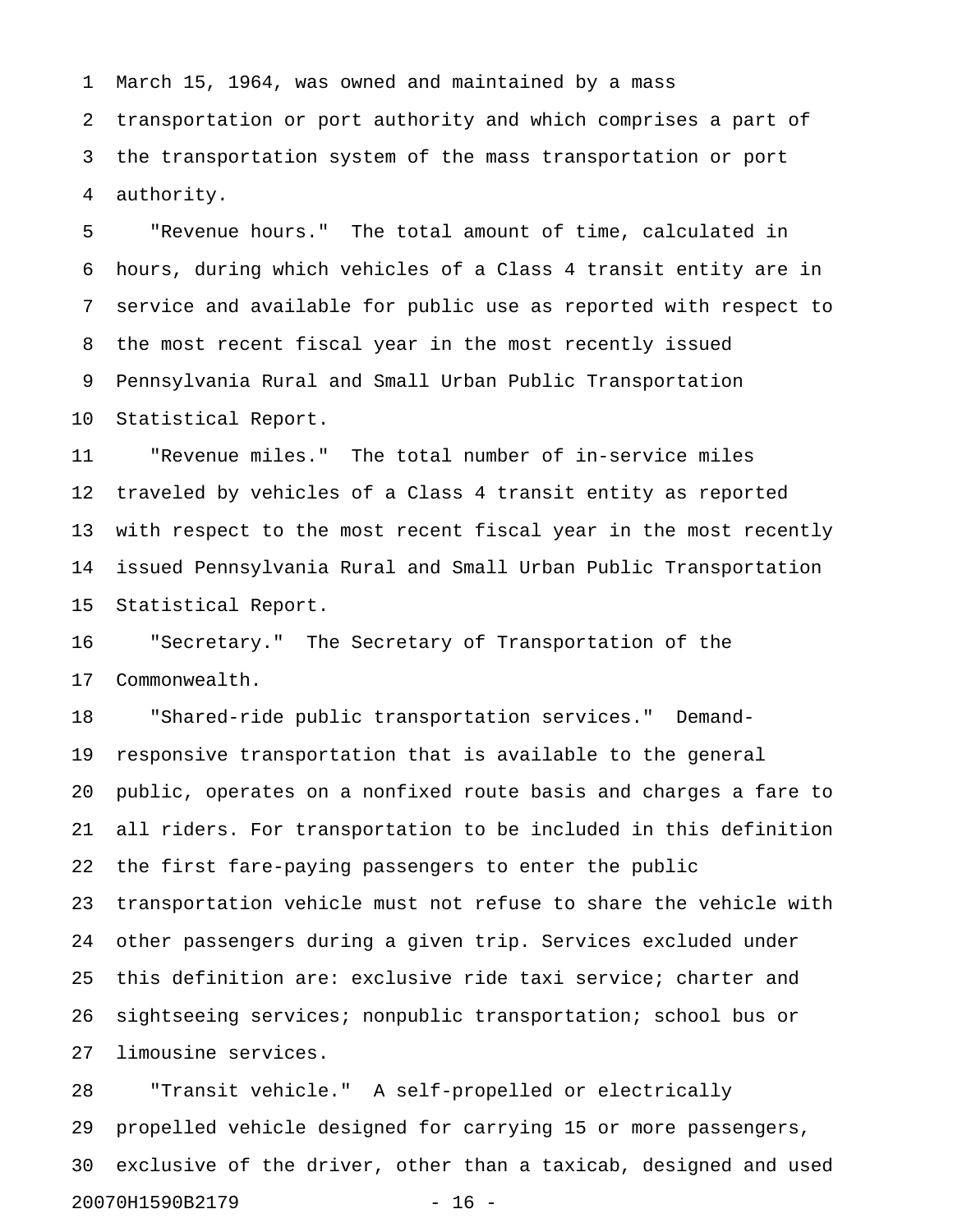March 15, 1964, was owned and maintained by a mass transportation or port authority and which comprises a part of the transportation system of the mass transportation or port authority.

"Revenue hours." The total amount of time, calculated in hours, during which vehicles of a Class 4 transit entity are in service and available for public use as reported with respect to the most recent fiscal year in the most recently issued Pennsylvania Rural and Small Urban Public Transportation Statistical Report.

"Revenue miles." The total number of in-service miles traveled by vehicles of a Class 4 transit entity as reported with respect to the most recent fiscal year in the most recently issued Pennsylvania Rural and Small Urban Public Transportation Statistical Report.

"Secretary." The Secretary of Transportation of the Commonwealth.

"Shared-ride public transportation services." Demand-responsive transportation that is available to the general public, operates on a nonfixed route basis and charges a fare to all riders. For transportation to be included in this definition the first fare-paying passengers to enter the public transportation vehicle must not refuse to share the vehicle with other passengers during a given trip. Services excluded under this definition are: exclusive ride taxi service; charter and sightseeing services; nonpublic transportation; school bus or limousine services.

"Transit vehicle." A self-propelled or electrically propelled vehicle designed for carrying 15 or more passengers, exclusive of the driver, other than a taxicab, designed and used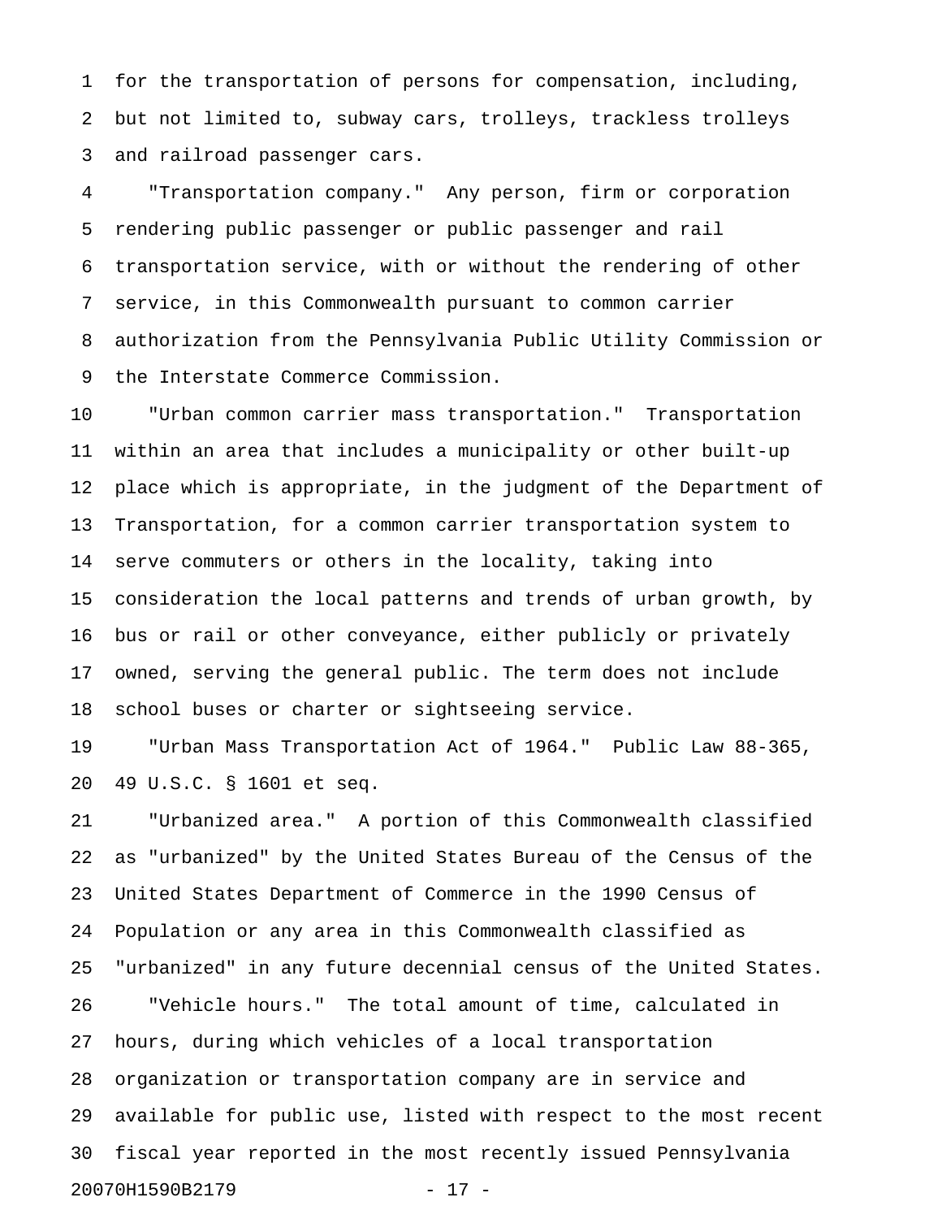for the transportation of persons for compensation, including, but not limited to, subway cars, trolleys, trackless trolleys and railroad passenger cars.

"Transportation company." Any person, firm or corporation rendering public passenger or public passenger and rail transportation service, with or without the rendering of other service, in this Commonwealth pursuant to common carrier authorization from the Pennsylvania Public Utility Commission or the Interstate Commerce Commission.

"Urban common carrier mass transportation." Transportation within an area that includes a municipality or other built-up place which is appropriate, in the judgment of the Department of Transportation, for a common carrier transportation system to serve commuters or others in the locality, taking into consideration the local patterns and trends of urban growth, by bus or rail or other conveyance, either publicly or privately owned, serving the general public. The term does not include school buses or charter or sightseeing service.

"Urban Mass Transportation Act of 1964." Public Law 88-365, 49 U.S.C. § 1601 et seq.

"Urbanized area." A portion of this Commonwealth classified as "urbanized" by the United States Bureau of the Census of the United States Department of Commerce in the 1990 Census of Population or any area in this Commonwealth classified as "urbanized" in any future decennial census of the United States.

"Vehicle hours." The total amount of time, calculated in hours, during which vehicles of a local transportation organization or transportation company are in service and available for public use, listed with respect to the most recent fiscal year reported in the most recently issued Pennsylvania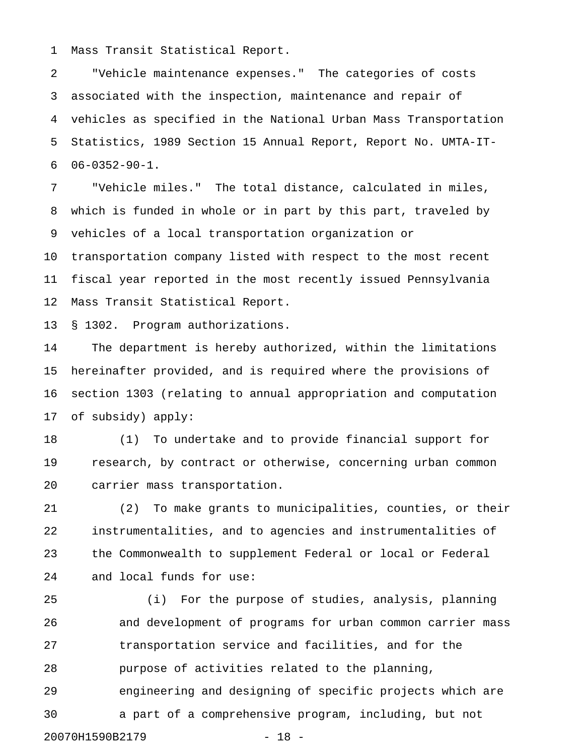Mass Transit Statistical Report.

"Vehicle maintenance expenses." The categories of costs associated with the inspection, maintenance and repair of vehicles as specified in the National Urban Mass Transportation Statistics, 1989 Section 15 Annual Report, Report No. UMTA-IT-06-0352-90-1.

"Vehicle miles." The total distance, calculated in miles, which is funded in whole or in part by this part, traveled by vehicles of a local transportation organization or transportation company listed with respect to the most recent fiscal year reported in the most recently issued Pennsylvania Mass Transit Statistical Report.

§ 1302. Program authorizations.

The department is hereby authorized, within the limitations hereinafter provided, and is required where the provisions of section 1303 (relating to annual appropriation and computation of subsidy) apply:

(1) To undertake and to provide financial support for research, by contract or otherwise, concerning urban common carrier mass transportation.

(2) To make grants to municipalities, counties, or their instrumentalities, and to agencies and instrumentalities of the Commonwealth to supplement Federal or local or Federal and local funds for use:

(i) For the purpose of studies, analysis, planning and development of programs for urban common carrier mass transportation service and facilities, and for the purpose of activities related to the planning, engineering and designing of specific projects which are a part of a comprehensive program, including, but not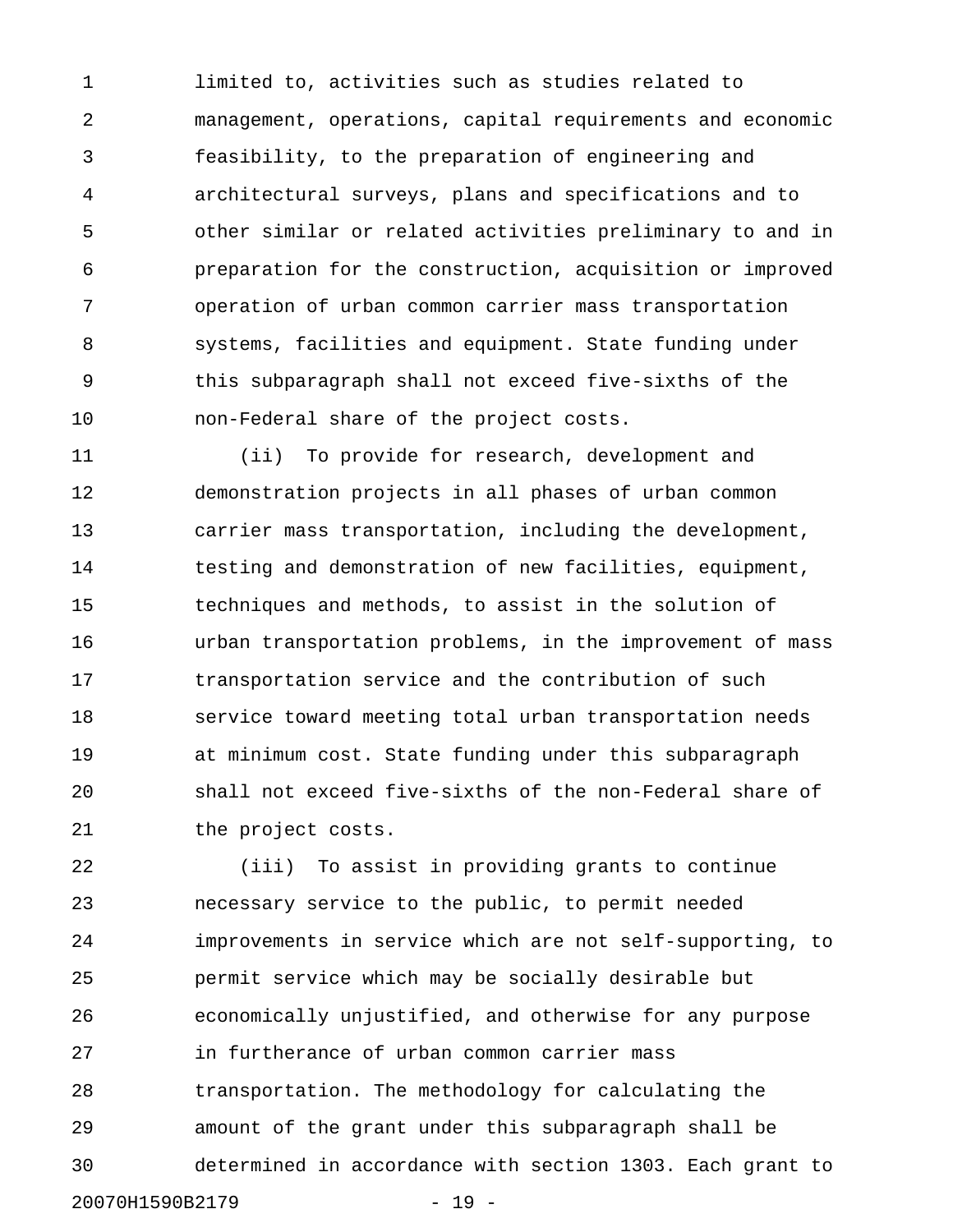limited to, activities such as studies related to management, operations, capital requirements and economic feasibility, to the preparation of engineering and architectural surveys, plans and specifications and to other similar or related activities preliminary to and in preparation for the construction, acquisition or improved operation of urban common carrier mass transportation systems, facilities and equipment. State funding under this subparagraph shall not exceed five-sixths of the non-Federal share of the project costs.

(ii) To provide for research, development and demonstration projects in all phases of urban common carrier mass transportation, including the development, testing and demonstration of new facilities, equipment, techniques and methods, to assist in the solution of urban transportation problems, in the improvement of mass transportation service and the contribution of such service toward meeting total urban transportation needs at minimum cost. State funding under this subparagraph shall not exceed five-sixths of the non-Federal share of the project costs.

(iii) To assist in providing grants to continue necessary service to the public, to permit needed improvements in service which are not self-supporting, to permit service which may be socially desirable but economically unjustified, and otherwise for any purpose in furtherance of urban common carrier mass transportation. The methodology for calculating the amount of the grant under this subparagraph shall be determined in accordance with section 1303. Each grant to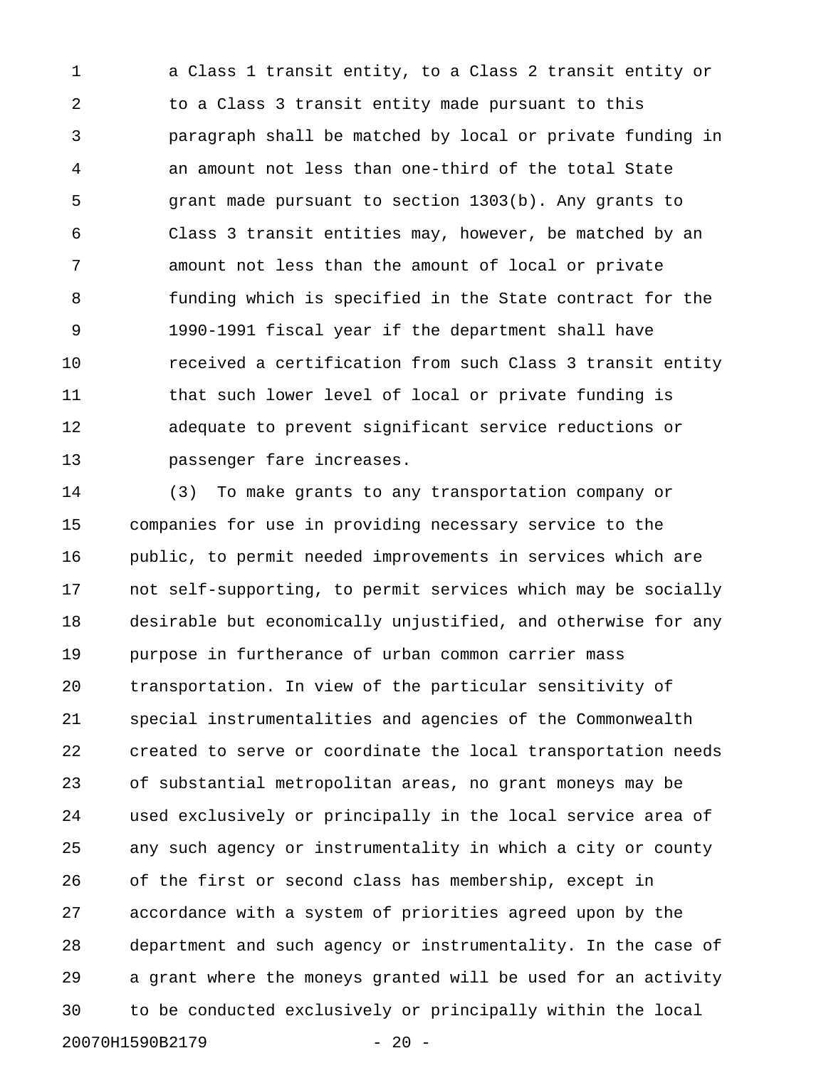a Class 1 transit entity, to a Class 2 transit entity or to a Class 3 transit entity made pursuant to this paragraph shall be matched by local or private funding in an amount not less than one-third of the total State grant made pursuant to section 1303(b). Any grants to Class 3 transit entities may, however, be matched by an amount not less than the amount of local or private funding which is specified in the State contract for the 1990-1991 fiscal year if the department shall have received a certification from such Class 3 transit entity that such lower level of local or private funding is adequate to prevent significant service reductions or passenger fare increases.

(3) To make grants to any transportation company or companies for use in providing necessary service to the public, to permit needed improvements in services which are not self-supporting, to permit services which may be socially desirable but economically unjustified, and otherwise for any purpose in furtherance of urban common carrier mass transportation. In view of the particular sensitivity of special instrumentalities and agencies of the Commonwealth created to serve or coordinate the local transportation needs of substantial metropolitan areas, no grant moneys may be used exclusively or principally in the local service area of any such agency or instrumentality in which a city or county of the first or second class has membership, except in accordance with a system of priorities agreed upon by the department and such agency or instrumentality. In the case of a grant where the moneys granted will be used for an activity to be conducted exclusively or principally within the local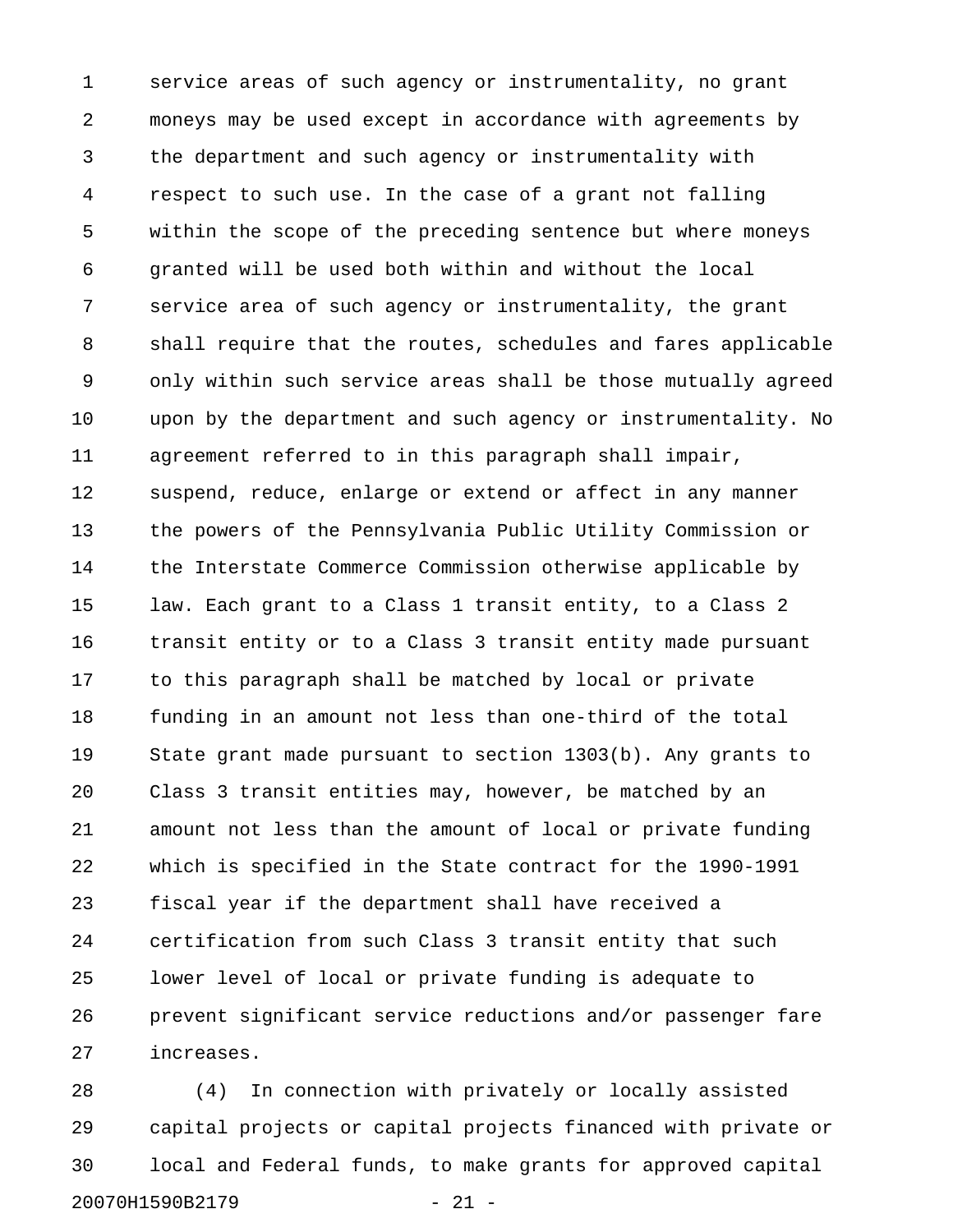service areas of such agency or instrumentality, no grant moneys may be used except in accordance with agreements by the department and such agency or instrumentality with respect to such use. In the case of a grant not falling within the scope of the preceding sentence but where moneys granted will be used both within and without the local service area of such agency or instrumentality, the grant shall require that the routes, schedules and fares applicable only within such service areas shall be those mutually agreed upon by the department and such agency or instrumentality. No agreement referred to in this paragraph shall impair, suspend, reduce, enlarge or extend or affect in any manner the powers of the Pennsylvania Public Utility Commission or the Interstate Commerce Commission otherwise applicable by law. Each grant to a Class 1 transit entity, to a Class 2 transit entity or to a Class 3 transit entity made pursuant to this paragraph shall be matched by local or private funding in an amount not less than one-third of the total State grant made pursuant to section 1303(b). Any grants to Class 3 transit entities may, however, be matched by an amount not less than the amount of local or private funding which is specified in the State contract for the 1990-1991 fiscal year if the department shall have received a certification from such Class 3 transit entity that such lower level of local or private funding is adequate to prevent significant service reductions and/or passenger fare increases.

(4) In connection with privately or locally assisted capital projects or capital projects financed with private or local and Federal funds, to make grants for approved capital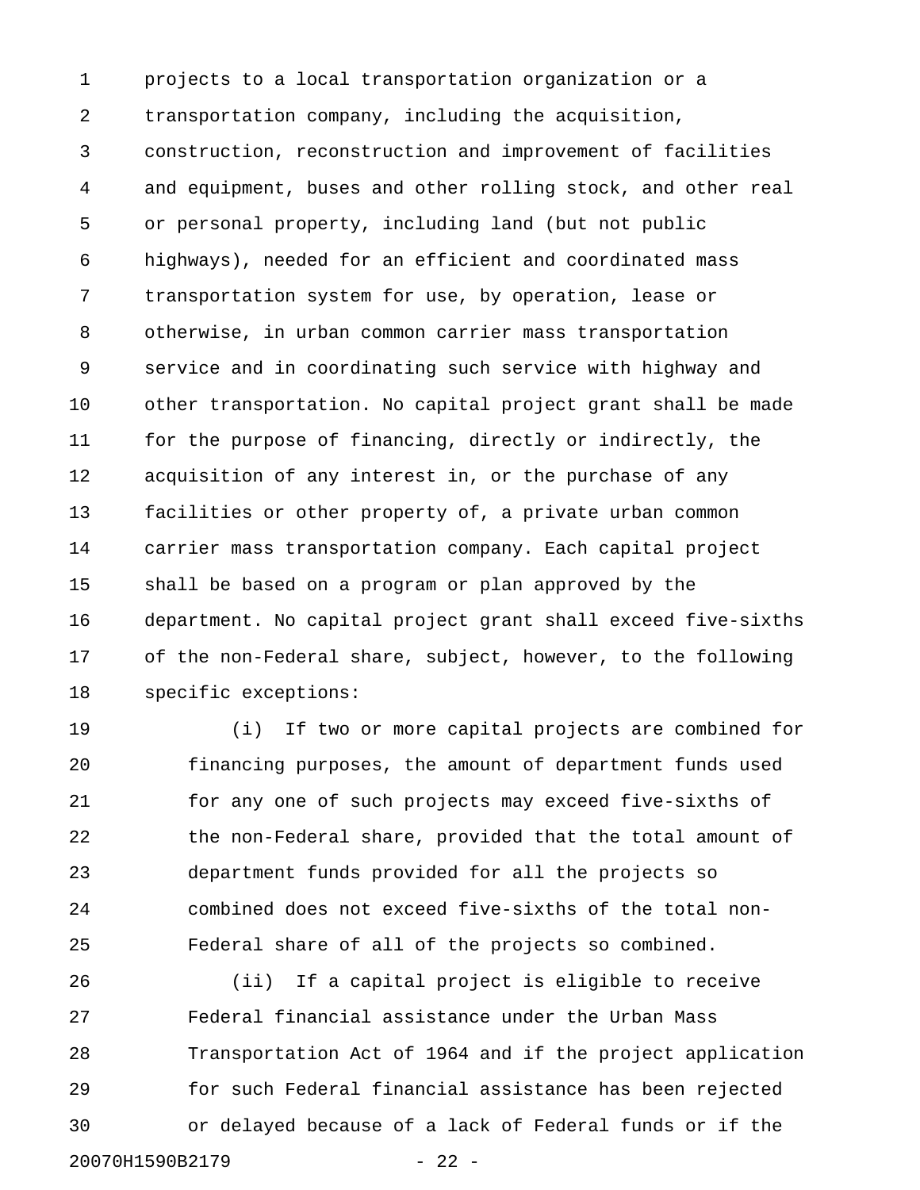projects to a local transportation organization or a transportation company, including the acquisition, construction, reconstruction and improvement of facilities and equipment, buses and other rolling stock, and other real or personal property, including land (but not public highways), needed for an efficient and coordinated mass transportation system for use, by operation, lease or otherwise, in urban common carrier mass transportation service and in coordinating such service with highway and other transportation. No capital project grant shall be made for the purpose of financing, directly or indirectly, the acquisition of any interest in, or the purchase of any facilities or other property of, a private urban common carrier mass transportation company. Each capital project shall be based on a program or plan approved by the department. No capital project grant shall exceed five-sixths of the non-Federal share, subject, however, to the following specific exceptions:

(i) If two or more capital projects are combined for financing purposes, the amount of department funds used for any one of such projects may exceed five-sixths of the non-Federal share, provided that the total amount of department funds provided for all the projects so combined does not exceed five-sixths of the total non-Federal share of all of the projects so combined.

(ii) If a capital project is eligible to receive Federal financial assistance under the Urban Mass Transportation Act of 1964 and if the project application for such Federal financial assistance has been rejected or delayed because of a lack of Federal funds or if the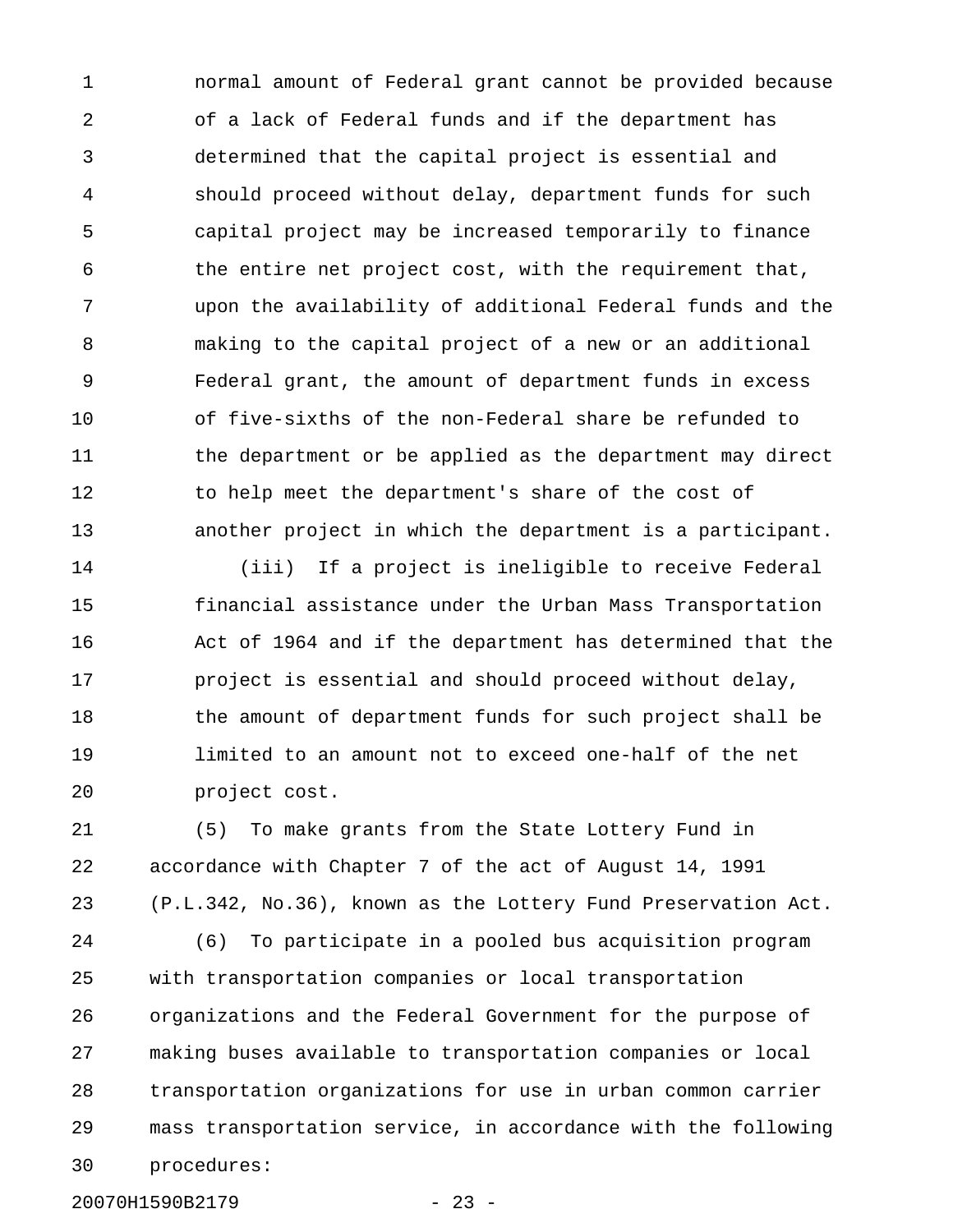normal amount of Federal grant cannot be provided because of a lack of Federal funds and if the department has determined that the capital project is essential and should proceed without delay, department funds for such capital project may be increased temporarily to finance the entire net project cost, with the requirement that, upon the availability of additional Federal funds and the making to the capital project of a new or an additional Federal grant, the amount of department funds in excess of five-sixths of the non-Federal share be refunded to the department or be applied as the department may direct to help meet the department's share of the cost of another project in which the department is a participant.

(iii) If a project is ineligible to receive Federal financial assistance under the Urban Mass Transportation Act of 1964 and if the department has determined that the project is essential and should proceed without delay, the amount of department funds for such project shall be limited to an amount not to exceed one-half of the net project cost.

(5) To make grants from the State Lottery Fund in accordance with Chapter 7 of the act of August 14, 1991 (P.L.342, No.36), known as the Lottery Fund Preservation Act.

(6) To participate in a pooled bus acquisition program with transportation companies or local transportation organizations and the Federal Government for the purpose of making buses available to transportation companies or local transportation organizations for use in urban common carrier mass transportation service, in accordance with the following procedures: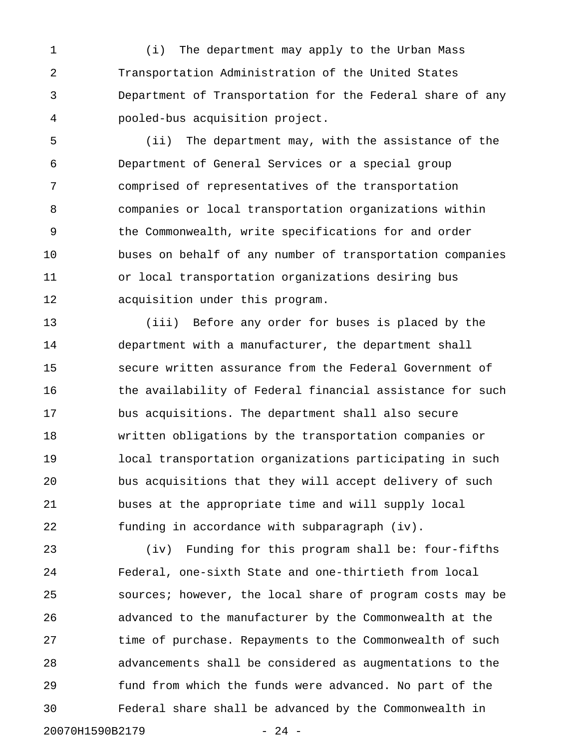(i) The department may apply to the Urban Mass Transportation Administration of the United States Department of Transportation for the Federal share of any pooled-bus acquisition project.

(ii) The department may, with the assistance of the Department of General Services or a special group comprised of representatives of the transportation companies or local transportation organizations within the Commonwealth, write specifications for and order buses on behalf of any number of transportation companies or local transportation organizations desiring bus acquisition under this program.

(iii) Before any order for buses is placed by the department with a manufacturer, the department shall secure written assurance from the Federal Government of the availability of Federal financial assistance for such bus acquisitions. The department shall also secure written obligations by the transportation companies or local transportation organizations participating in such bus acquisitions that they will accept delivery of such buses at the appropriate time and will supply local funding in accordance with subparagraph (iv).

(iv) Funding for this program shall be: four-fifths Federal, one-sixth State and one-thirtieth from local sources; however, the local share of program costs may be advanced to the manufacturer by the Commonwealth at the time of purchase. Repayments to the Commonwealth of such advancements shall be considered as augmentations to the fund from which the funds were advanced. No part of the Federal share shall be advanced by the Commonwealth in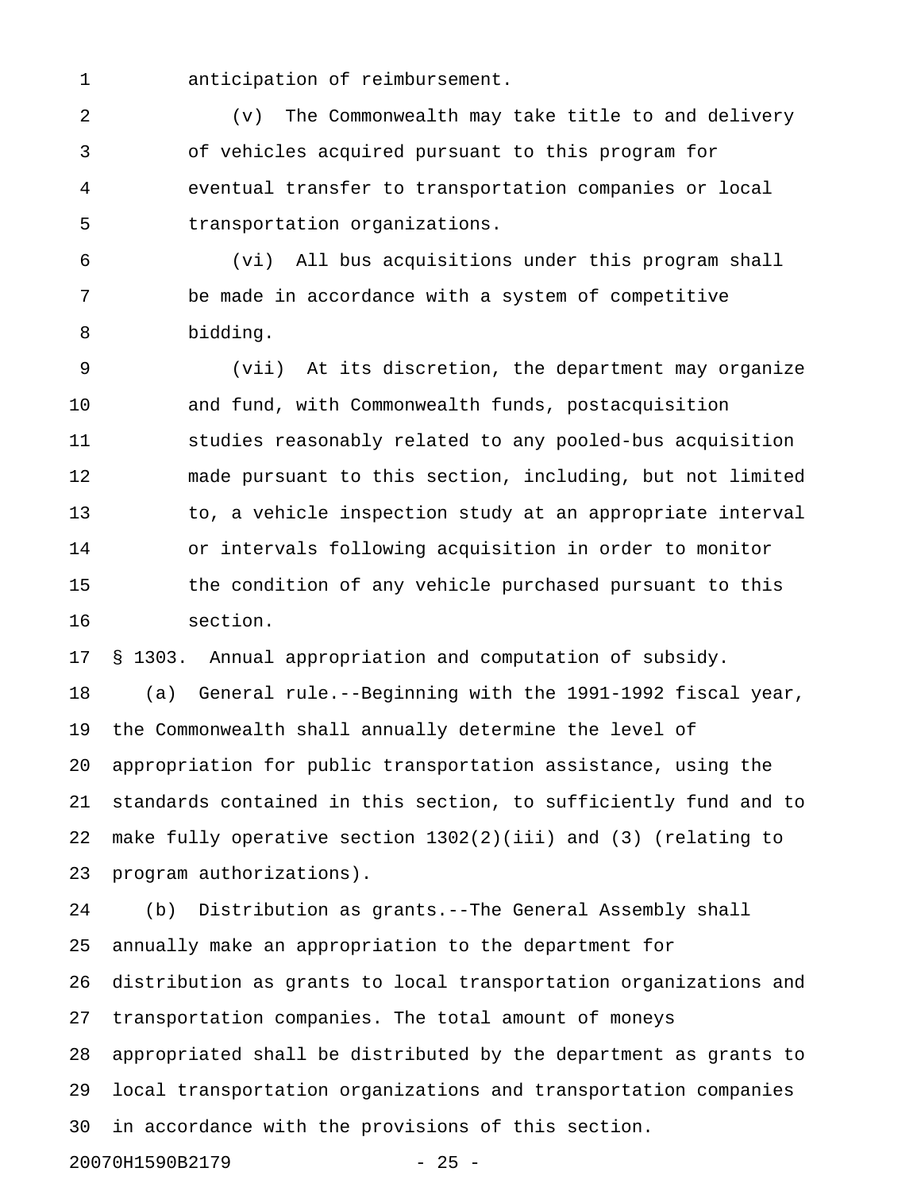anticipation of reimbursement.

(v) The Commonwealth may take title to and delivery of vehicles acquired pursuant to this program for eventual transfer to transportation companies or local transportation organizations.

(vi) All bus acquisitions under this program shall be made in accordance with a system of competitive bidding.

(vii) At its discretion, the department may organize and fund, with Commonwealth funds, postacquisition studies reasonably related to any pooled-bus acquisition made pursuant to this section, including, but not limited to, a vehicle inspection study at an appropriate interval or intervals following acquisition in order to monitor the condition of any vehicle purchased pursuant to this section.

§ 1303. Annual appropriation and computation of subsidy.

(a) General rule.--Beginning with the 1991-1992 fiscal year, the Commonwealth shall annually determine the level of appropriation for public transportation assistance, using the standards contained in this section, to sufficiently fund and to make fully operative section 1302(2)(iii) and (3) (relating to program authorizations).

(b) Distribution as grants.--The General Assembly shall annually make an appropriation to the department for distribution as grants to local transportation organizations and transportation companies. The total amount of moneys appropriated shall be distributed by the department as grants to local transportation organizations and transportation companies in accordance with the provisions of this section.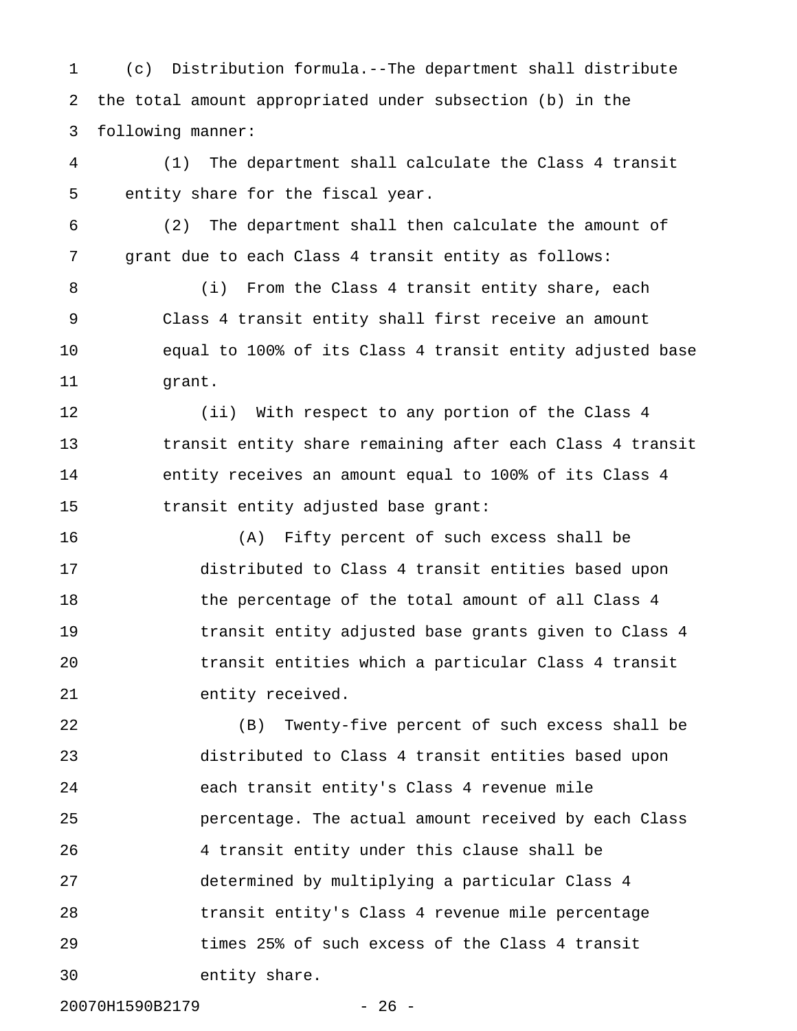(c) Distribution formula.--The department shall distribute the total amount appropriated under subsection (b) in the following manner:

(1) The department shall calculate the Class 4 transit entity share for the fiscal year.

(2) The department shall then calculate the amount of grant due to each Class 4 transit entity as follows:

(i) From the Class 4 transit entity share, each Class 4 transit entity shall first receive an amount equal to 100% of its Class 4 transit entity adjusted base grant.

(ii) With respect to any portion of the Class 4 transit entity share remaining after each Class 4 transit entity receives an amount equal to 100% of its Class 4 transit entity adjusted base grant:

(A) Fifty percent of such excess shall be distributed to Class 4 transit entities based upon the percentage of the total amount of all Class 4 transit entity adjusted base grants given to Class 4 transit entities which a particular Class 4 transit entity received.

(B) Twenty-five percent of such excess shall be distributed to Class 4 transit entities based upon each transit entity's Class 4 revenue mile percentage. The actual amount received by each Class 4 transit entity under this clause shall be determined by multiplying a particular Class 4 transit entity's Class 4 revenue mile percentage times 25% of such excess of the Class 4 transit entity share.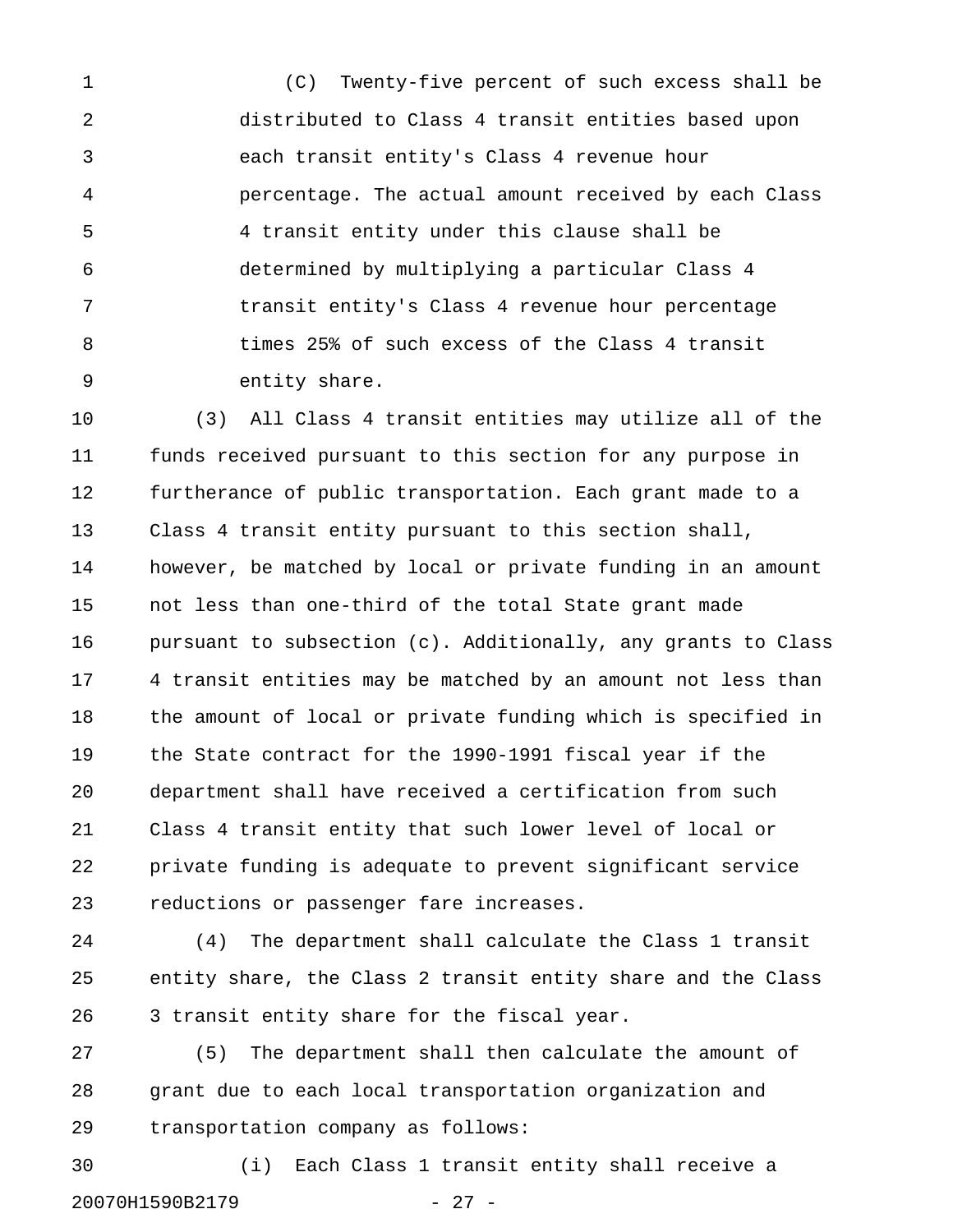(C) Twenty-five percent of such excess shall be distributed to Class 4 transit entities based upon each transit entity's Class 4 revenue hour percentage. The actual amount received by each Class 4 transit entity under this clause shall be determined by multiplying a particular Class 4 transit entity's Class 4 revenue hour percentage times 25% of such excess of the Class 4 transit entity share.

(3) All Class 4 transit entities may utilize all of the funds received pursuant to this section for any purpose in furtherance of public transportation. Each grant made to a Class 4 transit entity pursuant to this section shall, however, be matched by local or private funding in an amount not less than one-third of the total State grant made pursuant to subsection (c). Additionally, any grants to Class 4 transit entities may be matched by an amount not less than the amount of local or private funding which is specified in the State contract for the 1990-1991 fiscal year if the department shall have received a certification from such Class 4 transit entity that such lower level of local or private funding is adequate to prevent significant service reductions or passenger fare increases.

(4) The department shall calculate the Class 1 transit entity share, the Class 2 transit entity share and the Class 3 transit entity share for the fiscal year.

(5) The department shall then calculate the amount of grant due to each local transportation organization and transportation company as follows:

(i) Each Class 1 transit entity shall receive a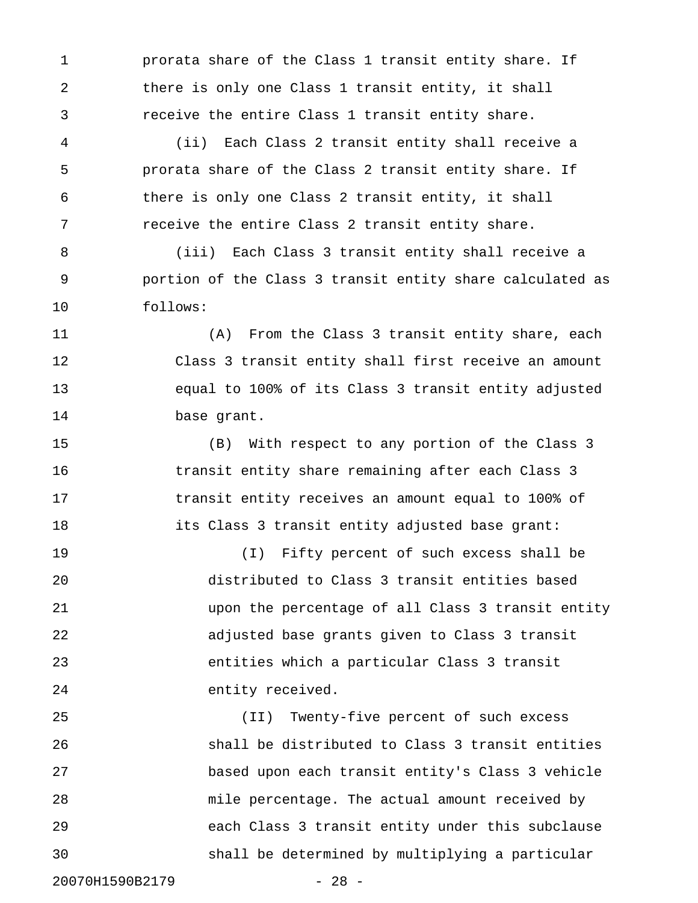prorata share of the Class 1 transit entity share. If there is only one Class 1 transit entity, it shall receive the entire Class 1 transit entity share.

(ii) Each Class 2 transit entity shall receive a prorata share of the Class 2 transit entity share. If there is only one Class 2 transit entity, it shall receive the entire Class 2 transit entity share.

(iii) Each Class 3 transit entity shall receive a portion of the Class 3 transit entity share calculated as follows:

(A) From the Class 3 transit entity share, each Class 3 transit entity shall first receive an amount equal to 100% of its Class 3 transit entity adjusted base grant.

(B) With respect to any portion of the Class 3 transit entity share remaining after each Class 3 transit entity receives an amount equal to 100% of its Class 3 transit entity adjusted base grant:

(I) Fifty percent of such excess shall be distributed to Class 3 transit entities based upon the percentage of all Class 3 transit entity adjusted base grants given to Class 3 transit entities which a particular Class 3 transit entity received.

(II) Twenty-five percent of such excess shall be distributed to Class 3 transit entities based upon each transit entity's Class 3 vehicle mile percentage. The actual amount received by each Class 3 transit entity under this subclause shall be determined by multiplying a particular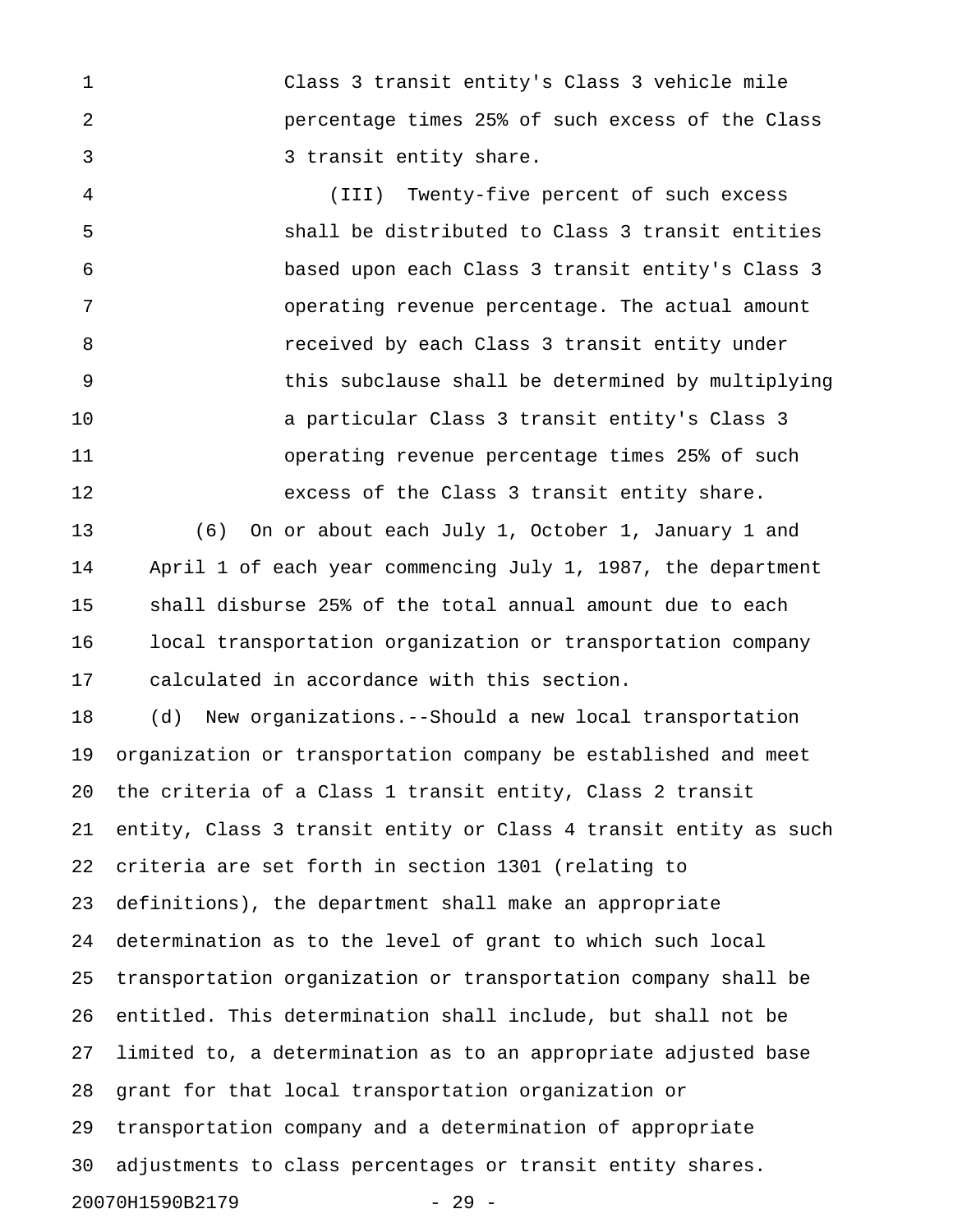Class 3 transit entity's Class 3 vehicle mile percentage times 25% of such excess of the Class 3 transit entity share.

(III) Twenty-five percent of such excess shall be distributed to Class 3 transit entities based upon each Class 3 transit entity's Class 3 operating revenue percentage. The actual amount received by each Class 3 transit entity under this subclause shall be determined by multiplying a particular Class 3 transit entity's Class 3 operating revenue percentage times 25% of such excess of the Class 3 transit entity share.

(6) On or about each July 1, October 1, January 1 and April 1 of each year commencing July 1, 1987, the department shall disburse 25% of the total annual amount due to each local transportation organization or transportation company calculated in accordance with this section.

(d) New organizations.--Should a new local transportation organization or transportation company be established and meet the criteria of a Class 1 transit entity, Class 2 transit entity, Class 3 transit entity or Class 4 transit entity as such criteria are set forth in section 1301 (relating to definitions), the department shall make an appropriate determination as to the level of grant to which such local transportation organization or transportation company shall be entitled. This determination shall include, but shall not be limited to, a determination as to an appropriate adjusted base grant for that local transportation organization or transportation company and a determination of appropriate adjustments to class percentages or transit entity shares.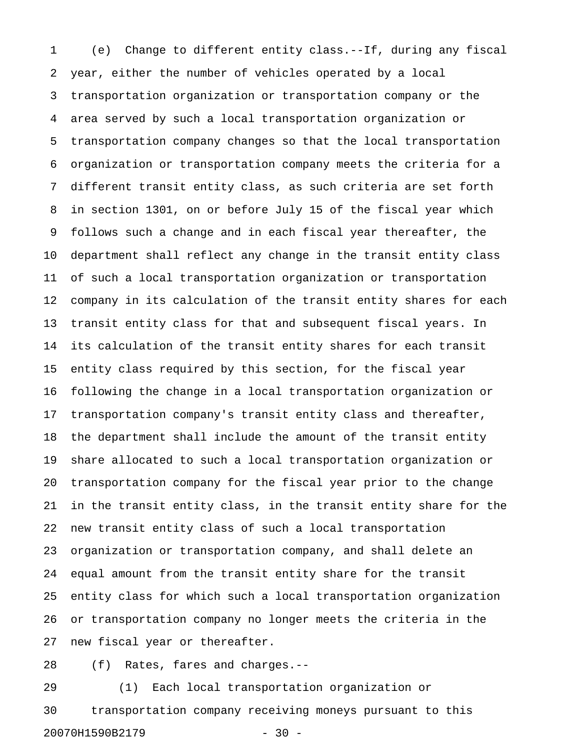(e) Change to different entity class.--If, during any fiscal year, either the number of vehicles operated by a local transportation organization or transportation company or the area served by such a local transportation organization or transportation company changes so that the local transportation organization or transportation company meets the criteria for a different transit entity class, as such criteria are set forth in section 1301, on or before July 15 of the fiscal year which follows such a change and in each fiscal year thereafter, the department shall reflect any change in the transit entity class of such a local transportation organization or transportation company in its calculation of the transit entity shares for each transit entity class for that and subsequent fiscal years. In its calculation of the transit entity shares for each transit entity class required by this section, for the fiscal year following the change in a local transportation organization or transportation company's transit entity class and thereafter, the department shall include the amount of the transit entity share allocated to such a local transportation organization or transportation company for the fiscal year prior to the change in the transit entity class, in the transit entity share for the new transit entity class of such a local transportation organization or transportation company, and shall delete an equal amount from the transit entity share for the transit entity class for which such a local transportation organization or transportation company no longer meets the criteria in the new fiscal year or thereafter.

(f) Rates, fares and charges.--

(1) Each local transportation organization or transportation company receiving moneys pursuant to this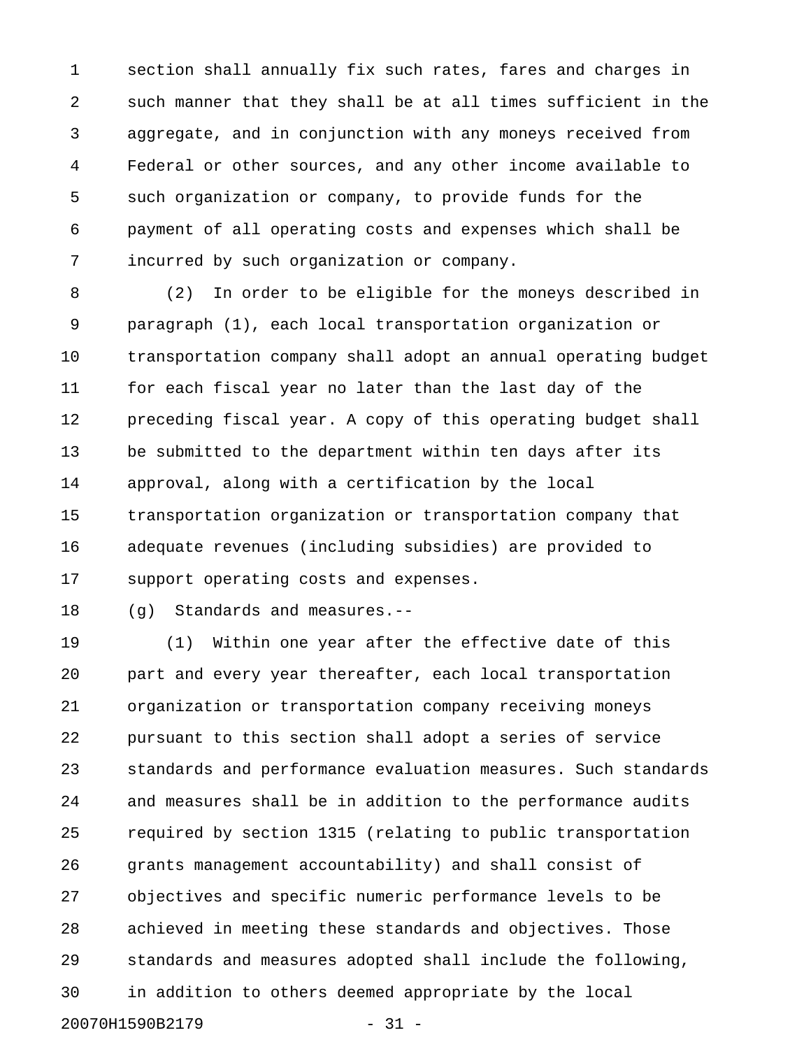section shall annually fix such rates, fares and charges in such manner that they shall be at all times sufficient in the aggregate, and in conjunction with any moneys received from Federal or other sources, and any other income available to such organization or company, to provide funds for the payment of all operating costs and expenses which shall be incurred by such organization or company.

(2) In order to be eligible for the moneys described in paragraph (1), each local transportation organization or transportation company shall adopt an annual operating budget for each fiscal year no later than the last day of the preceding fiscal year. A copy of this operating budget shall be submitted to the department within ten days after its approval, along with a certification by the local transportation organization or transportation company that adequate revenues (including subsidies) are provided to support operating costs and expenses.

(g) Standards and measures.--

(1) Within one year after the effective date of this part and every year thereafter, each local transportation organization or transportation company receiving moneys pursuant to this section shall adopt a series of service standards and performance evaluation measures. Such standards and measures shall be in addition to the performance audits required by section 1315 (relating to public transportation grants management accountability) and shall consist of objectives and specific numeric performance levels to be achieved in meeting these standards and objectives. Those standards and measures adopted shall include the following, in addition to others deemed appropriate by the local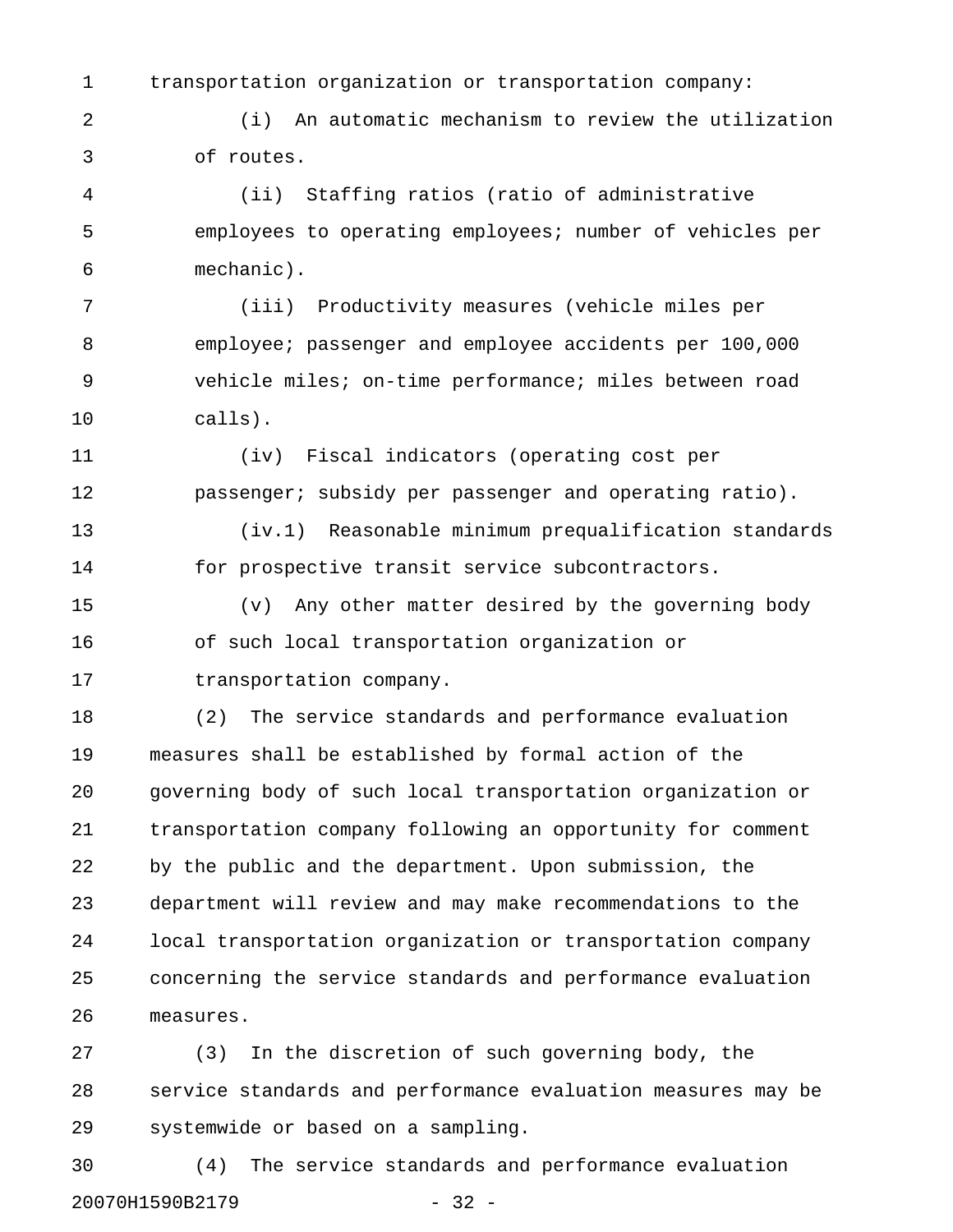transportation organization or transportation company:

(i) An automatic mechanism to review the utilization of routes.

(ii) Staffing ratios (ratio of administrative employees to operating employees; number of vehicles per mechanic).

(iii) Productivity measures (vehicle miles per employee; passenger and employee accidents per 100,000 vehicle miles; on-time performance; miles between road calls).

(iv) Fiscal indicators (operating cost per passenger; subsidy per passenger and operating ratio).

(iv.1) Reasonable minimum prequalification standards for prospective transit service subcontractors.

(v) Any other matter desired by the governing body of such local transportation organization or transportation company.

(2) The service standards and performance evaluation measures shall be established by formal action of the governing body of such local transportation organization or transportation company following an opportunity for comment by the public and the department. Upon submission, the department will review and may make recommendations to the local transportation organization or transportation company concerning the service standards and performance evaluation measures.

(3) In the discretion of such governing body, the service standards and performance evaluation measures may be systemwide or based on a sampling.

(4) The service standards and performance evaluation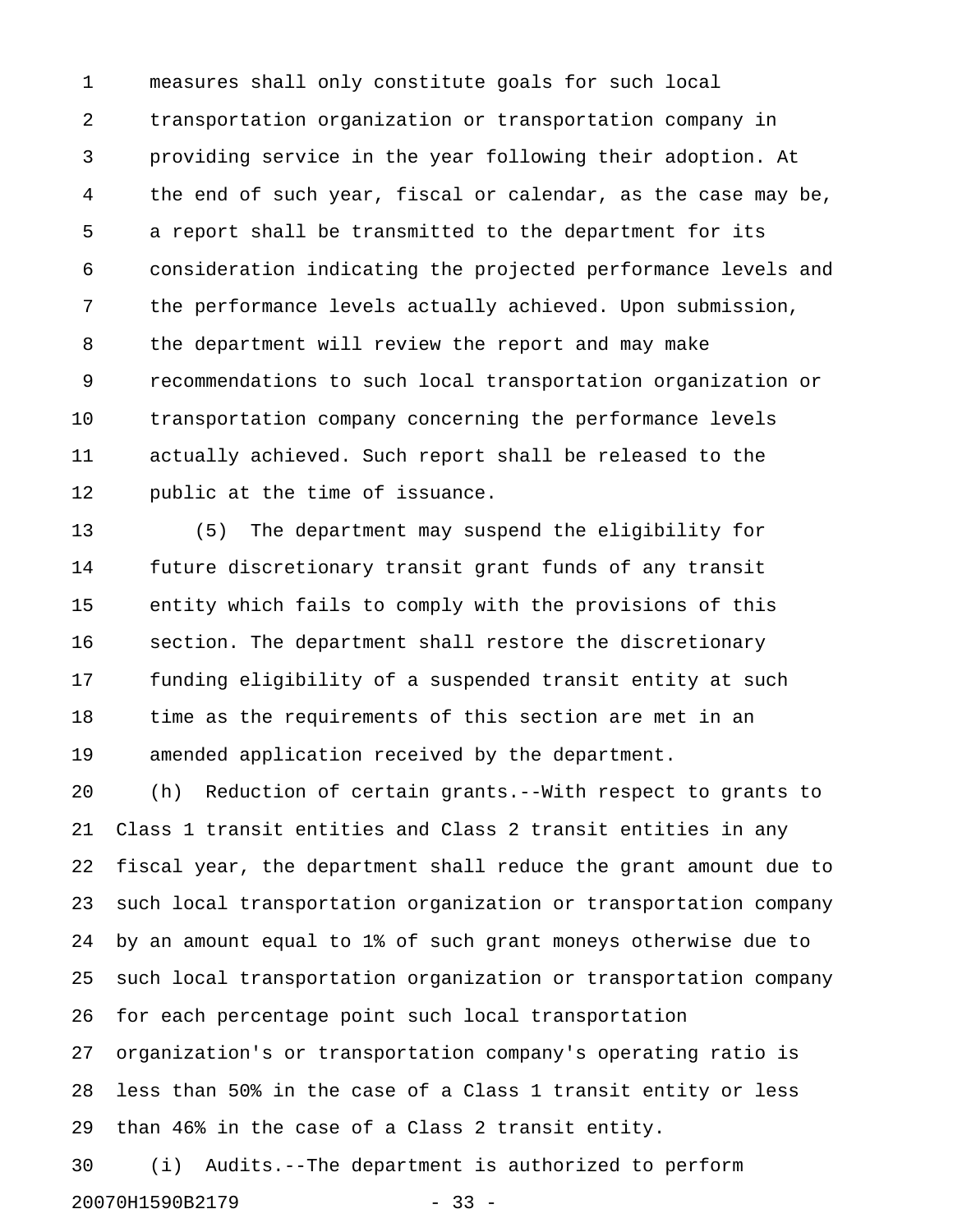measures shall only constitute goals for such local transportation organization or transportation company in providing service in the year following their adoption. At the end of such year, fiscal or calendar, as the case may be, a report shall be transmitted to the department for its consideration indicating the projected performance levels and the performance levels actually achieved. Upon submission, the department will review the report and may make recommendations to such local transportation organization or transportation company concerning the performance levels actually achieved. Such report shall be released to the public at the time of issuance.

(5) The department may suspend the eligibility for future discretionary transit grant funds of any transit entity which fails to comply with the provisions of this section. The department shall restore the discretionary funding eligibility of a suspended transit entity at such time as the requirements of this section are met in an amended application received by the department.

(h) Reduction of certain grants.--With respect to grants to Class 1 transit entities and Class 2 transit entities in any fiscal year, the department shall reduce the grant amount due to such local transportation organization or transportation company by an amount equal to 1% of such grant moneys otherwise due to such local transportation organization or transportation company for each percentage point such local transportation organization's or transportation company's operating ratio is less than 50% in the case of a Class 1 transit entity or less than 46% in the case of a Class 2 transit entity.

(i) Audits.--The department is authorized to perform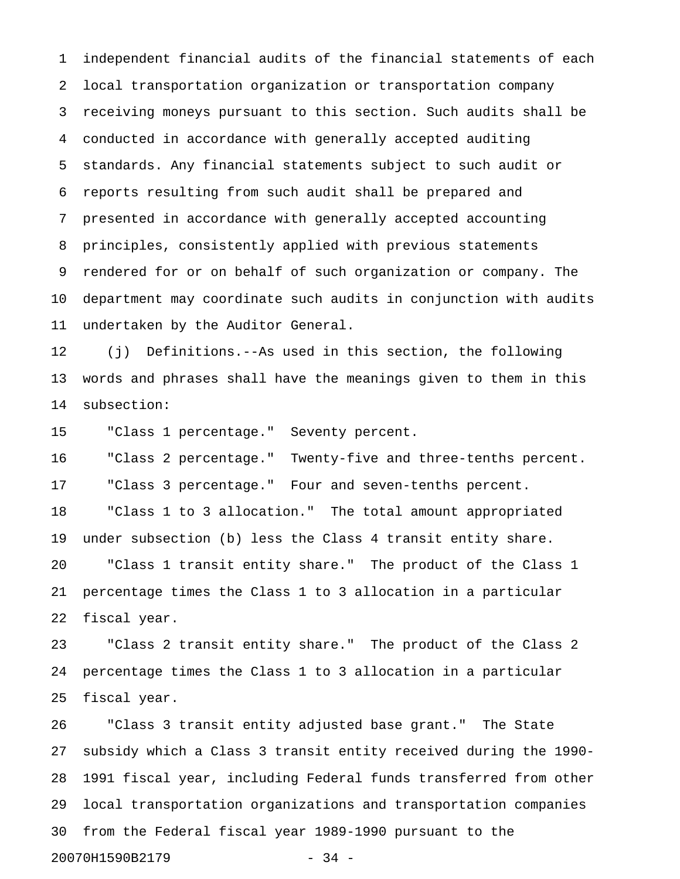independent financial audits of the financial statements of each local transportation organization or transportation company receiving moneys pursuant to this section. Such audits shall be conducted in accordance with generally accepted auditing standards. Any financial statements subject to such audit or reports resulting from such audit shall be prepared and presented in accordance with generally accepted accounting principles, consistently applied with previous statements rendered for or on behalf of such organization or company. The department may coordinate such audits in conjunction with audits undertaken by the Auditor General.

(j) Definitions.--As used in this section, the following words and phrases shall have the meanings given to them in this subsection:

"Class 1 percentage." Seventy percent.

"Class 2 percentage." Twenty-five and three-tenths percent.

"Class 3 percentage." Four and seven-tenths percent.

"Class 1 to 3 allocation." The total amount appropriated under subsection (b) less the Class 4 transit entity share.

"Class 1 transit entity share." The product of the Class 1 percentage times the Class 1 to 3 allocation in a particular fiscal year.

"Class 2 transit entity share." The product of the Class 2 percentage times the Class 1 to 3 allocation in a particular fiscal year.

"Class 3 transit entity adjusted base grant." The State subsidy which a Class 3 transit entity received during the 1990-1991 fiscal year, including Federal funds transferred from other local transportation organizations and transportation companies from the Federal fiscal year 1989-1990 pursuant to the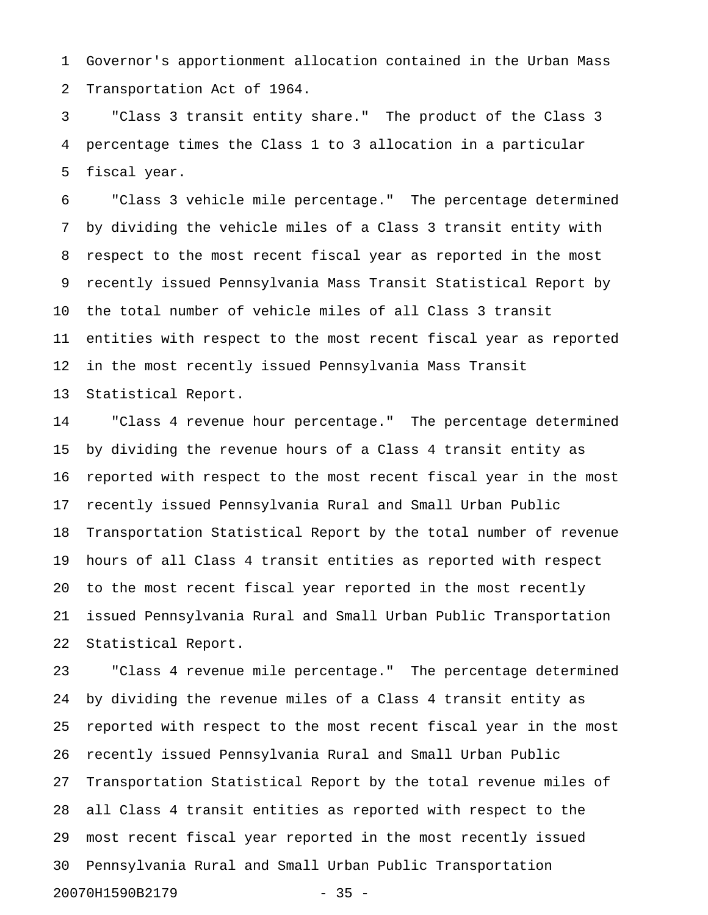Governor's apportionment allocation contained in the Urban Mass Transportation Act of 1964.

"Class 3 transit entity share." The product of the Class 3 percentage times the Class 1 to 3 allocation in a particular fiscal year.

"Class 3 vehicle mile percentage." The percentage determined by dividing the vehicle miles of a Class 3 transit entity with respect to the most recent fiscal year as reported in the most recently issued Pennsylvania Mass Transit Statistical Report by the total number of vehicle miles of all Class 3 transit entities with respect to the most recent fiscal year as reported in the most recently issued Pennsylvania Mass Transit Statistical Report.

"Class 4 revenue hour percentage." The percentage determined by dividing the revenue hours of a Class 4 transit entity as reported with respect to the most recent fiscal year in the most recently issued Pennsylvania Rural and Small Urban Public Transportation Statistical Report by the total number of revenue hours of all Class 4 transit entities as reported with respect to the most recent fiscal year reported in the most recently issued Pennsylvania Rural and Small Urban Public Transportation Statistical Report.

"Class 4 revenue mile percentage." The percentage determined by dividing the revenue miles of a Class 4 transit entity as reported with respect to the most recent fiscal year in the most recently issued Pennsylvania Rural and Small Urban Public Transportation Statistical Report by the total revenue miles of all Class 4 transit entities as reported with respect to the most recent fiscal year reported in the most recently issued Pennsylvania Rural and Small Urban Public Transportation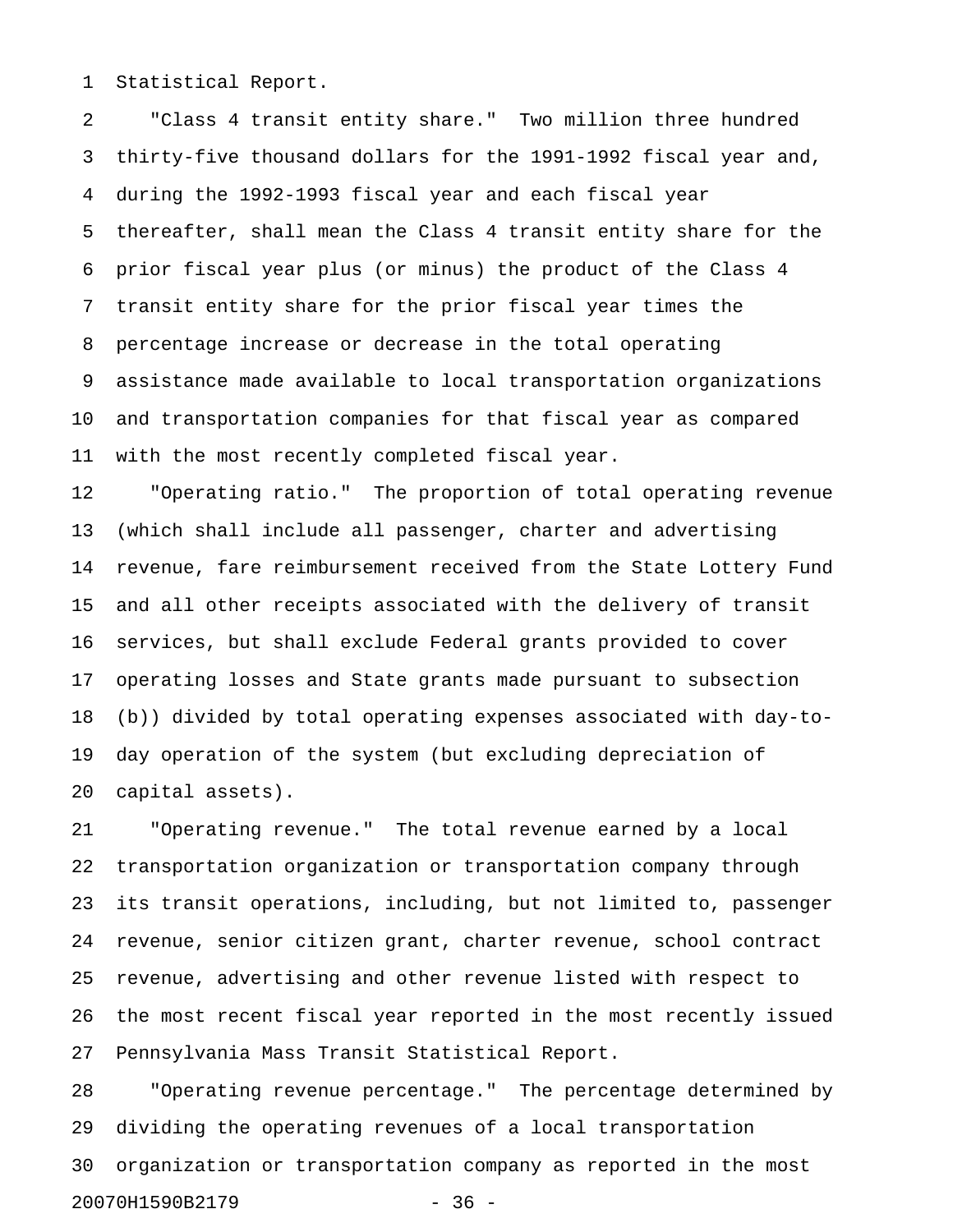Statistical Report.

"Class 4 transit entity share." Two million three hundred thirty-five thousand dollars for the 1991-1992 fiscal year and, during the 1992-1993 fiscal year and each fiscal year thereafter, shall mean the Class 4 transit entity share for the prior fiscal year plus (or minus) the product of the Class 4 transit entity share for the prior fiscal year times the percentage increase or decrease in the total operating assistance made available to local transportation organizations and transportation companies for that fiscal year as compared with the most recently completed fiscal year.

"Operating ratio." The proportion of total operating revenue (which shall include all passenger, charter and advertising revenue, fare reimbursement received from the State Lottery Fund and all other receipts associated with the delivery of transit services, but shall exclude Federal grants provided to cover operating losses and State grants made pursuant to subsection (b)) divided by total operating expenses associated with day-to-day operation of the system (but excluding depreciation of capital assets).

"Operating revenue." The total revenue earned by a local transportation organization or transportation company through its transit operations, including, but not limited to, passenger revenue, senior citizen grant, charter revenue, school contract revenue, advertising and other revenue listed with respect to the most recent fiscal year reported in the most recently issued Pennsylvania Mass Transit Statistical Report.

"Operating revenue percentage." The percentage determined by dividing the operating revenues of a local transportation organization or transportation company as reported in the most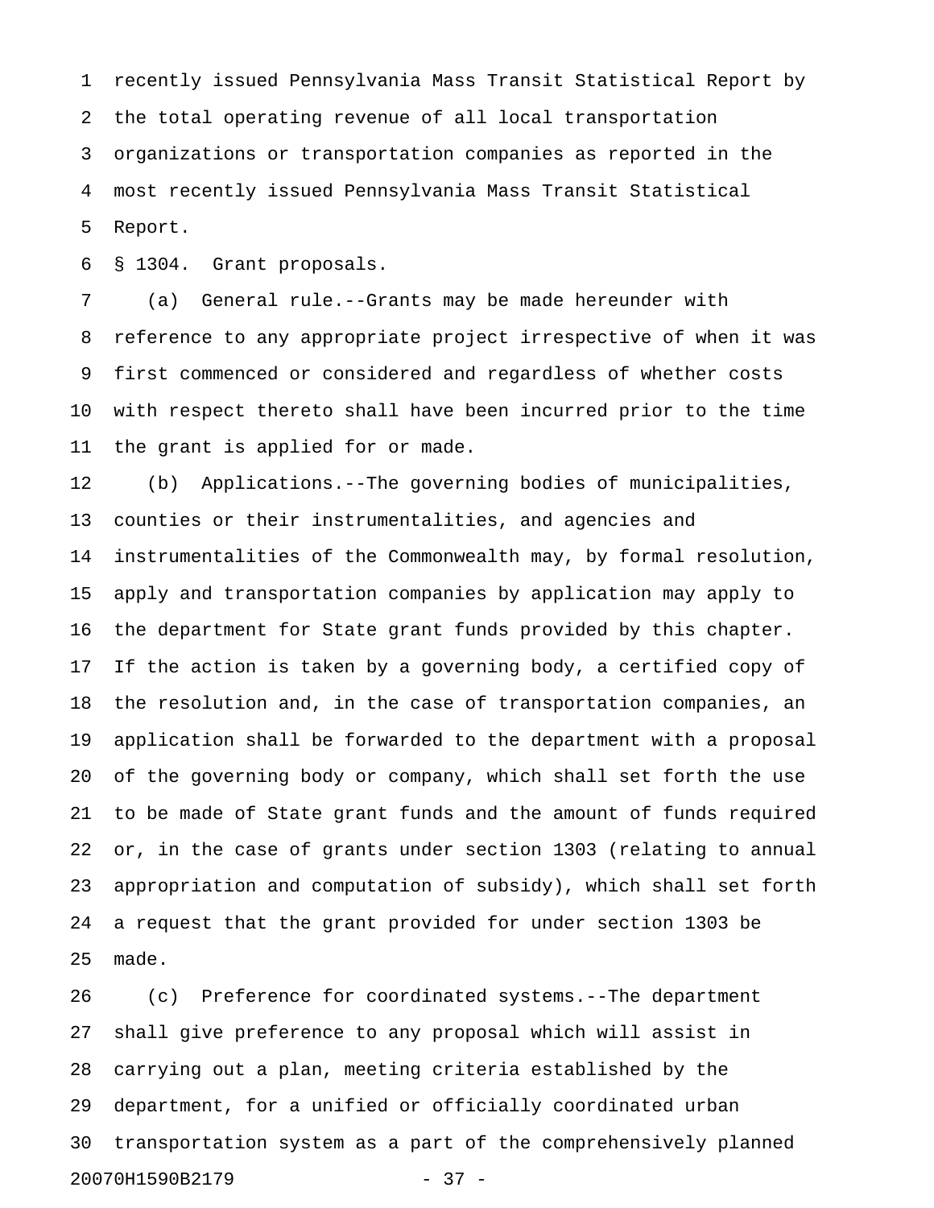recently issued Pennsylvania Mass Transit Statistical Report by the total operating revenue of all local transportation organizations or transportation companies as reported in the most recently issued Pennsylvania Mass Transit Statistical Report.

§ 1304. Grant proposals.

(a) General rule.--Grants may be made hereunder with reference to any appropriate project irrespective of when it was first commenced or considered and regardless of whether costs with respect thereto shall have been incurred prior to the time the grant is applied for or made.

(b) Applications.--The governing bodies of municipalities, counties or their instrumentalities, and agencies and instrumentalities of the Commonwealth may, by formal resolution, apply and transportation companies by application may apply to the department for State grant funds provided by this chapter. If the action is taken by a governing body, a certified copy of the resolution and, in the case of transportation companies, an application shall be forwarded to the department with a proposal of the governing body or company, which shall set forth the use to be made of State grant funds and the amount of funds required or, in the case of grants under section 1303 (relating to annual appropriation and computation of subsidy), which shall set forth a request that the grant provided for under section 1303 be made.

(c) Preference for coordinated systems.--The department shall give preference to any proposal which will assist in carrying out a plan, meeting criteria established by the department, for a unified or officially coordinated urban transportation system as a part of the comprehensively planned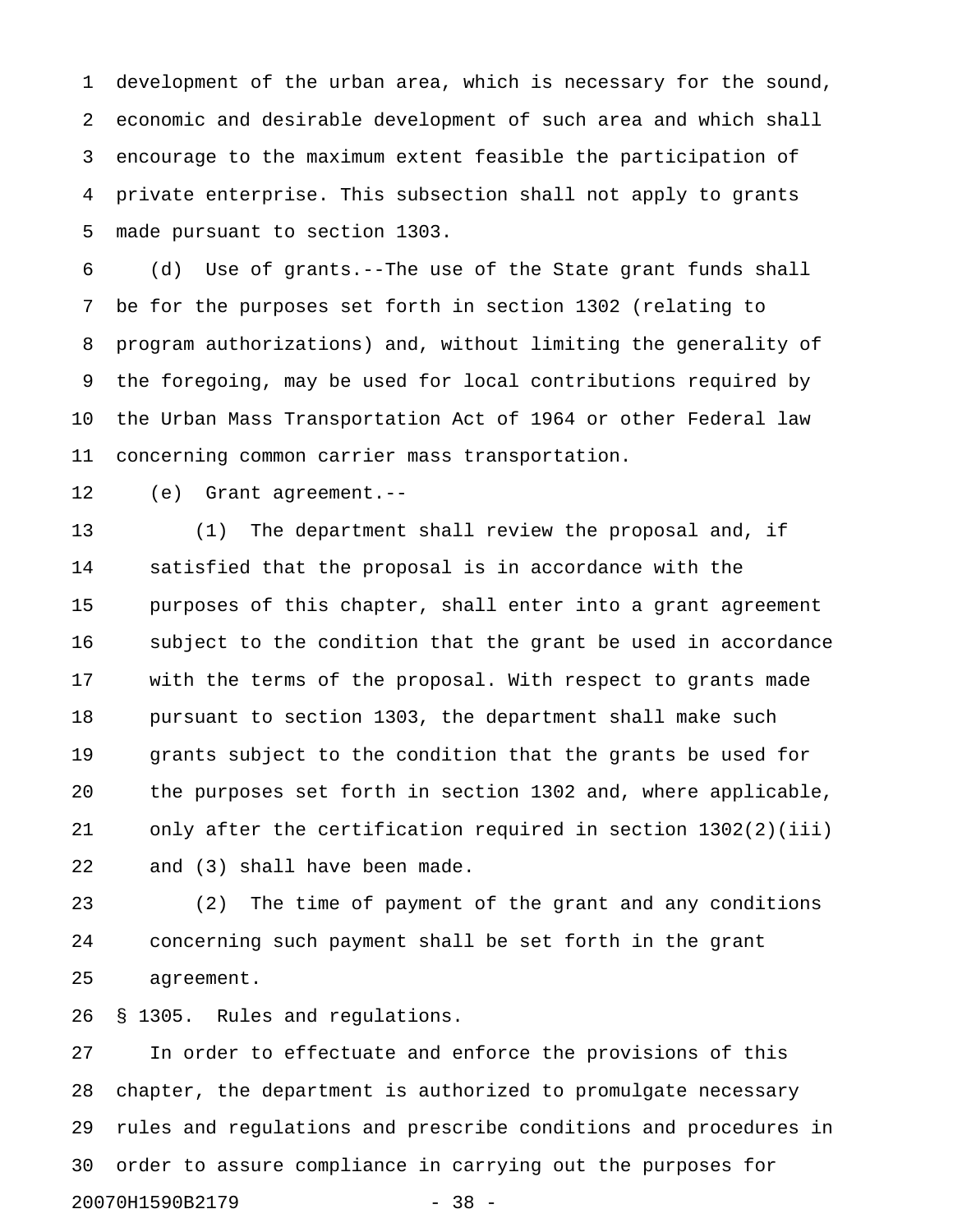development of the urban area, which is necessary for the sound, economic and desirable development of such area and which shall encourage to the maximum extent feasible the participation of private enterprise. This subsection shall not apply to grants made pursuant to section 1303.

(d) Use of grants.--The use of the State grant funds shall be for the purposes set forth in section 1302 (relating to program authorizations) and, without limiting the generality of the foregoing, may be used for local contributions required by the Urban Mass Transportation Act of 1964 or other Federal law concerning common carrier mass transportation.

(e) Grant agreement.--

(1) The department shall review the proposal and, if satisfied that the proposal is in accordance with the purposes of this chapter, shall enter into a grant agreement subject to the condition that the grant be used in accordance with the terms of the proposal. With respect to grants made pursuant to section 1303, the department shall make such grants subject to the condition that the grants be used for the purposes set forth in section 1302 and, where applicable, only after the certification required in section 1302(2)(iii) and (3) shall have been made.

(2) The time of payment of the grant and any conditions concerning such payment shall be set forth in the grant agreement.

§ 1305. Rules and regulations.

In order to effectuate and enforce the provisions of this chapter, the department is authorized to promulgate necessary rules and regulations and prescribe conditions and procedures in order to assure compliance in carrying out the purposes for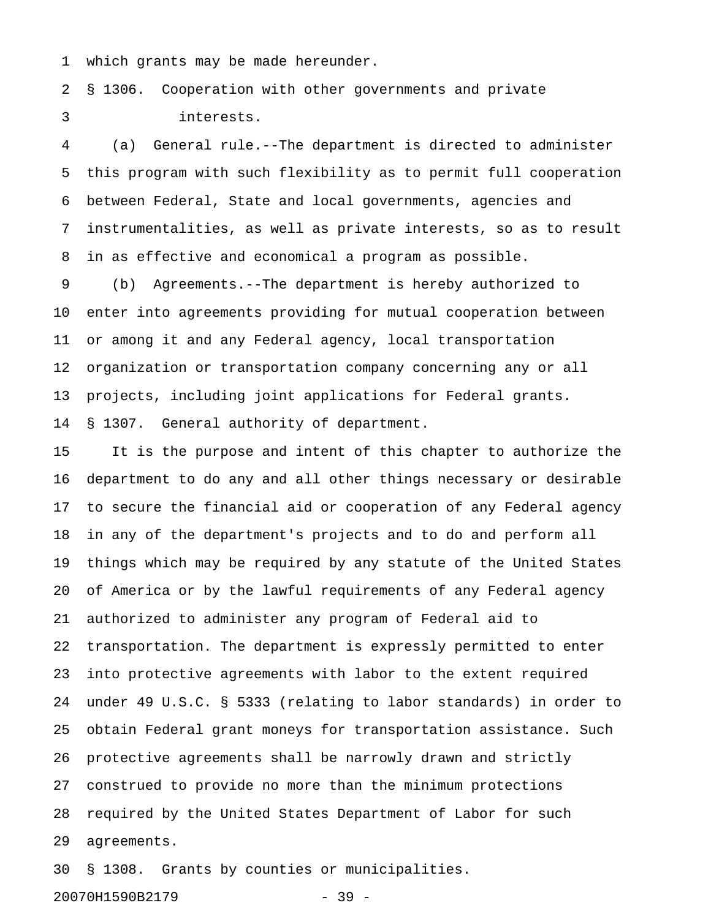which grants may be made hereunder.

§ 1306. Cooperation with other governments and private interests.

(a) General rule.--The department is directed to administer this program with such flexibility as to permit full cooperation between Federal, State and local governments, agencies and instrumentalities, as well as private interests, so as to result in as effective and economical a program as possible.

(b) Agreements.--The department is hereby authorized to enter into agreements providing for mutual cooperation between or among it and any Federal agency, local transportation organization or transportation company concerning any or all projects, including joint applications for Federal grants.

§ 1307. General authority of department.

It is the purpose and intent of this chapter to authorize the department to do any and all other things necessary or desirable to secure the financial aid or cooperation of any Federal agency in any of the department's projects and to do and perform all things which may be required by any statute of the United States of America or by the lawful requirements of any Federal agency authorized to administer any program of Federal aid to transportation. The department is expressly permitted to enter into protective agreements with labor to the extent required under 49 U.S.C. § 5333 (relating to labor standards) in order to obtain Federal grant moneys for transportation assistance. Such protective agreements shall be narrowly drawn and strictly construed to provide no more than the minimum protections required by the United States Department of Labor for such agreements.

§ 1308. Grants by counties or municipalities.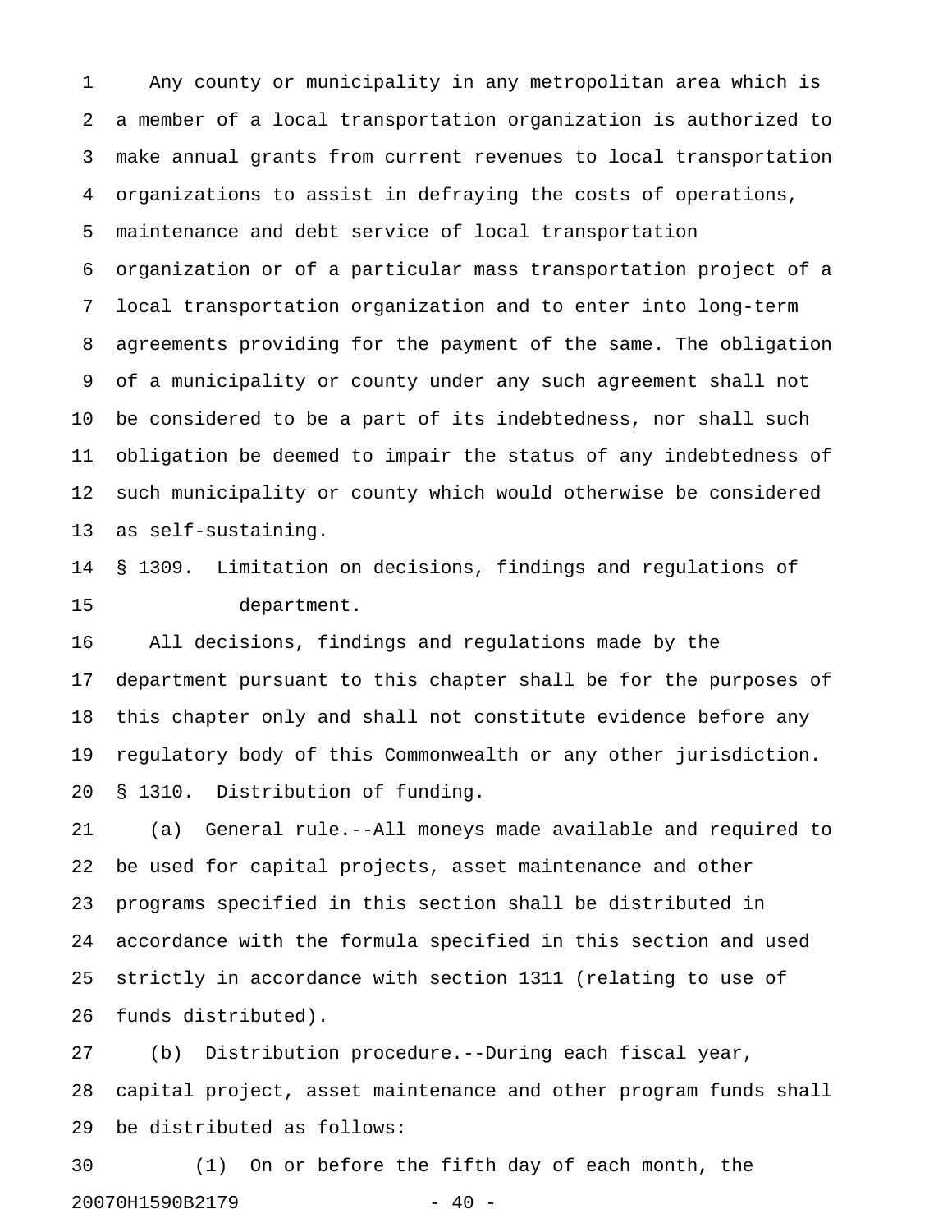Any county or municipality in any metropolitan area which is a member of a local transportation organization is authorized to make annual grants from current revenues to local transportation organizations to assist in defraying the costs of operations, maintenance and debt service of local transportation organization or of a particular mass transportation project of a local transportation organization and to enter into long-term agreements providing for the payment of the same. The obligation of a municipality or county under any such agreement shall not be considered to be a part of its indebtedness, nor shall such obligation be deemed to impair the status of any indebtedness of such municipality or county which would otherwise be considered as self-sustaining.

§ 1309. Limitation on decisions, findings and regulations of department.

All decisions, findings and regulations made by the department pursuant to this chapter shall be for the purposes of this chapter only and shall not constitute evidence before any regulatory body of this Commonwealth or any other jurisdiction.

§ 1310. Distribution of funding.

(a) General rule.--All moneys made available and required to be used for capital projects, asset maintenance and other programs specified in this section shall be distributed in accordance with the formula specified in this section and used strictly in accordance with section 1311 (relating to use of funds distributed).

(b) Distribution procedure.--During each fiscal year, capital project, asset maintenance and other program funds shall be distributed as follows:

(1) On or before the fifth day of each month, the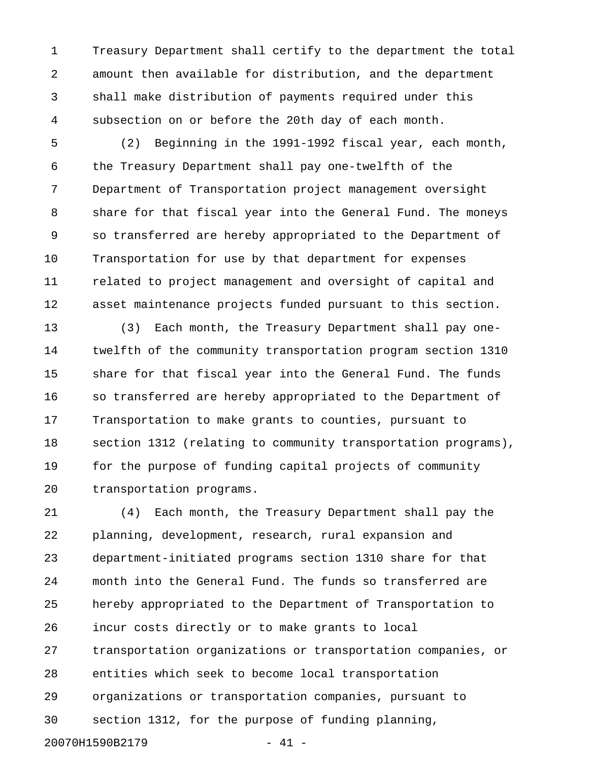Treasury Department shall certify to the department the total amount then available for distribution, and the department shall make distribution of payments required under this subsection on or before the 20th day of each month.

(2) Beginning in the 1991-1992 fiscal year, each month, the Treasury Department shall pay one-twelfth of the Department of Transportation project management oversight share for that fiscal year into the General Fund. The moneys so transferred are hereby appropriated to the Department of Transportation for use by that department for expenses related to project management and oversight of capital and asset maintenance projects funded pursuant to this section.

(3) Each month, the Treasury Department shall pay one-twelfth of the community transportation program section 1310 share for that fiscal year into the General Fund. The funds so transferred are hereby appropriated to the Department of Transportation to make grants to counties, pursuant to section 1312 (relating to community transportation programs), for the purpose of funding capital projects of community transportation programs.

(4) Each month, the Treasury Department shall pay the planning, development, research, rural expansion and department-initiated programs section 1310 share for that month into the General Fund. The funds so transferred are hereby appropriated to the Department of Transportation to incur costs directly or to make grants to local transportation organizations or transportation companies, or entities which seek to become local transportation organizations or transportation companies, pursuant to section 1312, for the purpose of funding planning,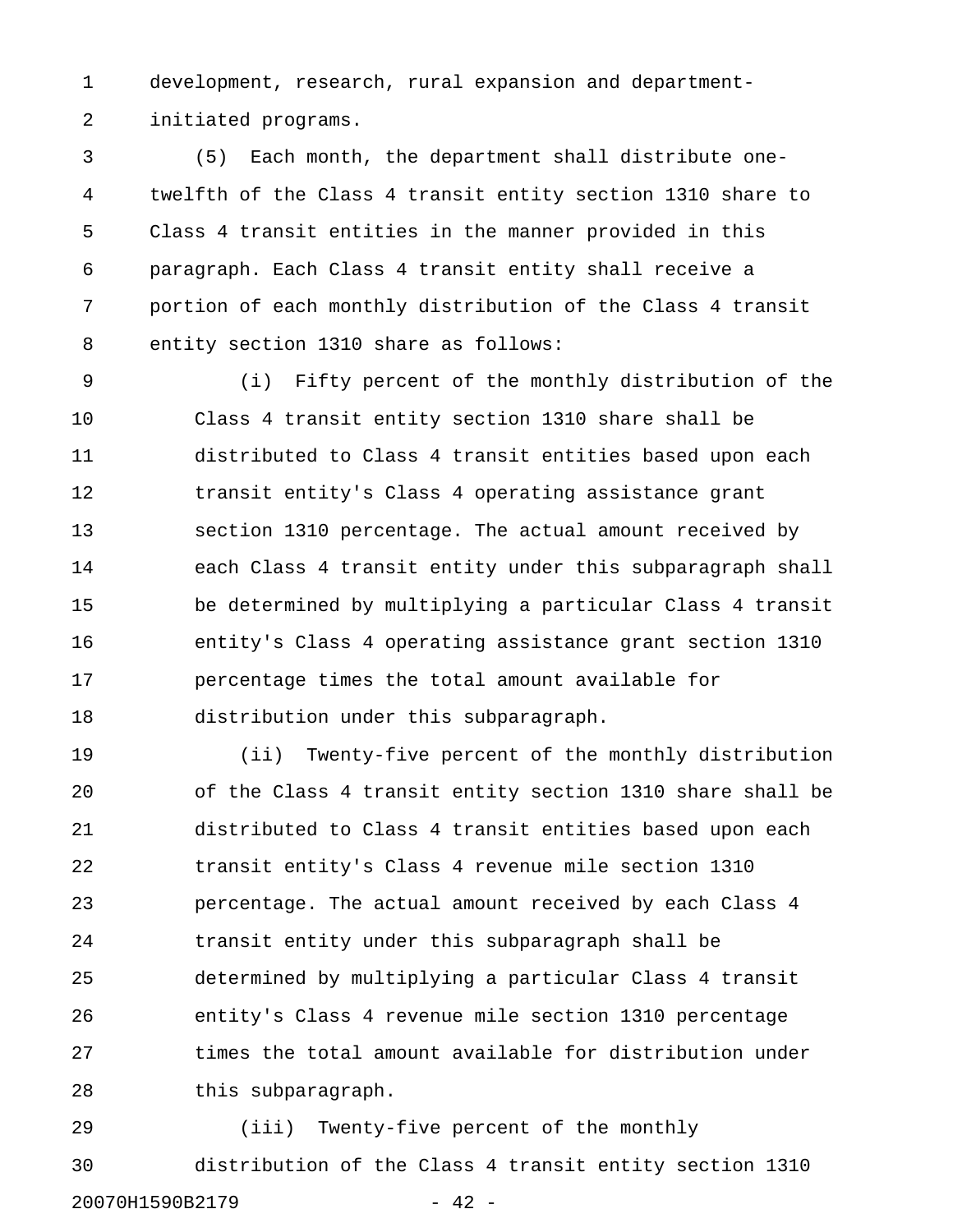development, research, rural expansion and department-initiated programs.

(5) Each month, the department shall distribute one-twelfth of the Class 4 transit entity section 1310 share to Class 4 transit entities in the manner provided in this paragraph. Each Class 4 transit entity shall receive a portion of each monthly distribution of the Class 4 transit entity section 1310 share as follows:

(i) Fifty percent of the monthly distribution of the Class 4 transit entity section 1310 share shall be distributed to Class 4 transit entities based upon each transit entity's Class 4 operating assistance grant section 1310 percentage. The actual amount received by each Class 4 transit entity under this subparagraph shall be determined by multiplying a particular Class 4 transit entity's Class 4 operating assistance grant section 1310 percentage times the total amount available for distribution under this subparagraph.

(ii) Twenty-five percent of the monthly distribution of the Class 4 transit entity section 1310 share shall be distributed to Class 4 transit entities based upon each transit entity's Class 4 revenue mile section 1310 percentage. The actual amount received by each Class 4 transit entity under this subparagraph shall be determined by multiplying a particular Class 4 transit entity's Class 4 revenue mile section 1310 percentage times the total amount available for distribution under this subparagraph.

(iii) Twenty-five percent of the monthly distribution of the Class 4 transit entity section 1310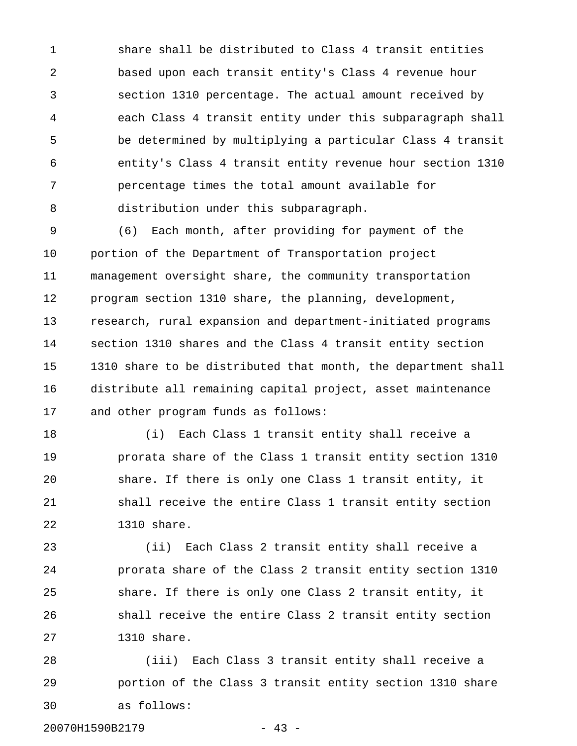share shall be distributed to Class 4 transit entities based upon each transit entity's Class 4 revenue hour section 1310 percentage. The actual amount received by each Class 4 transit entity under this subparagraph shall be determined by multiplying a particular Class 4 transit entity's Class 4 transit entity revenue hour section 1310 percentage times the total amount available for distribution under this subparagraph.

(6) Each month, after providing for payment of the portion of the Department of Transportation project management oversight share, the community transportation program section 1310 share, the planning, development, research, rural expansion and department-initiated programs section 1310 shares and the Class 4 transit entity section 1310 share to be distributed that month, the department shall distribute all remaining capital project, asset maintenance and other program funds as follows:

(i) Each Class 1 transit entity shall receive a prorata share of the Class 1 transit entity section 1310 share. If there is only one Class 1 transit entity, it shall receive the entire Class 1 transit entity section 1310 share.

(ii) Each Class 2 transit entity shall receive a prorata share of the Class 2 transit entity section 1310 share. If there is only one Class 2 transit entity, it shall receive the entire Class 2 transit entity section 1310 share.

(iii) Each Class 3 transit entity shall receive a portion of the Class 3 transit entity section 1310 share as follows: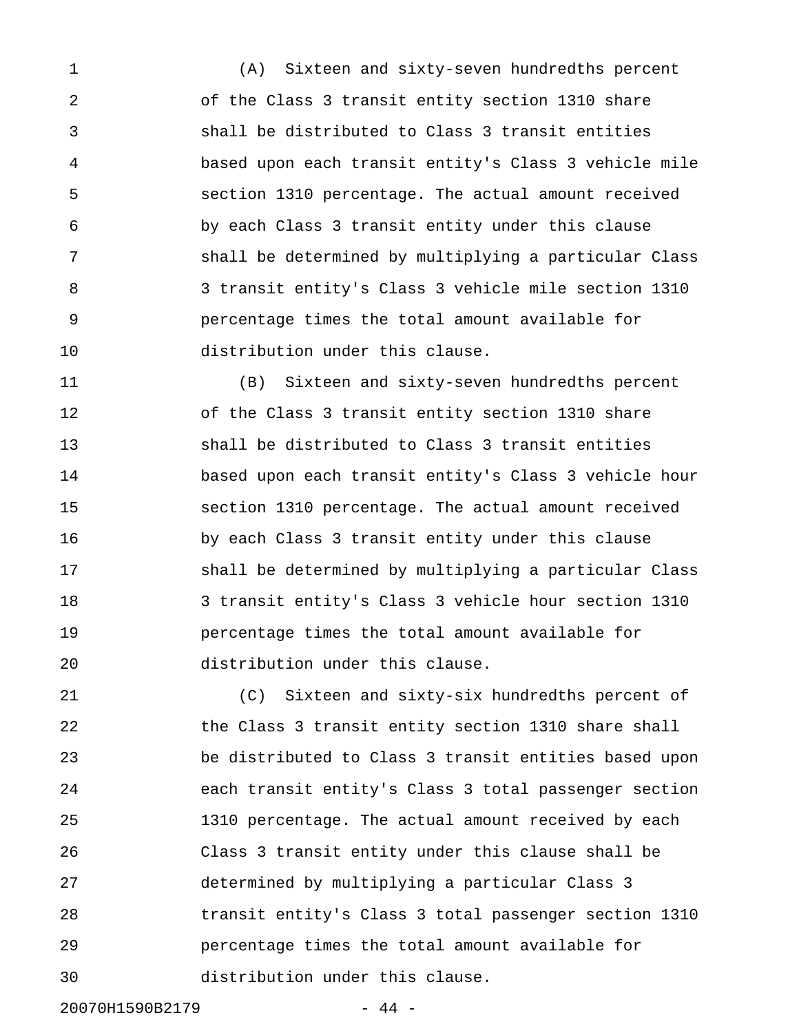(A) Sixteen and sixty-seven hundredths percent of the Class 3 transit entity section 1310 share shall be distributed to Class 3 transit entities based upon each transit entity's Class 3 vehicle mile section 1310 percentage. The actual amount received by each Class 3 transit entity under this clause shall be determined by multiplying a particular Class 3 transit entity's Class 3 vehicle mile section 1310 percentage times the total amount available for distribution under this clause.

(B) Sixteen and sixty-seven hundredths percent of the Class 3 transit entity section 1310 share shall be distributed to Class 3 transit entities based upon each transit entity's Class 3 vehicle hour section 1310 percentage. The actual amount received by each Class 3 transit entity under this clause shall be determined by multiplying a particular Class 3 transit entity's Class 3 vehicle hour section 1310 percentage times the total amount available for distribution under this clause.

(C) Sixteen and sixty-six hundredths percent of the Class 3 transit entity section 1310 share shall be distributed to Class 3 transit entities based upon each transit entity's Class 3 total passenger section 1310 percentage. The actual amount received by each Class 3 transit entity under this clause shall be determined by multiplying a particular Class 3 transit entity's Class 3 total passenger section 1310 percentage times the total amount available for distribution under this clause.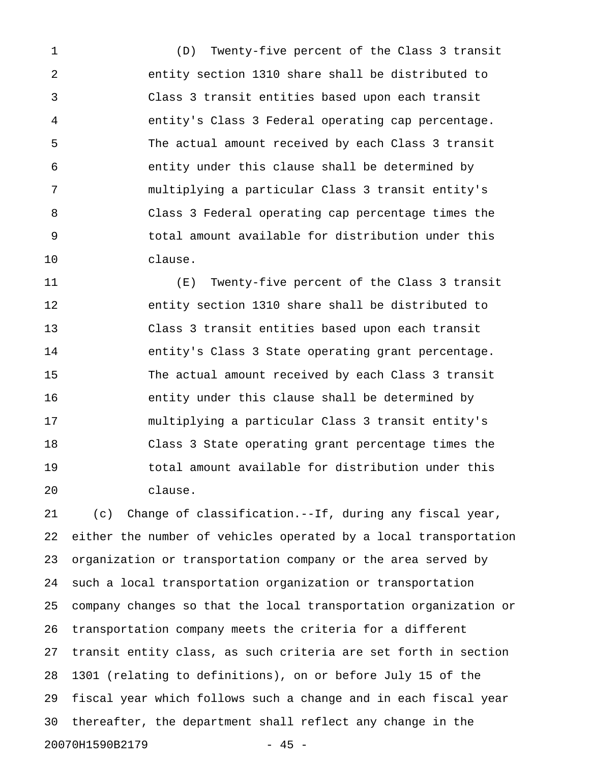(D) Twenty-five percent of the Class 3 transit entity section 1310 share shall be distributed to Class 3 transit entities based upon each transit entity's Class 3 Federal operating cap percentage. The actual amount received by each Class 3 transit entity under this clause shall be determined by multiplying a particular Class 3 transit entity's Class 3 Federal operating cap percentage times the total amount available for distribution under this clause.

(E) Twenty-five percent of the Class 3 transit entity section 1310 share shall be distributed to Class 3 transit entities based upon each transit entity's Class 3 State operating grant percentage. The actual amount received by each Class 3 transit entity under this clause shall be determined by multiplying a particular Class 3 transit entity's Class 3 State operating grant percentage times the total amount available for distribution under this clause.

(c) Change of classification.--If, during any fiscal year, either the number of vehicles operated by a local transportation organization or transportation company or the area served by such a local transportation organization or transportation company changes so that the local transportation organization or transportation company meets the criteria for a different transit entity class, as such criteria are set forth in section 1301 (relating to definitions), on or before July 15 of the fiscal year which follows such a change and in each fiscal year thereafter, the department shall reflect any change in the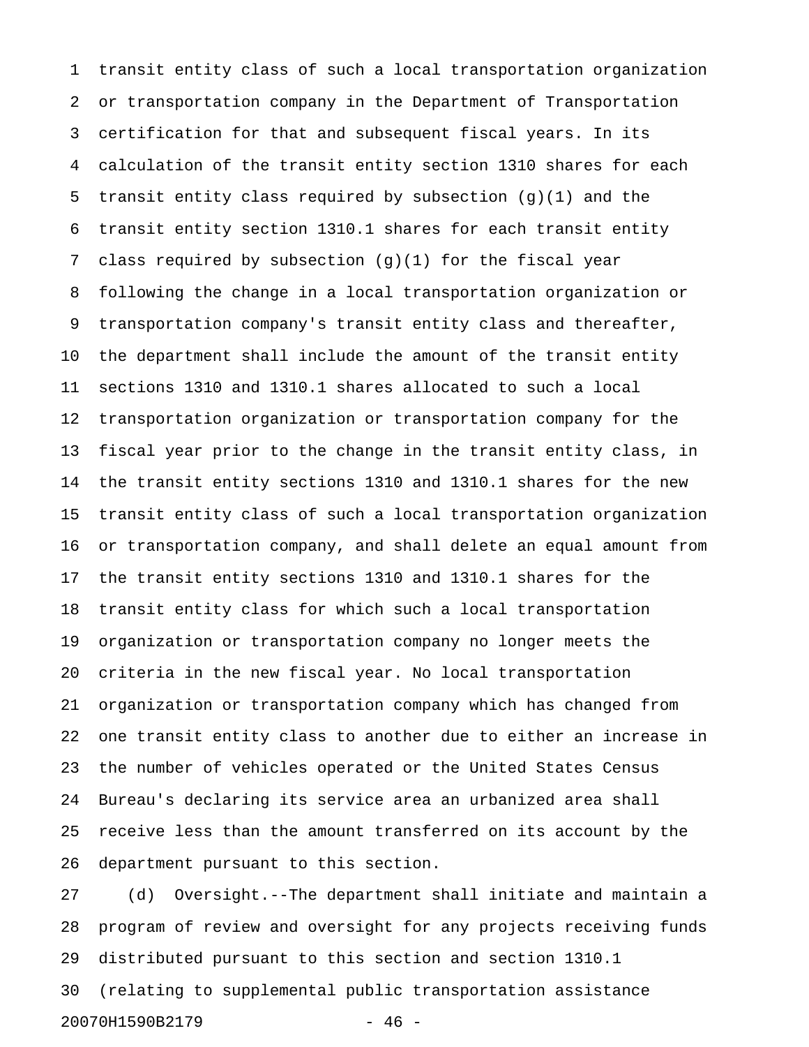transit entity class of such a local transportation organization or transportation company in the Department of Transportation certification for that and subsequent fiscal years. In its calculation of the transit entity section 1310 shares for each transit entity class required by subsection (g)(1) and the transit entity section 1310.1 shares for each transit entity class required by subsection (g)(1) for the fiscal year following the change in a local transportation organization or transportation company's transit entity class and thereafter, the department shall include the amount of the transit entity sections 1310 and 1310.1 shares allocated to such a local transportation organization or transportation company for the fiscal year prior to the change in the transit entity class, in the transit entity sections 1310 and 1310.1 shares for the new transit entity class of such a local transportation organization or transportation company, and shall delete an equal amount from the transit entity sections 1310 and 1310.1 shares for the transit entity class for which such a local transportation organization or transportation company no longer meets the criteria in the new fiscal year. No local transportation organization or transportation company which has changed from one transit entity class to another due to either an increase in the number of vehicles operated or the United States Census Bureau's declaring its service area an urbanized area shall receive less than the amount transferred on its account by the department pursuant to this section.

(d) Oversight.--The department shall initiate and maintain a program of review and oversight for any projects receiving funds distributed pursuant to this section and section 1310.1 (relating to supplemental public transportation assistance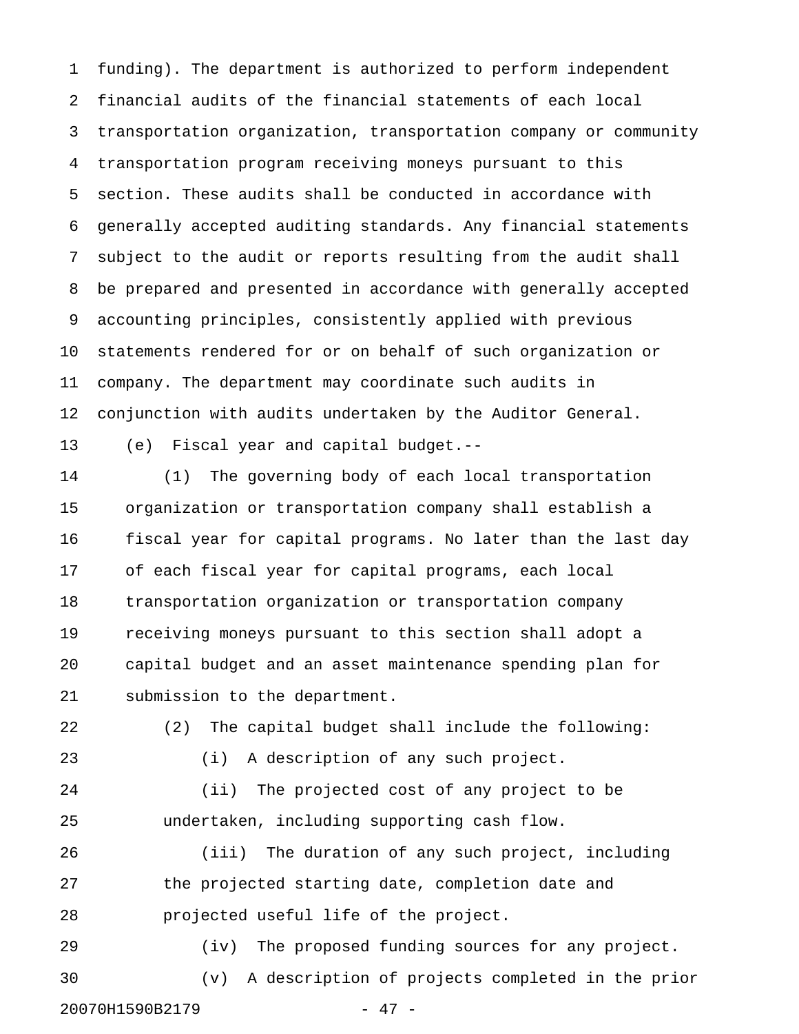funding). The department is authorized to perform independent financial audits of the financial statements of each local transportation organization, transportation company or community transportation program receiving moneys pursuant to this section. These audits shall be conducted in accordance with generally accepted auditing standards. Any financial statements subject to the audit or reports resulting from the audit shall be prepared and presented in accordance with generally accepted accounting principles, consistently applied with previous statements rendered for or on behalf of such organization or company. The department may coordinate such audits in conjunction with audits undertaken by the Auditor General.

(e) Fiscal year and capital budget.--

(1) The governing body of each local transportation organization or transportation company shall establish a fiscal year for capital programs. No later than the last day of each fiscal year for capital programs, each local transportation organization or transportation company receiving moneys pursuant to this section shall adopt a capital budget and an asset maintenance spending plan for submission to the department.

(2) The capital budget shall include the following:

(i) A description of any such project.

(ii) The projected cost of any project to be undertaken, including supporting cash flow.

(iii) The duration of any such project, including the projected starting date, completion date and projected useful life of the project.

(iv) The proposed funding sources for any project.

(v) A description of projects completed in the prior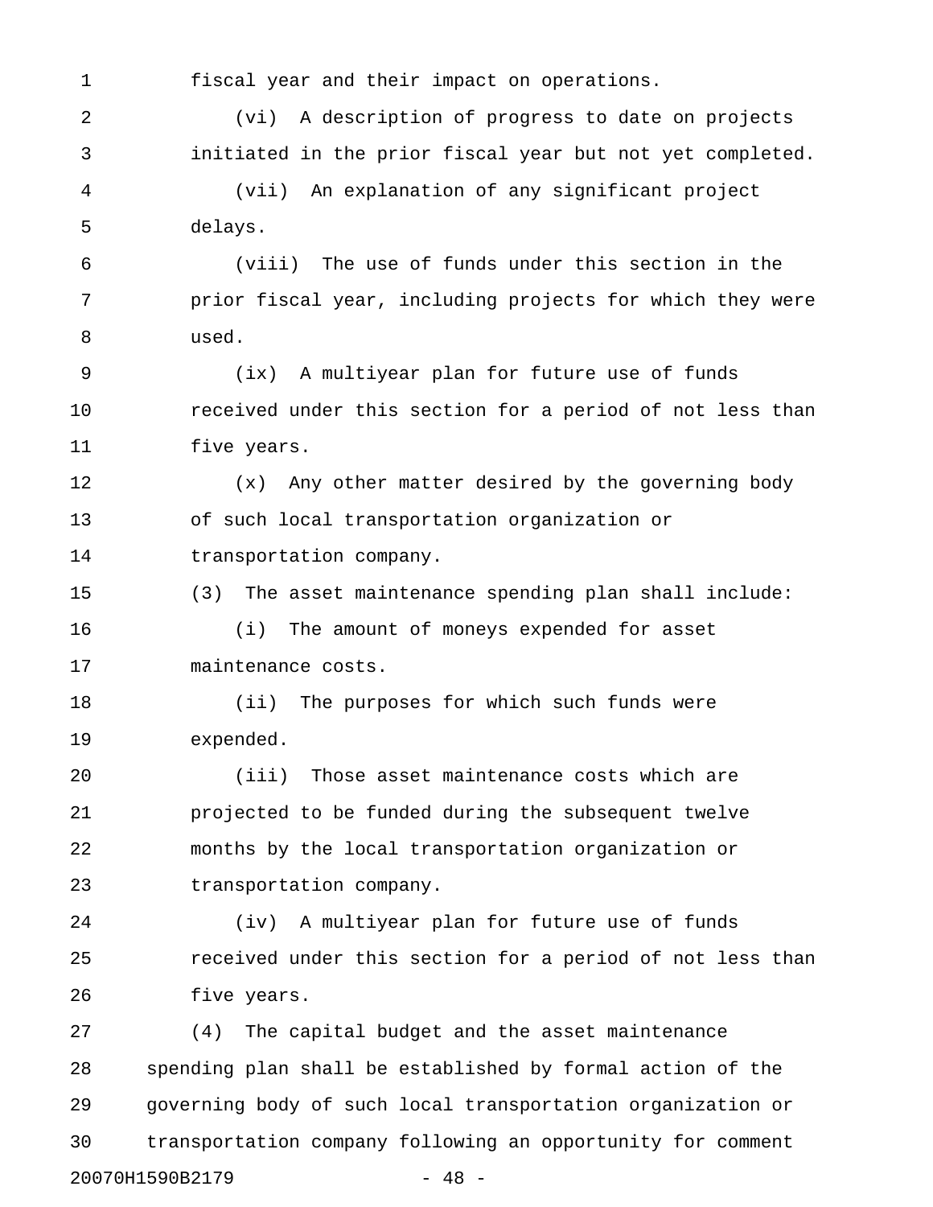fiscal year and their impact on operations.

(vi) A description of progress to date on projects initiated in the prior fiscal year but not yet completed.

(vii) An explanation of any significant project delays.

(viii) The use of funds under this section in the prior fiscal year, including projects for which they were used.

(ix) A multiyear plan for future use of funds received under this section for a period of not less than five years.

(x) Any other matter desired by the governing body of such local transportation organization or transportation company.

(3) The asset maintenance spending plan shall include:

(i) The amount of moneys expended for asset maintenance costs.

(ii) The purposes for which such funds were expended.

(iii) Those asset maintenance costs which are projected to be funded during the subsequent twelve months by the local transportation organization or transportation company.

(iv) A multiyear plan for future use of funds received under this section for a period of not less than five years.

(4) The capital budget and the asset maintenance spending plan shall be established by formal action of the governing body of such local transportation organization or transportation company following an opportunity for comment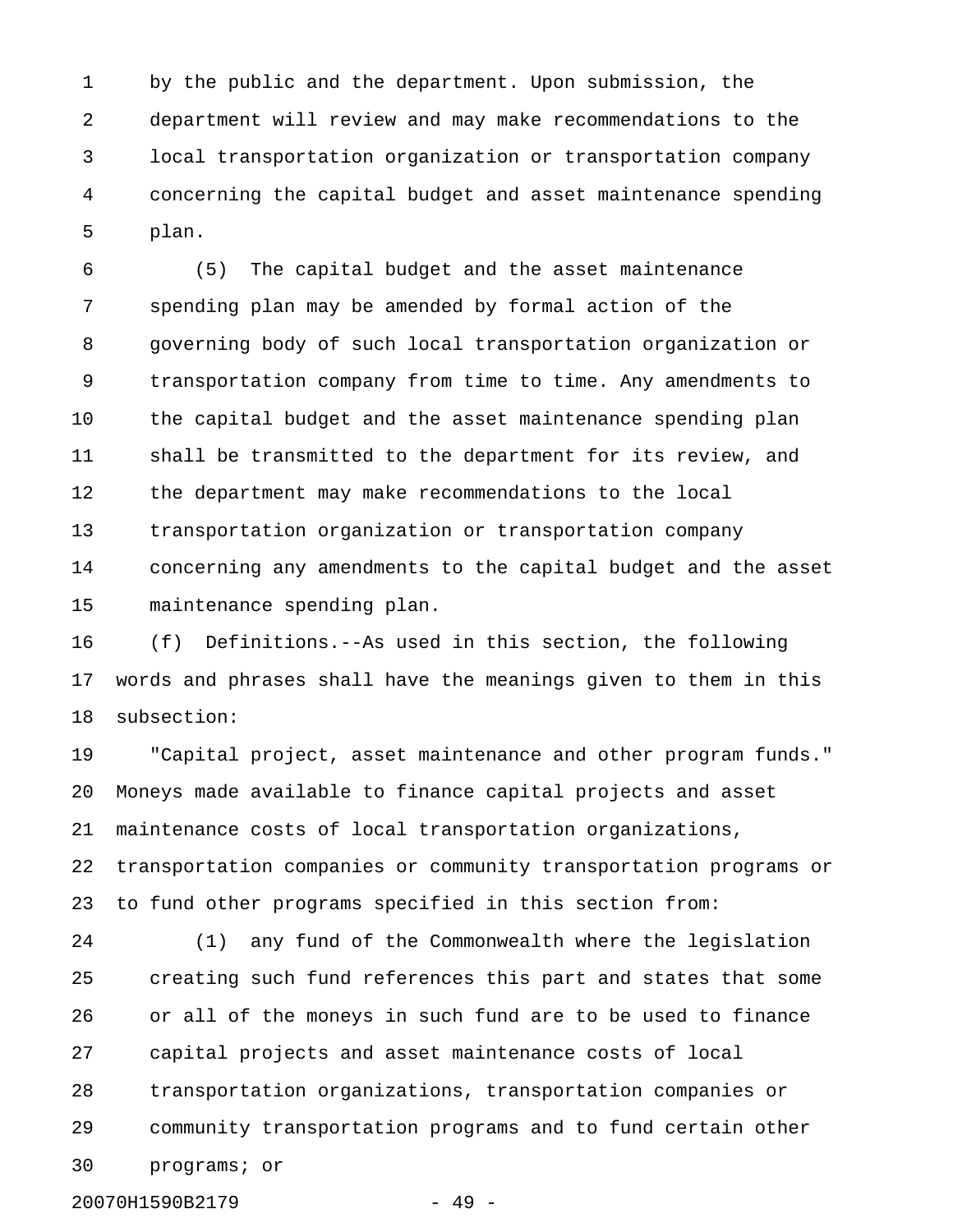by the public and the department. Upon submission, the department will review and may make recommendations to the local transportation organization or transportation company concerning the capital budget and asset maintenance spending plan.

(5) The capital budget and the asset maintenance spending plan may be amended by formal action of the governing body of such local transportation organization or transportation company from time to time. Any amendments to the capital budget and the asset maintenance spending plan shall be transmitted to the department for its review, and the department may make recommendations to the local transportation organization or transportation company concerning any amendments to the capital budget and the asset maintenance spending plan.

(f) Definitions.--As used in this section, the following words and phrases shall have the meanings given to them in this subsection:

"Capital project, asset maintenance and other program funds." Moneys made available to finance capital projects and asset maintenance costs of local transportation organizations, transportation companies or community transportation programs or to fund other programs specified in this section from:

(1) any fund of the Commonwealth where the legislation creating such fund references this part and states that some or all of the moneys in such fund are to be used to finance capital projects and asset maintenance costs of local transportation organizations, transportation companies or community transportation programs and to fund certain other programs; or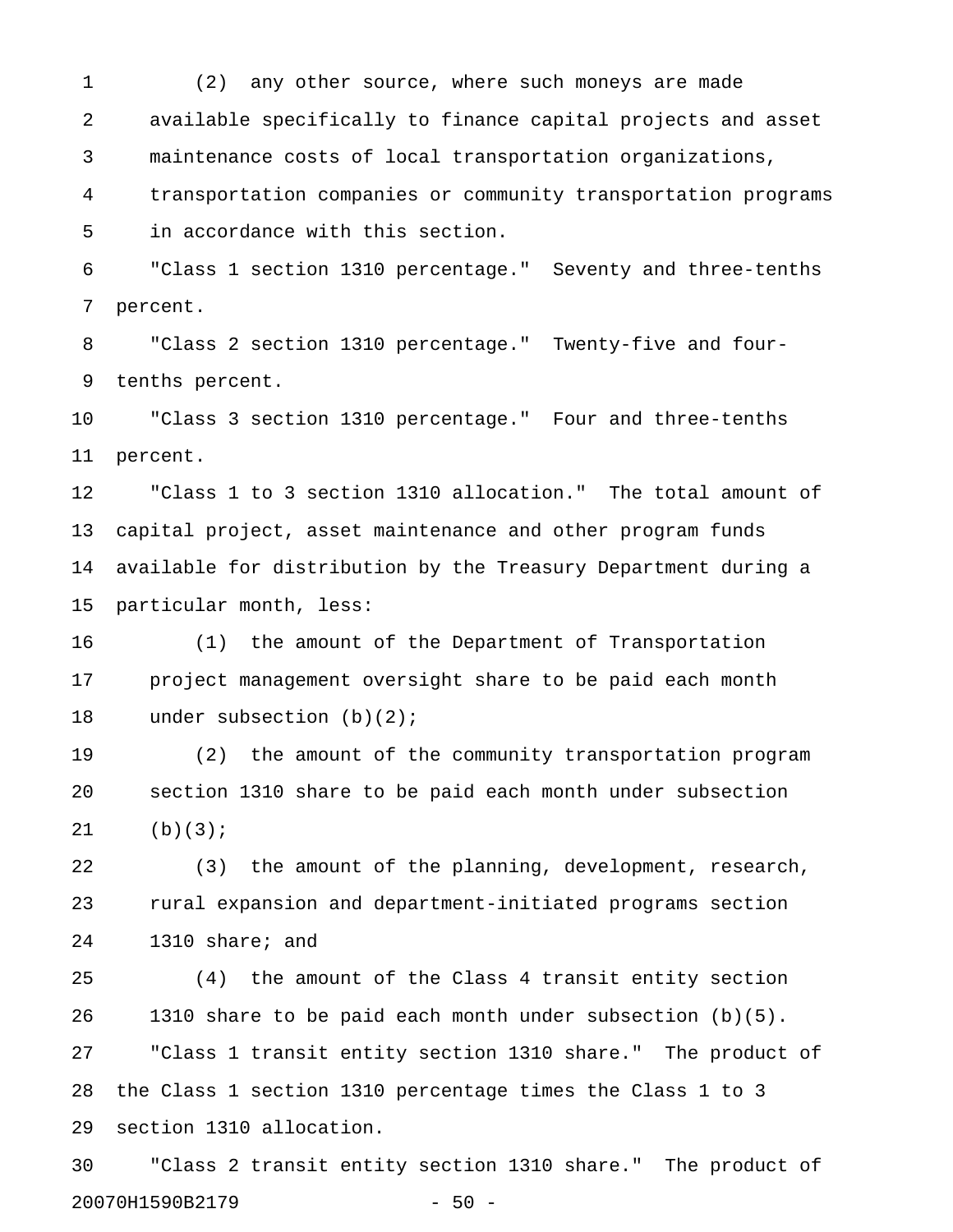(2) any other source, where such moneys are made available specifically to finance capital projects and asset maintenance costs of local transportation organizations, transportation companies or community transportation programs in accordance with this section.

"Class 1 section 1310 percentage." Seventy and three-tenths percent.

"Class 2 section 1310 percentage." Twenty-five and four-tenths percent.

"Class 3 section 1310 percentage." Four and three-tenths percent.

"Class 1 to 3 section 1310 allocation." The total amount of capital project, asset maintenance and other program funds available for distribution by the Treasury Department during a particular month, less:

(1) the amount of the Department of Transportation project management oversight share to be paid each month under subsection (b)(2);

(2) the amount of the community transportation program section 1310 share to be paid each month under subsection (b)(3);

(3) the amount of the planning, development, research, rural expansion and department-initiated programs section 1310 share; and

(4) the amount of the Class 4 transit entity section 1310 share to be paid each month under subsection (b)(5).

"Class 1 transit entity section 1310 share." The product of the Class 1 section 1310 percentage times the Class 1 to 3 section 1310 allocation.

"Class 2 transit entity section 1310 share." The product of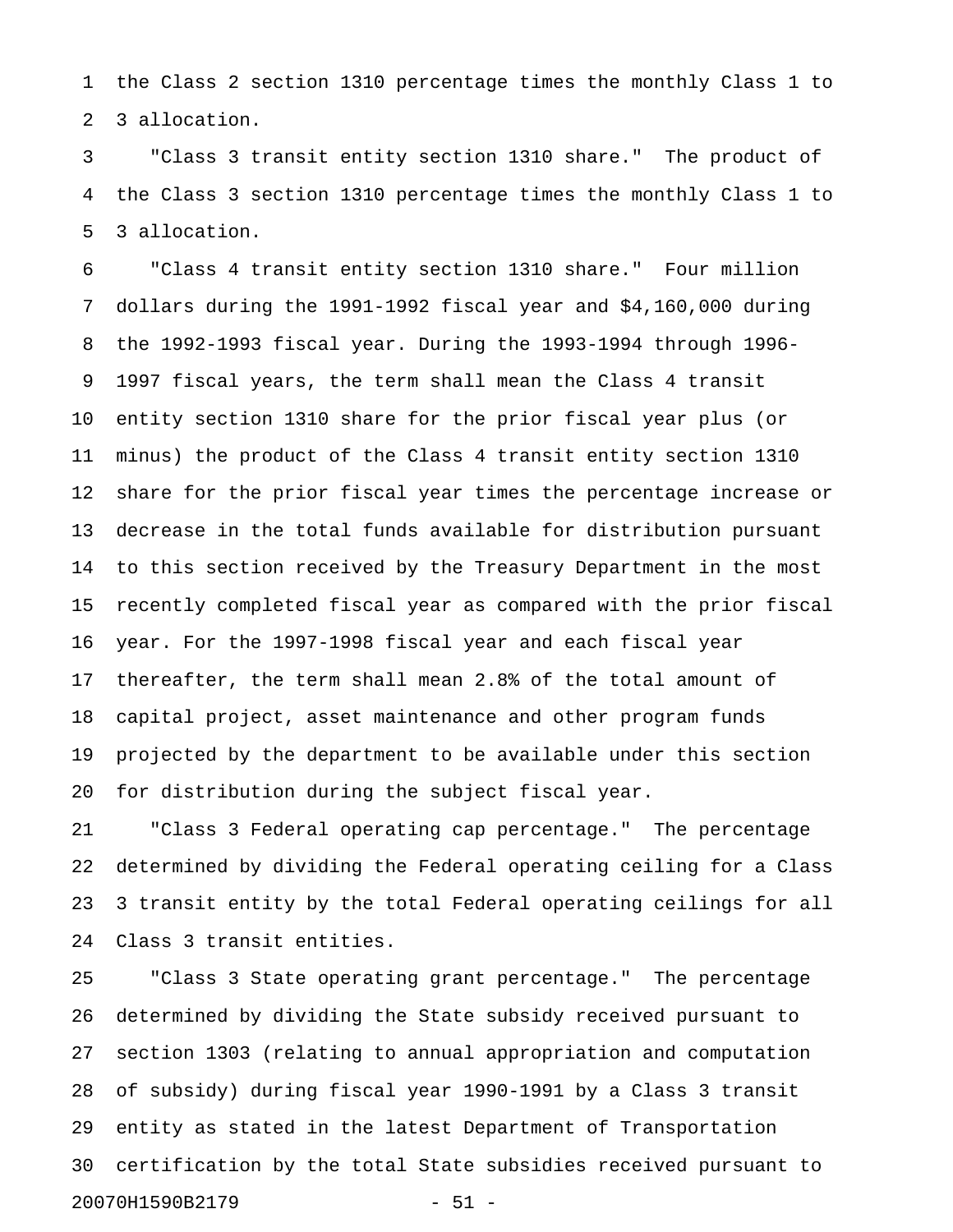the Class 2 section 1310 percentage times the monthly Class 1 to 3 allocation.

"Class 3 transit entity section 1310 share." The product of the Class 3 section 1310 percentage times the monthly Class 1 to 3 allocation.

"Class 4 transit entity section 1310 share." Four million dollars during the 1991-1992 fiscal year and $4,160,000 during the 1992-1993 fiscal year. During the 1993-1994 through 1996-1997 fiscal years, the term shall mean the Class 4 transit entity section 1310 share for the prior fiscal year plus (or minus) the product of the Class 4 transit entity section 1310 share for the prior fiscal year times the percentage increase or decrease in the total funds available for distribution pursuant to this section received by the Treasury Department in the most recently completed fiscal year as compared with the prior fiscal year. For the 1997-1998 fiscal year and each fiscal year thereafter, the term shall mean 2.8% of the total amount of capital project, asset maintenance and other program funds projected by the department to be available under this section for distribution during the subject fiscal year.

"Class 3 Federal operating cap percentage." The percentage determined by dividing the Federal operating ceiling for a Class 3 transit entity by the total Federal operating ceilings for all Class 3 transit entities.

"Class 3 State operating grant percentage." The percentage determined by dividing the State subsidy received pursuant to section 1303 (relating to annual appropriation and computation of subsidy) during fiscal year 1990-1991 by a Class 3 transit entity as stated in the latest Department of Transportation certification by the total State subsidies received pursuant to

20070H1590B2179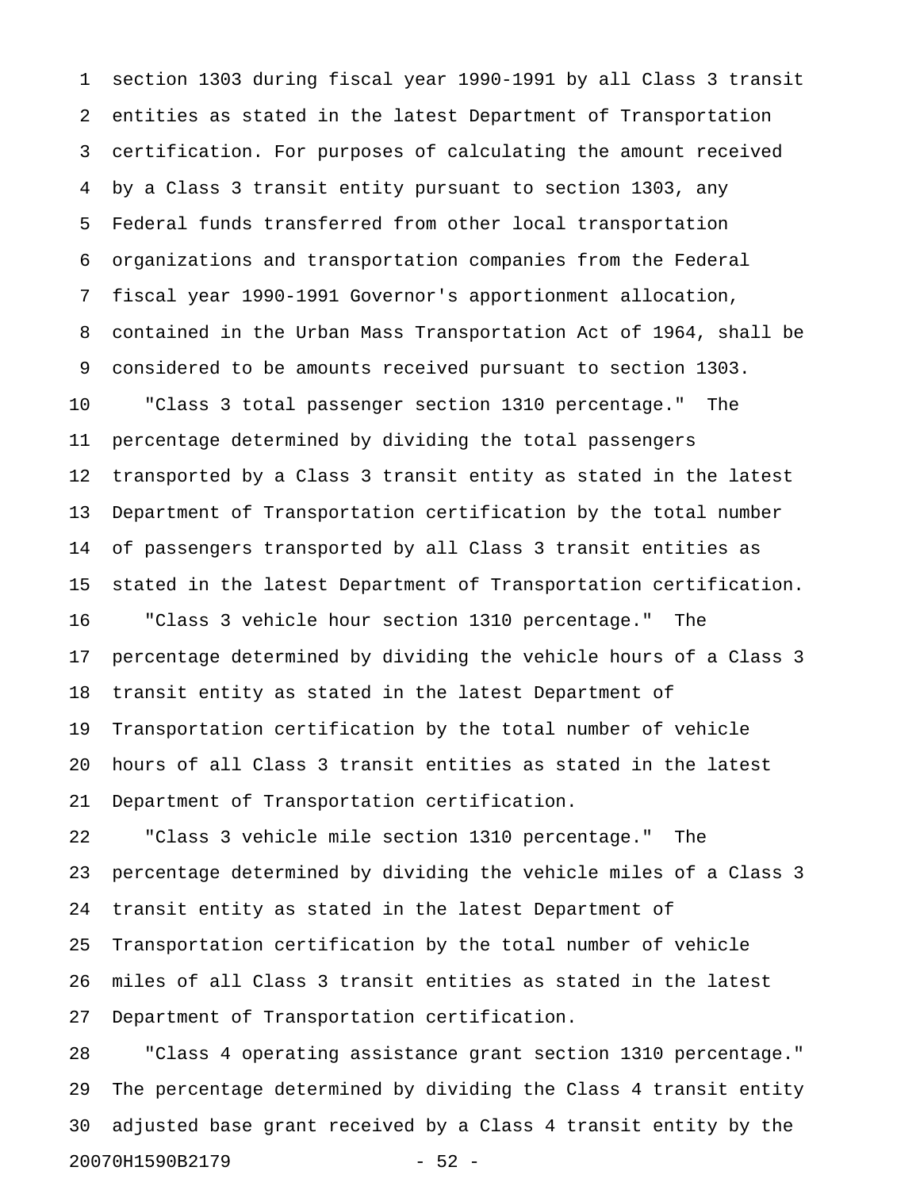section 1303 during fiscal year 1990-1991 by all Class 3 transit entities as stated in the latest Department of Transportation certification. For purposes of calculating the amount received by a Class 3 transit entity pursuant to section 1303, any Federal funds transferred from other local transportation organizations and transportation companies from the Federal fiscal year 1990-1991 Governor's apportionment allocation, contained in the Urban Mass Transportation Act of 1964, shall be considered to be amounts received pursuant to section 1303.

"Class 3 total passenger section 1310 percentage." The percentage determined by dividing the total passengers transported by a Class 3 transit entity as stated in the latest Department of Transportation certification by the total number of passengers transported by all Class 3 transit entities as stated in the latest Department of Transportation certification.

"Class 3 vehicle hour section 1310 percentage." The percentage determined by dividing the vehicle hours of a Class 3 transit entity as stated in the latest Department of Transportation certification by the total number of vehicle hours of all Class 3 transit entities as stated in the latest Department of Transportation certification.

"Class 3 vehicle mile section 1310 percentage." The percentage determined by dividing the vehicle miles of a Class 3 transit entity as stated in the latest Department of Transportation certification by the total number of vehicle miles of all Class 3 transit entities as stated in the latest Department of Transportation certification.

"Class 4 operating assistance grant section 1310 percentage." The percentage determined by dividing the Class 4 transit entity adjusted base grant received by a Class 4 transit entity by the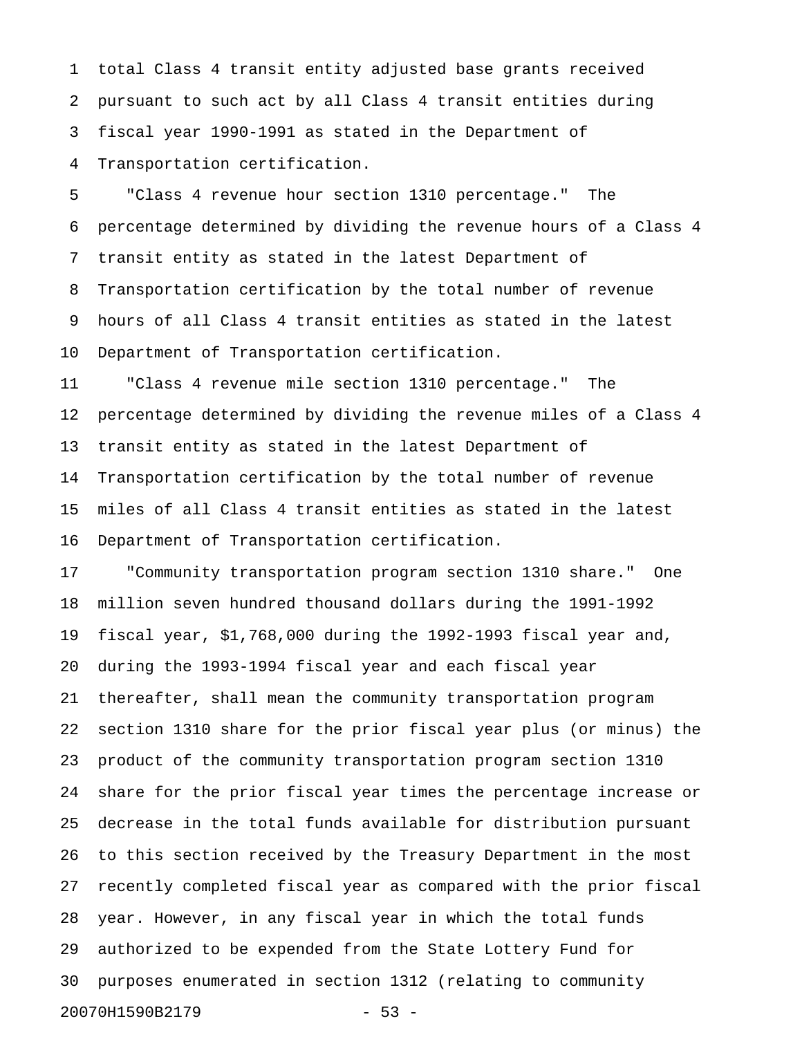total Class 4 transit entity adjusted base grants received pursuant to such act by all Class 4 transit entities during fiscal year 1990-1991 as stated in the Department of Transportation certification.

"Class 4 revenue hour section 1310 percentage." The percentage determined by dividing the revenue hours of a Class 4 transit entity as stated in the latest Department of Transportation certification by the total number of revenue hours of all Class 4 transit entities as stated in the latest Department of Transportation certification.

"Class 4 revenue mile section 1310 percentage." The percentage determined by dividing the revenue miles of a Class 4 transit entity as stated in the latest Department of Transportation certification by the total number of revenue miles of all Class 4 transit entities as stated in the latest Department of Transportation certification.

"Community transportation program section 1310 share." One million seven hundred thousand dollars during the 1991-1992 fiscal year, $1,768,000 during the 1992-1993 fiscal year and, during the 1993-1994 fiscal year and each fiscal year thereafter, shall mean the community transportation program section 1310 share for the prior fiscal year plus (or minus) the product of the community transportation program section 1310 share for the prior fiscal year times the percentage increase or decrease in the total funds available for distribution pursuant to this section received by the Treasury Department in the most recently completed fiscal year as compared with the prior fiscal year. However, in any fiscal year in which the total funds authorized to be expended from the State Lottery Fund for purposes enumerated in section 1312 (relating to community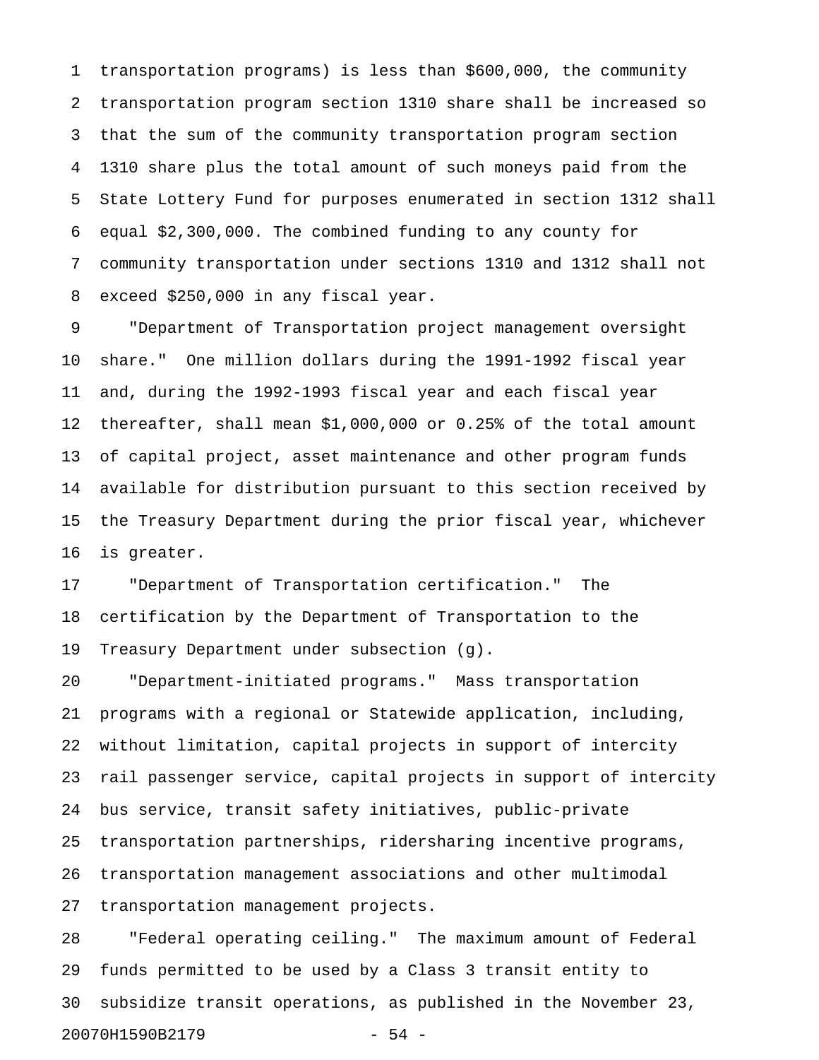transportation programs) is less than $600,000, the community transportation program section 1310 share shall be increased so that the sum of the community transportation program section 1310 share plus the total amount of such moneys paid from the State Lottery Fund for purposes enumerated in section 1312 shall equal $2,300,000. The combined funding to any county for community transportation under sections 1310 and 1312 shall not exceed $250,000 in any fiscal year.

"Department of Transportation project management oversight share." One million dollars during the 1991-1992 fiscal year and, during the 1992-1993 fiscal year and each fiscal year thereafter, shall mean $1,000,000 or 0.25% of the total amount of capital project, asset maintenance and other program funds available for distribution pursuant to this section received by the Treasury Department during the prior fiscal year, whichever is greater.

"Department of Transportation certification." The certification by the Department of Transportation to the Treasury Department under subsection (g).

"Department-initiated programs." Mass transportation programs with a regional or Statewide application, including, without limitation, capital projects in support of intercity rail passenger service, capital projects in support of intercity bus service, transit safety initiatives, public-private transportation partnerships, ridersharing incentive programs, transportation management associations and other multimodal transportation management projects.

"Federal operating ceiling." The maximum amount of Federal funds permitted to be used by a Class 3 transit entity to subsidize transit operations, as published in the November 23,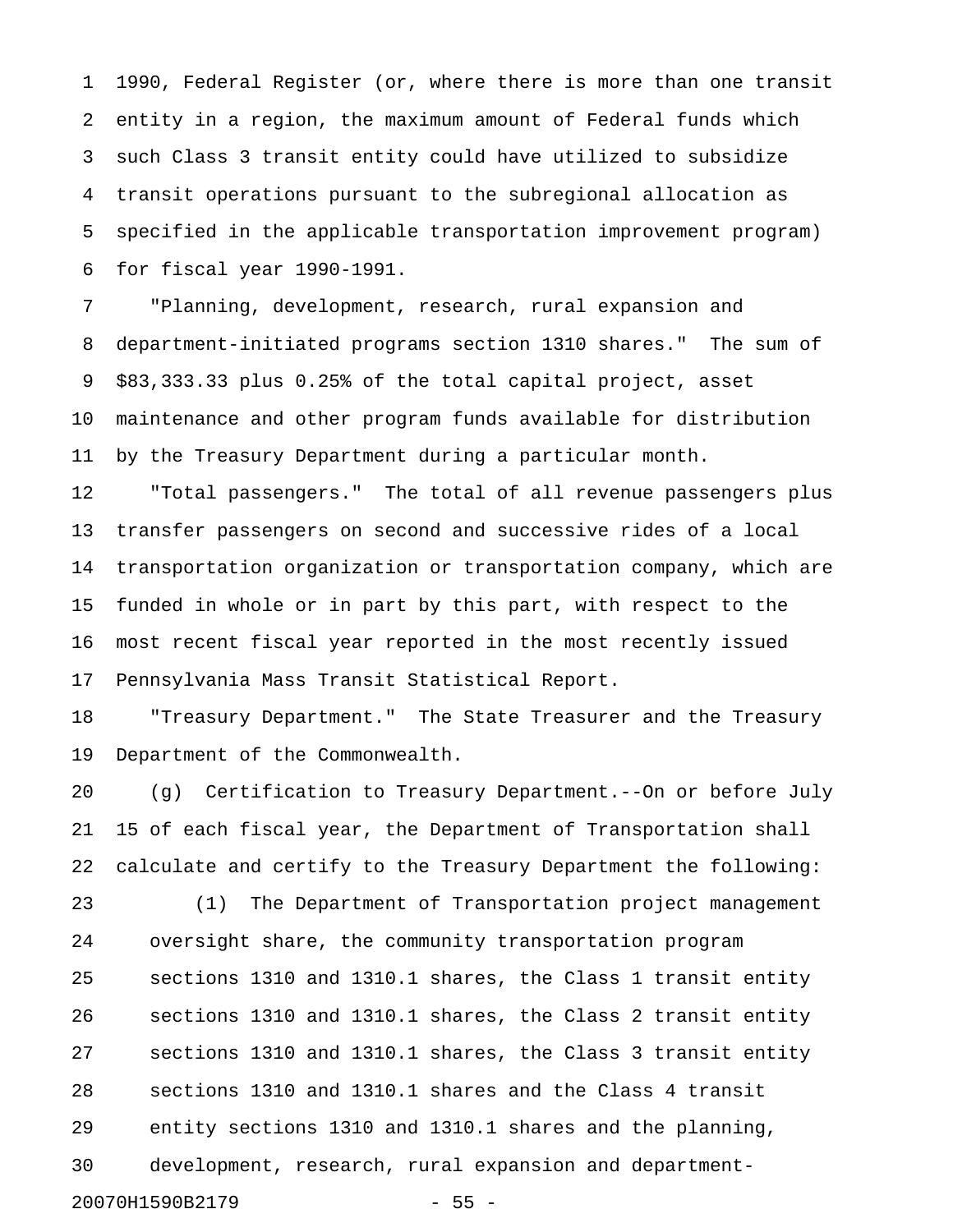1990, Federal Register (or, where there is more than one transit entity in a region, the maximum amount of Federal funds which such Class 3 transit entity could have utilized to subsidize transit operations pursuant to the subregional allocation as specified in the applicable transportation improvement program) for fiscal year 1990-1991.

"Planning, development, research, rural expansion and department-initiated programs section 1310 shares." The sum of $83,333.33 plus 0.25% of the total capital project, asset maintenance and other program funds available for distribution by the Treasury Department during a particular month.

"Total passengers." The total of all revenue passengers plus transfer passengers on second and successive rides of a local transportation organization or transportation company, which are funded in whole or in part by this part, with respect to the most recent fiscal year reported in the most recently issued Pennsylvania Mass Transit Statistical Report.

"Treasury Department." The State Treasurer and the Treasury Department of the Commonwealth.

(g) Certification to Treasury Department.--On or before July 15 of each fiscal year, the Department of Transportation shall calculate and certify to the Treasury Department the following:

(1) The Department of Transportation project management oversight share, the community transportation program sections 1310 and 1310.1 shares, the Class 1 transit entity sections 1310 and 1310.1 shares, the Class 2 transit entity sections 1310 and 1310.1 shares, the Class 3 transit entity sections 1310 and 1310.1 shares and the Class 4 transit entity sections 1310 and 1310.1 shares and the planning, development, research, rural expansion and department-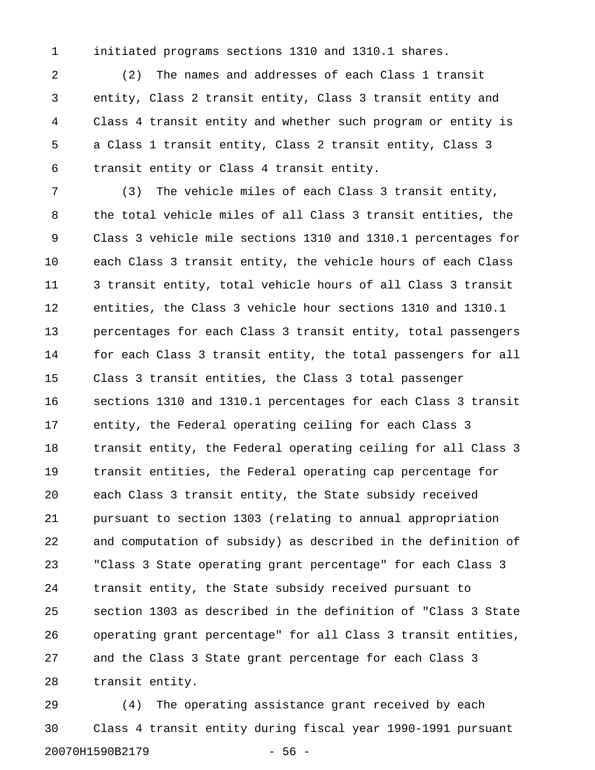initiated programs sections 1310 and 1310.1 shares.

(2) The names and addresses of each Class 1 transit entity, Class 2 transit entity, Class 3 transit entity and Class 4 transit entity and whether such program or entity is a Class 1 transit entity, Class 2 transit entity, Class 3 transit entity or Class 4 transit entity.

(3) The vehicle miles of each Class 3 transit entity, the total vehicle miles of all Class 3 transit entities, the Class 3 vehicle mile sections 1310 and 1310.1 percentages for each Class 3 transit entity, the vehicle hours of each Class 3 transit entity, total vehicle hours of all Class 3 transit entities, the Class 3 vehicle hour sections 1310 and 1310.1 percentages for each Class 3 transit entity, total passengers for each Class 3 transit entity, the total passengers for all Class 3 transit entities, the Class 3 total passenger sections 1310 and 1310.1 percentages for each Class 3 transit entity, the Federal operating ceiling for each Class 3 transit entity, the Federal operating ceiling for all Class 3 transit entities, the Federal operating cap percentage for each Class 3 transit entity, the State subsidy received pursuant to section 1303 (relating to annual appropriation and computation of subsidy) as described in the definition of "Class 3 State operating grant percentage" for each Class 3 transit entity, the State subsidy received pursuant to section 1303 as described in the definition of "Class 3 State operating grant percentage" for all Class 3 transit entities, and the Class 3 State grant percentage for each Class 3 transit entity.

(4) The operating assistance grant received by each Class 4 transit entity during fiscal year 1990-1991 pursuant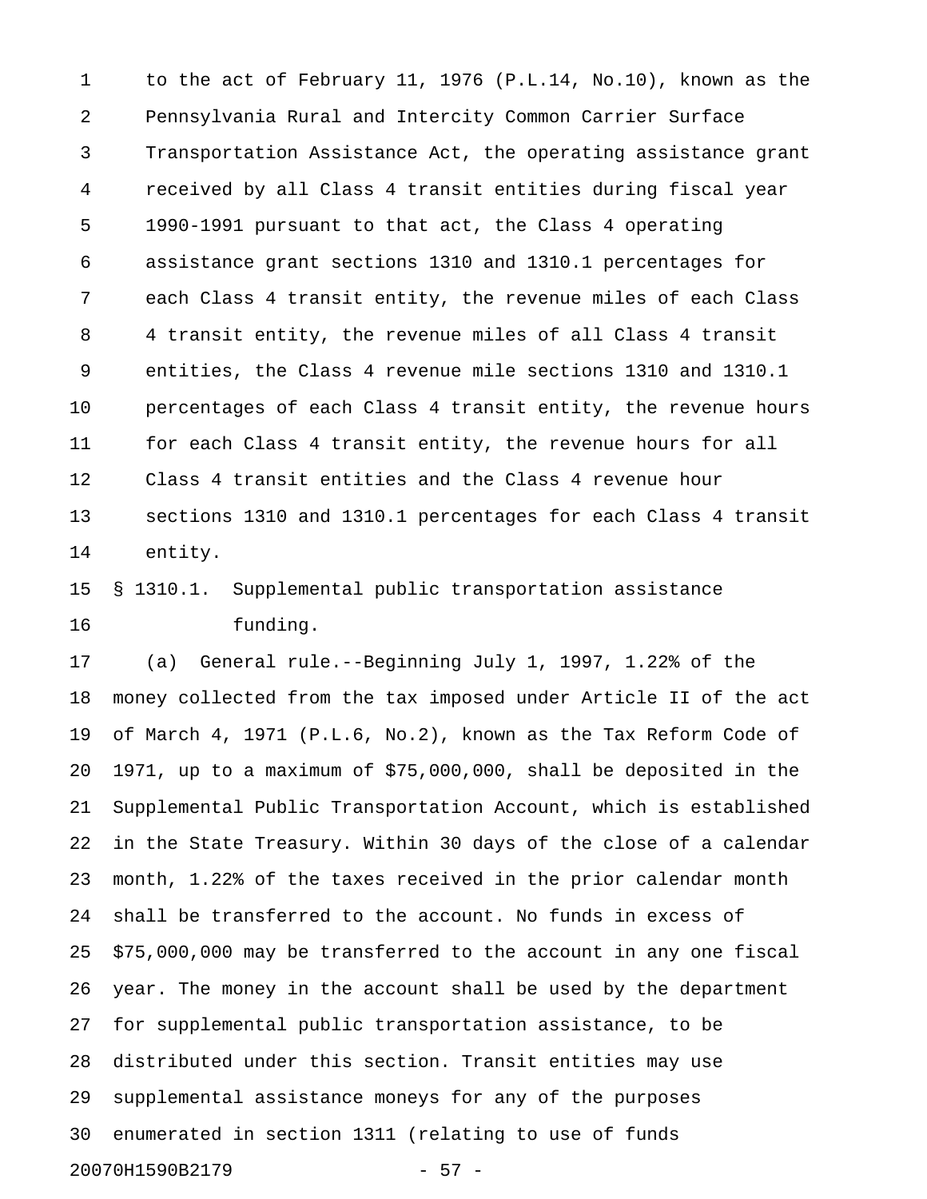to the act of February 11, 1976 (P.L.14, No.10), known as the Pennsylvania Rural and Intercity Common Carrier Surface Transportation Assistance Act, the operating assistance grant received by all Class 4 transit entities during fiscal year 1990-1991 pursuant to that act, the Class 4 operating assistance grant sections 1310 and 1310.1 percentages for each Class 4 transit entity, the revenue miles of each Class 4 transit entity, the revenue miles of all Class 4 transit entities, the Class 4 revenue mile sections 1310 and 1310.1 percentages of each Class 4 transit entity, the revenue hours for each Class 4 transit entity, the revenue hours for all Class 4 transit entities and the Class 4 revenue hour sections 1310 and 1310.1 percentages for each Class 4 transit entity.

§ 1310.1. Supplemental public transportation assistance funding.

(a) General rule.--Beginning July 1, 1997, 1.22% of the money collected from the tax imposed under Article II of the act of March 4, 1971 (P.L.6, No.2), known as the Tax Reform Code of 1971, up to a maximum of $75,000,000, shall be deposited in the Supplemental Public Transportation Account, which is established in the State Treasury. Within 30 days of the close of a calendar month, 1.22% of the taxes received in the prior calendar month shall be transferred to the account. No funds in excess of $75,000,000 may be transferred to the account in any one fiscal year. The money in the account shall be used by the department for supplemental public transportation assistance, to be distributed under this section. Transit entities may use supplemental assistance moneys for any of the purposes enumerated in section 1311 (relating to use of funds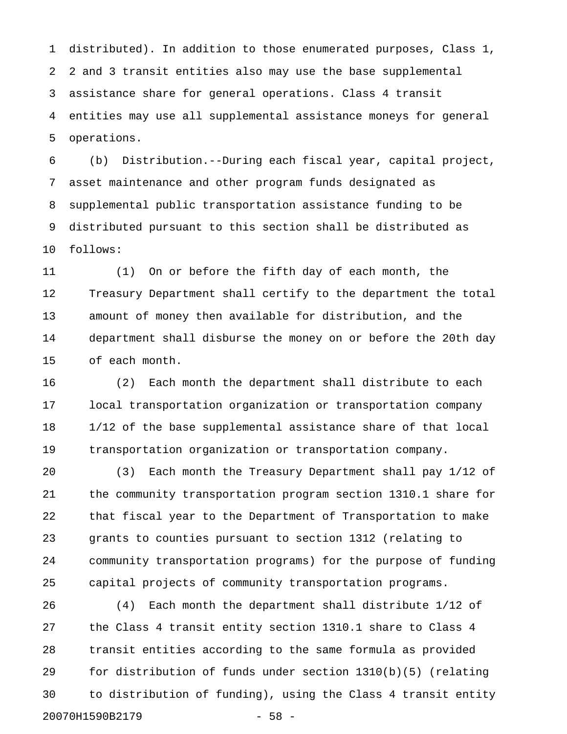distributed). In addition to those enumerated purposes, Class 1, 2 and 3 transit entities also may use the base supplemental assistance share for general operations. Class 4 transit entities may use all supplemental assistance moneys for general operations.

(b) Distribution.--During each fiscal year, capital project, asset maintenance and other program funds designated as supplemental public transportation assistance funding to be distributed pursuant to this section shall be distributed as follows:

(1) On or before the fifth day of each month, the Treasury Department shall certify to the department the total amount of money then available for distribution, and the department shall disburse the money on or before the 20th day of each month.

(2) Each month the department shall distribute to each local transportation organization or transportation company 1/12 of the base supplemental assistance share of that local transportation organization or transportation company.

(3) Each month the Treasury Department shall pay 1/12 of the community transportation program section 1310.1 share for that fiscal year to the Department of Transportation to make grants to counties pursuant to section 1312 (relating to community transportation programs) for the purpose of funding capital projects of community transportation programs.

(4) Each month the department shall distribute 1/12 of the Class 4 transit entity section 1310.1 share to Class 4 transit entities according to the same formula as provided for distribution of funds under section 1310(b)(5) (relating to distribution of funding), using the Class 4 transit entity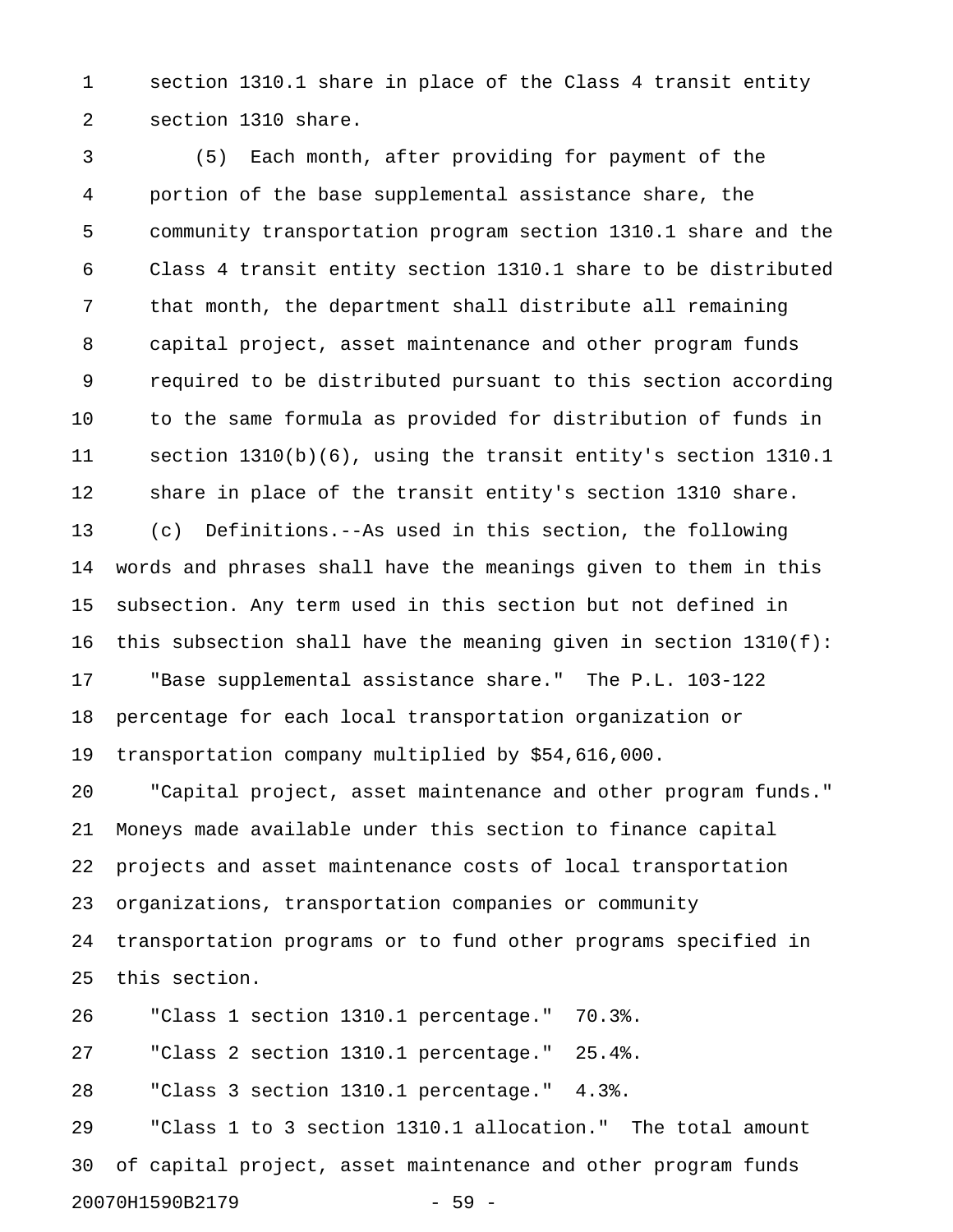section 1310.1 share in place of the Class 4 transit entity section 1310 share.

(5) Each month, after providing for payment of the portion of the base supplemental assistance share, the community transportation program section 1310.1 share and the Class 4 transit entity section 1310.1 share to be distributed that month, the department shall distribute all remaining capital project, asset maintenance and other program funds required to be distributed pursuant to this section according to the same formula as provided for distribution of funds in section 1310(b)(6), using the transit entity's section 1310.1 share in place of the transit entity's section 1310 share.

(c) Definitions.--As used in this section, the following words and phrases shall have the meanings given to them in this subsection. Any term used in this section but not defined in this subsection shall have the meaning given in section 1310(f):

"Base supplemental assistance share." The P.L. 103-122 percentage for each local transportation organization or transportation company multiplied by $54,616,000.

"Capital project, asset maintenance and other program funds." Moneys made available under this section to finance capital projects and asset maintenance costs of local transportation organizations, transportation companies or community transportation programs or to fund other programs specified in this section.

"Class 1 section 1310.1 percentage." 70.3%.

"Class 2 section 1310.1 percentage." 25.4%.

"Class 3 section 1310.1 percentage." 4.3%.

"Class 1 to 3 section 1310.1 allocation." The total amount of capital project, asset maintenance and other program funds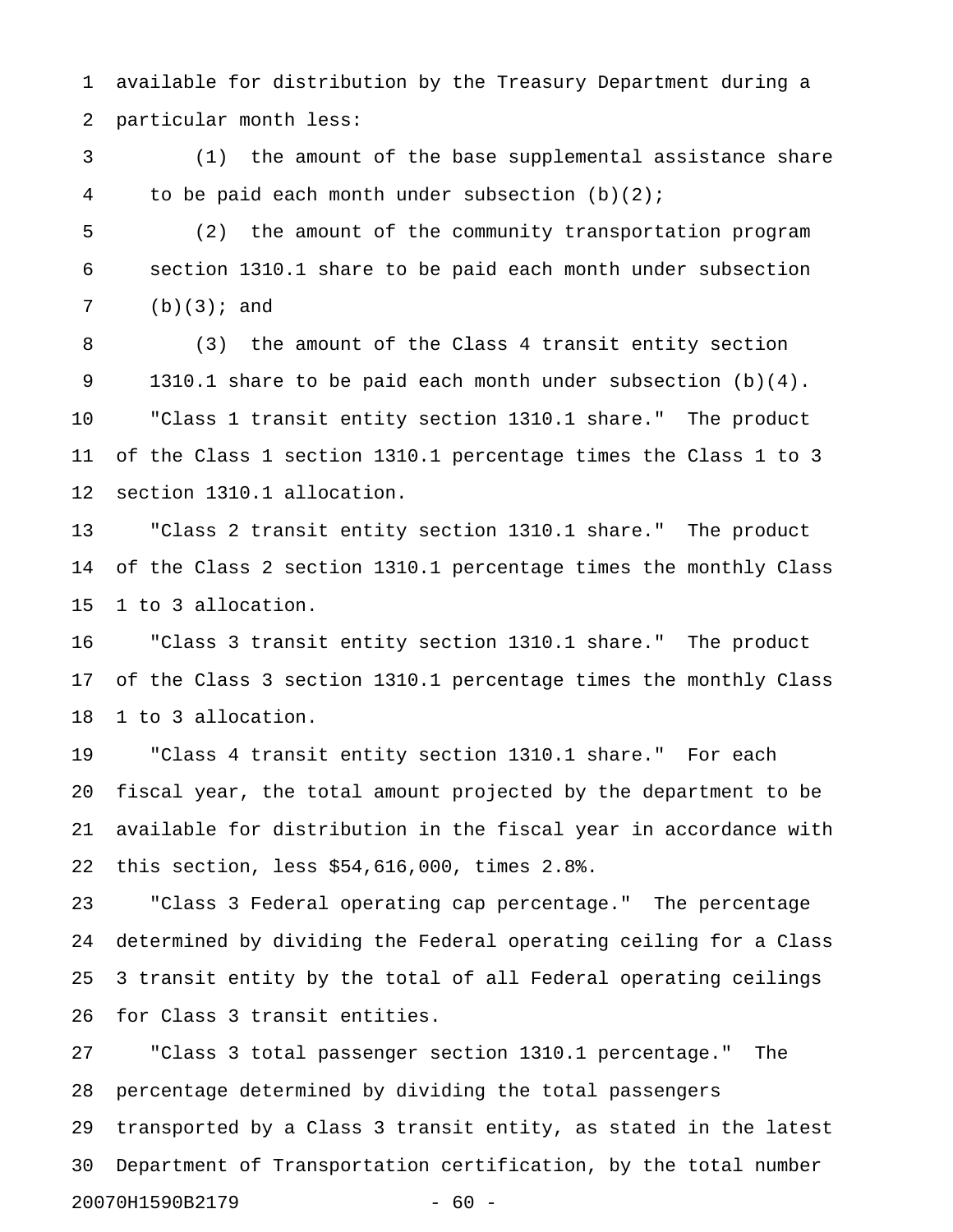available for distribution by the Treasury Department during a particular month less:

(1) the amount of the base supplemental assistance share to be paid each month under subsection (b)(2);

(2) the amount of the community transportation program section 1310.1 share to be paid each month under subsection (b)(3); and

(3) the amount of the Class 4 transit entity section 1310.1 share to be paid each month under subsection (b)(4).

"Class 1 transit entity section 1310.1 share." The product of the Class 1 section 1310.1 percentage times the Class 1 to 3 section 1310.1 allocation.

"Class 2 transit entity section 1310.1 share." The product of the Class 2 section 1310.1 percentage times the monthly Class 1 to 3 allocation.

"Class 3 transit entity section 1310.1 share." The product of the Class 3 section 1310.1 percentage times the monthly Class 1 to 3 allocation.

"Class 4 transit entity section 1310.1 share." For each fiscal year, the total amount projected by the department to be available for distribution in the fiscal year in accordance with this section, less $54,616,000, times 2.8%.

"Class 3 Federal operating cap percentage." The percentage determined by dividing the Federal operating ceiling for a Class 3 transit entity by the total of all Federal operating ceilings for Class 3 transit entities.

"Class 3 total passenger section 1310.1 percentage." The percentage determined by dividing the total passengers transported by a Class 3 transit entity, as stated in the latest Department of Transportation certification, by the total number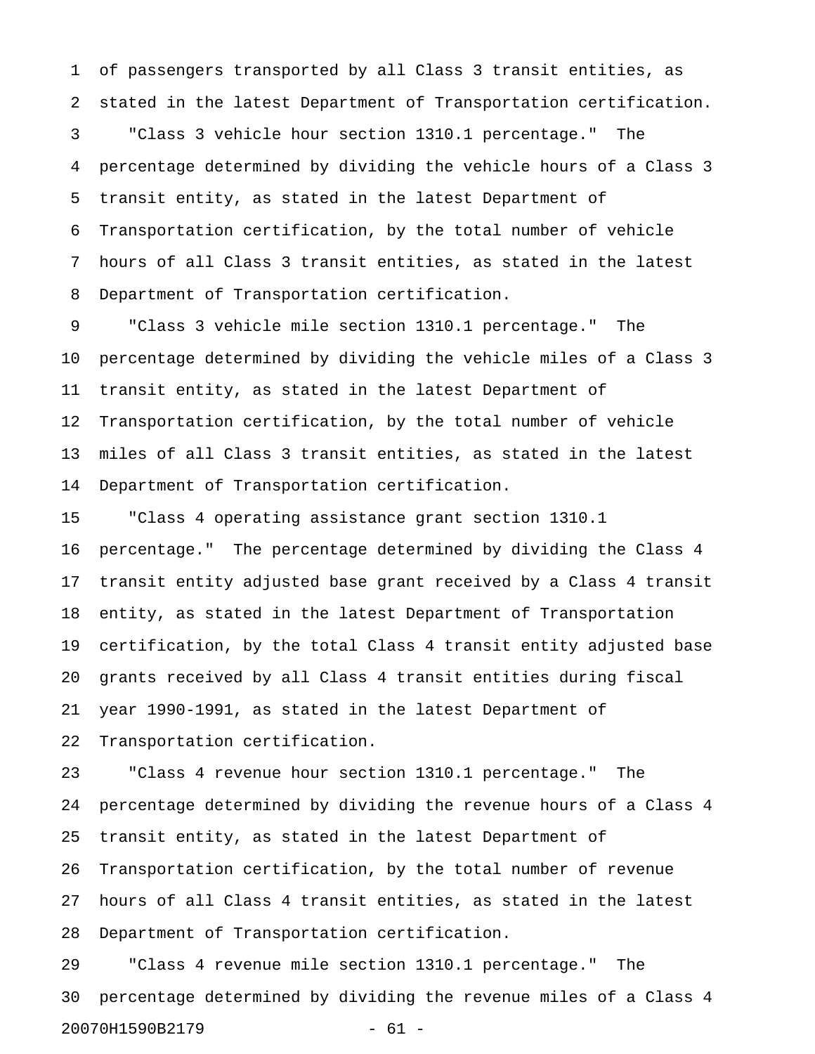of passengers transported by all Class 3 transit entities, as stated in the latest Department of Transportation certification.

"Class 3 vehicle hour section 1310.1 percentage." The percentage determined by dividing the vehicle hours of a Class 3 transit entity, as stated in the latest Department of Transportation certification, by the total number of vehicle hours of all Class 3 transit entities, as stated in the latest Department of Transportation certification.

"Class 3 vehicle mile section 1310.1 percentage." The percentage determined by dividing the vehicle miles of a Class 3 transit entity, as stated in the latest Department of Transportation certification, by the total number of vehicle miles of all Class 3 transit entities, as stated in the latest Department of Transportation certification.

"Class 4 operating assistance grant section 1310.1 percentage." The percentage determined by dividing the Class 4 transit entity adjusted base grant received by a Class 4 transit entity, as stated in the latest Department of Transportation certification, by the total Class 4 transit entity adjusted base grants received by all Class 4 transit entities during fiscal year 1990-1991, as stated in the latest Department of Transportation certification.

"Class 4 revenue hour section 1310.1 percentage." The percentage determined by dividing the revenue hours of a Class 4 transit entity, as stated in the latest Department of Transportation certification, by the total number of revenue hours of all Class 4 transit entities, as stated in the latest Department of Transportation certification.

"Class 4 revenue mile section 1310.1 percentage." The percentage determined by dividing the revenue miles of a Class 4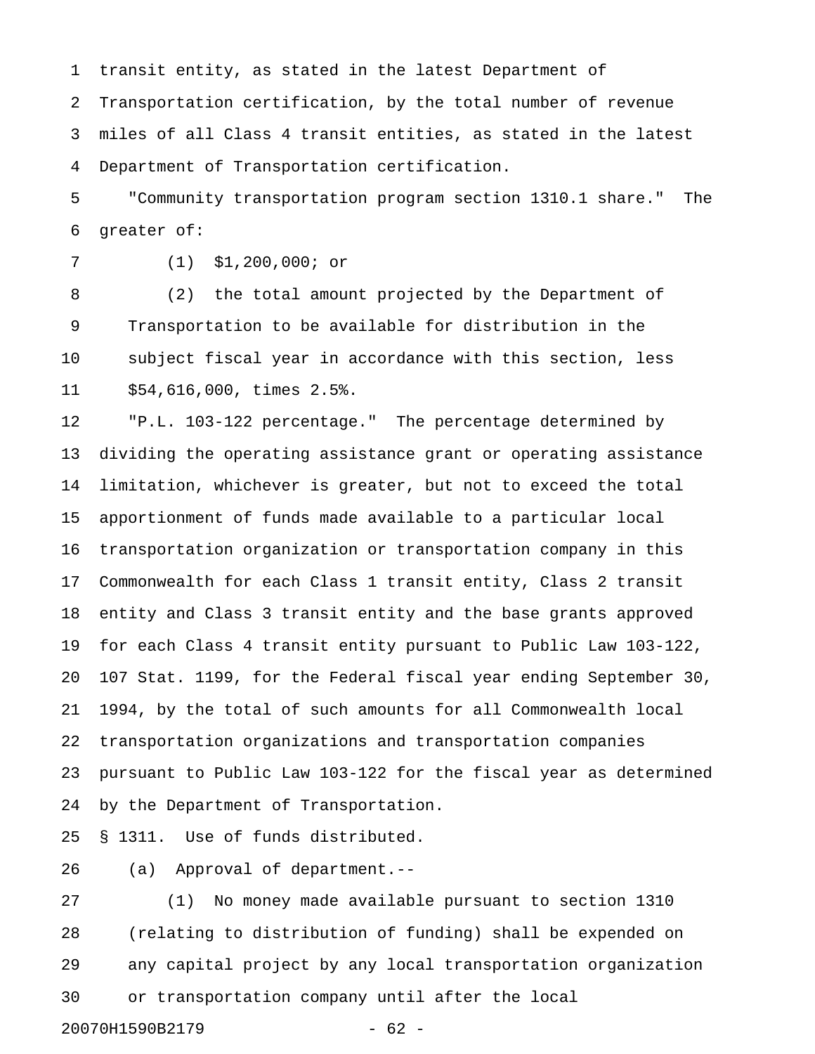transit entity, as stated in the latest Department of Transportation certification, by the total number of revenue miles of all Class 4 transit entities, as stated in the latest Department of Transportation certification.

"Community transportation program section 1310.1 share." The greater of:

(1) $1,200,000; or

(2) the total amount projected by the Department of Transportation to be available for distribution in the subject fiscal year in accordance with this section, less $54,616,000, times 2.5%.

"P.L. 103-122 percentage." The percentage determined by dividing the operating assistance grant or operating assistance limitation, whichever is greater, but not to exceed the total apportionment of funds made available to a particular local transportation organization or transportation company in this Commonwealth for each Class 1 transit entity, Class 2 transit entity and Class 3 transit entity and the base grants approved for each Class 4 transit entity pursuant to Public Law 103-122, 107 Stat. 1199, for the Federal fiscal year ending September 30, 1994, by the total of such amounts for all Commonwealth local transportation organizations and transportation companies pursuant to Public Law 103-122 for the fiscal year as determined by the Department of Transportation.

§ 1311. Use of funds distributed.

(a) Approval of department.--

(1) No money made available pursuant to section 1310 (relating to distribution of funding) shall be expended on any capital project by any local transportation organization or transportation company until after the local

20070H1590B2179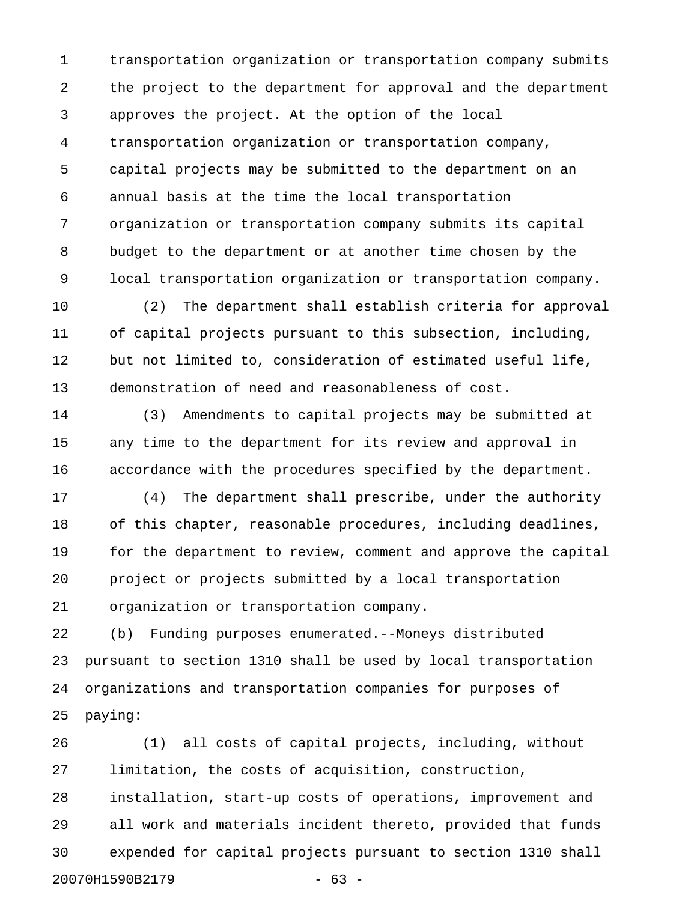transportation organization or transportation company submits the project to the department for approval and the department approves the project. At the option of the local transportation organization or transportation company, capital projects may be submitted to the department on an annual basis at the time the local transportation organization or transportation company submits its capital budget to the department or at another time chosen by the local transportation organization or transportation company.

(2) The department shall establish criteria for approval of capital projects pursuant to this subsection, including, but not limited to, consideration of estimated useful life, demonstration of need and reasonableness of cost.

(3) Amendments to capital projects may be submitted at any time to the department for its review and approval in accordance with the procedures specified by the department.

(4) The department shall prescribe, under the authority of this chapter, reasonable procedures, including deadlines, for the department to review, comment and approve the capital project or projects submitted by a local transportation organization or transportation company.

(b) Funding purposes enumerated.--Moneys distributed pursuant to section 1310 shall be used by local transportation organizations and transportation companies for purposes of paying:

(1) all costs of capital projects, including, without limitation, the costs of acquisition, construction, installation, start-up costs of operations, improvement and all work and materials incident thereto, provided that funds expended for capital projects pursuant to section 1310 shall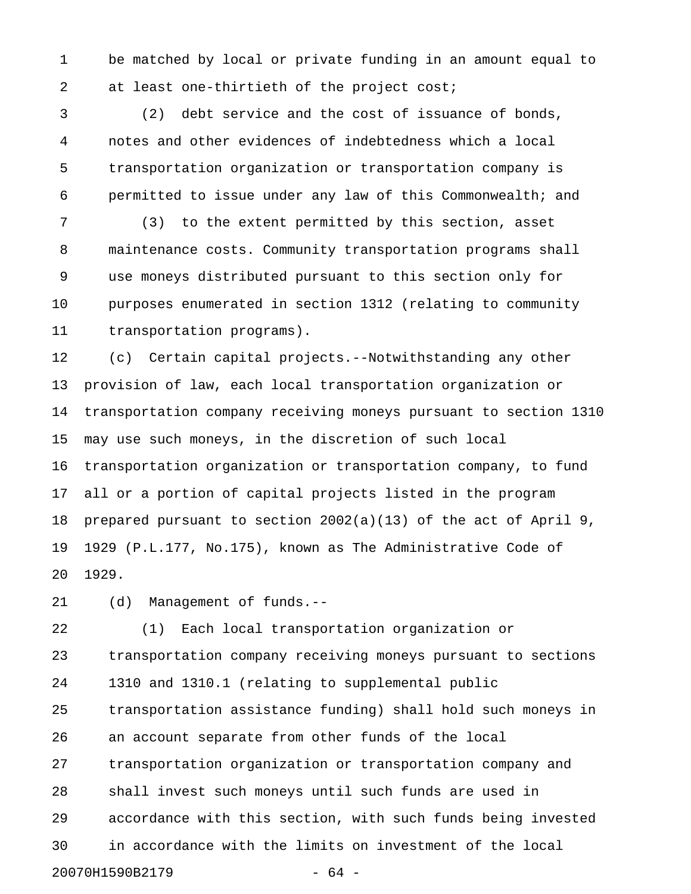be matched by local or private funding in an amount equal to at least one-thirtieth of the project cost;

(2) debt service and the cost of issuance of bonds, notes and other evidences of indebtedness which a local transportation organization or transportation company is permitted to issue under any law of this Commonwealth; and

(3) to the extent permitted by this section, asset maintenance costs. Community transportation programs shall use moneys distributed pursuant to this section only for purposes enumerated in section 1312 (relating to community transportation programs).

(c) Certain capital projects.--Notwithstanding any other provision of law, each local transportation organization or transportation company receiving moneys pursuant to section 1310 may use such moneys, in the discretion of such local transportation organization or transportation company, to fund all or a portion of capital projects listed in the program prepared pursuant to section 2002(a)(13) of the act of April 9, 1929 (P.L.177, No.175), known as The Administrative Code of 1929.

(d) Management of funds.--

(1) Each local transportation organization or transportation company receiving moneys pursuant to sections 1310 and 1310.1 (relating to supplemental public transportation assistance funding) shall hold such moneys in an account separate from other funds of the local transportation organization or transportation company and shall invest such moneys until such funds are used in accordance with this section, with such funds being invested in accordance with the limits on investment of the local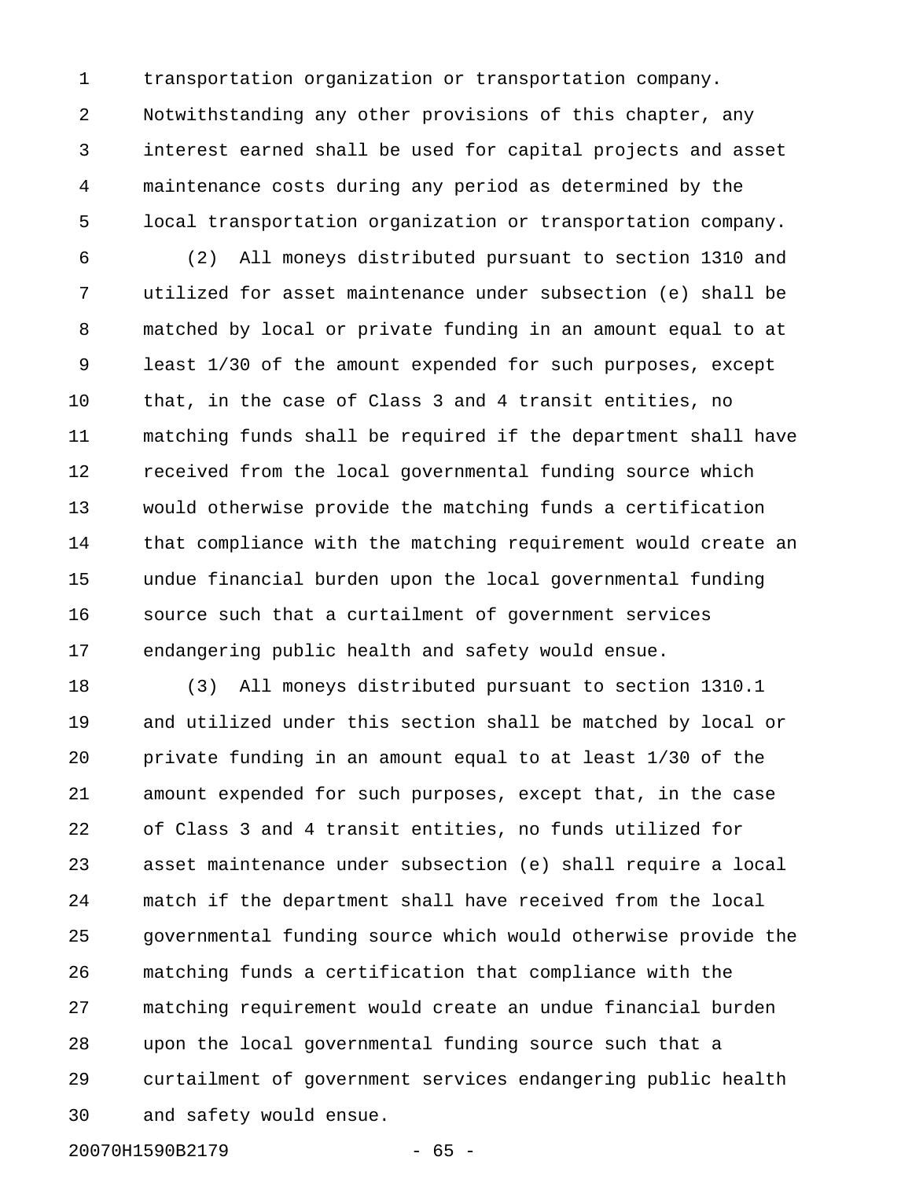transportation organization or transportation company. Notwithstanding any other provisions of this chapter, any interest earned shall be used for capital projects and asset maintenance costs during any period as determined by the local transportation organization or transportation company.

(2) All moneys distributed pursuant to section 1310 and utilized for asset maintenance under subsection (e) shall be matched by local or private funding in an amount equal to at least 1/30 of the amount expended for such purposes, except that, in the case of Class 3 and 4 transit entities, no matching funds shall be required if the department shall have received from the local governmental funding source which would otherwise provide the matching funds a certification that compliance with the matching requirement would create an undue financial burden upon the local governmental funding source such that a curtailment of government services endangering public health and safety would ensue.

(3) All moneys distributed pursuant to section 1310.1 and utilized under this section shall be matched by local or private funding in an amount equal to at least 1/30 of the amount expended for such purposes, except that, in the case of Class 3 and 4 transit entities, no funds utilized for asset maintenance under subsection (e) shall require a local match if the department shall have received from the local governmental funding source which would otherwise provide the matching funds a certification that compliance with the matching requirement would create an undue financial burden upon the local governmental funding source such that a curtailment of government services endangering public health and safety would ensue.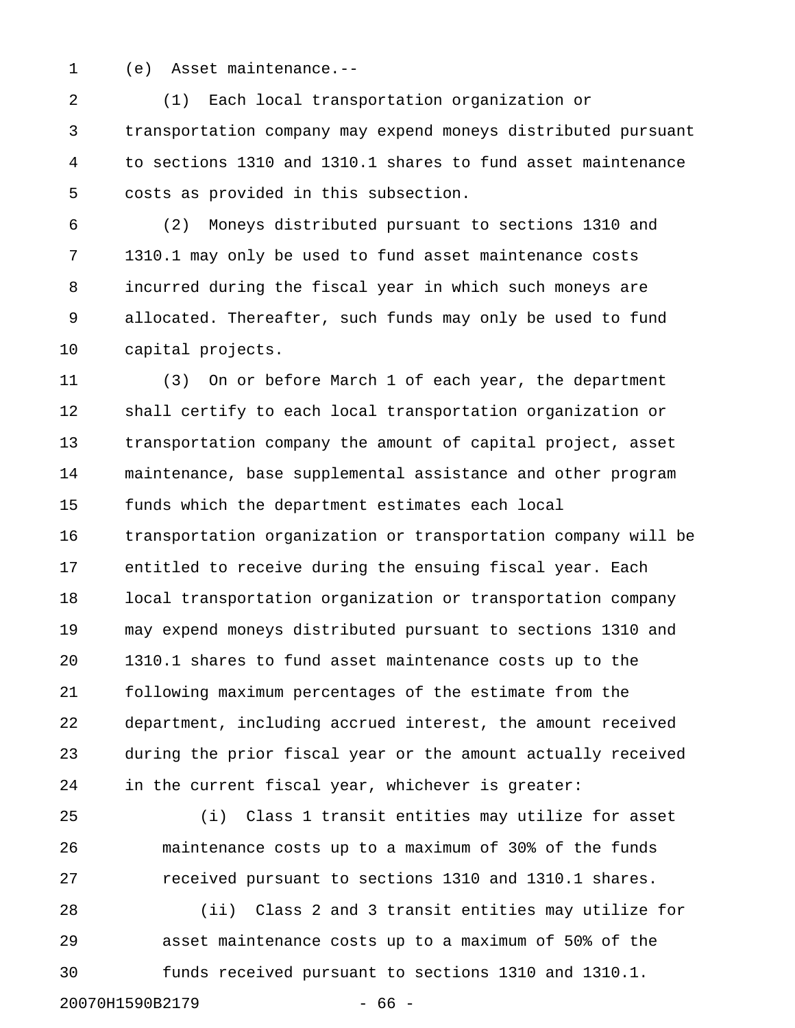(e) Asset maintenance.--

(1) Each local transportation organization or transportation company may expend moneys distributed pursuant to sections 1310 and 1310.1 shares to fund asset maintenance costs as provided in this subsection.

(2) Moneys distributed pursuant to sections 1310 and 1310.1 may only be used to fund asset maintenance costs incurred during the fiscal year in which such moneys are allocated. Thereafter, such funds may only be used to fund capital projects.

(3) On or before March 1 of each year, the department shall certify to each local transportation organization or transportation company the amount of capital project, asset maintenance, base supplemental assistance and other program funds which the department estimates each local transportation organization or transportation company will be entitled to receive during the ensuing fiscal year. Each local transportation organization or transportation company may expend moneys distributed pursuant to sections 1310 and 1310.1 shares to fund asset maintenance costs up to the following maximum percentages of the estimate from the department, including accrued interest, the amount received during the prior fiscal year or the amount actually received in the current fiscal year, whichever is greater:

(i) Class 1 transit entities may utilize for asset maintenance costs up to a maximum of 30% of the funds received pursuant to sections 1310 and 1310.1 shares.

(ii) Class 2 and 3 transit entities may utilize for asset maintenance costs up to a maximum of 50% of the funds received pursuant to sections 1310 and 1310.1.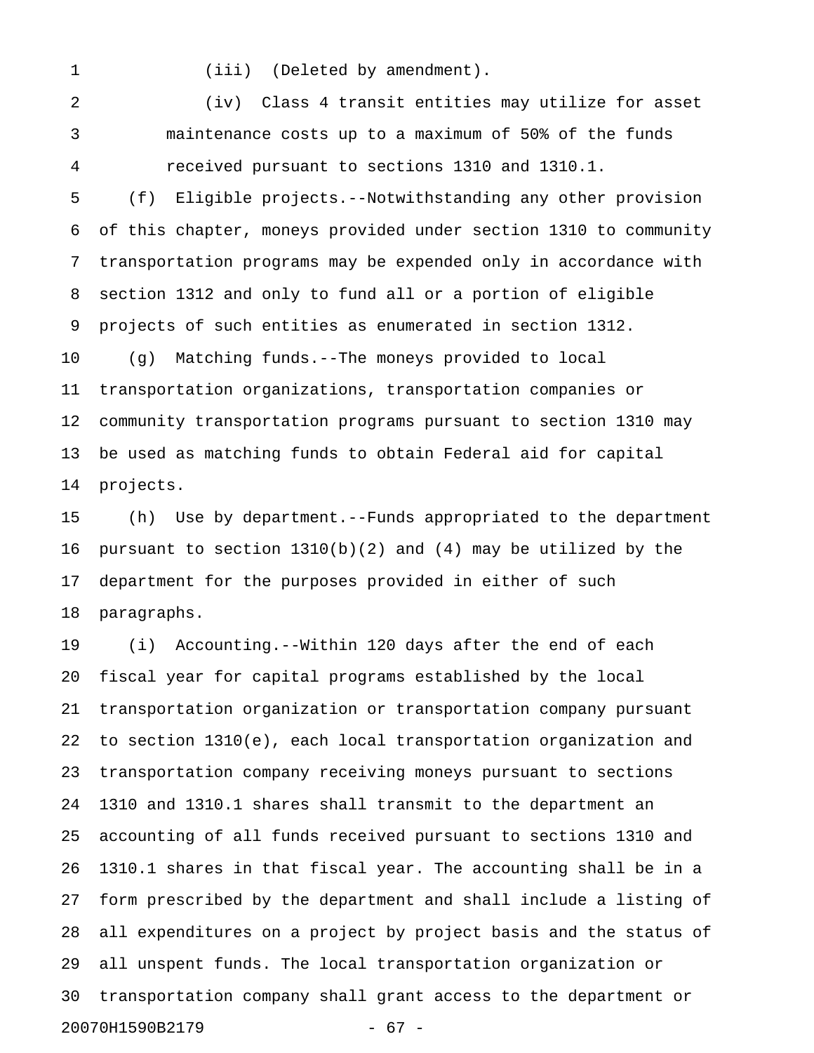(iii) (Deleted by amendment).

(iv) Class 4 transit entities may utilize for asset maintenance costs up to a maximum of 50% of the funds received pursuant to sections 1310 and 1310.1.

(f) Eligible projects.--Notwithstanding any other provision of this chapter, moneys provided under section 1310 to community transportation programs may be expended only in accordance with section 1312 and only to fund all or a portion of eligible projects of such entities as enumerated in section 1312.

(g) Matching funds.--The moneys provided to local transportation organizations, transportation companies or community transportation programs pursuant to section 1310 may be used as matching funds to obtain Federal aid for capital projects.

(h) Use by department.--Funds appropriated to the department pursuant to section 1310(b)(2) and (4) may be utilized by the department for the purposes provided in either of such paragraphs.

(i) Accounting.--Within 120 days after the end of each fiscal year for capital programs established by the local transportation organization or transportation company pursuant to section 1310(e), each local transportation organization and transportation company receiving moneys pursuant to sections 1310 and 1310.1 shares shall transmit to the department an accounting of all funds received pursuant to sections 1310 and 1310.1 shares in that fiscal year. The accounting shall be in a form prescribed by the department and shall include a listing of all expenditures on a project by project basis and the status of all unspent funds. The local transportation organization or transportation company shall grant access to the department or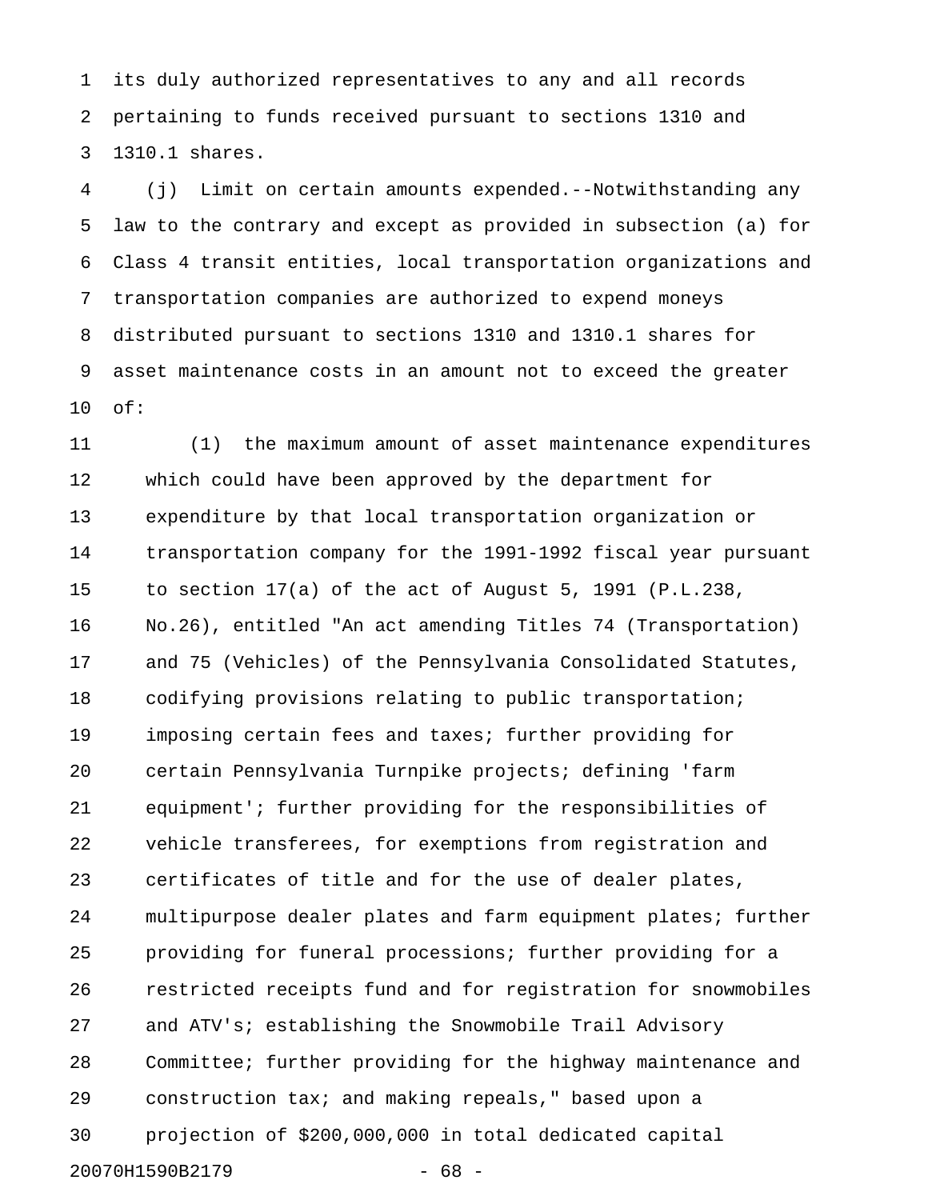its duly authorized representatives to any and all records pertaining to funds received pursuant to sections 1310 and 1310.1 shares.

(j) Limit on certain amounts expended.--Notwithstanding any law to the contrary and except as provided in subsection (a) for Class 4 transit entities, local transportation organizations and transportation companies are authorized to expend moneys distributed pursuant to sections 1310 and 1310.1 shares for asset maintenance costs in an amount not to exceed the greater of:

(1) the maximum amount of asset maintenance expenditures which could have been approved by the department for expenditure by that local transportation organization or transportation company for the 1991-1992 fiscal year pursuant to section 17(a) of the act of August 5, 1991 (P.L.238, No.26), entitled "An act amending Titles 74 (Transportation) and 75 (Vehicles) of the Pennsylvania Consolidated Statutes, codifying provisions relating to public transportation; imposing certain fees and taxes; further providing for certain Pennsylvania Turnpike projects; defining 'farm equipment'; further providing for the responsibilities of vehicle transferees, for exemptions from registration and certificates of title and for the use of dealer plates, multipurpose dealer plates and farm equipment plates; further providing for funeral processions; further providing for a restricted receipts fund and for registration for snowmobiles and ATV's; establishing the Snowmobile Trail Advisory Committee; further providing for the highway maintenance and construction tax; and making repeals," based upon a projection of $200,000,000 in total dedicated capital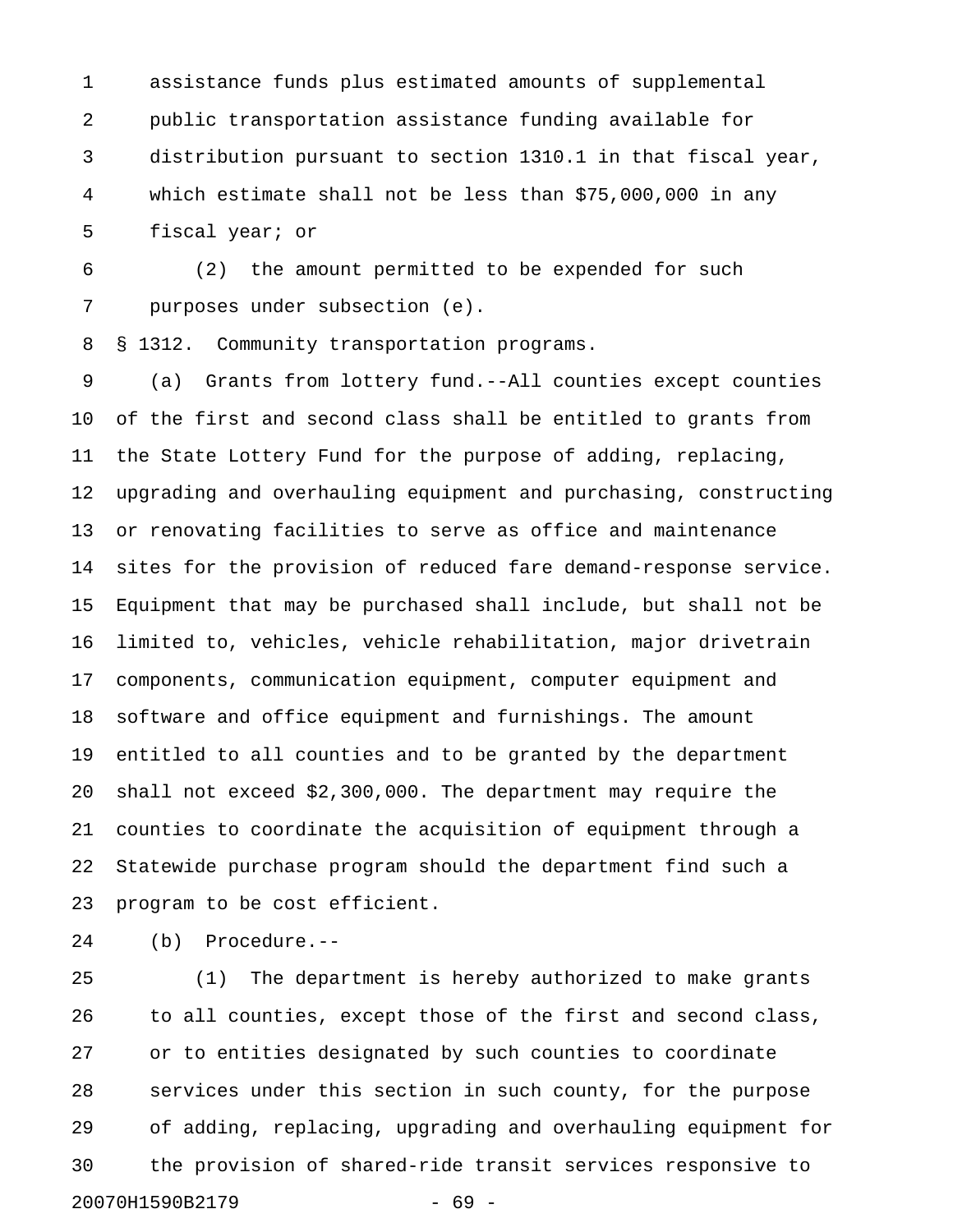assistance funds plus estimated amounts of supplemental public transportation assistance funding available for distribution pursuant to section 1310.1 in that fiscal year, which estimate shall not be less than $75,000,000 in any fiscal year; or

(2) the amount permitted to be expended for such purposes under subsection (e).

§ 1312. Community transportation programs.

(a) Grants from lottery fund.--All counties except counties of the first and second class shall be entitled to grants from the State Lottery Fund for the purpose of adding, replacing, upgrading and overhauling equipment and purchasing, constructing or renovating facilities to serve as office and maintenance sites for the provision of reduced fare demand-response service. Equipment that may be purchased shall include, but shall not be limited to, vehicles, vehicle rehabilitation, major drivetrain components, communication equipment, computer equipment and software and office equipment and furnishings. The amount entitled to all counties and to be granted by the department shall not exceed $2,300,000. The department may require the counties to coordinate the acquisition of equipment through a Statewide purchase program should the department find such a program to be cost efficient.

(b) Procedure.--

(1) The department is hereby authorized to make grants to all counties, except those of the first and second class, or to entities designated by such counties to coordinate services under this section in such county, for the purpose of adding, replacing, upgrading and overhauling equipment for the provision of shared-ride transit services responsive to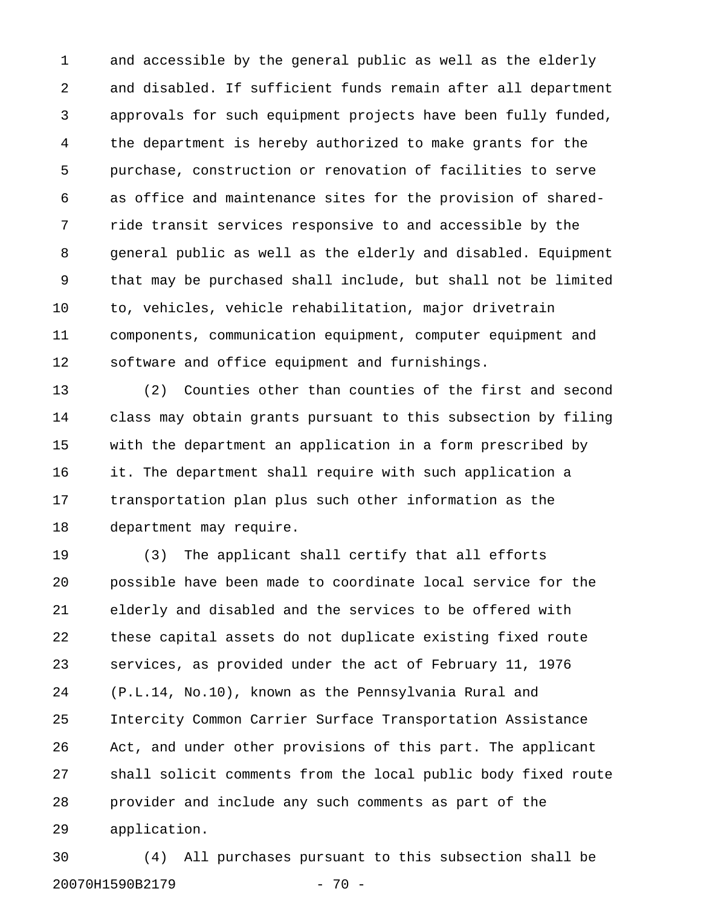and accessible by the general public as well as the elderly and disabled. If sufficient funds remain after all department approvals for such equipment projects have been fully funded, the department is hereby authorized to make grants for the purchase, construction or renovation of facilities to serve as office and maintenance sites for the provision of shared-ride transit services responsive to and accessible by the general public as well as the elderly and disabled. Equipment that may be purchased shall include, but shall not be limited to, vehicles, vehicle rehabilitation, major drivetrain components, communication equipment, computer equipment and software and office equipment and furnishings.

(2) Counties other than counties of the first and second class may obtain grants pursuant to this subsection by filing with the department an application in a form prescribed by it. The department shall require with such application a transportation plan plus such other information as the department may require.

(3) The applicant shall certify that all efforts possible have been made to coordinate local service for the elderly and disabled and the services to be offered with these capital assets do not duplicate existing fixed route services, as provided under the act of February 11, 1976 (P.L.14, No.10), known as the Pennsylvania Rural and Intercity Common Carrier Surface Transportation Assistance Act, and under other provisions of this part. The applicant shall solicit comments from the local public body fixed route provider and include any such comments as part of the application.

(4) All purchases pursuant to this subsection shall be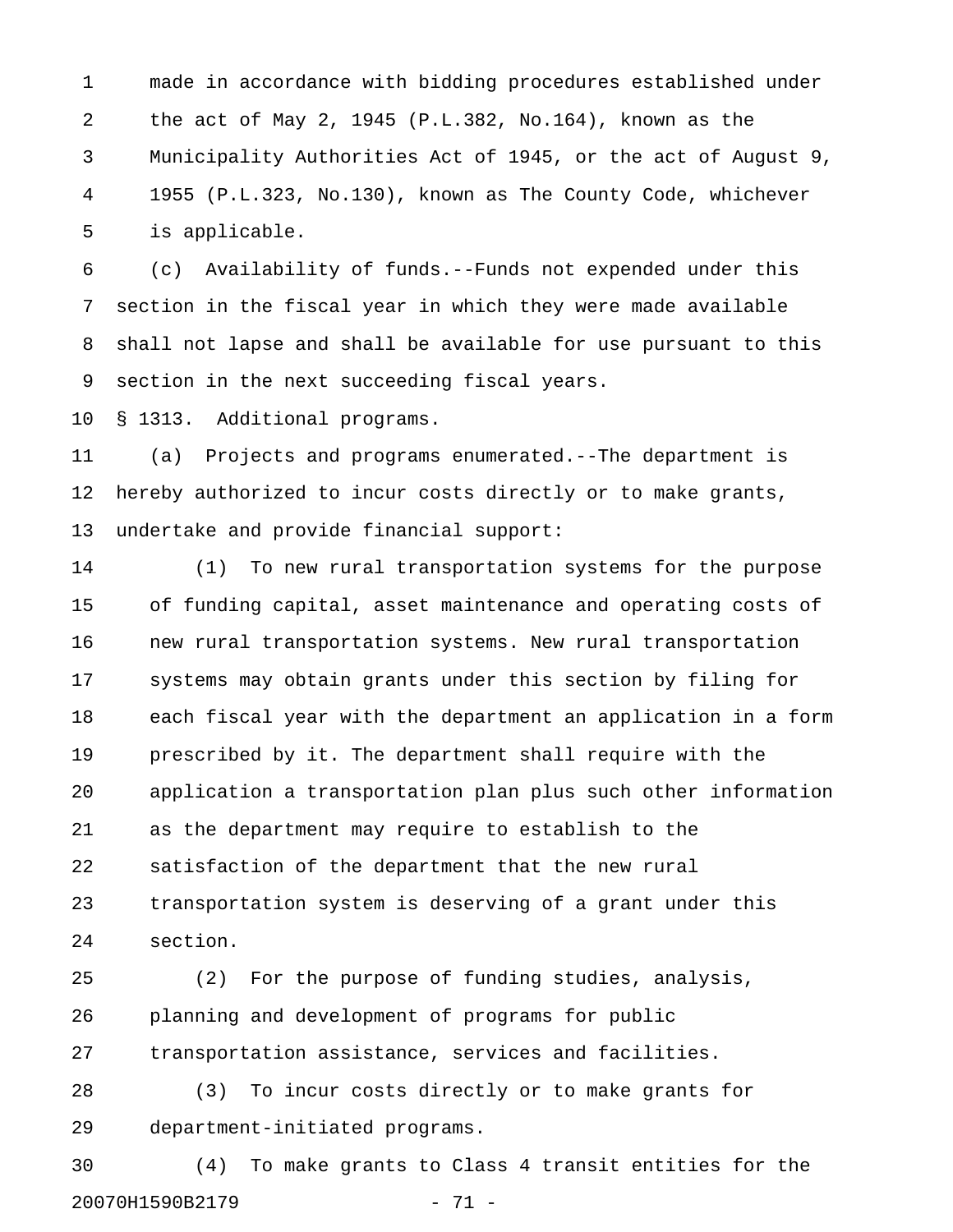made in accordance with bidding procedures established under the act of May 2, 1945 (P.L.382, No.164), known as the Municipality Authorities Act of 1945, or the act of August 9, 1955 (P.L.323, No.130), known as The County Code, whichever is applicable.

(c) Availability of funds.--Funds not expended under this section in the fiscal year in which they were made available shall not lapse and shall be available for use pursuant to this section in the next succeeding fiscal years.

§ 1313. Additional programs.

(a) Projects and programs enumerated.--The department is hereby authorized to incur costs directly or to make grants, undertake and provide financial support:

(1) To new rural transportation systems for the purpose of funding capital, asset maintenance and operating costs of new rural transportation systems. New rural transportation systems may obtain grants under this section by filing for each fiscal year with the department an application in a form prescribed by it. The department shall require with the application a transportation plan plus such other information as the department may require to establish to the satisfaction of the department that the new rural transportation system is deserving of a grant under this section.

(2) For the purpose of funding studies, analysis, planning and development of programs for public transportation assistance, services and facilities.

(3) To incur costs directly or to make grants for department-initiated programs.

(4) To make grants to Class 4 transit entities for the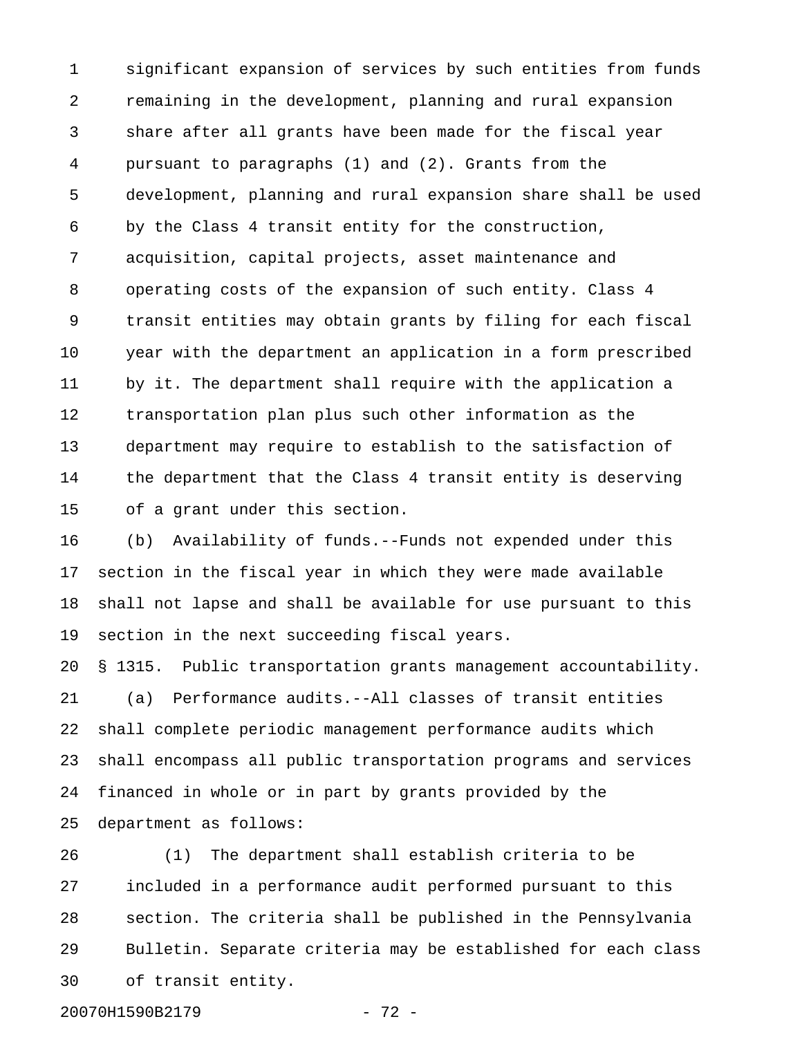significant expansion of services by such entities from funds remaining in the development, planning and rural expansion share after all grants have been made for the fiscal year pursuant to paragraphs (1) and (2). Grants from the development, planning and rural expansion share shall be used by the Class 4 transit entity for the construction, acquisition, capital projects, asset maintenance and operating costs of the expansion of such entity. Class 4 transit entities may obtain grants by filing for each fiscal year with the department an application in a form prescribed by it. The department shall require with the application a transportation plan plus such other information as the department may require to establish to the satisfaction of the department that the Class 4 transit entity is deserving of a grant under this section.

(b) Availability of funds.--Funds not expended under this section in the fiscal year in which they were made available shall not lapse and shall be available for use pursuant to this section in the next succeeding fiscal years.

§ 1315. Public transportation grants management accountability.

(a) Performance audits.--All classes of transit entities shall complete periodic management performance audits which shall encompass all public transportation programs and services financed in whole or in part by grants provided by the department as follows:

(1) The department shall establish criteria to be included in a performance audit performed pursuant to this section. The criteria shall be published in the Pennsylvania Bulletin. Separate criteria may be established for each class of transit entity.

20070H1590B2179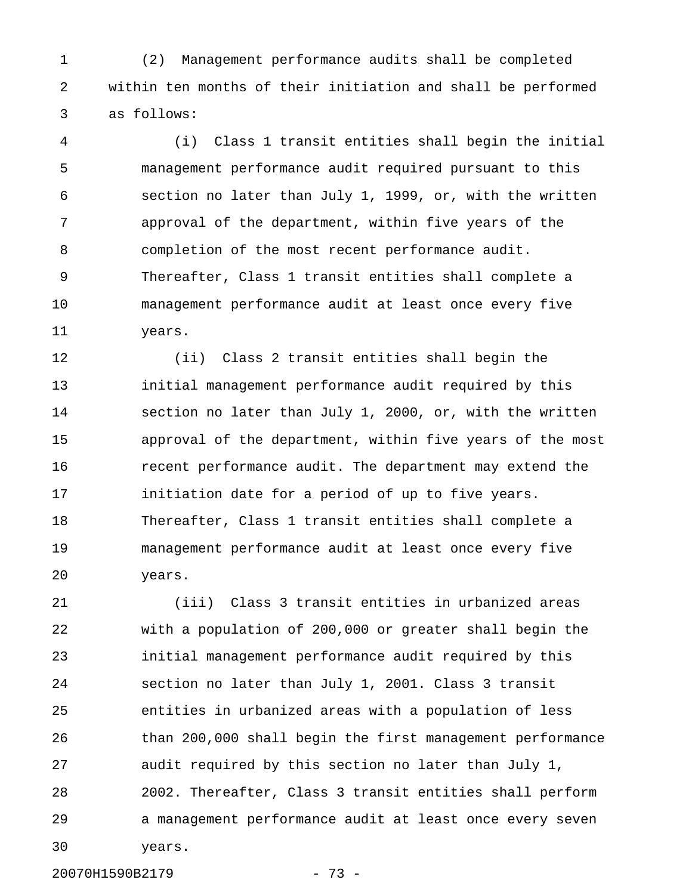(2) Management performance audits shall be completed within ten months of their initiation and shall be performed as follows:

(i) Class 1 transit entities shall begin the initial management performance audit required pursuant to this section no later than July 1, 1999, or, with the written approval of the department, within five years of the completion of the most recent performance audit. Thereafter, Class 1 transit entities shall complete a management performance audit at least once every five years.

(ii) Class 2 transit entities shall begin the initial management performance audit required by this section no later than July 1, 2000, or, with the written approval of the department, within five years of the most recent performance audit. The department may extend the initiation date for a period of up to five years. Thereafter, Class 1 transit entities shall complete a management performance audit at least once every five years.

(iii) Class 3 transit entities in urbanized areas with a population of 200,000 or greater shall begin the initial management performance audit required by this section no later than July 1, 2001. Class 3 transit entities in urbanized areas with a population of less than 200,000 shall begin the first management performance audit required by this section no later than July 1, 2002. Thereafter, Class 3 transit entities shall perform a management performance audit at least once every seven years.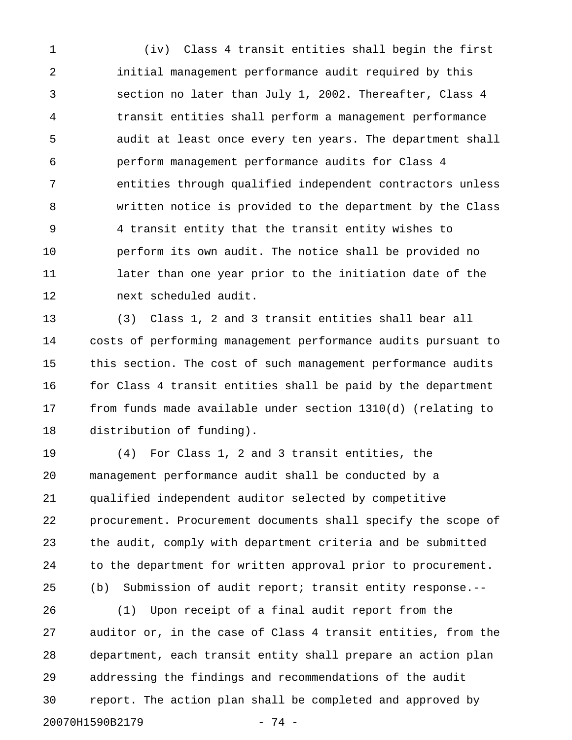(iv) Class 4 transit entities shall begin the first initial management performance audit required by this section no later than July 1, 2002. Thereafter, Class 4 transit entities shall perform a management performance audit at least once every ten years. The department shall perform management performance audits for Class 4 entities through qualified independent contractors unless written notice is provided to the department by the Class 4 transit entity that the transit entity wishes to perform its own audit. The notice shall be provided no later than one year prior to the initiation date of the next scheduled audit.

(3) Class 1, 2 and 3 transit entities shall bear all costs of performing management performance audits pursuant to this section. The cost of such management performance audits for Class 4 transit entities shall be paid by the department from funds made available under section 1310(d) (relating to distribution of funding).

(4) For Class 1, 2 and 3 transit entities, the management performance audit shall be conducted by a qualified independent auditor selected by competitive procurement. Procurement documents shall specify the scope of the audit, comply with department criteria and be submitted to the department for written approval prior to procurement.

(b) Submission of audit report; transit entity response.--

(1) Upon receipt of a final audit report from the auditor or, in the case of Class 4 transit entities, from the department, each transit entity shall prepare an action plan addressing the findings and recommendations of the audit report. The action plan shall be completed and approved by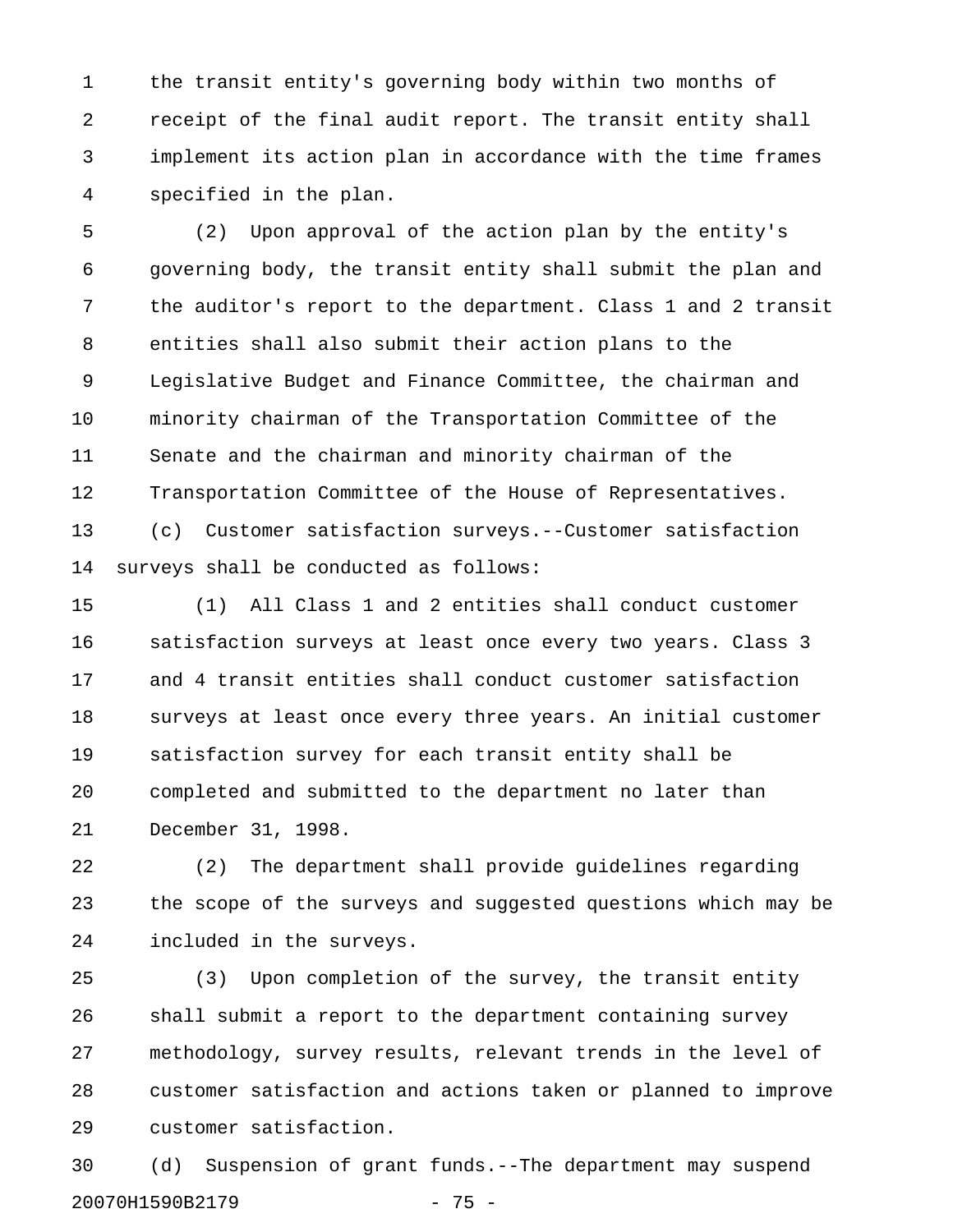the transit entity's governing body within two months of receipt of the final audit report. The transit entity shall implement its action plan in accordance with the time frames specified in the plan.

(2) Upon approval of the action plan by the entity's governing body, the transit entity shall submit the plan and the auditor's report to the department. Class 1 and 2 transit entities shall also submit their action plans to the Legislative Budget and Finance Committee, the chairman and minority chairman of the Transportation Committee of the Senate and the chairman and minority chairman of the Transportation Committee of the House of Representatives.

(c) Customer satisfaction surveys.--Customer satisfaction surveys shall be conducted as follows:

(1) All Class 1 and 2 entities shall conduct customer satisfaction surveys at least once every two years. Class 3 and 4 transit entities shall conduct customer satisfaction surveys at least once every three years. An initial customer satisfaction survey for each transit entity shall be completed and submitted to the department no later than December 31, 1998.

(2) The department shall provide guidelines regarding the scope of the surveys and suggested questions which may be included in the surveys.

(3) Upon completion of the survey, the transit entity shall submit a report to the department containing survey methodology, survey results, relevant trends in the level of customer satisfaction and actions taken or planned to improve customer satisfaction.

(d) Suspension of grant funds.--The department may suspend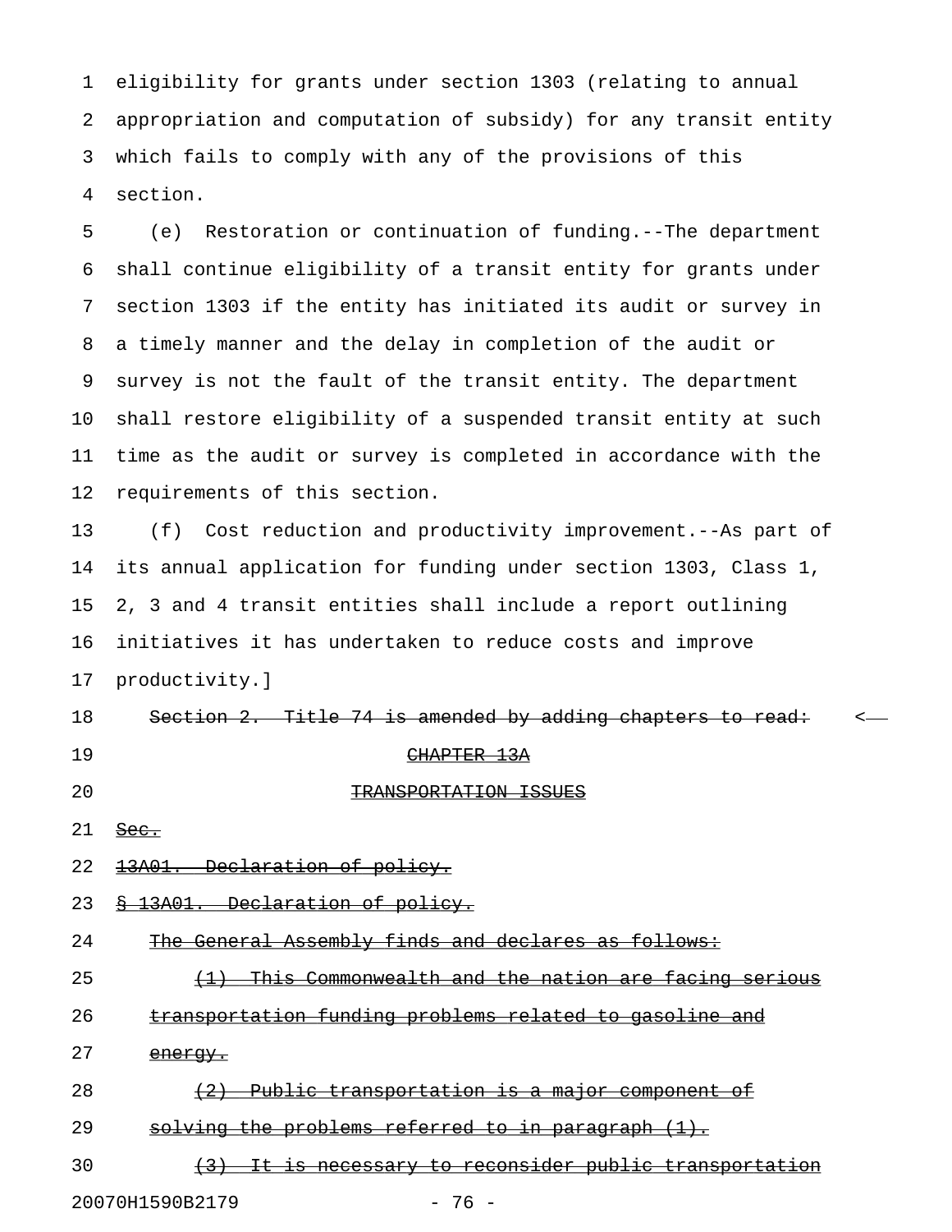eligibility for grants under section 1303 (relating to annual appropriation and computation of subsidy) for any transit entity which fails to comply with any of the provisions of this section.

(e) Restoration or continuation of funding.--The department shall continue eligibility of a transit entity for grants under section 1303 if the entity has initiated its audit or survey in a timely manner and the delay in completion of the audit or survey is not the fault of the transit entity. The department shall restore eligibility of a suspended transit entity at such time as the audit or survey is completed in accordance with the requirements of this section.

(f) Cost reduction and productivity improvement.--As part of its annual application for funding under section 1303, Class 1, 2, 3 and 4 transit entities shall include a report outlining initiatives it has undertaken to reduce costs and improve productivity.]

~~Section 2. Title 74 is amended by adding chapters to read:~~ <

~~CHAPTER 13A~~

~~TRANSPORTATION ISSUES~~

~~Sec.~~

~~13A01. Declaration of policy.~~

~~§ 13A01. Declaration of policy.~~

~~The General Assembly finds and declares as follows:~~

~~(1) This Commonwealth and the nation are facing serious transportation funding problems related to gasoline and energy.~~

~~(2) Public transportation is a major component of solving the problems referred to in paragraph (1).~~

~~(3) It is necessary to reconsider public transportation~~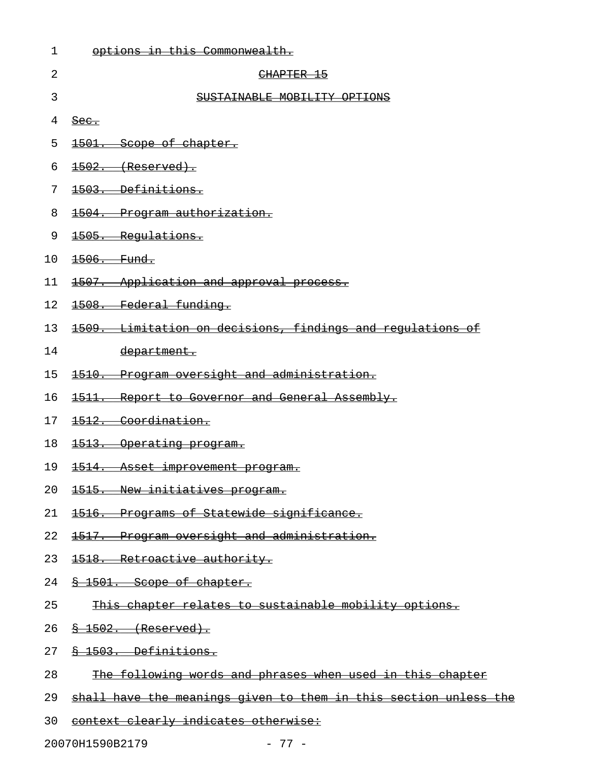options in this Commonwealth.

CHAPTER 15

SUSTAINABLE MOBILITY OPTIONS

Sec.

1501. Scope of chapter.

1502. (Reserved).

1503. Definitions.

1504. Program authorization.

1505. Regulations.

1506. Fund.

1507. Application and approval process.

1508. Federal funding.

1509. Limitation on decisions, findings and regulations of department.

1510. Program oversight and administration.

1511. Report to Governor and General Assembly.

1512. Coordination.

1513. Operating program.

1514. Asset improvement program.

1515. New initiatives program.

1516. Programs of Statewide significance.

1517. Program oversight and administration.

1518. Retroactive authority.

§ 1501. Scope of chapter.

This chapter relates to sustainable mobility options.

§ 1502. (Reserved).

§ 1503. Definitions.

The following words and phrases when used in this chapter shall have the meanings given to them in this section unless the context clearly indicates otherwise: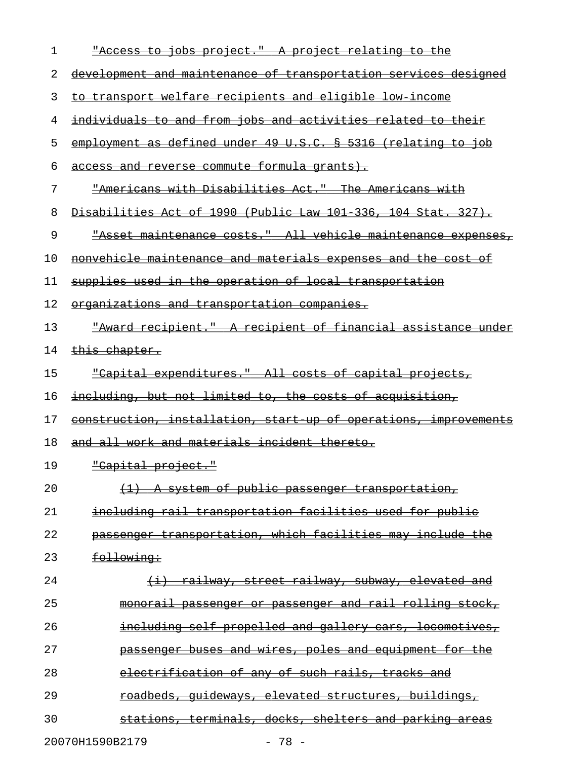~~"Access to jobs project." A project relating to the development and maintenance of transportation services designed to transport welfare recipients and eligible low-income individuals to and from jobs and activities related to their employment as defined under 49 U.S.C. § 5316 (relating to job access and reverse commute formula grants).~~

~~"Americans with Disabilities Act." The Americans with Disabilities Act of 1990 (Public Law 101-336, 104 Stat. 327).~~

~~"Asset maintenance costs." All vehicle maintenance expenses, nonvehicle maintenance and materials expenses and the cost of supplies used in the operation of local transportation organizations and transportation companies.~~

~~"Award recipient." A recipient of financial assistance under this chapter.~~

~~"Capital expenditures." All costs of capital projects, including, but not limited to, the costs of acquisition, construction, installation, start-up of operations, improvements and all work and materials incident thereto.~~

~~"Capital project."~~

~~(1) A system of public passenger transportation, including rail transportation facilities used for public passenger transportation, which facilities may include the following:~~

~~(i) railway, street railway, subway, elevated and monorail passenger or passenger and rail rolling stock, including self-propelled and gallery cars, locomotives, passenger buses and wires, poles and equipment for the electrification of any of such rails, tracks and roadbeds, guideways, elevated structures, buildings, stations, terminals, docks, shelters and parking areas~~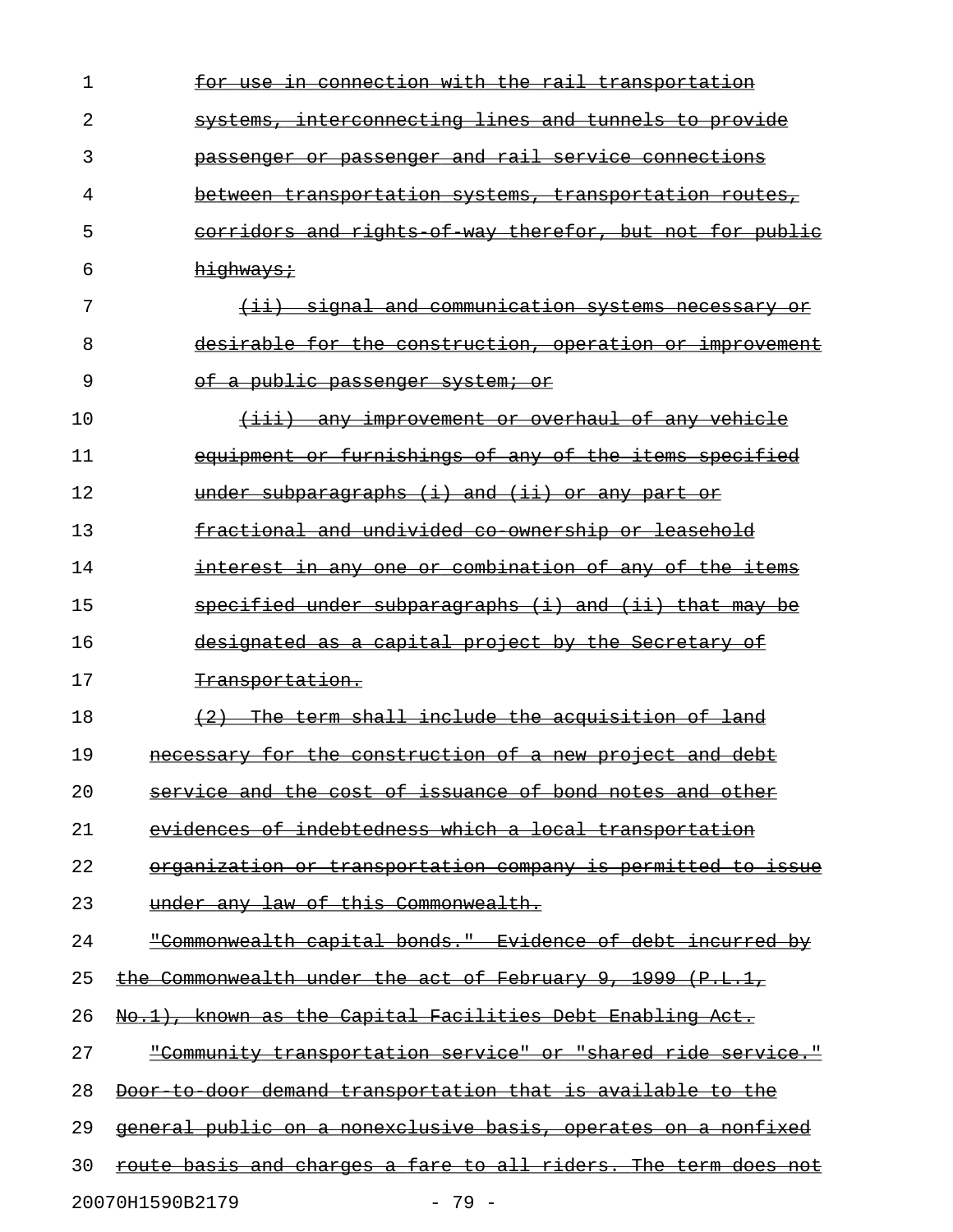for use in connection with the rail transportation systems, interconnecting lines and tunnels to provide passenger or passenger and rail service connections between transportation systems, transportation routes, corridors and rights-of-way therefor, but not for public highways;

(ii) signal and communication systems necessary or desirable for the construction, operation or improvement of a public passenger system; or

(iii) any improvement or overhaul of any vehicle equipment or furnishings of any of the items specified under subparagraphs (i) and (ii) or any part or fractional and undivided co-ownership or leasehold interest in any one or combination of any of the items specified under subparagraphs (i) and (ii) that may be designated as a capital project by the Secretary of Transportation.

(2) The term shall include the acquisition of land necessary for the construction of a new project and debt service and the cost of issuance of bond notes and other evidences of indebtedness which a local transportation organization or transportation company is permitted to issue under any law of this Commonwealth.

"Commonwealth capital bonds." Evidence of debt incurred by the Commonwealth under the act of February 9, 1999 (P.L.1, No.1), known as the Capital Facilities Debt Enabling Act.

"Community transportation service" or "shared ride service." Door-to-door demand transportation that is available to the general public on a nonexclusive basis, operates on a nonfixed route basis and charges a fare to all riders. The term does not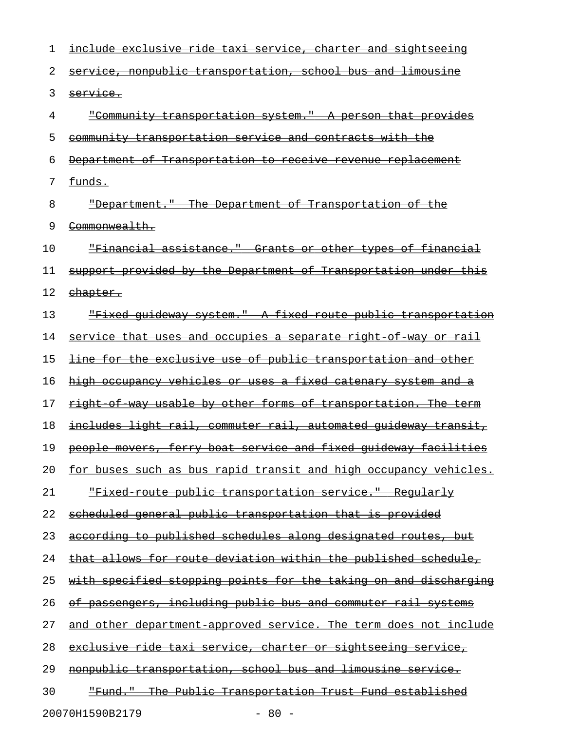~~include exclusive ride taxi service, charter and sightseeing service, nonpublic transportation, school bus and limousine service.~~

~~"Community transportation system." A person that provides community transportation service and contracts with the Department of Transportation to receive revenue replacement funds.~~

~~"Department." The Department of Transportation of the Commonwealth.~~

~~"Financial assistance." Grants or other types of financial support provided by the Department of Transportation under this chapter.~~

~~"Fixed guideway system." A fixed-route public transportation service that uses and occupies a separate right-of-way or rail line for the exclusive use of public transportation and other high occupancy vehicles or uses a fixed catenary system and a right-of-way usable by other forms of transportation. The term includes light rail, commuter rail, automated guideway transit, people movers, ferry boat service and fixed guideway facilities for buses such as bus rapid transit and high occupancy vehicles.~~

~~"Fixed-route public transportation service." Regularly scheduled general public transportation that is provided according to published schedules along designated routes, but that allows for route deviation within the published schedule, with specified stopping points for the taking on and discharging of passengers, including public bus and commuter rail systems and other department-approved service. The term does not include exclusive ride taxi service, charter or sightseeing service, nonpublic transportation, school bus and limousine service.~~

~~"Fund." The Public Transportation Trust Fund established~~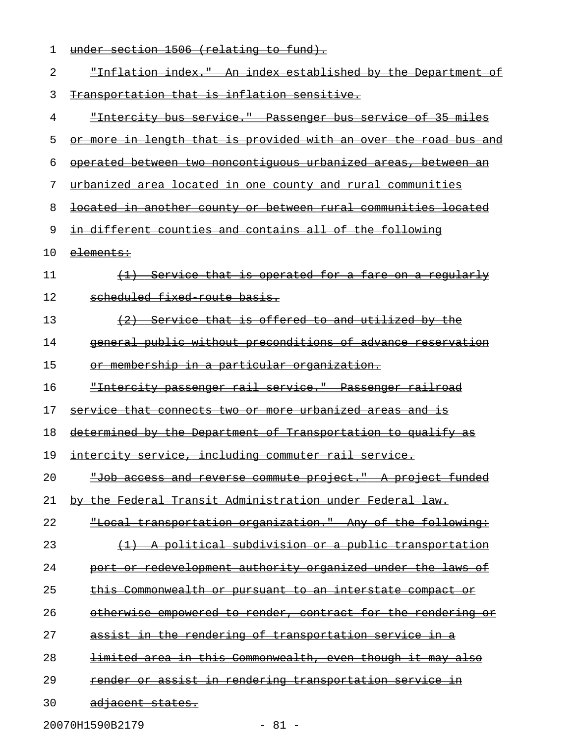under section 1506 (relating to fund).

"Inflation index." An index established by the Department of Transportation that is inflation sensitive.

"Intercity bus service." Passenger bus service of 35 miles or more in length that is provided with an over the road bus and operated between two noncontiguous urbanized areas, between an urbanized area located in one county and rural communities located in another county or between rural communities located in different counties and contains all of the following elements:

(1) Service that is operated for a fare on a regularly scheduled fixed-route basis.

(2) Service that is offered to and utilized by the general public without preconditions of advance reservation or membership in a particular organization.

"Intercity passenger rail service." Passenger railroad service that connects two or more urbanized areas and is determined by the Department of Transportation to qualify as intercity service, including commuter rail service.

"Job access and reverse commute project." A project funded by the Federal Transit Administration under Federal law.

"Local transportation organization." Any of the following:

(1) A political subdivision or a public transportation port or redevelopment authority organized under the laws of this Commonwealth or pursuant to an interstate compact or otherwise empowered to render, contract for the rendering or assist in the rendering of transportation service in a limited area in this Commonwealth, even though it may also render or assist in rendering transportation service in adjacent states.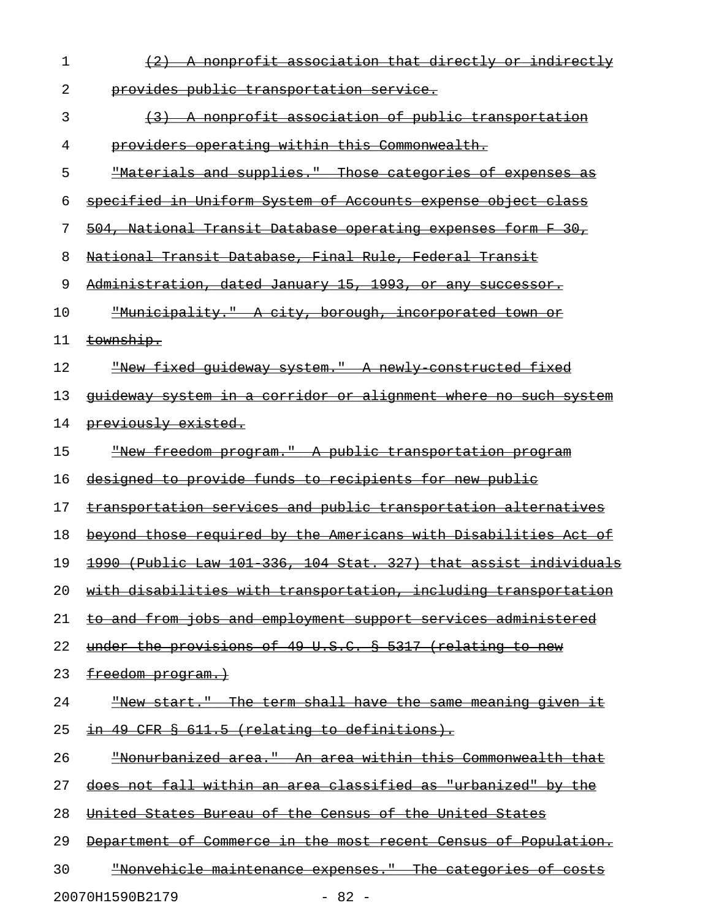(2) A nonprofit association that directly or indirectly provides public transportation service.

(3) A nonprofit association of public transportation providers operating within this Commonwealth.

"Materials and supplies." Those categories of expenses as specified in Uniform System of Accounts expense object class 504, National Transit Database operating expenses form F 30, National Transit Database, Final Rule, Federal Transit Administration, dated January 15, 1993, or any successor.

"Municipality." A city, borough, incorporated town or township.

"New fixed guideway system." A newly-constructed fixed guideway system in a corridor or alignment where no such system previously existed.

"New freedom program." A public transportation program designed to provide funds to recipients for new public transportation services and public transportation alternatives beyond those required by the Americans with Disabilities Act of 1990 (Public Law 101-336, 104 Stat. 327) that assist individuals with disabilities with transportation, including transportation to and from jobs and employment support services administered under the provisions of 49 U.S.C. § 5317 (relating to new freedom program.)

"New start." The term shall have the same meaning given it in 49 CFR § 611.5 (relating to definitions).

"Nonurbanized area." An area within this Commonwealth that does not fall within an area classified as "urbanized" by the United States Bureau of the Census of the United States Department of Commerce in the most recent Census of Population.

"Nonvehicle maintenance expenses." The categories of costs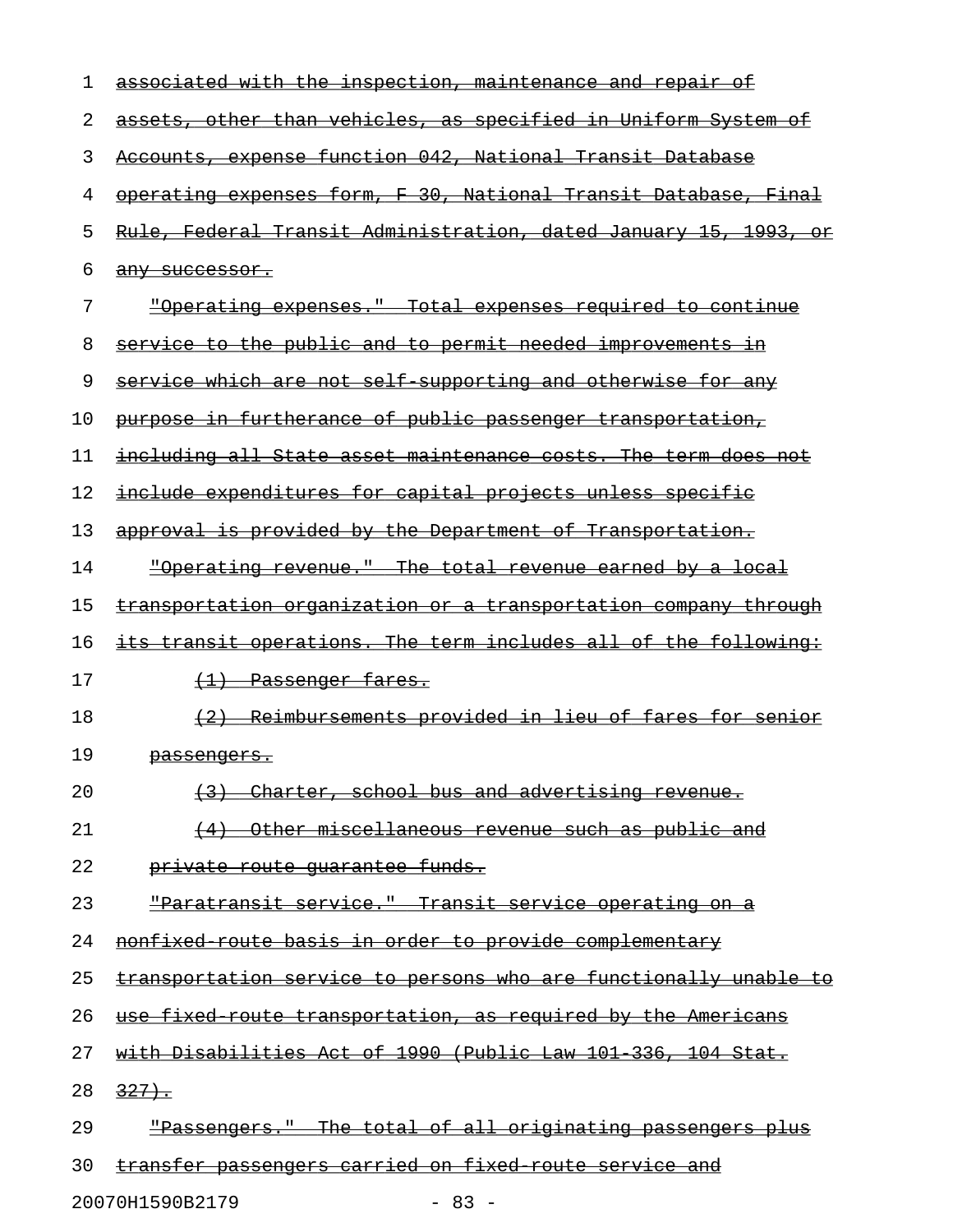associated with the inspection, maintenance and repair of assets, other than vehicles, as specified in Uniform System of Accounts, expense function 042, National Transit Database operating expenses form, F-30, National Transit Database, Final Rule, Federal Transit Administration, dated January 15, 1993, or any successor.

"Operating expenses." Total expenses required to continue service to the public and to permit needed improvements in service which are not self-supporting and otherwise for any purpose in furtherance of public passenger transportation, including all State asset maintenance costs. The term does not include expenditures for capital projects unless specific approval is provided by the Department of Transportation.

"Operating revenue." The total revenue earned by a local transportation organization or a transportation company through its transit operations. The term includes all of the following:

(1) Passenger fares.

(2) Reimbursements provided in lieu of fares for senior passengers.

(3) Charter, school bus and advertising revenue.

(4) Other miscellaneous revenue such as public and private route guarantee funds.

"Paratransit service." Transit service operating on a nonfixed-route basis in order to provide complementary transportation service to persons who are functionally unable to use fixed-route transportation, as required by the Americans with Disabilities Act of 1990 (Public Law 101-336, 104 Stat. 327).

"Passengers." The total of all originating passengers plus transfer passengers carried on fixed-route service and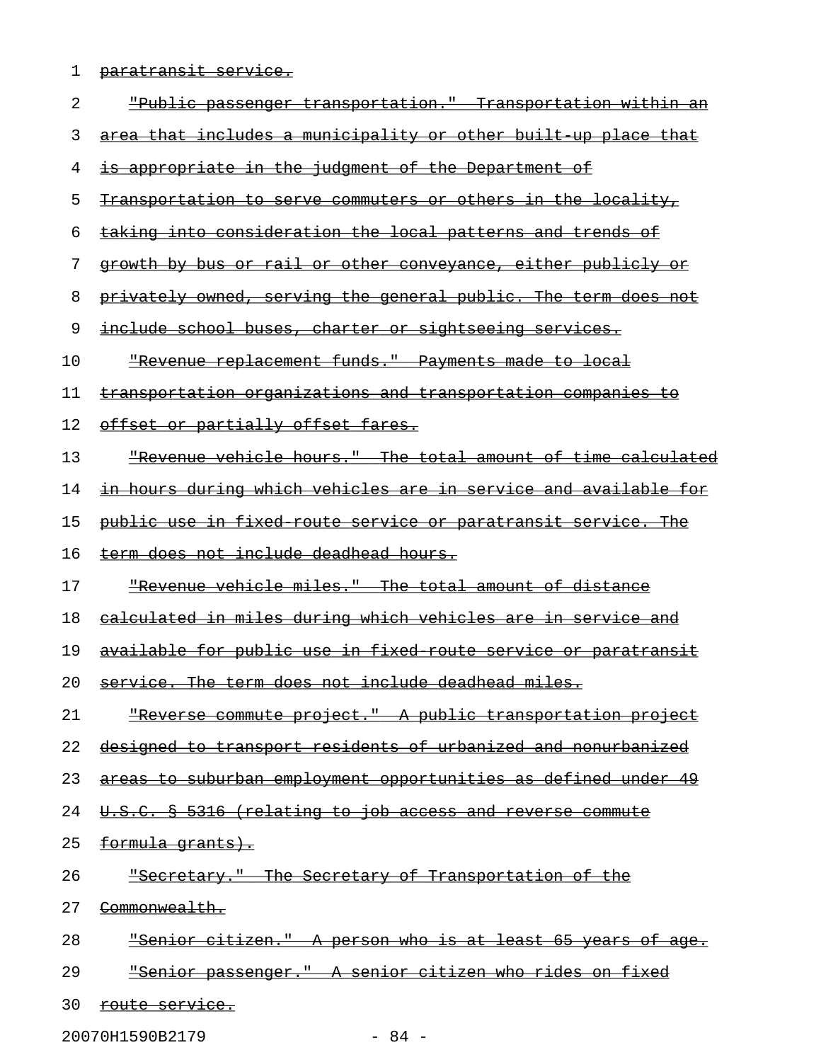paratransit service.

"Public passenger transportation." Transportation within an area that includes a municipality or other built-up place that is appropriate in the judgment of the Department of Transportation to serve commuters or others in the locality, taking into consideration the local patterns and trends of growth by bus or rail or other conveyance, either publicly or privately owned, serving the general public. The term does not include school buses, charter or sightseeing services.

"Revenue replacement funds." Payments made to local transportation organizations and transportation companies to offset or partially offset fares.

"Revenue vehicle hours." The total amount of time calculated in hours during which vehicles are in service and available for public use in fixed-route service or paratransit service. The term does not include deadhead hours.

"Revenue vehicle miles." The total amount of distance calculated in miles during which vehicles are in service and available for public use in fixed-route service or paratransit service. The term does not include deadhead miles.

"Reverse commute project." A public transportation project designed to transport residents of urbanized and nonurbanized areas to suburban employment opportunities as defined under 49 U.S.C. § 5316 (relating to job access and reverse commute formula grants).

"Secretary." The Secretary of Transportation of the Commonwealth.

"Senior citizen." A person who is at least 65 years of age.

"Senior passenger." A senior citizen who rides on fixed route service.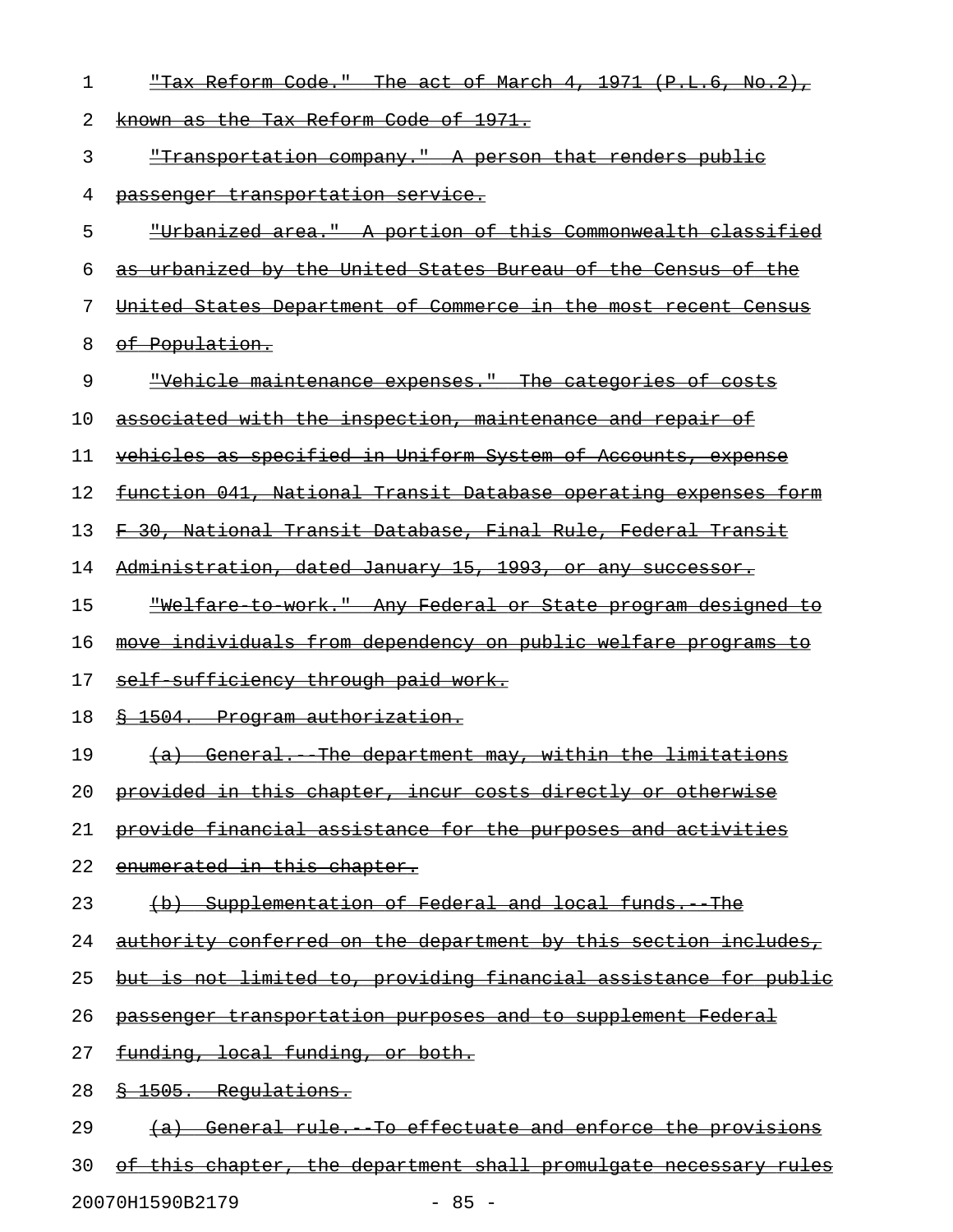"Tax Reform Code." The act of March 4, 1971 (P.L.6, No.2), known as the Tax Reform Code of 1971.

"Transportation company." A person that renders public passenger transportation service.

"Urbanized area." A portion of this Commonwealth classified as urbanized by the United States Bureau of the Census of the United States Department of Commerce in the most recent Census of Population.

"Vehicle maintenance expenses." The categories of costs associated with the inspection, maintenance and repair of vehicles as specified in Uniform System of Accounts, expense function 041, National Transit Database operating expenses form F 30, National Transit Database, Final Rule, Federal Transit Administration, dated January 15, 1993, or any successor.

"Welfare-to-work." Any Federal or State program designed to move individuals from dependency on public welfare programs to self-sufficiency through paid work.

§ 1504. Program authorization.

(a) General.--The department may, within the limitations provided in this chapter, incur costs directly or otherwise provide financial assistance for the purposes and activities enumerated in this chapter.

(b) Supplementation of Federal and local funds.--The authority conferred on the department by this section includes, but is not limited to, providing financial assistance for public passenger transportation purposes and to supplement Federal funding, local funding, or both.

§ 1505. Regulations.

(a) General rule.--To effectuate and enforce the provisions of this chapter, the department shall promulgate necessary rules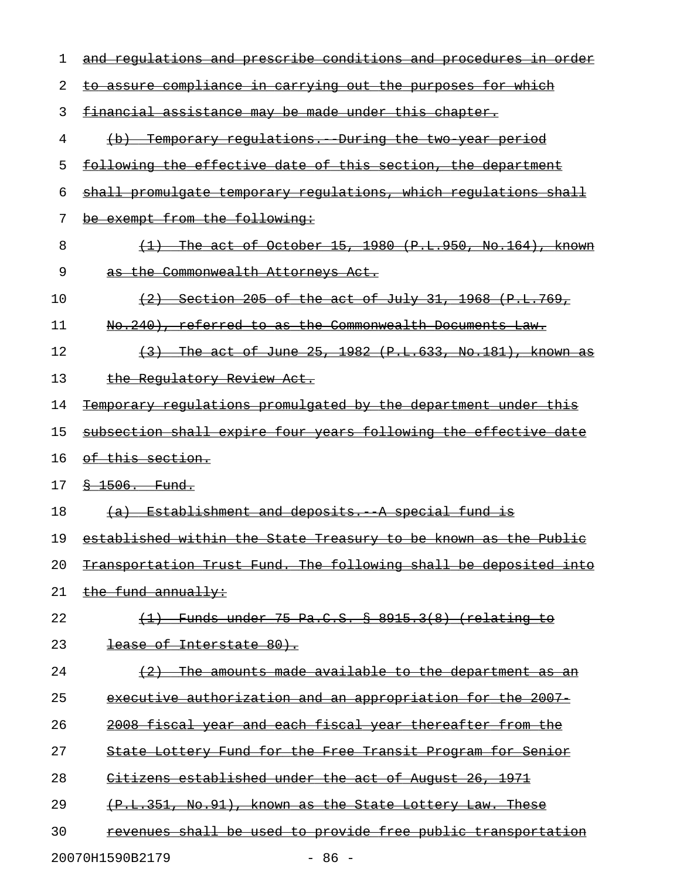and regulations and prescribe conditions and procedures in order to assure compliance in carrying out the purposes for which financial assistance may be made under this chapter.

(b) Temporary regulations.--During the two-year period following the effective date of this section, the department shall promulgate temporary regulations, which regulations shall be exempt from the following:

(1) The act of October 15, 1980 (P.L.950, No.164), known as the Commonwealth Attorneys Act.

(2) Section 205 of the act of July 31, 1968 (P.L.769, No.240), referred to as the Commonwealth Documents Law.

(3) The act of June 25, 1982 (P.L.633, No.181), known as the Regulatory Review Act.

Temporary regulations promulgated by the department under this subsection shall expire four years following the effective date of this section.

§ 1506. Fund.

(a) Establishment and deposits.--A special fund is established within the State Treasury to be known as the Public Transportation Trust Fund. The following shall be deposited into the fund annually:

(1) Funds under 75 Pa.C.S. § 8915.3(8) (relating to lease of Interstate 80).

(2) The amounts made available to the department as an executive authorization and an appropriation for the 2007-2008 fiscal year and each fiscal year thereafter from the State Lottery Fund for the Free Transit Program for Senior Citizens established under the act of August 26, 1971 (P.L.351, No.91), known as the State Lottery Law. These revenues shall be used to provide free public transportation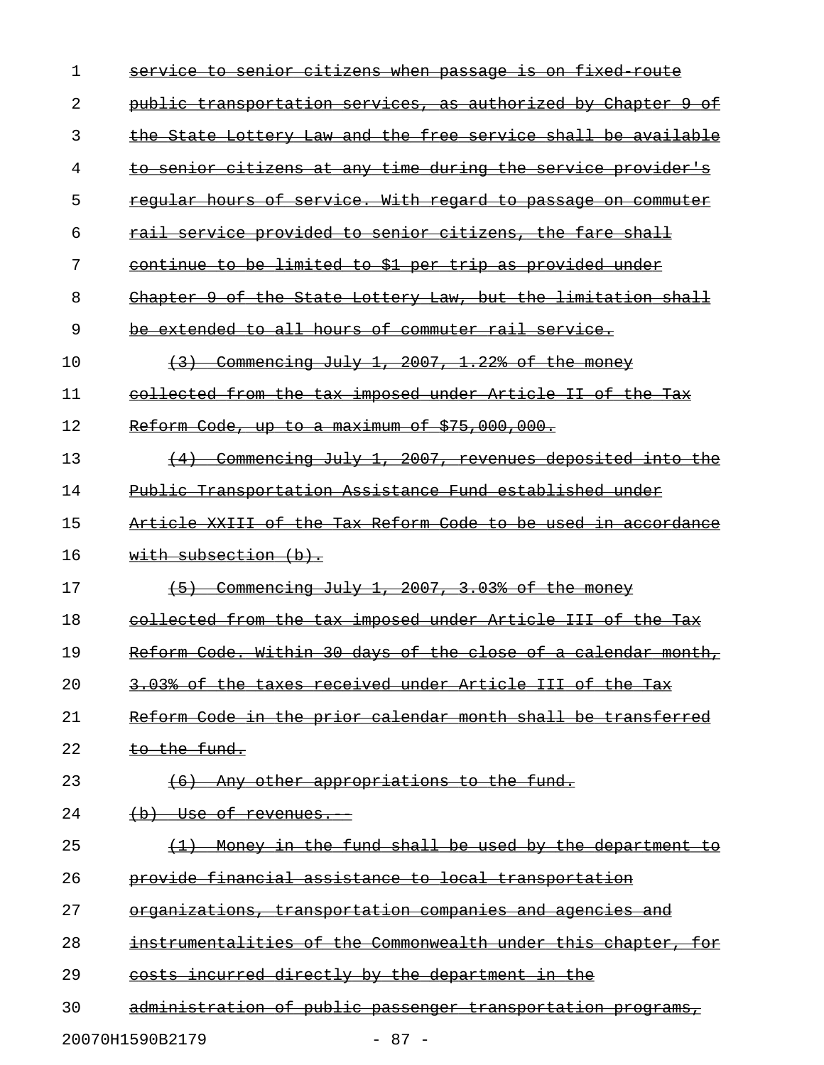service to senior citizens when passage is on fixed-route public transportation services, as authorized by Chapter 9 of the State Lottery Law and the free service shall be available to senior citizens at any time during the service provider's regular hours of service. With regard to passage on commuter rail service provided to senior citizens, the fare shall continue to be limited to $1 per trip as provided under Chapter 9 of the State Lottery Law, but the limitation shall be extended to all hours of commuter rail service.

(3) Commencing July 1, 2007, 1.22% of the money collected from the tax imposed under Article II of the Tax Reform Code, up to a maximum of $75,000,000.

(4) Commencing July 1, 2007, revenues deposited into the Public Transportation Assistance Fund established under Article XXIII of the Tax Reform Code to be used in accordance with subsection (b).

(5) Commencing July 1, 2007, 3.03% of the money collected from the tax imposed under Article III of the Tax Reform Code. Within 30 days of the close of a calendar month, 3.03% of the taxes received under Article III of the Tax Reform Code in the prior calendar month shall be transferred to the fund.

(6) Any other appropriations to the fund.

(b) Use of revenues.--

(1) Money in the fund shall be used by the department to provide financial assistance to local transportation organizations, transportation companies and agencies and instrumentalities of the Commonwealth under this chapter, for costs incurred directly by the department in the administration of public passenger transportation programs,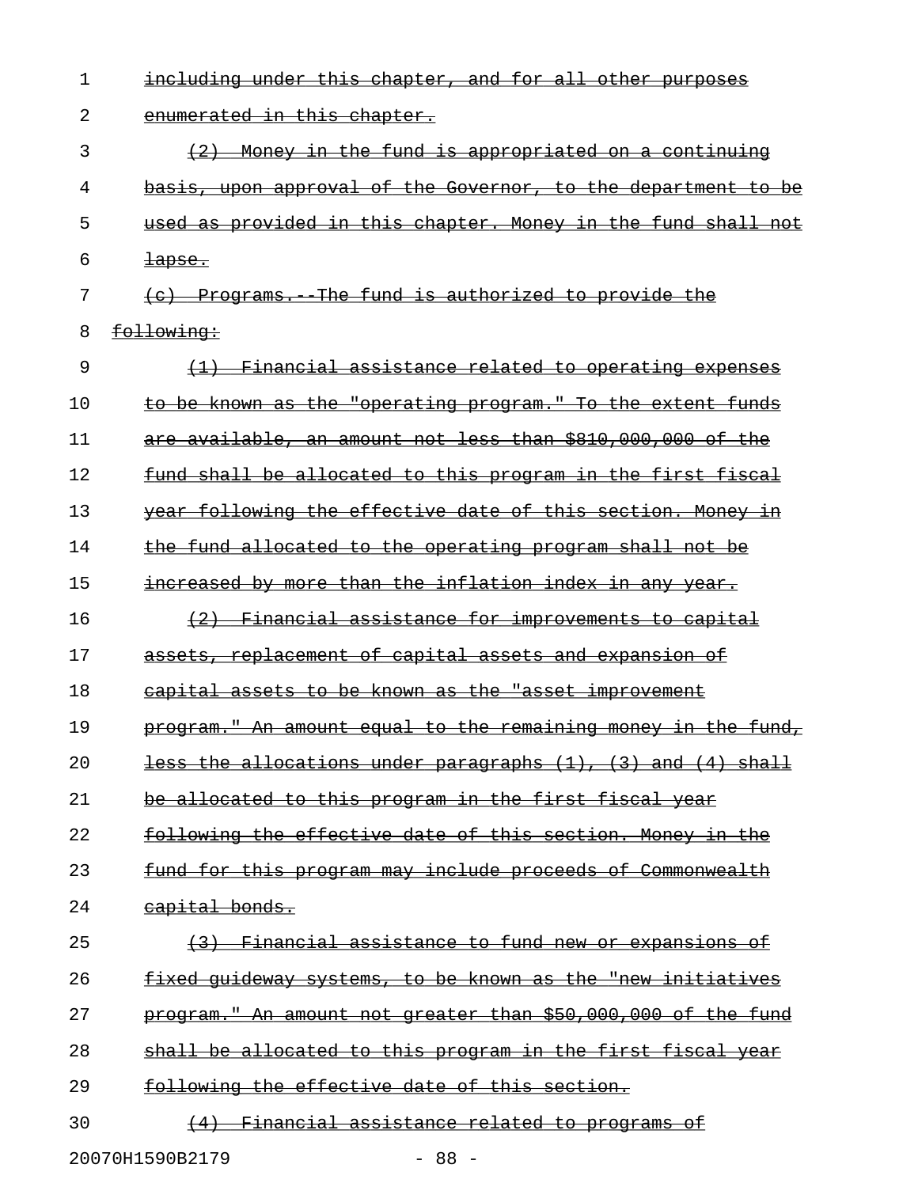~~including under this chapter, and for all other purposes enumerated in this chapter.~~

~~(2) Money in the fund is appropriated on a continuing basis, upon approval of the Governor, to the department to be used as provided in this chapter. Money in the fund shall not lapse.~~

~~(c) Programs.--The fund is authorized to provide the following:~~

~~(1) Financial assistance related to operating expenses to be known as the "operating program." To the extent funds are available, an amount not less than $810,000,000 of the fund shall be allocated to this program in the first fiscal year following the effective date of this section. Money in the fund allocated to the operating program shall not be increased by more than the inflation index in any year.~~

~~(2) Financial assistance for improvements to capital assets, replacement of capital assets and expansion of capital assets to be known as the "asset improvement program." An amount equal to the remaining money in the fund, less the allocations under paragraphs (1), (3) and (4) shall be allocated to this program in the first fiscal year following the effective date of this section. Money in the fund for this program may include proceeds of Commonwealth capital bonds.~~

~~(3) Financial assistance to fund new or expansions of fixed guideway systems, to be known as the "new initiatives program." An amount not greater than $50,000,000 of the fund shall be allocated to this program in the first fiscal year following the effective date of this section.~~

~~(4) Financial assistance related to programs of~~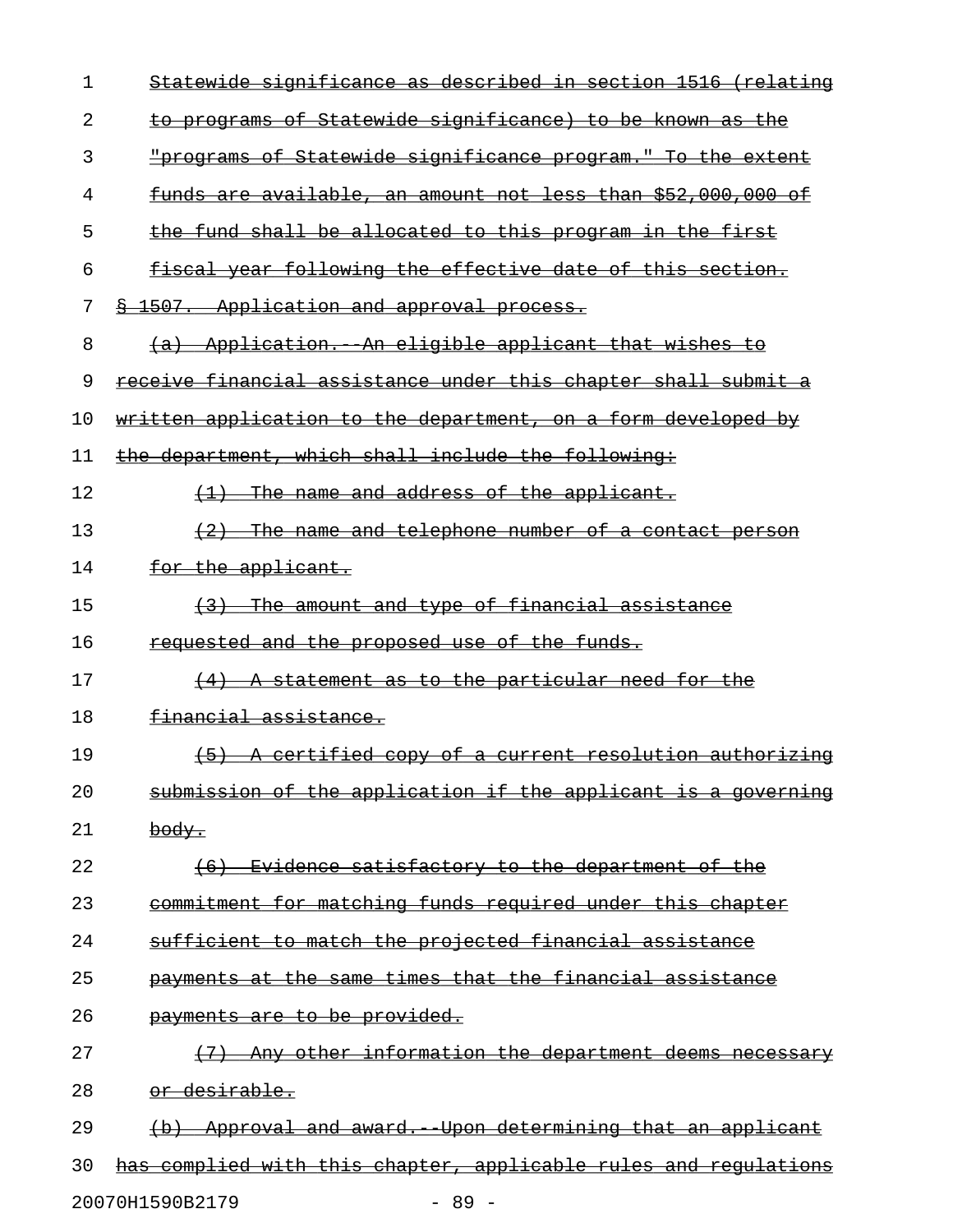Statewide significance as described in section 1516 (relating to programs of Statewide significance) to be known as the "programs of Statewide significance program." To the extent funds are available, an amount not less than $52,000,000 of the fund shall be allocated to this program in the first fiscal year following the effective date of this section.

§ 1507. Application and approval process.

(a) Application.--An eligible applicant that wishes to receive financial assistance under this chapter shall submit a written application to the department, on a form developed by the department, which shall include the following:

(1) The name and address of the applicant.

(2) The name and telephone number of a contact person for the applicant.

(3) The amount and type of financial assistance requested and the proposed use of the funds.

(4) A statement as to the particular need for the financial assistance.

(5) A certified copy of a current resolution authorizing submission of the application if the applicant is a governing body.

(6) Evidence satisfactory to the department of the commitment for matching funds required under this chapter sufficient to match the projected financial assistance payments at the same times that the financial assistance payments are to be provided.

(7) Any other information the department deems necessary or desirable.

(b) Approval and award.--Upon determining that an applicant has complied with this chapter, applicable rules and regulations

20070H1590B2179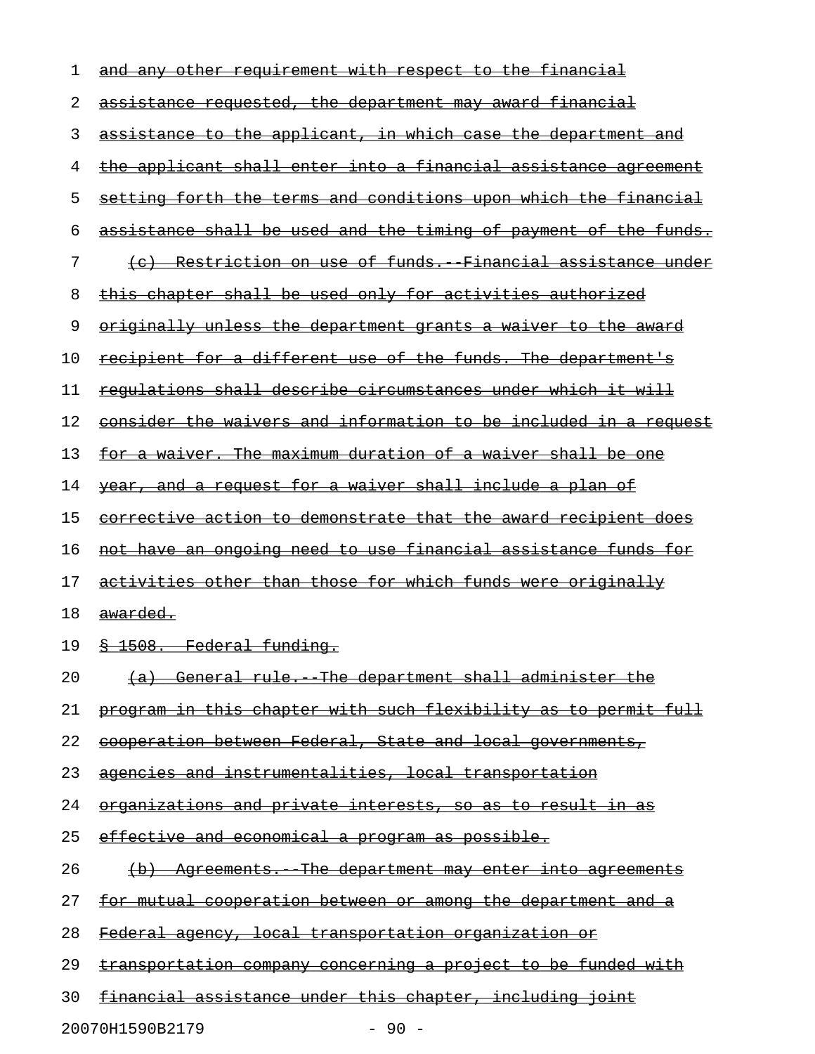~~and any other requirement with respect to the financial assistance requested, the department may award financial assistance to the applicant, in which case the department and the applicant shall enter into a financial assistance agreement setting forth the terms and conditions upon which the financial assistance shall be used and the timing of payment of the funds.~~

~~(c) Restriction on use of funds.--Financial assistance under this chapter shall be used only for activities authorized originally unless the department grants a waiver to the award recipient for a different use of the funds. The department's regulations shall describe circumstances under which it will consider the waivers and information to be included in a request for a waiver. The maximum duration of a waiver shall be one year, and a request for a waiver shall include a plan of corrective action to demonstrate that the award recipient does not have an ongoing need to use financial assistance funds for activities other than those for which funds were originally awarded.~~

~~§ 1508. Federal funding.~~

~~(a) General rule.--The department shall administer the program in this chapter with such flexibility as to permit full cooperation between Federal, State and local governments, agencies and instrumentalities, local transportation organizations and private interests, so as to result in as effective and economical a program as possible.~~

~~(b) Agreements.--The department may enter into agreements for mutual cooperation between or among the department and a Federal agency, local transportation organization or transportation company concerning a project to be funded with financial assistance under this chapter, including joint~~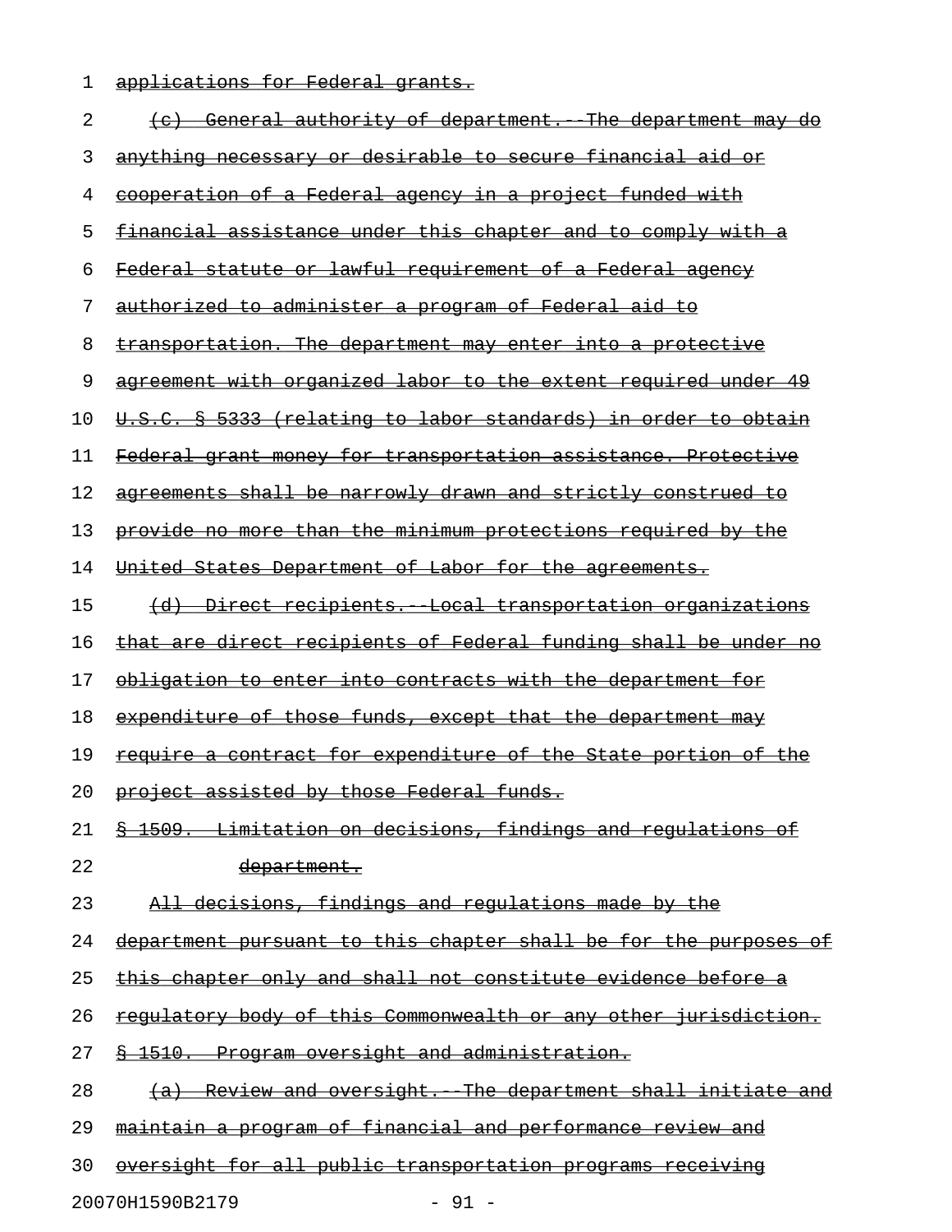applications for Federal grants.

(c) General authority of department.--The department may do anything necessary or desirable to secure financial aid or cooperation of a Federal agency in a project funded with financial assistance under this chapter and to comply with a Federal statute or lawful requirement of a Federal agency authorized to administer a program of Federal aid to transportation. The department may enter into a protective agreement with organized labor to the extent required under 49 U.S.C. § 5333 (relating to labor standards) in order to obtain Federal grant money for transportation assistance. Protective agreements shall be narrowly drawn and strictly construed to provide no more than the minimum protections required by the United States Department of Labor for the agreements.

(d) Direct recipients.--Local transportation organizations that are direct recipients of Federal funding shall be under no obligation to enter into contracts with the department for expenditure of those funds, except that the department may require a contract for expenditure of the State portion of the project assisted by those Federal funds.

§ 1509. Limitation on decisions, findings and regulations of department.

All decisions, findings and regulations made by the department pursuant to this chapter shall be for the purposes of this chapter only and shall not constitute evidence before a regulatory body of this Commonwealth or any other jurisdiction.

§ 1510. Program oversight and administration.

(a) Review and oversight.--The department shall initiate and maintain a program of financial and performance review and oversight for all public transportation programs receiving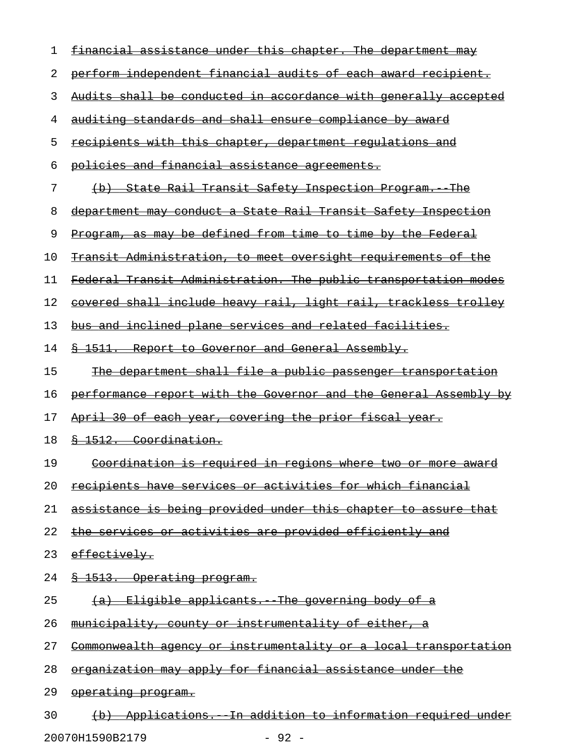financial assistance under this chapter. The department may perform independent financial audits of each award recipient. Audits shall be conducted in accordance with generally accepted auditing standards and shall ensure compliance by award recipients with this chapter, department regulations and policies and financial assistance agreements.

(b) State Rail Transit Safety Inspection Program.--The department may conduct a State Rail Transit Safety Inspection Program, as may be defined from time to time by the Federal Transit Administration, to meet oversight requirements of the Federal Transit Administration. The public transportation modes covered shall include heavy rail, light rail, trackless trolley bus and inclined plane services and related facilities.

§ 1511. Report to Governor and General Assembly.

The department shall file a public passenger transportation performance report with the Governor and the General Assembly by April 30 of each year, covering the prior fiscal year.

§ 1512. Coordination.

Coordination is required in regions where two or more award recipients have services or activities for which financial assistance is being provided under this chapter to assure that the services or activities are provided efficiently and effectively.

§ 1513. Operating program.

(a) Eligible applicants.--The governing body of a municipality, county or instrumentality of either, a Commonwealth agency or instrumentality or a local transportation organization may apply for financial assistance under the operating program.

(b) Applications.--In addition to information required under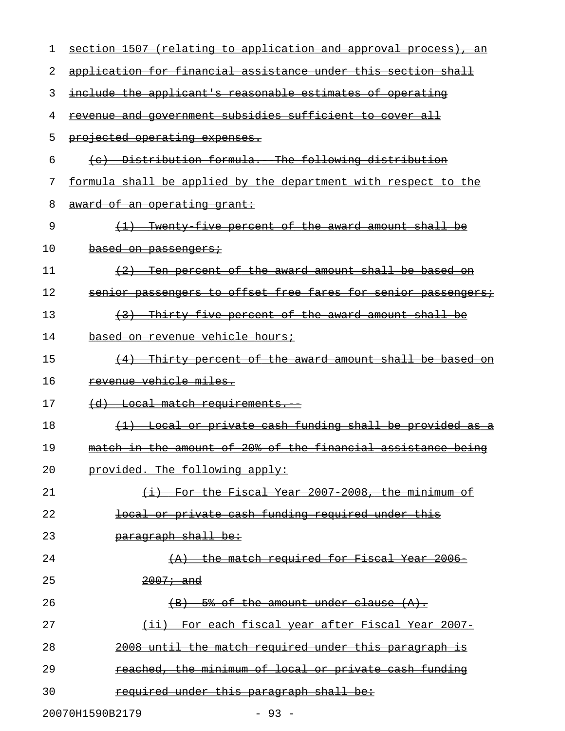section 1507 (relating to application and approval process), an application for financial assistance under this section shall include the applicant's reasonable estimates of operating revenue and government subsidies sufficient to cover all projected operating expenses.

(c) Distribution formula.--The following distribution formula shall be applied by the department with respect to the award of an operating grant:

(1) Twenty-five percent of the award amount shall be based on passengers;

(2) Ten percent of the award amount shall be based on senior passengers to offset free fares for senior passengers;

(3) Thirty-five percent of the award amount shall be based on revenue vehicle hours;

(4) Thirty percent of the award amount shall be based on revenue vehicle miles.

(d) Local match requirements.--

(1) Local or private cash funding shall be provided as a match in the amount of 20% of the financial assistance being provided. The following apply:

(i) For the Fiscal Year 2007-2008, the minimum of local or private cash funding required under this paragraph shall be:

(A) the match required for Fiscal Year 2006-2007; and

(B) 5% of the amount under clause (A).

(ii) For each fiscal year after Fiscal Year 2007-2008 until the match required under this paragraph is reached, the minimum of local or private cash funding required under this paragraph shall be: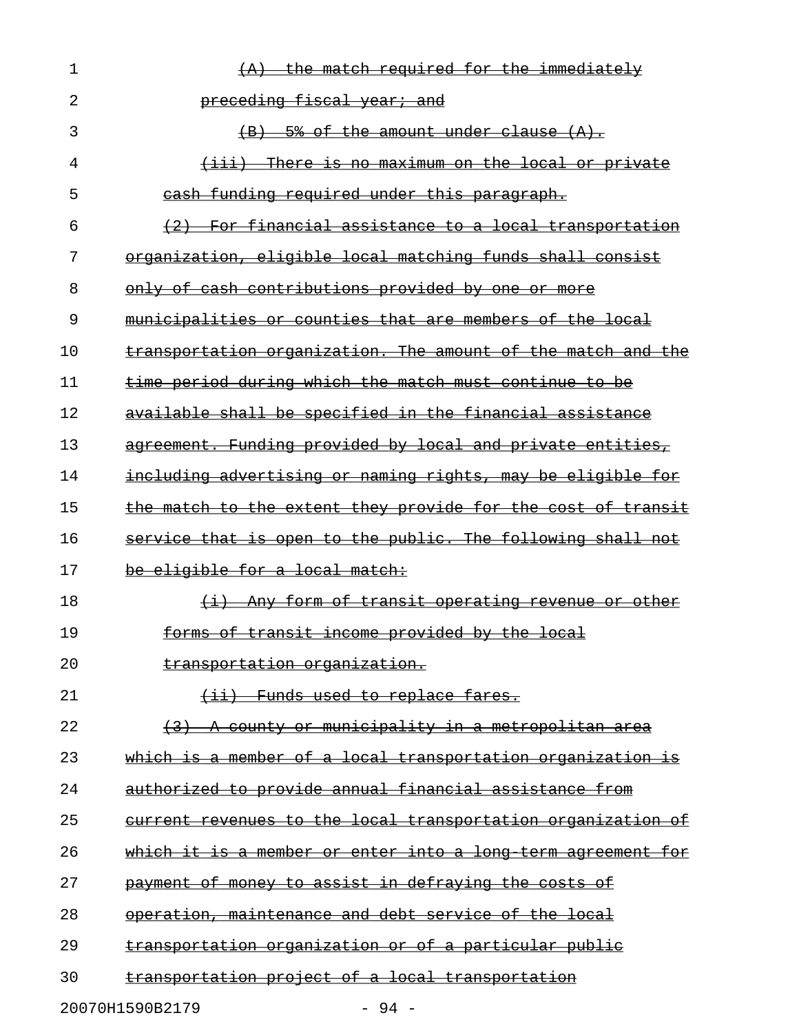~~(A) the match required for the immediately preceding fiscal year; and~~

~~(B) 5% of the amount under clause (A).~~

~~(iii) There is no maximum on the local or private cash funding required under this paragraph.~~

~~(2) For financial assistance to a local transportation organization, eligible local matching funds shall consist only of cash contributions provided by one or more municipalities or counties that are members of the local transportation organization. The amount of the match and the time period during which the match must continue to be available shall be specified in the financial assistance agreement. Funding provided by local and private entities, including advertising or naming rights, may be eligible for the match to the extent they provide for the cost of transit service that is open to the public. The following shall not be eligible for a local match:~~

~~(i) Any form of transit operating revenue or other forms of transit income provided by the local transportation organization.~~

~~(ii) Funds used to replace fares.~~

~~(3) A county or municipality in a metropolitan area which is a member of a local transportation organization is authorized to provide annual financial assistance from current revenues to the local transportation organization of which it is a member or enter into a long-term agreement for payment of money to assist in defraying the costs of operation, maintenance and debt service of the local transportation organization or of a particular public transportation project of a local transportation~~

20070H1590B2179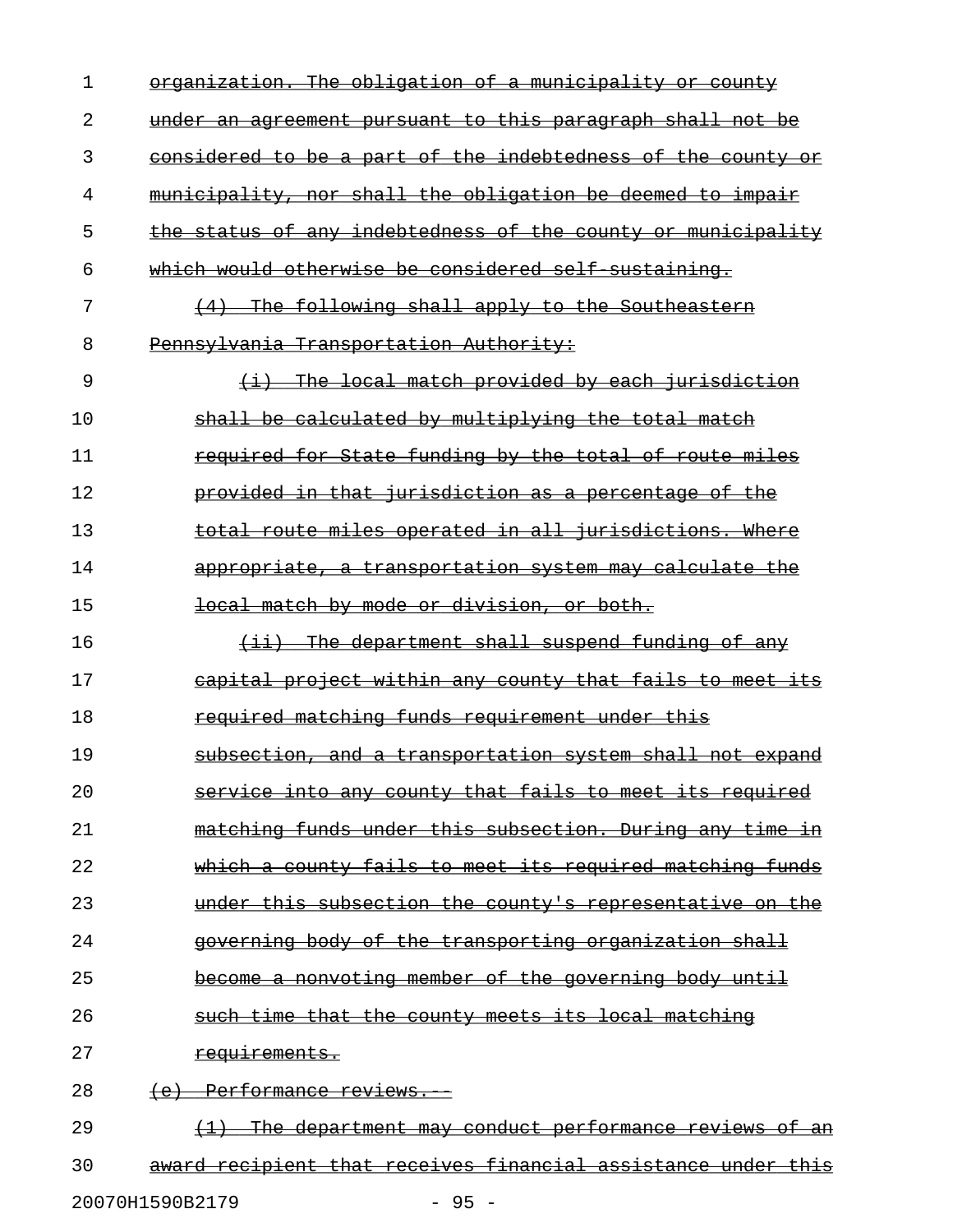organization. The obligation of a municipality or county under an agreement pursuant to this paragraph shall not be considered to be a part of the indebtedness of the county or municipality, nor shall the obligation be deemed to impair the status of any indebtedness of the county or municipality which would otherwise be considered self-sustaining.

(4) The following shall apply to the Southeastern Pennsylvania Transportation Authority:

(i) The local match provided by each jurisdiction shall be calculated by multiplying the total match required for State funding by the total of route miles provided in that jurisdiction as a percentage of the total route miles operated in all jurisdictions. Where appropriate, a transportation system may calculate the local match by mode or division, or both.

(ii) The department shall suspend funding of any capital project within any county that fails to meet its required matching funds requirement under this subsection, and a transportation system shall not expand service into any county that fails to meet its required matching funds under this subsection. During any time in which a county fails to meet its required matching funds under this subsection the county's representative on the governing body of the transporting organization shall become a nonvoting member of the governing body until such time that the county meets its local matching requirements.

(e) Performance reviews.--

(1) The department may conduct performance reviews of an award recipient that receives financial assistance under this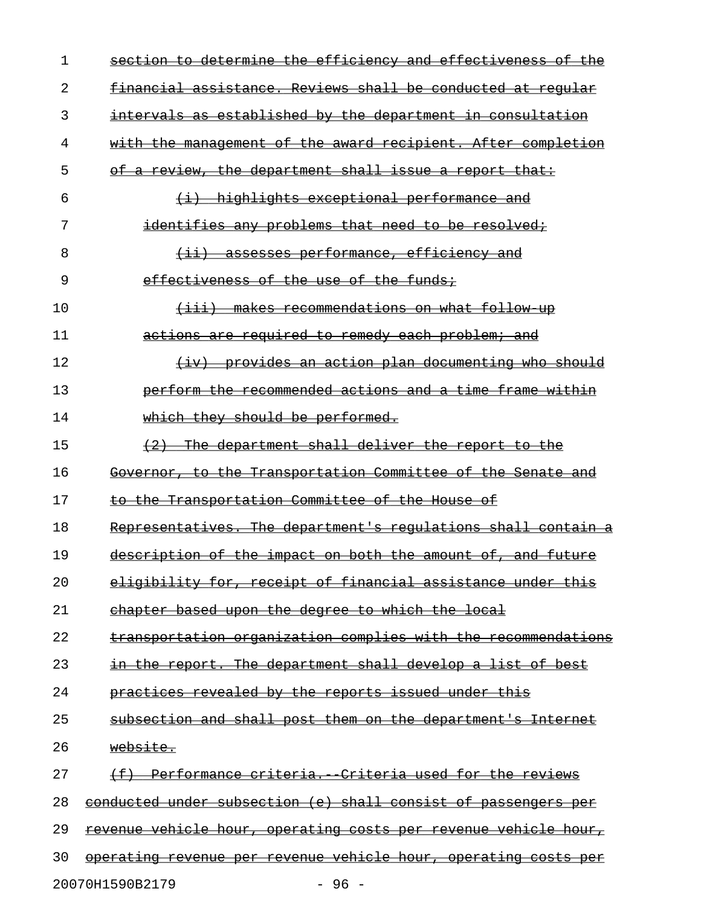section to determine the efficiency and effectiveness of the financial assistance. Reviews shall be conducted at regular intervals as established by the department in consultation with the management of the award recipient. After completion of a review, the department shall issue a report that:

(i) highlights exceptional performance and identifies any problems that need to be resolved;

(ii) assesses performance, efficiency and effectiveness of the use of the funds;

(iii) makes recommendations on what follow-up actions are required to remedy each problem; and

(iv) provides an action plan documenting who should perform the recommended actions and a time frame within which they should be performed.

(2) The department shall deliver the report to the Governor, to the Transportation Committee of the Senate and to the Transportation Committee of the House of Representatives. The department's regulations shall contain a description of the impact on both the amount of, and future eligibility for, receipt of financial assistance under this chapter based upon the degree to which the local transportation organization complies with the recommendations in the report. The department shall develop a list of best practices revealed by the reports issued under this subsection and shall post them on the department's Internet website.

(f) Performance criteria.--Criteria used for the reviews conducted under subsection (e) shall consist of passengers per revenue vehicle hour, operating costs per revenue vehicle hour, operating revenue per revenue vehicle hour, operating costs per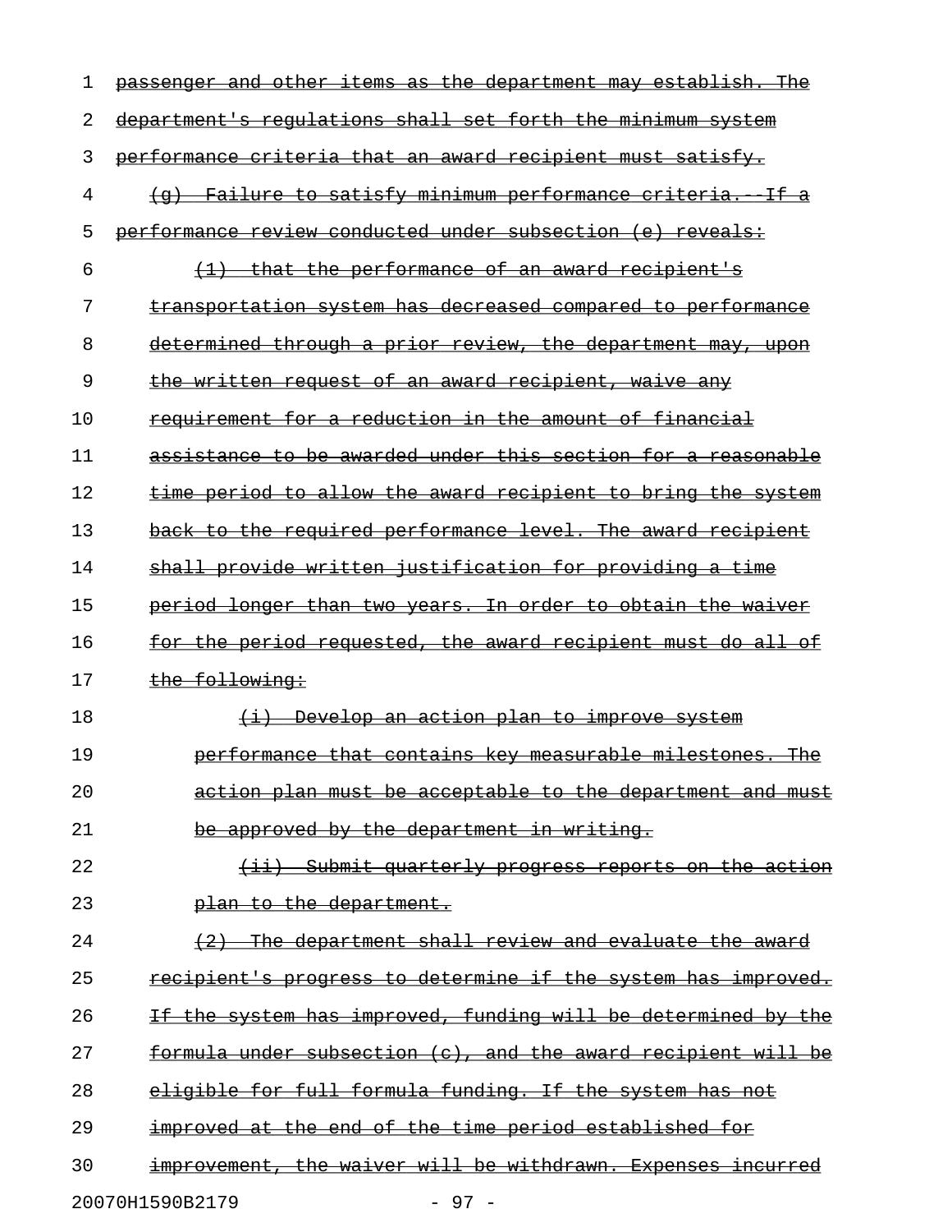~~passenger and other items as the department may establish. The department's regulations shall set forth the minimum system performance criteria that an award recipient must satisfy.~~

~~(g) Failure to satisfy minimum performance criteria.--If a performance review conducted under subsection (e) reveals:~~

~~(1) that the performance of an award recipient's transportation system has decreased compared to performance determined through a prior review, the department may, upon the written request of an award recipient, waive any requirement for a reduction in the amount of financial assistance to be awarded under this section for a reasonable time period to allow the award recipient to bring the system back to the required performance level. The award recipient shall provide written justification for providing a time period longer than two years. In order to obtain the waiver for the period requested, the award recipient must do all of the following:~~

~~(i) Develop an action plan to improve system performance that contains key measurable milestones. The action plan must be acceptable to the department and must be approved by the department in writing.~~

~~(ii) Submit quarterly progress reports on the action plan to the department.~~

~~(2) The department shall review and evaluate the award recipient's progress to determine if the system has improved. If the system has improved, funding will be determined by the formula under subsection (c), and the award recipient will be eligible for full formula funding. If the system has not improved at the end of the time period established for improvement, the waiver will be withdrawn. Expenses incurred~~

20070H1590B2179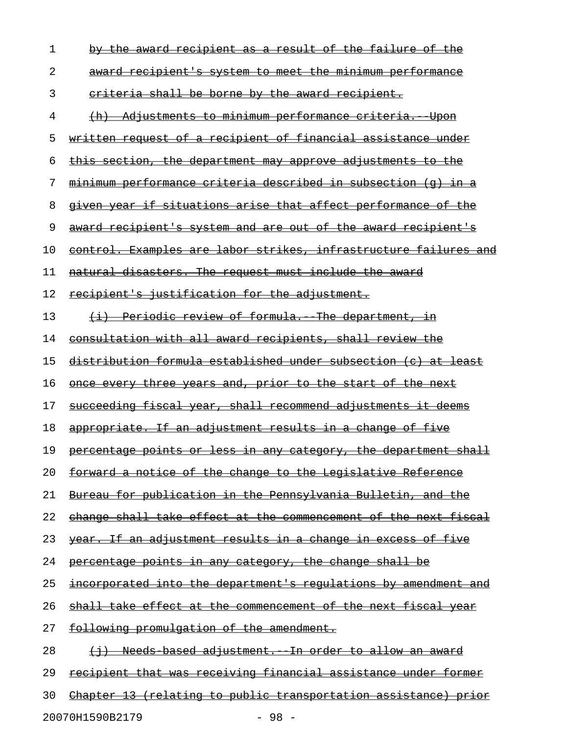by the award recipient as a result of the failure of the award recipient's system to meet the minimum performance criteria shall be borne by the award recipient.

(h) Adjustments to minimum performance criteria.--Upon written request of a recipient of financial assistance under this section, the department may approve adjustments to the minimum performance criteria described in subsection (g) in a given year if situations arise that affect performance of the award recipient's system and are out of the award recipient's control. Examples are labor strikes, infrastructure failures and natural disasters. The request must include the award recipient's justification for the adjustment.

(i) Periodic review of formula.--The department, in consultation with all award recipients, shall review the distribution formula established under subsection (c) at least once every three years and, prior to the start of the next succeeding fiscal year, shall recommend adjustments it deems appropriate. If an adjustment results in a change of five percentage points or less in any category, the department shall forward a notice of the change to the Legislative Reference Bureau for publication in the Pennsylvania Bulletin, and the change shall take effect at the commencement of the next fiscal year. If an adjustment results in a change in excess of five percentage points in any category, the change shall be incorporated into the department's regulations by amendment and shall take effect at the commencement of the next fiscal year following promulgation of the amendment.

(j) Needs-based adjustment.--In order to allow an award recipient that was receiving financial assistance under former Chapter 13 (relating to public transportation assistance) prior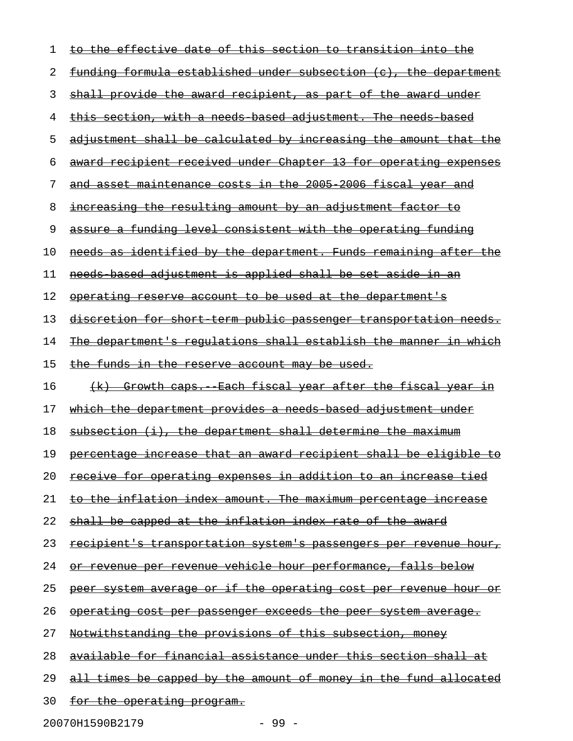to the effective date of this section to transition into the funding formula established under subsection (c), the department shall provide the award recipient, as part of the award under this section, with a needs-based adjustment. The needs-based adjustment shall be calculated by increasing the amount that the award recipient received under Chapter 13 for operating expenses and asset maintenance costs in the 2005-2006 fiscal year and increasing the resulting amount by an adjustment factor to assure a funding level consistent with the operating funding needs as identified by the department. Funds remaining after the needs-based adjustment is applied shall be set aside in an operating reserve account to be used at the department's discretion for short-term public passenger transportation needs. The department's regulations shall establish the manner in which the funds in the reserve account may be used.

(k) Growth caps.--Each fiscal year after the fiscal year in which the department provides a needs-based adjustment under subsection (i), the department shall determine the maximum percentage increase that an award recipient shall be eligible to receive for operating expenses in addition to an increase tied to the inflation index amount. The maximum percentage increase shall be capped at the inflation index rate of the award recipient's transportation system's passengers per revenue hour, or revenue per revenue vehicle hour performance, falls below peer system average or if the operating cost per revenue hour or operating cost per passenger exceeds the peer system average. Notwithstanding the provisions of this subsection, money available for financial assistance under this section shall at all times be capped by the amount of money in the fund allocated for the operating program.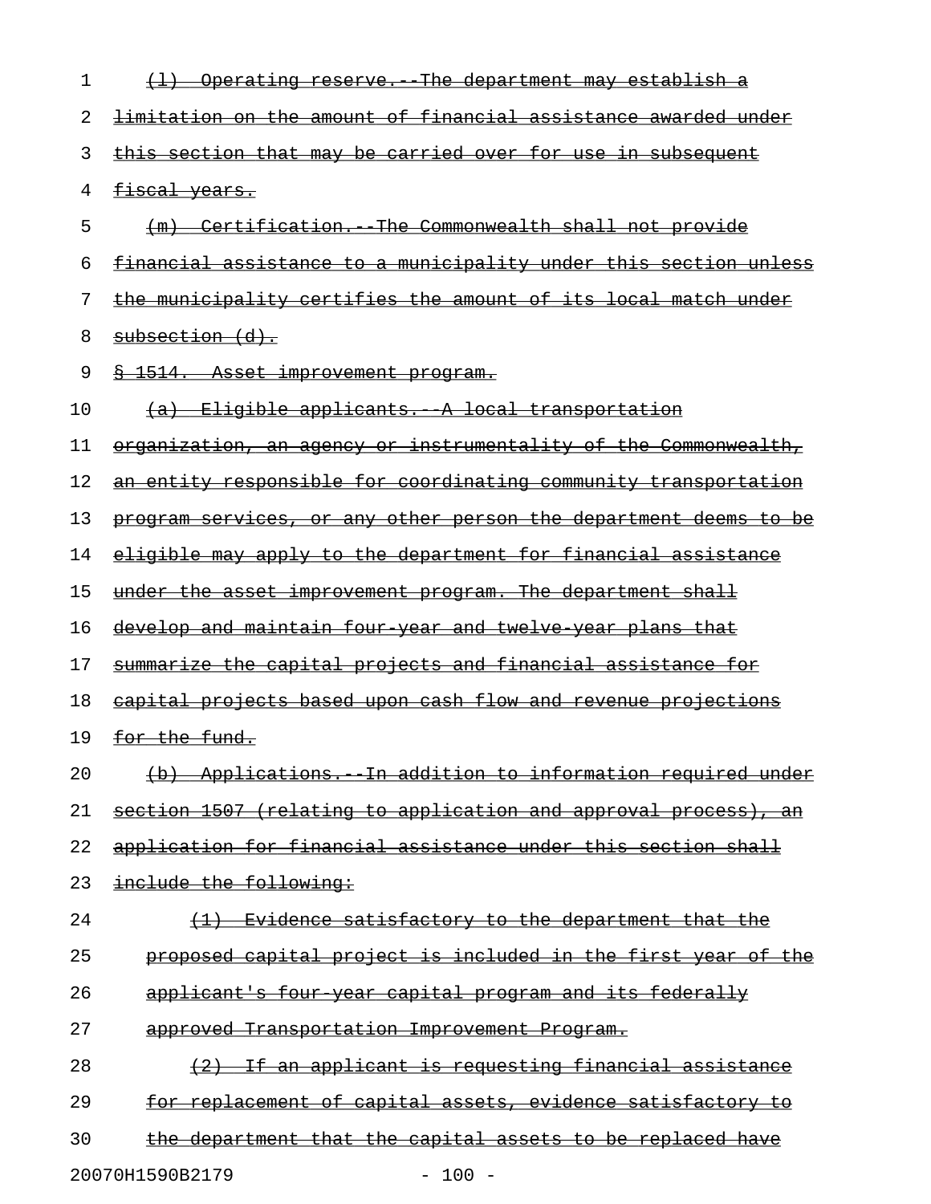(l) Operating reserve.--The department may establish a limitation on the amount of financial assistance awarded under this section that may be carried over for use in subsequent fiscal years.

(m) Certification.--The Commonwealth shall not provide financial assistance to a municipality under this section unless the municipality certifies the amount of its local match under subsection (d).

§ 1514. Asset improvement program.

(a) Eligible applicants.--A local transportation organization, an agency or instrumentality of the Commonwealth, an entity responsible for coordinating community transportation program services, or any other person the department deems to be eligible may apply to the department for financial assistance under the asset improvement program. The department shall develop and maintain four-year and twelve-year plans that summarize the capital projects and financial assistance for capital projects based upon cash flow and revenue projections for the fund.

(b) Applications.--In addition to information required under section 1507 (relating to application and approval process), an application for financial assistance under this section shall include the following:

(1) Evidence satisfactory to the department that the proposed capital project is included in the first year of the applicant's four-year capital program and its federally approved Transportation Improvement Program.

(2) If an applicant is requesting financial assistance for replacement of capital assets, evidence satisfactory to the department that the capital assets to be replaced have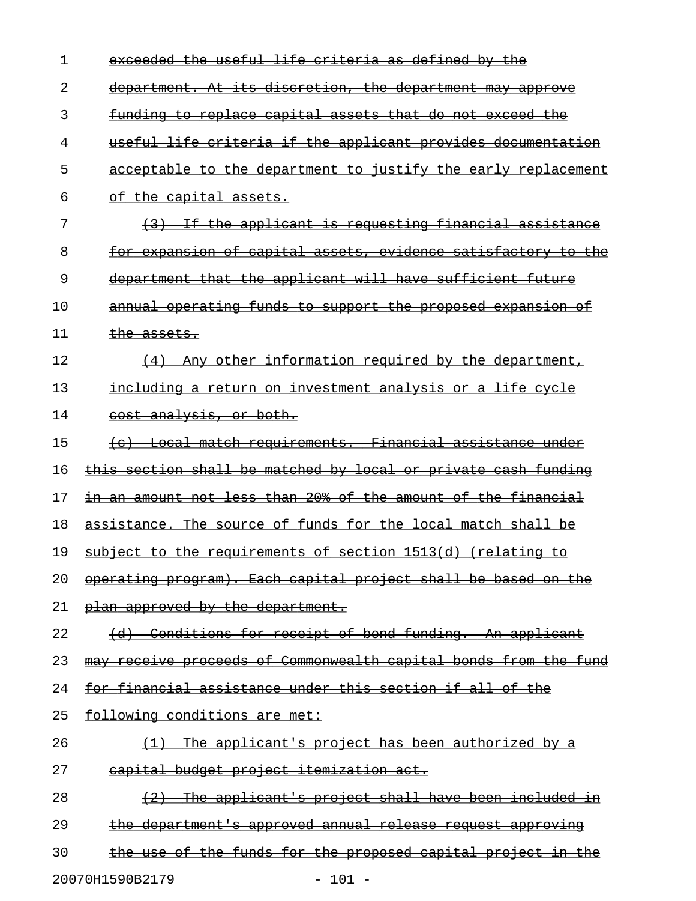exceeded the useful life criteria as defined by the department. At its discretion, the department may approve funding to replace capital assets that do not exceed the useful life criteria if the applicant provides documentation acceptable to the department to justify the early replacement of the capital assets.

(3) If the applicant is requesting financial assistance for expansion of capital assets, evidence satisfactory to the department that the applicant will have sufficient future annual operating funds to support the proposed expansion of the assets.

(4) Any other information required by the department, including a return on investment analysis or a life cycle cost analysis, or both.

(c) Local match requirements.--Financial assistance under this section shall be matched by local or private cash funding in an amount not less than 20% of the amount of the financial assistance. The source of funds for the local match shall be subject to the requirements of section 1513(d) (relating to operating program). Each capital project shall be based on the plan approved by the department.

(d) Conditions for receipt of bond funding.--An applicant may receive proceeds of Commonwealth capital bonds from the fund for financial assistance under this section if all of the following conditions are met:

(1) The applicant's project has been authorized by a capital budget project itemization act.

(2) The applicant's project shall have been included in the department's approved annual release request approving the use of the funds for the proposed capital project in the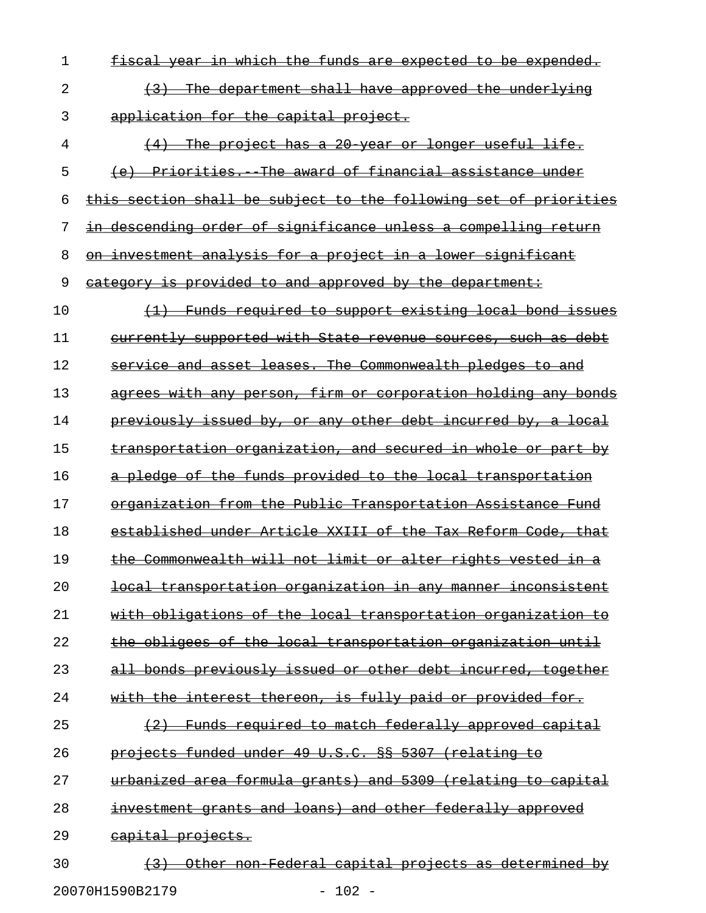fiscal year in which the funds are expected to be expended.

(3) The department shall have approved the underlying application for the capital project.

(4) The project has a 20-year or longer useful life.

(e) Priorities.--The award of financial assistance under this section shall be subject to the following set of priorities in descending order of significance unless a compelling return on investment analysis for a project in a lower significant category is provided to and approved by the department:

(1) Funds required to support existing local bond issues currently supported with State revenue sources, such as debt service and asset leases. The Commonwealth pledges to and agrees with any person, firm or corporation holding any bonds previously issued by, or any other debt incurred by, a local transportation organization, and secured in whole or part by a pledge of the funds provided to the local transportation organization from the Public Transportation Assistance Fund established under Article XXIII of the Tax Reform Code, that the Commonwealth will not limit or alter rights vested in a local transportation organization in any manner inconsistent with obligations of the local transportation organization to the obligees of the local transportation organization until all bonds previously issued or other debt incurred, together with the interest thereon, is fully paid or provided for.

(2) Funds required to match federally approved capital projects funded under 49 U.S.C. §§ 5307 (relating to urbanized area formula grants) and 5309 (relating to capital investment grants and loans) and other federally approved capital projects.

(3) Other non-Federal capital projects as determined by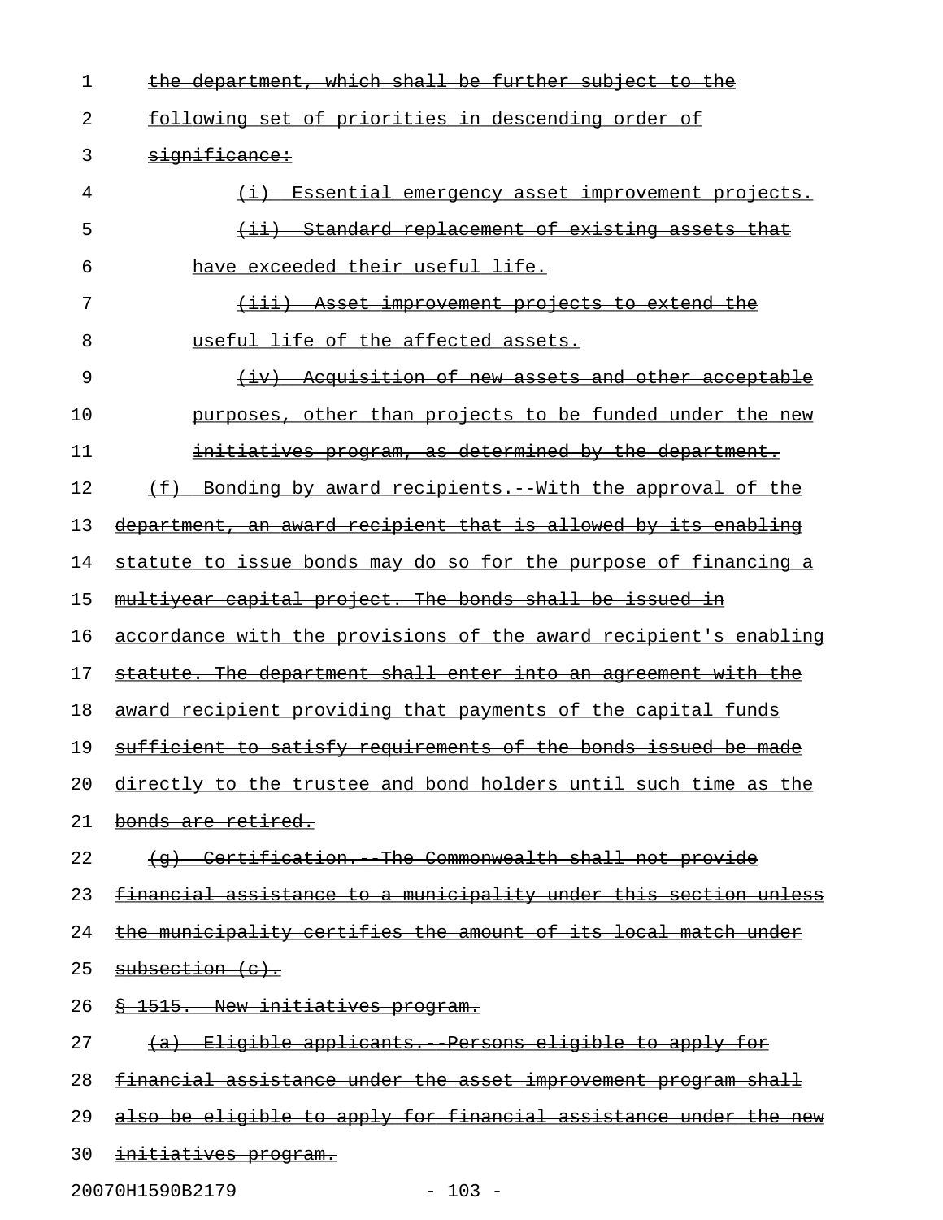~~the department, which shall be further subject to the following set of priorities in descending order of significance:~~

~~(i) Essential emergency asset improvement projects.~~

~~(ii) Standard replacement of existing assets that have exceeded their useful life.~~

~~(iii) Asset improvement projects to extend the useful life of the affected assets.~~

~~(iv) Acquisition of new assets and other acceptable purposes, other than projects to be funded under the new initiatives program, as determined by the department.~~

~~(f) Bonding by award recipients.--With the approval of the department, an award recipient that is allowed by its enabling statute to issue bonds may do so for the purpose of financing a multiyear capital project. The bonds shall be issued in accordance with the provisions of the award recipient's enabling statute. The department shall enter into an agreement with the award recipient providing that payments of the capital funds sufficient to satisfy requirements of the bonds issued be made directly to the trustee and bond holders until such time as the bonds are retired.~~

~~(g) Certification.--The Commonwealth shall not provide financial assistance to a municipality under this section unless the municipality certifies the amount of its local match under subsection (c).~~

~~§ 1515. New initiatives program.~~

~~(a) Eligible applicants.--Persons eligible to apply for financial assistance under the asset improvement program shall also be eligible to apply for financial assistance under the new initiatives program.~~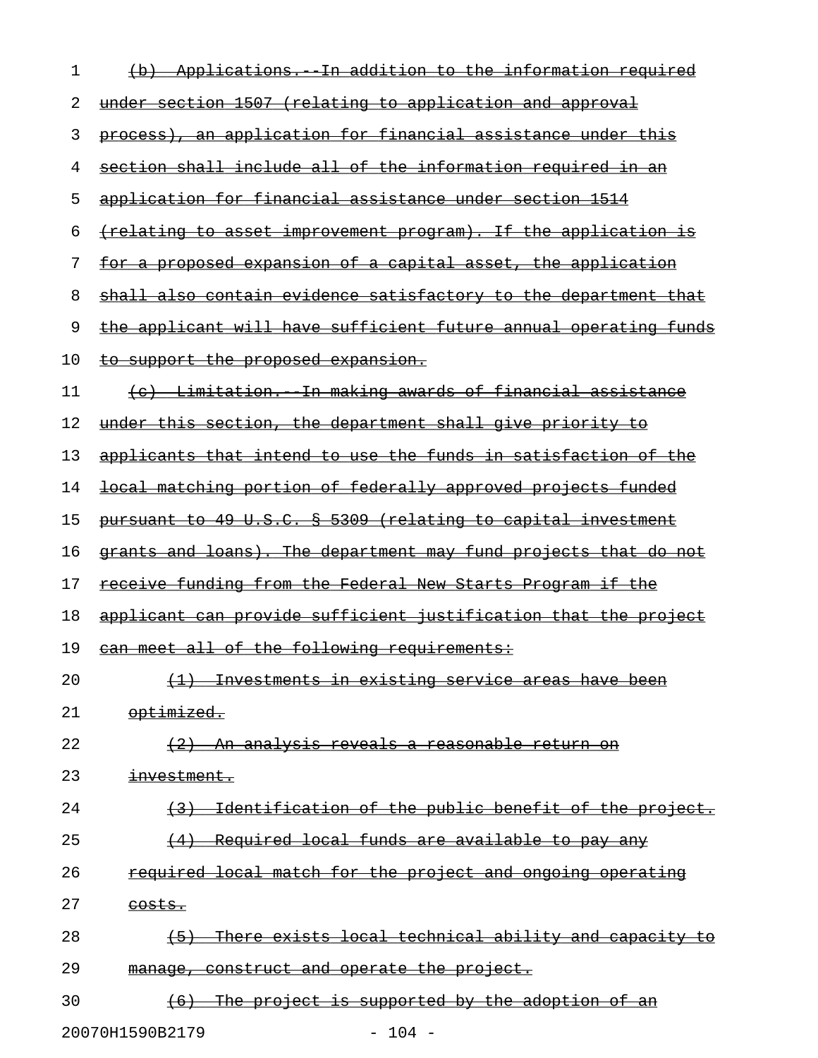~~(b) Applications.--In addition to the information required under section 1507 (relating to application and approval process), an application for financial assistance under this section shall include all of the information required in an application for financial assistance under section 1514 (relating to asset improvement program). If the application is for a proposed expansion of a capital asset, the application shall also contain evidence satisfactory to the department that the applicant will have sufficient future annual operating funds to support the proposed expansion.~~

~~(c) Limitation.--In making awards of financial assistance under this section, the department shall give priority to applicants that intend to use the funds in satisfaction of the local matching portion of federally approved projects funded pursuant to 49 U.S.C. § 5309 (relating to capital investment grants and loans). The department may fund projects that do not receive funding from the Federal New Starts Program if the applicant can provide sufficient justification that the project can meet all of the following requirements:~~

~~(1) Investments in existing service areas have been optimized.~~

~~(2) An analysis reveals a reasonable return on investment.~~

~~(3) Identification of the public benefit of the project.~~

~~(4) Required local funds are available to pay any required local match for the project and ongoing operating costs.~~

~~(5) There exists local technical ability and capacity to manage, construct and operate the project.~~

~~(6) The project is supported by the adoption of an~~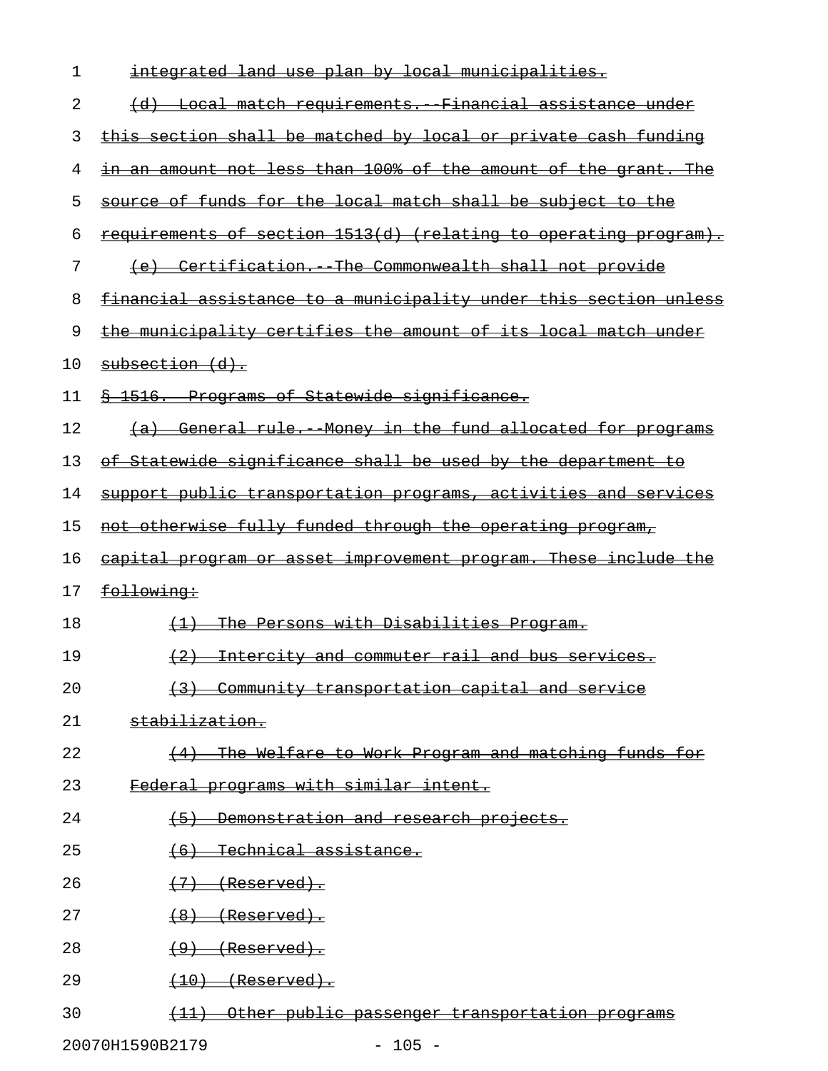~~integrated land use plan by local municipalities.~~

~~(d) Local match requirements.--Financial assistance under this section shall be matched by local or private cash funding in an amount not less than 100% of the amount of the grant. The source of funds for the local match shall be subject to the requirements of section 1513(d) (relating to operating program).~~

~~(e) Certification.--The Commonwealth shall not provide financial assistance to a municipality under this section unless the municipality certifies the amount of its local match under subsection (d).~~

~~§ 1516. Programs of Statewide significance.~~

~~(a) General rule.--Money in the fund allocated for programs of Statewide significance shall be used by the department to support public transportation programs, activities and services not otherwise fully funded through the operating program, capital program or asset improvement program. These include the following:~~

~~(1) The Persons with Disabilities Program.~~

~~(2) Intercity and commuter rail and bus services.~~

~~(3) Community transportation capital and service stabilization.~~

~~(4) The Welfare to Work Program and matching funds for Federal programs with similar intent.~~

~~(5) Demonstration and research projects.~~

~~(6) Technical assistance.~~

~~(7) (Reserved).~~

~~(8) (Reserved).~~

~~(9) (Reserved).~~

~~(10) (Reserved).~~

~~(11) Other public passenger transportation programs~~

20070H1590B2179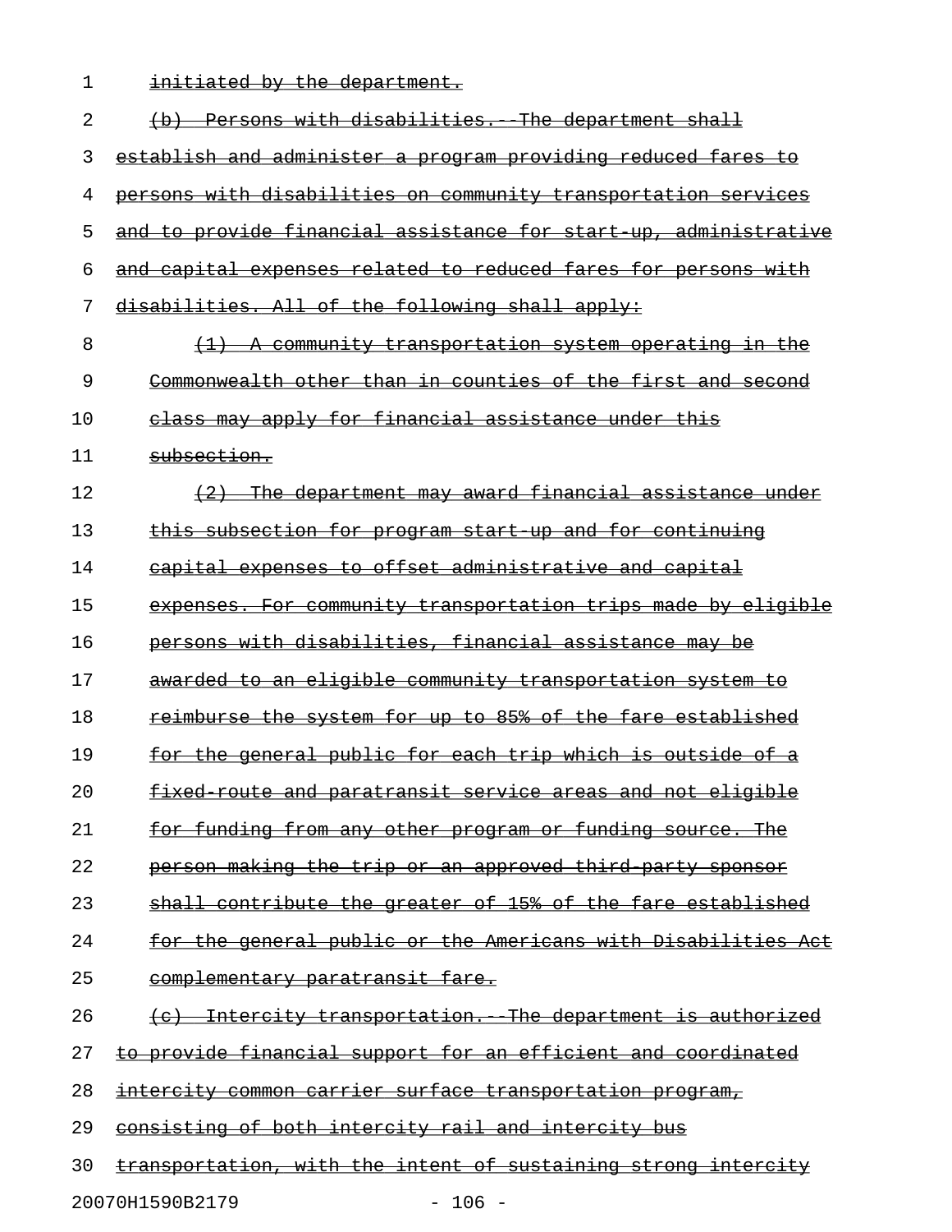~~initiated by the department.~~

~~(b) Persons with disabilities.--The department shall establish and administer a program providing reduced fares to persons with disabilities on community transportation services and to provide financial assistance for start-up, administrative and capital expenses related to reduced fares for persons with disabilities. All of the following shall apply:~~

~~(1) A community transportation system operating in the Commonwealth other than in counties of the first and second class may apply for financial assistance under this subsection.~~

~~(2) The department may award financial assistance under this subsection for program start-up and for continuing capital expenses to offset administrative and capital expenses. For community transportation trips made by eligible persons with disabilities, financial assistance may be awarded to an eligible community transportation system to reimburse the system for up to 85% of the fare established for the general public for each trip which is outside of a fixed-route and paratransit service areas and not eligible for funding from any other program or funding source. The person making the trip or an approved third-party sponsor shall contribute the greater of 15% of the fare established for the general public or the Americans with Disabilities Act complementary paratransit fare.~~

~~(c) Intercity transportation.--The department is authorized to provide financial support for an efficient and coordinated intercity common carrier surface transportation program, consisting of both intercity rail and intercity bus transportation, with the intent of sustaining strong intercity~~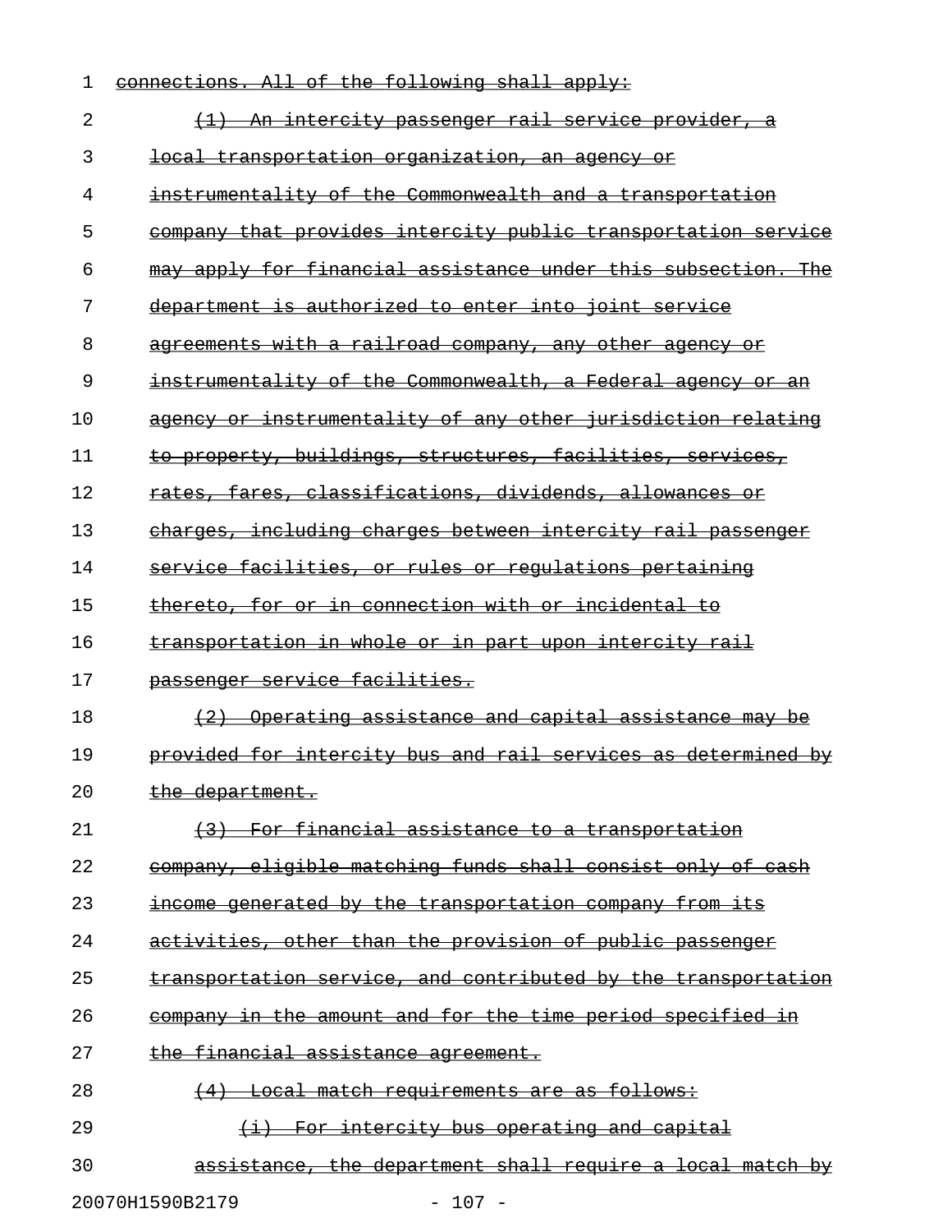connections. All of the following shall apply:

(1) An intercity passenger rail service provider, a local transportation organization, an agency or instrumentality of the Commonwealth and a transportation company that provides intercity public transportation service may apply for financial assistance under this subsection. The department is authorized to enter into joint service agreements with a railroad company, any other agency or instrumentality of the Commonwealth, a Federal agency or an agency or instrumentality of any other jurisdiction relating to property, buildings, structures, facilities, services, rates, fares, classifications, dividends, allowances or charges, including charges between intercity rail passenger service facilities, or rules or regulations pertaining thereto, for or in connection with or incidental to transportation in whole or in part upon intercity rail passenger service facilities.

(2) Operating assistance and capital assistance may be provided for intercity bus and rail services as determined by the department.

(3) For financial assistance to a transportation company, eligible matching funds shall consist only of cash income generated by the transportation company from its activities, other than the provision of public passenger transportation service, and contributed by the transportation company in the amount and for the time period specified in the financial assistance agreement.

(4) Local match requirements are as follows:

(i) For intercity bus operating and capital assistance, the department shall require a local match by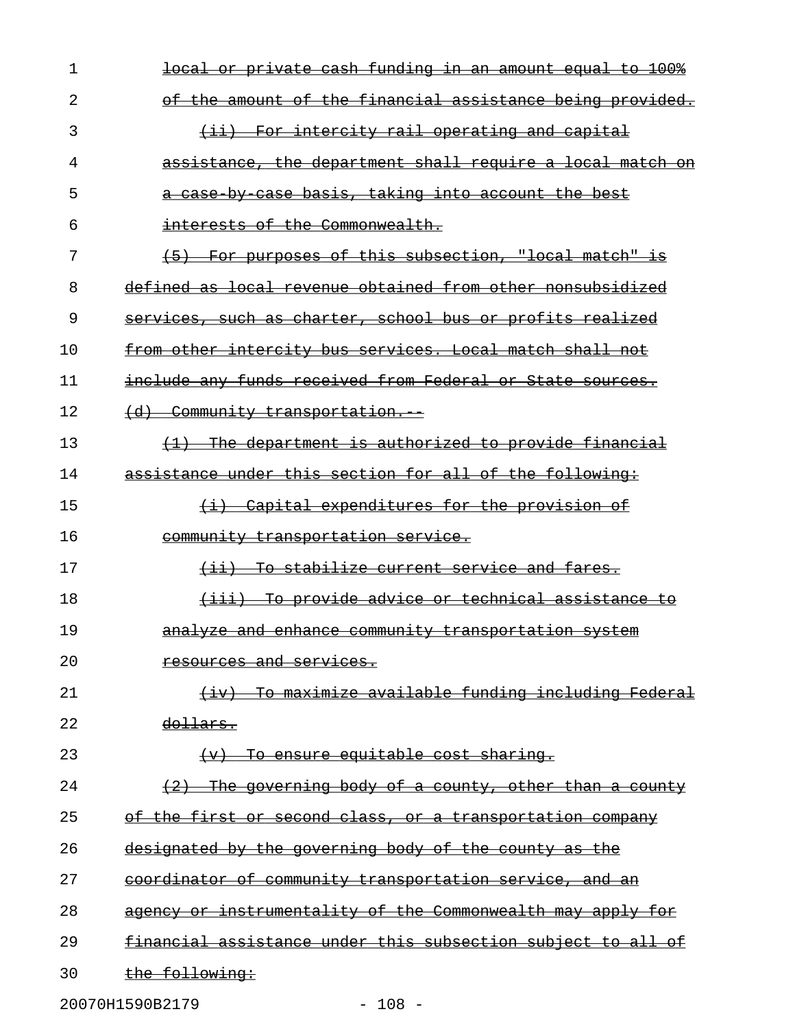~~local or private cash funding in an amount equal to 100% of the amount of the financial assistance being provided.~~

~~(ii) For intercity rail operating and capital assistance, the department shall require a local match on a case-by-case basis, taking into account the best interests of the Commonwealth.~~

~~(5) For purposes of this subsection, "local match" is defined as local revenue obtained from other nonsubsidized services, such as charter, school bus or profits realized from other intercity bus services. Local match shall not include any funds received from Federal or State sources.~~

~~(d) Community transportation.--~~

~~(1) The department is authorized to provide financial assistance under this section for all of the following:~~

~~(i) Capital expenditures for the provision of community transportation service.~~

~~(ii) To stabilize current service and fares.~~

~~(iii) To provide advice or technical assistance to analyze and enhance community transportation system resources and services.~~

~~(iv) To maximize available funding including Federal dollars.~~

~~(v) To ensure equitable cost sharing.~~

~~(2) The governing body of a county, other than a county of the first or second class, or a transportation company designated by the governing body of the county as the coordinator of community transportation service, and an agency or instrumentality of the Commonwealth may apply for financial assistance under this subsection subject to all of the following:~~

20070H1590B2179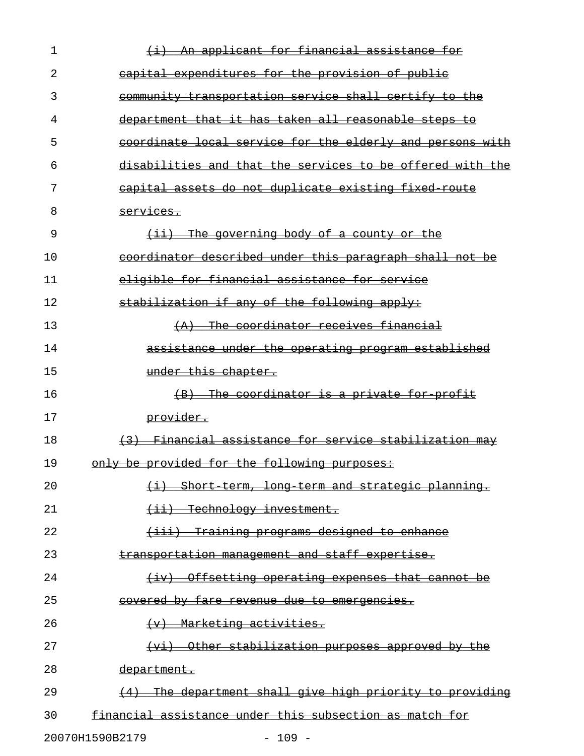~~(i) An applicant for financial assistance for capital expenditures for the provision of public community transportation service shall certify to the department that it has taken all reasonable steps to coordinate local service for the elderly and persons with disabilities and that the services to be offered with the capital assets do not duplicate existing fixed-route services.~~

~~(ii) The governing body of a county or the coordinator described under this paragraph shall not be eligible for financial assistance for service stabilization if any of the following apply:~~

~~(A) The coordinator receives financial assistance under the operating program established under this chapter.~~

~~(B) The coordinator is a private for-profit provider.~~

~~(3) Financial assistance for service stabilization may only be provided for the following purposes:~~

~~(i) Short-term, long-term and strategic planning.~~

~~(ii) Technology investment.~~

~~(iii) Training programs designed to enhance transportation management and staff expertise.~~

~~(iv) Offsetting operating expenses that cannot be covered by fare revenue due to emergencies.~~

~~(v) Marketing activities.~~

~~(vi) Other stabilization purposes approved by the department.~~

~~(4) The department shall give high priority to providing financial assistance under this subsection as match for~~

20070H1590B2179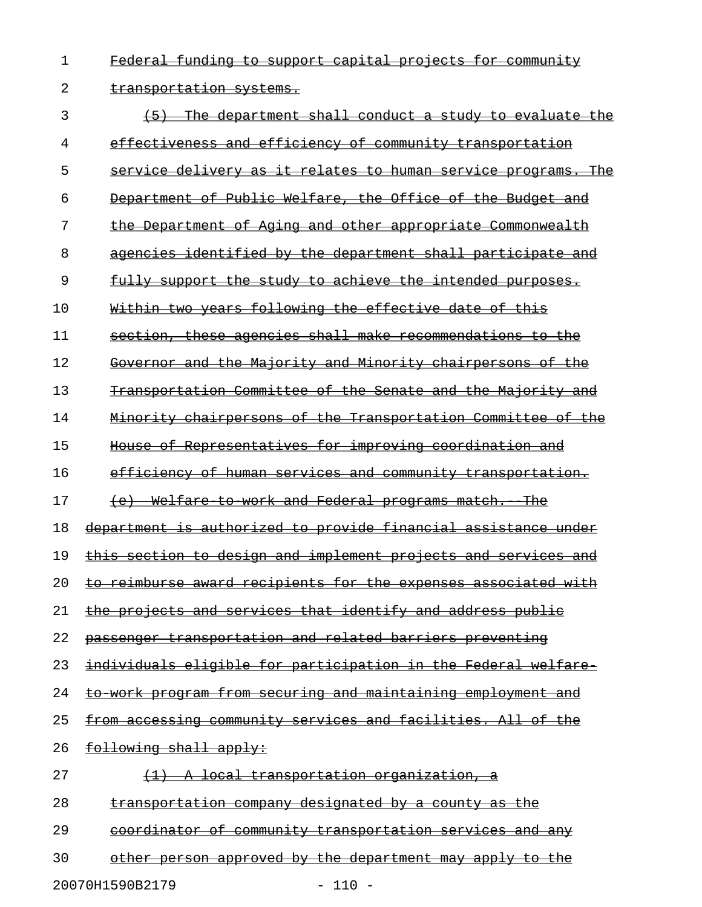~~Federal funding to support capital projects for community transportation systems.~~

~~(5) The department shall conduct a study to evaluate the effectiveness and efficiency of community transportation service delivery as it relates to human service programs. The Department of Public Welfare, the Office of the Budget and the Department of Aging and other appropriate Commonwealth agencies identified by the department shall participate and fully support the study to achieve the intended purposes. Within two years following the effective date of this section, these agencies shall make recommendations to the Governor and the Majority and Minority chairpersons of the Transportation Committee of the Senate and the Majority and Minority chairpersons of the Transportation Committee of the House of Representatives for improving coordination and efficiency of human services and community transportation.~~

~~(e) Welfare-to-work and Federal programs match.--The department is authorized to provide financial assistance under this section to design and implement projects and services and to reimburse award recipients for the expenses associated with the projects and services that identify and address public passenger transportation and related barriers preventing individuals eligible for participation in the Federal welfare-to-work program from securing and maintaining employment and from accessing community services and facilities. All of the following shall apply:~~

~~(1) A local transportation organization, a transportation company designated by a county as the coordinator of community transportation services and any other person approved by the department may apply to the~~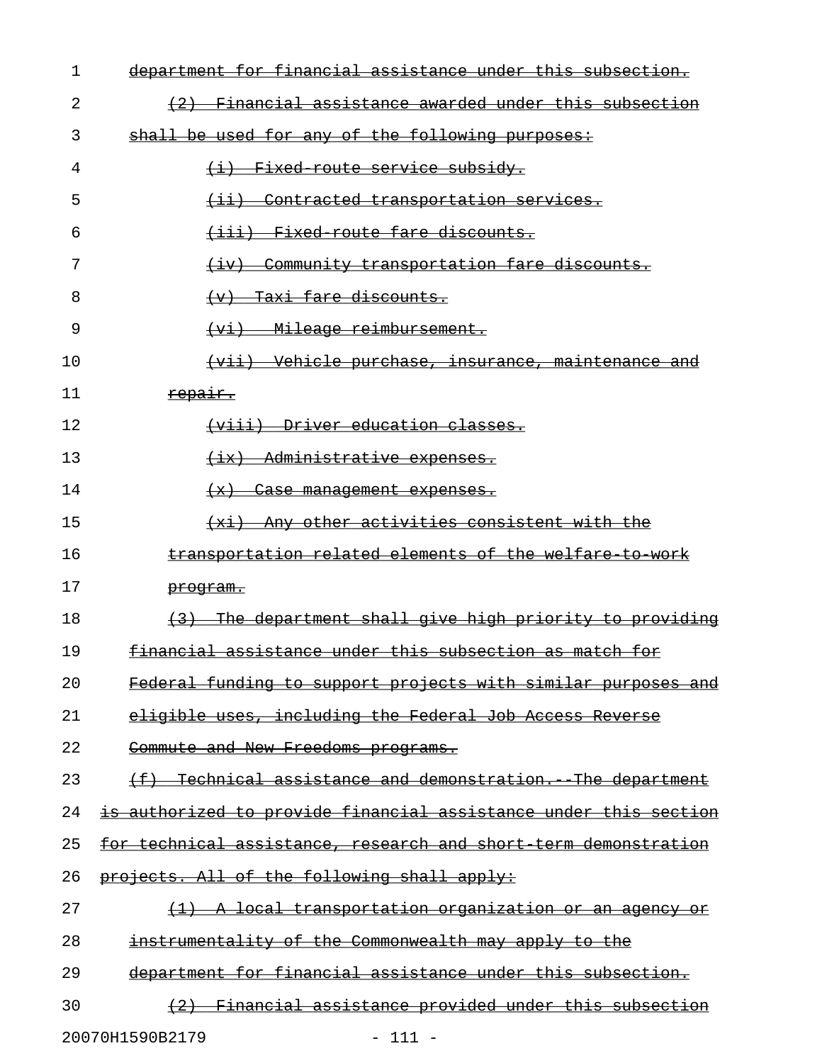~~department for financial assistance under this subsection.~~

~~(2) Financial assistance awarded under this subsection shall be used for any of the following purposes:~~

~~(i) Fixed-route service subsidy.~~

~~(ii) Contracted transportation services.~~

~~(iii) Fixed-route fare discounts.~~

~~(iv) Community transportation fare discounts.~~

~~(v) Taxi fare discounts.~~

~~(vi) Mileage reimbursement.~~

~~(vii) Vehicle purchase, insurance, maintenance and repair.~~

~~(viii) Driver education classes.~~

~~(ix) Administrative expenses.~~

~~(x) Case management expenses.~~

~~(xi) Any other activities consistent with the transportation related elements of the welfare-to-work program.~~

~~(3) The department shall give high priority to providing financial assistance under this subsection as match for Federal funding to support projects with similar purposes and eligible uses, including the Federal Job Access Reverse Commute and New Freedoms programs.~~

~~(f) Technical assistance and demonstration.--The department is authorized to provide financial assistance under this section for technical assistance, research and short-term demonstration projects. All of the following shall apply:~~

~~(1) A local transportation organization or an agency or instrumentality of the Commonwealth may apply to the department for financial assistance under this subsection.~~

~~(2) Financial assistance provided under this subsection~~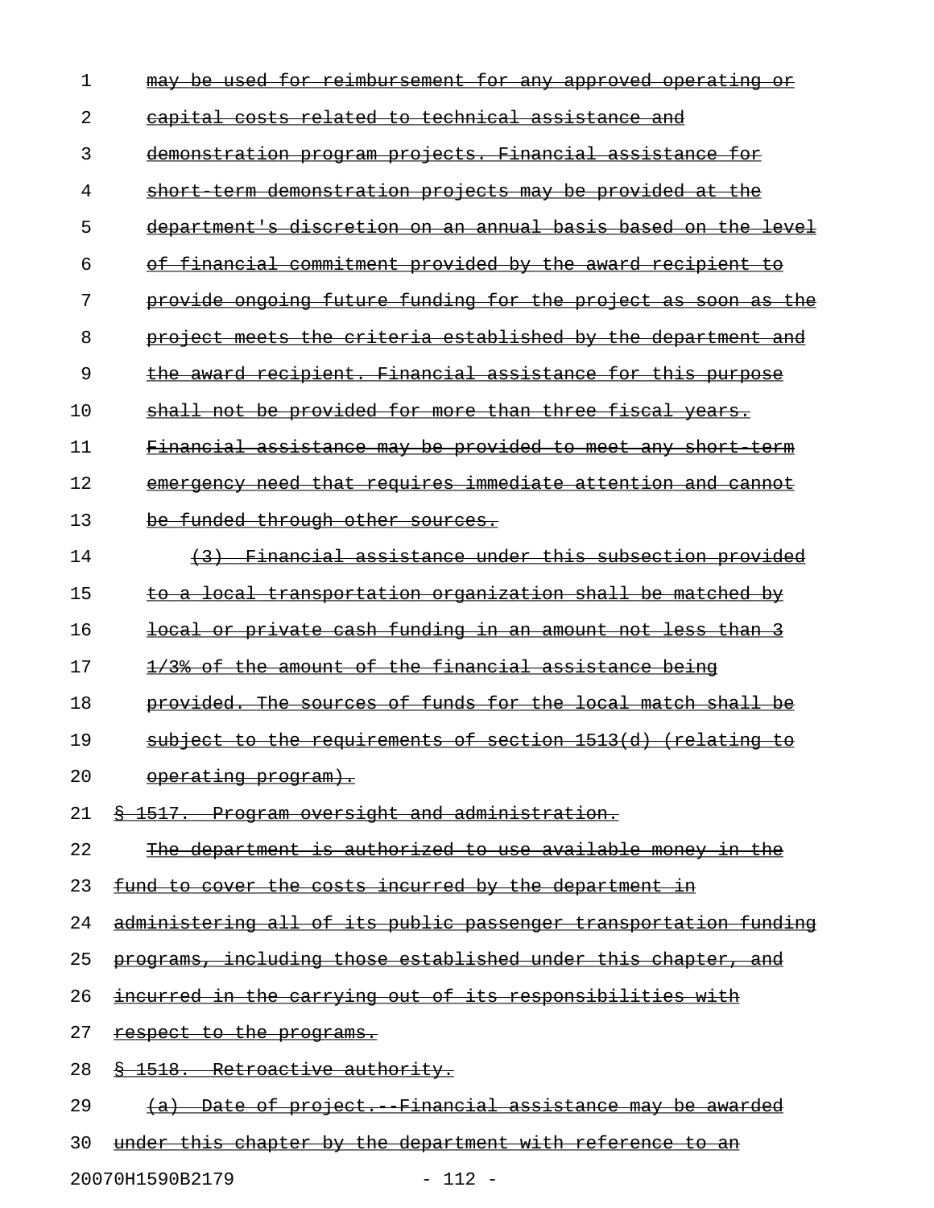~~may be used for reimbursement for any approved operating or capital costs related to technical assistance and demonstration program projects. Financial assistance for short-term demonstration projects may be provided at the department's discretion on an annual basis based on the level of financial commitment provided by the award recipient to provide ongoing future funding for the project as soon as the project meets the criteria established by the department and the award recipient. Financial assistance for this purpose shall not be provided for more than three fiscal years. Financial assistance may be provided to meet any short-term emergency need that requires immediate attention and cannot be funded through other sources.~~

~~(3) Financial assistance under this subsection provided to a local transportation organization shall be matched by local or private cash funding in an amount not less than 3 1/3% of the amount of the financial assistance being provided. The sources of funds for the local match shall be subject to the requirements of section 1513(d) (relating to operating program).~~

~~§ 1517. Program oversight and administration.~~

~~The department is authorized to use available money in the fund to cover the costs incurred by the department in administering all of its public passenger transportation funding programs, including those established under this chapter, and incurred in the carrying out of its responsibilities with respect to the programs.~~

~~§ 1518. Retroactive authority.~~

~~(a) Date of project.--Financial assistance may be awarded under this chapter by the department with reference to an~~

20070H1590B2179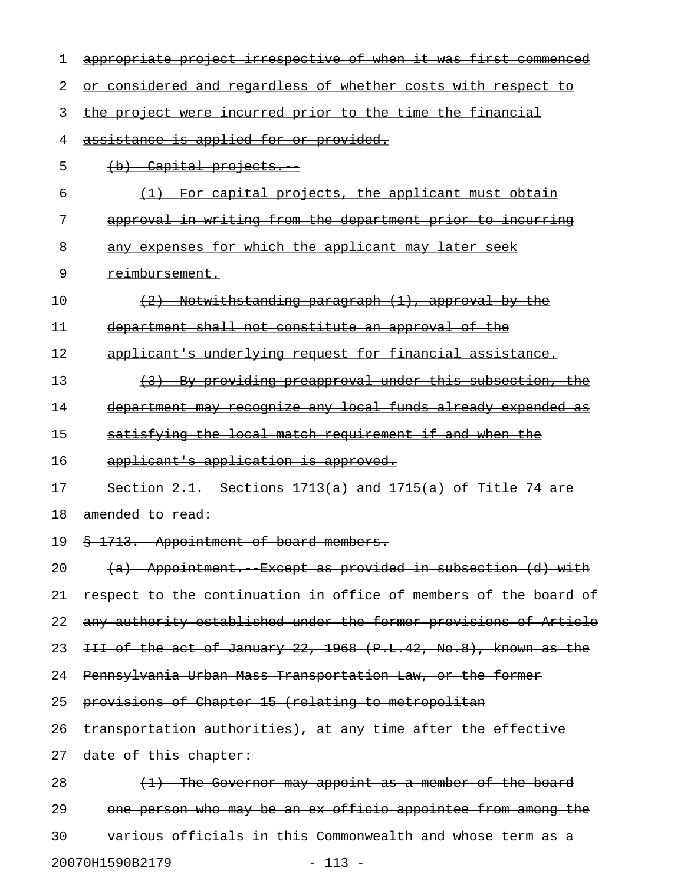~~appropriate project irrespective of when it was first commenced or considered and regardless of whether costs with respect to the project were incurred prior to the time the financial assistance is applied for or provided.~~

~~(b) Capital projects.--~~

~~(1) For capital projects, the applicant must obtain approval in writing from the department prior to incurring any expenses for which the applicant may later seek reimbursement.~~

~~(2) Notwithstanding paragraph (1), approval by the department shall not constitute an approval of the applicant's underlying request for financial assistance.~~

~~(3) By providing preapproval under this subsection, the department may recognize any local funds already expended as satisfying the local match requirement if and when the applicant's application is approved.~~

~~Section 2.1. Sections 1713(a) and 1715(a) of Title 74 are amended to read:~~

~~§ 1713. Appointment of board members.~~

~~(a) Appointment.--Except as provided in subsection (d) with respect to the continuation in office of members of the board of any authority established under the former provisions of Article III of the act of January 22, 1968 (P.L.42, No.8), known as the Pennsylvania Urban Mass Transportation Law, or the former provisions of Chapter 15 (relating to metropolitan transportation authorities), at any time after the effective date of this chapter:~~

~~(1) The Governor may appoint as a member of the board one person who may be an ex officio appointee from among the various officials in this Commonwealth and whose term as a~~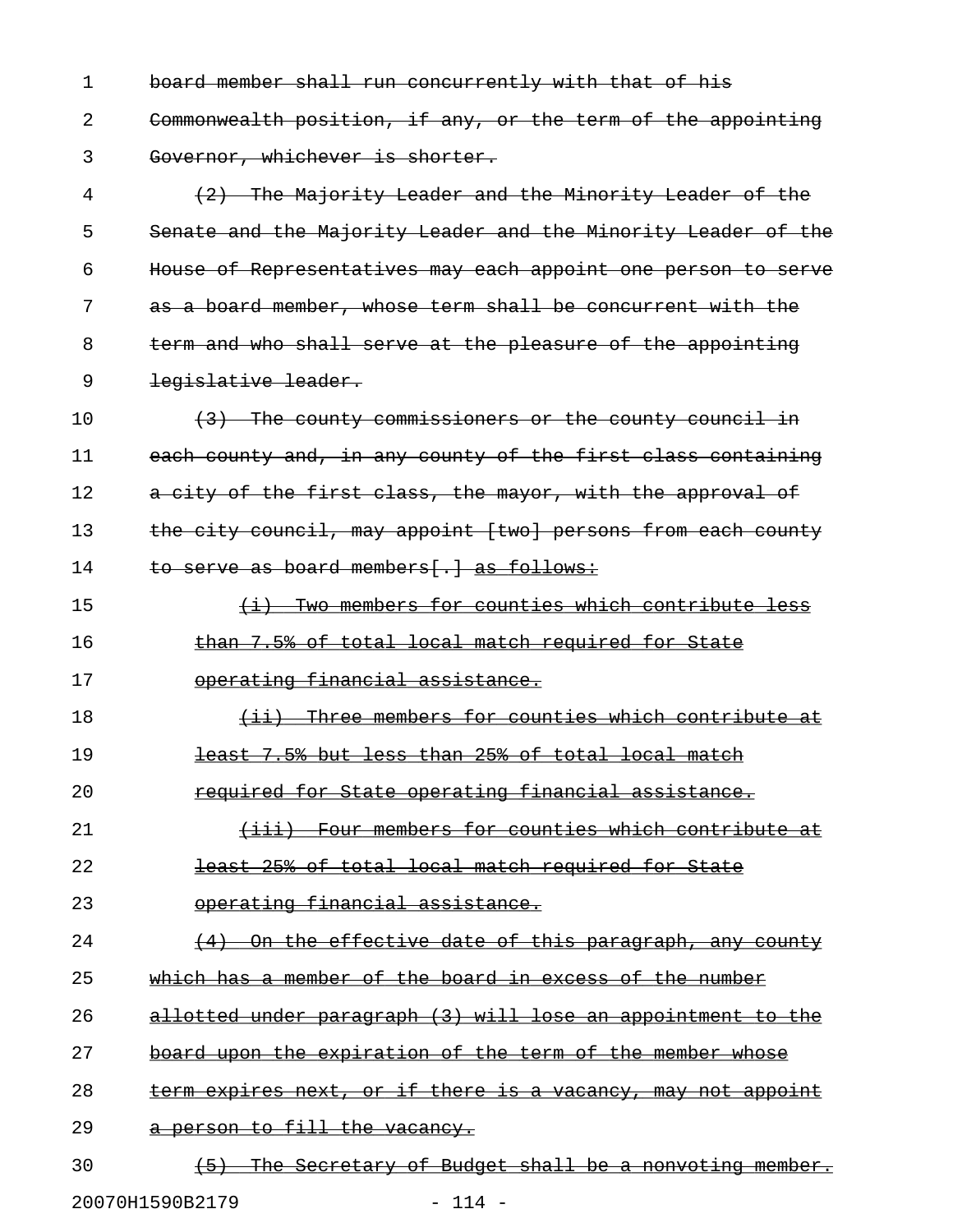board member shall run concurrently with that of his Commonwealth position, if any, or the term of the appointing Governor, whichever is shorter.

(2) The Majority Leader and the Minority Leader of the Senate and the Majority Leader and the Minority Leader of the House of Representatives may each appoint one person to serve as a board member, whose term shall be concurrent with the term and who shall serve at the pleasure of the appointing legislative leader.

(3) The county commissioners or the county council in each county and, in any county of the first class containing a city of the first class, the mayor, with the approval of the city council, may appoint [two] persons from each county to serve as board members[.] as follows:

(i) Two members for counties which contribute less than 7.5% of total local match required for State operating financial assistance.

(ii) Three members for counties which contribute at least 7.5% but less than 25% of total local match required for State operating financial assistance.

(iii) Four members for counties which contribute at least 25% of total local match required for State operating financial assistance.

(4) On the effective date of this paragraph, any county which has a member of the board in excess of the number allotted under paragraph (3) will lose an appointment to the board upon the expiration of the term of the member whose term expires next, or if there is a vacancy, may not appoint a person to fill the vacancy.

(5) The Secretary of Budget shall be a nonvoting member.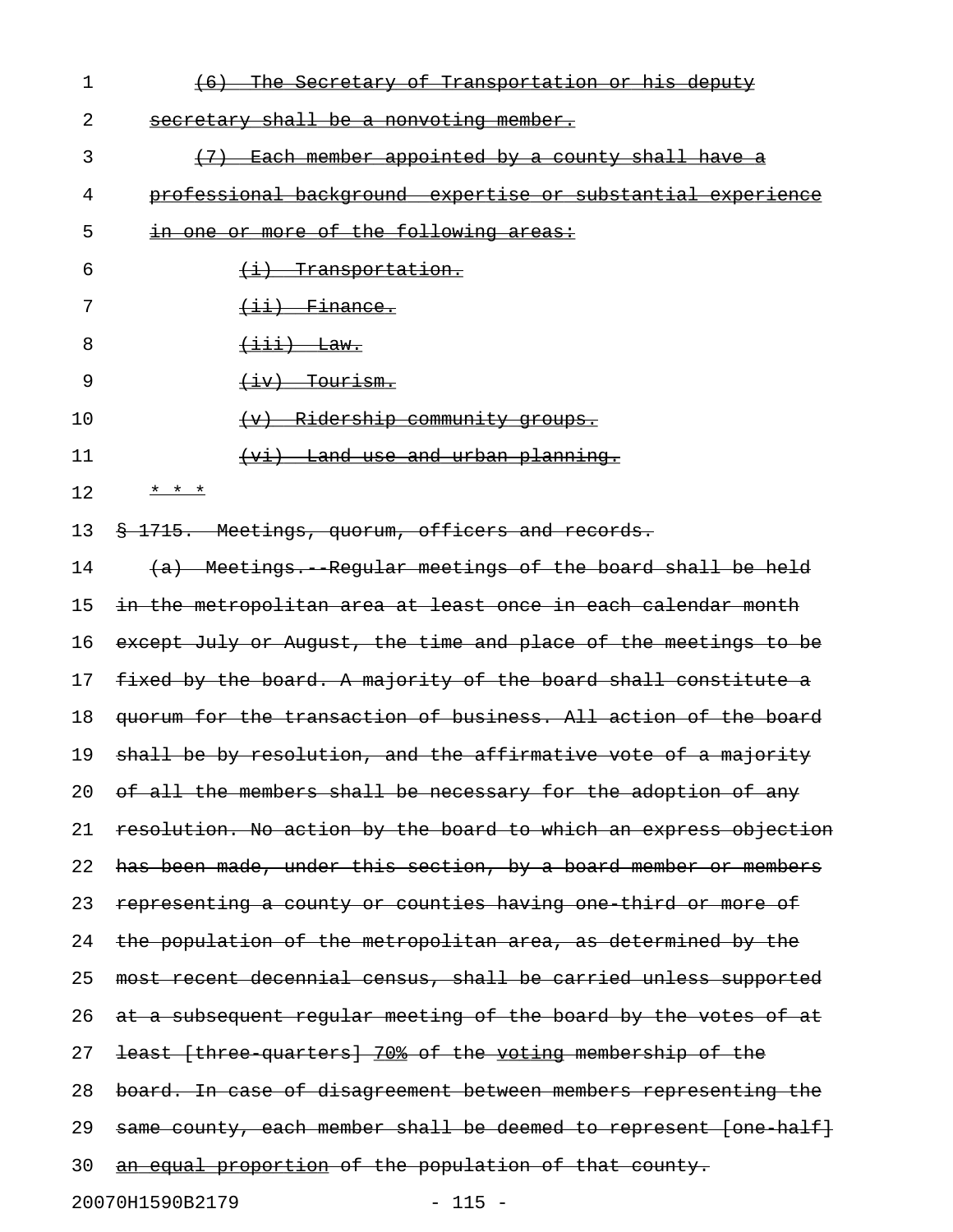(6) The Secretary of Transportation or his deputy secretary shall be a nonvoting member.

(7) Each member appointed by a county shall have a professional background expertise or substantial experience in one or more of the following areas:

(i) Transportation.

(ii) Finance.

(iii) Law.

(iv) Tourism.

(v) Ridership community groups.

(vi) Land use and urban planning.

* * *

§ 1715. Meetings, quorum, officers and records.

(a) Meetings.--Regular meetings of the board shall be held in the metropolitan area at least once in each calendar month except July or August, the time and place of the meetings to be fixed by the board. A majority of the board shall constitute a quorum for the transaction of business. All action of the board shall be by resolution, and the affirmative vote of a majority of all the members shall be necessary for the adoption of any resolution. No action by the board to which an express objection has been made, under this section, by a board member or members representing a county or counties having one-third or more of the population of the metropolitan area, as determined by the most recent decennial census, shall be carried unless supported at a subsequent regular meeting of the board by the votes of at least [three-quarters] 70% of the voting membership of the board. In case of disagreement between members representing the same county, each member shall be deemed to represent [one-half] an equal proportion of the population of that county.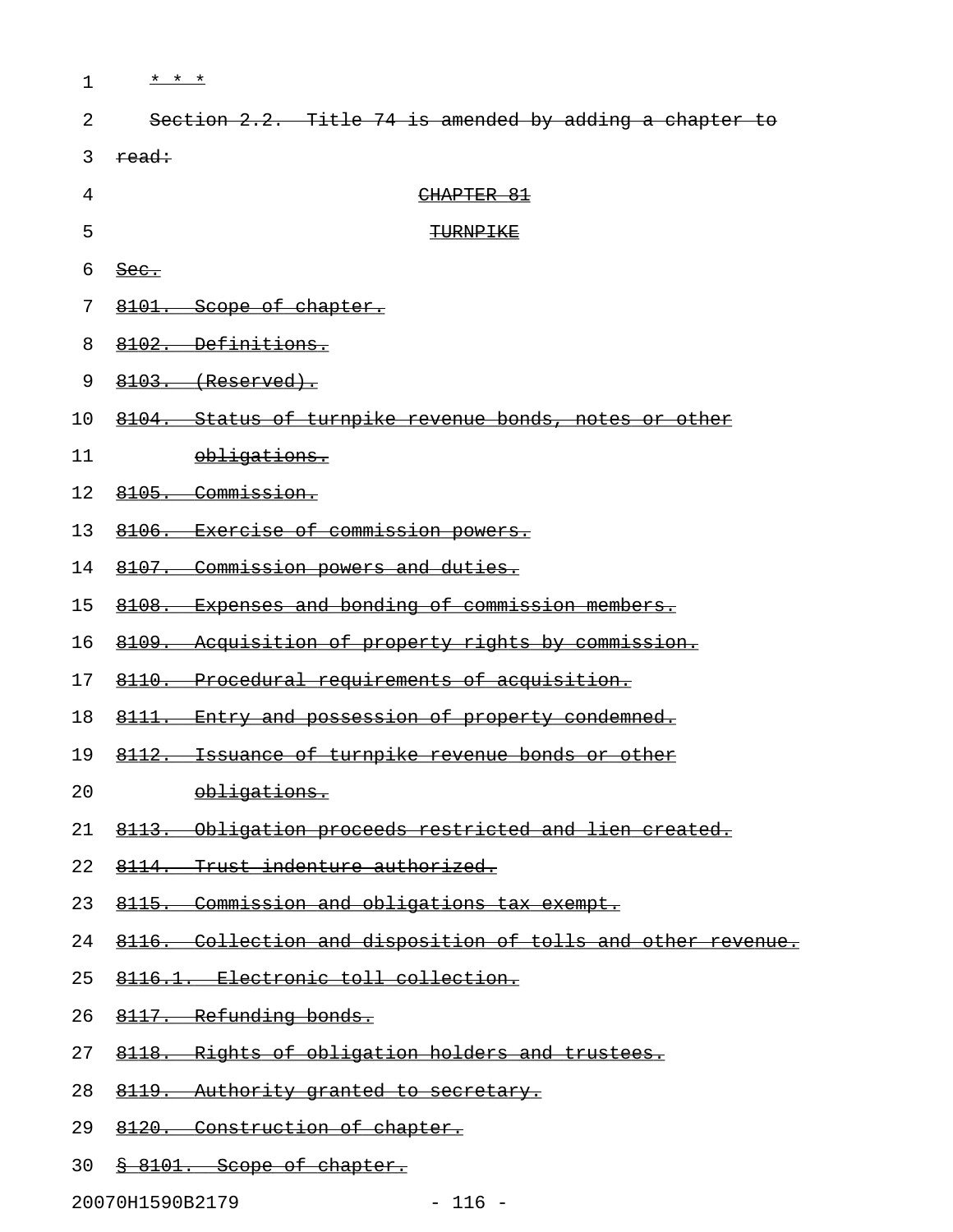* * *

Section 2.2. Title 74 is amended by adding a chapter to read:

CHAPTER 81

TURNPIKE

Sec.

8101. Scope of chapter.

8102. Definitions.

8103. (Reserved).

8104. Status of turnpike revenue bonds, notes or other obligations.

8105. Commission.

8106. Exercise of commission powers.

8107. Commission powers and duties.

8108. Expenses and bonding of commission members.

8109. Acquisition of property rights by commission.

8110. Procedural requirements of acquisition.

8111. Entry and possession of property condemned.

8112. Issuance of turnpike revenue bonds or other obligations.

8113. Obligation proceeds restricted and lien created.

8114. Trust indenture authorized.

8115. Commission and obligations tax exempt.

8116. Collection and disposition of tolls and other revenue.

8116.1. Electronic toll collection.

8117. Refunding bonds.

8118. Rights of obligation holders and trustees.

8119. Authority granted to secretary.

8120. Construction of chapter.

§ 8101. Scope of chapter.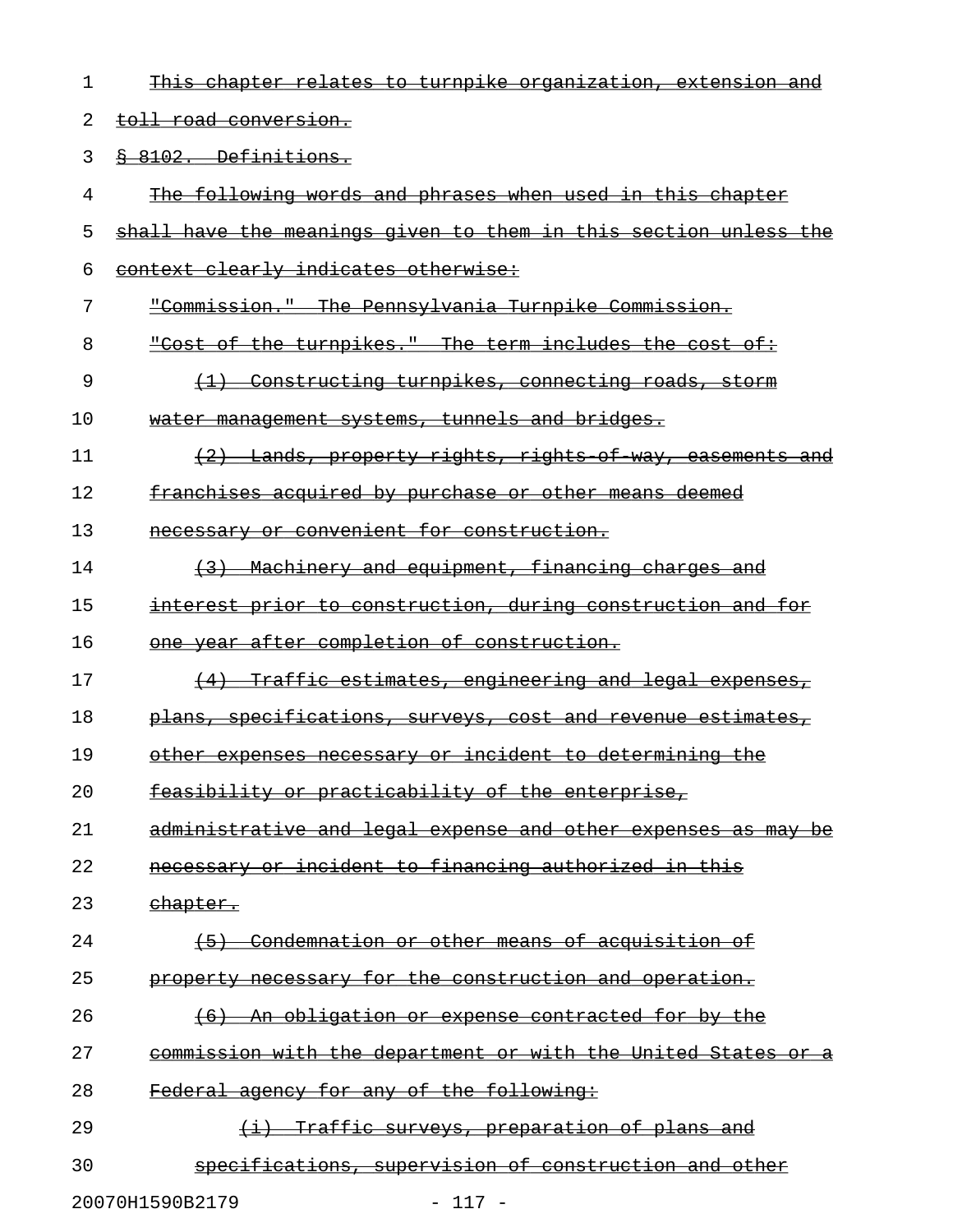This chapter relates to turnpike organization, extension and toll road conversion.

§ 8102. Definitions.

The following words and phrases when used in this chapter shall have the meanings given to them in this section unless the context clearly indicates otherwise:

"Commission." The Pennsylvania Turnpike Commission.

"Cost of the turnpikes." The term includes the cost of:

(1) Constructing turnpikes, connecting roads, storm water management systems, tunnels and bridges.

(2) Lands, property rights, rights-of-way, easements and franchises acquired by purchase or other means deemed necessary or convenient for construction.

(3) Machinery and equipment, financing charges and interest prior to construction, during construction and for one year after completion of construction.

(4) Traffic estimates, engineering and legal expenses, plans, specifications, surveys, cost and revenue estimates, other expenses necessary or incident to determining the feasibility or practicability of the enterprise, administrative and legal expense and other expenses as may be necessary or incident to financing authorized in this chapter.

(5) Condemnation or other means of acquisition of property necessary for the construction and operation.

(6) An obligation or expense contracted for by the commission with the department or with the United States or a Federal agency for any of the following:

(i) Traffic surveys, preparation of plans and specifications, supervision of construction and other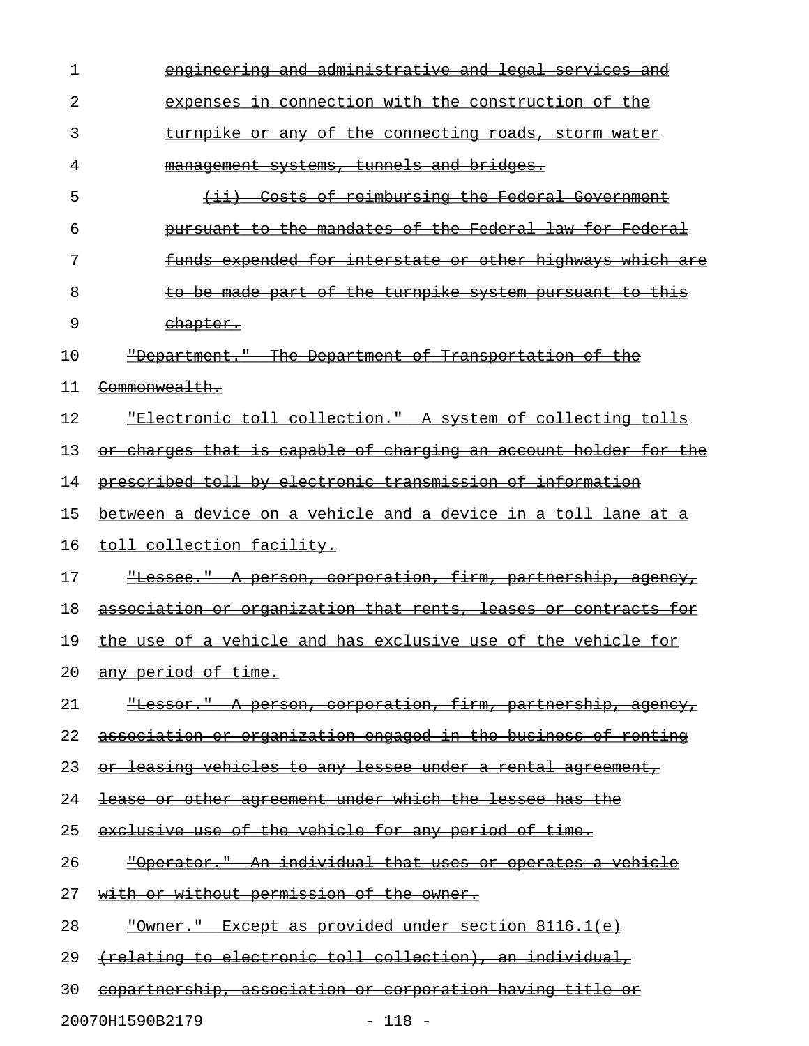engineering and administrative and legal services and expenses in connection with the construction of the turnpike or any of the connecting roads, storm water management systems, tunnels and bridges.

(ii) Costs of reimbursing the Federal Government pursuant to the mandates of the Federal law for Federal funds expended for interstate or other highways which are to be made part of the turnpike system pursuant to this chapter.

"Department." The Department of Transportation of the Commonwealth.

"Electronic toll collection." A system of collecting tolls or charges that is capable of charging an account holder for the prescribed toll by electronic transmission of information between a device on a vehicle and a device in a toll lane at a toll collection facility.

"Lessee." A person, corporation, firm, partnership, agency, association or organization that rents, leases or contracts for the use of a vehicle and has exclusive use of the vehicle for any period of time.

"Lessor." A person, corporation, firm, partnership, agency, association or organization engaged in the business of renting or leasing vehicles to any lessee under a rental agreement, lease or other agreement under which the lessee has the exclusive use of the vehicle for any period of time.

"Operator." An individual that uses or operates a vehicle with or without permission of the owner.

"Owner." Except as provided under section 8116.1(e) (relating to electronic toll collection), an individual, copartnership, association or corporation having title or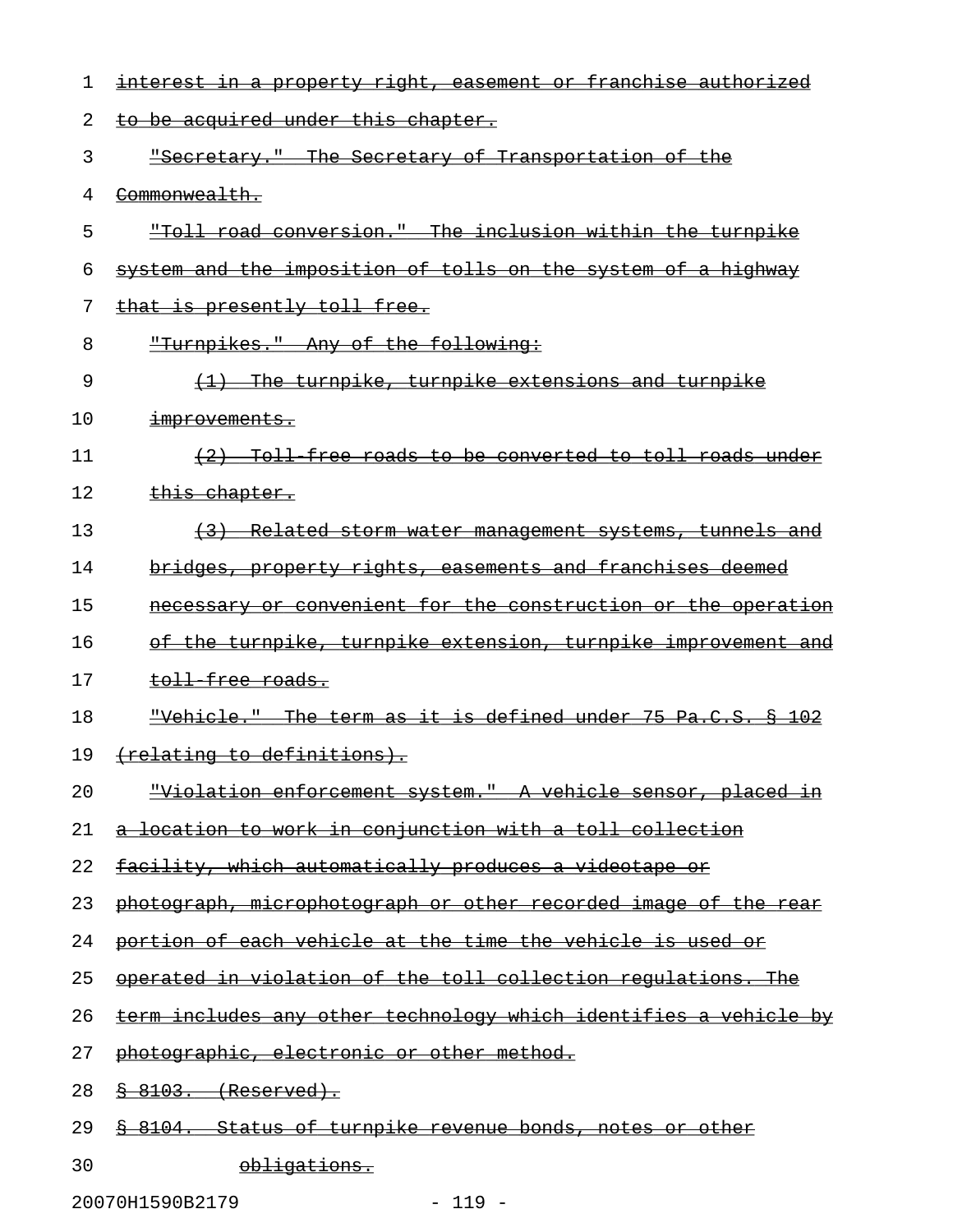interest in a property right, easement or franchise authorized to be acquired under this chapter.

"Secretary." The Secretary of Transportation of the Commonwealth.

"Toll road conversion." The inclusion within the turnpike system and the imposition of tolls on the system of a highway that is presently toll free.

"Turnpikes." Any of the following:

(1) The turnpike, turnpike extensions and turnpike improvements.

(2) Toll-free roads to be converted to toll roads under this chapter.

(3) Related storm water management systems, tunnels and bridges, property rights, easements and franchises deemed necessary or convenient for the construction or the operation of the turnpike, turnpike extension, turnpike improvement and toll-free roads.

"Vehicle." The term as it is defined under 75 Pa.C.S. § 102 (relating to definitions).

"Violation enforcement system." A vehicle sensor, placed in a location to work in conjunction with a toll collection facility, which automatically produces a videotape or photograph, microphotograph or other recorded image of the rear portion of each vehicle at the time the vehicle is used or operated in violation of the toll collection regulations. The term includes any other technology which identifies a vehicle by photographic, electronic or other method.

§ 8103. (Reserved).

§ 8104. Status of turnpike revenue bonds, notes or other obligations.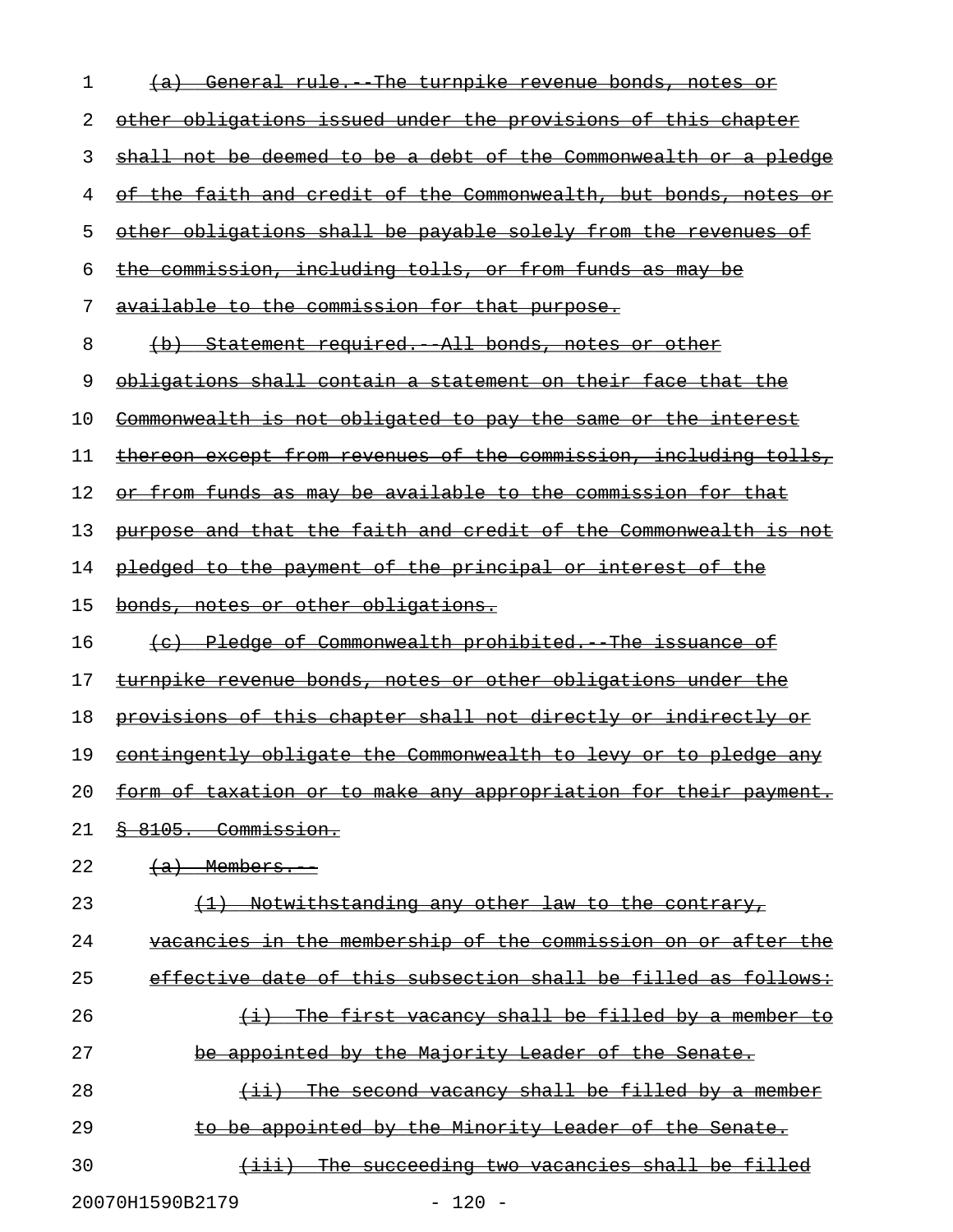(a) General rule.--The turnpike revenue bonds, notes or other obligations issued under the provisions of this chapter shall not be deemed to be a debt of the Commonwealth or a pledge of the faith and credit of the Commonwealth, but bonds, notes or other obligations shall be payable solely from the revenues of the commission, including tolls, or from funds as may be available to the commission for that purpose.

(b) Statement required.--All bonds, notes or other obligations shall contain a statement on their face that the Commonwealth is not obligated to pay the same or the interest thereon except from revenues of the commission, including tolls, or from funds as may be available to the commission for that purpose and that the faith and credit of the Commonwealth is not pledged to the payment of the principal or interest of the bonds, notes or other obligations.

(c) Pledge of Commonwealth prohibited.--The issuance of turnpike revenue bonds, notes or other obligations under the provisions of this chapter shall not directly or indirectly or contingently obligate the Commonwealth to levy or to pledge any form of taxation or to make any appropriation for their payment.

§ 8105. Commission.

(a) Members.--

(1) Notwithstanding any other law to the contrary, vacancies in the membership of the commission on or after the effective date of this subsection shall be filled as follows:

(i) The first vacancy shall be filled by a member to be appointed by the Majority Leader of the Senate.

(ii) The second vacancy shall be filled by a member to be appointed by the Minority Leader of the Senate.

(iii) The succeeding two vacancies shall be filled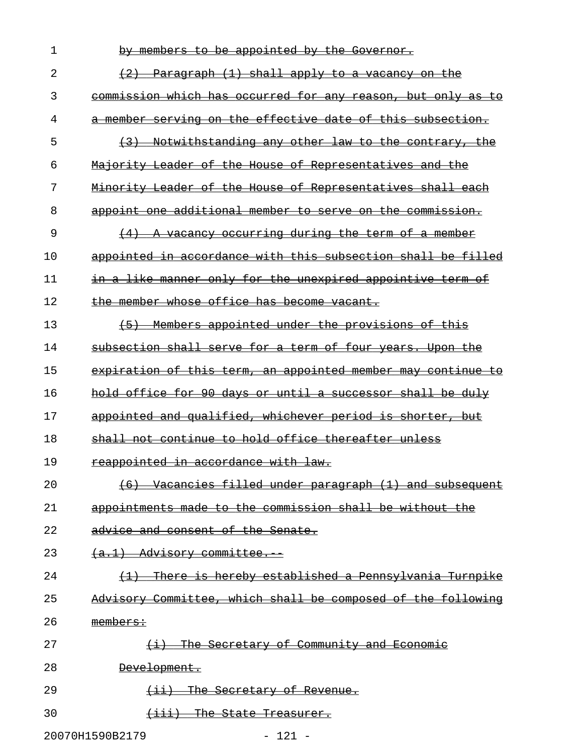~~by members to be appointed by the Governor.~~

~~(2) Paragraph (1) shall apply to a vacancy on the commission which has occurred for any reason, but only as to a member serving on the effective date of this subsection.~~

~~(3) Notwithstanding any other law to the contrary, the Majority Leader of the House of Representatives and the Minority Leader of the House of Representatives shall each appoint one additional member to serve on the commission.~~

~~(4) A vacancy occurring during the term of a member appointed in accordance with this subsection shall be filled in a like manner only for the unexpired appointive term of the member whose office has become vacant.~~

~~(5) Members appointed under the provisions of this subsection shall serve for a term of four years. Upon the expiration of this term, an appointed member may continue to hold office for 90 days or until a successor shall be duly appointed and qualified, whichever period is shorter, but shall not continue to hold office thereafter unless reappointed in accordance with law.~~

~~(6) Vacancies filled under paragraph (1) and subsequent appointments made to the commission shall be without the advice and consent of the Senate.~~

~~(a.1) Advisory committee.--~~

~~(1) There is hereby established a Pennsylvania Turnpike Advisory Committee, which shall be composed of the following members:~~

~~(i) The Secretary of Community and Economic Development.~~

~~(ii) The Secretary of Revenue.~~

~~(iii) The State Treasurer.~~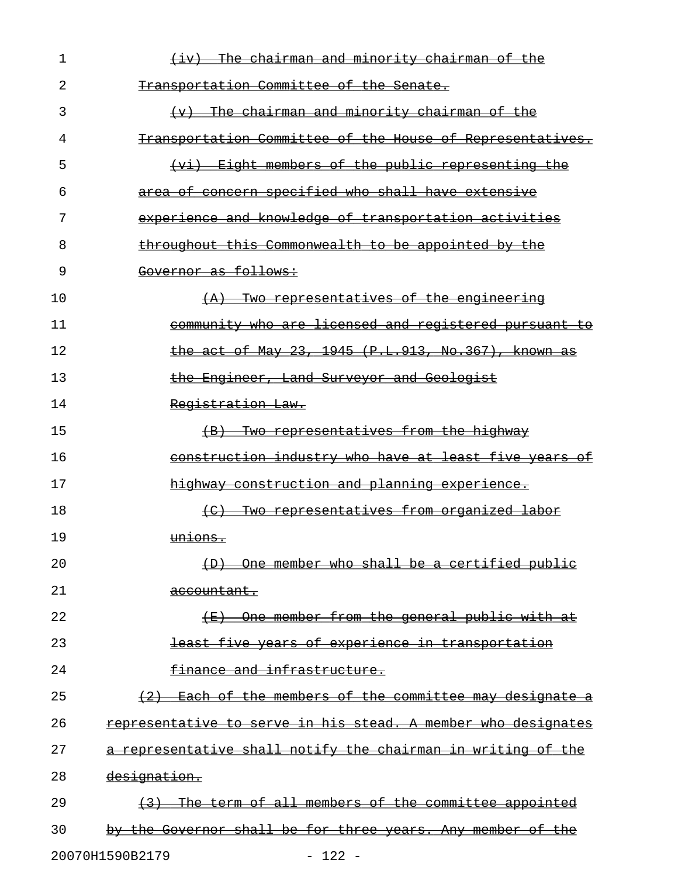~~(iv) The chairman and minority chairman of the Transportation Committee of the Senate.~~

~~(v) The chairman and minority chairman of the Transportation Committee of the House of Representatives.~~

~~(vi) Eight members of the public representing the area of concern specified who shall have extensive experience and knowledge of transportation activities throughout this Commonwealth to be appointed by the Governor as follows:~~

~~(A) Two representatives of the engineering community who are licensed and registered pursuant to the act of May 23, 1945 (P.L.913, No.367), known as the Engineer, Land Surveyor and Geologist Registration Law.~~

~~(B) Two representatives from the highway construction industry who have at least five years of highway construction and planning experience.~~

~~(C) Two representatives from organized labor unions.~~

~~(D) One member who shall be a certified public accountant.~~

~~(E) One member from the general public with at least five years of experience in transportation finance and infrastructure.~~

~~(2) Each of the members of the committee may designate a representative to serve in his stead. A member who designates a representative shall notify the chairman in writing of the designation.~~

~~(3) The term of all members of the committee appointed by the Governor shall be for three years. Any member of the~~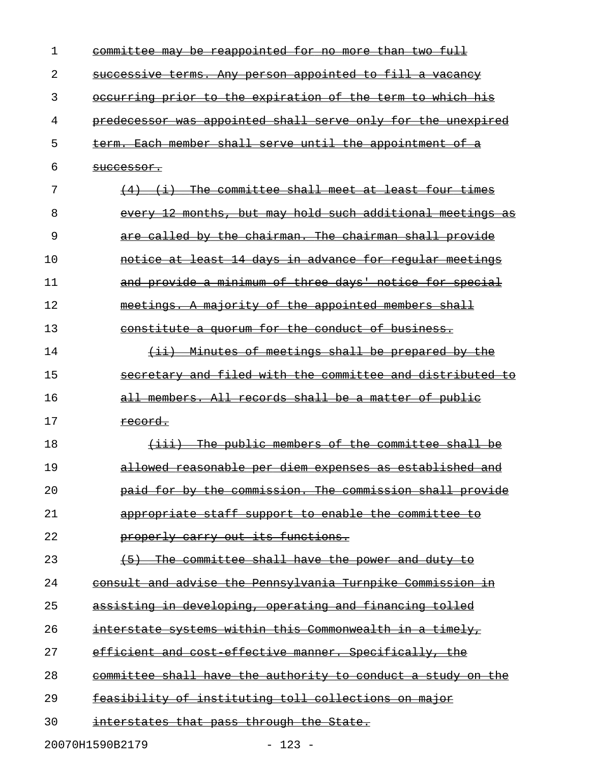~~committee may be reappointed for no more than two full successive terms. Any person appointed to fill a vacancy occurring prior to the expiration of the term to which his predecessor was appointed shall serve only for the unexpired term. Each member shall serve until the appointment of a successor.~~

~~(4) (i) The committee shall meet at least four times every 12 months, but may hold such additional meetings as are called by the chairman. The chairman shall provide notice at least 14 days in advance for regular meetings and provide a minimum of three days' notice for special meetings. A majority of the appointed members shall constitute a quorum for the conduct of business.~~

~~(ii) Minutes of meetings shall be prepared by the secretary and filed with the committee and distributed to all members. All records shall be a matter of public record.~~

~~(iii) The public members of the committee shall be allowed reasonable per diem expenses as established and paid for by the commission. The commission shall provide appropriate staff support to enable the committee to properly carry out its functions.~~

~~(5) The committee shall have the power and duty to consult and advise the Pennsylvania Turnpike Commission in assisting in developing, operating and financing tolled interstate systems within this Commonwealth in a timely, efficient and cost-effective manner. Specifically, the committee shall have the authority to conduct a study on the feasibility of instituting toll collections on major interstates that pass through the State.~~

20070H1590B2179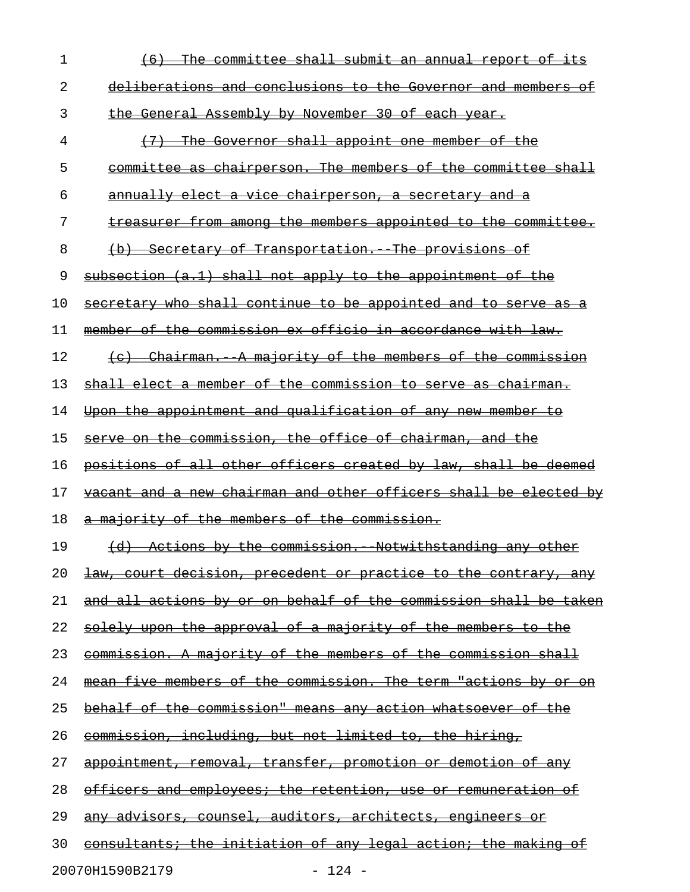~~(6) The committee shall submit an annual report of its deliberations and conclusions to the Governor and members of the General Assembly by November 30 of each year.~~

~~(7) The Governor shall appoint one member of the committee as chairperson. The members of the committee shall annually elect a vice chairperson, a secretary and a treasurer from among the members appointed to the committee.~~

~~(b) Secretary of Transportation.--The provisions of subsection (a.1) shall not apply to the appointment of the secretary who shall continue to be appointed and to serve as a member of the commission ex officio in accordance with law.~~

~~(c) Chairman.--A majority of the members of the commission shall elect a member of the commission to serve as chairman. Upon the appointment and qualification of any new member to serve on the commission, the office of chairman, and the positions of all other officers created by law, shall be deemed vacant and a new chairman and other officers shall be elected by a majority of the members of the commission.~~

~~(d) Actions by the commission.--Notwithstanding any other law, court decision, precedent or practice to the contrary, any and all actions by or on behalf of the commission shall be taken solely upon the approval of a majority of the members to the commission. A majority of the members of the commission shall mean five members of the commission. The term "actions by or on behalf of the commission" means any action whatsoever of the commission, including, but not limited to, the hiring, appointment, removal, transfer, promotion or demotion of any officers and employees; the retention, use or remuneration of any advisors, counsel, auditors, architects, engineers or consultants; the initiation of any legal action; the making of~~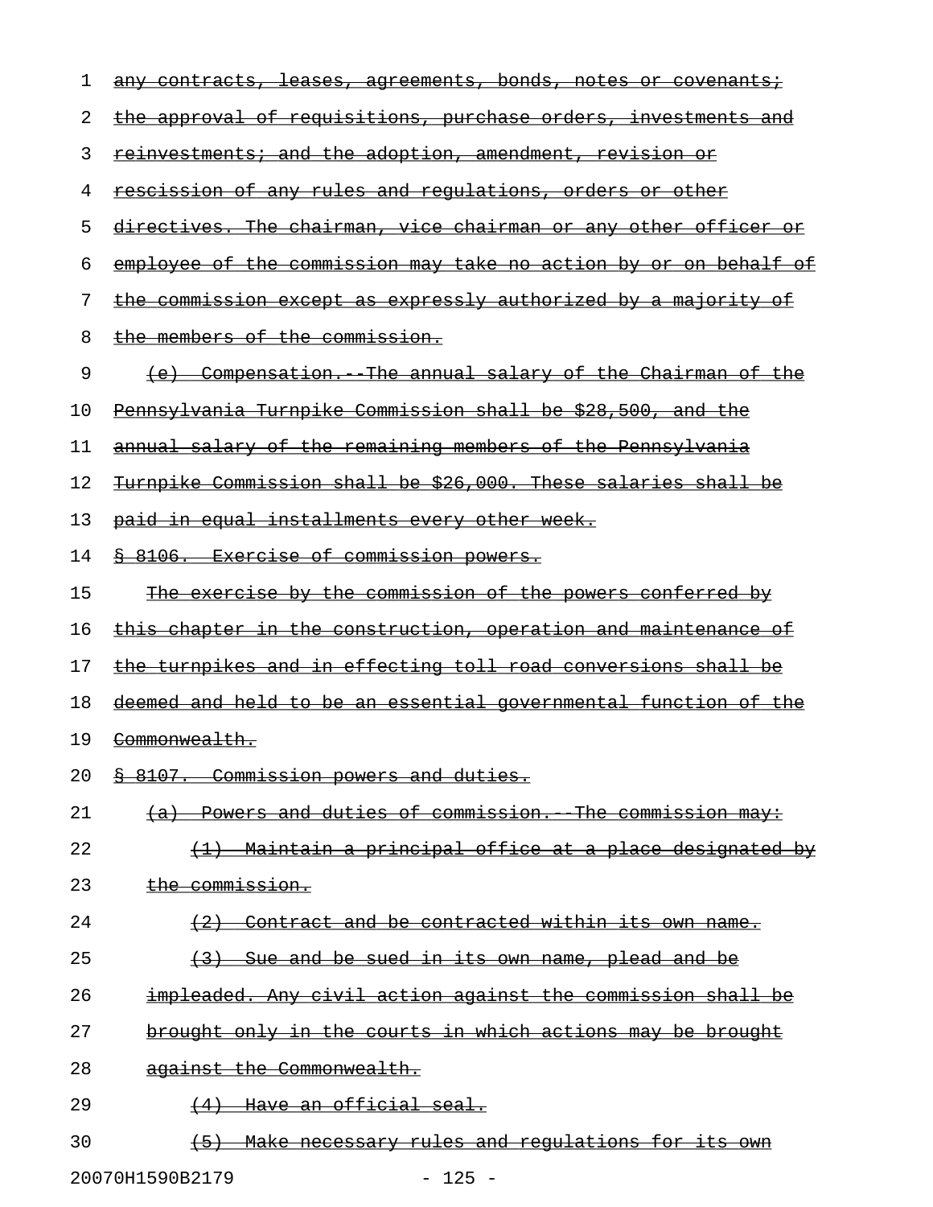any contracts, leases, agreements, bonds, notes or covenants; the approval of requisitions, purchase orders, investments and reinvestments; and the adoption, amendment, revision or rescission of any rules and regulations, orders or other directives. The chairman, vice chairman or any other officer or employee of the commission may take no action by or on behalf of the commission except as expressly authorized by a majority of the members of the commission.

(e) Compensation.--The annual salary of the Chairman of the Pennsylvania Turnpike Commission shall be $28,500, and the annual salary of the remaining members of the Pennsylvania Turnpike Commission shall be $26,000. These salaries shall be paid in equal installments every other week.

§ 8106. Exercise of commission powers.

The exercise by the commission of the powers conferred by this chapter in the construction, operation and maintenance of the turnpikes and in effecting toll road conversions shall be deemed and held to be an essential governmental function of the Commonwealth.

§ 8107. Commission powers and duties.

(a) Powers and duties of commission.--The commission may:

(1) Maintain a principal office at a place designated by the commission.

(2) Contract and be contracted within its own name.

(3) Sue and be sued in its own name, plead and be impleaded. Any civil action against the commission shall be brought only in the courts in which actions may be brought against the Commonwealth.

(4) Have an official seal.

(5) Make necessary rules and regulations for its own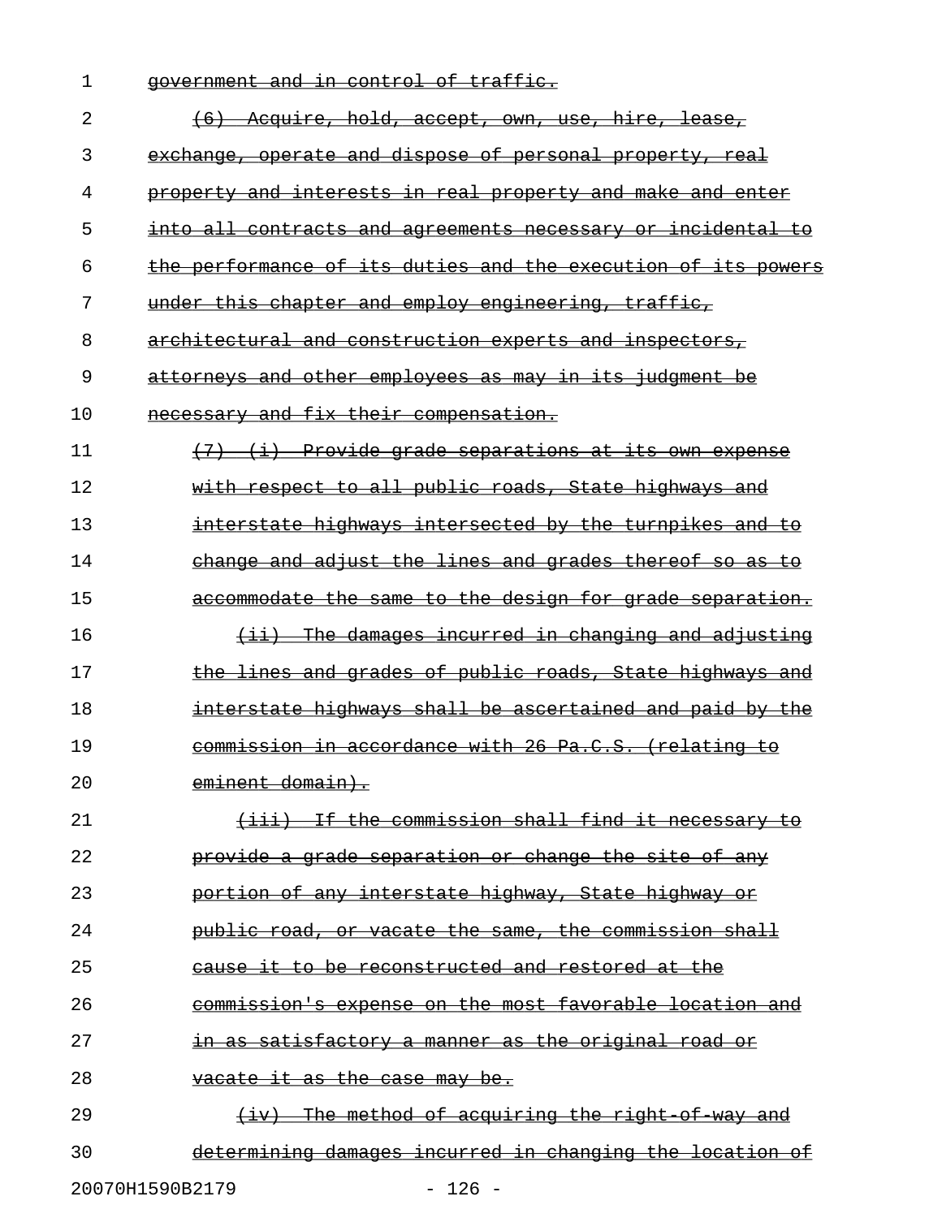government and in control of traffic.

(6) Acquire, hold, accept, own, use, hire, lease, exchange, operate and dispose of personal property, real property and interests in real property and make and enter into all contracts and agreements necessary or incidental to the performance of its duties and the execution of its powers under this chapter and employ engineering, traffic, architectural and construction experts and inspectors, attorneys and other employees as may in its judgment be necessary and fix their compensation.

(7) (i) Provide grade separations at its own expense with respect to all public roads, State highways and interstate highways intersected by the turnpikes and to change and adjust the lines and grades thereof so as to accommodate the same to the design for grade separation.

(ii) The damages incurred in changing and adjusting the lines and grades of public roads, State highways and interstate highways shall be ascertained and paid by the commission in accordance with 26 Pa.C.S. (relating to eminent domain).

(iii) If the commission shall find it necessary to provide a grade separation or change the site of any portion of any interstate highway, State highway or public road, or vacate the same, the commission shall cause it to be reconstructed and restored at the commission's expense on the most favorable location and in as satisfactory a manner as the original road or vacate it as the case may be.

(iv) The method of acquiring the right-of-way and determining damages incurred in changing the location of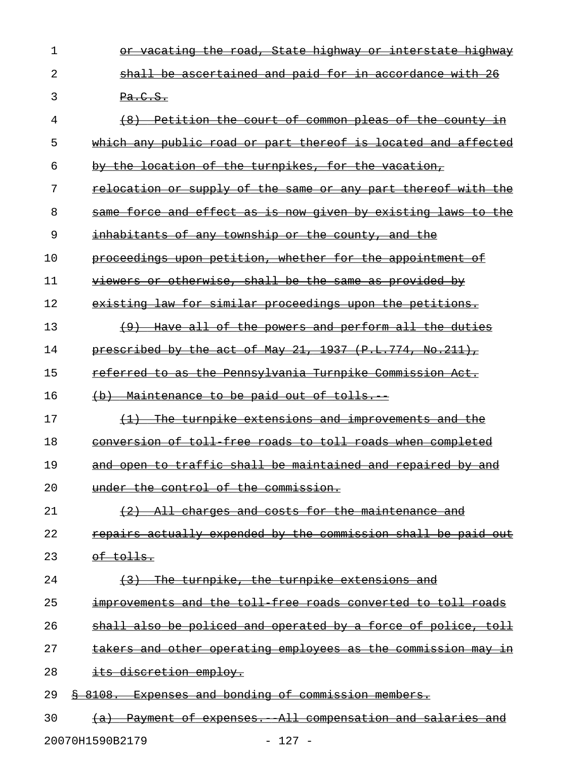~~or vacating the road, State highway or interstate highway shall be ascertained and paid for in accordance with 26 Pa.C.S.~~

~~(8) Petition the court of common pleas of the county in which any public road or part thereof is located and affected by the location of the turnpikes, for the vacation, relocation or supply of the same or any part thereof with the same force and effect as is now given by existing laws to the inhabitants of any township or the county, and the proceedings upon petition, whether for the appointment of viewers or otherwise, shall be the same as provided by existing law for similar proceedings upon the petitions.~~

~~(9) Have all of the powers and perform all the duties prescribed by the act of May 21, 1937 (P.L.774, No.211), referred to as the Pennsylvania Turnpike Commission Act.~~

~~(b) Maintenance to be paid out of tolls.--~~

~~(1) The turnpike extensions and improvements and the conversion of toll-free roads to toll roads when completed and open to traffic shall be maintained and repaired by and under the control of the commission.~~

~~(2) All charges and costs for the maintenance and repairs actually expended by the commission shall be paid out of tolls.~~

~~(3) The turnpike, the turnpike extensions and improvements and the toll-free roads converted to toll roads shall also be policed and operated by a force of police, toll takers and other operating employees as the commission may in its discretion employ.~~

~~§ 8108. Expenses and bonding of commission members.~~

~~(a) Payment of expenses.--All compensation and salaries and~~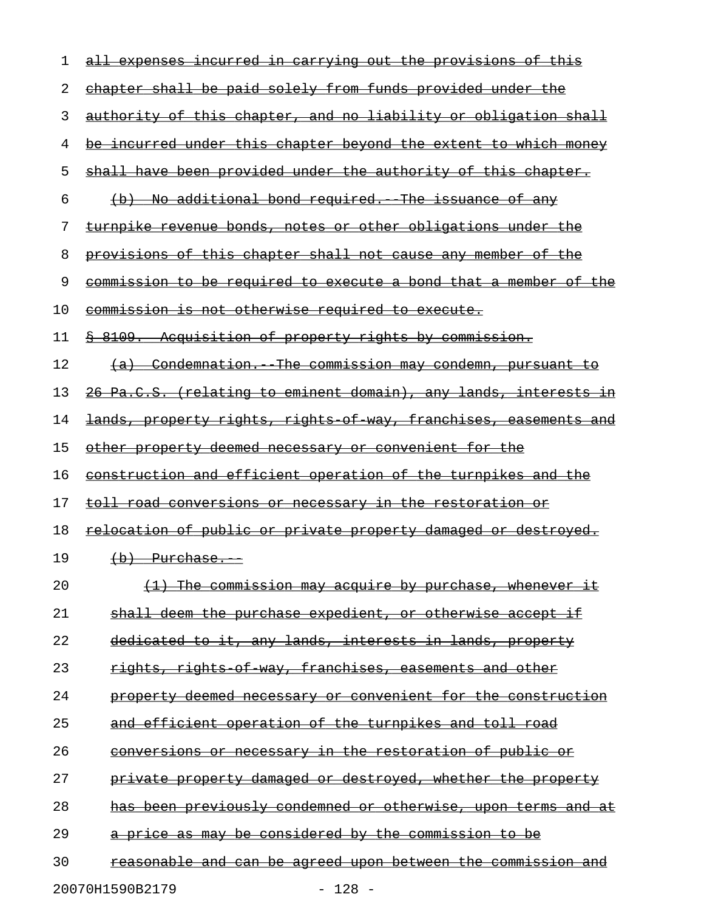all expenses incurred in carrying out the provisions of this chapter shall be paid solely from funds provided under the authority of this chapter, and no liability or obligation shall be incurred under this chapter beyond the extent to which money shall have been provided under the authority of this chapter.

(b) No additional bond required.--The issuance of any turnpike revenue bonds, notes or other obligations under the provisions of this chapter shall not cause any member of the commission to be required to execute a bond that a member of the commission is not otherwise required to execute.

§ 8109. Acquisition of property rights by commission.

(a) Condemnation.--The commission may condemn, pursuant to 26 Pa.C.S. (relating to eminent domain), any lands, interests in lands, property rights, rights-of-way, franchises, easements and other property deemed necessary or convenient for the construction and efficient operation of the turnpikes and the toll road conversions or necessary in the restoration or relocation of public or private property damaged or destroyed.

(b) Purchase.--

(1) The commission may acquire by purchase, whenever it shall deem the purchase expedient, or otherwise accept if dedicated to it, any lands, interests in lands, property rights, rights-of-way, franchises, easements and other property deemed necessary or convenient for the construction and efficient operation of the turnpikes and toll road conversions or necessary in the restoration of public or private property damaged or destroyed, whether the property has been previously condemned or otherwise, upon terms and at a price as may be considered by the commission to be reasonable and can be agreed upon between the commission and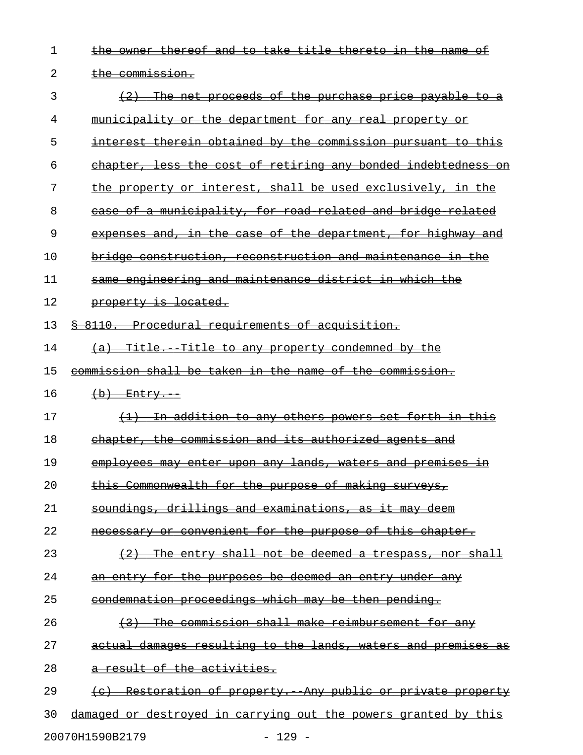the owner thereof and to take title thereto in the name of the commission.

(2) The net proceeds of the purchase price payable to a municipality or the department for any real property or interest therein obtained by the commission pursuant to this chapter, less the cost of retiring any bonded indebtedness on the property or interest, shall be used exclusively, in the case of a municipality, for road-related and bridge-related expenses and, in the case of the department, for highway and bridge construction, reconstruction and maintenance in the same engineering and maintenance district in which the property is located.

§ 8110. Procedural requirements of acquisition.

(a) Title.--Title to any property condemned by the commission shall be taken in the name of the commission.

(b) Entry.--

(1) In addition to any others powers set forth in this chapter, the commission and its authorized agents and employees may enter upon any lands, waters and premises in this Commonwealth for the purpose of making surveys, soundings, drillings and examinations, as it may deem necessary or convenient for the purpose of this chapter.

(2) The entry shall not be deemed a trespass, nor shall an entry for the purposes be deemed an entry under any condemnation proceedings which may be then pending.

(3) The commission shall make reimbursement for any actual damages resulting to the lands, waters and premises as a result of the activities.

(c) Restoration of property.--Any public or private property damaged or destroyed in carrying out the powers granted by this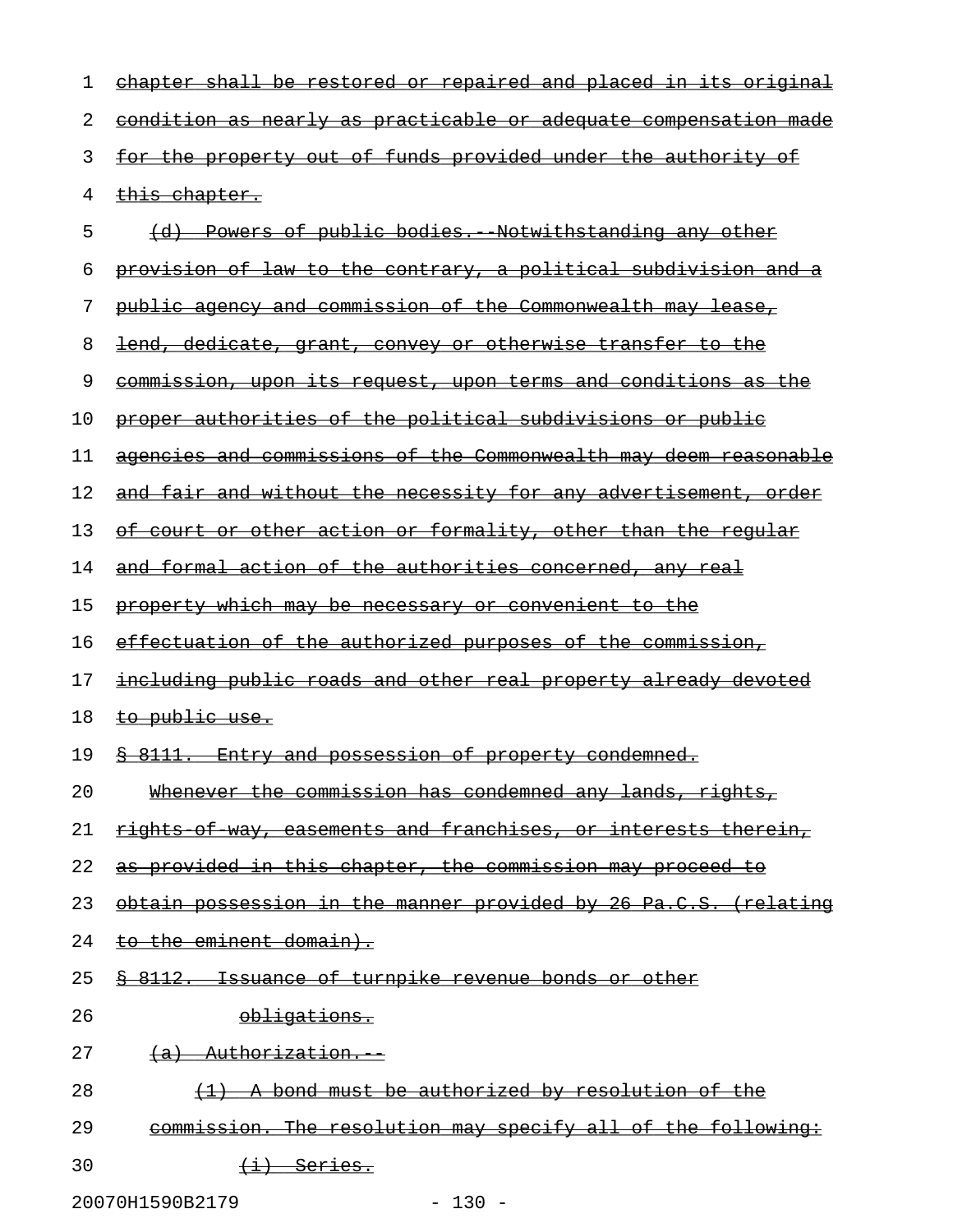chapter shall be restored or repaired and placed in its original condition as nearly as practicable or adequate compensation made for the property out of funds provided under the authority of this chapter.

(d) Powers of public bodies.--Notwithstanding any other provision of law to the contrary, a political subdivision and a public agency and commission of the Commonwealth may lease, lend, dedicate, grant, convey or otherwise transfer to the commission, upon its request, upon terms and conditions as the proper authorities of the political subdivisions or public agencies and commissions of the Commonwealth may deem reasonable and fair and without the necessity for any advertisement, order of court or other action or formality, other than the regular and formal action of the authorities concerned, any real property which may be necessary or convenient to the effectuation of the authorized purposes of the commission, including public roads and other real property already devoted to public use.

§ 8111. Entry and possession of property condemned.

Whenever the commission has condemned any lands, rights, rights-of-way, easements and franchises, or interests therein, as provided in this chapter, the commission may proceed to obtain possession in the manner provided by 26 Pa.C.S. (relating to the eminent domain).

§ 8112. Issuance of turnpike revenue bonds or other obligations.

(a) Authorization.--

(1) A bond must be authorized by resolution of the commission. The resolution may specify all of the following:

(i) Series.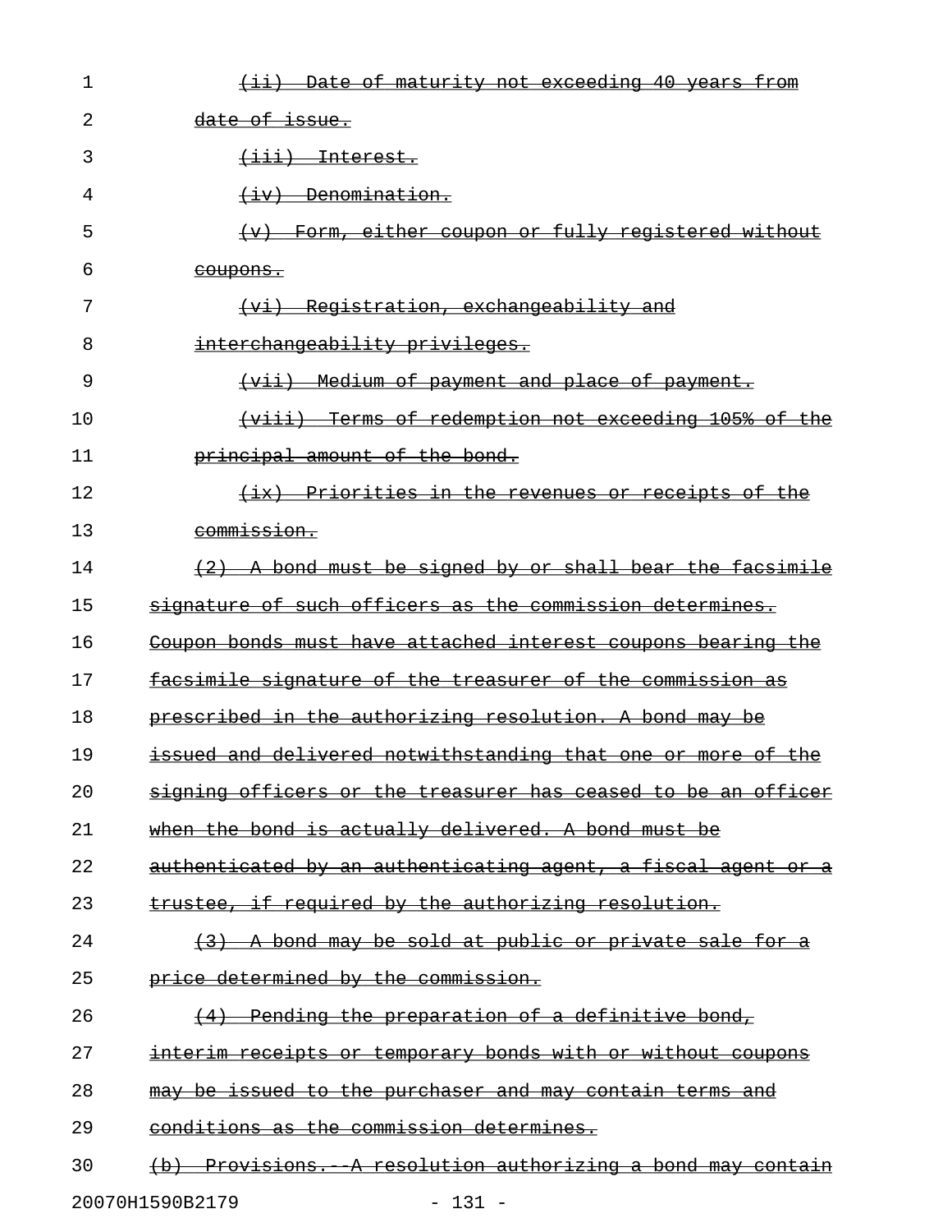(ii) Date of maturity not exceeding 40 years from date of issue.

(iii) Interest.

(iv) Denomination.

(v) Form, either coupon or fully registered without coupons.

(vi) Registration, exchangeability and interchangeability privileges.

(vii) Medium of payment and place of payment.

(viii) Terms of redemption not exceeding 105% of the principal amount of the bond.

(ix) Priorities in the revenues or receipts of the commission.

(2) A bond must be signed by or shall bear the facsimile signature of such officers as the commission determines. Coupon bonds must have attached interest coupons bearing the facsimile signature of the treasurer of the commission as prescribed in the authorizing resolution. A bond may be issued and delivered notwithstanding that one or more of the signing officers or the treasurer has ceased to be an officer when the bond is actually delivered. A bond must be authenticated by an authenticating agent, a fiscal agent or a trustee, if required by the authorizing resolution.

(3) A bond may be sold at public or private sale for a price determined by the commission.

(4) Pending the preparation of a definitive bond, interim receipts or temporary bonds with or without coupons may be issued to the purchaser and may contain terms and conditions as the commission determines.

(b) Provisions.--A resolution authorizing a bond may contain

20070H1590B2179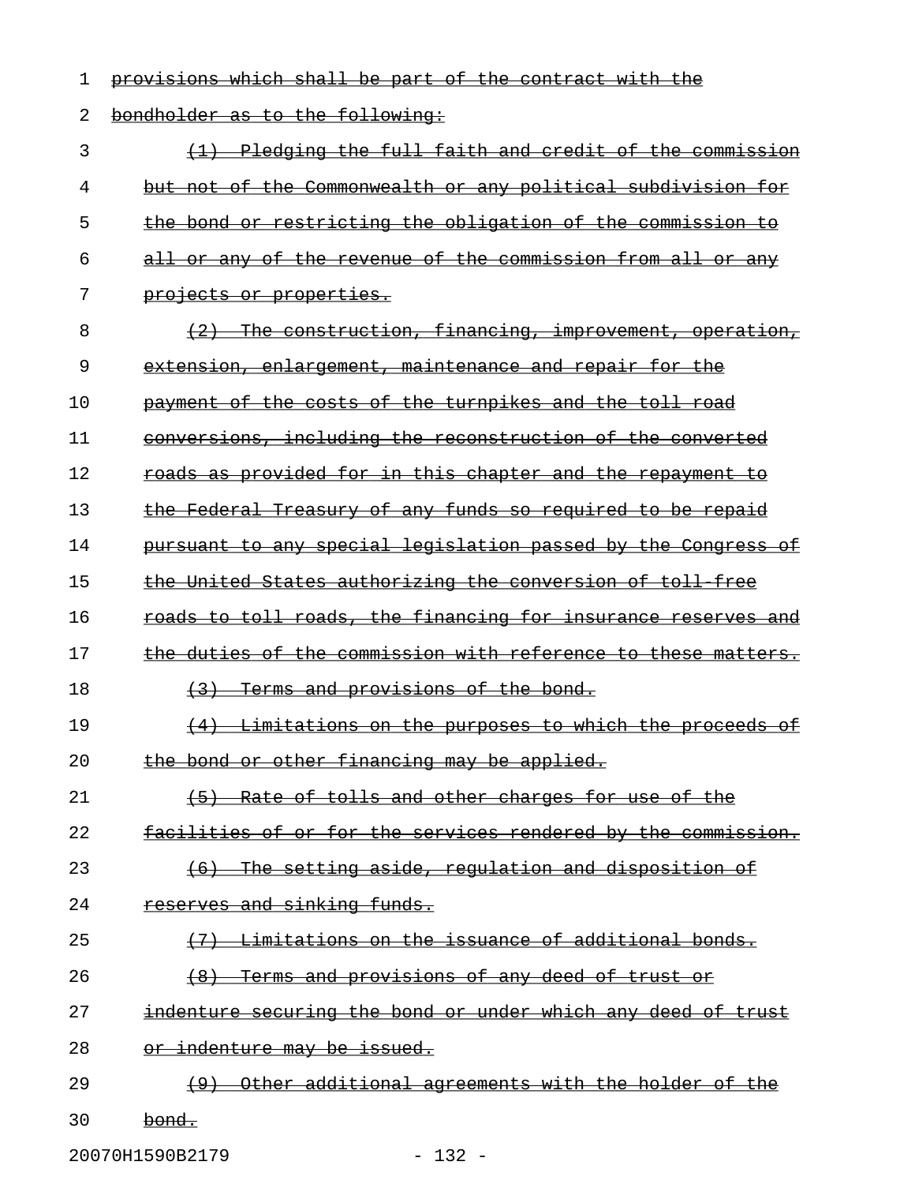~~provisions which shall be part of the contract with the bondholder as to the following:~~

~~(1) Pledging the full faith and credit of the commission but not of the Commonwealth or any political subdivision for the bond or restricting the obligation of the commission to all or any of the revenue of the commission from all or any projects or properties.~~

~~(2) The construction, financing, improvement, operation, extension, enlargement, maintenance and repair for the payment of the costs of the turnpikes and the toll road conversions, including the reconstruction of the converted roads as provided for in this chapter and the repayment to the Federal Treasury of any funds so required to be repaid pursuant to any special legislation passed by the Congress of the United States authorizing the conversion of toll-free roads to toll roads, the financing for insurance reserves and the duties of the commission with reference to these matters.~~

~~(3) Terms and provisions of the bond.~~

~~(4) Limitations on the purposes to which the proceeds of the bond or other financing may be applied.~~

~~(5) Rate of tolls and other charges for use of the facilities of or for the services rendered by the commission.~~

~~(6) The setting aside, regulation and disposition of reserves and sinking funds.~~

~~(7) Limitations on the issuance of additional bonds.~~

~~(8) Terms and provisions of any deed of trust or indenture securing the bond or under which any deed of trust or indenture may be issued.~~

~~(9) Other additional agreements with the holder of the bond.~~

20070H1590B2179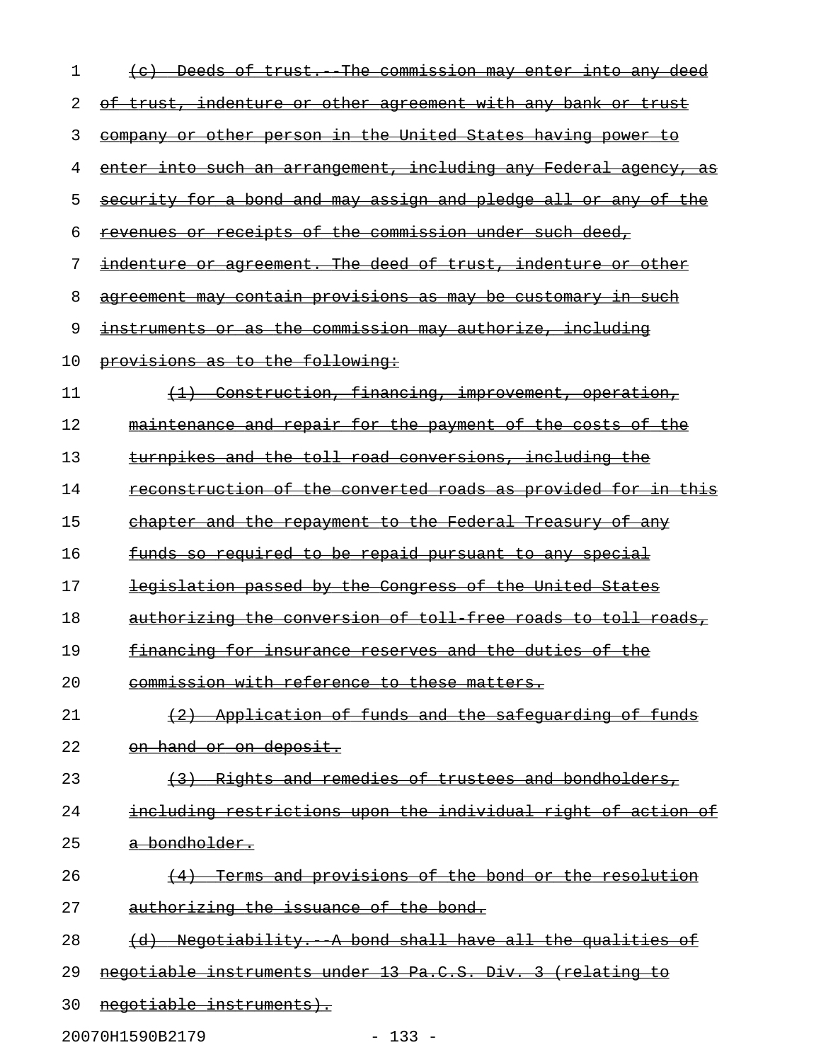~~(c) Deeds of trust.--The commission may enter into any deed of trust, indenture or other agreement with any bank or trust company or other person in the United States having power to enter into such an arrangement, including any Federal agency, as security for a bond and may assign and pledge all or any of the revenues or receipts of the commission under such deed, indenture or agreement. The deed of trust, indenture or other agreement may contain provisions as may be customary in such instruments or as the commission may authorize, including provisions as to the following:~~

~~(1) Construction, financing, improvement, operation, maintenance and repair for the payment of the costs of the turnpikes and the toll road conversions, including the reconstruction of the converted roads as provided for in this chapter and the repayment to the Federal Treasury of any funds so required to be repaid pursuant to any special legislation passed by the Congress of the United States authorizing the conversion of toll-free roads to toll roads, financing for insurance reserves and the duties of the commission with reference to these matters.~~

~~(2) Application of funds and the safeguarding of funds on hand or on deposit.~~

~~(3) Rights and remedies of trustees and bondholders, including restrictions upon the individual right of action of a bondholder.~~

~~(4) Terms and provisions of the bond or the resolution authorizing the issuance of the bond.~~

~~(d) Negotiability.--A bond shall have all the qualities of negotiable instruments under 13 Pa.C.S. Div. 3 (relating to negotiable instruments).~~

20070H1590B2179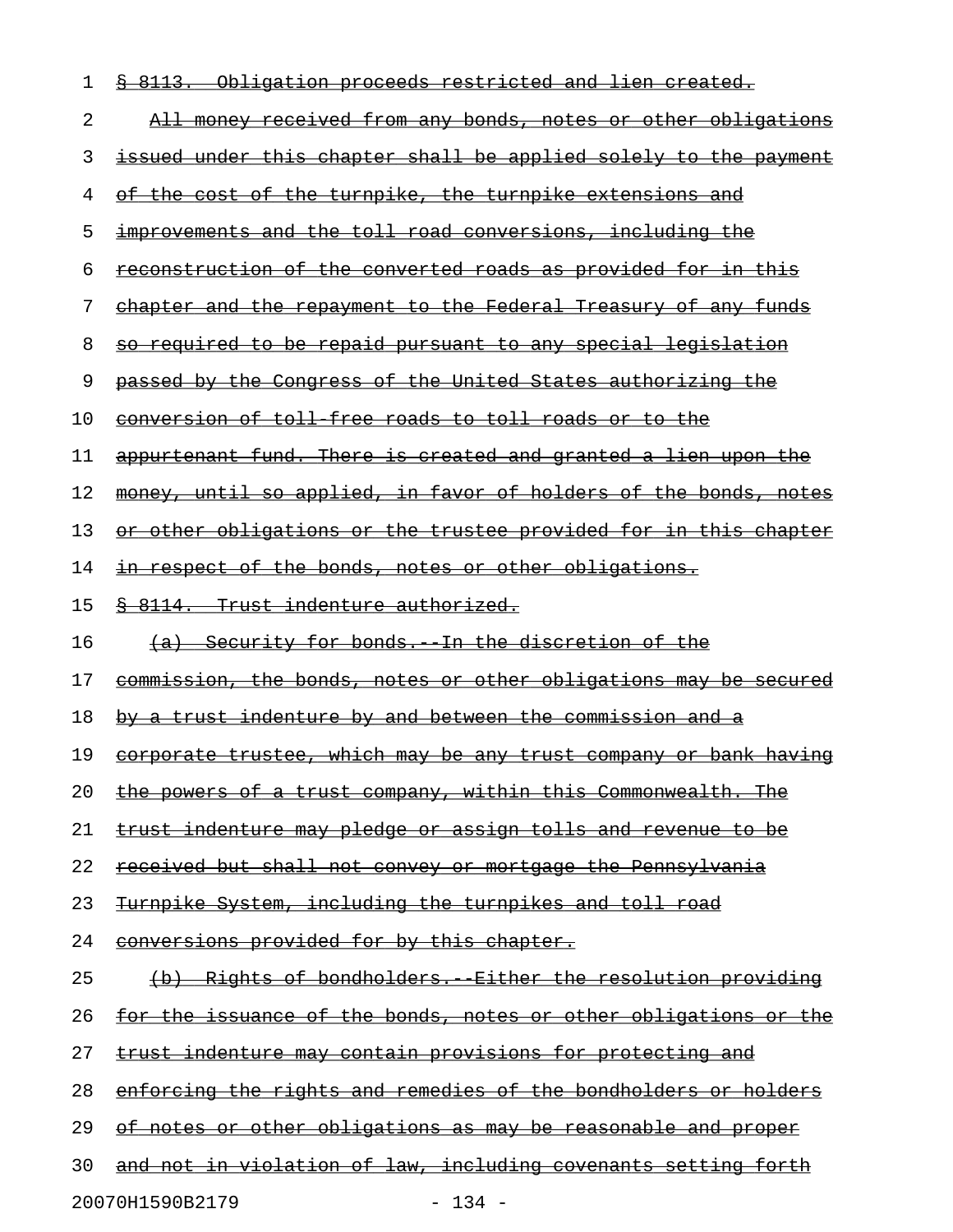§ 8113. Obligation proceeds restricted and lien created.

All money received from any bonds, notes or other obligations issued under this chapter shall be applied solely to the payment of the cost of the turnpike, the turnpike extensions and improvements and the toll road conversions, including the reconstruction of the converted roads as provided for in this chapter and the repayment to the Federal Treasury of any funds so required to be repaid pursuant to any special legislation passed by the Congress of the United States authorizing the conversion of toll-free roads to toll roads or to the appurtenant fund. There is created and granted a lien upon the money, until so applied, in favor of holders of the bonds, notes or other obligations or the trustee provided for in this chapter in respect of the bonds, notes or other obligations.

§ 8114. Trust indenture authorized.

(a) Security for bonds.--In the discretion of the commission, the bonds, notes or other obligations may be secured by a trust indenture by and between the commission and a corporate trustee, which may be any trust company or bank having the powers of a trust company, within this Commonwealth. The trust indenture may pledge or assign tolls and revenue to be received but shall not convey or mortgage the Pennsylvania Turnpike System, including the turnpikes and toll road conversions provided for by this chapter.

(b) Rights of bondholders.--Either the resolution providing for the issuance of the bonds, notes or other obligations or the trust indenture may contain provisions for protecting and enforcing the rights and remedies of the bondholders or holders of notes or other obligations as may be reasonable and proper and not in violation of law, including covenants setting forth

20070H1590B2179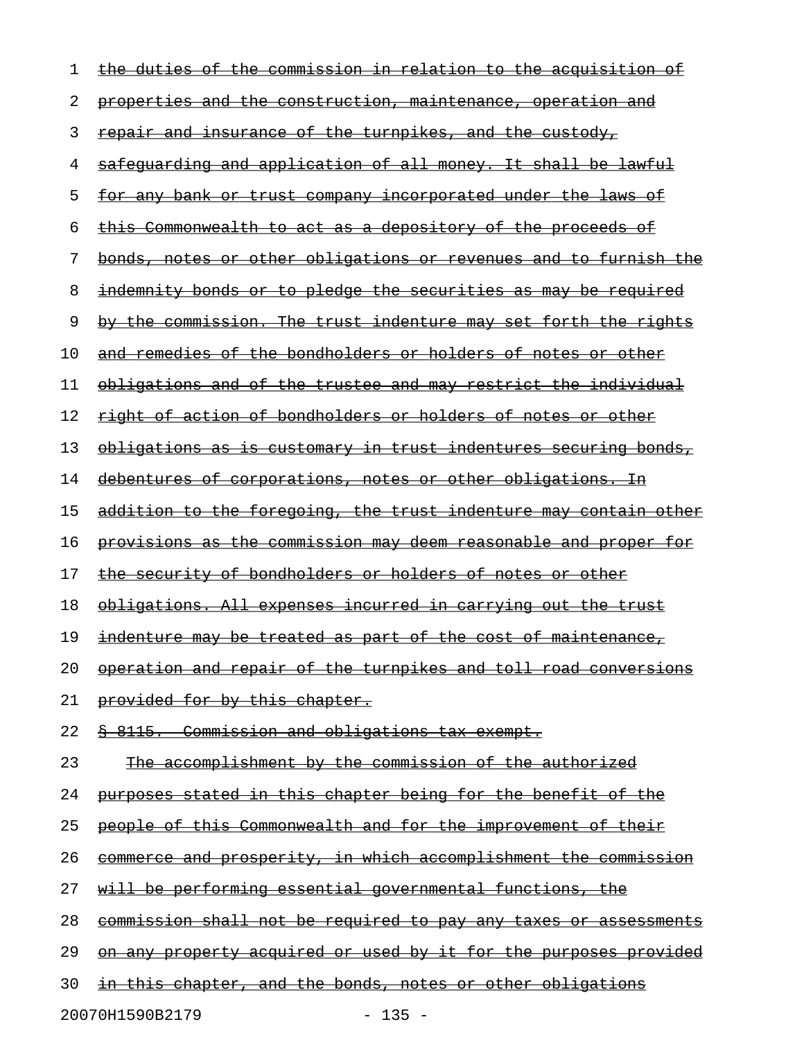~~the duties of the commission in relation to the acquisition of properties and the construction, maintenance, operation and repair and insurance of the turnpikes, and the custody, safeguarding and application of all money. It shall be lawful for any bank or trust company incorporated under the laws of this Commonwealth to act as a depository of the proceeds of bonds, notes or other obligations or revenues and to furnish the indemnity bonds or to pledge the securities as may be required by the commission. The trust indenture may set forth the rights and remedies of the bondholders or holders of notes or other obligations and of the trustee and may restrict the individual right of action of bondholders or holders of notes or other obligations as is customary in trust indentures securing bonds, debentures of corporations, notes or other obligations. In addition to the foregoing, the trust indenture may contain other provisions as the commission may deem reasonable and proper for the security of bondholders or holders of notes or other obligations. All expenses incurred in carrying out the trust indenture may be treated as part of the cost of maintenance, operation and repair of the turnpikes and toll road conversions provided for by this chapter.~~

~~§ 8115. Commission and obligations tax exempt.~~

~~The accomplishment by the commission of the authorized purposes stated in this chapter being for the benefit of the people of this Commonwealth and for the improvement of their commerce and prosperity, in which accomplishment the commission will be performing essential governmental functions, the commission shall not be required to pay any taxes or assessments on any property acquired or used by it for the purposes provided in this chapter, and the bonds, notes or other obligations~~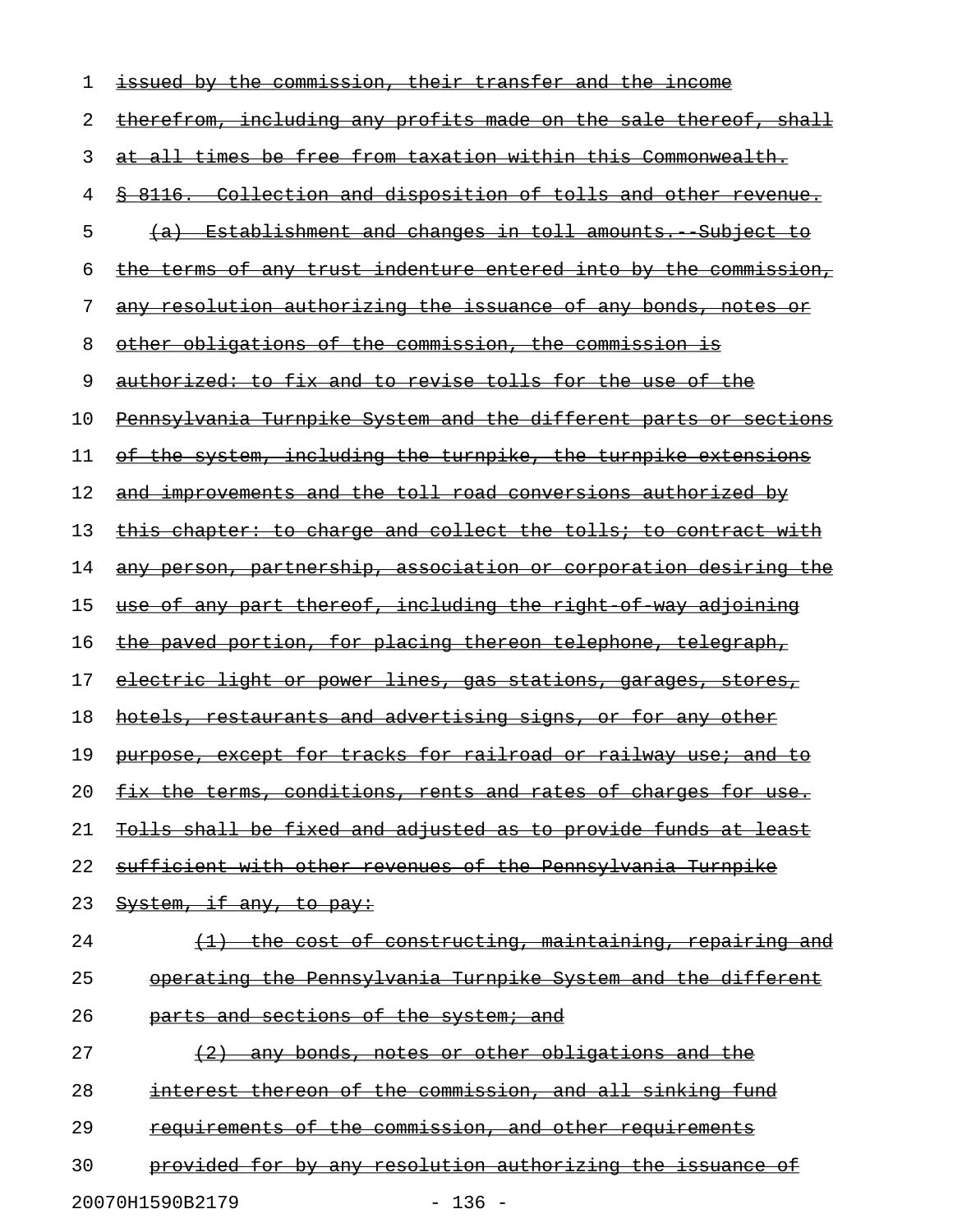issued by the commission, their transfer and the income therefrom, including any profits made on the sale thereof, shall at all times be free from taxation within this Commonwealth.

§ 8116. Collection and disposition of tolls and other revenue.

(a) Establishment and changes in toll amounts.--Subject to the terms of any trust indenture entered into by the commission, any resolution authorizing the issuance of any bonds, notes or other obligations of the commission, the commission is authorized: to fix and to revise tolls for the use of the Pennsylvania Turnpike System and the different parts or sections of the system, including the turnpike, the turnpike extensions and improvements and the toll road conversions authorized by this chapter: to charge and collect the tolls; to contract with any person, partnership, association or corporation desiring the use of any part thereof, including the right-of-way adjoining the paved portion, for placing thereon telephone, telegraph, electric light or power lines, gas stations, garages, stores, hotels, restaurants and advertising signs, or for any other purpose, except for tracks for railroad or railway use; and to fix the terms, conditions, rents and rates of charges for use. Tolls shall be fixed and adjusted as to provide funds at least sufficient with other revenues of the Pennsylvania Turnpike System, if any, to pay:

(1) the cost of constructing, maintaining, repairing and operating the Pennsylvania Turnpike System and the different parts and sections of the system; and

(2) any bonds, notes or other obligations and the interest thereon of the commission, and all sinking fund requirements of the commission, and other requirements provided for by any resolution authorizing the issuance of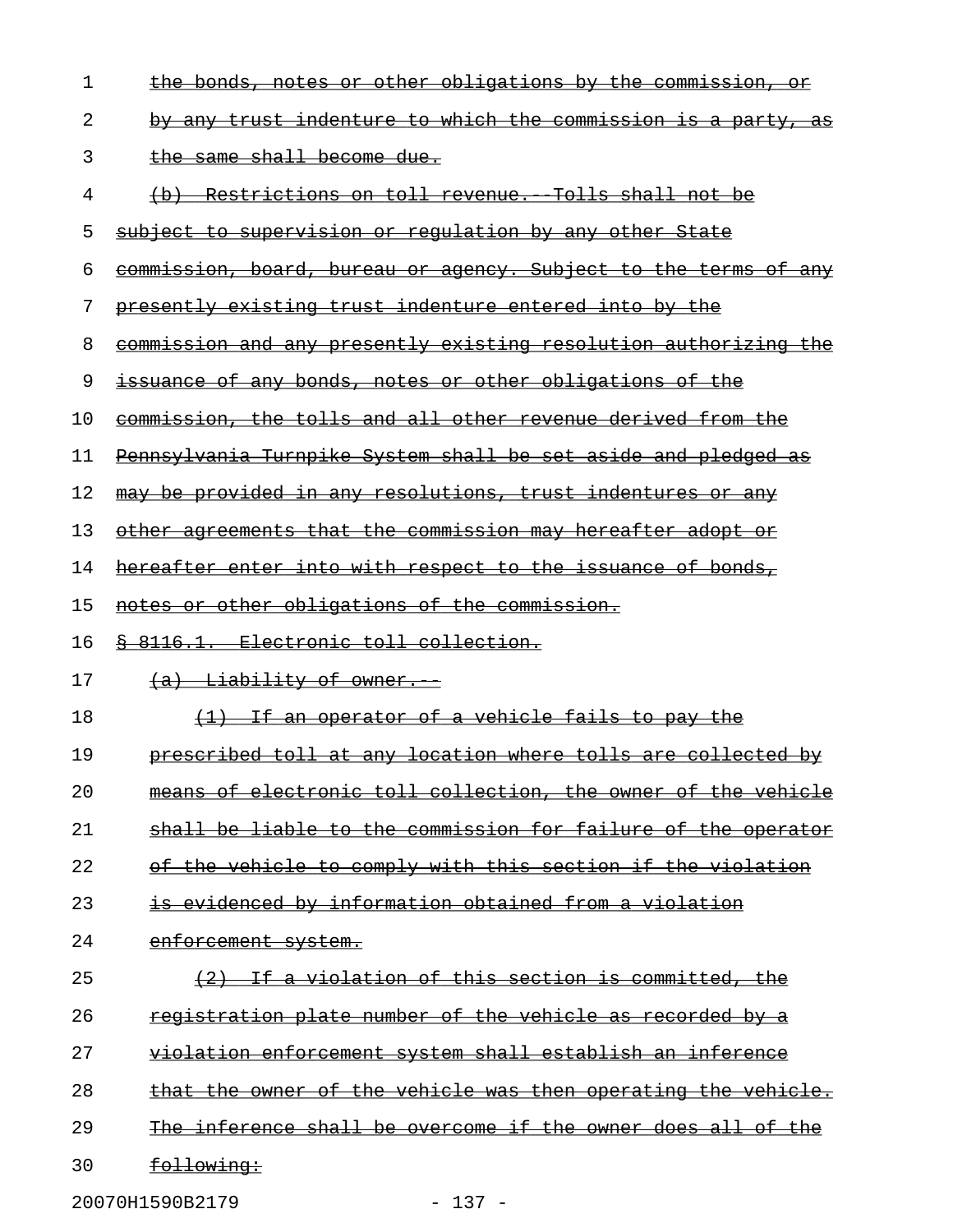the bonds, notes or other obligations by the commission, or by any trust indenture to which the commission is a party, as the same shall become due.

(b) Restrictions on toll revenue.--Tolls shall not be subject to supervision or regulation by any other State commission, board, bureau or agency. Subject to the terms of any presently existing trust indenture entered into by the commission and any presently existing resolution authorizing the issuance of any bonds, notes or other obligations of the commission, the tolls and all other revenue derived from the Pennsylvania Turnpike System shall be set aside and pledged as may be provided in any resolutions, trust indentures or any other agreements that the commission may hereafter adopt or hereafter enter into with respect to the issuance of bonds, notes or other obligations of the commission.

§ 8116.1. Electronic toll collection.

(a) Liability of owner.--

(1) If an operator of a vehicle fails to pay the prescribed toll at any location where tolls are collected by means of electronic toll collection, the owner of the vehicle shall be liable to the commission for failure of the operator of the vehicle to comply with this section if the violation is evidenced by information obtained from a violation enforcement system.

(2) If a violation of this section is committed, the registration plate number of the vehicle as recorded by a violation enforcement system shall establish an inference that the owner of the vehicle was then operating the vehicle. The inference shall be overcome if the owner does all of the following: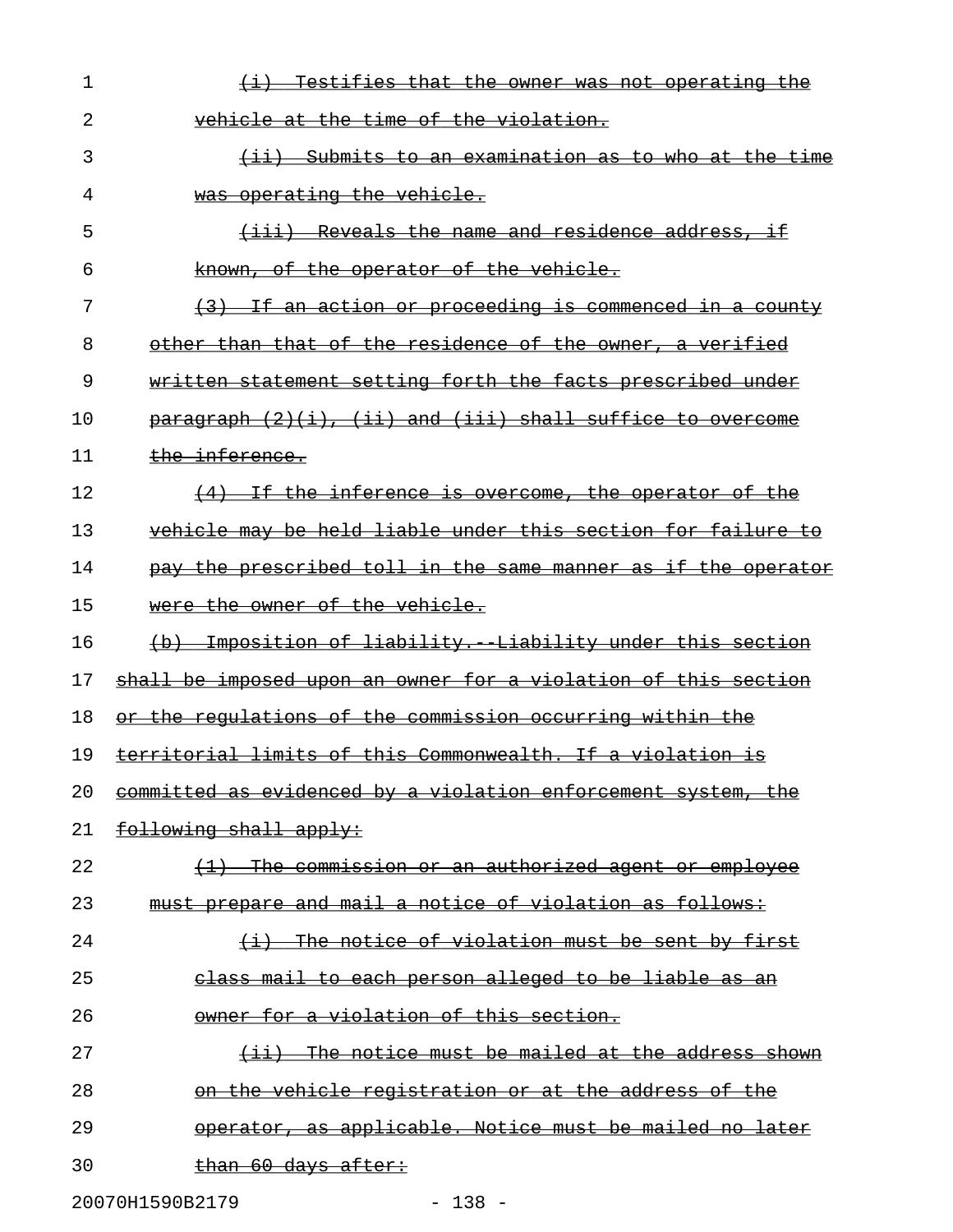(i) Testifies that the owner was not operating the vehicle at the time of the violation.

(ii) Submits to an examination as to who at the time was operating the vehicle.

(iii) Reveals the name and residence address, if known, of the operator of the vehicle.

(3) If an action or proceeding is commenced in a county other than that of the residence of the owner, a verified written statement setting forth the facts prescribed under paragraph (2)(i), (ii) and (iii) shall suffice to overcome the inference.

(4) If the inference is overcome, the operator of the vehicle may be held liable under this section for failure to pay the prescribed toll in the same manner as if the operator were the owner of the vehicle.

(b) Imposition of liability.--Liability under this section shall be imposed upon an owner for a violation of this section or the regulations of the commission occurring within the territorial limits of this Commonwealth. If a violation is committed as evidenced by a violation enforcement system, the following shall apply:

(1) The commission or an authorized agent or employee must prepare and mail a notice of violation as follows:

(i) The notice of violation must be sent by first class mail to each person alleged to be liable as an owner for a violation of this section.

(ii) The notice must be mailed at the address shown on the vehicle registration or at the address of the operator, as applicable. Notice must be mailed no later than 60 days after: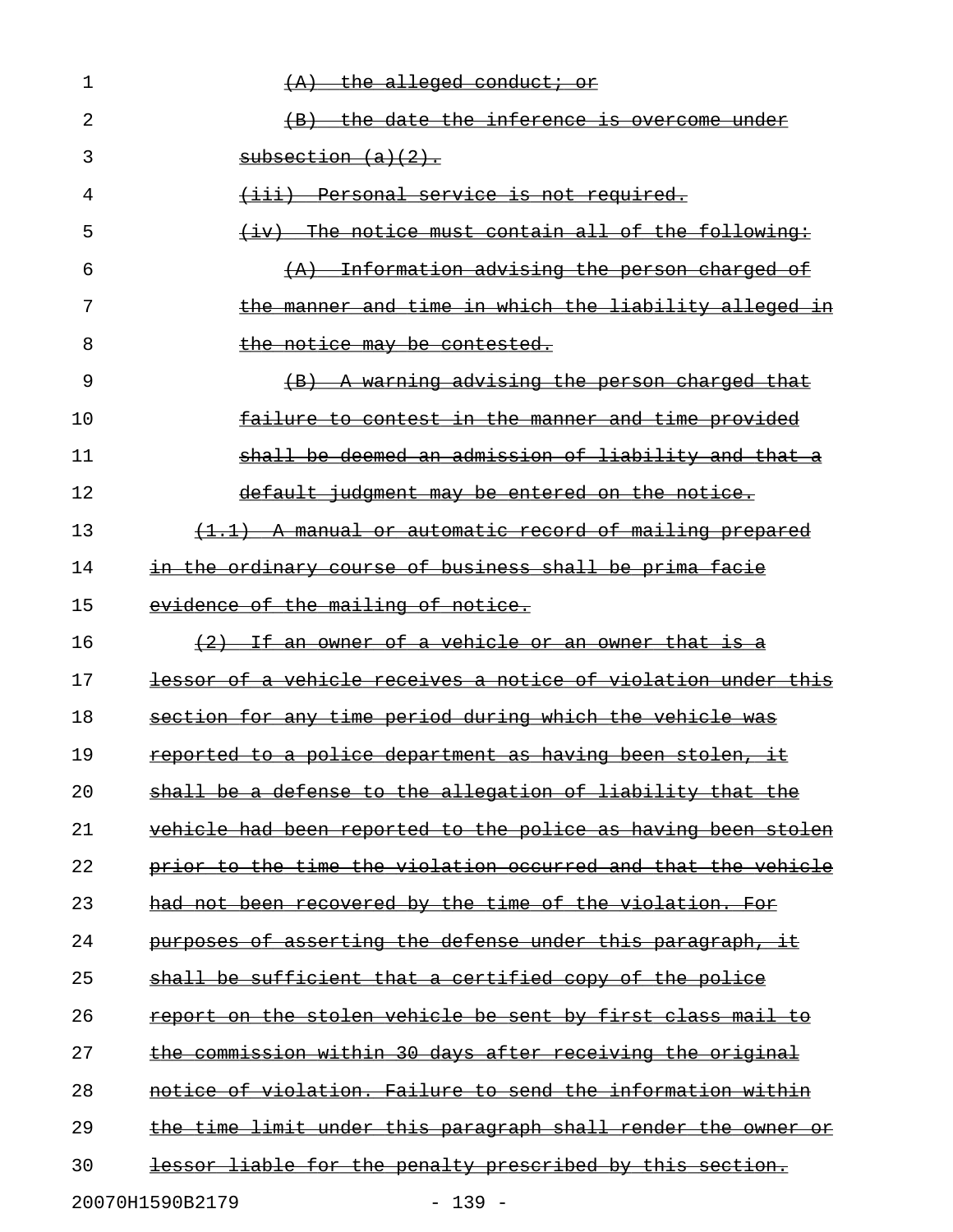(A) the alleged conduct; or

(B) the date the inference is overcome under subsection (a)(2).

(iii) Personal service is not required.

(iv) The notice must contain all of the following:

(A) Information advising the person charged of the manner and time in which the liability alleged in the notice may be contested.

(B) A warning advising the person charged that failure to contest in the manner and time provided shall be deemed an admission of liability and that a default judgment may be entered on the notice.

(1.1) A manual or automatic record of mailing prepared in the ordinary course of business shall be prima facie evidence of the mailing of notice.

(2) If an owner of a vehicle or an owner that is a lessor of a vehicle receives a notice of violation under this section for any time period during which the vehicle was reported to a police department as having been stolen, it shall be a defense to the allegation of liability that the vehicle had been reported to the police as having been stolen prior to the time the violation occurred and that the vehicle had not been recovered by the time of the violation. For purposes of asserting the defense under this paragraph, it shall be sufficient that a certified copy of the police report on the stolen vehicle be sent by first class mail to the commission within 30 days after receiving the original notice of violation. Failure to send the information within the time limit under this paragraph shall render the owner or lessor liable for the penalty prescribed by this section.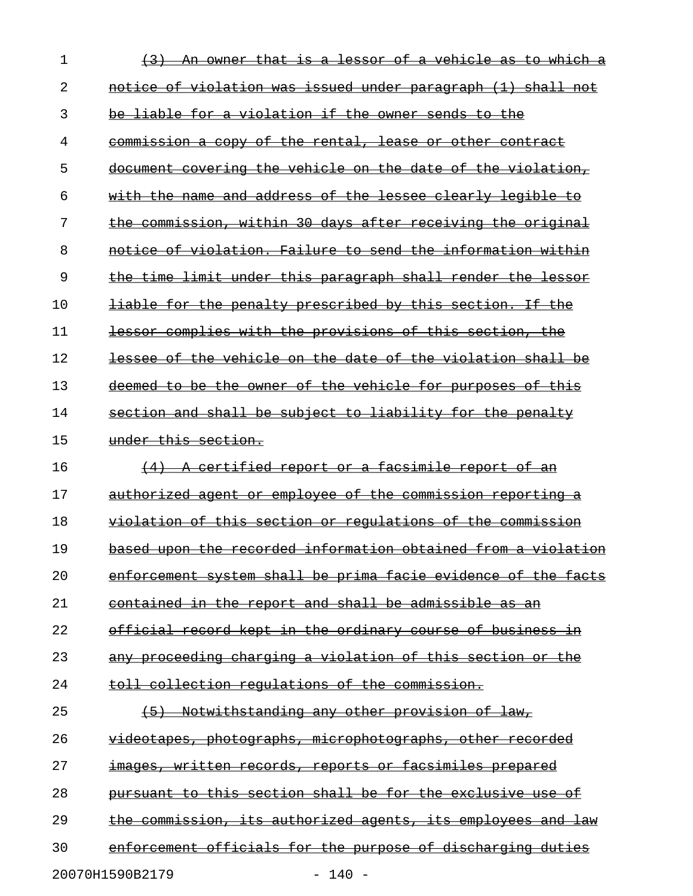~~(3) An owner that is a lessor of a vehicle as to which a notice of violation was issued under paragraph (1) shall not be liable for a violation if the owner sends to the commission a copy of the rental, lease or other contract document covering the vehicle on the date of the violation, with the name and address of the lessee clearly legible to the commission, within 30 days after receiving the original notice of violation. Failure to send the information within the time limit under this paragraph shall render the lessor liable for the penalty prescribed by this section. If the lessor complies with the provisions of this section, the lessee of the vehicle on the date of the violation shall be deemed to be the owner of the vehicle for purposes of this section and shall be subject to liability for the penalty under this section.~~

~~(4) A certified report or a facsimile report of an authorized agent or employee of the commission reporting a violation of this section or regulations of the commission based upon the recorded information obtained from a violation enforcement system shall be prima facie evidence of the facts contained in the report and shall be admissible as an official record kept in the ordinary course of business in any proceeding charging a violation of this section or the toll collection regulations of the commission.~~

~~(5) Notwithstanding any other provision of law, videotapes, photographs, microphotographs, other recorded images, written records, reports or facsimiles prepared pursuant to this section shall be for the exclusive use of the commission, its authorized agents, its employees and law enforcement officials for the purpose of discharging duties~~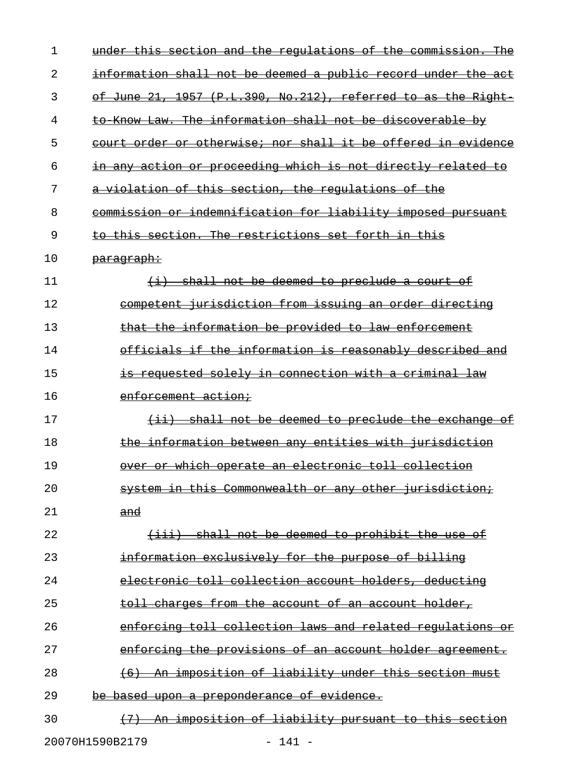~~under this section and the regulations of the commission. The information shall not be deemed a public record under the act of June 21, 1957 (P.L.390, No.212), referred to as the Right-to-Know Law. The information shall not be discoverable by court order or otherwise; nor shall it be offered in evidence in any action or proceeding which is not directly related to a violation of this section, the regulations of the commission or indemnification for liability imposed pursuant to this section. The restrictions set forth in this paragraph:~~

~~(i) shall not be deemed to preclude a court of competent jurisdiction from issuing an order directing that the information be provided to law enforcement officials if the information is reasonably described and is requested solely in connection with a criminal law enforcement action;~~

~~(ii) shall not be deemed to preclude the exchange of the information between any entities with jurisdiction over or which operate an electronic toll collection system in this Commonwealth or any other jurisdiction; and~~

~~(iii) shall not be deemed to prohibit the use of information exclusively for the purpose of billing electronic toll collection account holders, deducting toll charges from the account of an account holder, enforcing toll collection laws and related regulations or enforcing the provisions of an account holder agreement.~~

~~(6) An imposition of liability under this section must be based upon a preponderance of evidence.~~

~~(7) An imposition of liability pursuant to this section~~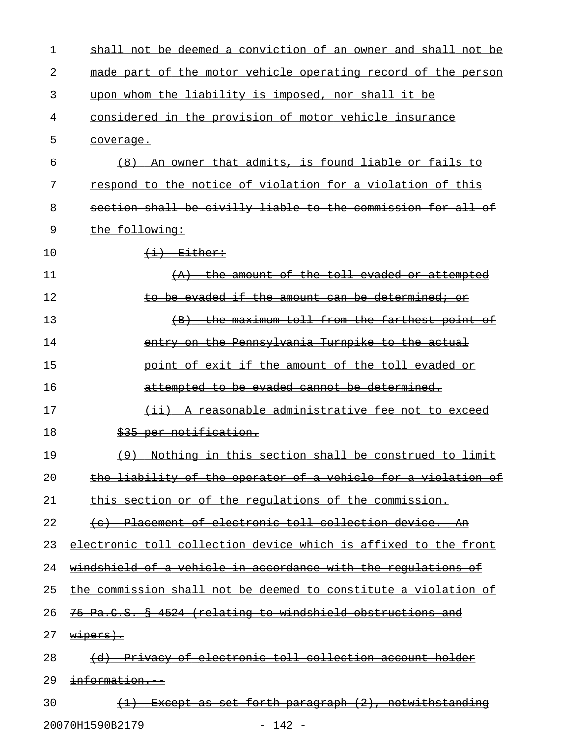shall not be deemed a conviction of an owner and shall not be made part of the motor vehicle operating record of the person upon whom the liability is imposed, nor shall it be considered in the provision of motor vehicle insurance coverage.

(8) An owner that admits, is found liable or fails to respond to the notice of violation for a violation of this section shall be civilly liable to the commission for all of the following:

(i) Either:

(A) the amount of the toll evaded or attempted to be evaded if the amount can be determined; or

(B) the maximum toll from the farthest point of entry on the Pennsylvania Turnpike to the actual point of exit if the amount of the toll evaded or attempted to be evaded cannot be determined.

(ii) A reasonable administrative fee not to exceed $35 per notification.

(9) Nothing in this section shall be construed to limit the liability of the operator of a vehicle for a violation of this section or of the regulations of the commission.

(c) Placement of electronic toll collection device.--An electronic toll collection device which is affixed to the front windshield of a vehicle in accordance with the regulations of the commission shall not be deemed to constitute a violation of 75 Pa.C.S. § 4524 (relating to windshield obstructions and wipers).

(d) Privacy of electronic toll collection account holder information.--

(1) Except as set forth paragraph (2), notwithstanding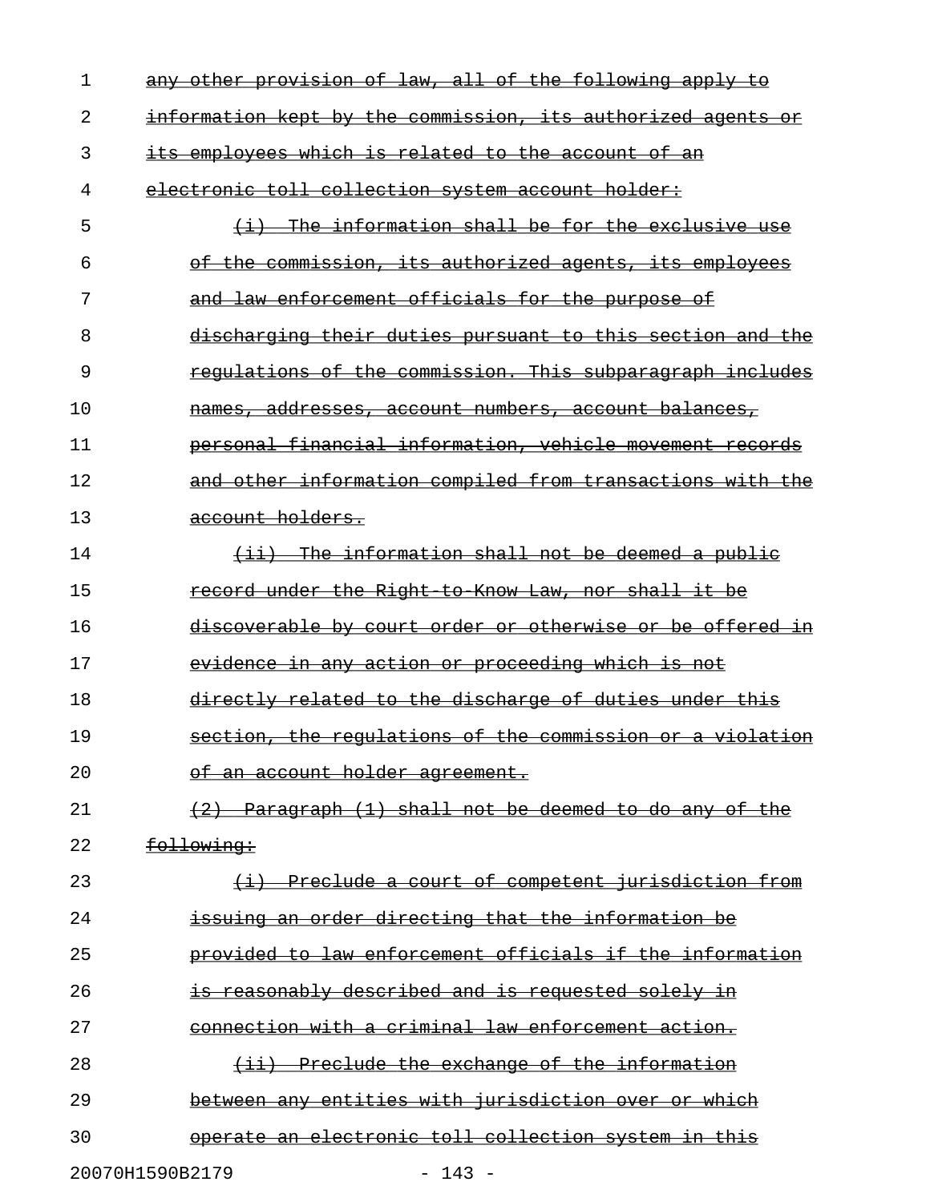any other provision of law, all of the following apply to information kept by the commission, its authorized agents or its employees which is related to the account of an electronic toll collection system account holder:

(i) The information shall be for the exclusive use of the commission, its authorized agents, its employees and law enforcement officials for the purpose of discharging their duties pursuant to this section and the regulations of the commission. This subparagraph includes names, addresses, account numbers, account balances, personal financial information, vehicle movement records and other information compiled from transactions with the account holders.

(ii) The information shall not be deemed a public record under the Right-to-Know Law, nor shall it be discoverable by court order or otherwise or be offered in evidence in any action or proceeding which is not directly related to the discharge of duties under this section, the regulations of the commission or a violation of an account holder agreement.

(2) Paragraph (1) shall not be deemed to do any of the following:

(i) Preclude a court of competent jurisdiction from issuing an order directing that the information be provided to law enforcement officials if the information is reasonably described and is requested solely in connection with a criminal law enforcement action.

(ii) Preclude the exchange of the information between any entities with jurisdiction over or which operate an electronic toll collection system in this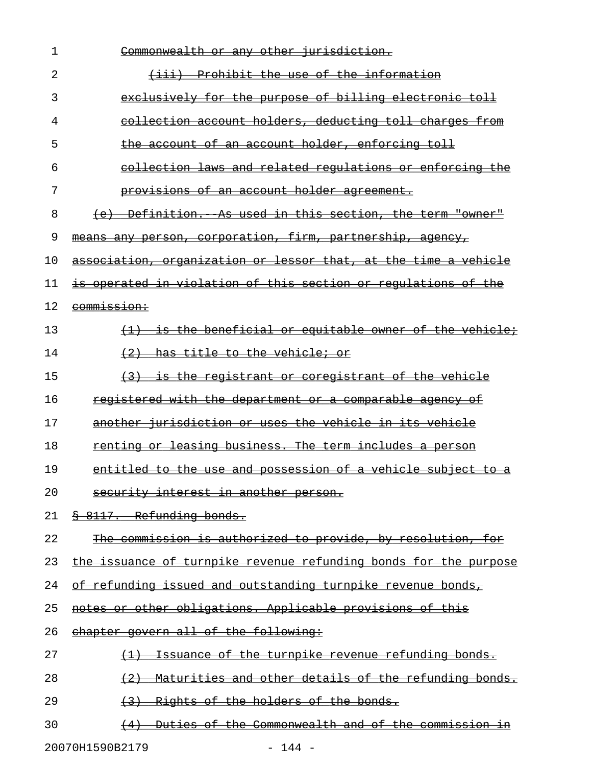~~Commonwealth or any other jurisdiction.~~

~~(iii) Prohibit the use of the information exclusively for the purpose of billing electronic toll collection account holders, deducting toll charges from the account of an account holder, enforcing toll collection laws and related regulations or enforcing the provisions of an account holder agreement.~~

~~(e) Definition.--As used in this section, the term "owner" means any person, corporation, firm, partnership, agency, association, organization or lessor that, at the time a vehicle is operated in violation of this section or regulations of the commission:~~

~~(1) is the beneficial or equitable owner of the vehicle;~~

~~(2) has title to the vehicle; or~~

~~(3) is the registrant or coregistrant of the vehicle registered with the department or a comparable agency of another jurisdiction or uses the vehicle in its vehicle renting or leasing business. The term includes a person entitled to the use and possession of a vehicle subject to a security interest in another person.~~

~~§ 8117. Refunding bonds.~~

~~The commission is authorized to provide, by resolution, for the issuance of turnpike revenue refunding bonds for the purpose of refunding issued and outstanding turnpike revenue bonds, notes or other obligations. Applicable provisions of this chapter govern all of the following:~~

~~(1) Issuance of the turnpike revenue refunding bonds.~~

~~(2) Maturities and other details of the refunding bonds.~~

~~(3) Rights of the holders of the bonds.~~

~~(4) Duties of the Commonwealth and of the commission in~~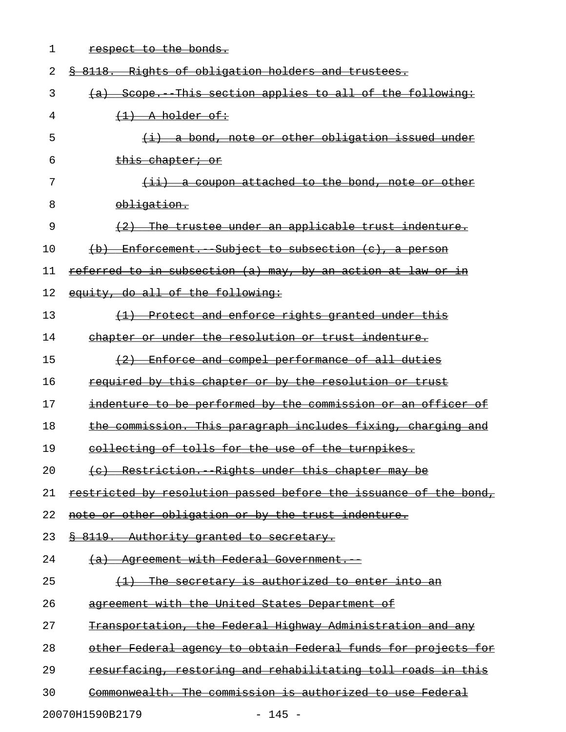respect to the bonds.

§ 8118. Rights of obligation holders and trustees.

(a) Scope.--This section applies to all of the following:

(1) A holder of:

(i) a bond, note or other obligation issued under this chapter; or

(ii) a coupon attached to the bond, note or other obligation.

(2) The trustee under an applicable trust indenture.

(b) Enforcement.--Subject to subsection (c), a person referred to in subsection (a) may, by an action at law or in equity, do all of the following:

(1) Protect and enforce rights granted under this chapter or under the resolution or trust indenture.

(2) Enforce and compel performance of all duties required by this chapter or by the resolution or trust indenture to be performed by the commission or an officer of the commission. This paragraph includes fixing, charging and collecting of tolls for the use of the turnpikes.

(c) Restriction.--Rights under this chapter may be restricted by resolution passed before the issuance of the bond, note or other obligation or by the trust indenture.

§ 8119. Authority granted to secretary.

(a) Agreement with Federal Government.--

(1) The secretary is authorized to enter into an agreement with the United States Department of Transportation, the Federal Highway Administration and any other Federal agency to obtain Federal funds for projects for resurfacing, restoring and rehabilitating toll roads in this Commonwealth. The commission is authorized to use Federal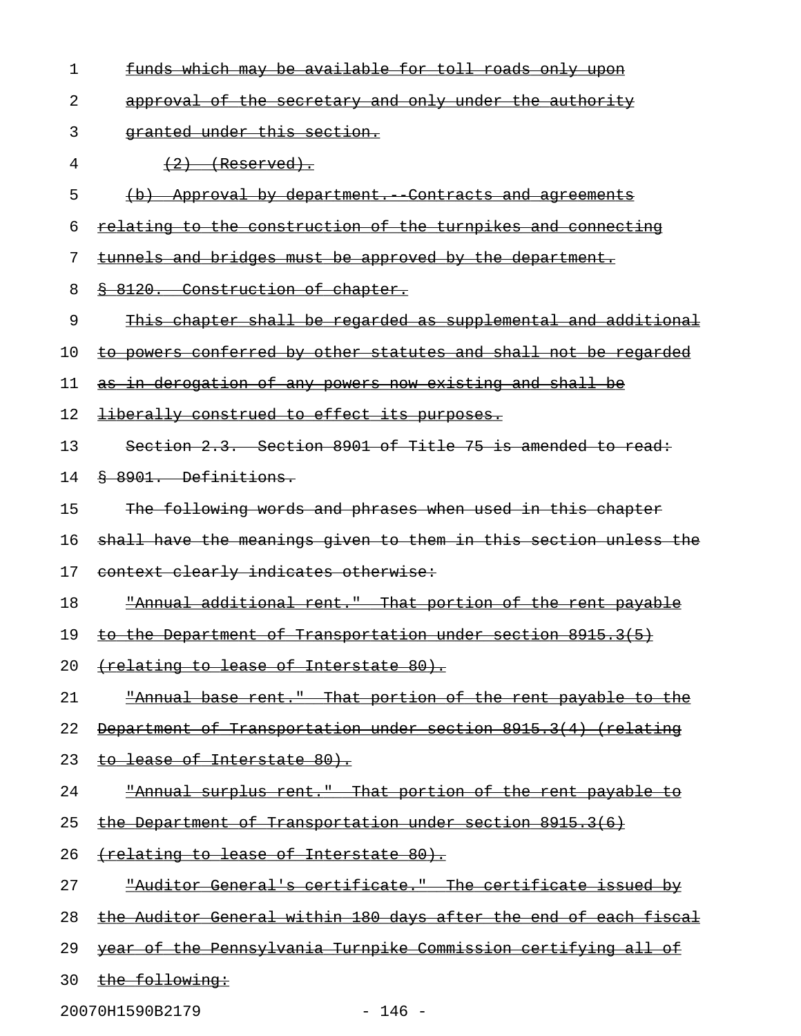funds which may be available for toll roads only upon approval of the secretary and only under the authority granted under this section.

(2) (Reserved).

(b) Approval by department.--Contracts and agreements relating to the construction of the turnpikes and connecting tunnels and bridges must be approved by the department.

§ 8120. Construction of chapter.

This chapter shall be regarded as supplemental and additional to powers conferred by other statutes and shall not be regarded as in derogation of any powers now existing and shall be liberally construed to effect its purposes.

Section 2.3. Section 8901 of Title 75 is amended to read:

§ 8901. Definitions.

The following words and phrases when used in this chapter shall have the meanings given to them in this section unless the context clearly indicates otherwise:

"Annual additional rent." That portion of the rent payable to the Department of Transportation under section 8915.3(5) (relating to lease of Interstate 80).

"Annual base rent." That portion of the rent payable to the Department of Transportation under section 8915.3(4) (relating to lease of Interstate 80).

"Annual surplus rent." That portion of the rent payable to the Department of Transportation under section 8915.3(6) (relating to lease of Interstate 80).

"Auditor General's certificate." The certificate issued by the Auditor General within 180 days after the end of each fiscal year of the Pennsylvania Turnpike Commission certifying all of the following: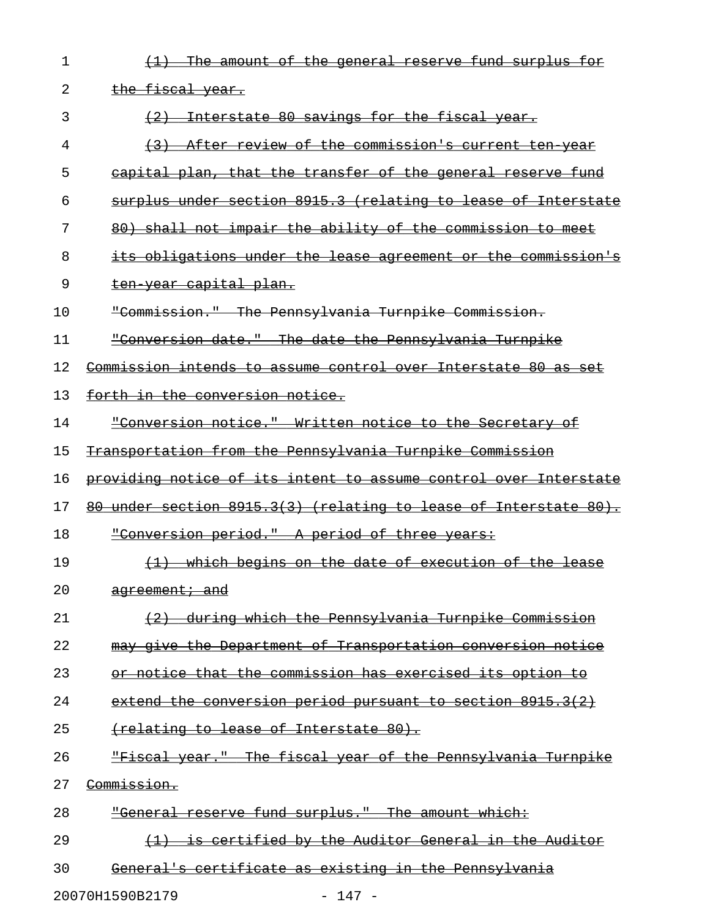~~(1) The amount of the general reserve fund surplus for the fiscal year.~~

~~(2) Interstate 80 savings for the fiscal year.~~

~~(3) After review of the commission's current ten-year capital plan, that the transfer of the general reserve fund surplus under section 8915.3 (relating to lease of Interstate 80) shall not impair the ability of the commission to meet its obligations under the lease agreement or the commission's ten-year capital plan.~~

~~"Commission." The Pennsylvania Turnpike Commission.~~

~~"Conversion date." The date the Pennsylvania Turnpike Commission intends to assume control over Interstate 80 as set forth in the conversion notice.~~

~~"Conversion notice." Written notice to the Secretary of Transportation from the Pennsylvania Turnpike Commission providing notice of its intent to assume control over Interstate 80 under section 8915.3(3) (relating to lease of Interstate 80).~~

~~"Conversion period." A period of three years:~~

~~(1) which begins on the date of execution of the lease agreement; and~~

~~(2) during which the Pennsylvania Turnpike Commission may give the Department of Transportation conversion notice or notice that the commission has exercised its option to extend the conversion period pursuant to section 8915.3(2) (relating to lease of Interstate 80).~~

~~"Fiscal year." The fiscal year of the Pennsylvania Turnpike Commission.~~

~~"General reserve fund surplus." The amount which:~~

~~(1) is certified by the Auditor General in the Auditor General's certificate as existing in the Pennsylvania~~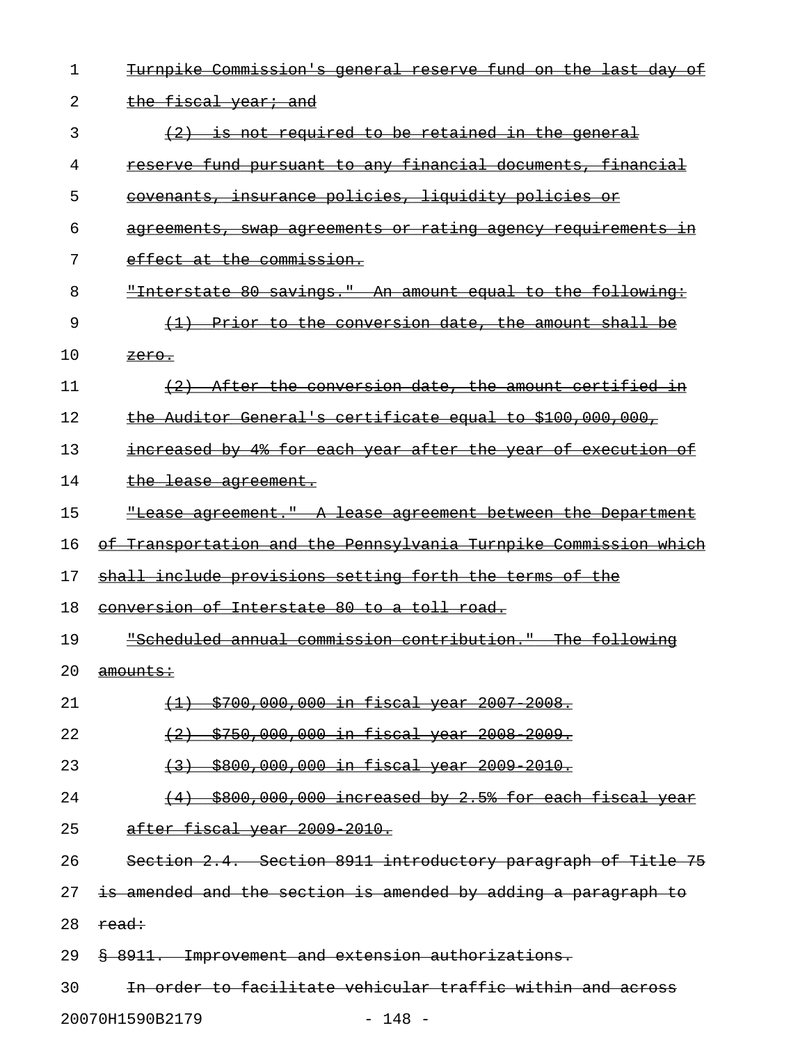Turnpike Commission's general reserve fund on the last day of the fiscal year; and

(2) is not required to be retained in the general reserve fund pursuant to any financial documents, financial covenants, insurance policies, liquidity policies or agreements, swap agreements or rating agency requirements in effect at the commission.

"Interstate 80 savings." An amount equal to the following:

(1) Prior to the conversion date, the amount shall be zero.

(2) After the conversion date, the amount certified in the Auditor General's certificate equal to $100,000,000, increased by 4% for each year after the year of execution of the lease agreement.

"Lease agreement." A lease agreement between the Department of Transportation and the Pennsylvania Turnpike Commission which shall include provisions setting forth the terms of the conversion of Interstate 80 to a toll road.

"Scheduled annual commission contribution." The following amounts:

(1) $700,000,000 in fiscal year 2007-2008.

(2) $750,000,000 in fiscal year 2008-2009.

(3) $800,000,000 in fiscal year 2009-2010.

(4) $800,000,000 increased by 2.5% for each fiscal year after fiscal year 2009-2010.

Section 2.4. Section 8911 introductory paragraph of Title 75 is amended and the section is amended by adding a paragraph to read:

§ 8911. Improvement and extension authorizations.

In order to facilitate vehicular traffic within and across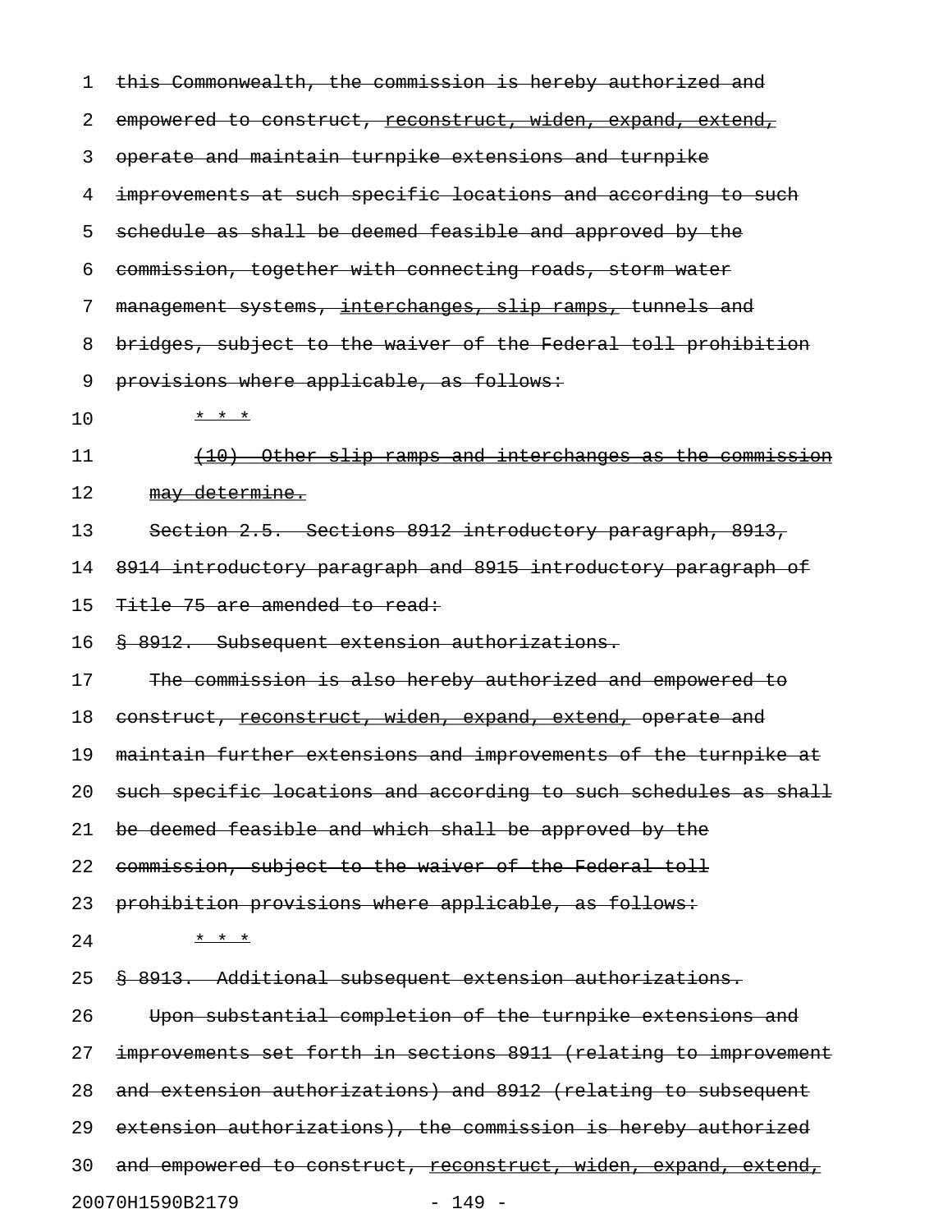this Commonwealth, the commission is hereby authorized and empowered to construct, reconstruct, widen, expand, extend, operate and maintain turnpike extensions and turnpike improvements at such specific locations and according to such schedule as shall be deemed feasible and approved by the commission, together with connecting roads, storm water management systems, interchanges, slip ramps, tunnels and bridges, subject to the waiver of the Federal toll prohibition provisions where applicable, as follows:

\* \* \*

(10) Other slip ramps and interchanges as the commission may determine.

Section 2.5. Sections 8912 introductory paragraph, 8913, 8914 introductory paragraph and 8915 introductory paragraph of Title 75 are amended to read:

§ 8912. Subsequent extension authorizations.

The commission is also hereby authorized and empowered to construct, reconstruct, widen, expand, extend, operate and maintain further extensions and improvements of the turnpike at such specific locations and according to such schedules as shall be deemed feasible and which shall be approved by the commission, subject to the waiver of the Federal toll prohibition provisions where applicable, as follows:

\* \* \*

§ 8913. Additional subsequent extension authorizations.

Upon substantial completion of the turnpike extensions and improvements set forth in sections 8911 (relating to improvement and extension authorizations) and 8912 (relating to subsequent extension authorizations), the commission is hereby authorized and empowered to construct, reconstruct, widen, expand, extend,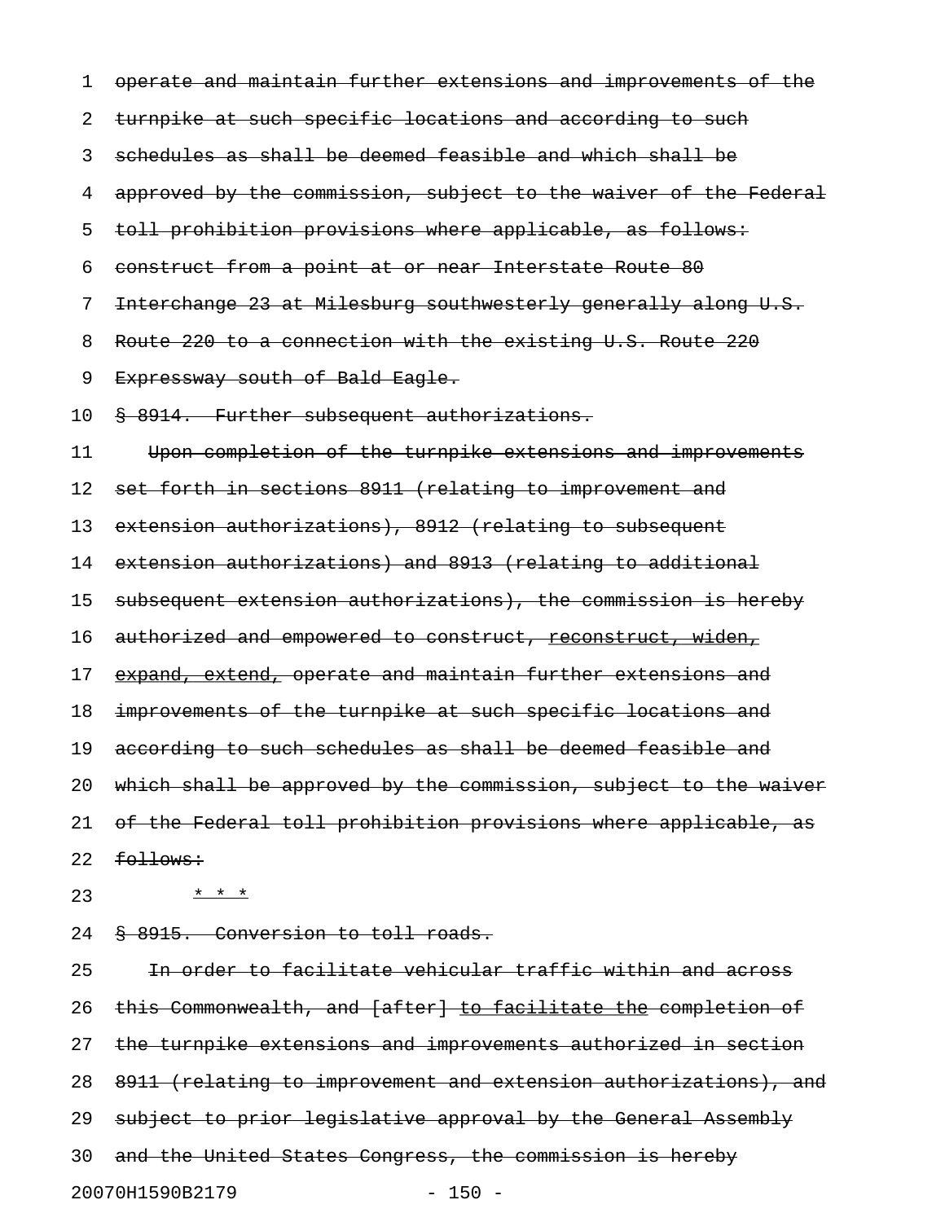operate and maintain further extensions and improvements of the turnpike at such specific locations and according to such schedules as shall be deemed feasible and which shall be approved by the commission, subject to the waiver of the Federal toll prohibition provisions where applicable, as follows: construct from a point at or near Interstate Route 80 Interchange 23 at Milesburg southwesterly generally along U.S. Route 220 to a connection with the existing U.S. Route 220 Expressway south of Bald Eagle.

§ 8914. Further subsequent authorizations.

Upon completion of the turnpike extensions and improvements set forth in sections 8911 (relating to improvement and extension authorizations), 8912 (relating to subsequent extension authorizations) and 8913 (relating to additional subsequent extension authorizations), the commission is hereby authorized and empowered to construct, reconstruct, widen, expand, extend, operate and maintain further extensions and improvements of the turnpike at such specific locations and according to such schedules as shall be deemed feasible and which shall be approved by the commission, subject to the waiver of the Federal toll prohibition provisions where applicable, as follows:

\* \* \*

§ 8915. Conversion to toll roads.

In order to facilitate vehicular traffic within and across this Commonwealth, and [after] to facilitate the completion of the turnpike extensions and improvements authorized in section 8911 (relating to improvement and extension authorizations), and subject to prior legislative approval by the General Assembly and the United States Congress, the commission is hereby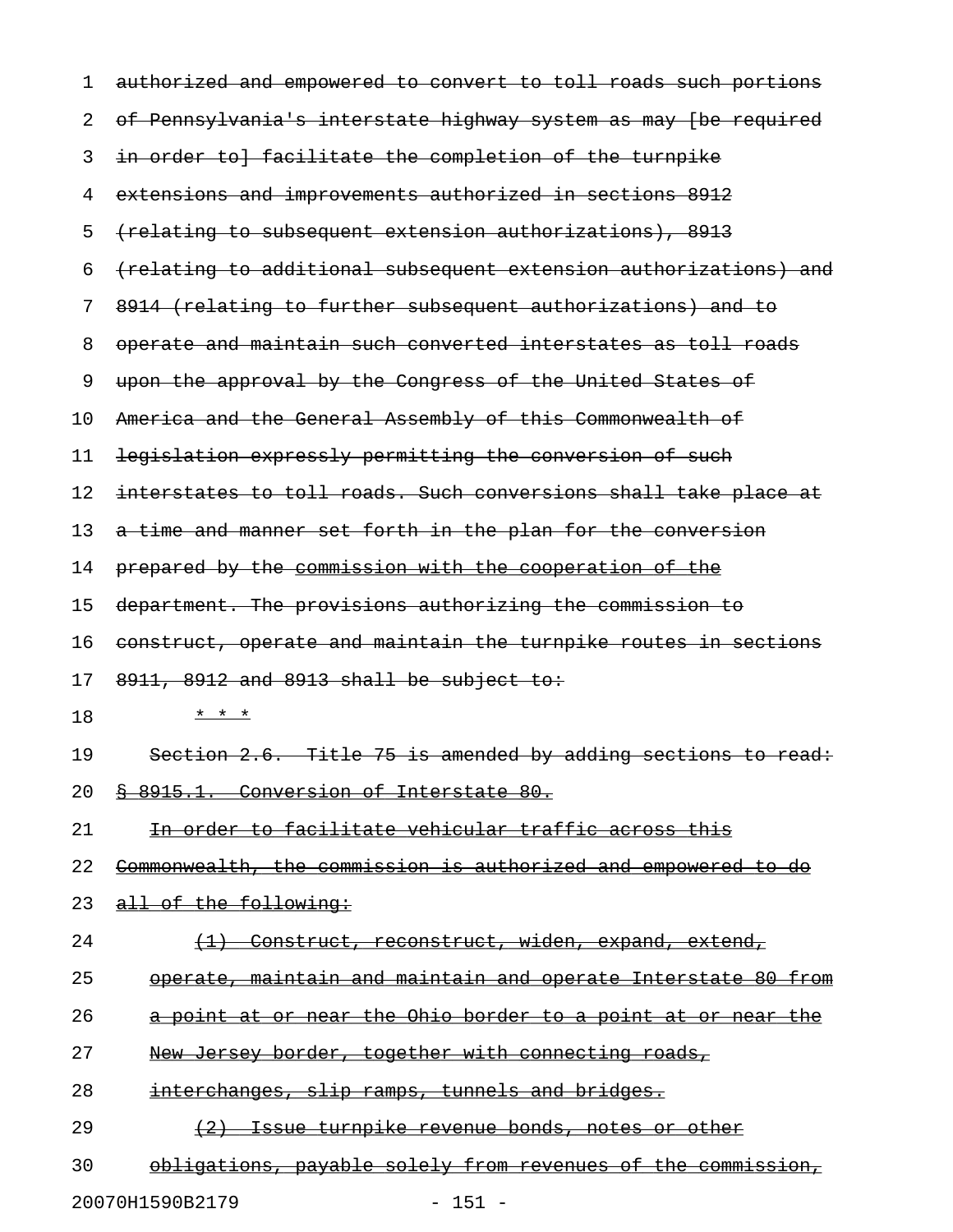authorized and empowered to convert to toll roads such portions of Pennsylvania's interstate highway system as may [be required in order to] facilitate the completion of the turnpike extensions and improvements authorized in sections 8912 (relating to subsequent extension authorizations), 8913 (relating to additional subsequent extension authorizations) and 8914 (relating to further subsequent authorizations) and to operate and maintain such converted interstates as toll roads upon the approval by the Congress of the United States of America and the General Assembly of this Commonwealth of legislation expressly permitting the conversion of such interstates to toll roads. Such conversions shall take place at a time and manner set forth in the plan for the conversion prepared by the commission with the cooperation of the department. The provisions authorizing the commission to construct, operate and maintain the turnpike routes in sections 8911, 8912 and 8913 shall be subject to:

\* \* \*

Section 2.6. Title 75 is amended by adding sections to read:

§ 8915.1. Conversion of Interstate 80.

In order to facilitate vehicular traffic across this Commonwealth, the commission is authorized and empowered to do all of the following:

(1) Construct, reconstruct, widen, expand, extend, operate, maintain and maintain and operate Interstate 80 from a point at or near the Ohio border to a point at or near the New Jersey border, together with connecting roads, interchanges, slip ramps, tunnels and bridges.

(2) Issue turnpike revenue bonds, notes or other obligations, payable solely from revenues of the commission,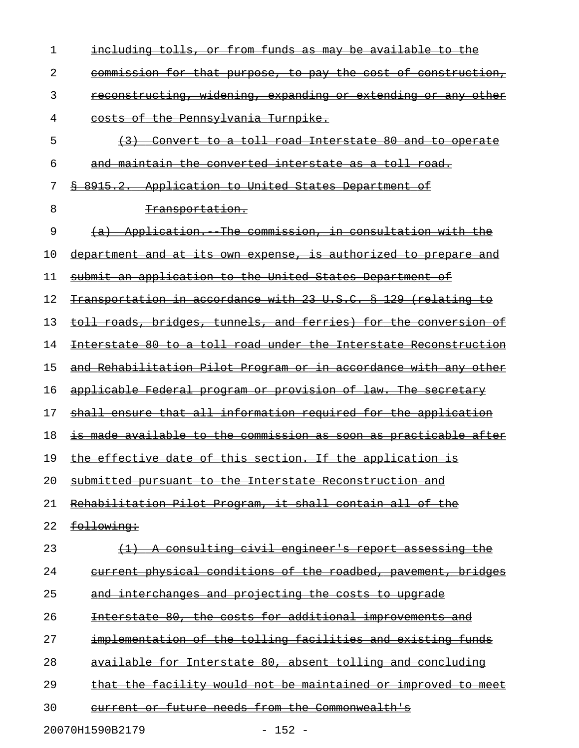including tolls, or from funds as may be available to the commission for that purpose, to pay the cost of construction, reconstructing, widening, expanding or extending or any other costs of the Pennsylvania Turnpike.

(3) Convert to a toll road Interstate 80 and to operate and maintain the converted interstate as a toll road.

§ 8915.2. Application to United States Department of Transportation.

(a) Application.--The commission, in consultation with the department and at its own expense, is authorized to prepare and submit an application to the United States Department of Transportation in accordance with 23 U.S.C. § 129 (relating to toll roads, bridges, tunnels, and ferries) for the conversion of Interstate 80 to a toll road under the Interstate Reconstruction and Rehabilitation Pilot Program or in accordance with any other applicable Federal program or provision of law. The secretary shall ensure that all information required for the application is made available to the commission as soon as practicable after the effective date of this section. If the application is submitted pursuant to the Interstate Reconstruction and Rehabilitation Pilot Program, it shall contain all of the following:

(1) A consulting civil engineer's report assessing the current physical conditions of the roadbed, pavement, bridges and interchanges and projecting the costs to upgrade Interstate 80, the costs for additional improvements and implementation of the tolling facilities and existing funds available for Interstate 80, absent tolling and concluding that the facility would not be maintained or improved to meet current or future needs from the Commonwealth's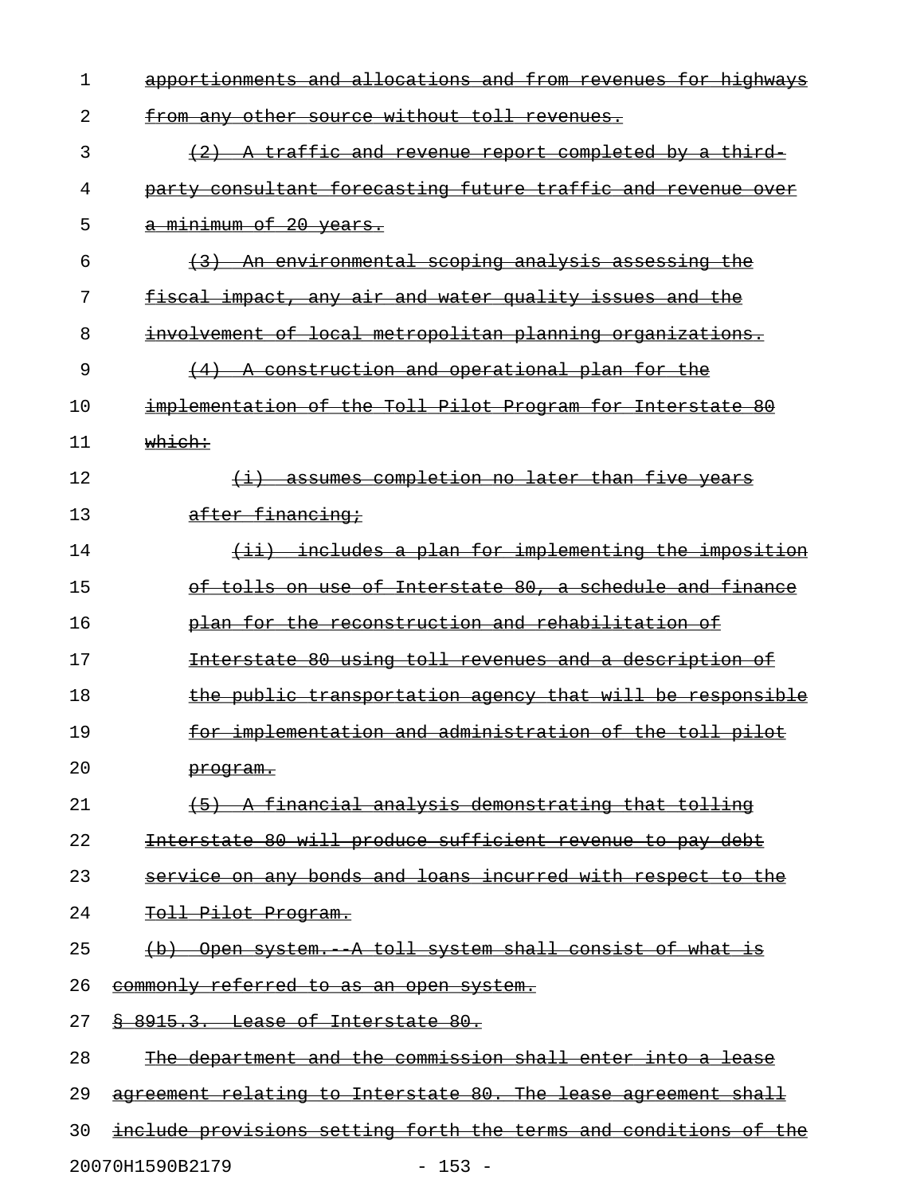apportionments and allocations and from revenues for highways from any other source without toll revenues.

(2) A traffic and revenue report completed by a third-party consultant forecasting future traffic and revenue over a minimum of 20 years.

(3) An environmental scoping analysis assessing the fiscal impact, any air and water quality issues and the involvement of local metropolitan planning organizations.

(4) A construction and operational plan for the implementation of the Toll Pilot Program for Interstate 80 which:

(i) assumes completion no later than five years after financing;

(ii) includes a plan for implementing the imposition of tolls on use of Interstate 80, a schedule and finance plan for the reconstruction and rehabilitation of Interstate 80 using toll revenues and a description of the public transportation agency that will be responsible for implementation and administration of the toll pilot program.

(5) A financial analysis demonstrating that tolling Interstate 80 will produce sufficient revenue to pay debt service on any bonds and loans incurred with respect to the Toll Pilot Program.

(b) Open system.--A toll system shall consist of what is commonly referred to as an open system.

§ 8915.3. Lease of Interstate 80.

The department and the commission shall enter into a lease agreement relating to Interstate 80. The lease agreement shall include provisions setting forth the terms and conditions of the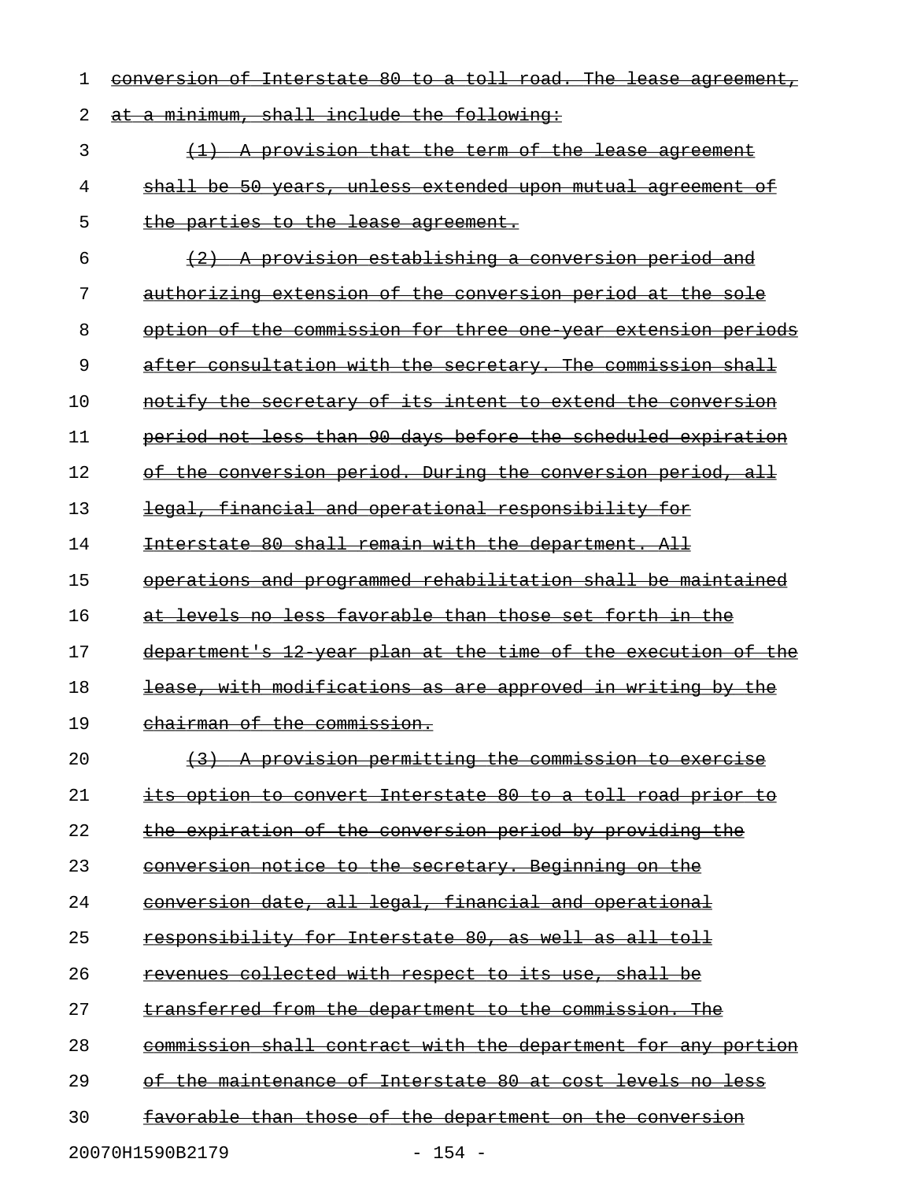conversion of Interstate 80 to a toll road. The lease agreement, at a minimum, shall include the following:

(1) A provision that the term of the lease agreement shall be 50 years, unless extended upon mutual agreement of the parties to the lease agreement.

(2) A provision establishing a conversion period and authorizing extension of the conversion period at the sole option of the commission for three one-year extension periods after consultation with the secretary. The commission shall notify the secretary of its intent to extend the conversion period not less than 90 days before the scheduled expiration of the conversion period. During the conversion period, all legal, financial and operational responsibility for Interstate 80 shall remain with the department. All operations and programmed rehabilitation shall be maintained at levels no less favorable than those set forth in the department's 12-year plan at the time of the execution of the lease, with modifications as are approved in writing by the chairman of the commission.

(3) A provision permitting the commission to exercise its option to convert Interstate 80 to a toll road prior to the expiration of the conversion period by providing the conversion notice to the secretary. Beginning on the conversion date, all legal, financial and operational responsibility for Interstate 80, as well as all toll revenues collected with respect to its use, shall be transferred from the department to the commission. The commission shall contract with the department for any portion of the maintenance of Interstate 80 at cost levels no less favorable than those of the department on the conversion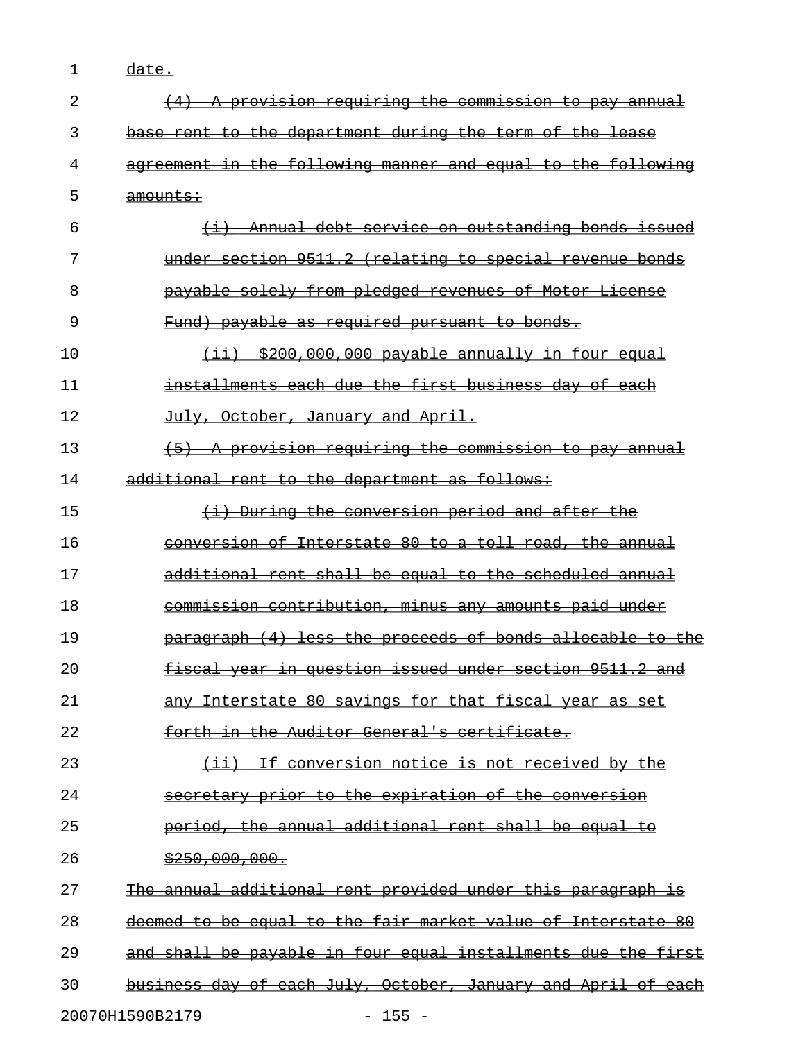~~date.~~

~~(4) A provision requiring the commission to pay annual base rent to the department during the term of the lease agreement in the following manner and equal to the following amounts:~~

~~(i) Annual debt service on outstanding bonds issued under section 9511.2 (relating to special revenue bonds payable solely from pledged revenues of Motor License Fund) payable as required pursuant to bonds.~~

~~(ii) $200,000,000 payable annually in four equal installments each due the first business day of each July, October, January and April.~~

~~(5) A provision requiring the commission to pay annual additional rent to the department as follows:~~

~~(i) During the conversion period and after the conversion of Interstate 80 to a toll road, the annual additional rent shall be equal to the scheduled annual commission contribution, minus any amounts paid under paragraph (4) less the proceeds of bonds allocable to the fiscal year in question issued under section 9511.2 and any Interstate 80 savings for that fiscal year as set forth in the Auditor General's certificate.~~

~~(ii) If conversion notice is not received by the secretary prior to the expiration of the conversion period, the annual additional rent shall be equal to $250,000,000.~~

~~The annual additional rent provided under this paragraph is deemed to be equal to the fair market value of Interstate 80 and shall be payable in four equal installments due the first business day of each July, October, January and April of each~~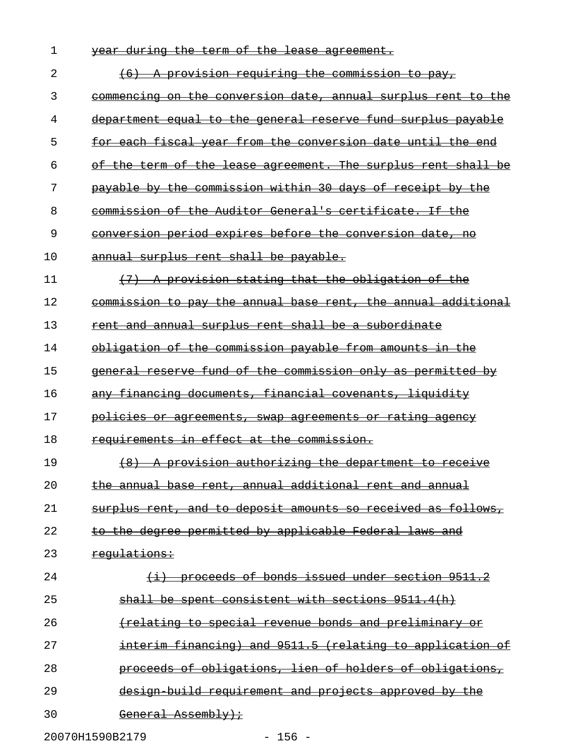year during the term of the lease agreement.

(6) A provision requiring the commission to pay, commencing on the conversion date, annual surplus rent to the department equal to the general reserve fund surplus payable for each fiscal year from the conversion date until the end of the term of the lease agreement. The surplus rent shall be payable by the commission within 30 days of receipt by the commission of the Auditor General's certificate. If the conversion period expires before the conversion date, no annual surplus rent shall be payable.

(7) A provision stating that the obligation of the commission to pay the annual base rent, the annual additional rent and annual surplus rent shall be a subordinate obligation of the commission payable from amounts in the general reserve fund of the commission only as permitted by any financing documents, financial covenants, liquidity policies or agreements, swap agreements or rating agency requirements in effect at the commission.

(8) A provision authorizing the department to receive the annual base rent, annual additional rent and annual surplus rent, and to deposit amounts so received as follows, to the degree permitted by applicable Federal laws and regulations:

(i) proceeds of bonds issued under section 9511.2 shall be spent consistent with sections 9511.4(h) (relating to special revenue bonds and preliminary or interim financing) and 9511.5 (relating to application of proceeds of obligations, lien of holders of obligations, design-build requirement and projects approved by the General Assembly);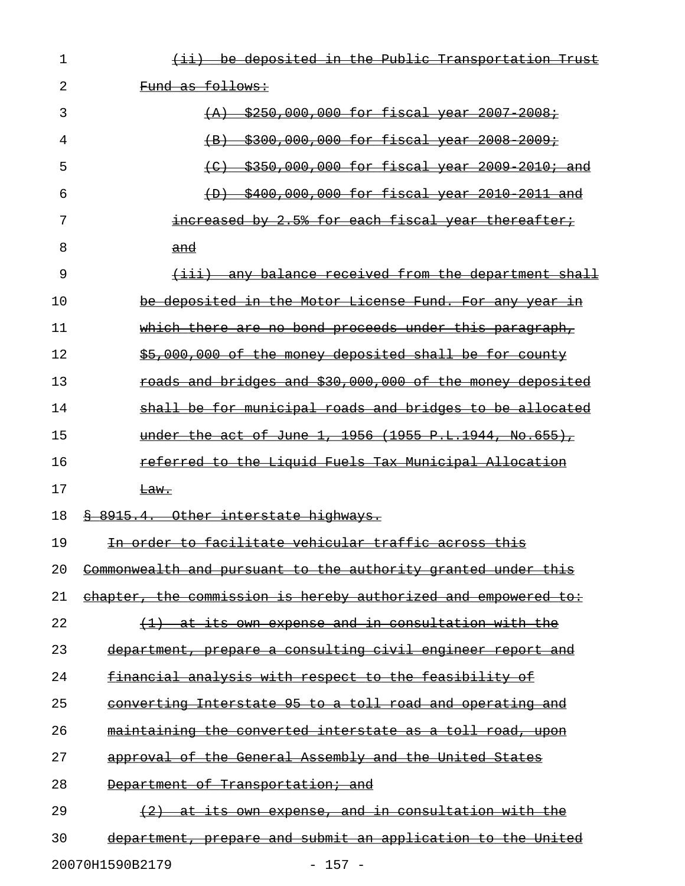(ii) be deposited in the Public Transportation Trust Fund as follows:

(A) $250,000,000 for fiscal year 2007-2008;

(B) $300,000,000 for fiscal year 2008-2009;

(C) $350,000,000 for fiscal year 2009-2010; and

(D) $400,000,000 for fiscal year 2010-2011 and increased by 2.5% for each fiscal year thereafter; and

(iii) any balance received from the department shall be deposited in the Motor License Fund. For any year in which there are no bond proceeds under this paragraph, $5,000,000 of the money deposited shall be for county roads and bridges and $30,000,000 of the money deposited shall be for municipal roads and bridges to be allocated under the act of June 1, 1956 (1955 P.L.1944, No.655), referred to the Liquid Fuels Tax Municipal Allocation Law.

§ 8915.4. Other interstate highways.

In order to facilitate vehicular traffic across this Commonwealth and pursuant to the authority granted under this chapter, the commission is hereby authorized and empowered to:

(1) at its own expense and in consultation with the department, prepare a consulting civil engineer report and financial analysis with respect to the feasibility of converting Interstate 95 to a toll road and operating and maintaining the converted interstate as a toll road, upon approval of the General Assembly and the United States Department of Transportation; and

(2) at its own expense, and in consultation with the department, prepare and submit an application to the United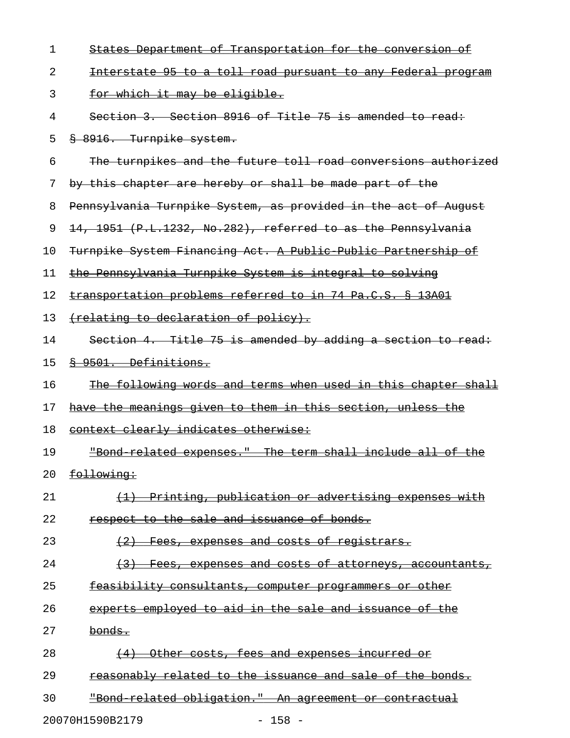States Department of Transportation for the conversion of Interstate 95 to a toll road pursuant to any Federal program for which it may be eligible.

Section 3. Section 8916 of Title 75 is amended to read:

§ 8916. Turnpike system.

The turnpikes and the future toll road conversions authorized by this chapter are hereby or shall be made part of the Pennsylvania Turnpike System, as provided in the act of August 14, 1951 (P.L.1232, No.282), referred to as the Pennsylvania Turnpike System Financing Act. A Public-Public Partnership of the Pennsylvania Turnpike System is integral to solving transportation problems referred to in 74 Pa.C.S. § 13A01 (relating to declaration of policy).

Section 4. Title 75 is amended by adding a section to read:

§ 9501. Definitions.

The following words and terms when used in this chapter shall have the meanings given to them in this section, unless the context clearly indicates otherwise:

"Bond-related expenses." The term shall include all of the following:

(1) Printing, publication or advertising expenses with respect to the sale and issuance of bonds.

(2) Fees, expenses and costs of registrars.

(3) Fees, expenses and costs of attorneys, accountants, feasibility consultants, computer programmers or other experts employed to aid in the sale and issuance of the bonds.

(4) Other costs, fees and expenses incurred or reasonably related to the issuance and sale of the bonds.

"Bond-related obligation." An agreement or contractual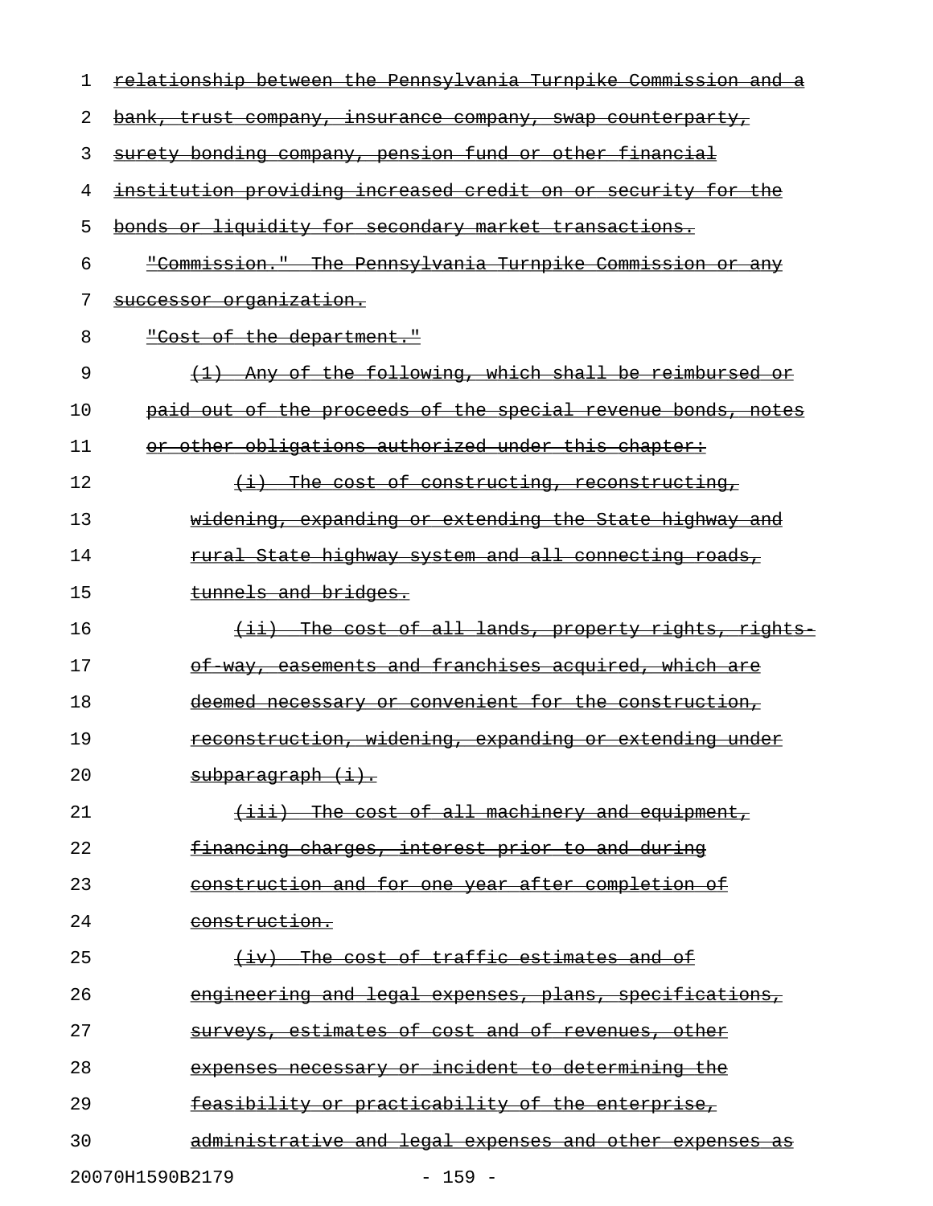relationship between the Pennsylvania Turnpike Commission and a bank, trust company, insurance company, swap counterparty, surety bonding company, pension fund or other financial institution providing increased credit on or security for the bonds or liquidity for secondary market transactions.

"Commission." The Pennsylvania Turnpike Commission or any successor organization.

"Cost of the department."

(1) Any of the following, which shall be reimbursed or paid out of the proceeds of the special revenue bonds, notes or other obligations authorized under this chapter:

(i) The cost of constructing, reconstructing, widening, expanding or extending the State highway and rural State highway system and all connecting roads, tunnels and bridges.

(ii) The cost of all lands, property rights, rights-of-way, easements and franchises acquired, which are deemed necessary or convenient for the construction, reconstruction, widening, expanding or extending under subparagraph (i).

(iii) The cost of all machinery and equipment, financing charges, interest prior to and during construction and for one year after completion of construction.

(iv) The cost of traffic estimates and of engineering and legal expenses, plans, specifications, surveys, estimates of cost and of revenues, other expenses necessary or incident to determining the feasibility or practicability of the enterprise, administrative and legal expenses and other expenses as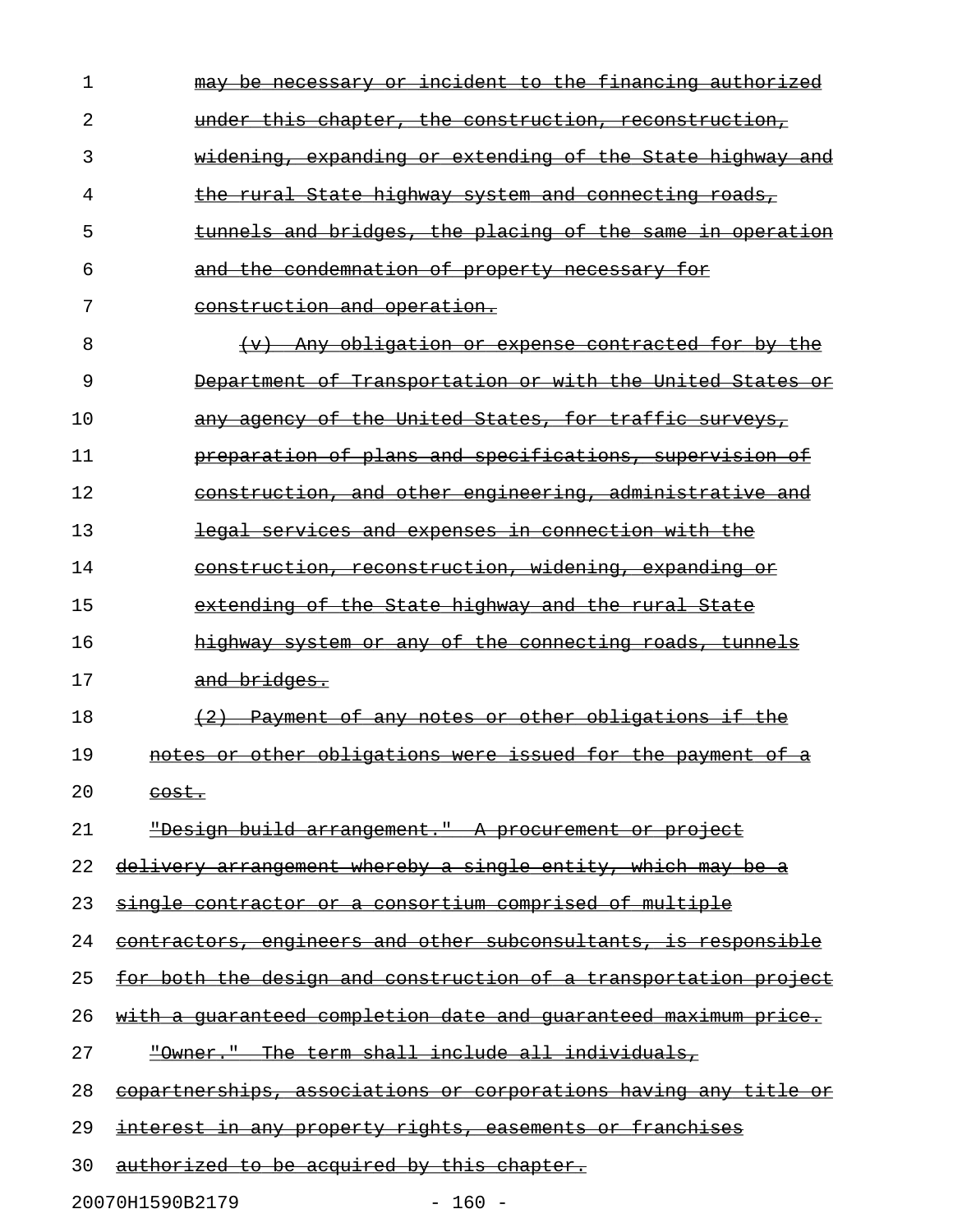~~may be necessary or incident to the financing authorized under this chapter, the construction, reconstruction, widening, expanding or extending of the State highway and the rural State highway system and connecting roads, tunnels and bridges, the placing of the same in operation and the condemnation of property necessary for construction and operation.~~

~~(v) Any obligation or expense contracted for by the Department of Transportation or with the United States or any agency of the United States, for traffic surveys, preparation of plans and specifications, supervision of construction, and other engineering, administrative and legal services and expenses in connection with the construction, reconstruction, widening, expanding or extending of the State highway and the rural State highway system or any of the connecting roads, tunnels and bridges.~~

~~(2) Payment of any notes or other obligations if the notes or other obligations were issued for the payment of a cost.~~

~~"Design build arrangement." A procurement or project delivery arrangement whereby a single entity, which may be a single contractor or a consortium comprised of multiple contractors, engineers and other subconsultants, is responsible for both the design and construction of a transportation project with a guaranteed completion date and guaranteed maximum price.~~

~~"Owner." The term shall include all individuals, copartnerships, associations or corporations having any title or interest in any property rights, easements or franchises authorized to be acquired by this chapter.~~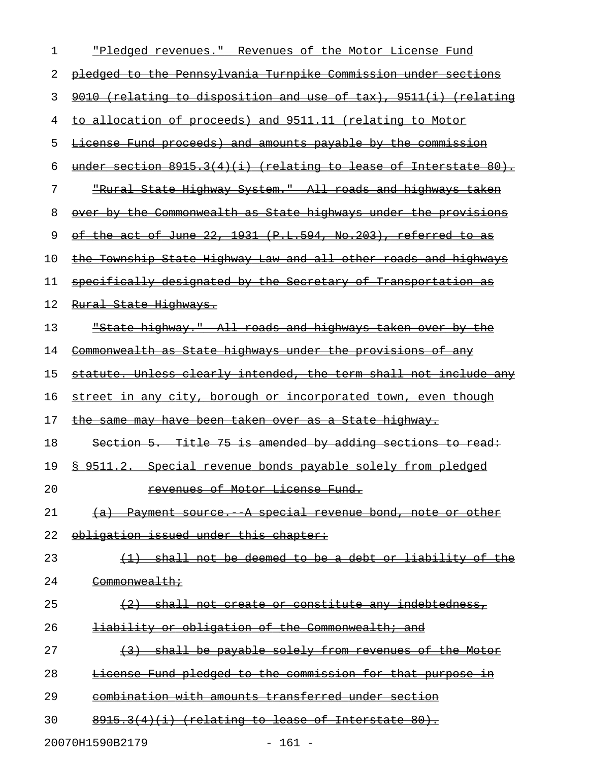"Pledged revenues." Revenues of the Motor License Fund pledged to the Pennsylvania Turnpike Commission under sections 9010 (relating to disposition and use of tax), 9511(i) (relating to allocation of proceeds) and 9511.11 (relating to Motor License Fund proceeds) and amounts payable by the commission under section 8915.3(4)(i) (relating to lease of Interstate 80).

"Rural State Highway System." All roads and highways taken over by the Commonwealth as State highways under the provisions of the act of June 22, 1931 (P.L.594, No.203), referred to as the Township State Highway Law and all other roads and highways specifically designated by the Secretary of Transportation as Rural State Highways.

"State highway." All roads and highways taken over by the Commonwealth as State highways under the provisions of any statute. Unless clearly intended, the term shall not include any street in any city, borough or incorporated town, even though the same may have been taken over as a State highway.

Section 5. Title 75 is amended by adding sections to read:

§ 9511.2. Special revenue bonds payable solely from pledged revenues of Motor License Fund.

(a) Payment source.--A special revenue bond, note or other obligation issued under this chapter:

(1) shall not be deemed to be a debt or liability of the Commonwealth;

(2) shall not create or constitute any indebtedness, liability or obligation of the Commonwealth; and

(3) shall be payable solely from revenues of the Motor License Fund pledged to the commission for that purpose in combination with amounts transferred under section 8915.3(4)(i) (relating to lease of Interstate 80).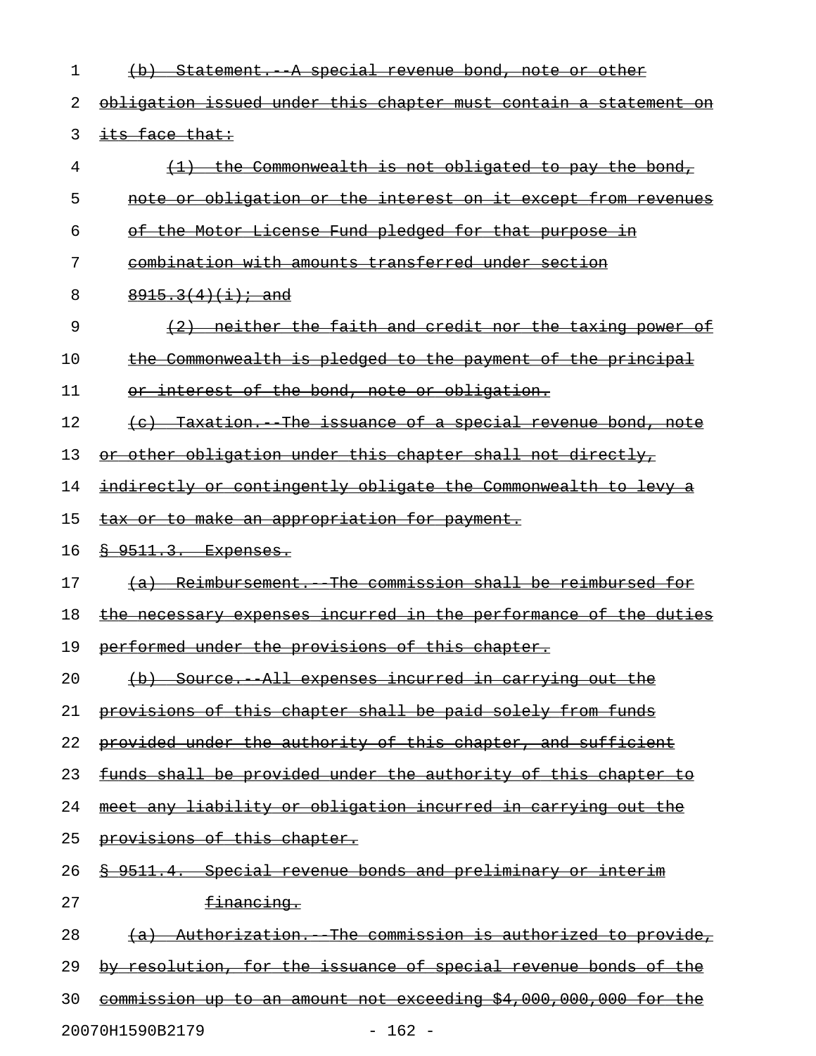(b) Statement.--A special revenue bond, note or other obligation issued under this chapter must contain a statement on its face that:

(1) the Commonwealth is not obligated to pay the bond, note or obligation or the interest on it except from revenues of the Motor License Fund pledged for that purpose in combination with amounts transferred under section 8915.3(4)(i); and

(2) neither the faith and credit nor the taxing power of the Commonwealth is pledged to the payment of the principal or interest of the bond, note or obligation.

(c) Taxation.--The issuance of a special revenue bond, note or other obligation under this chapter shall not directly, indirectly or contingently obligate the Commonwealth to levy a tax or to make an appropriation for payment.

§ 9511.3. Expenses.

(a) Reimbursement.--The commission shall be reimbursed for the necessary expenses incurred in the performance of the duties performed under the provisions of this chapter.

(b) Source.--All expenses incurred in carrying out the provisions of this chapter shall be paid solely from funds provided under the authority of this chapter, and sufficient funds shall be provided under the authority of this chapter to meet any liability or obligation incurred in carrying out the provisions of this chapter.

§ 9511.4. Special revenue bonds and preliminary or interim financing.

(a) Authorization.--The commission is authorized to provide, by resolution, for the issuance of special revenue bonds of the commission up to an amount not exceeding $4,000,000,000 for the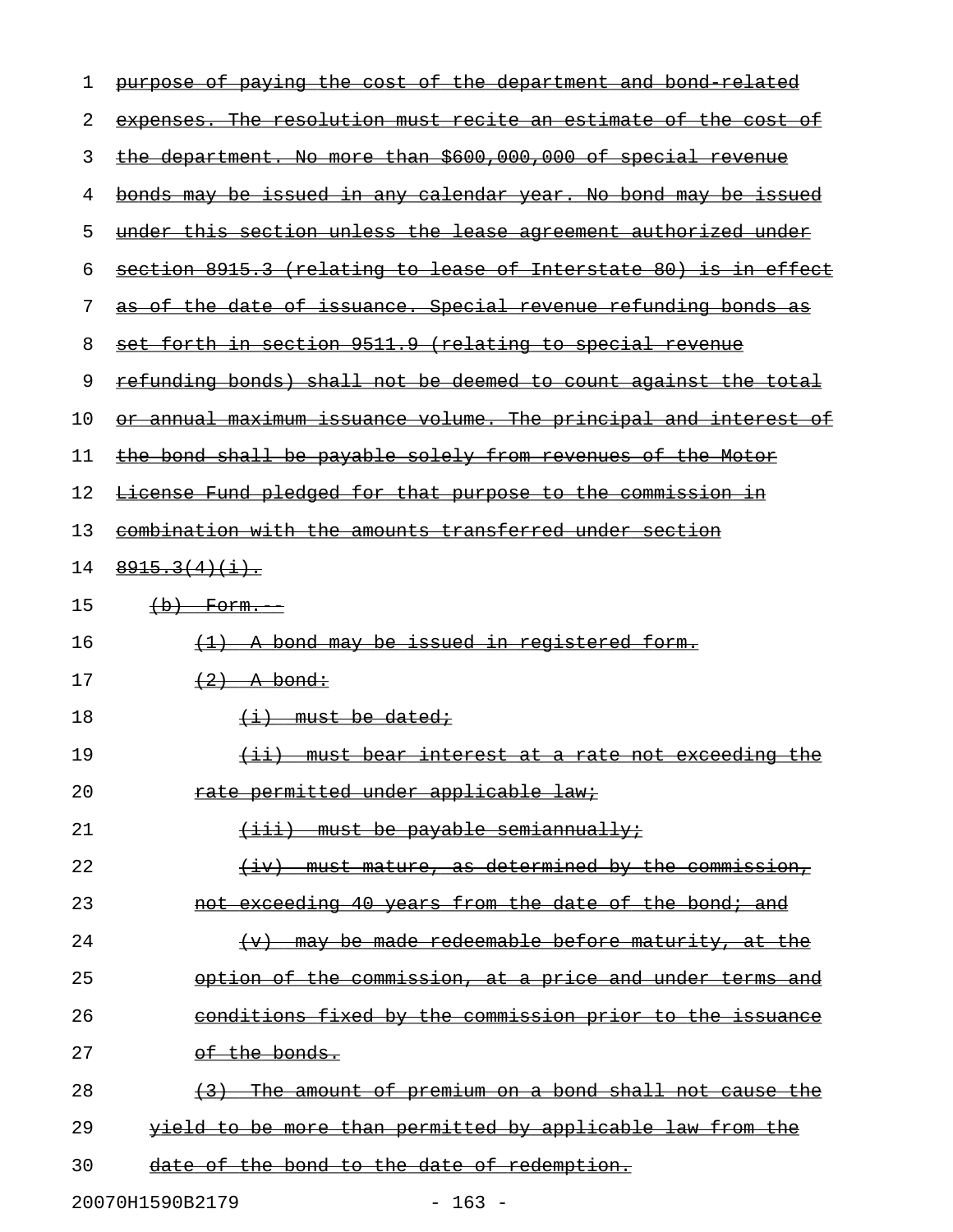~~purpose of paying the cost of the department and bond-related expenses. The resolution must recite an estimate of the cost of the department. No more than $600,000,000 of special revenue bonds may be issued in any calendar year. No bond may be issued under this section unless the lease agreement authorized under section 8915.3 (relating to lease of Interstate 80) is in effect as of the date of issuance. Special revenue refunding bonds as set forth in section 9511.9 (relating to special revenue refunding bonds) shall not be deemed to count against the total or annual maximum issuance volume. The principal and interest of the bond shall be payable solely from revenues of the Motor License Fund pledged for that purpose to the commission in combination with the amounts transferred under section 8915.3(4)(i).~~

~~(b) Form.--~~

~~(1) A bond may be issued in registered form.~~

~~(2) A bond:~~

~~(i) must be dated;~~

~~(ii) must bear interest at a rate not exceeding the rate permitted under applicable law;~~

~~(iii) must be payable semiannually;~~

~~(iv) must mature, as determined by the commission, not exceeding 40 years from the date of the bond; and~~

~~(v) may be made redeemable before maturity, at the option of the commission, at a price and under terms and conditions fixed by the commission prior to the issuance of the bonds.~~

~~(3) The amount of premium on a bond shall not cause the yield to be more than permitted by applicable law from the date of the bond to the date of redemption.~~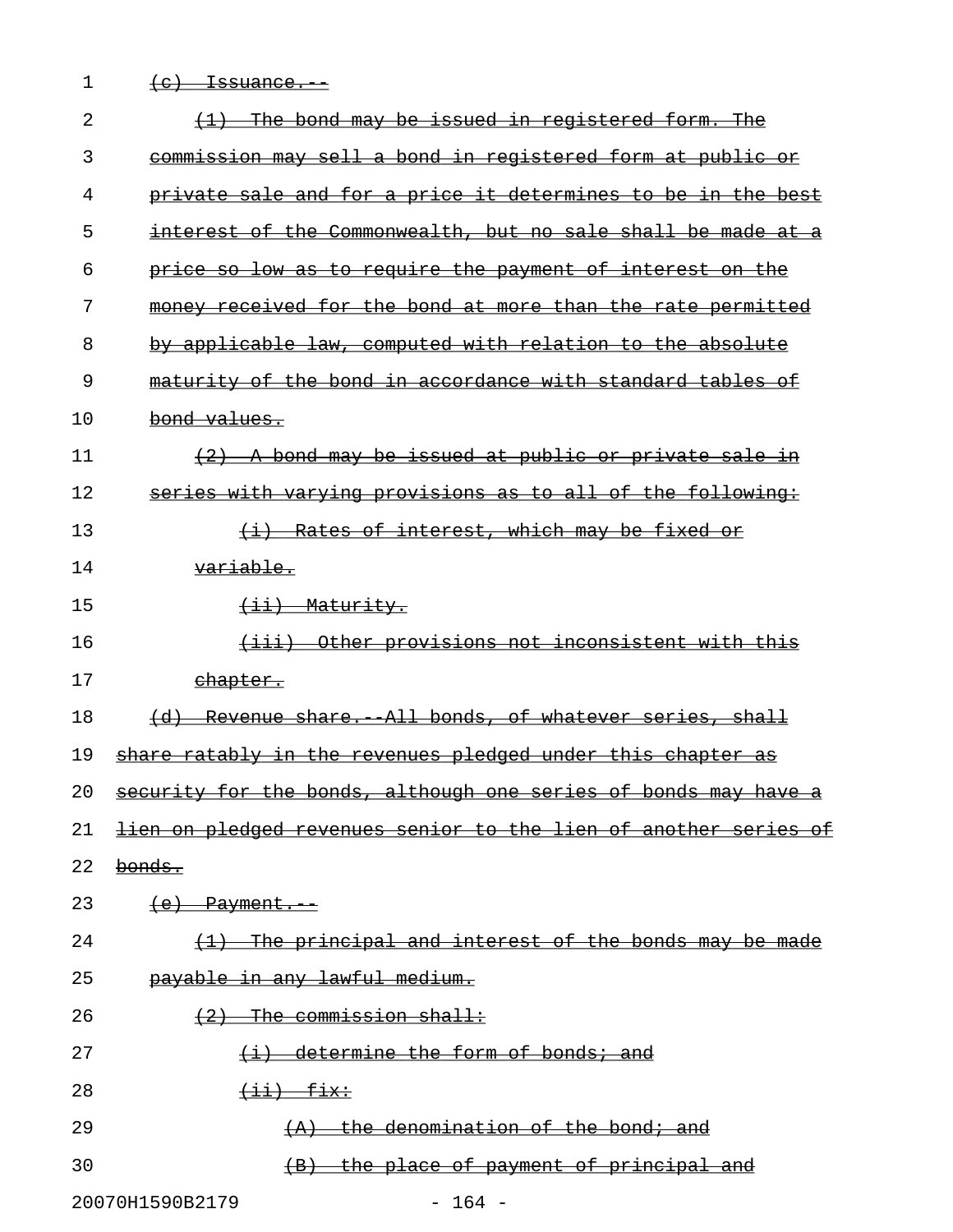(c) Issuance.--

(1) The bond may be issued in registered form. The commission may sell a bond in registered form at public or private sale and for a price it determines to be in the best interest of the Commonwealth, but no sale shall be made at a price so low as to require the payment of interest on the money received for the bond at more than the rate permitted by applicable law, computed with relation to the absolute maturity of the bond in accordance with standard tables of bond values.

(2) A bond may be issued at public or private sale in series with varying provisions as to all of the following:

(i) Rates of interest, which may be fixed or variable.

(ii) Maturity.

(iii) Other provisions not inconsistent with this chapter.

(d) Revenue share.--All bonds, of whatever series, shall share ratably in the revenues pledged under this chapter as security for the bonds, although one series of bonds may have a lien on pledged revenues senior to the lien of another series of bonds.

(e) Payment.--

(1) The principal and interest of the bonds may be made payable in any lawful medium.

(2) The commission shall:

(i) determine the form of bonds; and

(ii) fix:

(A) the denomination of the bond; and

(B) the place of payment of principal and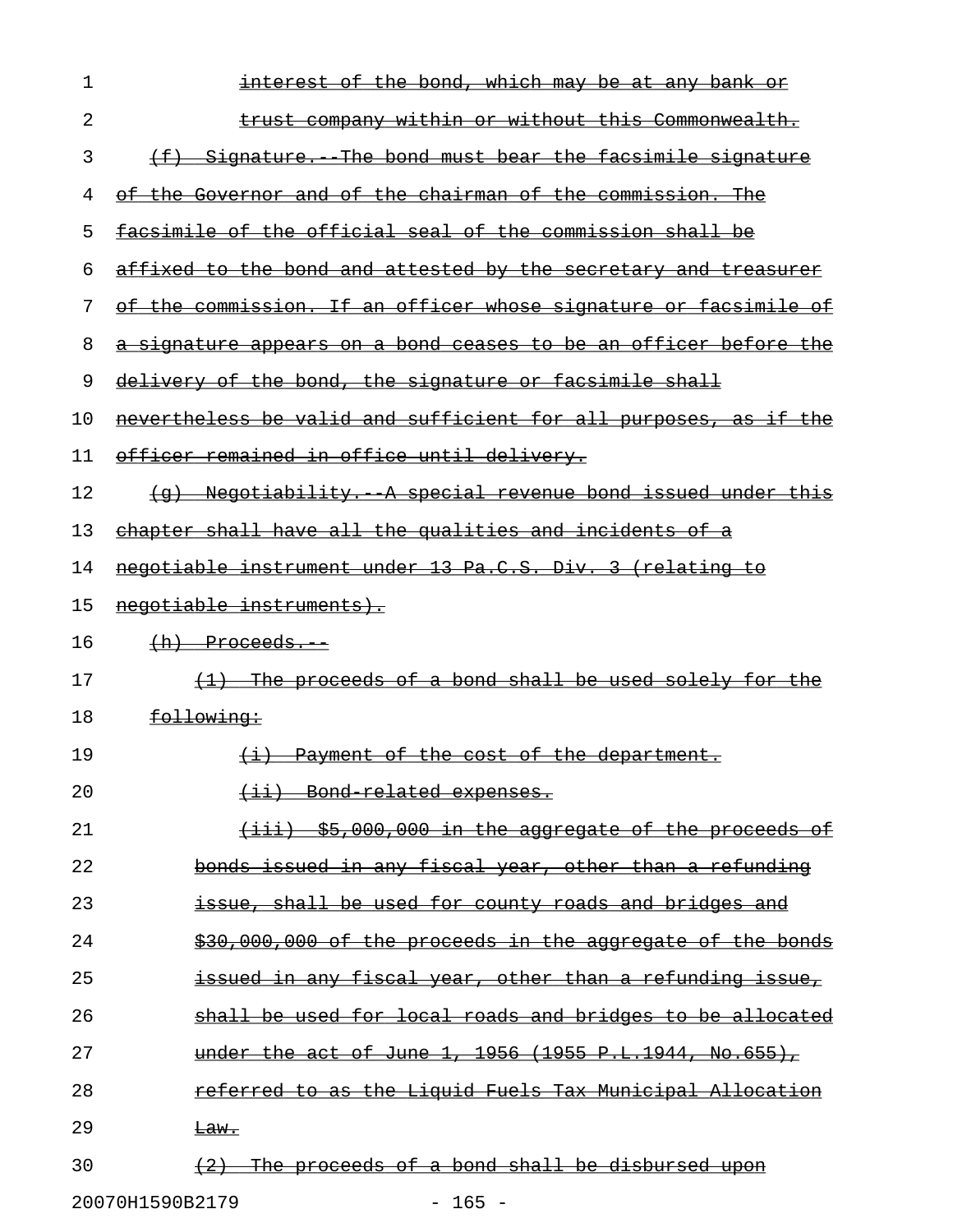interest of the bond, which may be at any bank or trust company within or without this Commonwealth.

(f) Signature.--The bond must bear the facsimile signature of the Governor and of the chairman of the commission. The facsimile of the official seal of the commission shall be affixed to the bond and attested by the secretary and treasurer of the commission. If an officer whose signature or facsimile of a signature appears on a bond ceases to be an officer before the delivery of the bond, the signature or facsimile shall nevertheless be valid and sufficient for all purposes, as if the officer remained in office until delivery.

(g) Negotiability.--A special revenue bond issued under this chapter shall have all the qualities and incidents of a negotiable instrument under 13 Pa.C.S. Div. 3 (relating to negotiable instruments).

(h) Proceeds.--

(1) The proceeds of a bond shall be used solely for the following:

(i) Payment of the cost of the department.

(ii) Bond-related expenses.

(iii) $5,000,000 in the aggregate of the proceeds of bonds issued in any fiscal year, other than a refunding issue, shall be used for county roads and bridges and $30,000,000 of the proceeds in the aggregate of the bonds issued in any fiscal year, other than a refunding issue, shall be used for local roads and bridges to be allocated under the act of June 1, 1956 (1955 P.L.1944, No.655), referred to as the Liquid Fuels Tax Municipal Allocation Law.

(2) The proceeds of a bond shall be disbursed upon

20070H1590B2179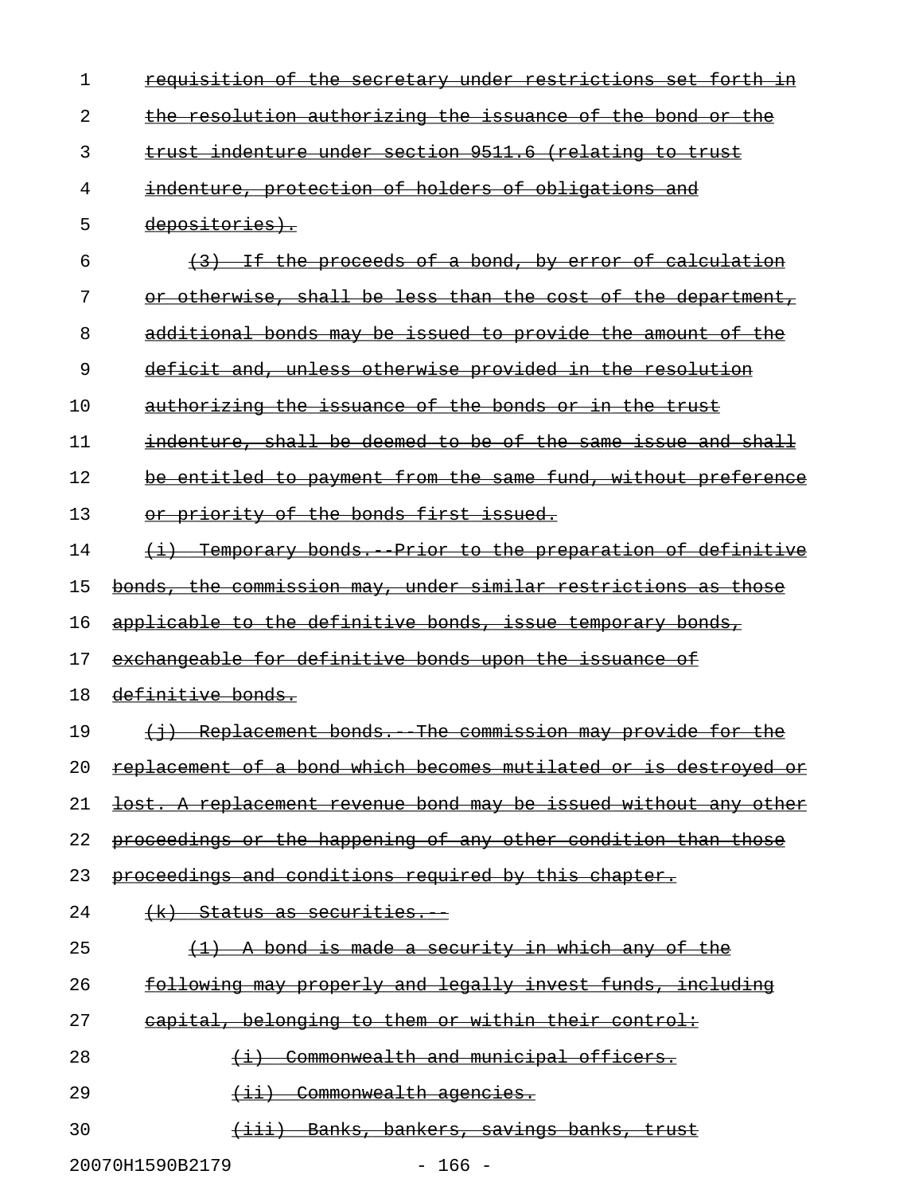requisition of the secretary under restrictions set forth in the resolution authorizing the issuance of the bond or the trust indenture under section 9511.6 (relating to trust indenture, protection of holders of obligations and depositories).

(3) If the proceeds of a bond, by error of calculation or otherwise, shall be less than the cost of the department, additional bonds may be issued to provide the amount of the deficit and, unless otherwise provided in the resolution authorizing the issuance of the bonds or in the trust indenture, shall be deemed to be of the same issue and shall be entitled to payment from the same fund, without preference or priority of the bonds first issued.

(i) Temporary bonds.--Prior to the preparation of definitive bonds, the commission may, under similar restrictions as those applicable to the definitive bonds, issue temporary bonds, exchangeable for definitive bonds upon the issuance of definitive bonds.

(j) Replacement bonds.--The commission may provide for the replacement of a bond which becomes mutilated or is destroyed or lost. A replacement revenue bond may be issued without any other proceedings or the happening of any other condition than those proceedings and conditions required by this chapter.

(k) Status as securities.--

(1) A bond is made a security in which any of the following may properly and legally invest funds, including capital, belonging to them or within their control:

(i) Commonwealth and municipal officers.

(ii) Commonwealth agencies.

(iii) Banks, bankers, savings banks, trust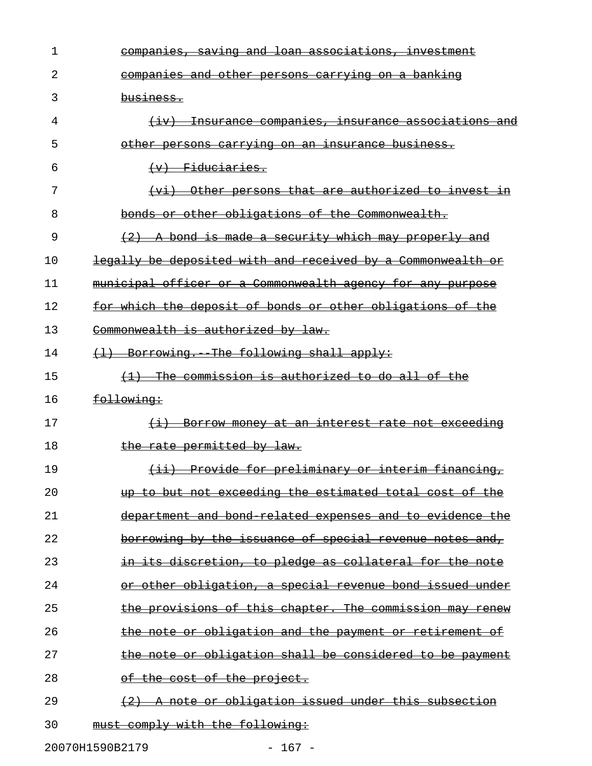companies, saving and loan associations, investment companies and other persons carrying on a banking business.

(iv) Insurance companies, insurance associations and other persons carrying on an insurance business.

(v) Fiduciaries.

(vi) Other persons that are authorized to invest in bonds or other obligations of the Commonwealth.

(2) A bond is made a security which may properly and legally be deposited with and received by a Commonwealth or municipal officer or a Commonwealth agency for any purpose for which the deposit of bonds or other obligations of the Commonwealth is authorized by law.

(l) Borrowing.--The following shall apply:

(1) The commission is authorized to do all of the following:

(i) Borrow money at an interest rate not exceeding the rate permitted by law.

(ii) Provide for preliminary or interim financing, up to but not exceeding the estimated total cost of the department and bond-related expenses and to evidence the borrowing by the issuance of special revenue notes and, in its discretion, to pledge as collateral for the note or other obligation, a special revenue bond issued under the provisions of this chapter. The commission may renew the note or obligation and the payment or retirement of the note or obligation shall be considered to be payment of the cost of the project.

(2) A note or obligation issued under this subsection must comply with the following: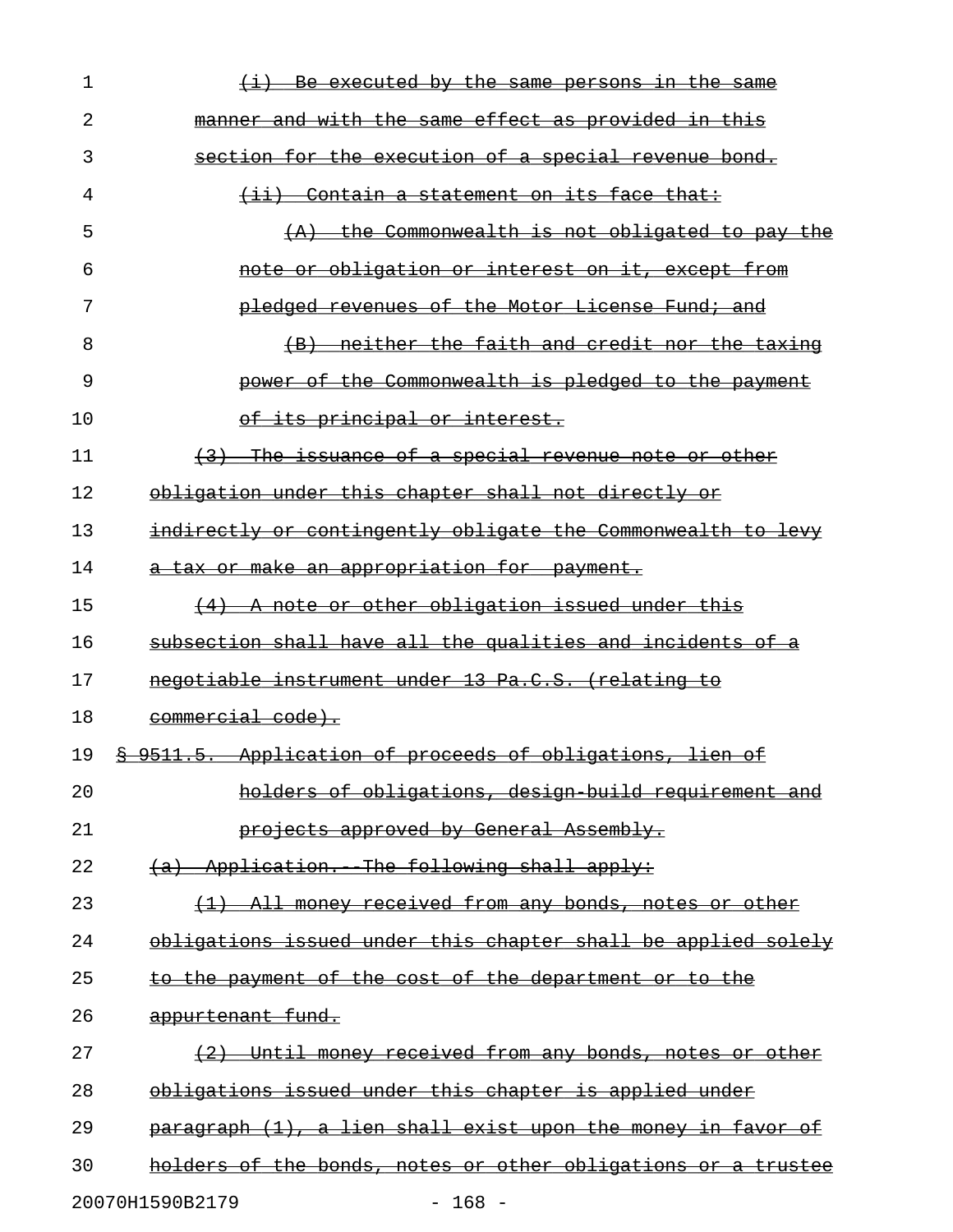(i) Be executed by the same persons in the same manner and with the same effect as provided in this section for the execution of a special revenue bond.

(ii) Contain a statement on its face that:

(A) the Commonwealth is not obligated to pay the note or obligation or interest on it, except from pledged revenues of the Motor License Fund; and

(B) neither the faith and credit nor the taxing power of the Commonwealth is pledged to the payment of its principal or interest.

(3) The issuance of a special revenue note or other obligation under this chapter shall not directly or indirectly or contingently obligate the Commonwealth to levy a tax or make an appropriation for payment.

(4) A note or other obligation issued under this subsection shall have all the qualities and incidents of a negotiable instrument under 13 Pa.C.S. (relating to commercial code).

§ 9511.5. Application of proceeds of obligations, lien of holders of obligations, design-build requirement and projects approved by General Assembly.

(a) Application.--The following shall apply:

(1) All money received from any bonds, notes or other obligations issued under this chapter shall be applied solely to the payment of the cost of the department or to the appurtenant fund.

(2) Until money received from any bonds, notes or other obligations issued under this chapter is applied under paragraph (1), a lien shall exist upon the money in favor of holders of the bonds, notes or other obligations or a trustee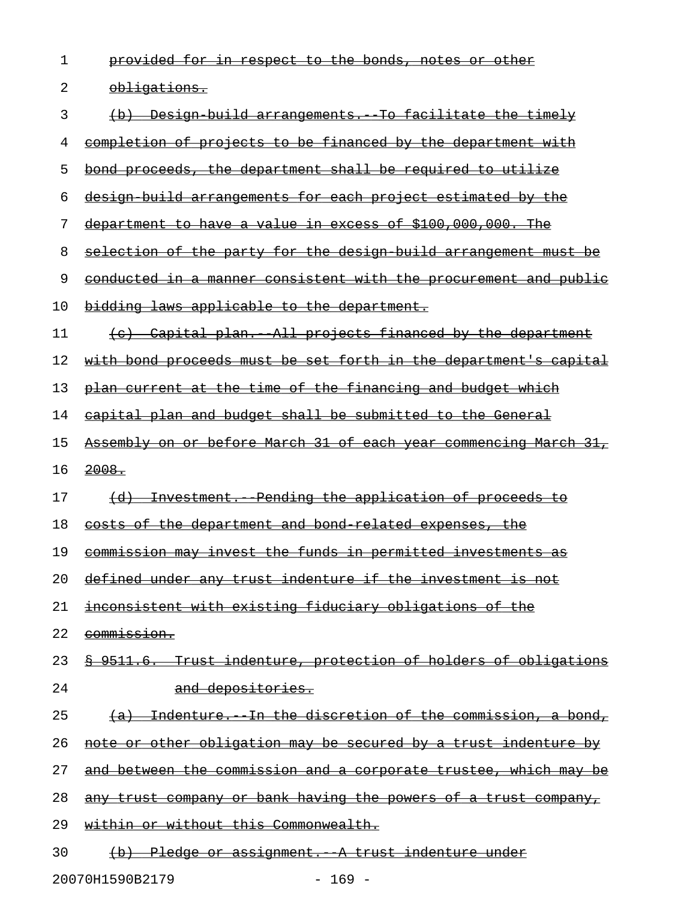provided for in respect to the bonds, notes or other obligations.

(b) Design-build arrangements.--To facilitate the timely completion of projects to be financed by the department with bond proceeds, the department shall be required to utilize design-build arrangements for each project estimated by the department to have a value in excess of $100,000,000. The selection of the party for the design-build arrangement must be conducted in a manner consistent with the procurement and public bidding laws applicable to the department.

(c) Capital plan.--All projects financed by the department with bond proceeds must be set forth in the department's capital plan current at the time of the financing and budget which capital plan and budget shall be submitted to the General Assembly on or before March 31 of each year commencing March 31, 2008.

(d) Investment.--Pending the application of proceeds to costs of the department and bond-related expenses, the commission may invest the funds in permitted investments as defined under any trust indenture if the investment is not inconsistent with existing fiduciary obligations of the commission.

§ 9511.6. Trust indenture, protection of holders of obligations and depositories.

(a) Indenture.--In the discretion of the commission, a bond, note or other obligation may be secured by a trust indenture by and between the commission and a corporate trustee, which may be any trust company or bank having the powers of a trust company, within or without this Commonwealth.

(b) Pledge or assignment.--A trust indenture under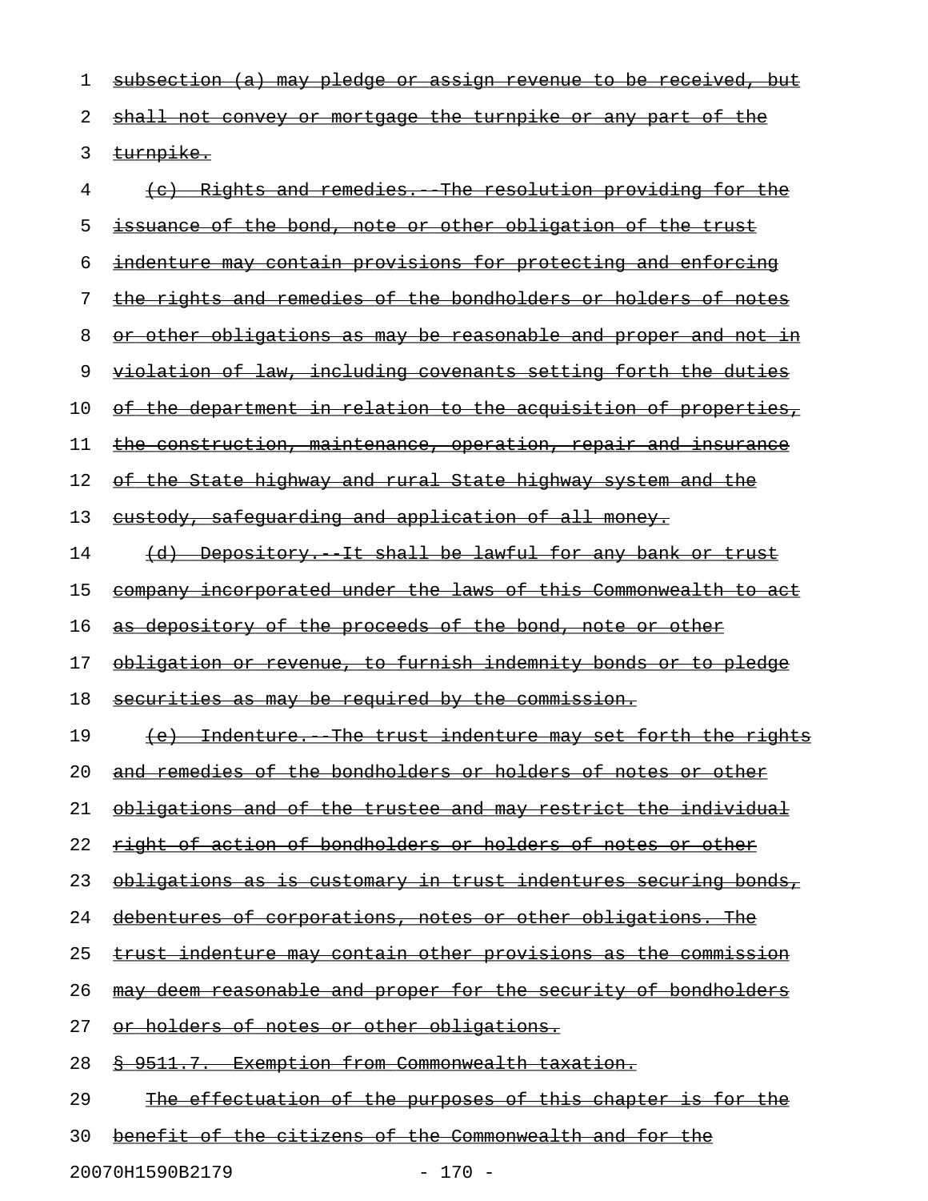subsection (a) may pledge or assign revenue to be received, but shall not convey or mortgage the turnpike or any part of the turnpike.

(c) Rights and remedies.--The resolution providing for the issuance of the bond, note or other obligation of the trust indenture may contain provisions for protecting and enforcing the rights and remedies of the bondholders or holders of notes or other obligations as may be reasonable and proper and not in violation of law, including covenants setting forth the duties of the department in relation to the acquisition of properties, the construction, maintenance, operation, repair and insurance of the State highway and rural State highway system and the custody, safeguarding and application of all money.

(d) Depository.--It shall be lawful for any bank or trust company incorporated under the laws of this Commonwealth to act as depository of the proceeds of the bond, note or other obligation or revenue, to furnish indemnity bonds or to pledge securities as may be required by the commission.

(e) Indenture.--The trust indenture may set forth the rights and remedies of the bondholders or holders of notes or other obligations and of the trustee and may restrict the individual right of action of bondholders or holders of notes or other obligations as is customary in trust indentures securing bonds, debentures of corporations, notes or other obligations. The trust indenture may contain other provisions as the commission may deem reasonable and proper for the security of bondholders or holders of notes or other obligations.

§ 9511.7. Exemption from Commonwealth taxation.

The effectuation of the purposes of this chapter is for the benefit of the citizens of the Commonwealth and for the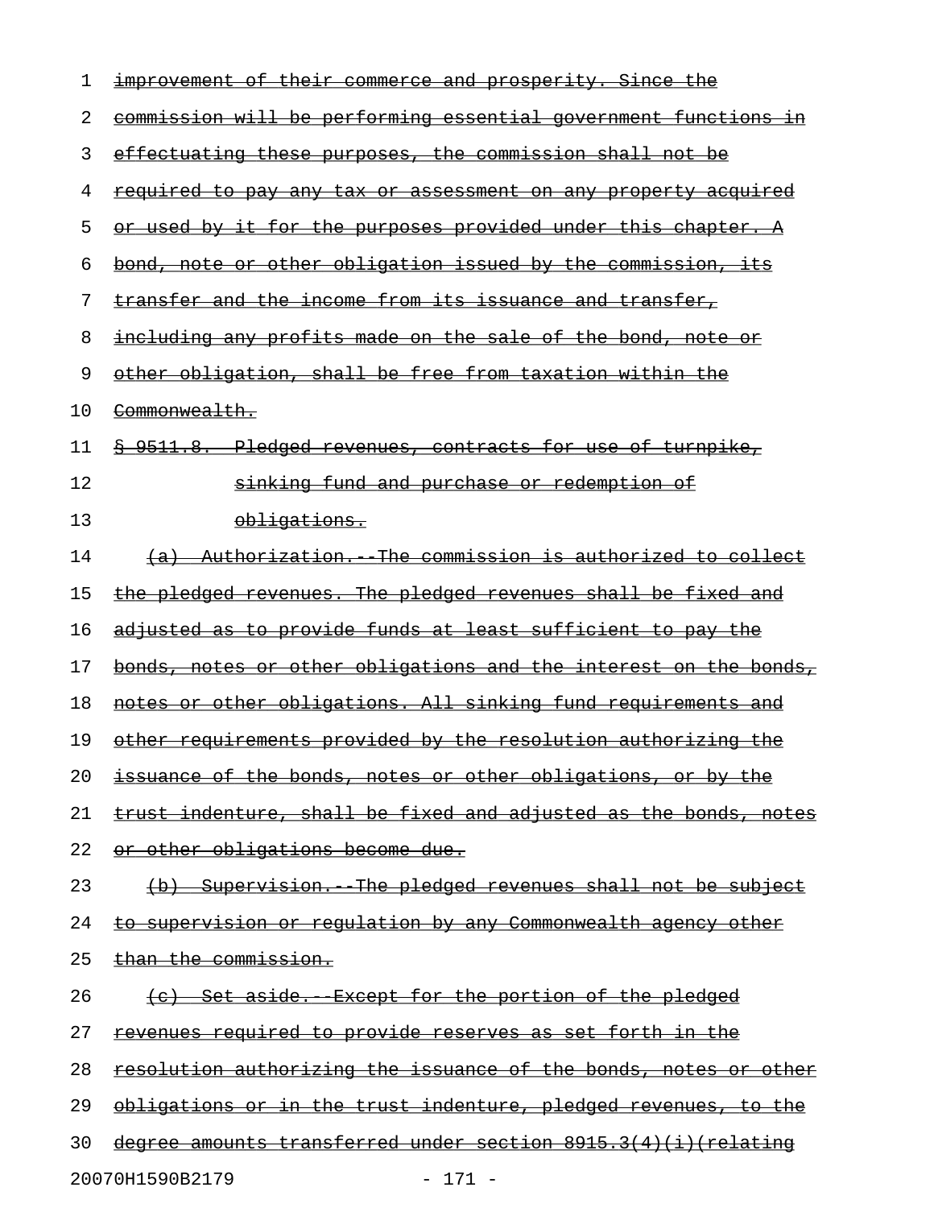improvement of their commerce and prosperity. Since the commission will be performing essential government functions in effectuating these purposes, the commission shall not be required to pay any tax or assessment on any property acquired or used by it for the purposes provided under this chapter. A bond, note or other obligation issued by the commission, its transfer and the income from its issuance and transfer, including any profits made on the sale of the bond, note or other obligation, shall be free from taxation within the Commonwealth.

§ 9511.8. Pledged revenues, contracts for use of turnpike, sinking fund and purchase or redemption of obligations.

(a) Authorization.--The commission is authorized to collect the pledged revenues. The pledged revenues shall be fixed and adjusted as to provide funds at least sufficient to pay the bonds, notes or other obligations and the interest on the bonds, notes or other obligations. All sinking fund requirements and other requirements provided by the resolution authorizing the issuance of the bonds, notes or other obligations, or by the trust indenture, shall be fixed and adjusted as the bonds, notes or other obligations become due.

(b) Supervision.--The pledged revenues shall not be subject to supervision or regulation by any Commonwealth agency other than the commission.

(c) Set aside.--Except for the portion of the pledged revenues required to provide reserves as set forth in the resolution authorizing the issuance of the bonds, notes or other obligations or in the trust indenture, pledged revenues, to the degree amounts transferred under section 8915.3(4)(i)(relating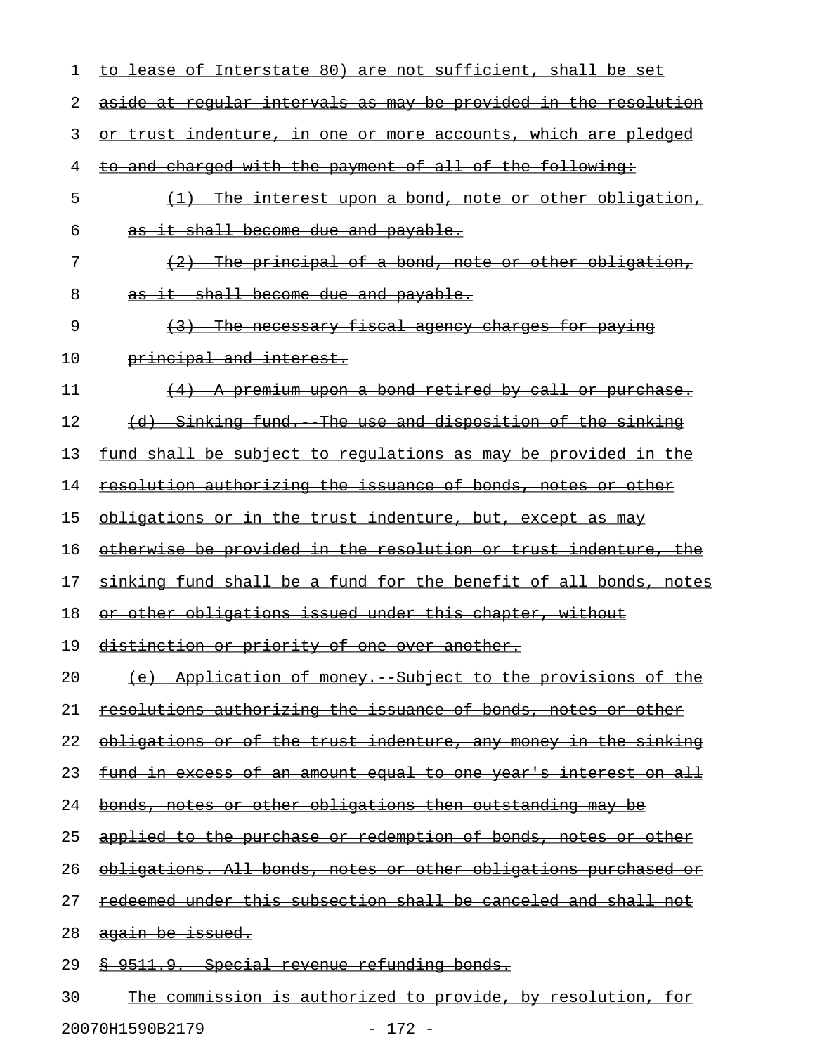to lease of Interstate 80) are not sufficient, shall be set aside at regular intervals as may be provided in the resolution or trust indenture, in one or more accounts, which are pledged to and charged with the payment of all of the following:

(1) The interest upon a bond, note or other obligation, as it shall become due and payable.

(2) The principal of a bond, note or other obligation, as it shall become due and payable.

(3) The necessary fiscal agency charges for paying principal and interest.

(4) A premium upon a bond retired by call or purchase.

(d) Sinking fund.--The use and disposition of the sinking fund shall be subject to regulations as may be provided in the resolution authorizing the issuance of bonds, notes or other obligations or in the trust indenture, but, except as may otherwise be provided in the resolution or trust indenture, the sinking fund shall be a fund for the benefit of all bonds, notes or other obligations issued under this chapter, without distinction or priority of one over another.

(e) Application of money.--Subject to the provisions of the resolutions authorizing the issuance of bonds, notes or other obligations or of the trust indenture, any money in the sinking fund in excess of an amount equal to one year's interest on all bonds, notes or other obligations then outstanding may be applied to the purchase or redemption of bonds, notes or other obligations. All bonds, notes or other obligations purchased or redeemed under this subsection shall be canceled and shall not again be issued.

§ 9511.9. Special revenue refunding bonds.

The commission is authorized to provide, by resolution, for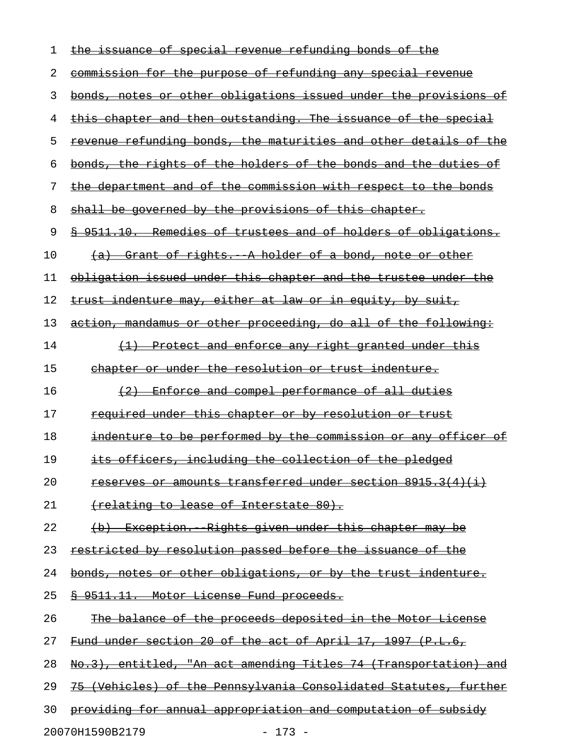the issuance of special revenue refunding bonds of the commission for the purpose of refunding any special revenue bonds, notes or other obligations issued under the provisions of this chapter and then outstanding. The issuance of the special revenue refunding bonds, the maturities and other details of the bonds, the rights of the holders of the bonds and the duties of the department and of the commission with respect to the bonds shall be governed by the provisions of this chapter.

§ 9511.10. Remedies of trustees and of holders of obligations.

(a) Grant of rights.--A holder of a bond, note or other obligation issued under this chapter and the trustee under the trust indenture may, either at law or in equity, by suit, action, mandamus or other proceeding, do all of the following:

(1) Protect and enforce any right granted under this chapter or under the resolution or trust indenture.

(2) Enforce and compel performance of all duties required under this chapter or by resolution or trust indenture to be performed by the commission or any officer of its officers, including the collection of the pledged reserves or amounts transferred under section 8915.3(4)(i) (relating to lease of Interstate 80).

(b) Exception.--Rights given under this chapter may be restricted by resolution passed before the issuance of the bonds, notes or other obligations, or by the trust indenture.

§ 9511.11. Motor License Fund proceeds.

The balance of the proceeds deposited in the Motor License Fund under section 20 of the act of April 17, 1997 (P.L.6, No.3), entitled, "An act amending Titles 74 (Transportation) and 75 (Vehicles) of the Pennsylvania Consolidated Statutes, further providing for annual appropriation and computation of subsidy

20070H1590B2179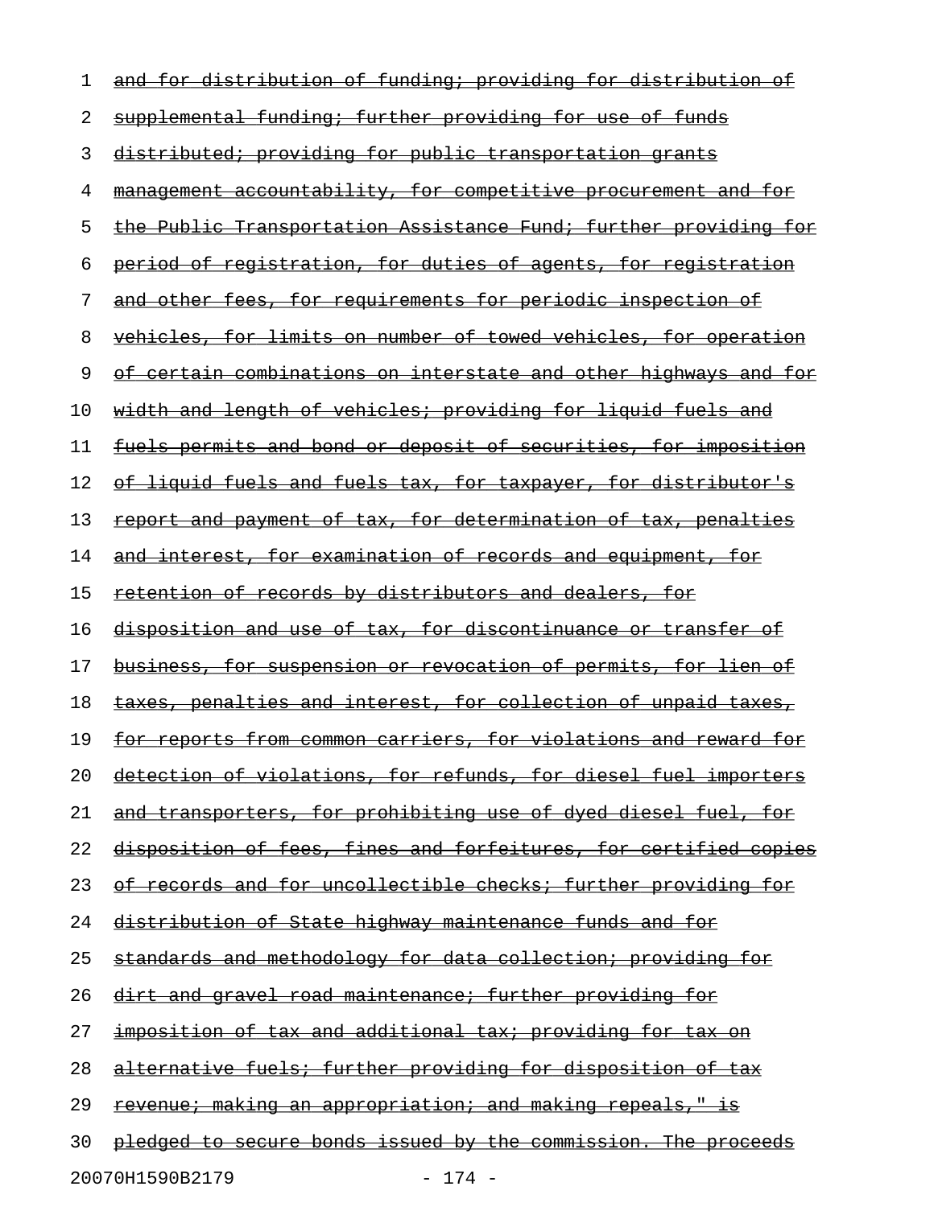~~and for distribution of funding; providing for distribution of supplemental funding; further providing for use of funds distributed; providing for public transportation grants management accountability, for competitive procurement and for the Public Transportation Assistance Fund; further providing for period of registration, for duties of agents, for registration and other fees, for requirements for periodic inspection of vehicles, for limits on number of towed vehicles, for operation of certain combinations on interstate and other highways and for width and length of vehicles; providing for liquid fuels and fuels permits and bond or deposit of securities, for imposition of liquid fuels and fuels tax, for taxpayer, for distributor's report and payment of tax, for determination of tax, penalties and interest, for examination of records and equipment, for retention of records by distributors and dealers, for disposition and use of tax, for discontinuance or transfer of business, for suspension or revocation of permits, for lien of taxes, penalties and interest, for collection of unpaid taxes, for reports from common carriers, for violations and reward for detection of violations, for refunds, for diesel fuel importers and transporters, for prohibiting use of dyed diesel fuel, for disposition of fees, fines and forfeitures, for certified copies of records and for uncollectible checks; further providing for distribution of State highway maintenance funds and for standards and methodology for data collection; providing for dirt and gravel road maintenance; further providing for imposition of tax and additional tax; providing for tax on alternative fuels; further providing for disposition of tax revenue; making an appropriation; and making repeals," is pledged to secure bonds issued by the commission. The proceeds~~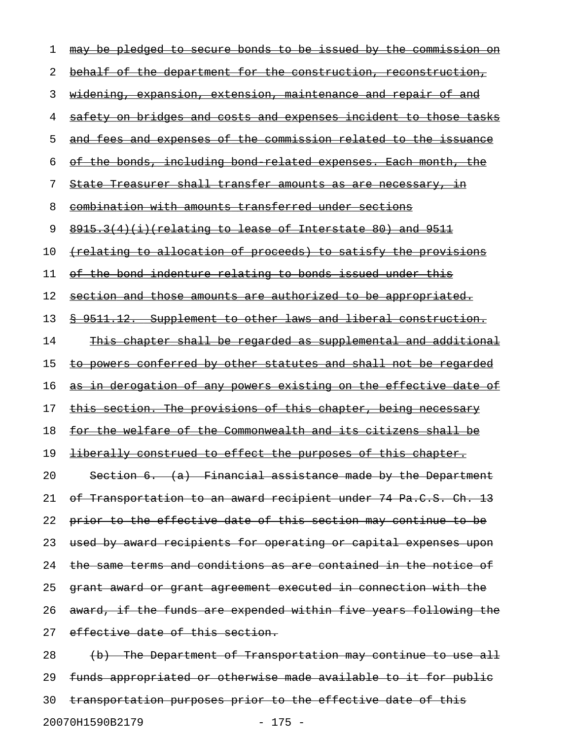may be pledged to secure bonds to be issued by the commission on behalf of the department for the construction, reconstruction, widening, expansion, extension, maintenance and repair of and safety on bridges and costs and expenses incident to those tasks and fees and expenses of the commission related to the issuance of the bonds, including bond-related expenses. Each month, the State Treasurer shall transfer amounts as are necessary, in combination with amounts transferred under sections 8915.3(4)(i)(relating to lease of Interstate 80) and 9511 (relating to allocation of proceeds) to satisfy the provisions of the bond indenture relating to bonds issued under this section and those amounts are authorized to be appropriated.

§ 9511.12. Supplement to other laws and liberal construction.

This chapter shall be regarded as supplemental and additional to powers conferred by other statutes and shall not be regarded as in derogation of any powers existing on the effective date of this section. The provisions of this chapter, being necessary for the welfare of the Commonwealth and its citizens shall be liberally construed to effect the purposes of this chapter.

Section 6. (a) Financial assistance made by the Department of Transportation to an award recipient under 74 Pa.C.S. Ch. 13 prior to the effective date of this section may continue to be used by award recipients for operating or capital expenses upon the same terms and conditions as are contained in the notice of grant award or grant agreement executed in connection with the award, if the funds are expended within five years following the effective date of this section.

(b) The Department of Transportation may continue to use all funds appropriated or otherwise made available to it for public transportation purposes prior to the effective date of this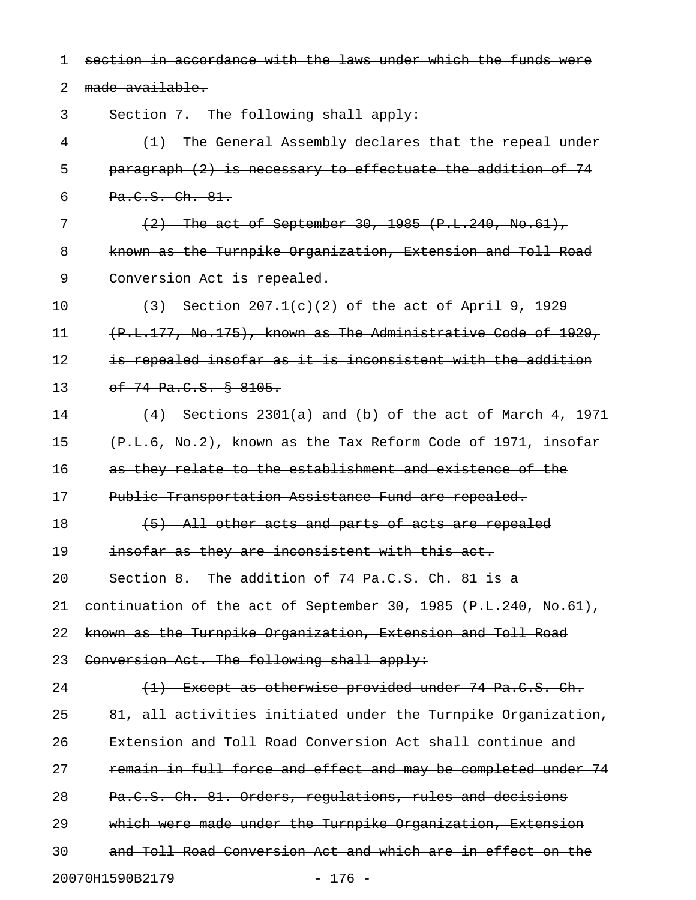~~section in accordance with the laws under which the funds were made available.~~

~~Section 7. The following shall apply:~~

~~(1) The General Assembly declares that the repeal under paragraph (2) is necessary to effectuate the addition of 74 Pa.C.S. Ch. 81.~~

~~(2) The act of September 30, 1985 (P.L.240, No.61), known as the Turnpike Organization, Extension and Toll Road Conversion Act is repealed.~~

~~(3) Section 207.1(c)(2) of the act of April 9, 1929 (P.L.177, No.175), known as The Administrative Code of 1929, is repealed insofar as it is inconsistent with the addition of 74 Pa.C.S. § 8105.~~

~~(4) Sections 2301(a) and (b) of the act of March 4, 1971 (P.L.6, No.2), known as the Tax Reform Code of 1971, insofar as they relate to the establishment and existence of the Public Transportation Assistance Fund are repealed.~~

~~(5) All other acts and parts of acts are repealed insofar as they are inconsistent with this act.~~

~~Section 8. The addition of 74 Pa.C.S. Ch. 81 is a continuation of the act of September 30, 1985 (P.L.240, No.61), known as the Turnpike Organization, Extension and Toll Road Conversion Act. The following shall apply:~~

~~(1) Except as otherwise provided under 74 Pa.C.S. Ch. 81, all activities initiated under the Turnpike Organization, Extension and Toll Road Conversion Act shall continue and remain in full force and effect and may be completed under 74 Pa.C.S. Ch. 81. Orders, regulations, rules and decisions which were made under the Turnpike Organization, Extension and Toll Road Conversion Act and which are in effect on the~~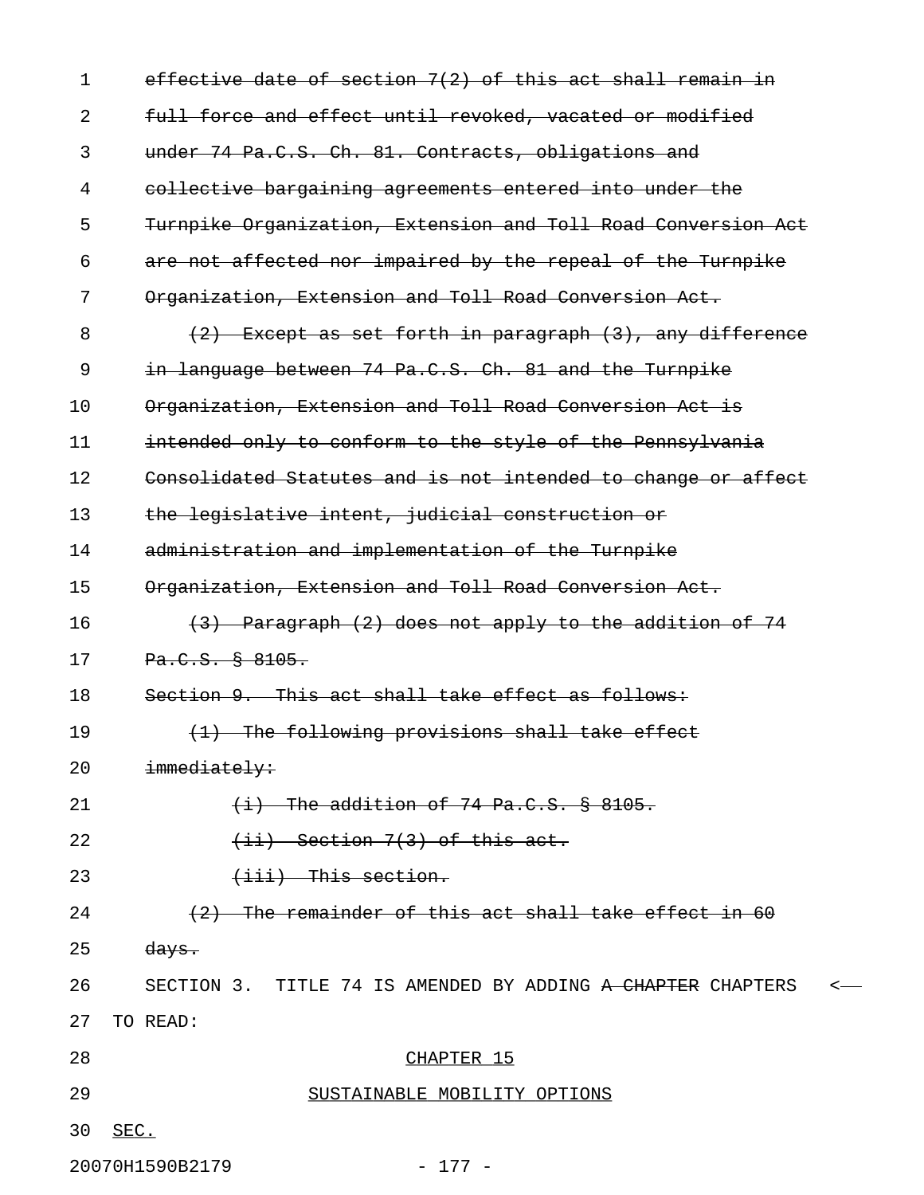~~effective date of section 7(2) of this act shall remain in full force and effect until revoked, vacated or modified under 74 Pa.C.S. Ch. 81. Contracts, obligations and collective bargaining agreements entered into under the Turnpike Organization, Extension and Toll Road Conversion Act are not affected nor impaired by the repeal of the Turnpike Organization, Extension and Toll Road Conversion Act.~~

~~(2) Except as set forth in paragraph (3), any difference in language between 74 Pa.C.S. Ch. 81 and the Turnpike Organization, Extension and Toll Road Conversion Act is intended only to conform to the style of the Pennsylvania Consolidated Statutes and is not intended to change or affect the legislative intent, judicial construction or administration and implementation of the Turnpike Organization, Extension and Toll Road Conversion Act.~~

~~(3) Paragraph (2) does not apply to the addition of 74 Pa.C.S. § 8105.~~

~~Section 9. This act shall take effect as follows:~~

~~(1) The following provisions shall take effect immediately:~~

~~(i) The addition of 74 Pa.C.S. § 8105.~~

~~(ii) Section 7(3) of this act.~~

~~(iii) This section.~~

~~(2) The remainder of this act shall take effect in 60 days.~~

SECTION 3. TITLE 74 IS AMENDED BY ADDING ~~A CHAPTER~~ CHAPTERS TO READ:

CHAPTER 15

SUSTAINABLE MOBILITY OPTIONS

SEC.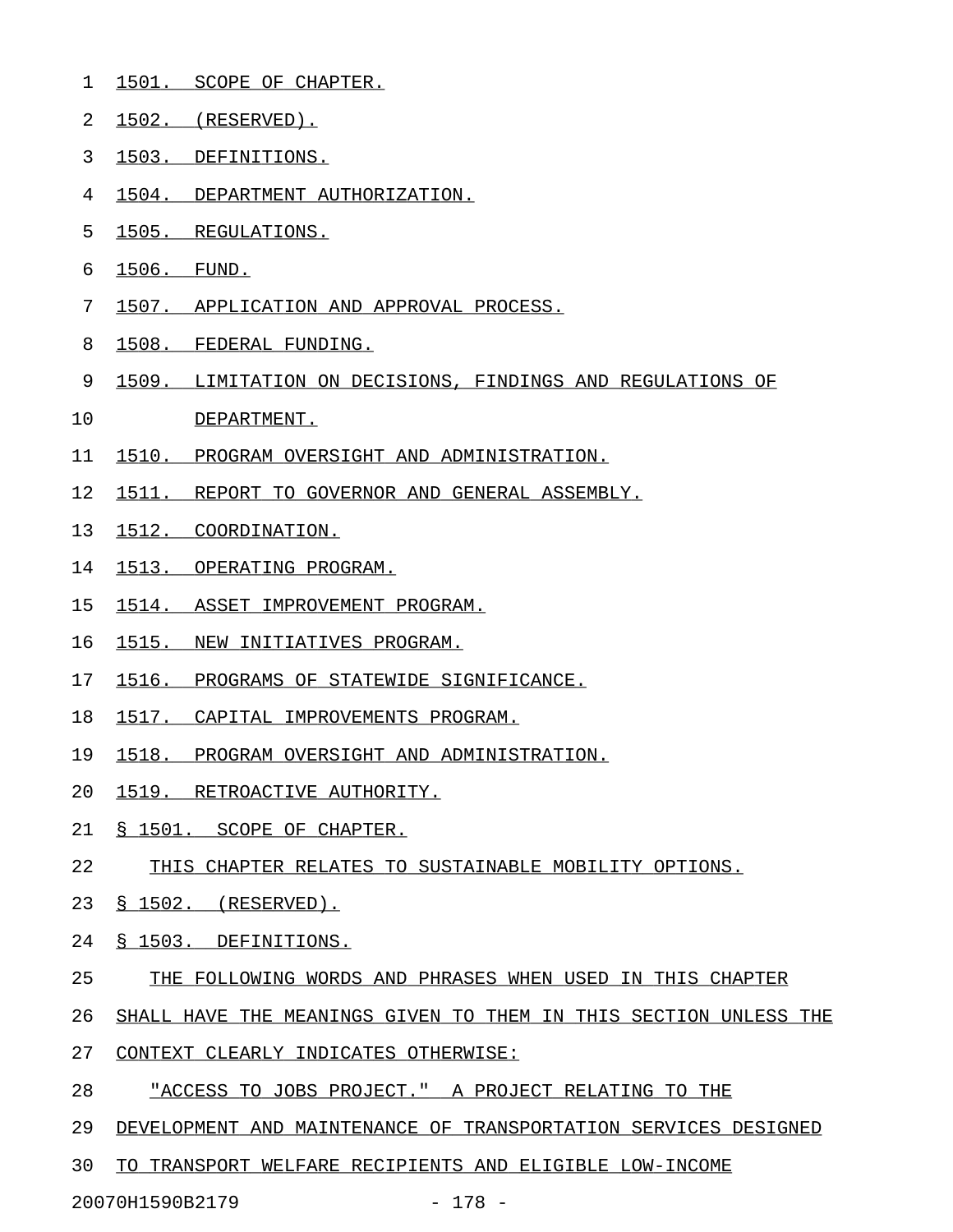1501. SCOPE OF CHAPTER.

1502. (RESERVED).

1503. DEFINITIONS.

1504. DEPARTMENT AUTHORIZATION.

1505. REGULATIONS.

1506. FUND.

1507. APPLICATION AND APPROVAL PROCESS.

1508. FEDERAL FUNDING.

1509. LIMITATION ON DECISIONS, FINDINGS AND REGULATIONS OF DEPARTMENT.

1510. PROGRAM OVERSIGHT AND ADMINISTRATION.

1511. REPORT TO GOVERNOR AND GENERAL ASSEMBLY.

1512. COORDINATION.

1513. OPERATING PROGRAM.

1514. ASSET IMPROVEMENT PROGRAM.

1515. NEW INITIATIVES PROGRAM.

1516. PROGRAMS OF STATEWIDE SIGNIFICANCE.

1517. CAPITAL IMPROVEMENTS PROGRAM.

1518. PROGRAM OVERSIGHT AND ADMINISTRATION.

1519. RETROACTIVE AUTHORITY.

§ 1501. SCOPE OF CHAPTER.

THIS CHAPTER RELATES TO SUSTAINABLE MOBILITY OPTIONS.

§ 1502. (RESERVED).

§ 1503. DEFINITIONS.

THE FOLLOWING WORDS AND PHRASES WHEN USED IN THIS CHAPTER SHALL HAVE THE MEANINGS GIVEN TO THEM IN THIS SECTION UNLESS THE CONTEXT CLEARLY INDICATES OTHERWISE:

"ACCESS TO JOBS PROJECT." A PROJECT RELATING TO THE DEVELOPMENT AND MAINTENANCE OF TRANSPORTATION SERVICES DESIGNED TO TRANSPORT WELFARE RECIPIENTS AND ELIGIBLE LOW-INCOME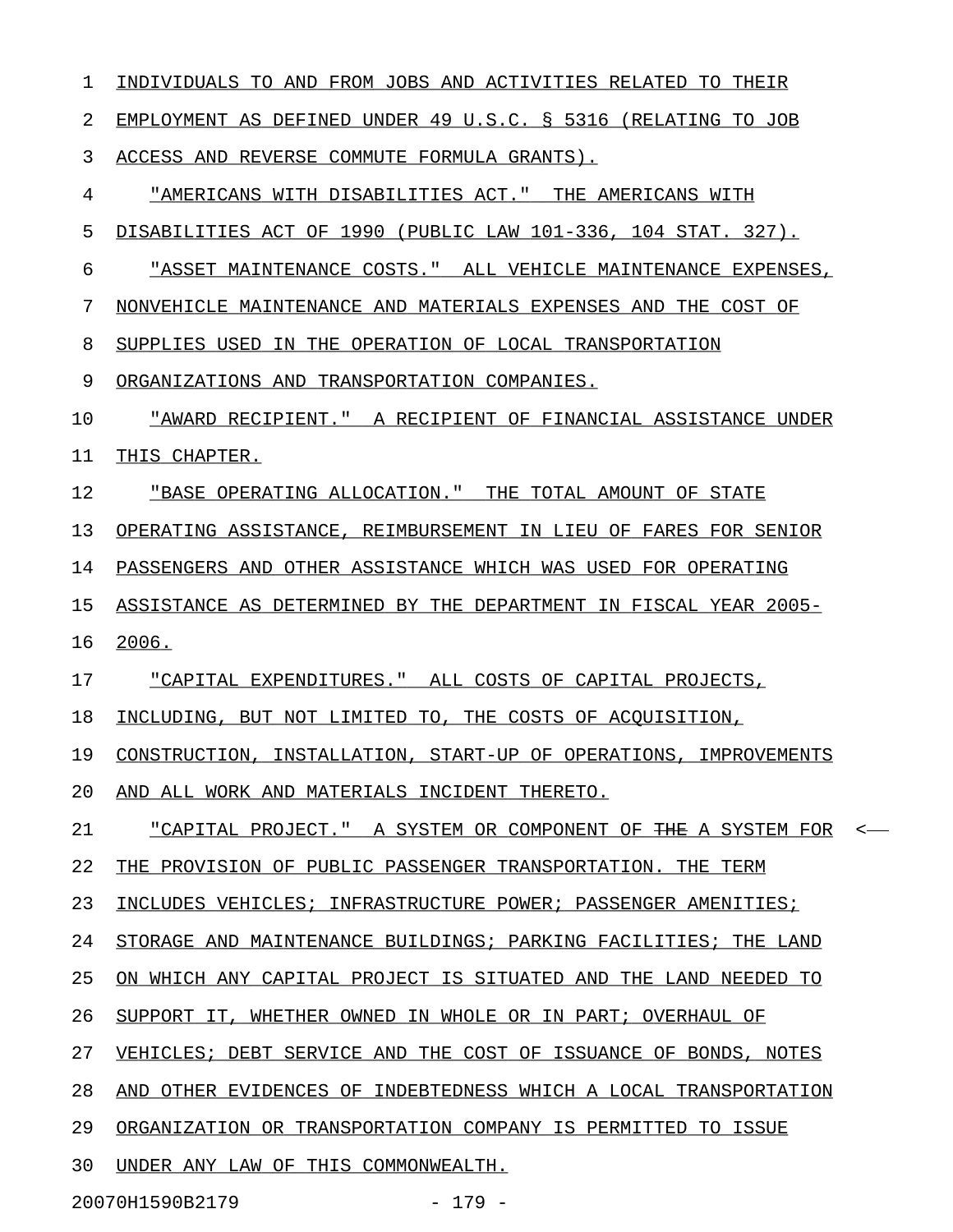INDIVIDUALS TO AND FROM JOBS AND ACTIVITIES RELATED TO THEIR EMPLOYMENT AS DEFINED UNDER 49 U.S.C. § 5316 (RELATING TO JOB ACCESS AND REVERSE COMMUTE FORMULA GRANTS).

"AMERICANS WITH DISABILITIES ACT." THE AMERICANS WITH DISABILITIES ACT OF 1990 (PUBLIC LAW 101-336, 104 STAT. 327).

"ASSET MAINTENANCE COSTS." ALL VEHICLE MAINTENANCE EXPENSES, NONVEHICLE MAINTENANCE AND MATERIALS EXPENSES AND THE COST OF SUPPLIES USED IN THE OPERATION OF LOCAL TRANSPORTATION ORGANIZATIONS AND TRANSPORTATION COMPANIES.

"AWARD RECIPIENT." A RECIPIENT OF FINANCIAL ASSISTANCE UNDER THIS CHAPTER.

"BASE OPERATING ALLOCATION." THE TOTAL AMOUNT OF STATE OPERATING ASSISTANCE, REIMBURSEMENT IN LIEU OF FARES FOR SENIOR PASSENGERS AND OTHER ASSISTANCE WHICH WAS USED FOR OPERATING ASSISTANCE AS DETERMINED BY THE DEPARTMENT IN FISCAL YEAR 2005-2006.

"CAPITAL EXPENDITURES." ALL COSTS OF CAPITAL PROJECTS, INCLUDING, BUT NOT LIMITED TO, THE COSTS OF ACQUISITION, CONSTRUCTION, INSTALLATION, START-UP OF OPERATIONS, IMPROVEMENTS AND ALL WORK AND MATERIALS INCIDENT THERETO.

"CAPITAL PROJECT." A SYSTEM OR COMPONENT OF ~~THE~~ A SYSTEM FOR THE PROVISION OF PUBLIC PASSENGER TRANSPORTATION. THE TERM INCLUDES VEHICLES; INFRASTRUCTURE POWER; PASSENGER AMENITIES; STORAGE AND MAINTENANCE BUILDINGS; PARKING FACILITIES; THE LAND ON WHICH ANY CAPITAL PROJECT IS SITUATED AND THE LAND NEEDED TO SUPPORT IT, WHETHER OWNED IN WHOLE OR IN PART; OVERHAUL OF VEHICLES; DEBT SERVICE AND THE COST OF ISSUANCE OF BONDS, NOTES AND OTHER EVIDENCES OF INDEBTEDNESS WHICH A LOCAL TRANSPORTATION ORGANIZATION OR TRANSPORTATION COMPANY IS PERMITTED TO ISSUE UNDER ANY LAW OF THIS COMMONWEALTH.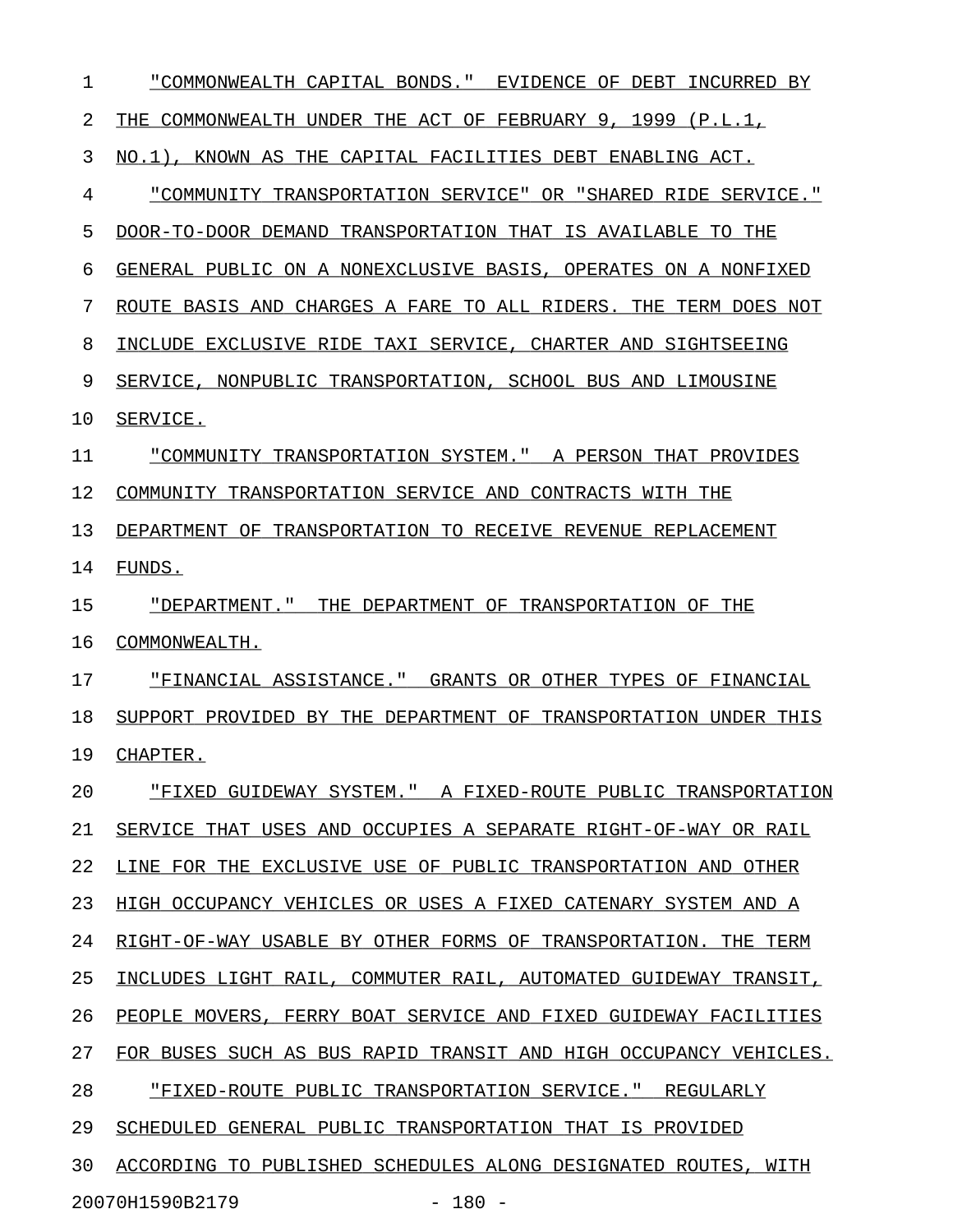"COMMONWEALTH CAPITAL BONDS." EVIDENCE OF DEBT INCURRED BY THE COMMONWEALTH UNDER THE ACT OF FEBRUARY 9, 1999 (P.L.1, NO.1), KNOWN AS THE CAPITAL FACILITIES DEBT ENABLING ACT.

"COMMUNITY TRANSPORTATION SERVICE" OR "SHARED RIDE SERVICE." DOOR-TO-DOOR DEMAND TRANSPORTATION THAT IS AVAILABLE TO THE GENERAL PUBLIC ON A NONEXCLUSIVE BASIS, OPERATES ON A NONFIXED ROUTE BASIS AND CHARGES A FARE TO ALL RIDERS. THE TERM DOES NOT INCLUDE EXCLUSIVE RIDE TAXI SERVICE, CHARTER AND SIGHTSEEING SERVICE, NONPUBLIC TRANSPORTATION, SCHOOL BUS AND LIMOUSINE SERVICE.

"COMMUNITY TRANSPORTATION SYSTEM." A PERSON THAT PROVIDES COMMUNITY TRANSPORTATION SERVICE AND CONTRACTS WITH THE DEPARTMENT OF TRANSPORTATION TO RECEIVE REVENUE REPLACEMENT FUNDS.

"DEPARTMENT." THE DEPARTMENT OF TRANSPORTATION OF THE COMMONWEALTH.

"FINANCIAL ASSISTANCE." GRANTS OR OTHER TYPES OF FINANCIAL SUPPORT PROVIDED BY THE DEPARTMENT OF TRANSPORTATION UNDER THIS CHAPTER.

"FIXED GUIDEWAY SYSTEM." A FIXED-ROUTE PUBLIC TRANSPORTATION SERVICE THAT USES AND OCCUPIES A SEPARATE RIGHT-OF-WAY OR RAIL LINE FOR THE EXCLUSIVE USE OF PUBLIC TRANSPORTATION AND OTHER HIGH OCCUPANCY VEHICLES OR USES A FIXED CATENARY SYSTEM AND A RIGHT-OF-WAY USABLE BY OTHER FORMS OF TRANSPORTATION. THE TERM INCLUDES LIGHT RAIL, COMMUTER RAIL, AUTOMATED GUIDEWAY TRANSIT, PEOPLE MOVERS, FERRY BOAT SERVICE AND FIXED GUIDEWAY FACILITIES FOR BUSES SUCH AS BUS RAPID TRANSIT AND HIGH OCCUPANCY VEHICLES.

"FIXED-ROUTE PUBLIC TRANSPORTATION SERVICE." REGULARLY SCHEDULED GENERAL PUBLIC TRANSPORTATION THAT IS PROVIDED ACCORDING TO PUBLISHED SCHEDULES ALONG DESIGNATED ROUTES, WITH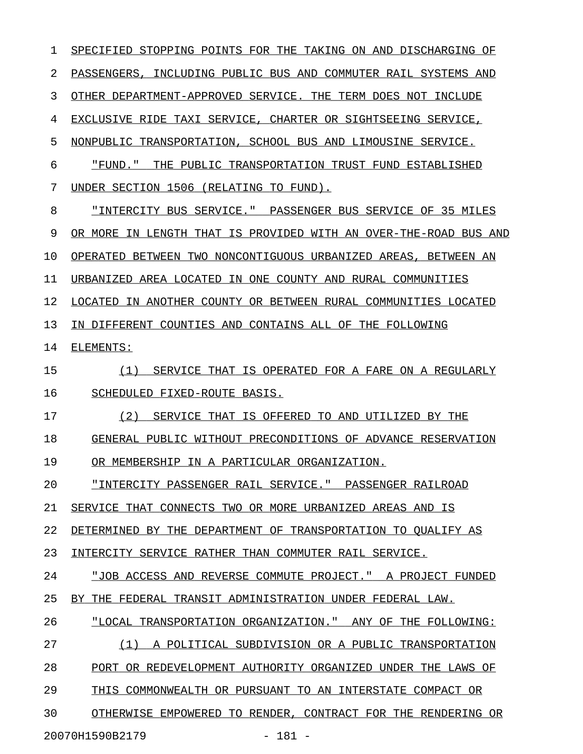SPECIFIED STOPPING POINTS FOR THE TAKING ON AND DISCHARGING OF PASSENGERS, INCLUDING PUBLIC BUS AND COMMUTER RAIL SYSTEMS AND OTHER DEPARTMENT-APPROVED SERVICE. THE TERM DOES NOT INCLUDE EXCLUSIVE RIDE TAXI SERVICE, CHARTER OR SIGHTSEEING SERVICE, NONPUBLIC TRANSPORTATION, SCHOOL BUS AND LIMOUSINE SERVICE.

"FUND." THE PUBLIC TRANSPORTATION TRUST FUND ESTABLISHED UNDER SECTION 1506 (RELATING TO FUND).

"INTERCITY BUS SERVICE." PASSENGER BUS SERVICE OF 35 MILES OR MORE IN LENGTH THAT IS PROVIDED WITH AN OVER-THE-ROAD BUS AND OPERATED BETWEEN TWO NONCONTIGUOUS URBANIZED AREAS, BETWEEN AN URBANIZED AREA LOCATED IN ONE COUNTY AND RURAL COMMUNITIES LOCATED IN ANOTHER COUNTY OR BETWEEN RURAL COMMUNITIES LOCATED IN DIFFERENT COUNTIES AND CONTAINS ALL OF THE FOLLOWING ELEMENTS:

(1) SERVICE THAT IS OPERATED FOR A FARE ON A REGULARLY SCHEDULED FIXED-ROUTE BASIS.

(2) SERVICE THAT IS OFFERED TO AND UTILIZED BY THE GENERAL PUBLIC WITHOUT PRECONDITIONS OF ADVANCE RESERVATION OR MEMBERSHIP IN A PARTICULAR ORGANIZATION.

"INTERCITY PASSENGER RAIL SERVICE." PASSENGER RAILROAD SERVICE THAT CONNECTS TWO OR MORE URBANIZED AREAS AND IS DETERMINED BY THE DEPARTMENT OF TRANSPORTATION TO QUALIFY AS INTERCITY SERVICE RATHER THAN COMMUTER RAIL SERVICE.

"JOB ACCESS AND REVERSE COMMUTE PROJECT." A PROJECT FUNDED BY THE FEDERAL TRANSIT ADMINISTRATION UNDER FEDERAL LAW.

"LOCAL TRANSPORTATION ORGANIZATION." ANY OF THE FOLLOWING:

(1) A POLITICAL SUBDIVISION OR A PUBLIC TRANSPORTATION PORT OR REDEVELOPMENT AUTHORITY ORGANIZED UNDER THE LAWS OF THIS COMMONWEALTH OR PURSUANT TO AN INTERSTATE COMPACT OR OTHERWISE EMPOWERED TO RENDER, CONTRACT FOR THE RENDERING OR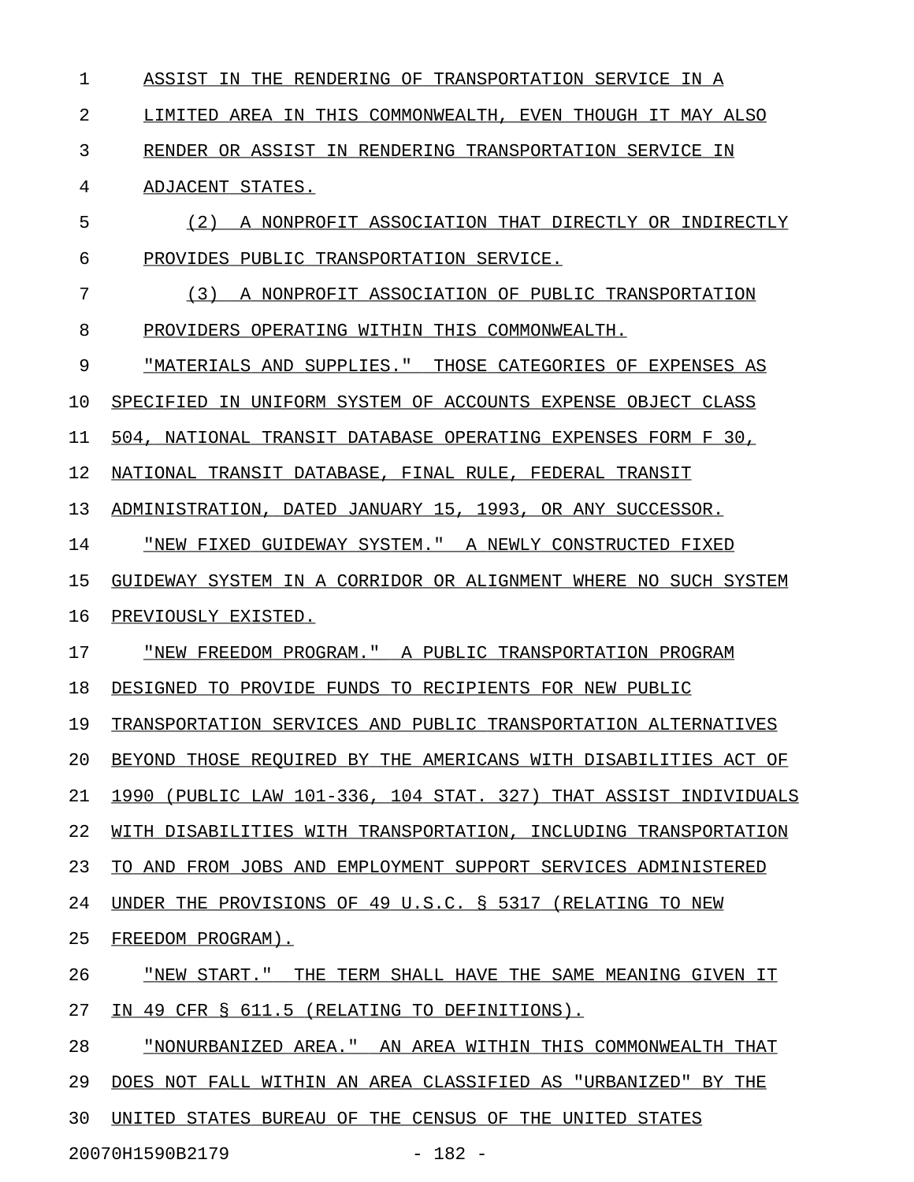ASSIST IN THE RENDERING OF TRANSPORTATION SERVICE IN A LIMITED AREA IN THIS COMMONWEALTH, EVEN THOUGH IT MAY ALSO RENDER OR ASSIST IN RENDERING TRANSPORTATION SERVICE IN ADJACENT STATES.

(2) A NONPROFIT ASSOCIATION THAT DIRECTLY OR INDIRECTLY PROVIDES PUBLIC TRANSPORTATION SERVICE.

(3) A NONPROFIT ASSOCIATION OF PUBLIC TRANSPORTATION PROVIDERS OPERATING WITHIN THIS COMMONWEALTH.

"MATERIALS AND SUPPLIES." THOSE CATEGORIES OF EXPENSES AS SPECIFIED IN UNIFORM SYSTEM OF ACCOUNTS EXPENSE OBJECT CLASS 504, NATIONAL TRANSIT DATABASE OPERATING EXPENSES FORM F 30, NATIONAL TRANSIT DATABASE, FINAL RULE, FEDERAL TRANSIT ADMINISTRATION, DATED JANUARY 15, 1993, OR ANY SUCCESSOR.

"NEW FIXED GUIDEWAY SYSTEM." A NEWLY CONSTRUCTED FIXED GUIDEWAY SYSTEM IN A CORRIDOR OR ALIGNMENT WHERE NO SUCH SYSTEM PREVIOUSLY EXISTED.

"NEW FREEDOM PROGRAM." A PUBLIC TRANSPORTATION PROGRAM DESIGNED TO PROVIDE FUNDS TO RECIPIENTS FOR NEW PUBLIC TRANSPORTATION SERVICES AND PUBLIC TRANSPORTATION ALTERNATIVES BEYOND THOSE REQUIRED BY THE AMERICANS WITH DISABILITIES ACT OF 1990 (PUBLIC LAW 101-336, 104 STAT. 327) THAT ASSIST INDIVIDUALS WITH DISABILITIES WITH TRANSPORTATION, INCLUDING TRANSPORTATION TO AND FROM JOBS AND EMPLOYMENT SUPPORT SERVICES ADMINISTERED UNDER THE PROVISIONS OF 49 U.S.C. § 5317 (RELATING TO NEW FREEDOM PROGRAM).

"NEW START." THE TERM SHALL HAVE THE SAME MEANING GIVEN IT IN 49 CFR § 611.5 (RELATING TO DEFINITIONS).

"NONURBANIZED AREA." AN AREA WITHIN THIS COMMONWEALTH THAT DOES NOT FALL WITHIN AN AREA CLASSIFIED AS "URBANIZED" BY THE UNITED STATES BUREAU OF THE CENSUS OF THE UNITED STATES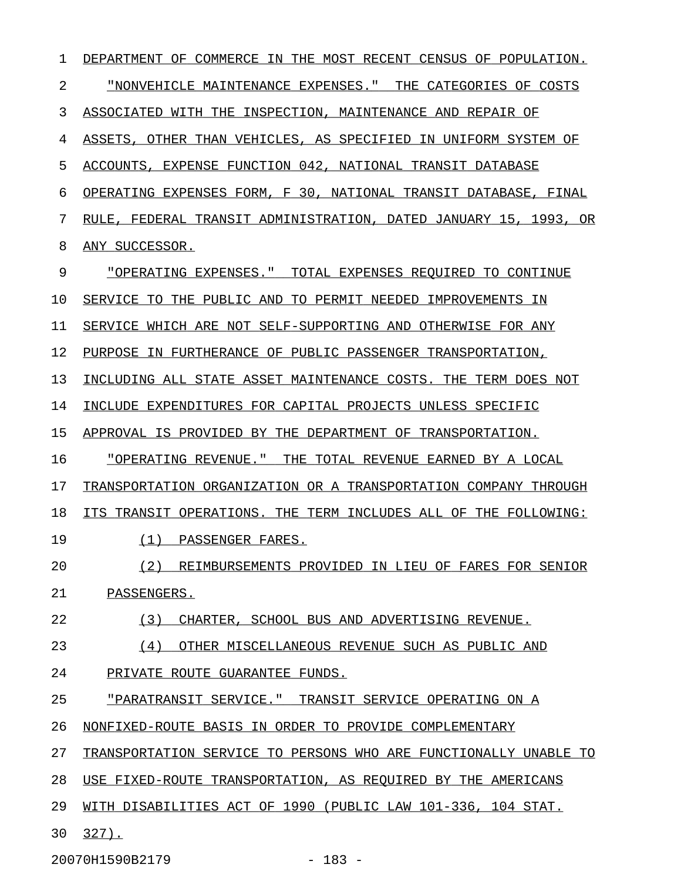DEPARTMENT OF COMMERCE IN THE MOST RECENT CENSUS OF POPULATION.

"NONVEHICLE MAINTENANCE EXPENSES." THE CATEGORIES OF COSTS ASSOCIATED WITH THE INSPECTION, MAINTENANCE AND REPAIR OF ASSETS, OTHER THAN VEHICLES, AS SPECIFIED IN UNIFORM SYSTEM OF ACCOUNTS, EXPENSE FUNCTION 042, NATIONAL TRANSIT DATABASE OPERATING EXPENSES FORM, F 30, NATIONAL TRANSIT DATABASE, FINAL RULE, FEDERAL TRANSIT ADMINISTRATION, DATED JANUARY 15, 1993, OR ANY SUCCESSOR.

"OPERATING EXPENSES." TOTAL EXPENSES REQUIRED TO CONTINUE SERVICE TO THE PUBLIC AND TO PERMIT NEEDED IMPROVEMENTS IN SERVICE WHICH ARE NOT SELF-SUPPORTING AND OTHERWISE FOR ANY PURPOSE IN FURTHERANCE OF PUBLIC PASSENGER TRANSPORTATION, INCLUDING ALL STATE ASSET MAINTENANCE COSTS. THE TERM DOES NOT INCLUDE EXPENDITURES FOR CAPITAL PROJECTS UNLESS SPECIFIC APPROVAL IS PROVIDED BY THE DEPARTMENT OF TRANSPORTATION.

"OPERATING REVENUE." THE TOTAL REVENUE EARNED BY A LOCAL TRANSPORTATION ORGANIZATION OR A TRANSPORTATION COMPANY THROUGH ITS TRANSIT OPERATIONS. THE TERM INCLUDES ALL OF THE FOLLOWING:

(1) PASSENGER FARES.

(2) REIMBURSEMENTS PROVIDED IN LIEU OF FARES FOR SENIOR PASSENGERS.

(3) CHARTER, SCHOOL BUS AND ADVERTISING REVENUE.

(4) OTHER MISCELLANEOUS REVENUE SUCH AS PUBLIC AND PRIVATE ROUTE GUARANTEE FUNDS.

"PARATRANSIT SERVICE." TRANSIT SERVICE OPERATING ON A NONFIXED-ROUTE BASIS IN ORDER TO PROVIDE COMPLEMENTARY TRANSPORTATION SERVICE TO PERSONS WHO ARE FUNCTIONALLY UNABLE TO USE FIXED-ROUTE TRANSPORTATION, AS REQUIRED BY THE AMERICANS WITH DISABILITIES ACT OF 1990 (PUBLIC LAW 101-336, 104 STAT. 327).

20070H1590B2179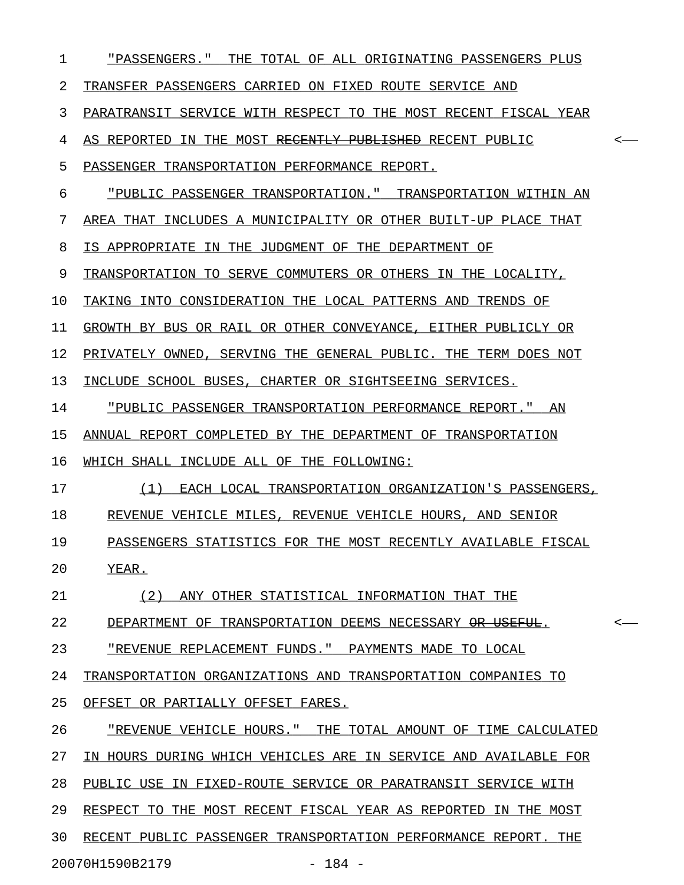"PASSENGERS." THE TOTAL OF ALL ORIGINATING PASSENGERS PLUS TRANSFER PASSENGERS CARRIED ON FIXED ROUTE SERVICE AND PARATRANSIT SERVICE WITH RESPECT TO THE MOST RECENT FISCAL YEAR AS REPORTED IN THE MOST ~~RECENTLY PUBLISHED~~ RECENT PUBLIC PASSENGER TRANSPORTATION PERFORMANCE REPORT.

"PUBLIC PASSENGER TRANSPORTATION." TRANSPORTATION WITHIN AN AREA THAT INCLUDES A MUNICIPALITY OR OTHER BUILT-UP PLACE THAT IS APPROPRIATE IN THE JUDGMENT OF THE DEPARTMENT OF TRANSPORTATION TO SERVE COMMUTERS OR OTHERS IN THE LOCALITY, TAKING INTO CONSIDERATION THE LOCAL PATTERNS AND TRENDS OF GROWTH BY BUS OR RAIL OR OTHER CONVEYANCE, EITHER PUBLICLY OR PRIVATELY OWNED, SERVING THE GENERAL PUBLIC. THE TERM DOES NOT INCLUDE SCHOOL BUSES, CHARTER OR SIGHTSEEING SERVICES.

"PUBLIC PASSENGER TRANSPORTATION PERFORMANCE REPORT." AN ANNUAL REPORT COMPLETED BY THE DEPARTMENT OF TRANSPORTATION WHICH SHALL INCLUDE ALL OF THE FOLLOWING:

(1) EACH LOCAL TRANSPORTATION ORGANIZATION'S PASSENGERS, REVENUE VEHICLE MILES, REVENUE VEHICLE HOURS, AND SENIOR PASSENGERS STATISTICS FOR THE MOST RECENTLY AVAILABLE FISCAL YEAR.

(2) ANY OTHER STATISTICAL INFORMATION THAT THE DEPARTMENT OF TRANSPORTATION DEEMS NECESSARY ~~OR USEFUL~~.

"REVENUE REPLACEMENT FUNDS." PAYMENTS MADE TO LOCAL TRANSPORTATION ORGANIZATIONS AND TRANSPORTATION COMPANIES TO OFFSET OR PARTIALLY OFFSET FARES.

"REVENUE VEHICLE HOURS." THE TOTAL AMOUNT OF TIME CALCULATED IN HOURS DURING WHICH VEHICLES ARE IN SERVICE AND AVAILABLE FOR PUBLIC USE IN FIXED-ROUTE SERVICE OR PARATRANSIT SERVICE WITH RESPECT TO THE MOST RECENT FISCAL YEAR AS REPORTED IN THE MOST RECENT PUBLIC PASSENGER TRANSPORTATION PERFORMANCE REPORT. THE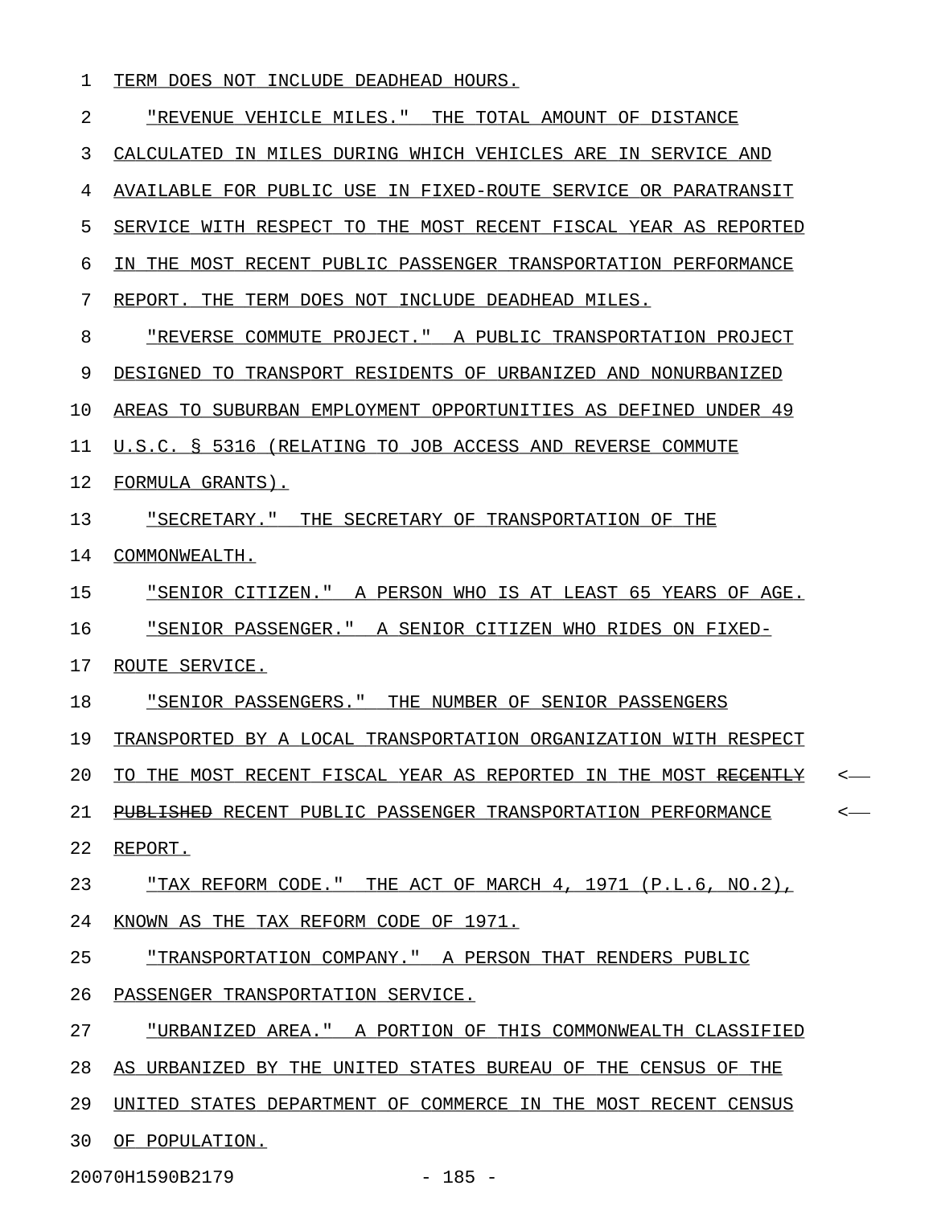TERM DOES NOT INCLUDE DEADHEAD HOURS.

"REVENUE VEHICLE MILES." THE TOTAL AMOUNT OF DISTANCE CALCULATED IN MILES DURING WHICH VEHICLES ARE IN SERVICE AND AVAILABLE FOR PUBLIC USE IN FIXED-ROUTE SERVICE OR PARATRANSIT SERVICE WITH RESPECT TO THE MOST RECENT FISCAL YEAR AS REPORTED IN THE MOST RECENT PUBLIC PASSENGER TRANSPORTATION PERFORMANCE REPORT. THE TERM DOES NOT INCLUDE DEADHEAD MILES.

"REVERSE COMMUTE PROJECT." A PUBLIC TRANSPORTATION PROJECT DESIGNED TO TRANSPORT RESIDENTS OF URBANIZED AND NONURBANIZED AREAS TO SUBURBAN EMPLOYMENT OPPORTUNITIES AS DEFINED UNDER 49 U.S.C. § 5316 (RELATING TO JOB ACCESS AND REVERSE COMMUTE FORMULA GRANTS).

"SECRETARY." THE SECRETARY OF TRANSPORTATION OF THE COMMONWEALTH.

"SENIOR CITIZEN." A PERSON WHO IS AT LEAST 65 YEARS OF AGE.

"SENIOR PASSENGER." A SENIOR CITIZEN WHO RIDES ON FIXED-ROUTE SERVICE.

"SENIOR PASSENGERS." THE NUMBER OF SENIOR PASSENGERS TRANSPORTED BY A LOCAL TRANSPORTATION ORGANIZATION WITH RESPECT TO THE MOST RECENT FISCAL YEAR AS REPORTED IN THE MOST ~~RECENTLY PUBLISHED~~ RECENT PUBLIC PASSENGER TRANSPORTATION PERFORMANCE REPORT.

"TAX REFORM CODE." THE ACT OF MARCH 4, 1971 (P.L.6, NO.2), KNOWN AS THE TAX REFORM CODE OF 1971.

"TRANSPORTATION COMPANY." A PERSON THAT RENDERS PUBLIC PASSENGER TRANSPORTATION SERVICE.

"URBANIZED AREA." A PORTION OF THIS COMMONWEALTH CLASSIFIED AS URBANIZED BY THE UNITED STATES BUREAU OF THE CENSUS OF THE UNITED STATES DEPARTMENT OF COMMERCE IN THE MOST RECENT CENSUS OF POPULATION.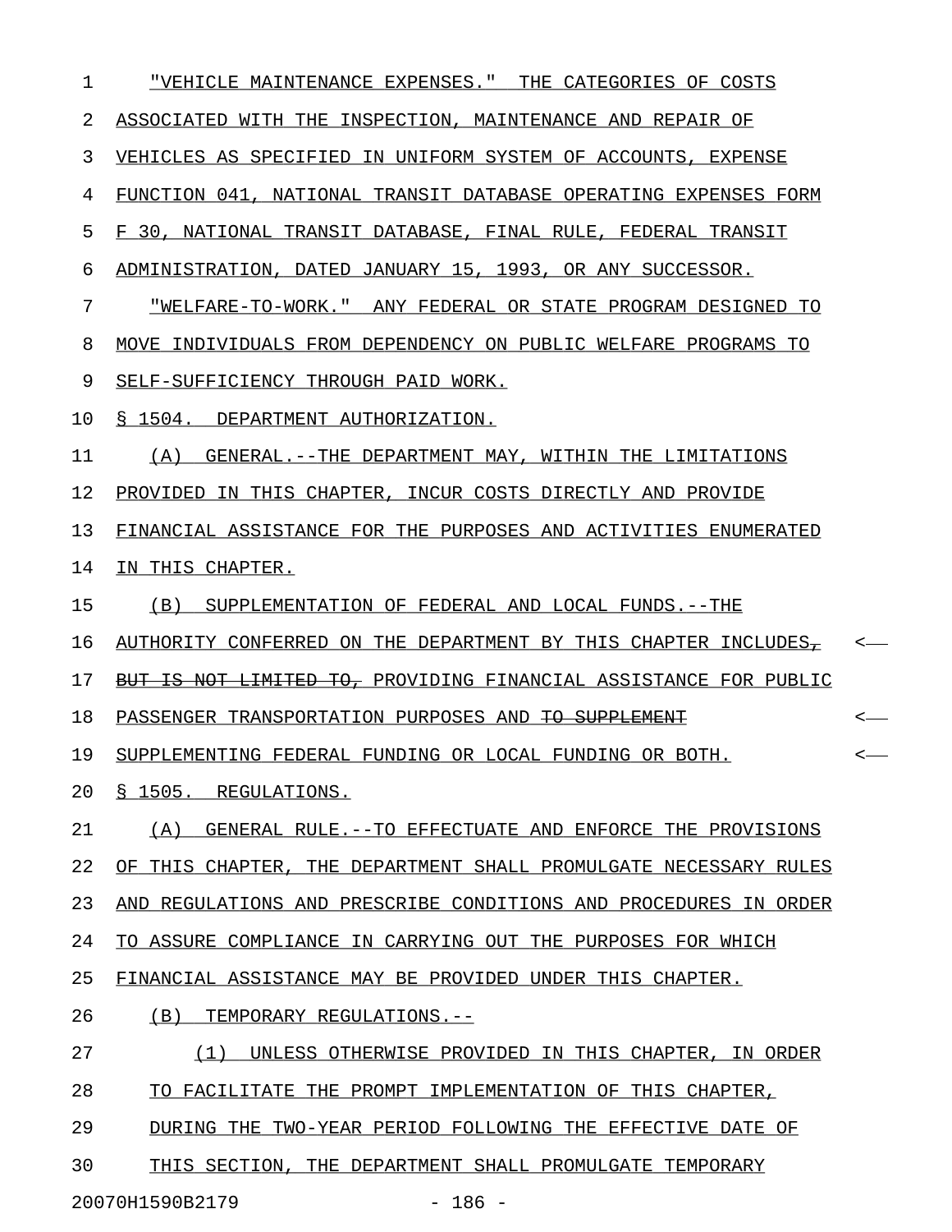"VEHICLE MAINTENANCE EXPENSES." THE CATEGORIES OF COSTS ASSOCIATED WITH THE INSPECTION, MAINTENANCE AND REPAIR OF VEHICLES AS SPECIFIED IN UNIFORM SYSTEM OF ACCOUNTS, EXPENSE FUNCTION 041, NATIONAL TRANSIT DATABASE OPERATING EXPENSES FORM F 30, NATIONAL TRANSIT DATABASE, FINAL RULE, FEDERAL TRANSIT ADMINISTRATION, DATED JANUARY 15, 1993, OR ANY SUCCESSOR.

"WELFARE-TO-WORK." ANY FEDERAL OR STATE PROGRAM DESIGNED TO MOVE INDIVIDUALS FROM DEPENDENCY ON PUBLIC WELFARE PROGRAMS TO SELF-SUFFICIENCY THROUGH PAID WORK.

§ 1504. DEPARTMENT AUTHORIZATION.

(A) GENERAL.--THE DEPARTMENT MAY, WITHIN THE LIMITATIONS PROVIDED IN THIS CHAPTER, INCUR COSTS DIRECTLY AND PROVIDE FINANCIAL ASSISTANCE FOR THE PURPOSES AND ACTIVITIES ENUMERATED IN THIS CHAPTER.

(B) SUPPLEMENTATION OF FEDERAL AND LOCAL FUNDS.--THE AUTHORITY CONFERRED ON THE DEPARTMENT BY THIS CHAPTER INCLUDES~~, BUT IS NOT LIMITED TO,~~ PROVIDING FINANCIAL ASSISTANCE FOR PUBLIC PASSENGER TRANSPORTATION PURPOSES AND ~~TO SUPPLEMENT~~ SUPPLEMENTING FEDERAL FUNDING OR LOCAL FUNDING OR BOTH.

§ 1505. REGULATIONS.

(A) GENERAL RULE.--TO EFFECTUATE AND ENFORCE THE PROVISIONS OF THIS CHAPTER, THE DEPARTMENT SHALL PROMULGATE NECESSARY RULES AND REGULATIONS AND PRESCRIBE CONDITIONS AND PROCEDURES IN ORDER TO ASSURE COMPLIANCE IN CARRYING OUT THE PURPOSES FOR WHICH FINANCIAL ASSISTANCE MAY BE PROVIDED UNDER THIS CHAPTER.

(B) TEMPORARY REGULATIONS.--

(1) UNLESS OTHERWISE PROVIDED IN THIS CHAPTER, IN ORDER TO FACILITATE THE PROMPT IMPLEMENTATION OF THIS CHAPTER, DURING THE TWO-YEAR PERIOD FOLLOWING THE EFFECTIVE DATE OF THIS SECTION, THE DEPARTMENT SHALL PROMULGATE TEMPORARY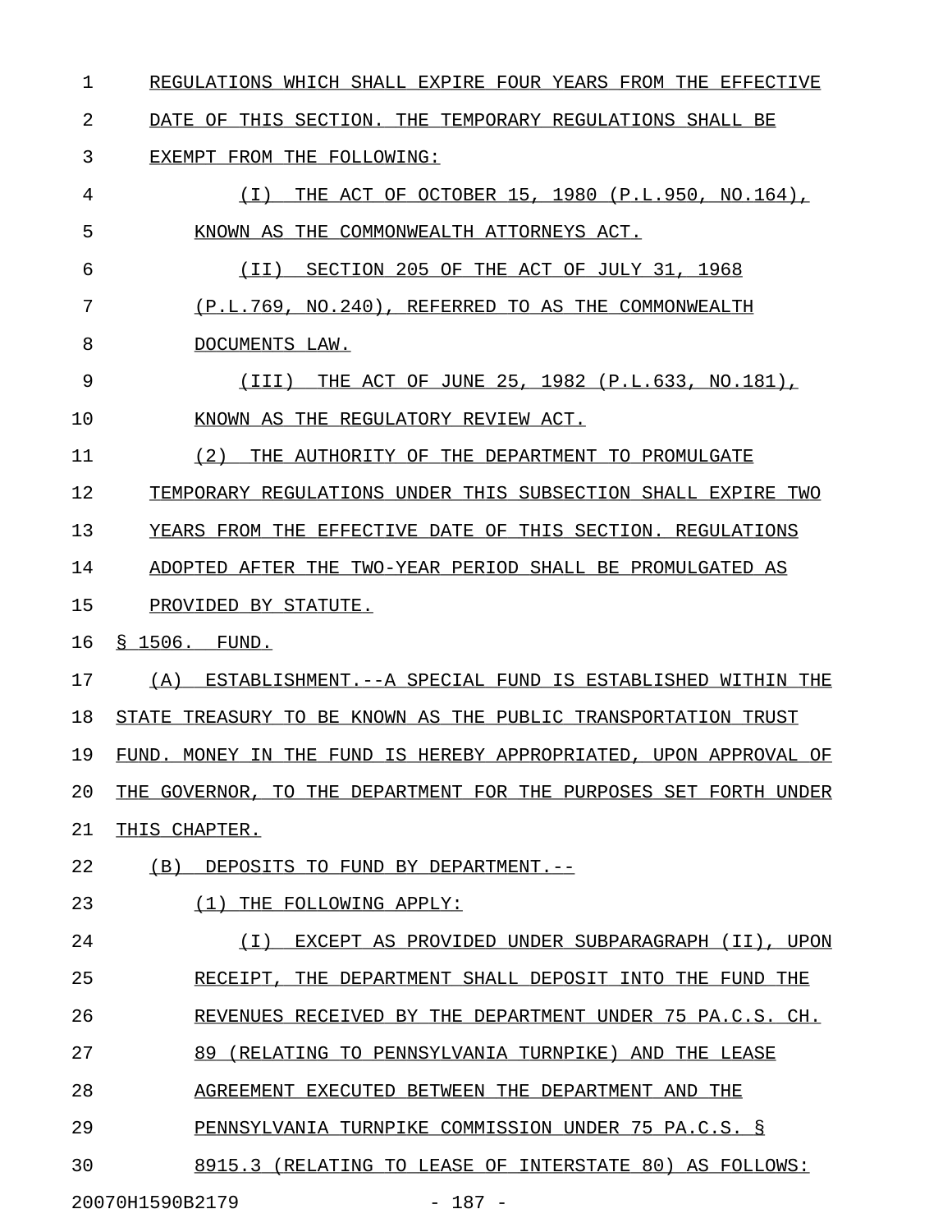REGULATIONS WHICH SHALL EXPIRE FOUR YEARS FROM THE EFFECTIVE DATE OF THIS SECTION. THE TEMPORARY REGULATIONS SHALL BE EXEMPT FROM THE FOLLOWING:

(I) THE ACT OF OCTOBER 15, 1980 (P.L.950, NO.164), KNOWN AS THE COMMONWEALTH ATTORNEYS ACT.

(II) SECTION 205 OF THE ACT OF JULY 31, 1968 (P.L.769, NO.240), REFERRED TO AS THE COMMONWEALTH DOCUMENTS LAW.

(III) THE ACT OF JUNE 25, 1982 (P.L.633, NO.181), KNOWN AS THE REGULATORY REVIEW ACT.

(2) THE AUTHORITY OF THE DEPARTMENT TO PROMULGATE TEMPORARY REGULATIONS UNDER THIS SUBSECTION SHALL EXPIRE TWO YEARS FROM THE EFFECTIVE DATE OF THIS SECTION. REGULATIONS ADOPTED AFTER THE TWO-YEAR PERIOD SHALL BE PROMULGATED AS PROVIDED BY STATUTE.

§ 1506. FUND.

(A) ESTABLISHMENT.--A SPECIAL FUND IS ESTABLISHED WITHIN THE STATE TREASURY TO BE KNOWN AS THE PUBLIC TRANSPORTATION TRUST FUND. MONEY IN THE FUND IS HEREBY APPROPRIATED, UPON APPROVAL OF THE GOVERNOR, TO THE DEPARTMENT FOR THE PURPOSES SET FORTH UNDER THIS CHAPTER.

(B) DEPOSITS TO FUND BY DEPARTMENT.--

(1) THE FOLLOWING APPLY:

(I) EXCEPT AS PROVIDED UNDER SUBPARAGRAPH (II), UPON RECEIPT, THE DEPARTMENT SHALL DEPOSIT INTO THE FUND THE REVENUES RECEIVED BY THE DEPARTMENT UNDER 75 PA.C.S. CH. 89 (RELATING TO PENNSYLVANIA TURNPIKE) AND THE LEASE AGREEMENT EXECUTED BETWEEN THE DEPARTMENT AND THE PENNSYLVANIA TURNPIKE COMMISSION UNDER 75 PA.C.S. § 8915.3 (RELATING TO LEASE OF INTERSTATE 80) AS FOLLOWS: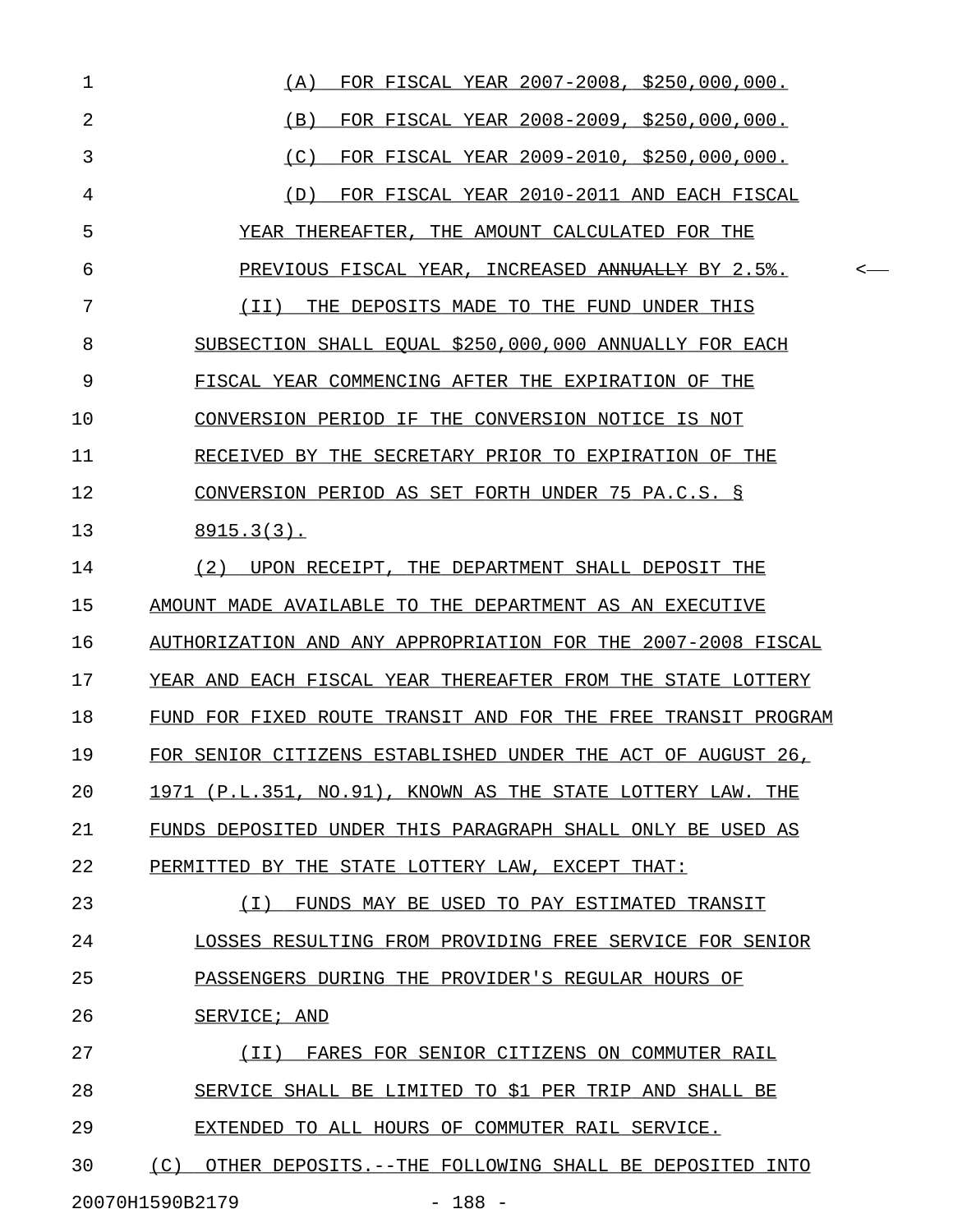(A) FOR FISCAL YEAR 2007-2008, $250,000,000.

(B) FOR FISCAL YEAR 2008-2009, $250,000,000.

(C) FOR FISCAL YEAR 2009-2010, $250,000,000.

(D) FOR FISCAL YEAR 2010-2011 AND EACH FISCAL YEAR THEREAFTER, THE AMOUNT CALCULATED FOR THE PREVIOUS FISCAL YEAR, INCREASED ~~ANNUALLY~~ BY 2.5%.

(II) THE DEPOSITS MADE TO THE FUND UNDER THIS SUBSECTION SHALL EQUAL $250,000,000 ANNUALLY FOR EACH FISCAL YEAR COMMENCING AFTER THE EXPIRATION OF THE CONVERSION PERIOD IF THE CONVERSION NOTICE IS NOT RECEIVED BY THE SECRETARY PRIOR TO EXPIRATION OF THE CONVERSION PERIOD AS SET FORTH UNDER 75 PA.C.S. § 8915.3(3).

(2) UPON RECEIPT, THE DEPARTMENT SHALL DEPOSIT THE AMOUNT MADE AVAILABLE TO THE DEPARTMENT AS AN EXECUTIVE AUTHORIZATION AND ANY APPROPRIATION FOR THE 2007-2008 FISCAL YEAR AND EACH FISCAL YEAR THEREAFTER FROM THE STATE LOTTERY FUND FOR FIXED ROUTE TRANSIT AND FOR THE FREE TRANSIT PROGRAM FOR SENIOR CITIZENS ESTABLISHED UNDER THE ACT OF AUGUST 26, 1971 (P.L.351, NO.91), KNOWN AS THE STATE LOTTERY LAW. THE FUNDS DEPOSITED UNDER THIS PARAGRAPH SHALL ONLY BE USED AS PERMITTED BY THE STATE LOTTERY LAW, EXCEPT THAT:

(I) FUNDS MAY BE USED TO PAY ESTIMATED TRANSIT LOSSES RESULTING FROM PROVIDING FREE SERVICE FOR SENIOR PASSENGERS DURING THE PROVIDER'S REGULAR HOURS OF SERVICE; AND

(II) FARES FOR SENIOR CITIZENS ON COMMUTER RAIL SERVICE SHALL BE LIMITED TO $1 PER TRIP AND SHALL BE EXTENDED TO ALL HOURS OF COMMUTER RAIL SERVICE.

(C) OTHER DEPOSITS.--THE FOLLOWING SHALL BE DEPOSITED INTO

20070H1590B2179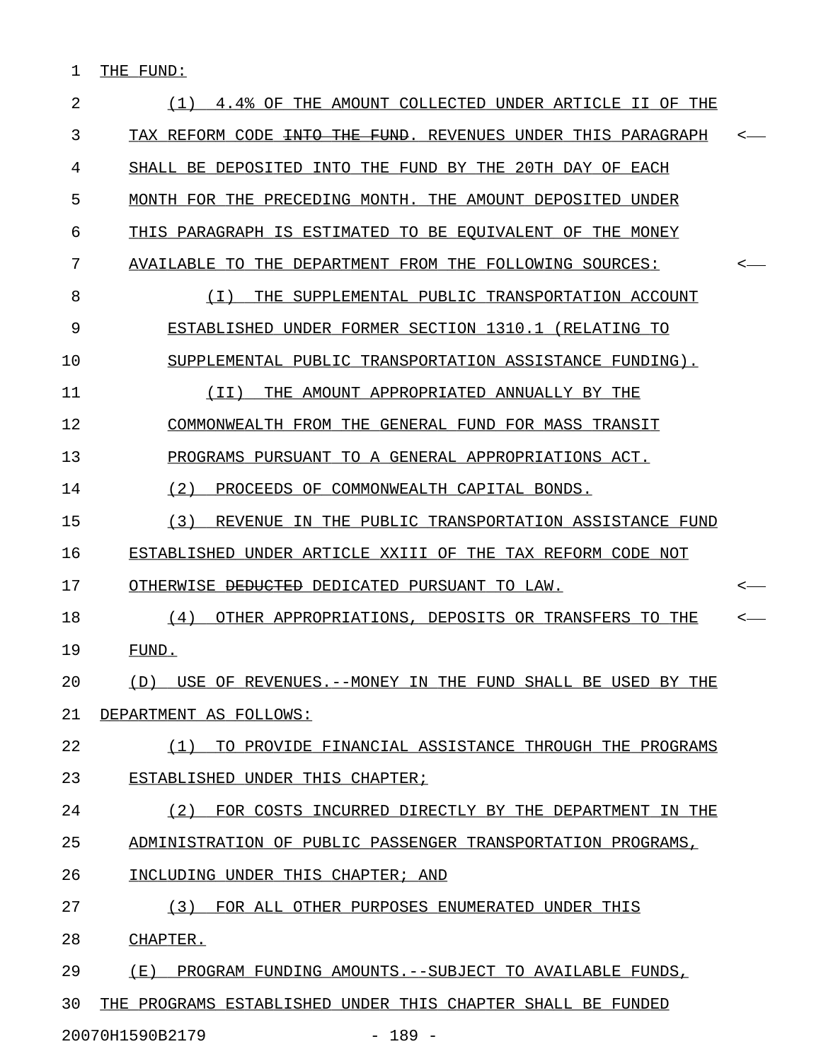THE FUND:

(1) 4.4% OF THE AMOUNT COLLECTED UNDER ARTICLE II OF THE TAX REFORM CODE ~~INTO THE FUND~~. REVENUES UNDER THIS PARAGRAPH SHALL BE DEPOSITED INTO THE FUND BY THE 20TH DAY OF EACH MONTH FOR THE PRECEDING MONTH. THE AMOUNT DEPOSITED UNDER THIS PARAGRAPH IS ESTIMATED TO BE EQUIVALENT OF THE MONEY AVAILABLE TO THE DEPARTMENT FROM THE FOLLOWING SOURCES:

(I) THE SUPPLEMENTAL PUBLIC TRANSPORTATION ACCOUNT ESTABLISHED UNDER FORMER SECTION 1310.1 (RELATING TO SUPPLEMENTAL PUBLIC TRANSPORTATION ASSISTANCE FUNDING).

(II) THE AMOUNT APPROPRIATED ANNUALLY BY THE COMMONWEALTH FROM THE GENERAL FUND FOR MASS TRANSIT PROGRAMS PURSUANT TO A GENERAL APPROPRIATIONS ACT.

(2) PROCEEDS OF COMMONWEALTH CAPITAL BONDS.

(3) REVENUE IN THE PUBLIC TRANSPORTATION ASSISTANCE FUND ESTABLISHED UNDER ARTICLE XXIII OF THE TAX REFORM CODE NOT OTHERWISE ~~DEDUCTED~~ DEDICATED PURSUANT TO LAW.

(4) OTHER APPROPRIATIONS, DEPOSITS OR TRANSFERS TO THE FUND.

(D) USE OF REVENUES.--MONEY IN THE FUND SHALL BE USED BY THE DEPARTMENT AS FOLLOWS:

(1) TO PROVIDE FINANCIAL ASSISTANCE THROUGH THE PROGRAMS ESTABLISHED UNDER THIS CHAPTER;

(2) FOR COSTS INCURRED DIRECTLY BY THE DEPARTMENT IN THE ADMINISTRATION OF PUBLIC PASSENGER TRANSPORTATION PROGRAMS, INCLUDING UNDER THIS CHAPTER; AND

(3) FOR ALL OTHER PURPOSES ENUMERATED UNDER THIS CHAPTER.

(E) PROGRAM FUNDING AMOUNTS.--SUBJECT TO AVAILABLE FUNDS, THE PROGRAMS ESTABLISHED UNDER THIS CHAPTER SHALL BE FUNDED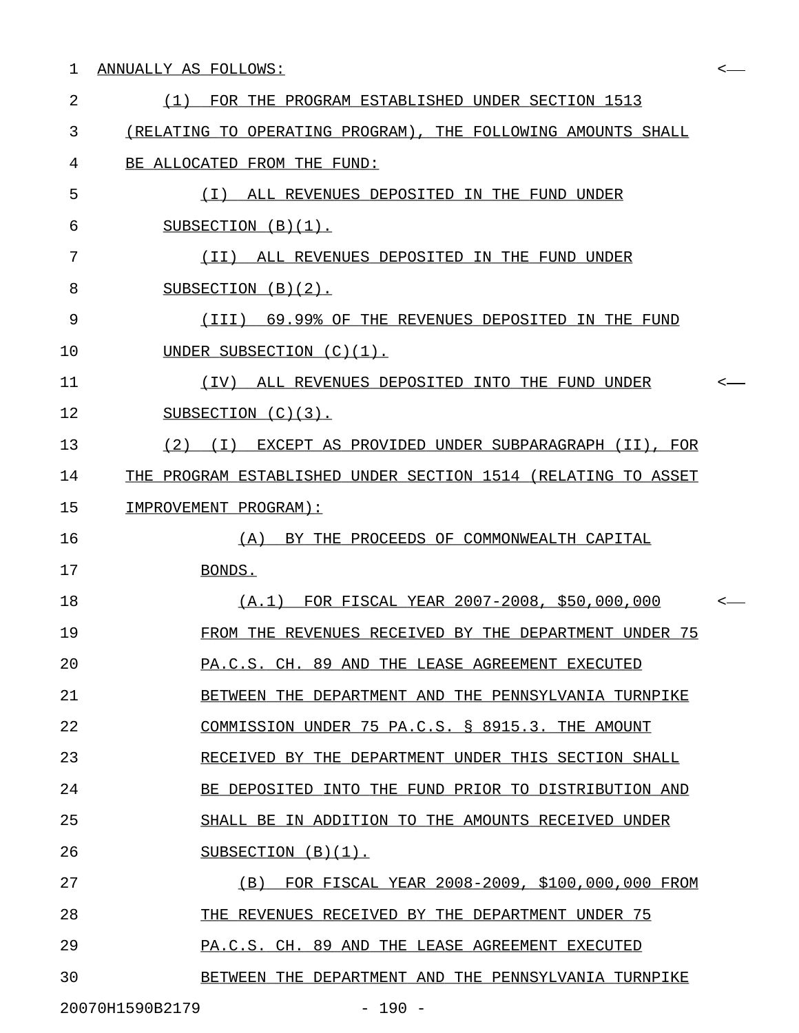ANNUALLY AS FOLLOWS:

(1) FOR THE PROGRAM ESTABLISHED UNDER SECTION 1513 (RELATING TO OPERATING PROGRAM), THE FOLLOWING AMOUNTS SHALL BE ALLOCATED FROM THE FUND:

(I) ALL REVENUES DEPOSITED IN THE FUND UNDER SUBSECTION (B)(1).

(II) ALL REVENUES DEPOSITED IN THE FUND UNDER SUBSECTION (B)(2).

(III) 69.99% OF THE REVENUES DEPOSITED IN THE FUND UNDER SUBSECTION (C)(1).

(IV) ALL REVENUES DEPOSITED INTO THE FUND UNDER SUBSECTION (C)(3).

(2) (I) EXCEPT AS PROVIDED UNDER SUBPARAGRAPH (II), FOR THE PROGRAM ESTABLISHED UNDER SECTION 1514 (RELATING TO ASSET IMPROVEMENT PROGRAM):

(A) BY THE PROCEEDS OF COMMONWEALTH CAPITAL BONDS.

(A.1) FOR FISCAL YEAR 2007-2008, $50,000,000 FROM THE REVENUES RECEIVED BY THE DEPARTMENT UNDER 75 PA.C.S. CH. 89 AND THE LEASE AGREEMENT EXECUTED BETWEEN THE DEPARTMENT AND THE PENNSYLVANIA TURNPIKE COMMISSION UNDER 75 PA.C.S. § 8915.3. THE AMOUNT RECEIVED BY THE DEPARTMENT UNDER THIS SECTION SHALL BE DEPOSITED INTO THE FUND PRIOR TO DISTRIBUTION AND SHALL BE IN ADDITION TO THE AMOUNTS RECEIVED UNDER SUBSECTION (B)(1).

(B) FOR FISCAL YEAR 2008-2009, $100,000,000 FROM THE REVENUES RECEIVED BY THE DEPARTMENT UNDER 75 PA.C.S. CH. 89 AND THE LEASE AGREEMENT EXECUTED BETWEEN THE DEPARTMENT AND THE PENNSYLVANIA TURNPIKE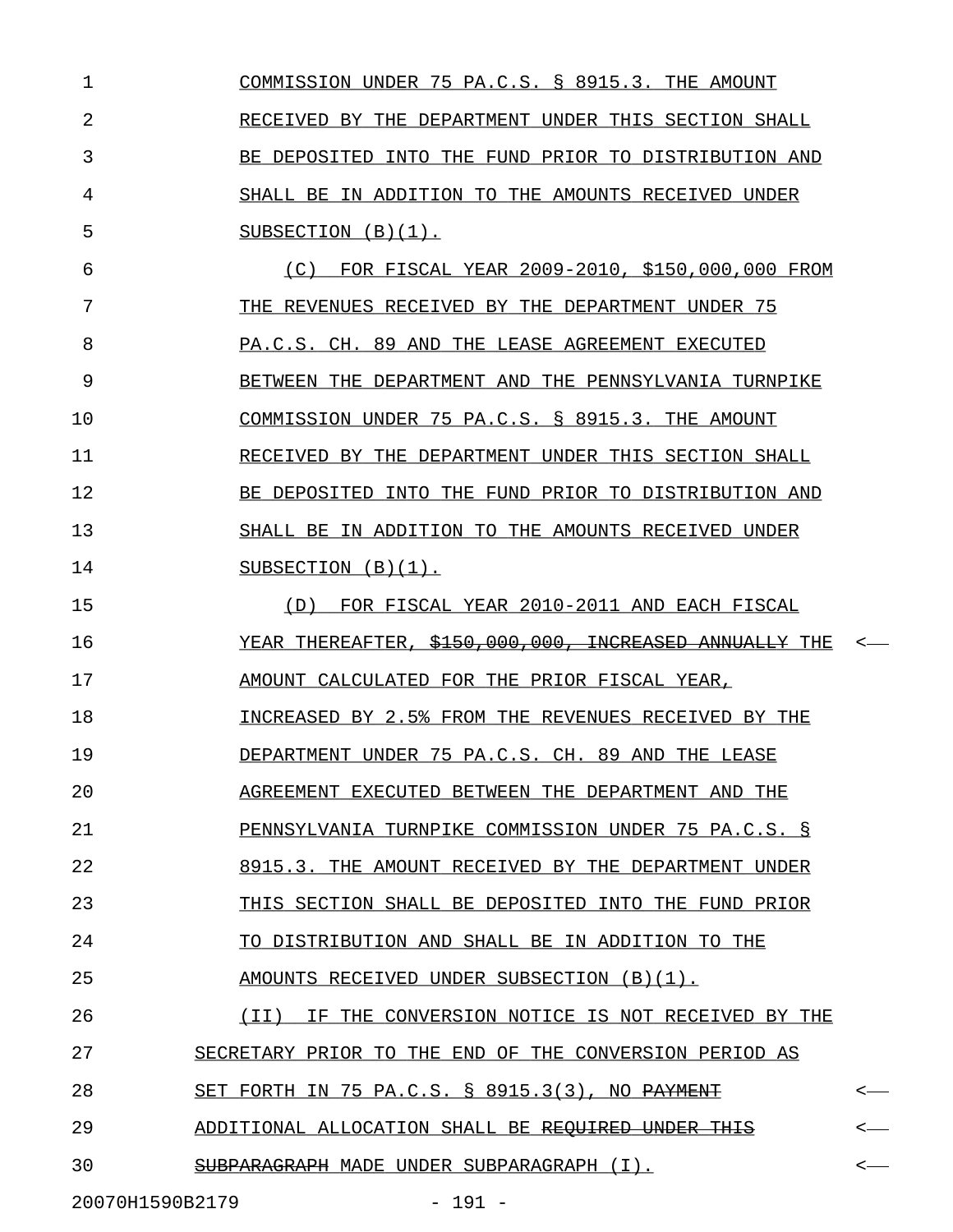COMMISSION UNDER 75 PA.C.S. § 8915.3. THE AMOUNT RECEIVED BY THE DEPARTMENT UNDER THIS SECTION SHALL BE DEPOSITED INTO THE FUND PRIOR TO DISTRIBUTION AND SHALL BE IN ADDITION TO THE AMOUNTS RECEIVED UNDER SUBSECTION (B)(1).

(C) FOR FISCAL YEAR 2009-2010, $150,000,000 FROM THE REVENUES RECEIVED BY THE DEPARTMENT UNDER 75 PA.C.S. CH. 89 AND THE LEASE AGREEMENT EXECUTED BETWEEN THE DEPARTMENT AND THE PENNSYLVANIA TURNPIKE COMMISSION UNDER 75 PA.C.S. § 8915.3. THE AMOUNT RECEIVED BY THE DEPARTMENT UNDER THIS SECTION SHALL BE DEPOSITED INTO THE FUND PRIOR TO DISTRIBUTION AND SHALL BE IN ADDITION TO THE AMOUNTS RECEIVED UNDER SUBSECTION (B)(1).

(D) FOR FISCAL YEAR 2010-2011 AND EACH FISCAL YEAR THEREAFTER, ~~$150,000,000, INCREASED ANNUALLY~~ THE AMOUNT CALCULATED FOR THE PRIOR FISCAL YEAR, INCREASED BY 2.5% FROM THE REVENUES RECEIVED BY THE DEPARTMENT UNDER 75 PA.C.S. CH. 89 AND THE LEASE AGREEMENT EXECUTED BETWEEN THE DEPARTMENT AND THE PENNSYLVANIA TURNPIKE COMMISSION UNDER 75 PA.C.S. § 8915.3. THE AMOUNT RECEIVED BY THE DEPARTMENT UNDER THIS SECTION SHALL BE DEPOSITED INTO THE FUND PRIOR TO DISTRIBUTION AND SHALL BE IN ADDITION TO THE AMOUNTS RECEIVED UNDER SUBSECTION (B)(1).

(II) IF THE CONVERSION NOTICE IS NOT RECEIVED BY THE SECRETARY PRIOR TO THE END OF THE CONVERSION PERIOD AS SET FORTH IN 75 PA.C.S. § 8915.3(3), NO ~~PAYMENT~~ ADDITIONAL ALLOCATION SHALL BE ~~REQUIRED UNDER THIS SUBPARAGRAPH~~ MADE UNDER SUBPARAGRAPH (I).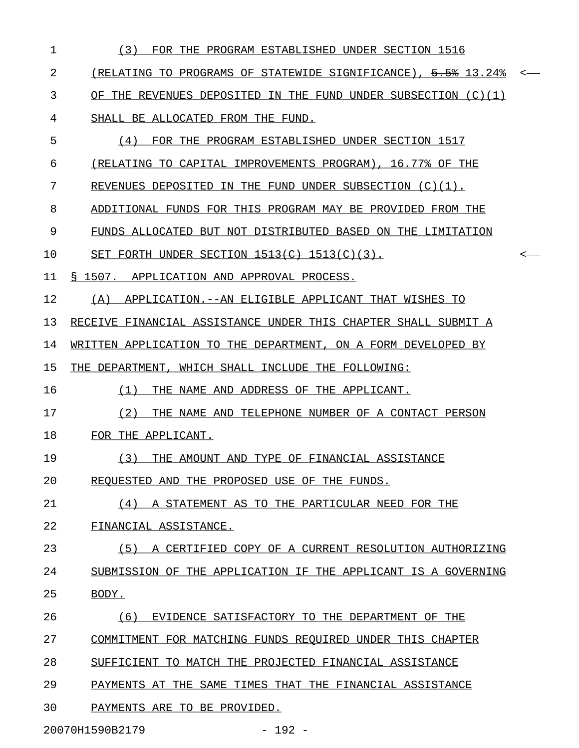(3) FOR THE PROGRAM ESTABLISHED UNDER SECTION 1516 (RELATING TO PROGRAMS OF STATEWIDE SIGNIFICANCE), ~~5.5%~~ 13.24% OF THE REVENUES DEPOSITED IN THE FUND UNDER SUBSECTION (C)(1) SHALL BE ALLOCATED FROM THE FUND.

(4) FOR THE PROGRAM ESTABLISHED UNDER SECTION 1517 (RELATING TO CAPITAL IMPROVEMENTS PROGRAM), 16.77% OF THE REVENUES DEPOSITED IN THE FUND UNDER SUBSECTION (C)(1). ADDITIONAL FUNDS FOR THIS PROGRAM MAY BE PROVIDED FROM THE FUNDS ALLOCATED BUT NOT DISTRIBUTED BASED ON THE LIMITATION SET FORTH UNDER SECTION ~~1513(C)~~ 1513(C)(3).

§ 1507. APPLICATION AND APPROVAL PROCESS.

(A) APPLICATION.--AN ELIGIBLE APPLICANT THAT WISHES TO RECEIVE FINANCIAL ASSISTANCE UNDER THIS CHAPTER SHALL SUBMIT A WRITTEN APPLICATION TO THE DEPARTMENT, ON A FORM DEVELOPED BY THE DEPARTMENT, WHICH SHALL INCLUDE THE FOLLOWING:

(1) THE NAME AND ADDRESS OF THE APPLICANT.

(2) THE NAME AND TELEPHONE NUMBER OF A CONTACT PERSON FOR THE APPLICANT.

(3) THE AMOUNT AND TYPE OF FINANCIAL ASSISTANCE REQUESTED AND THE PROPOSED USE OF THE FUNDS.

(4) A STATEMENT AS TO THE PARTICULAR NEED FOR THE FINANCIAL ASSISTANCE.

(5) A CERTIFIED COPY OF A CURRENT RESOLUTION AUTHORIZING SUBMISSION OF THE APPLICATION IF THE APPLICANT IS A GOVERNING BODY.

(6) EVIDENCE SATISFACTORY TO THE DEPARTMENT OF THE COMMITMENT FOR MATCHING FUNDS REQUIRED UNDER THIS CHAPTER SUFFICIENT TO MATCH THE PROJECTED FINANCIAL ASSISTANCE PAYMENTS AT THE SAME TIMES THAT THE FINANCIAL ASSISTANCE PAYMENTS ARE TO BE PROVIDED.

20070H1590B2179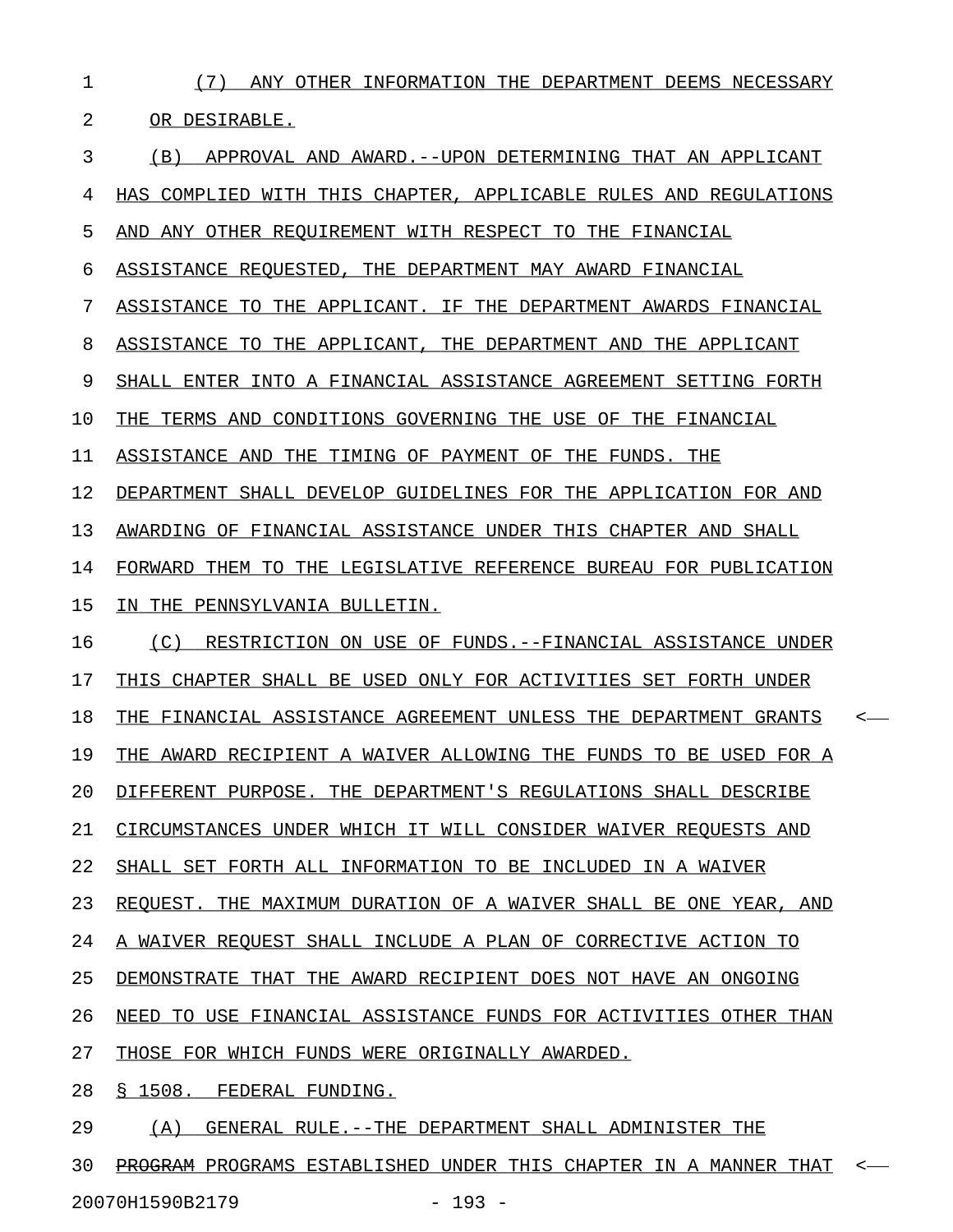(7) ANY OTHER INFORMATION THE DEPARTMENT DEEMS NECESSARY OR DESIRABLE.

(B) APPROVAL AND AWARD.--UPON DETERMINING THAT AN APPLICANT HAS COMPLIED WITH THIS CHAPTER, APPLICABLE RULES AND REGULATIONS AND ANY OTHER REQUIREMENT WITH RESPECT TO THE FINANCIAL ASSISTANCE REQUESTED, THE DEPARTMENT MAY AWARD FINANCIAL ASSISTANCE TO THE APPLICANT. IF THE DEPARTMENT AWARDS FINANCIAL ASSISTANCE TO THE APPLICANT, THE DEPARTMENT AND THE APPLICANT SHALL ENTER INTO A FINANCIAL ASSISTANCE AGREEMENT SETTING FORTH THE TERMS AND CONDITIONS GOVERNING THE USE OF THE FINANCIAL ASSISTANCE AND THE TIMING OF PAYMENT OF THE FUNDS. THE DEPARTMENT SHALL DEVELOP GUIDELINES FOR THE APPLICATION FOR AND AWARDING OF FINANCIAL ASSISTANCE UNDER THIS CHAPTER AND SHALL FORWARD THEM TO THE LEGISLATIVE REFERENCE BUREAU FOR PUBLICATION IN THE PENNSYLVANIA BULLETIN.

(C) RESTRICTION ON USE OF FUNDS.--FINANCIAL ASSISTANCE UNDER THIS CHAPTER SHALL BE USED ONLY FOR ACTIVITIES SET FORTH UNDER THE FINANCIAL ASSISTANCE AGREEMENT UNLESS THE DEPARTMENT GRANTS THE AWARD RECIPIENT A WAIVER ALLOWING THE FUNDS TO BE USED FOR A DIFFERENT PURPOSE. THE DEPARTMENT'S REGULATIONS SHALL DESCRIBE CIRCUMSTANCES UNDER WHICH IT WILL CONSIDER WAIVER REQUESTS AND SHALL SET FORTH ALL INFORMATION TO BE INCLUDED IN A WAIVER REQUEST. THE MAXIMUM DURATION OF A WAIVER SHALL BE ONE YEAR, AND A WAIVER REQUEST SHALL INCLUDE A PLAN OF CORRECTIVE ACTION TO DEMONSTRATE THAT THE AWARD RECIPIENT DOES NOT HAVE AN ONGOING NEED TO USE FINANCIAL ASSISTANCE FUNDS FOR ACTIVITIES OTHER THAN THOSE FOR WHICH FUNDS WERE ORIGINALLY AWARDED.

§ 1508. FEDERAL FUNDING.

(A) GENERAL RULE.--THE DEPARTMENT SHALL ADMINISTER THE ~~PROGRAM~~ PROGRAMS ESTABLISHED UNDER THIS CHAPTER IN A MANNER THAT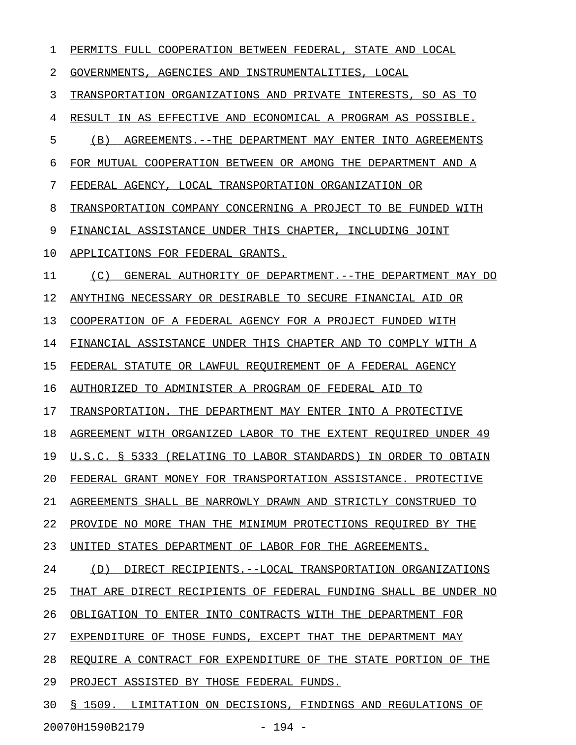PERMITS FULL COOPERATION BETWEEN FEDERAL, STATE AND LOCAL GOVERNMENTS, AGENCIES AND INSTRUMENTALITIES, LOCAL TRANSPORTATION ORGANIZATIONS AND PRIVATE INTERESTS, SO AS TO RESULT IN AS EFFECTIVE AND ECONOMICAL A PROGRAM AS POSSIBLE.

(B) AGREEMENTS.--THE DEPARTMENT MAY ENTER INTO AGREEMENTS FOR MUTUAL COOPERATION BETWEEN OR AMONG THE DEPARTMENT AND A FEDERAL AGENCY, LOCAL TRANSPORTATION ORGANIZATION OR TRANSPORTATION COMPANY CONCERNING A PROJECT TO BE FUNDED WITH FINANCIAL ASSISTANCE UNDER THIS CHAPTER, INCLUDING JOINT APPLICATIONS FOR FEDERAL GRANTS.

(C) GENERAL AUTHORITY OF DEPARTMENT.--THE DEPARTMENT MAY DO ANYTHING NECESSARY OR DESIRABLE TO SECURE FINANCIAL AID OR COOPERATION OF A FEDERAL AGENCY FOR A PROJECT FUNDED WITH FINANCIAL ASSISTANCE UNDER THIS CHAPTER AND TO COMPLY WITH A FEDERAL STATUTE OR LAWFUL REQUIREMENT OF A FEDERAL AGENCY AUTHORIZED TO ADMINISTER A PROGRAM OF FEDERAL AID TO TRANSPORTATION. THE DEPARTMENT MAY ENTER INTO A PROTECTIVE AGREEMENT WITH ORGANIZED LABOR TO THE EXTENT REQUIRED UNDER 49 U.S.C. § 5333 (RELATING TO LABOR STANDARDS) IN ORDER TO OBTAIN FEDERAL GRANT MONEY FOR TRANSPORTATION ASSISTANCE. PROTECTIVE AGREEMENTS SHALL BE NARROWLY DRAWN AND STRICTLY CONSTRUED TO PROVIDE NO MORE THAN THE MINIMUM PROTECTIONS REQUIRED BY THE UNITED STATES DEPARTMENT OF LABOR FOR THE AGREEMENTS.

(D) DIRECT RECIPIENTS.--LOCAL TRANSPORTATION ORGANIZATIONS THAT ARE DIRECT RECIPIENTS OF FEDERAL FUNDING SHALL BE UNDER NO OBLIGATION TO ENTER INTO CONTRACTS WITH THE DEPARTMENT FOR EXPENDITURE OF THOSE FUNDS, EXCEPT THAT THE DEPARTMENT MAY REQUIRE A CONTRACT FOR EXPENDITURE OF THE STATE PORTION OF THE PROJECT ASSISTED BY THOSE FEDERAL FUNDS.

§ 1509. LIMITATION ON DECISIONS, FINDINGS AND REGULATIONS OF

20070H1590B2179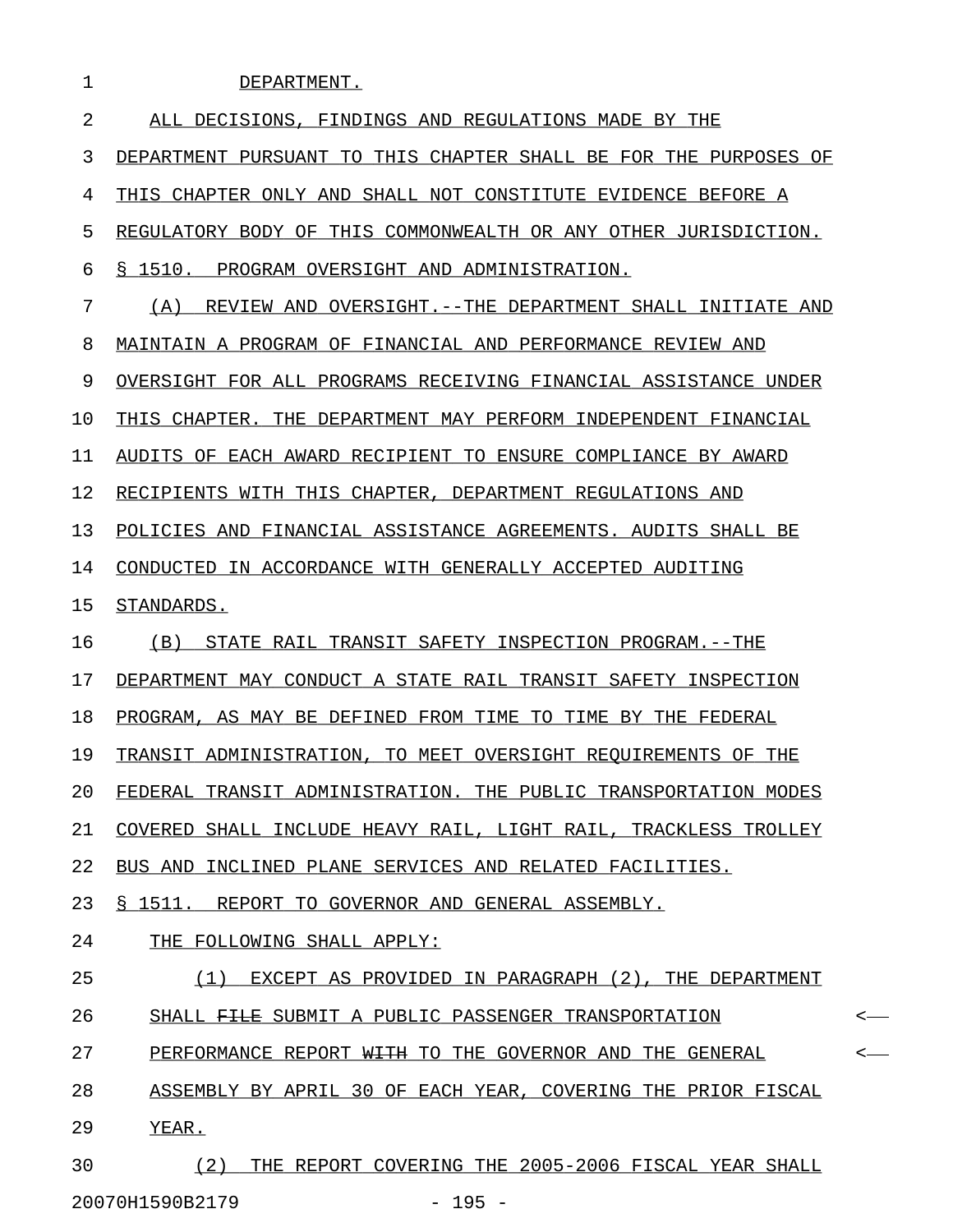DEPARTMENT.

ALL DECISIONS, FINDINGS AND REGULATIONS MADE BY THE DEPARTMENT PURSUANT TO THIS CHAPTER SHALL BE FOR THE PURPOSES OF THIS CHAPTER ONLY AND SHALL NOT CONSTITUTE EVIDENCE BEFORE A REGULATORY BODY OF THIS COMMONWEALTH OR ANY OTHER JURISDICTION.

§ 1510. PROGRAM OVERSIGHT AND ADMINISTRATION.

(A) REVIEW AND OVERSIGHT.--THE DEPARTMENT SHALL INITIATE AND MAINTAIN A PROGRAM OF FINANCIAL AND PERFORMANCE REVIEW AND OVERSIGHT FOR ALL PROGRAMS RECEIVING FINANCIAL ASSISTANCE UNDER THIS CHAPTER. THE DEPARTMENT MAY PERFORM INDEPENDENT FINANCIAL AUDITS OF EACH AWARD RECIPIENT TO ENSURE COMPLIANCE BY AWARD RECIPIENTS WITH THIS CHAPTER, DEPARTMENT REGULATIONS AND POLICIES AND FINANCIAL ASSISTANCE AGREEMENTS. AUDITS SHALL BE CONDUCTED IN ACCORDANCE WITH GENERALLY ACCEPTED AUDITING STANDARDS.

(B) STATE RAIL TRANSIT SAFETY INSPECTION PROGRAM.--THE DEPARTMENT MAY CONDUCT A STATE RAIL TRANSIT SAFETY INSPECTION PROGRAM, AS MAY BE DEFINED FROM TIME TO TIME BY THE FEDERAL TRANSIT ADMINISTRATION, TO MEET OVERSIGHT REQUIREMENTS OF THE FEDERAL TRANSIT ADMINISTRATION. THE PUBLIC TRANSPORTATION MODES COVERED SHALL INCLUDE HEAVY RAIL, LIGHT RAIL, TRACKLESS TROLLEY BUS AND INCLINED PLANE SERVICES AND RELATED FACILITIES.

§ 1511. REPORT TO GOVERNOR AND GENERAL ASSEMBLY.

THE FOLLOWING SHALL APPLY:

(1) EXCEPT AS PROVIDED IN PARAGRAPH (2), THE DEPARTMENT SHALL ~~FILE~~ SUBMIT A PUBLIC PASSENGER TRANSPORTATION PERFORMANCE REPORT ~~WITH~~ TO THE GOVERNOR AND THE GENERAL ASSEMBLY BY APRIL 30 OF EACH YEAR, COVERING THE PRIOR FISCAL YEAR.

(2) THE REPORT COVERING THE 2005-2006 FISCAL YEAR SHALL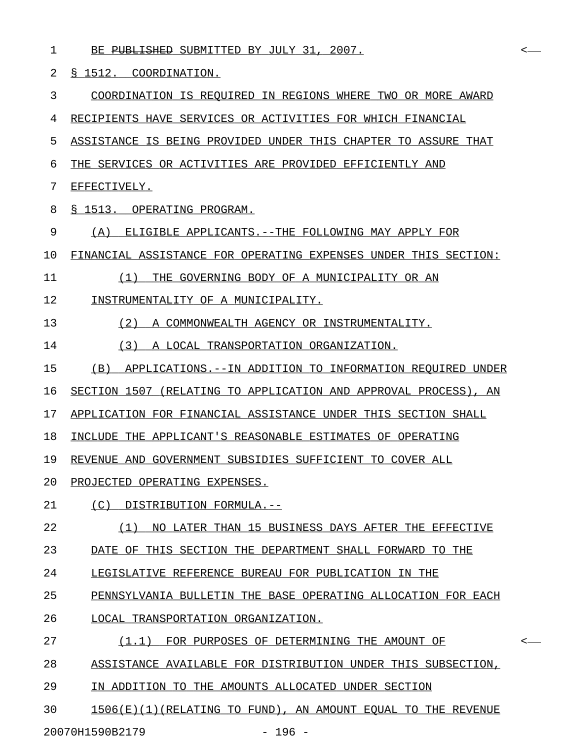BE ~~PUBLISHED~~ SUBMITTED BY JULY 31, 2007.

§ 1512. COORDINATION.

COORDINATION IS REQUIRED IN REGIONS WHERE TWO OR MORE AWARD RECIPIENTS HAVE SERVICES OR ACTIVITIES FOR WHICH FINANCIAL ASSISTANCE IS BEING PROVIDED UNDER THIS CHAPTER TO ASSURE THAT THE SERVICES OR ACTIVITIES ARE PROVIDED EFFICIENTLY AND EFFECTIVELY.

§ 1513. OPERATING PROGRAM.

(A) ELIGIBLE APPLICANTS.--THE FOLLOWING MAY APPLY FOR FINANCIAL ASSISTANCE FOR OPERATING EXPENSES UNDER THIS SECTION:

(1) THE GOVERNING BODY OF A MUNICIPALITY OR AN INSTRUMENTALITY OF A MUNICIPALITY.

(2) A COMMONWEALTH AGENCY OR INSTRUMENTALITY.

(3) A LOCAL TRANSPORTATION ORGANIZATION.

(B) APPLICATIONS.--IN ADDITION TO INFORMATION REQUIRED UNDER SECTION 1507 (RELATING TO APPLICATION AND APPROVAL PROCESS), AN APPLICATION FOR FINANCIAL ASSISTANCE UNDER THIS SECTION SHALL INCLUDE THE APPLICANT'S REASONABLE ESTIMATES OF OPERATING REVENUE AND GOVERNMENT SUBSIDIES SUFFICIENT TO COVER ALL PROJECTED OPERATING EXPENSES.

(C) DISTRIBUTION FORMULA.--

(1) NO LATER THAN 15 BUSINESS DAYS AFTER THE EFFECTIVE DATE OF THIS SECTION THE DEPARTMENT SHALL FORWARD TO THE LEGISLATIVE REFERENCE BUREAU FOR PUBLICATION IN THE PENNSYLVANIA BULLETIN THE BASE OPERATING ALLOCATION FOR EACH LOCAL TRANSPORTATION ORGANIZATION.

(1.1) FOR PURPOSES OF DETERMINING THE AMOUNT OF ASSISTANCE AVAILABLE FOR DISTRIBUTION UNDER THIS SUBSECTION, IN ADDITION TO THE AMOUNTS ALLOCATED UNDER SECTION 1506(E)(1)(RELATING TO FUND), AN AMOUNT EQUAL TO THE REVENUE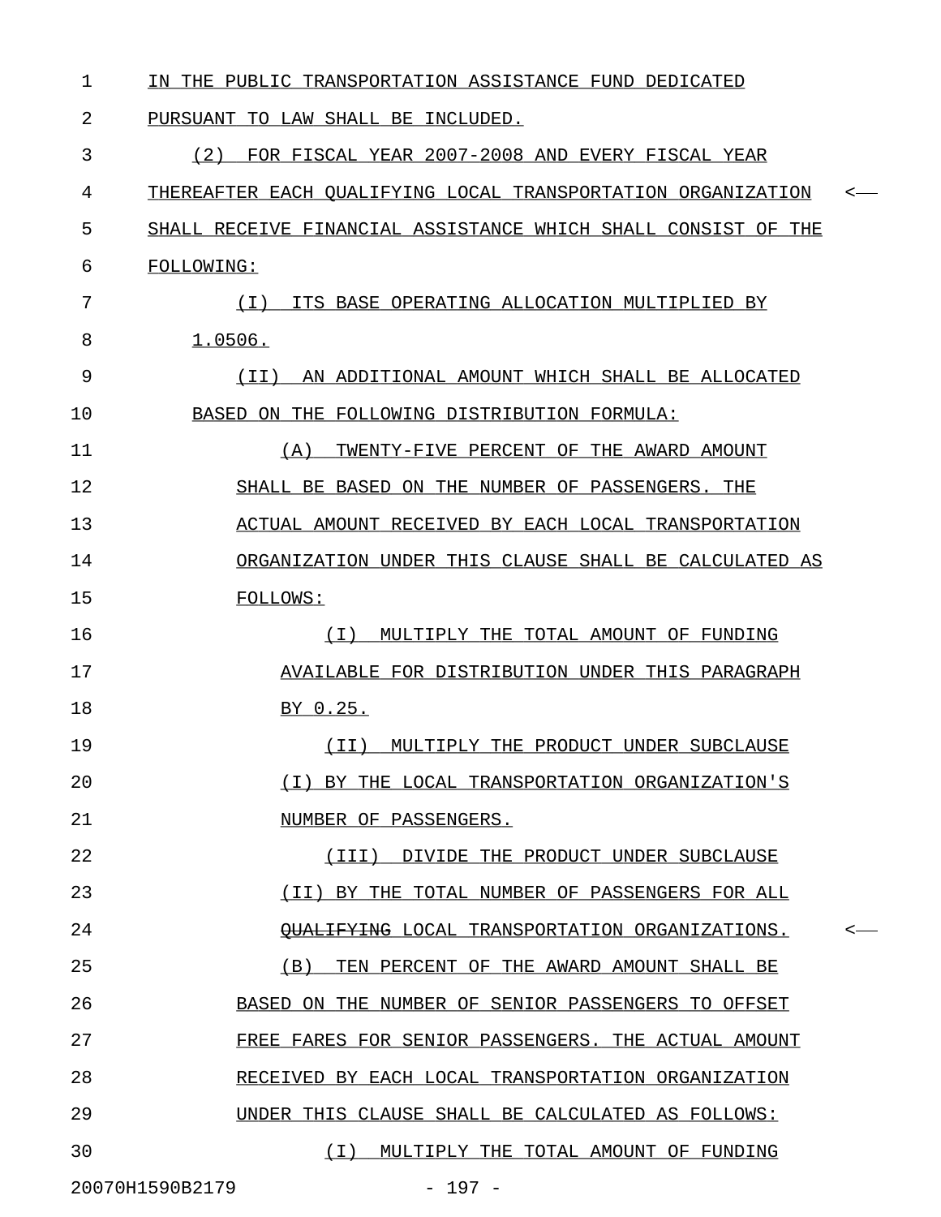IN THE PUBLIC TRANSPORTATION ASSISTANCE FUND DEDICATED PURSUANT TO LAW SHALL BE INCLUDED.

(2) FOR FISCAL YEAR 2007-2008 AND EVERY FISCAL YEAR THEREAFTER EACH QUALIFYING LOCAL TRANSPORTATION ORGANIZATION SHALL RECEIVE FINANCIAL ASSISTANCE WHICH SHALL CONSIST OF THE FOLLOWING:

(I) ITS BASE OPERATING ALLOCATION MULTIPLIED BY 1.0506.

(II) AN ADDITIONAL AMOUNT WHICH SHALL BE ALLOCATED BASED ON THE FOLLOWING DISTRIBUTION FORMULA:

(A) TWENTY-FIVE PERCENT OF THE AWARD AMOUNT SHALL BE BASED ON THE NUMBER OF PASSENGERS. THE ACTUAL AMOUNT RECEIVED BY EACH LOCAL TRANSPORTATION ORGANIZATION UNDER THIS CLAUSE SHALL BE CALCULATED AS FOLLOWS:

(I) MULTIPLY THE TOTAL AMOUNT OF FUNDING AVAILABLE FOR DISTRIBUTION UNDER THIS PARAGRAPH BY 0.25.

(II) MULTIPLY THE PRODUCT UNDER SUBCLAUSE (I) BY THE LOCAL TRANSPORTATION ORGANIZATION'S NUMBER OF PASSENGERS.

(III) DIVIDE THE PRODUCT UNDER SUBCLAUSE (II) BY THE TOTAL NUMBER OF PASSENGERS FOR ALL ~~QUALIFYING~~ LOCAL TRANSPORTATION ORGANIZATIONS.

(B) TEN PERCENT OF THE AWARD AMOUNT SHALL BE BASED ON THE NUMBER OF SENIOR PASSENGERS TO OFFSET FREE FARES FOR SENIOR PASSENGERS. THE ACTUAL AMOUNT RECEIVED BY EACH LOCAL TRANSPORTATION ORGANIZATION UNDER THIS CLAUSE SHALL BE CALCULATED AS FOLLOWS:

(I) MULTIPLY THE TOTAL AMOUNT OF FUNDING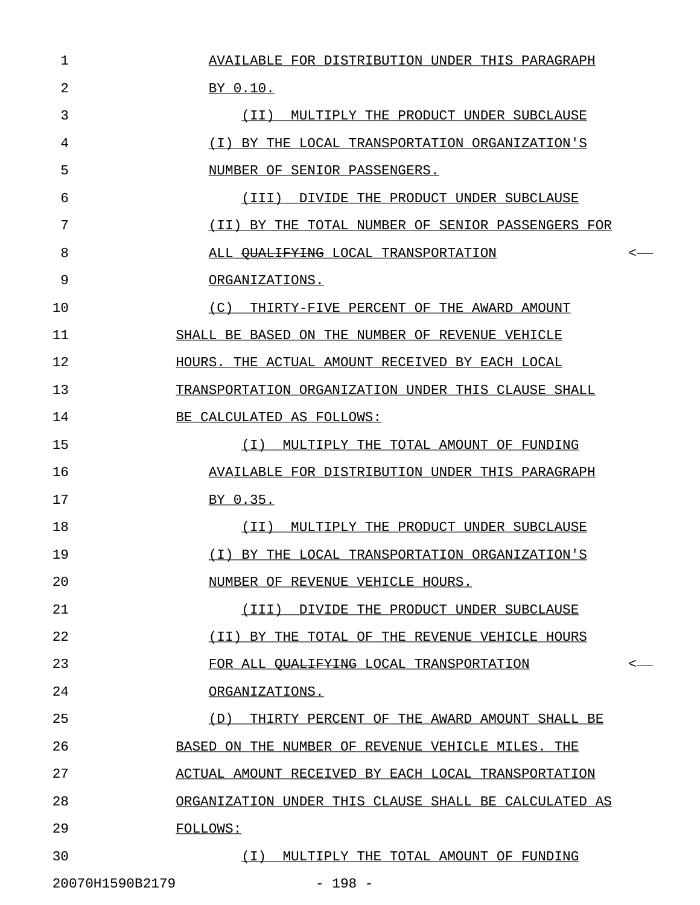AVAILABLE FOR DISTRIBUTION UNDER THIS PARAGRAPH BY 0.10.

(II) MULTIPLY THE PRODUCT UNDER SUBCLAUSE (I) BY THE LOCAL TRANSPORTATION ORGANIZATION'S NUMBER OF SENIOR PASSENGERS.

(III) DIVIDE THE PRODUCT UNDER SUBCLAUSE (II) BY THE TOTAL NUMBER OF SENIOR PASSENGERS FOR ALL ~~QUALIFYING~~ LOCAL TRANSPORTATION ORGANIZATIONS.

(C) THIRTY-FIVE PERCENT OF THE AWARD AMOUNT SHALL BE BASED ON THE NUMBER OF REVENUE VEHICLE HOURS. THE ACTUAL AMOUNT RECEIVED BY EACH LOCAL TRANSPORTATION ORGANIZATION UNDER THIS CLAUSE SHALL BE CALCULATED AS FOLLOWS:

(I) MULTIPLY THE TOTAL AMOUNT OF FUNDING AVAILABLE FOR DISTRIBUTION UNDER THIS PARAGRAPH BY 0.35.

(II) MULTIPLY THE PRODUCT UNDER SUBCLAUSE (I) BY THE LOCAL TRANSPORTATION ORGANIZATION'S NUMBER OF REVENUE VEHICLE HOURS.

(III) DIVIDE THE PRODUCT UNDER SUBCLAUSE (II) BY THE TOTAL OF THE REVENUE VEHICLE HOURS FOR ALL ~~QUALIFYING~~ LOCAL TRANSPORTATION ORGANIZATIONS.

(D) THIRTY PERCENT OF THE AWARD AMOUNT SHALL BE BASED ON THE NUMBER OF REVENUE VEHICLE MILES. THE ACTUAL AMOUNT RECEIVED BY EACH LOCAL TRANSPORTATION ORGANIZATION UNDER THIS CLAUSE SHALL BE CALCULATED AS FOLLOWS:

(I) MULTIPLY THE TOTAL AMOUNT OF FUNDING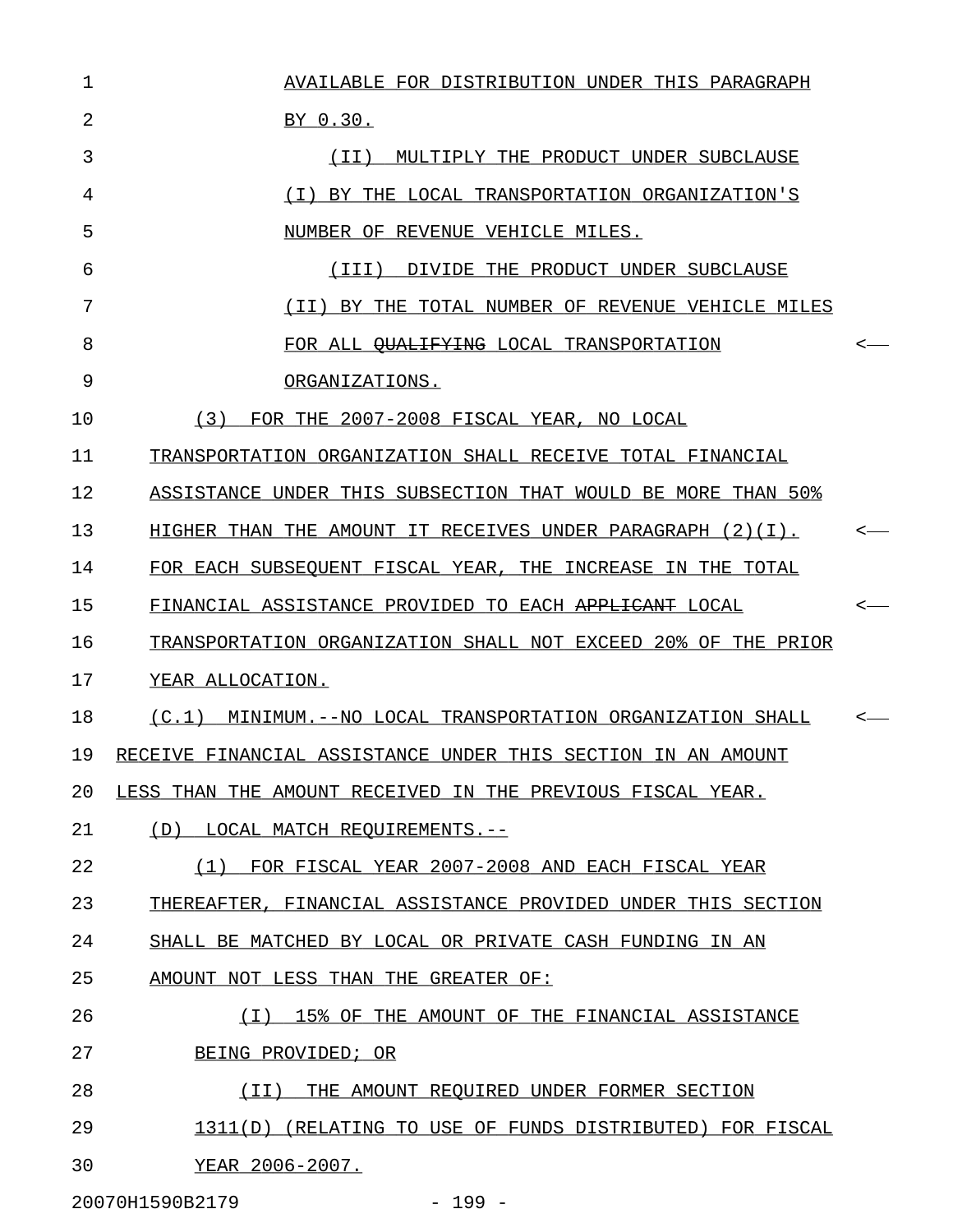AVAILABLE FOR DISTRIBUTION UNDER THIS PARAGRAPH BY 0.30.

(II) MULTIPLY THE PRODUCT UNDER SUBCLAUSE (I) BY THE LOCAL TRANSPORTATION ORGANIZATION'S NUMBER OF REVENUE VEHICLE MILES.

(III) DIVIDE THE PRODUCT UNDER SUBCLAUSE (II) BY THE TOTAL NUMBER OF REVENUE VEHICLE MILES FOR ALL ~~QUALIFYING~~ LOCAL TRANSPORTATION ORGANIZATIONS.

(3) FOR THE 2007-2008 FISCAL YEAR, NO LOCAL TRANSPORTATION ORGANIZATION SHALL RECEIVE TOTAL FINANCIAL ASSISTANCE UNDER THIS SUBSECTION THAT WOULD BE MORE THAN 50% HIGHER THAN THE AMOUNT IT RECEIVES UNDER PARAGRAPH (2)(I). FOR EACH SUBSEQUENT FISCAL YEAR, THE INCREASE IN THE TOTAL FINANCIAL ASSISTANCE PROVIDED TO EACH ~~APPLICANT~~ LOCAL TRANSPORTATION ORGANIZATION SHALL NOT EXCEED 20% OF THE PRIOR YEAR ALLOCATION.

(C.1) MINIMUM.--NO LOCAL TRANSPORTATION ORGANIZATION SHALL RECEIVE FINANCIAL ASSISTANCE UNDER THIS SECTION IN AN AMOUNT LESS THAN THE AMOUNT RECEIVED IN THE PREVIOUS FISCAL YEAR.

(D) LOCAL MATCH REQUIREMENTS.--

(1) FOR FISCAL YEAR 2007-2008 AND EACH FISCAL YEAR THEREAFTER, FINANCIAL ASSISTANCE PROVIDED UNDER THIS SECTION SHALL BE MATCHED BY LOCAL OR PRIVATE CASH FUNDING IN AN AMOUNT NOT LESS THAN THE GREATER OF:

(I) 15% OF THE AMOUNT OF THE FINANCIAL ASSISTANCE BEING PROVIDED; OR

(II) THE AMOUNT REQUIRED UNDER FORMER SECTION 1311(D) (RELATING TO USE OF FUNDS DISTRIBUTED) FOR FISCAL YEAR 2006-2007.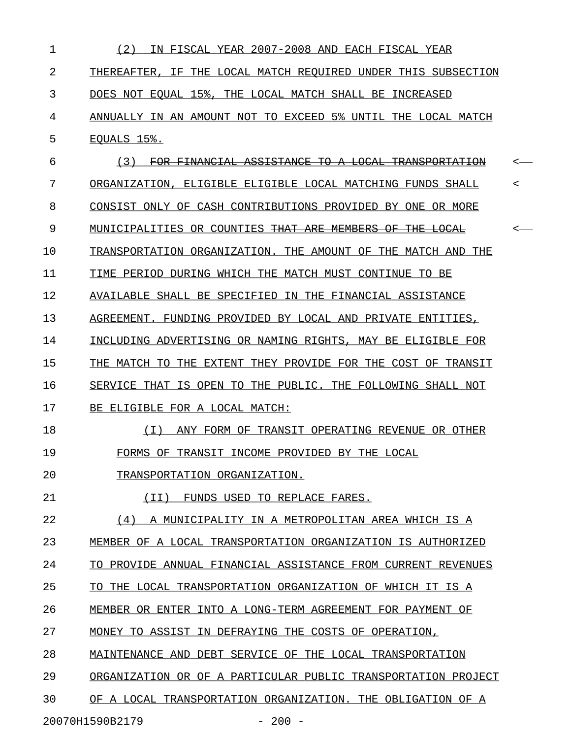(2) IN FISCAL YEAR 2007-2008 AND EACH FISCAL YEAR THEREAFTER, IF THE LOCAL MATCH REQUIRED UNDER THIS SUBSECTION DOES NOT EQUAL 15%, THE LOCAL MATCH SHALL BE INCREASED ANNUALLY IN AN AMOUNT NOT TO EXCEED 5% UNTIL THE LOCAL MATCH EQUALS 15%.

(3) ~~FOR FINANCIAL ASSISTANCE TO A LOCAL TRANSPORTATION ORGANIZATION, ELIGIBLE~~ ELIGIBLE LOCAL MATCHING FUNDS SHALL CONSIST ONLY OF CASH CONTRIBUTIONS PROVIDED BY ONE OR MORE MUNICIPALITIES OR COUNTIES ~~THAT ARE MEMBERS OF THE LOCAL TRANSPORTATION ORGANIZATION~~. THE AMOUNT OF THE MATCH AND THE TIME PERIOD DURING WHICH THE MATCH MUST CONTINUE TO BE AVAILABLE SHALL BE SPECIFIED IN THE FINANCIAL ASSISTANCE AGREEMENT. FUNDING PROVIDED BY LOCAL AND PRIVATE ENTITIES, INCLUDING ADVERTISING OR NAMING RIGHTS, MAY BE ELIGIBLE FOR THE MATCH TO THE EXTENT THEY PROVIDE FOR THE COST OF TRANSIT SERVICE THAT IS OPEN TO THE PUBLIC. THE FOLLOWING SHALL NOT BE ELIGIBLE FOR A LOCAL MATCH:

(I) ANY FORM OF TRANSIT OPERATING REVENUE OR OTHER FORMS OF TRANSIT INCOME PROVIDED BY THE LOCAL TRANSPORTATION ORGANIZATION.

(II) FUNDS USED TO REPLACE FARES.

(4) A MUNICIPALITY IN A METROPOLITAN AREA WHICH IS A MEMBER OF A LOCAL TRANSPORTATION ORGANIZATION IS AUTHORIZED TO PROVIDE ANNUAL FINANCIAL ASSISTANCE FROM CURRENT REVENUES TO THE LOCAL TRANSPORTATION ORGANIZATION OF WHICH IT IS A MEMBER OR ENTER INTO A LONG-TERM AGREEMENT FOR PAYMENT OF MONEY TO ASSIST IN DEFRAYING THE COSTS OF OPERATION, MAINTENANCE AND DEBT SERVICE OF THE LOCAL TRANSPORTATION ORGANIZATION OR OF A PARTICULAR PUBLIC TRANSPORTATION PROJECT OF A LOCAL TRANSPORTATION ORGANIZATION. THE OBLIGATION OF A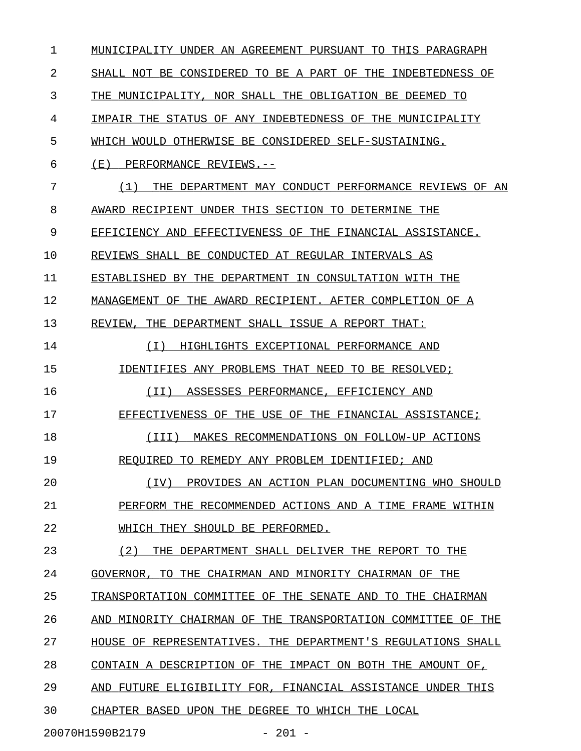MUNICIPALITY UNDER AN AGREEMENT PURSUANT TO THIS PARAGRAPH SHALL NOT BE CONSIDERED TO BE A PART OF THE INDEBTEDNESS OF THE MUNICIPALITY, NOR SHALL THE OBLIGATION BE DEEMED TO IMPAIR THE STATUS OF ANY INDEBTEDNESS OF THE MUNICIPALITY WHICH WOULD OTHERWISE BE CONSIDERED SELF-SUSTAINING.

(E) PERFORMANCE REVIEWS.--

(1) THE DEPARTMENT MAY CONDUCT PERFORMANCE REVIEWS OF AN AWARD RECIPIENT UNDER THIS SECTION TO DETERMINE THE EFFICIENCY AND EFFECTIVENESS OF THE FINANCIAL ASSISTANCE. REVIEWS SHALL BE CONDUCTED AT REGULAR INTERVALS AS ESTABLISHED BY THE DEPARTMENT IN CONSULTATION WITH THE MANAGEMENT OF THE AWARD RECIPIENT. AFTER COMPLETION OF A REVIEW, THE DEPARTMENT SHALL ISSUE A REPORT THAT:

(I) HIGHLIGHTS EXCEPTIONAL PERFORMANCE AND IDENTIFIES ANY PROBLEMS THAT NEED TO BE RESOLVED;

(II) ASSESSES PERFORMANCE, EFFICIENCY AND EFFECTIVENESS OF THE USE OF THE FINANCIAL ASSISTANCE;

(III) MAKES RECOMMENDATIONS ON FOLLOW-UP ACTIONS REQUIRED TO REMEDY ANY PROBLEM IDENTIFIED; AND

(IV) PROVIDES AN ACTION PLAN DOCUMENTING WHO SHOULD PERFORM THE RECOMMENDED ACTIONS AND A TIME FRAME WITHIN WHICH THEY SHOULD BE PERFORMED.

(2) THE DEPARTMENT SHALL DELIVER THE REPORT TO THE GOVERNOR, TO THE CHAIRMAN AND MINORITY CHAIRMAN OF THE TRANSPORTATION COMMITTEE OF THE SENATE AND TO THE CHAIRMAN AND MINORITY CHAIRMAN OF THE TRANSPORTATION COMMITTEE OF THE HOUSE OF REPRESENTATIVES. THE DEPARTMENT'S REGULATIONS SHALL CONTAIN A DESCRIPTION OF THE IMPACT ON BOTH THE AMOUNT OF, AND FUTURE ELIGIBILITY FOR, FINANCIAL ASSISTANCE UNDER THIS CHAPTER BASED UPON THE DEGREE TO WHICH THE LOCAL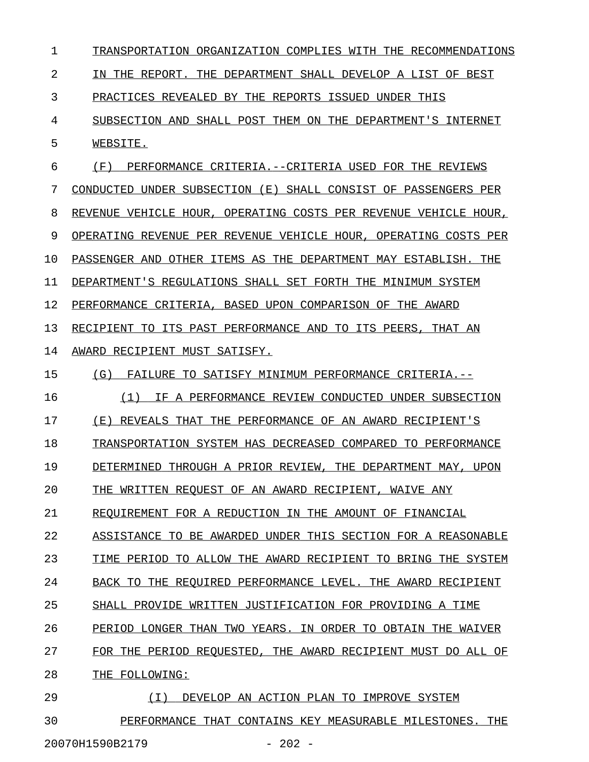TRANSPORTATION ORGANIZATION COMPLIES WITH THE RECOMMENDATIONS IN THE REPORT. THE DEPARTMENT SHALL DEVELOP A LIST OF BEST PRACTICES REVEALED BY THE REPORTS ISSUED UNDER THIS SUBSECTION AND SHALL POST THEM ON THE DEPARTMENT'S INTERNET WEBSITE.

(F) PERFORMANCE CRITERIA.--CRITERIA USED FOR THE REVIEWS CONDUCTED UNDER SUBSECTION (E) SHALL CONSIST OF PASSENGERS PER REVENUE VEHICLE HOUR, OPERATING COSTS PER REVENUE VEHICLE HOUR, OPERATING REVENUE PER REVENUE VEHICLE HOUR, OPERATING COSTS PER PASSENGER AND OTHER ITEMS AS THE DEPARTMENT MAY ESTABLISH. THE DEPARTMENT'S REGULATIONS SHALL SET FORTH THE MINIMUM SYSTEM PERFORMANCE CRITERIA, BASED UPON COMPARISON OF THE AWARD RECIPIENT TO ITS PAST PERFORMANCE AND TO ITS PEERS, THAT AN AWARD RECIPIENT MUST SATISFY.

(G) FAILURE TO SATISFY MINIMUM PERFORMANCE CRITERIA.--

(1) IF A PERFORMANCE REVIEW CONDUCTED UNDER SUBSECTION (E) REVEALS THAT THE PERFORMANCE OF AN AWARD RECIPIENT'S TRANSPORTATION SYSTEM HAS DECREASED COMPARED TO PERFORMANCE DETERMINED THROUGH A PRIOR REVIEW, THE DEPARTMENT MAY, UPON THE WRITTEN REQUEST OF AN AWARD RECIPIENT, WAIVE ANY REQUIREMENT FOR A REDUCTION IN THE AMOUNT OF FINANCIAL ASSISTANCE TO BE AWARDED UNDER THIS SECTION FOR A REASONABLE TIME PERIOD TO ALLOW THE AWARD RECIPIENT TO BRING THE SYSTEM BACK TO THE REQUIRED PERFORMANCE LEVEL. THE AWARD RECIPIENT SHALL PROVIDE WRITTEN JUSTIFICATION FOR PROVIDING A TIME PERIOD LONGER THAN TWO YEARS. IN ORDER TO OBTAIN THE WAIVER FOR THE PERIOD REQUESTED, THE AWARD RECIPIENT MUST DO ALL OF THE FOLLOWING:

(I) DEVELOP AN ACTION PLAN TO IMPROVE SYSTEM PERFORMANCE THAT CONTAINS KEY MEASURABLE MILESTONES. THE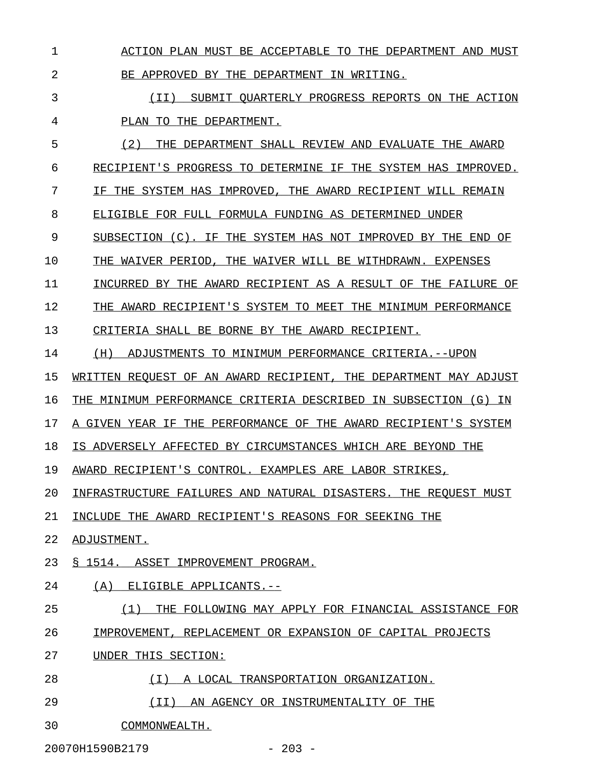ACTION PLAN MUST BE ACCEPTABLE TO THE DEPARTMENT AND MUST BE APPROVED BY THE DEPARTMENT IN WRITING.

(II) SUBMIT QUARTERLY PROGRESS REPORTS ON THE ACTION PLAN TO THE DEPARTMENT.

(2) THE DEPARTMENT SHALL REVIEW AND EVALUATE THE AWARD RECIPIENT'S PROGRESS TO DETERMINE IF THE SYSTEM HAS IMPROVED. IF THE SYSTEM HAS IMPROVED, THE AWARD RECIPIENT WILL REMAIN ELIGIBLE FOR FULL FORMULA FUNDING AS DETERMINED UNDER SUBSECTION (C). IF THE SYSTEM HAS NOT IMPROVED BY THE END OF THE WAIVER PERIOD, THE WAIVER WILL BE WITHDRAWN. EXPENSES INCURRED BY THE AWARD RECIPIENT AS A RESULT OF THE FAILURE OF THE AWARD RECIPIENT'S SYSTEM TO MEET THE MINIMUM PERFORMANCE CRITERIA SHALL BE BORNE BY THE AWARD RECIPIENT.

(H) ADJUSTMENTS TO MINIMUM PERFORMANCE CRITERIA.--UPON WRITTEN REQUEST OF AN AWARD RECIPIENT, THE DEPARTMENT MAY ADJUST THE MINIMUM PERFORMANCE CRITERIA DESCRIBED IN SUBSECTION (G) IN A GIVEN YEAR IF THE PERFORMANCE OF THE AWARD RECIPIENT'S SYSTEM IS ADVERSELY AFFECTED BY CIRCUMSTANCES WHICH ARE BEYOND THE AWARD RECIPIENT'S CONTROL. EXAMPLES ARE LABOR STRIKES, INFRASTRUCTURE FAILURES AND NATURAL DISASTERS. THE REQUEST MUST INCLUDE THE AWARD RECIPIENT'S REASONS FOR SEEKING THE ADJUSTMENT.

§ 1514. ASSET IMPROVEMENT PROGRAM.

(A) ELIGIBLE APPLICANTS.--

(1) THE FOLLOWING MAY APPLY FOR FINANCIAL ASSISTANCE FOR IMPROVEMENT, REPLACEMENT OR EXPANSION OF CAPITAL PROJECTS UNDER THIS SECTION:

(I) A LOCAL TRANSPORTATION ORGANIZATION.

(II) AN AGENCY OR INSTRUMENTALITY OF THE COMMONWEALTH.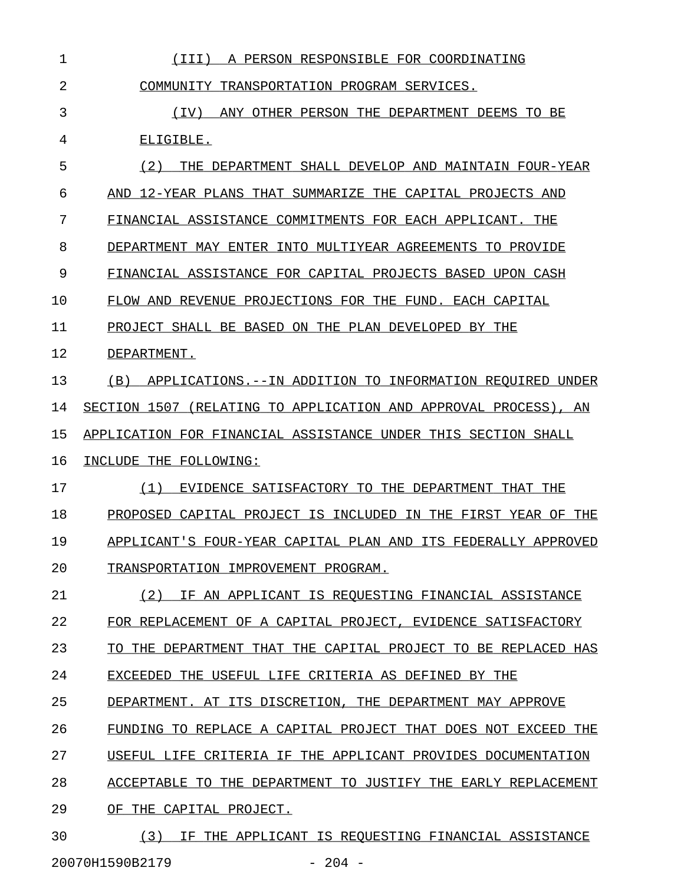(III) A PERSON RESPONSIBLE FOR COORDINATING COMMUNITY TRANSPORTATION PROGRAM SERVICES.

(IV) ANY OTHER PERSON THE DEPARTMENT DEEMS TO BE ELIGIBLE.

(2) THE DEPARTMENT SHALL DEVELOP AND MAINTAIN FOUR-YEAR AND 12-YEAR PLANS THAT SUMMARIZE THE CAPITAL PROJECTS AND FINANCIAL ASSISTANCE COMMITMENTS FOR EACH APPLICANT. THE DEPARTMENT MAY ENTER INTO MULTIYEAR AGREEMENTS TO PROVIDE FINANCIAL ASSISTANCE FOR CAPITAL PROJECTS BASED UPON CASH FLOW AND REVENUE PROJECTIONS FOR THE FUND. EACH CAPITAL PROJECT SHALL BE BASED ON THE PLAN DEVELOPED BY THE DEPARTMENT.

(B) APPLICATIONS.--IN ADDITION TO INFORMATION REQUIRED UNDER SECTION 1507 (RELATING TO APPLICATION AND APPROVAL PROCESS), AN APPLICATION FOR FINANCIAL ASSISTANCE UNDER THIS SECTION SHALL INCLUDE THE FOLLOWING:

(1) EVIDENCE SATISFACTORY TO THE DEPARTMENT THAT THE PROPOSED CAPITAL PROJECT IS INCLUDED IN THE FIRST YEAR OF THE APPLICANT'S FOUR-YEAR CAPITAL PLAN AND ITS FEDERALLY APPROVED TRANSPORTATION IMPROVEMENT PROGRAM.

(2) IF AN APPLICANT IS REQUESTING FINANCIAL ASSISTANCE FOR REPLACEMENT OF A CAPITAL PROJECT, EVIDENCE SATISFACTORY TO THE DEPARTMENT THAT THE CAPITAL PROJECT TO BE REPLACED HAS EXCEEDED THE USEFUL LIFE CRITERIA AS DEFINED BY THE DEPARTMENT. AT ITS DISCRETION, THE DEPARTMENT MAY APPROVE FUNDING TO REPLACE A CAPITAL PROJECT THAT DOES NOT EXCEED THE USEFUL LIFE CRITERIA IF THE APPLICANT PROVIDES DOCUMENTATION ACCEPTABLE TO THE DEPARTMENT TO JUSTIFY THE EARLY REPLACEMENT OF THE CAPITAL PROJECT.

(3) IF THE APPLICANT IS REQUESTING FINANCIAL ASSISTANCE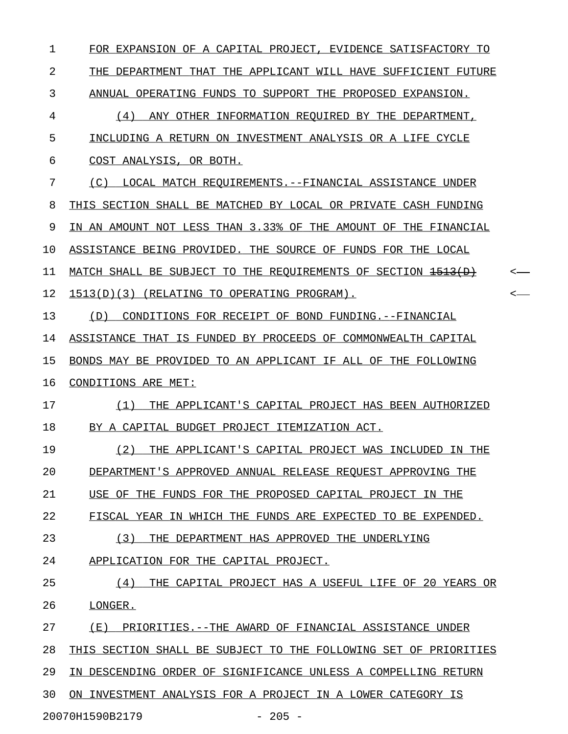FOR EXPANSION OF A CAPITAL PROJECT, EVIDENCE SATISFACTORY TO THE DEPARTMENT THAT THE APPLICANT WILL HAVE SUFFICIENT FUTURE ANNUAL OPERATING FUNDS TO SUPPORT THE PROPOSED EXPANSION.

(4) ANY OTHER INFORMATION REQUIRED BY THE DEPARTMENT, INCLUDING A RETURN ON INVESTMENT ANALYSIS OR A LIFE CYCLE COST ANALYSIS, OR BOTH.

(C) LOCAL MATCH REQUIREMENTS.--FINANCIAL ASSISTANCE UNDER THIS SECTION SHALL BE MATCHED BY LOCAL OR PRIVATE CASH FUNDING IN AN AMOUNT NOT LESS THAN 3.33% OF THE AMOUNT OF THE FINANCIAL ASSISTANCE BEING PROVIDED. THE SOURCE OF FUNDS FOR THE LOCAL MATCH SHALL BE SUBJECT TO THE REQUIREMENTS OF SECTION ~~1513(D)~~ 1513(D)(3) (RELATING TO OPERATING PROGRAM).

(D) CONDITIONS FOR RECEIPT OF BOND FUNDING.--FINANCIAL ASSISTANCE THAT IS FUNDED BY PROCEEDS OF COMMONWEALTH CAPITAL BONDS MAY BE PROVIDED TO AN APPLICANT IF ALL OF THE FOLLOWING CONDITIONS ARE MET:

(1) THE APPLICANT'S CAPITAL PROJECT HAS BEEN AUTHORIZED BY A CAPITAL BUDGET PROJECT ITEMIZATION ACT.

(2) THE APPLICANT'S CAPITAL PROJECT WAS INCLUDED IN THE DEPARTMENT'S APPROVED ANNUAL RELEASE REQUEST APPROVING THE USE OF THE FUNDS FOR THE PROPOSED CAPITAL PROJECT IN THE FISCAL YEAR IN WHICH THE FUNDS ARE EXPECTED TO BE EXPENDED.

(3) THE DEPARTMENT HAS APPROVED THE UNDERLYING APPLICATION FOR THE CAPITAL PROJECT.

(4) THE CAPITAL PROJECT HAS A USEFUL LIFE OF 20 YEARS OR LONGER.

(E) PRIORITIES.--THE AWARD OF FINANCIAL ASSISTANCE UNDER THIS SECTION SHALL BE SUBJECT TO THE FOLLOWING SET OF PRIORITIES IN DESCENDING ORDER OF SIGNIFICANCE UNLESS A COMPELLING RETURN ON INVESTMENT ANALYSIS FOR A PROJECT IN A LOWER CATEGORY IS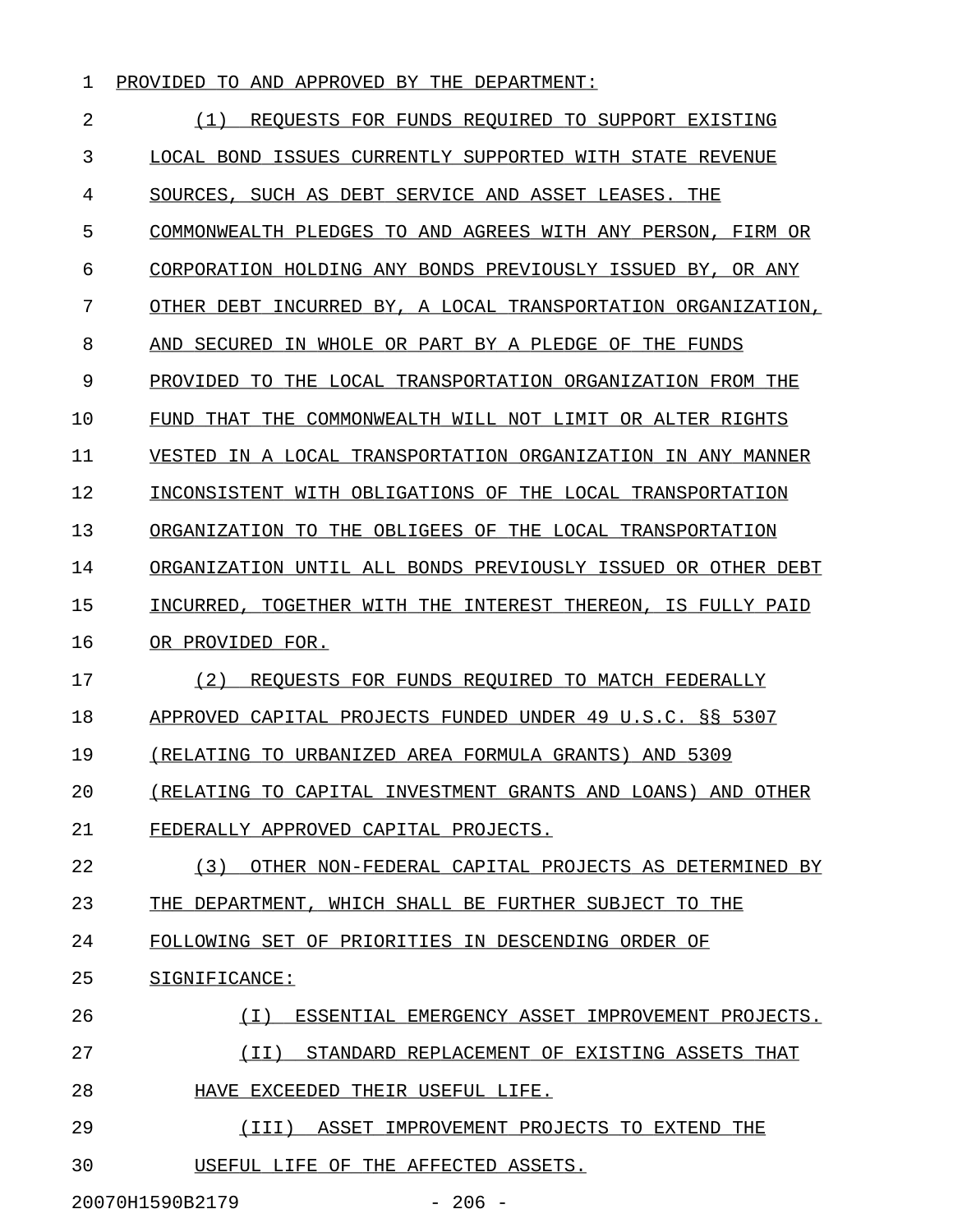PROVIDED TO AND APPROVED BY THE DEPARTMENT:

(1) REQUESTS FOR FUNDS REQUIRED TO SUPPORT EXISTING LOCAL BOND ISSUES CURRENTLY SUPPORTED WITH STATE REVENUE SOURCES, SUCH AS DEBT SERVICE AND ASSET LEASES. THE COMMONWEALTH PLEDGES TO AND AGREES WITH ANY PERSON, FIRM OR CORPORATION HOLDING ANY BONDS PREVIOUSLY ISSUED BY, OR ANY OTHER DEBT INCURRED BY, A LOCAL TRANSPORTATION ORGANIZATION, AND SECURED IN WHOLE OR PART BY A PLEDGE OF THE FUNDS PROVIDED TO THE LOCAL TRANSPORTATION ORGANIZATION FROM THE FUND THAT THE COMMONWEALTH WILL NOT LIMIT OR ALTER RIGHTS VESTED IN A LOCAL TRANSPORTATION ORGANIZATION IN ANY MANNER INCONSISTENT WITH OBLIGATIONS OF THE LOCAL TRANSPORTATION ORGANIZATION TO THE OBLIGEES OF THE LOCAL TRANSPORTATION ORGANIZATION UNTIL ALL BONDS PREVIOUSLY ISSUED OR OTHER DEBT INCURRED, TOGETHER WITH THE INTEREST THEREON, IS FULLY PAID OR PROVIDED FOR.

(2) REQUESTS FOR FUNDS REQUIRED TO MATCH FEDERALLY APPROVED CAPITAL PROJECTS FUNDED UNDER 49 U.S.C. §§ 5307 (RELATING TO URBANIZED AREA FORMULA GRANTS) AND 5309 (RELATING TO CAPITAL INVESTMENT GRANTS AND LOANS) AND OTHER FEDERALLY APPROVED CAPITAL PROJECTS.

(3) OTHER NON-FEDERAL CAPITAL PROJECTS AS DETERMINED BY THE DEPARTMENT, WHICH SHALL BE FURTHER SUBJECT TO THE FOLLOWING SET OF PRIORITIES IN DESCENDING ORDER OF SIGNIFICANCE:

(I) ESSENTIAL EMERGENCY ASSET IMPROVEMENT PROJECTS.

(II) STANDARD REPLACEMENT OF EXISTING ASSETS THAT HAVE EXCEEDED THEIR USEFUL LIFE.

(III) ASSET IMPROVEMENT PROJECTS TO EXTEND THE USEFUL LIFE OF THE AFFECTED ASSETS.

20070H1590B2179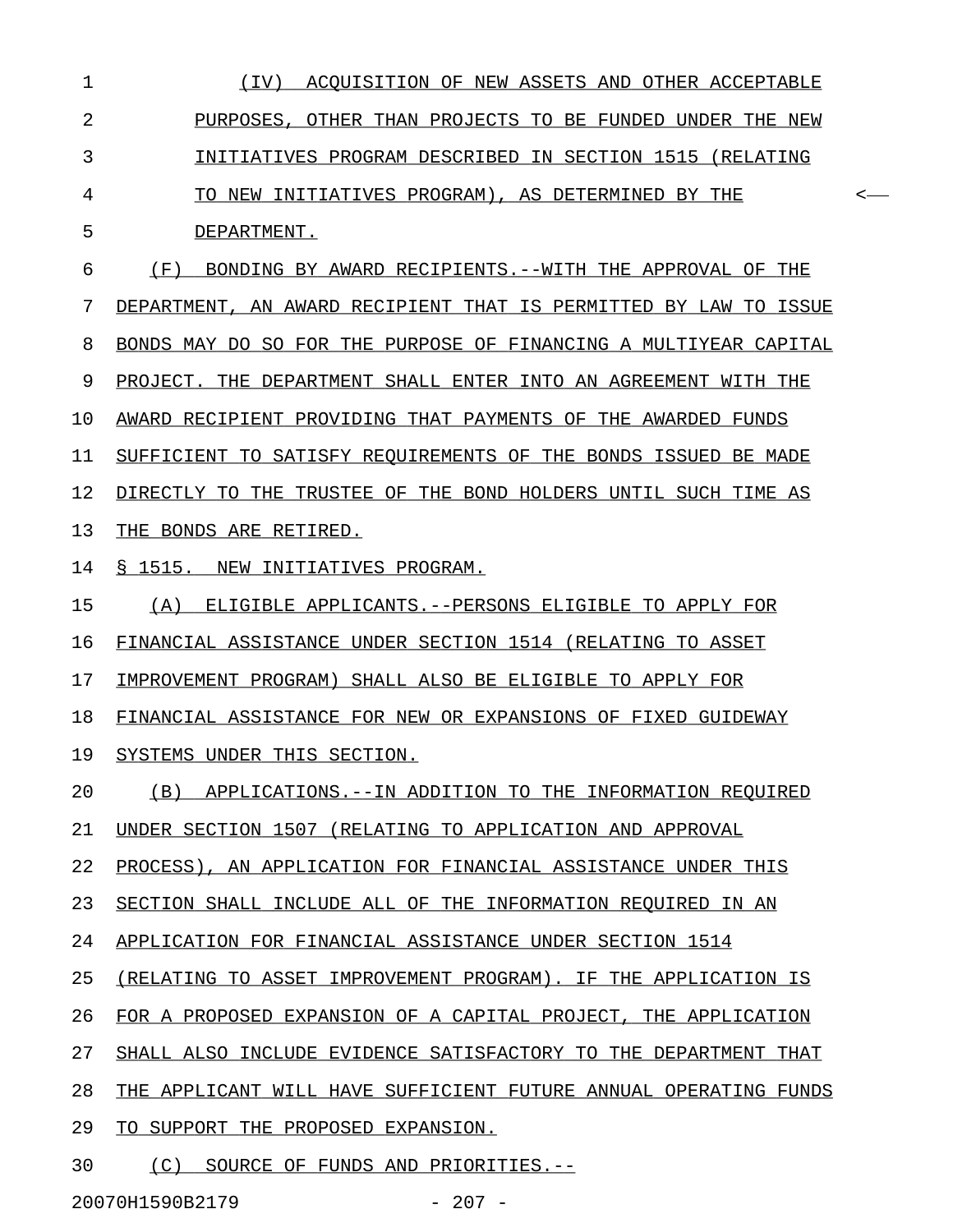(IV) ACQUISITION OF NEW ASSETS AND OTHER ACCEPTABLE PURPOSES, OTHER THAN PROJECTS TO BE FUNDED UNDER THE NEW INITIATIVES PROGRAM DESCRIBED IN SECTION 1515 (RELATING TO NEW INITIATIVES PROGRAM), AS DETERMINED BY THE DEPARTMENT.

(F) BONDING BY AWARD RECIPIENTS.--WITH THE APPROVAL OF THE DEPARTMENT, AN AWARD RECIPIENT THAT IS PERMITTED BY LAW TO ISSUE BONDS MAY DO SO FOR THE PURPOSE OF FINANCING A MULTIYEAR CAPITAL PROJECT. THE DEPARTMENT SHALL ENTER INTO AN AGREEMENT WITH THE AWARD RECIPIENT PROVIDING THAT PAYMENTS OF THE AWARDED FUNDS SUFFICIENT TO SATISFY REQUIREMENTS OF THE BONDS ISSUED BE MADE DIRECTLY TO THE TRUSTEE OF THE BOND HOLDERS UNTIL SUCH TIME AS THE BONDS ARE RETIRED.

§ 1515. NEW INITIATIVES PROGRAM.

(A) ELIGIBLE APPLICANTS.--PERSONS ELIGIBLE TO APPLY FOR FINANCIAL ASSISTANCE UNDER SECTION 1514 (RELATING TO ASSET IMPROVEMENT PROGRAM) SHALL ALSO BE ELIGIBLE TO APPLY FOR FINANCIAL ASSISTANCE FOR NEW OR EXPANSIONS OF FIXED GUIDEWAY SYSTEMS UNDER THIS SECTION.

(B) APPLICATIONS.--IN ADDITION TO THE INFORMATION REQUIRED UNDER SECTION 1507 (RELATING TO APPLICATION AND APPROVAL PROCESS), AN APPLICATION FOR FINANCIAL ASSISTANCE UNDER THIS SECTION SHALL INCLUDE ALL OF THE INFORMATION REQUIRED IN AN APPLICATION FOR FINANCIAL ASSISTANCE UNDER SECTION 1514 (RELATING TO ASSET IMPROVEMENT PROGRAM). IF THE APPLICATION IS FOR A PROPOSED EXPANSION OF A CAPITAL PROJECT, THE APPLICATION SHALL ALSO INCLUDE EVIDENCE SATISFACTORY TO THE DEPARTMENT THAT THE APPLICANT WILL HAVE SUFFICIENT FUTURE ANNUAL OPERATING FUNDS TO SUPPORT THE PROPOSED EXPANSION.

(C) SOURCE OF FUNDS AND PRIORITIES.--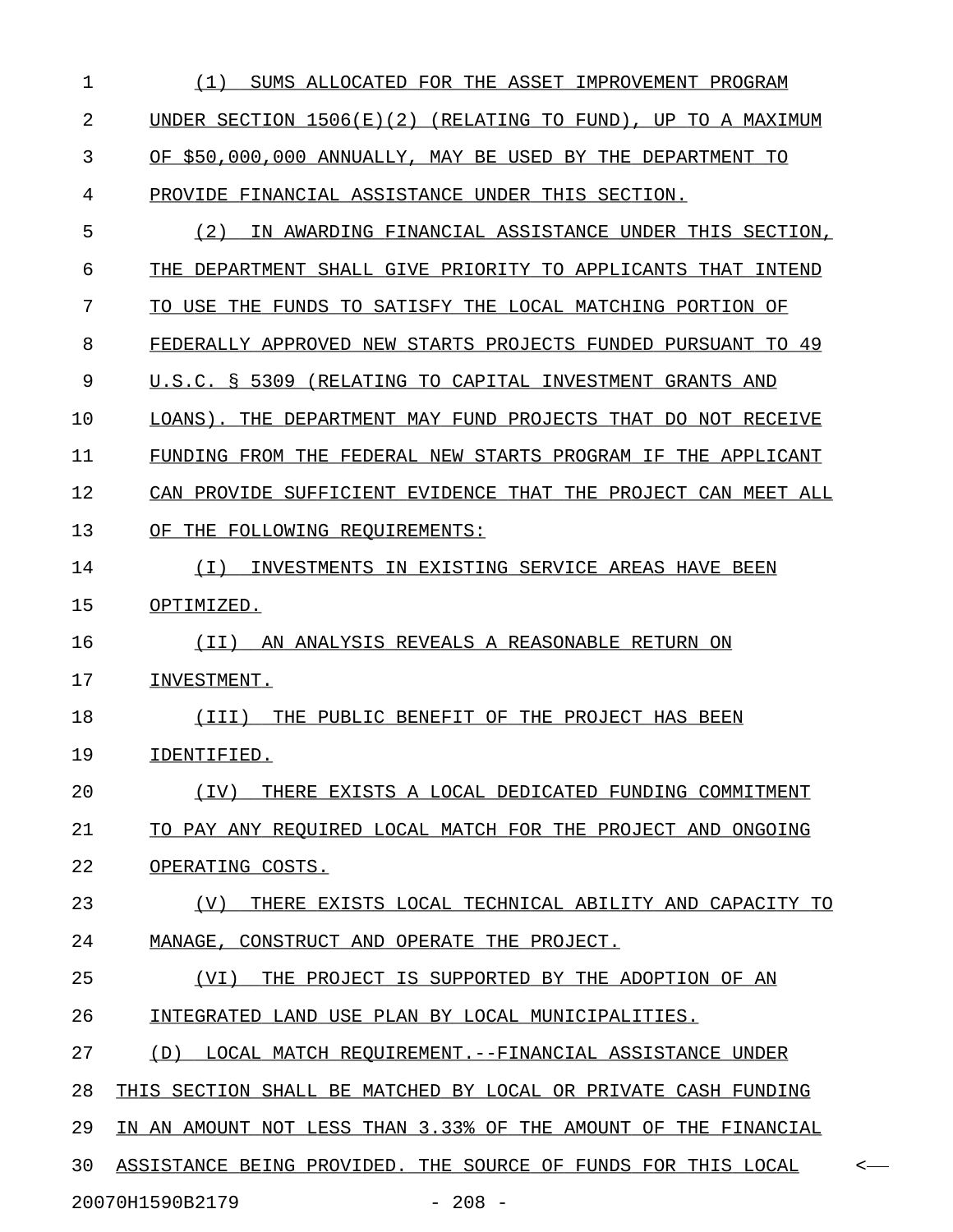(1) SUMS ALLOCATED FOR THE ASSET IMPROVEMENT PROGRAM UNDER SECTION 1506(E)(2) (RELATING TO FUND), UP TO A MAXIMUM OF $50,000,000 ANNUALLY, MAY BE USED BY THE DEPARTMENT TO PROVIDE FINANCIAL ASSISTANCE UNDER THIS SECTION.

(2) IN AWARDING FINANCIAL ASSISTANCE UNDER THIS SECTION, THE DEPARTMENT SHALL GIVE PRIORITY TO APPLICANTS THAT INTEND TO USE THE FUNDS TO SATISFY THE LOCAL MATCHING PORTION OF FEDERALLY APPROVED NEW STARTS PROJECTS FUNDED PURSUANT TO 49 U.S.C. § 5309 (RELATING TO CAPITAL INVESTMENT GRANTS AND LOANS). THE DEPARTMENT MAY FUND PROJECTS THAT DO NOT RECEIVE FUNDING FROM THE FEDERAL NEW STARTS PROGRAM IF THE APPLICANT CAN PROVIDE SUFFICIENT EVIDENCE THAT THE PROJECT CAN MEET ALL OF THE FOLLOWING REQUIREMENTS:

(I) INVESTMENTS IN EXISTING SERVICE AREAS HAVE BEEN OPTIMIZED.

(II) AN ANALYSIS REVEALS A REASONABLE RETURN ON INVESTMENT.

(III) THE PUBLIC BENEFIT OF THE PROJECT HAS BEEN IDENTIFIED.

(IV) THERE EXISTS A LOCAL DEDICATED FUNDING COMMITMENT TO PAY ANY REQUIRED LOCAL MATCH FOR THE PROJECT AND ONGOING OPERATING COSTS.

(V) THERE EXISTS LOCAL TECHNICAL ABILITY AND CAPACITY TO MANAGE, CONSTRUCT AND OPERATE THE PROJECT.

(VI) THE PROJECT IS SUPPORTED BY THE ADOPTION OF AN INTEGRATED LAND USE PLAN BY LOCAL MUNICIPALITIES.

(D) LOCAL MATCH REQUIREMENT.--FINANCIAL ASSISTANCE UNDER THIS SECTION SHALL BE MATCHED BY LOCAL OR PRIVATE CASH FUNDING IN AN AMOUNT NOT LESS THAN 3.33% OF THE AMOUNT OF THE FINANCIAL ASSISTANCE BEING PROVIDED. THE SOURCE OF FUNDS FOR THIS LOCAL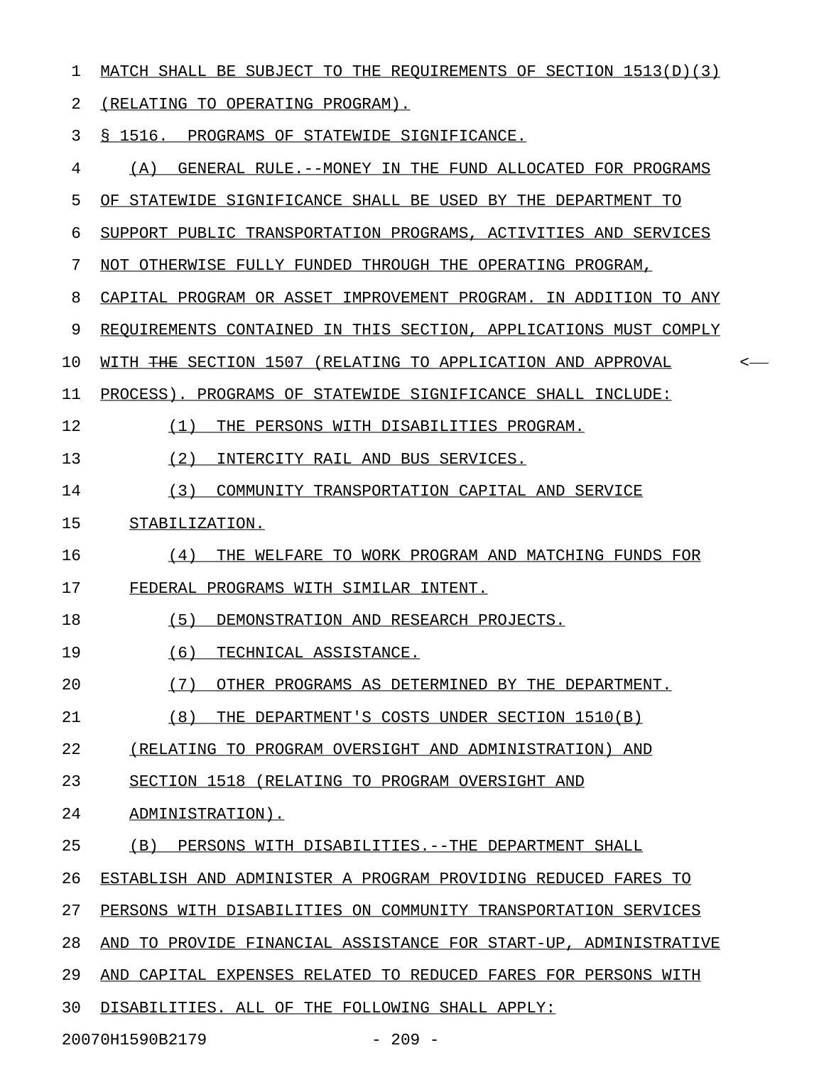MATCH SHALL BE SUBJECT TO THE REQUIREMENTS OF SECTION 1513(D)(3) (RELATING TO OPERATING PROGRAM).

§ 1516. PROGRAMS OF STATEWIDE SIGNIFICANCE.

(A) GENERAL RULE.--MONEY IN THE FUND ALLOCATED FOR PROGRAMS OF STATEWIDE SIGNIFICANCE SHALL BE USED BY THE DEPARTMENT TO SUPPORT PUBLIC TRANSPORTATION PROGRAMS, ACTIVITIES AND SERVICES NOT OTHERWISE FULLY FUNDED THROUGH THE OPERATING PROGRAM, CAPITAL PROGRAM OR ASSET IMPROVEMENT PROGRAM. IN ADDITION TO ANY REQUIREMENTS CONTAINED IN THIS SECTION, APPLICATIONS MUST COMPLY WITH ~~THE~~ SECTION 1507 (RELATING TO APPLICATION AND APPROVAL PROCESS). PROGRAMS OF STATEWIDE SIGNIFICANCE SHALL INCLUDE:

(1) THE PERSONS WITH DISABILITIES PROGRAM.

(2) INTERCITY RAIL AND BUS SERVICES.

(3) COMMUNITY TRANSPORTATION CAPITAL AND SERVICE STABILIZATION.

(4) THE WELFARE TO WORK PROGRAM AND MATCHING FUNDS FOR FEDERAL PROGRAMS WITH SIMILAR INTENT.

(5) DEMONSTRATION AND RESEARCH PROJECTS.

(6) TECHNICAL ASSISTANCE.

(7) OTHER PROGRAMS AS DETERMINED BY THE DEPARTMENT.

(8) THE DEPARTMENT'S COSTS UNDER SECTION 1510(B) (RELATING TO PROGRAM OVERSIGHT AND ADMINISTRATION) AND SECTION 1518 (RELATING TO PROGRAM OVERSIGHT AND ADMINISTRATION).

(B) PERSONS WITH DISABILITIES.--THE DEPARTMENT SHALL ESTABLISH AND ADMINISTER A PROGRAM PROVIDING REDUCED FARES TO PERSONS WITH DISABILITIES ON COMMUNITY TRANSPORTATION SERVICES AND TO PROVIDE FINANCIAL ASSISTANCE FOR START-UP, ADMINISTRATIVE AND CAPITAL EXPENSES RELATED TO REDUCED FARES FOR PERSONS WITH DISABILITIES. ALL OF THE FOLLOWING SHALL APPLY: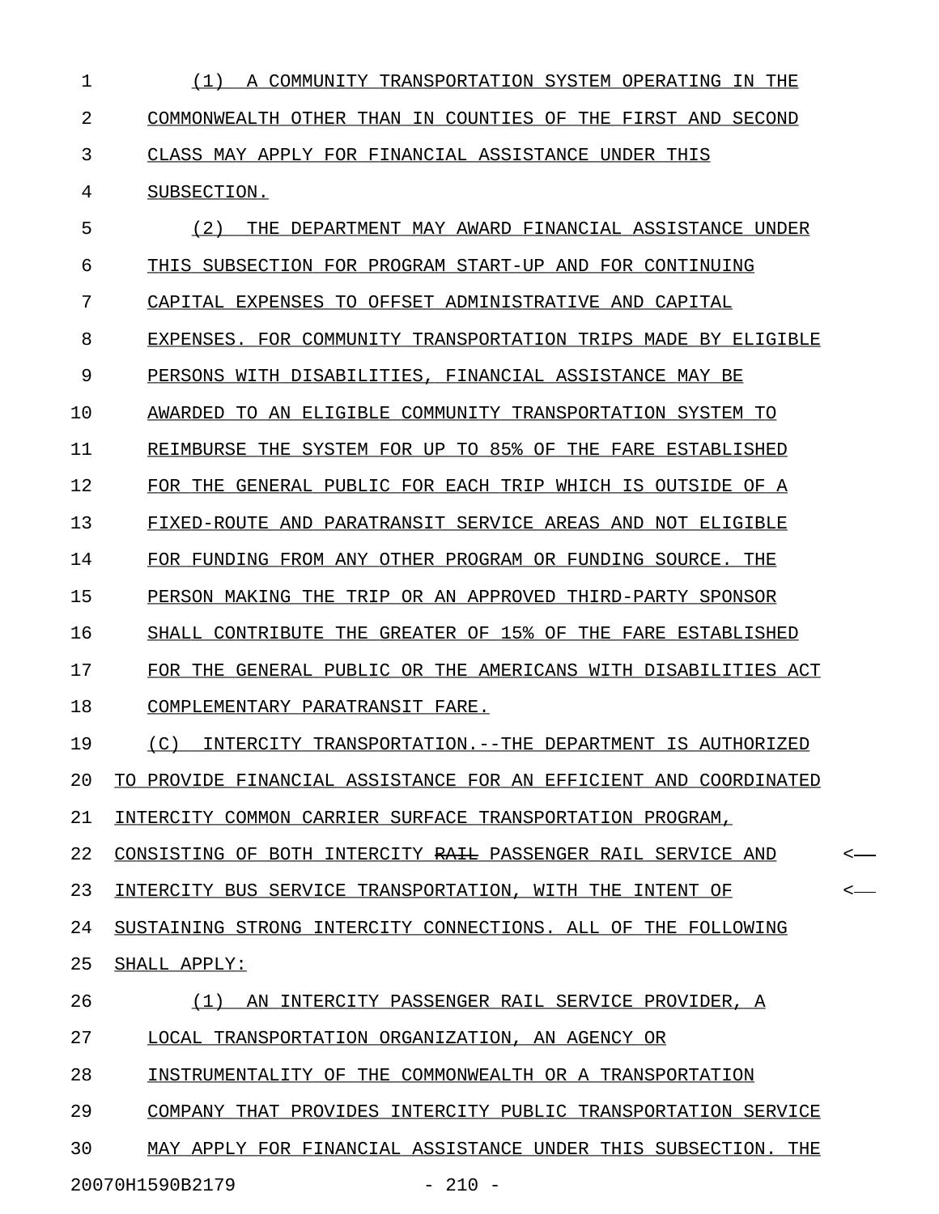(1) A COMMUNITY TRANSPORTATION SYSTEM OPERATING IN THE COMMONWEALTH OTHER THAN IN COUNTIES OF THE FIRST AND SECOND CLASS MAY APPLY FOR FINANCIAL ASSISTANCE UNDER THIS SUBSECTION.

(2) THE DEPARTMENT MAY AWARD FINANCIAL ASSISTANCE UNDER THIS SUBSECTION FOR PROGRAM START-UP AND FOR CONTINUING CAPITAL EXPENSES TO OFFSET ADMINISTRATIVE AND CAPITAL EXPENSES. FOR COMMUNITY TRANSPORTATION TRIPS MADE BY ELIGIBLE PERSONS WITH DISABILITIES, FINANCIAL ASSISTANCE MAY BE AWARDED TO AN ELIGIBLE COMMUNITY TRANSPORTATION SYSTEM TO REIMBURSE THE SYSTEM FOR UP TO 85% OF THE FARE ESTABLISHED FOR THE GENERAL PUBLIC FOR EACH TRIP WHICH IS OUTSIDE OF A FIXED-ROUTE AND PARATRANSIT SERVICE AREAS AND NOT ELIGIBLE FOR FUNDING FROM ANY OTHER PROGRAM OR FUNDING SOURCE. THE PERSON MAKING THE TRIP OR AN APPROVED THIRD-PARTY SPONSOR SHALL CONTRIBUTE THE GREATER OF 15% OF THE FARE ESTABLISHED FOR THE GENERAL PUBLIC OR THE AMERICANS WITH DISABILITIES ACT COMPLEMENTARY PARATRANSIT FARE.

(C) INTERCITY TRANSPORTATION.--THE DEPARTMENT IS AUTHORIZED TO PROVIDE FINANCIAL ASSISTANCE FOR AN EFFICIENT AND COORDINATED INTERCITY COMMON CARRIER SURFACE TRANSPORTATION PROGRAM, CONSISTING OF BOTH INTERCITY ~~RAIL~~ PASSENGER RAIL SERVICE AND INTERCITY BUS SERVICE TRANSPORTATION, WITH THE INTENT OF SUSTAINING STRONG INTERCITY CONNECTIONS. ALL OF THE FOLLOWING SHALL APPLY:

(1) AN INTERCITY PASSENGER RAIL SERVICE PROVIDER, A LOCAL TRANSPORTATION ORGANIZATION, AN AGENCY OR INSTRUMENTALITY OF THE COMMONWEALTH OR A TRANSPORTATION COMPANY THAT PROVIDES INTERCITY PUBLIC TRANSPORTATION SERVICE MAY APPLY FOR FINANCIAL ASSISTANCE UNDER THIS SUBSECTION. THE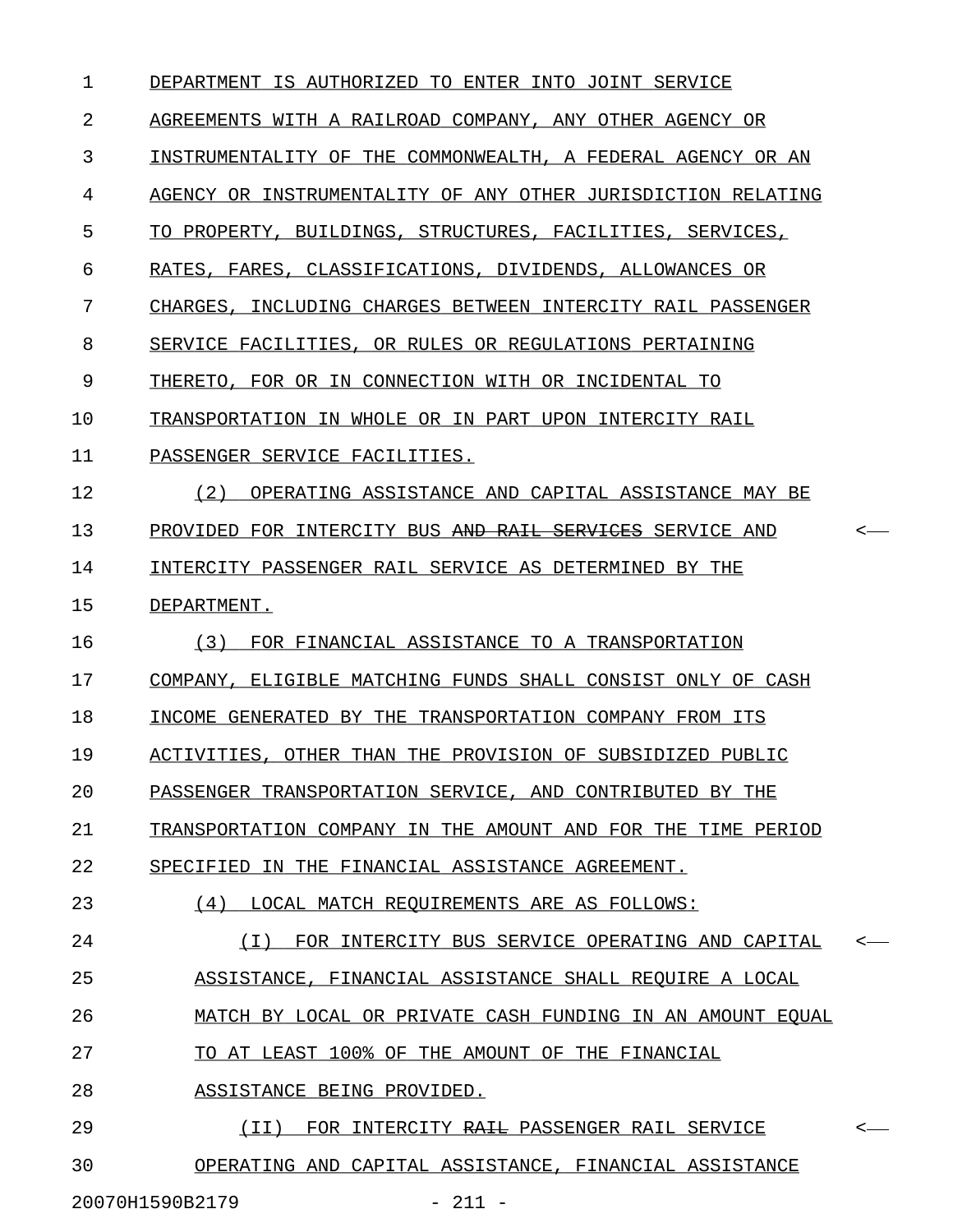DEPARTMENT IS AUTHORIZED TO ENTER INTO JOINT SERVICE AGREEMENTS WITH A RAILROAD COMPANY, ANY OTHER AGENCY OR INSTRUMENTALITY OF THE COMMONWEALTH, A FEDERAL AGENCY OR AN AGENCY OR INSTRUMENTALITY OF ANY OTHER JURISDICTION RELATING TO PROPERTY, BUILDINGS, STRUCTURES, FACILITIES, SERVICES, RATES, FARES, CLASSIFICATIONS, DIVIDENDS, ALLOWANCES OR CHARGES, INCLUDING CHARGES BETWEEN INTERCITY RAIL PASSENGER SERVICE FACILITIES, OR RULES OR REGULATIONS PERTAINING THERETO, FOR OR IN CONNECTION WITH OR INCIDENTAL TO TRANSPORTATION IN WHOLE OR IN PART UPON INTERCITY RAIL PASSENGER SERVICE FACILITIES.

(2) OPERATING ASSISTANCE AND CAPITAL ASSISTANCE MAY BE PROVIDED FOR INTERCITY BUS ~~AND RAIL SERVICES~~ SERVICE AND INTERCITY PASSENGER RAIL SERVICE AS DETERMINED BY THE DEPARTMENT.

(3) FOR FINANCIAL ASSISTANCE TO A TRANSPORTATION COMPANY, ELIGIBLE MATCHING FUNDS SHALL CONSIST ONLY OF CASH INCOME GENERATED BY THE TRANSPORTATION COMPANY FROM ITS ACTIVITIES, OTHER THAN THE PROVISION OF SUBSIDIZED PUBLIC PASSENGER TRANSPORTATION SERVICE, AND CONTRIBUTED BY THE TRANSPORTATION COMPANY IN THE AMOUNT AND FOR THE TIME PERIOD SPECIFIED IN THE FINANCIAL ASSISTANCE AGREEMENT.

(4) LOCAL MATCH REQUIREMENTS ARE AS FOLLOWS:

(I) FOR INTERCITY BUS SERVICE OPERATING AND CAPITAL ASSISTANCE, FINANCIAL ASSISTANCE SHALL REQUIRE A LOCAL MATCH BY LOCAL OR PRIVATE CASH FUNDING IN AN AMOUNT EQUAL TO AT LEAST 100% OF THE AMOUNT OF THE FINANCIAL ASSISTANCE BEING PROVIDED.

(II) FOR INTERCITY ~~RAIL~~ PASSENGER RAIL SERVICE OPERATING AND CAPITAL ASSISTANCE, FINANCIAL ASSISTANCE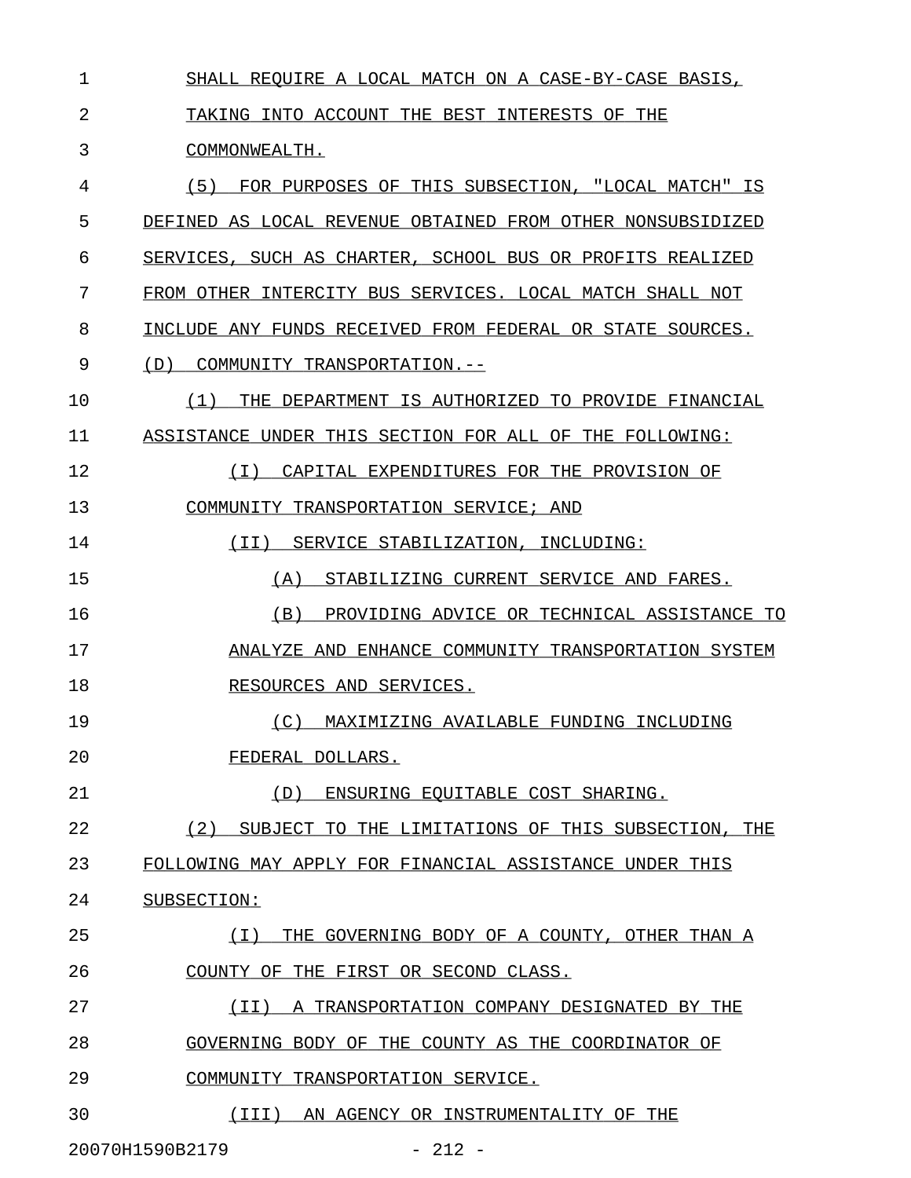SHALL REQUIRE A LOCAL MATCH ON A CASE-BY-CASE BASIS, TAKING INTO ACCOUNT THE BEST INTERESTS OF THE COMMONWEALTH.

(5) FOR PURPOSES OF THIS SUBSECTION, "LOCAL MATCH" IS DEFINED AS LOCAL REVENUE OBTAINED FROM OTHER NONSUBSIDIZED SERVICES, SUCH AS CHARTER, SCHOOL BUS OR PROFITS REALIZED FROM OTHER INTERCITY BUS SERVICES. LOCAL MATCH SHALL NOT INCLUDE ANY FUNDS RECEIVED FROM FEDERAL OR STATE SOURCES.

(D) COMMUNITY TRANSPORTATION.--

(1) THE DEPARTMENT IS AUTHORIZED TO PROVIDE FINANCIAL ASSISTANCE UNDER THIS SECTION FOR ALL OF THE FOLLOWING:

(I) CAPITAL EXPENDITURES FOR THE PROVISION OF COMMUNITY TRANSPORTATION SERVICE; AND

(II) SERVICE STABILIZATION, INCLUDING:

(A) STABILIZING CURRENT SERVICE AND FARES.

(B) PROVIDING ADVICE OR TECHNICAL ASSISTANCE TO ANALYZE AND ENHANCE COMMUNITY TRANSPORTATION SYSTEM RESOURCES AND SERVICES.

(C) MAXIMIZING AVAILABLE FUNDING INCLUDING FEDERAL DOLLARS.

(D) ENSURING EQUITABLE COST SHARING.

(2) SUBJECT TO THE LIMITATIONS OF THIS SUBSECTION, THE FOLLOWING MAY APPLY FOR FINANCIAL ASSISTANCE UNDER THIS SUBSECTION:

(I) THE GOVERNING BODY OF A COUNTY, OTHER THAN A COUNTY OF THE FIRST OR SECOND CLASS.

(II) A TRANSPORTATION COMPANY DESIGNATED BY THE GOVERNING BODY OF THE COUNTY AS THE COORDINATOR OF COMMUNITY TRANSPORTATION SERVICE.

(III) AN AGENCY OR INSTRUMENTALITY OF THE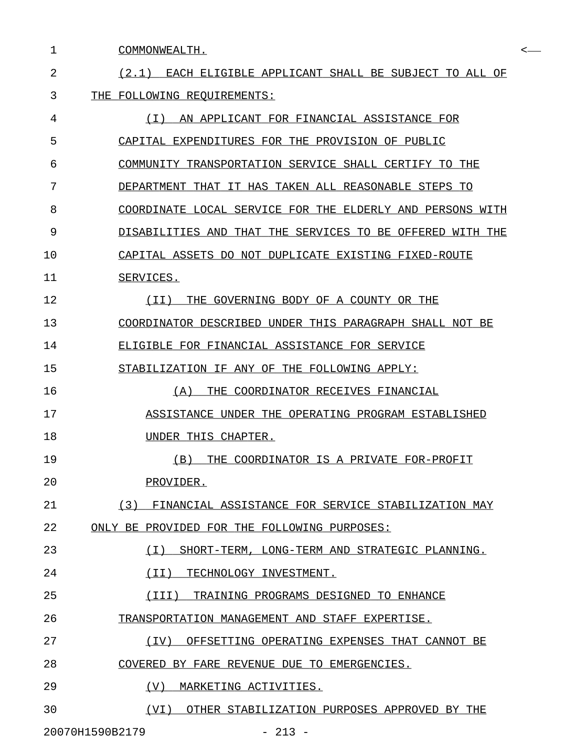COMMONWEALTH.

(2.1) EACH ELIGIBLE APPLICANT SHALL BE SUBJECT TO ALL OF THE FOLLOWING REQUIREMENTS:

(I) AN APPLICANT FOR FINANCIAL ASSISTANCE FOR CAPITAL EXPENDITURES FOR THE PROVISION OF PUBLIC COMMUNITY TRANSPORTATION SERVICE SHALL CERTIFY TO THE DEPARTMENT THAT IT HAS TAKEN ALL REASONABLE STEPS TO COORDINATE LOCAL SERVICE FOR THE ELDERLY AND PERSONS WITH DISABILITIES AND THAT THE SERVICES TO BE OFFERED WITH THE CAPITAL ASSETS DO NOT DUPLICATE EXISTING FIXED-ROUTE SERVICES.

(II) THE GOVERNING BODY OF A COUNTY OR THE COORDINATOR DESCRIBED UNDER THIS PARAGRAPH SHALL NOT BE ELIGIBLE FOR FINANCIAL ASSISTANCE FOR SERVICE STABILIZATION IF ANY OF THE FOLLOWING APPLY:

(A) THE COORDINATOR RECEIVES FINANCIAL ASSISTANCE UNDER THE OPERATING PROGRAM ESTABLISHED UNDER THIS CHAPTER.

(B) THE COORDINATOR IS A PRIVATE FOR-PROFIT PROVIDER.

(3) FINANCIAL ASSISTANCE FOR SERVICE STABILIZATION MAY ONLY BE PROVIDED FOR THE FOLLOWING PURPOSES:

(I) SHORT-TERM, LONG-TERM AND STRATEGIC PLANNING.

(II) TECHNOLOGY INVESTMENT.

(III) TRAINING PROGRAMS DESIGNED TO ENHANCE TRANSPORTATION MANAGEMENT AND STAFF EXPERTISE.

(IV) OFFSETTING OPERATING EXPENSES THAT CANNOT BE COVERED BY FARE REVENUE DUE TO EMERGENCIES.

(V) MARKETING ACTIVITIES.

(VI) OTHER STABILIZATION PURPOSES APPROVED BY THE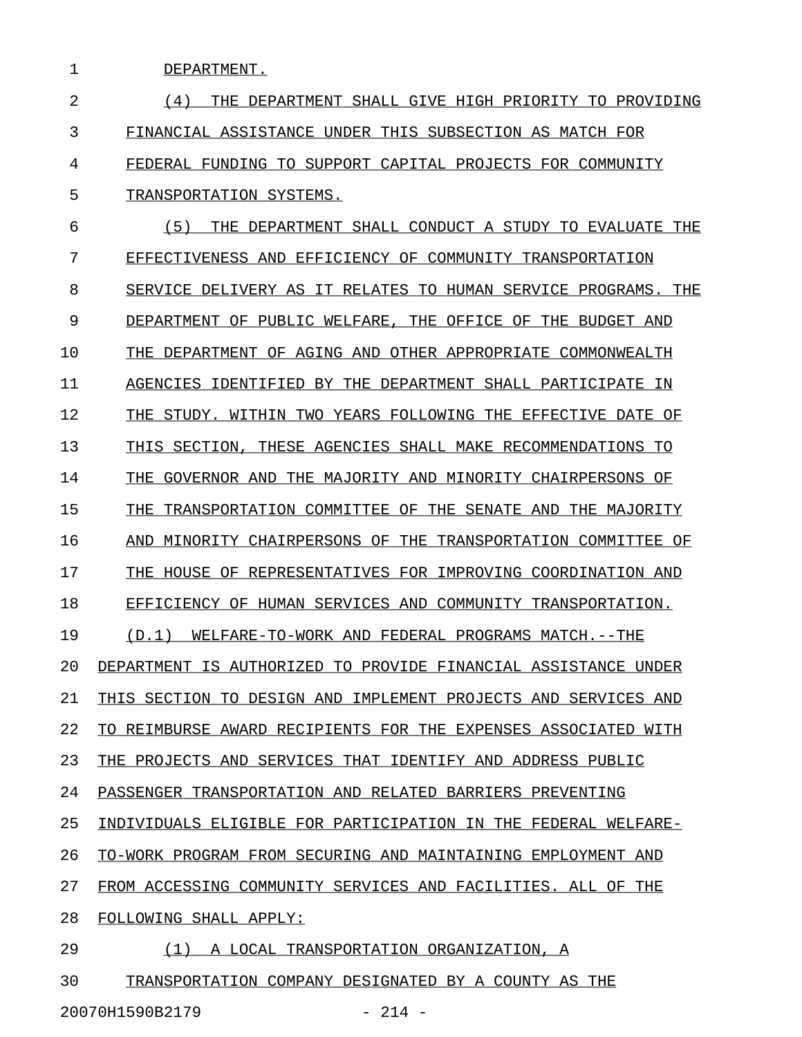DEPARTMENT.

(4) THE DEPARTMENT SHALL GIVE HIGH PRIORITY TO PROVIDING FINANCIAL ASSISTANCE UNDER THIS SUBSECTION AS MATCH FOR FEDERAL FUNDING TO SUPPORT CAPITAL PROJECTS FOR COMMUNITY TRANSPORTATION SYSTEMS.

(5) THE DEPARTMENT SHALL CONDUCT A STUDY TO EVALUATE THE EFFECTIVENESS AND EFFICIENCY OF COMMUNITY TRANSPORTATION SERVICE DELIVERY AS IT RELATES TO HUMAN SERVICE PROGRAMS. THE DEPARTMENT OF PUBLIC WELFARE, THE OFFICE OF THE BUDGET AND THE DEPARTMENT OF AGING AND OTHER APPROPRIATE COMMONWEALTH AGENCIES IDENTIFIED BY THE DEPARTMENT SHALL PARTICIPATE IN THE STUDY. WITHIN TWO YEARS FOLLOWING THE EFFECTIVE DATE OF THIS SECTION, THESE AGENCIES SHALL MAKE RECOMMENDATIONS TO THE GOVERNOR AND THE MAJORITY AND MINORITY CHAIRPERSONS OF THE TRANSPORTATION COMMITTEE OF THE SENATE AND THE MAJORITY AND MINORITY CHAIRPERSONS OF THE TRANSPORTATION COMMITTEE OF THE HOUSE OF REPRESENTATIVES FOR IMPROVING COORDINATION AND EFFICIENCY OF HUMAN SERVICES AND COMMUNITY TRANSPORTATION.

(D.1) WELFARE-TO-WORK AND FEDERAL PROGRAMS MATCH.--THE DEPARTMENT IS AUTHORIZED TO PROVIDE FINANCIAL ASSISTANCE UNDER THIS SECTION TO DESIGN AND IMPLEMENT PROJECTS AND SERVICES AND TO REIMBURSE AWARD RECIPIENTS FOR THE EXPENSES ASSOCIATED WITH THE PROJECTS AND SERVICES THAT IDENTIFY AND ADDRESS PUBLIC PASSENGER TRANSPORTATION AND RELATED BARRIERS PREVENTING INDIVIDUALS ELIGIBLE FOR PARTICIPATION IN THE FEDERAL WELFARE-TO-WORK PROGRAM FROM SECURING AND MAINTAINING EMPLOYMENT AND FROM ACCESSING COMMUNITY SERVICES AND FACILITIES. ALL OF THE FOLLOWING SHALL APPLY:

(1) A LOCAL TRANSPORTATION ORGANIZATION, A TRANSPORTATION COMPANY DESIGNATED BY A COUNTY AS THE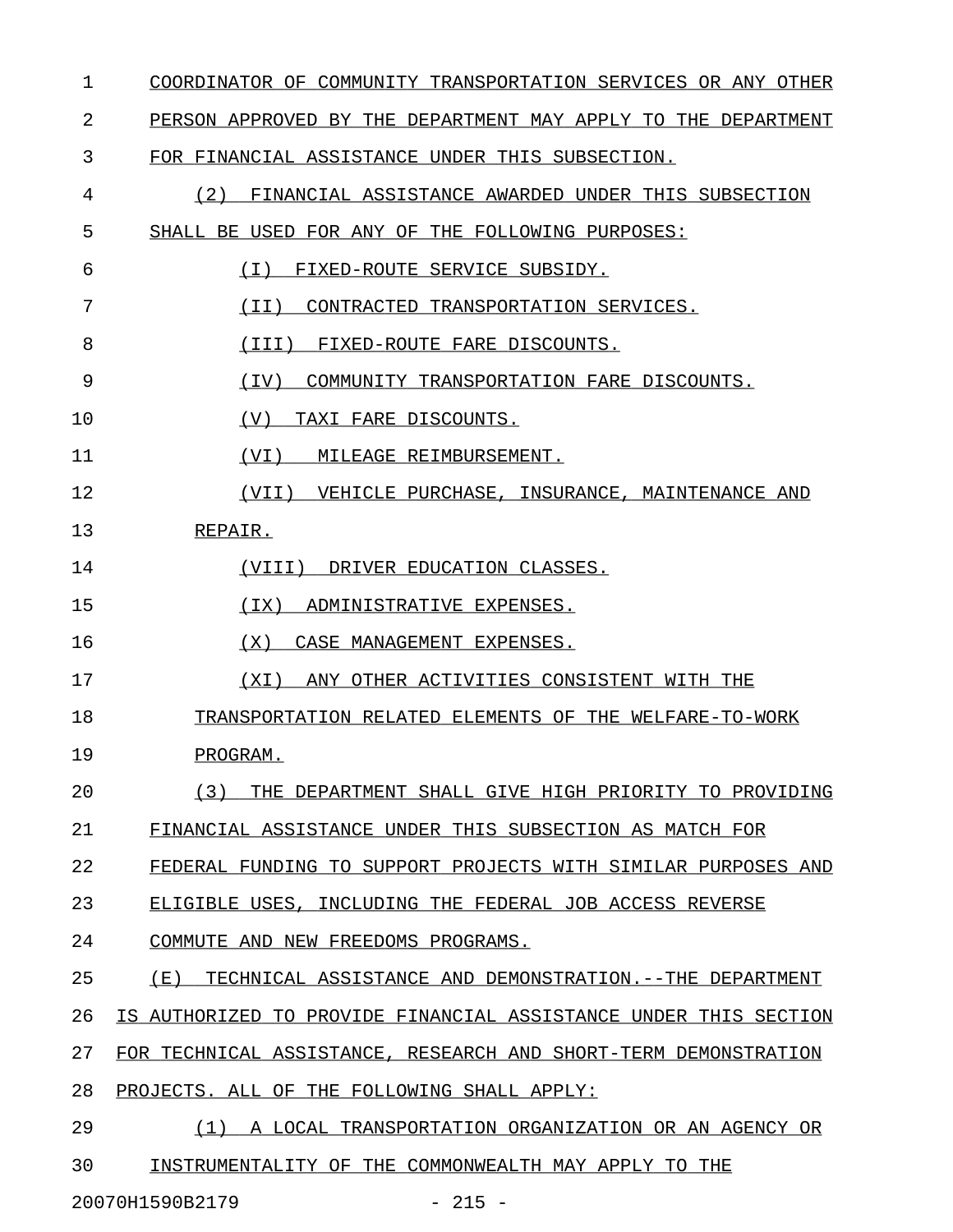COORDINATOR OF COMMUNITY TRANSPORTATION SERVICES OR ANY OTHER PERSON APPROVED BY THE DEPARTMENT MAY APPLY TO THE DEPARTMENT FOR FINANCIAL ASSISTANCE UNDER THIS SUBSECTION.

(2) FINANCIAL ASSISTANCE AWARDED UNDER THIS SUBSECTION SHALL BE USED FOR ANY OF THE FOLLOWING PURPOSES:

(I) FIXED-ROUTE SERVICE SUBSIDY.

(II) CONTRACTED TRANSPORTATION SERVICES.

(III) FIXED-ROUTE FARE DISCOUNTS.

(IV) COMMUNITY TRANSPORTATION FARE DISCOUNTS.

(V) TAXI FARE DISCOUNTS.

(VI) MILEAGE REIMBURSEMENT.

(VII) VEHICLE PURCHASE, INSURANCE, MAINTENANCE AND REPAIR.

(VIII) DRIVER EDUCATION CLASSES.

(IX) ADMINISTRATIVE EXPENSES.

(X) CASE MANAGEMENT EXPENSES.

(XI) ANY OTHER ACTIVITIES CONSISTENT WITH THE TRANSPORTATION RELATED ELEMENTS OF THE WELFARE-TO-WORK PROGRAM.

(3) THE DEPARTMENT SHALL GIVE HIGH PRIORITY TO PROVIDING FINANCIAL ASSISTANCE UNDER THIS SUBSECTION AS MATCH FOR FEDERAL FUNDING TO SUPPORT PROJECTS WITH SIMILAR PURPOSES AND ELIGIBLE USES, INCLUDING THE FEDERAL JOB ACCESS REVERSE COMMUTE AND NEW FREEDOMS PROGRAMS.

(E) TECHNICAL ASSISTANCE AND DEMONSTRATION.--THE DEPARTMENT IS AUTHORIZED TO PROVIDE FINANCIAL ASSISTANCE UNDER THIS SECTION FOR TECHNICAL ASSISTANCE, RESEARCH AND SHORT-TERM DEMONSTRATION PROJECTS. ALL OF THE FOLLOWING SHALL APPLY:

(1) A LOCAL TRANSPORTATION ORGANIZATION OR AN AGENCY OR INSTRUMENTALITY OF THE COMMONWEALTH MAY APPLY TO THE

20070H1590B2179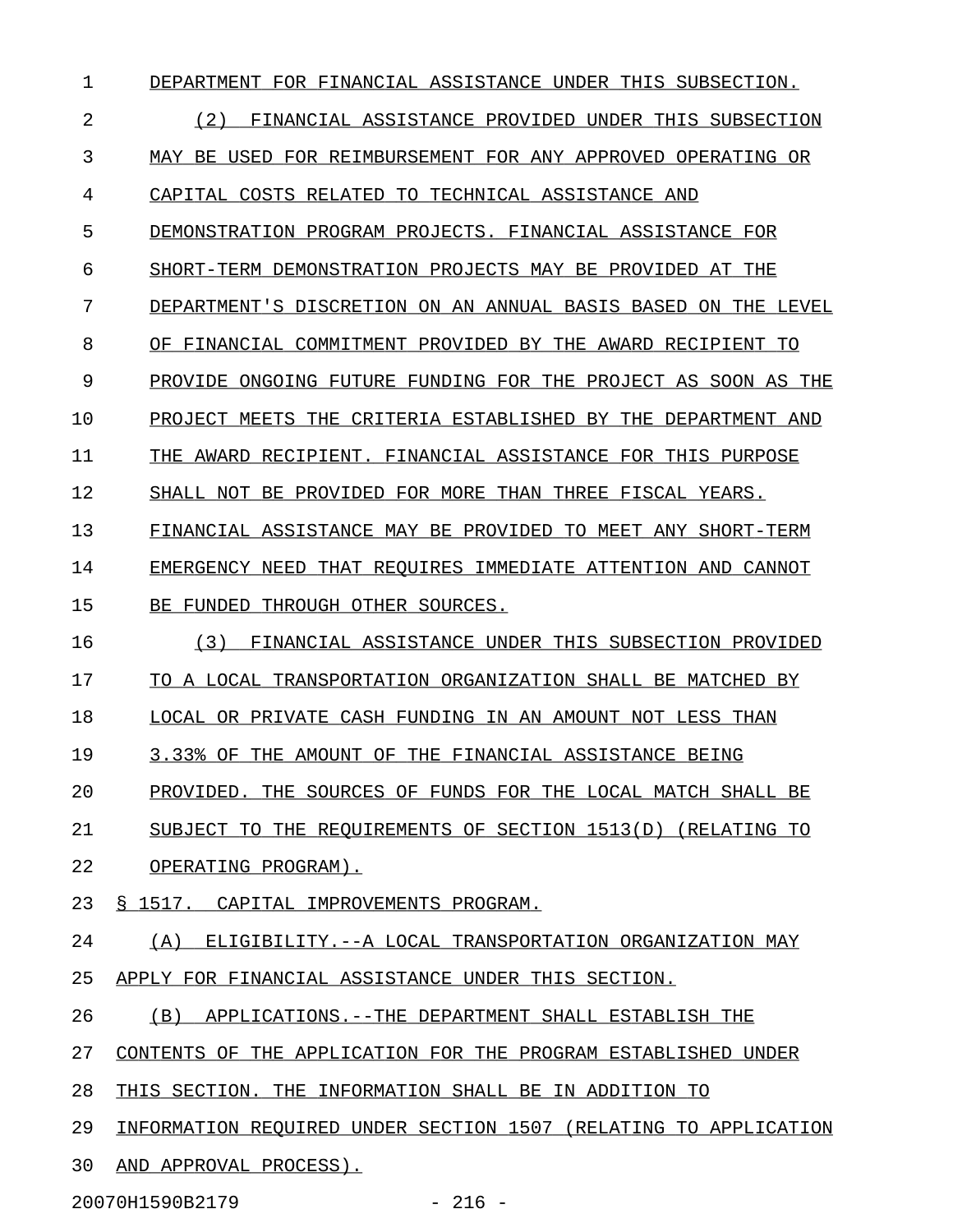DEPARTMENT FOR FINANCIAL ASSISTANCE UNDER THIS SUBSECTION.

(2) FINANCIAL ASSISTANCE PROVIDED UNDER THIS SUBSECTION MAY BE USED FOR REIMBURSEMENT FOR ANY APPROVED OPERATING OR CAPITAL COSTS RELATED TO TECHNICAL ASSISTANCE AND DEMONSTRATION PROGRAM PROJECTS. FINANCIAL ASSISTANCE FOR SHORT-TERM DEMONSTRATION PROJECTS MAY BE PROVIDED AT THE DEPARTMENT'S DISCRETION ON AN ANNUAL BASIS BASED ON THE LEVEL OF FINANCIAL COMMITMENT PROVIDED BY THE AWARD RECIPIENT TO PROVIDE ONGOING FUTURE FUNDING FOR THE PROJECT AS SOON AS THE PROJECT MEETS THE CRITERIA ESTABLISHED BY THE DEPARTMENT AND THE AWARD RECIPIENT. FINANCIAL ASSISTANCE FOR THIS PURPOSE SHALL NOT BE PROVIDED FOR MORE THAN THREE FISCAL YEARS. FINANCIAL ASSISTANCE MAY BE PROVIDED TO MEET ANY SHORT-TERM EMERGENCY NEED THAT REQUIRES IMMEDIATE ATTENTION AND CANNOT BE FUNDED THROUGH OTHER SOURCES.

(3) FINANCIAL ASSISTANCE UNDER THIS SUBSECTION PROVIDED TO A LOCAL TRANSPORTATION ORGANIZATION SHALL BE MATCHED BY LOCAL OR PRIVATE CASH FUNDING IN AN AMOUNT NOT LESS THAN 3.33% OF THE AMOUNT OF THE FINANCIAL ASSISTANCE BEING PROVIDED. THE SOURCES OF FUNDS FOR THE LOCAL MATCH SHALL BE SUBJECT TO THE REQUIREMENTS OF SECTION 1513(D) (RELATING TO OPERATING PROGRAM).

§ 1517. CAPITAL IMPROVEMENTS PROGRAM.

(A) ELIGIBILITY.--A LOCAL TRANSPORTATION ORGANIZATION MAY APPLY FOR FINANCIAL ASSISTANCE UNDER THIS SECTION.

(B) APPLICATIONS.--THE DEPARTMENT SHALL ESTABLISH THE CONTENTS OF THE APPLICATION FOR THE PROGRAM ESTABLISHED UNDER THIS SECTION. THE INFORMATION SHALL BE IN ADDITION TO INFORMATION REQUIRED UNDER SECTION 1507 (RELATING TO APPLICATION AND APPROVAL PROCESS).

20070H1590B2179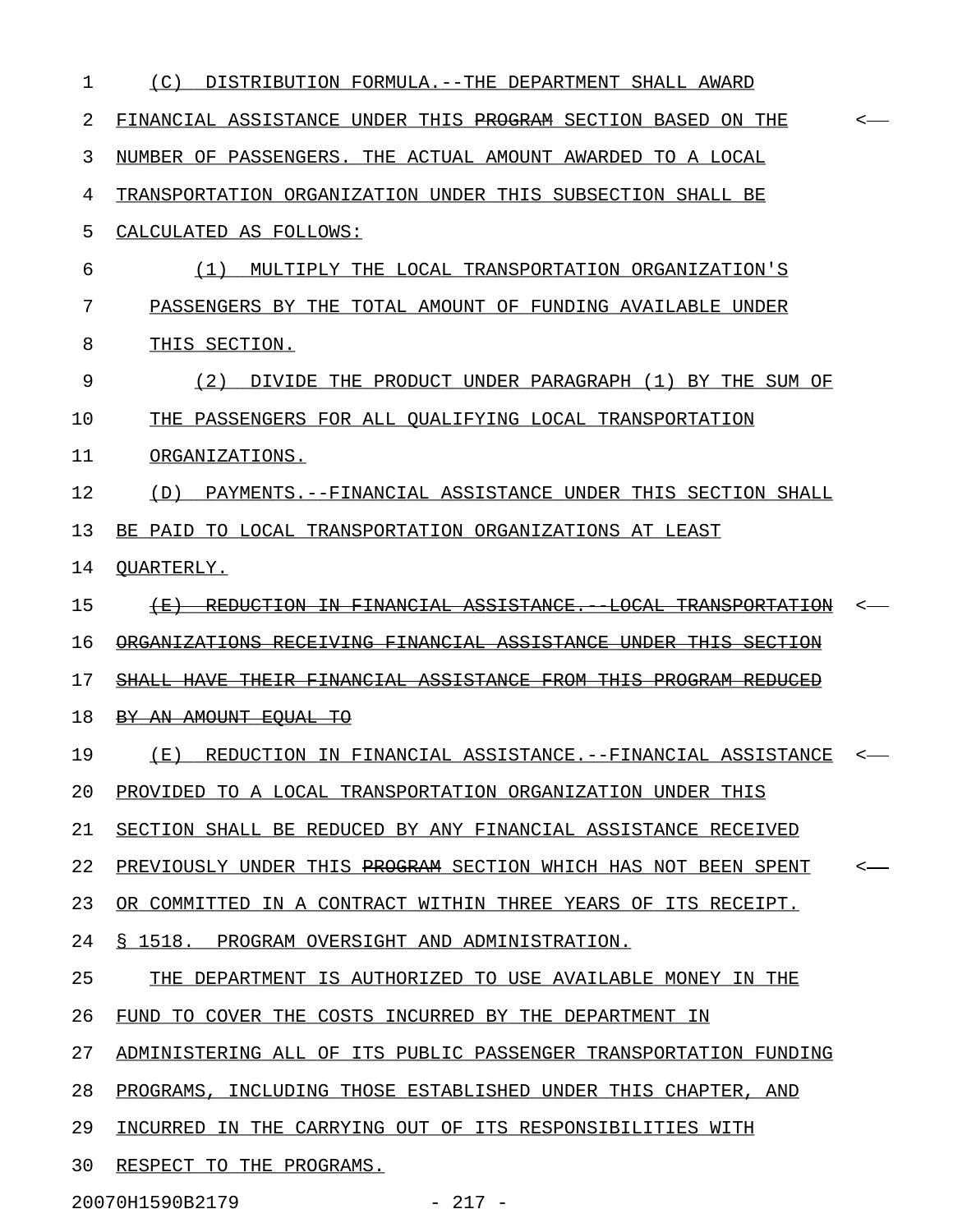(C) DISTRIBUTION FORMULA.--THE DEPARTMENT SHALL AWARD FINANCIAL ASSISTANCE UNDER THIS ~~PROGRAM~~ SECTION BASED ON THE NUMBER OF PASSENGERS. THE ACTUAL AMOUNT AWARDED TO A LOCAL TRANSPORTATION ORGANIZATION UNDER THIS SUBSECTION SHALL BE CALCULATED AS FOLLOWS:

(1) MULTIPLY THE LOCAL TRANSPORTATION ORGANIZATION'S PASSENGERS BY THE TOTAL AMOUNT OF FUNDING AVAILABLE UNDER THIS SECTION.

(2) DIVIDE THE PRODUCT UNDER PARAGRAPH (1) BY THE SUM OF THE PASSENGERS FOR ALL QUALIFYING LOCAL TRANSPORTATION ORGANIZATIONS.

(D) PAYMENTS.--FINANCIAL ASSISTANCE UNDER THIS SECTION SHALL BE PAID TO LOCAL TRANSPORTATION ORGANIZATIONS AT LEAST QUARTERLY.

~~(E) REDUCTION IN FINANCIAL ASSISTANCE.--LOCAL TRANSPORTATION ORGANIZATIONS RECEIVING FINANCIAL ASSISTANCE UNDER THIS SECTION SHALL HAVE THEIR FINANCIAL ASSISTANCE FROM THIS PROGRAM REDUCED BY AN AMOUNT EQUAL TO~~

(E) REDUCTION IN FINANCIAL ASSISTANCE.--FINANCIAL ASSISTANCE PROVIDED TO A LOCAL TRANSPORTATION ORGANIZATION UNDER THIS SECTION SHALL BE REDUCED BY ANY FINANCIAL ASSISTANCE RECEIVED PREVIOUSLY UNDER THIS ~~PROGRAM~~ SECTION WHICH HAS NOT BEEN SPENT OR COMMITTED IN A CONTRACT WITHIN THREE YEARS OF ITS RECEIPT.

§ 1518. PROGRAM OVERSIGHT AND ADMINISTRATION.

THE DEPARTMENT IS AUTHORIZED TO USE AVAILABLE MONEY IN THE FUND TO COVER THE COSTS INCURRED BY THE DEPARTMENT IN ADMINISTERING ALL OF ITS PUBLIC PASSENGER TRANSPORTATION FUNDING PROGRAMS, INCLUDING THOSE ESTABLISHED UNDER THIS CHAPTER, AND INCURRED IN THE CARRYING OUT OF ITS RESPONSIBILITIES WITH RESPECT TO THE PROGRAMS.

20070H1590B2179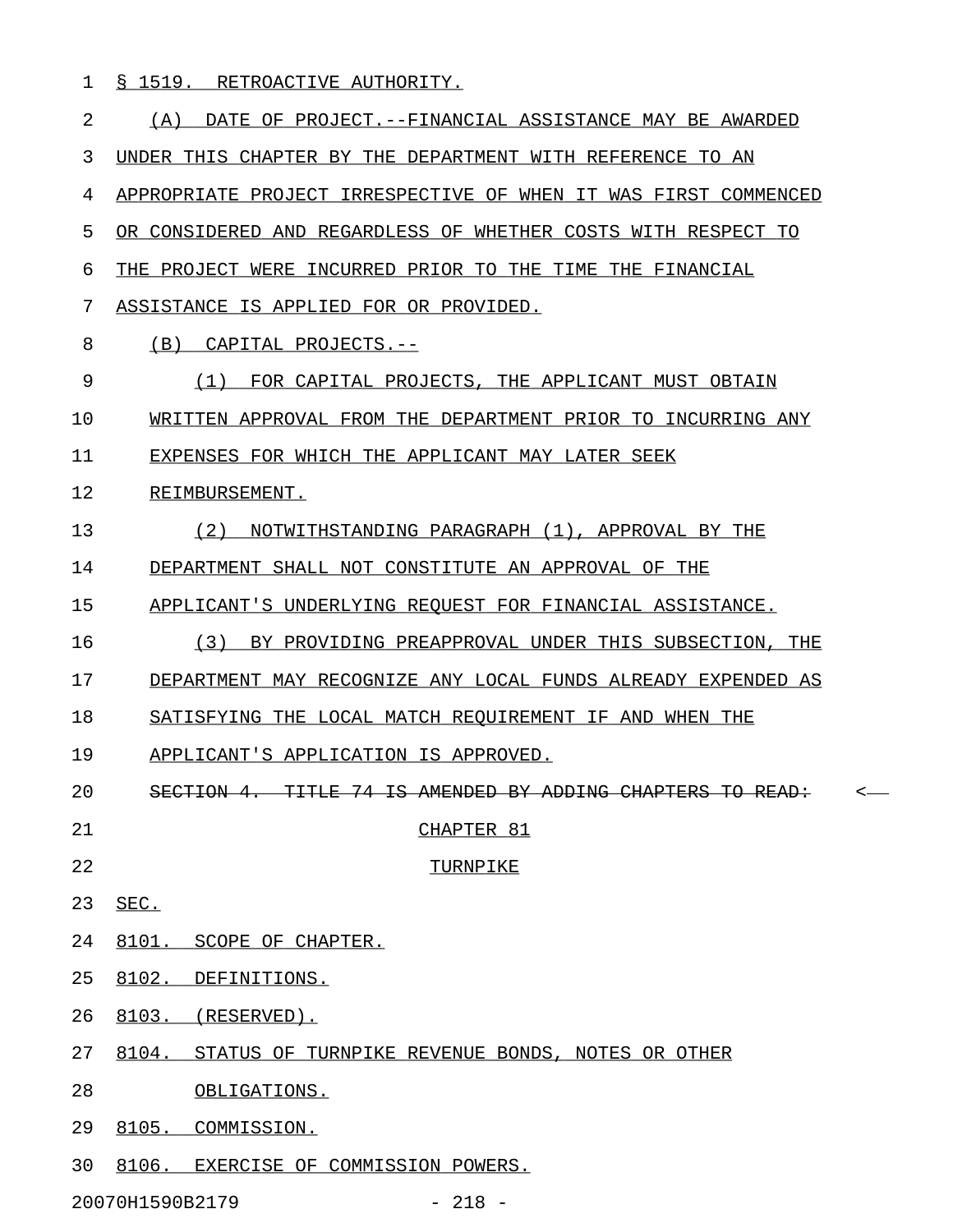§ 1519. RETROACTIVE AUTHORITY.

(A) DATE OF PROJECT.--FINANCIAL ASSISTANCE MAY BE AWARDED UNDER THIS CHAPTER BY THE DEPARTMENT WITH REFERENCE TO AN APPROPRIATE PROJECT IRRESPECTIVE OF WHEN IT WAS FIRST COMMENCED OR CONSIDERED AND REGARDLESS OF WHETHER COSTS WITH RESPECT TO THE PROJECT WERE INCURRED PRIOR TO THE TIME THE FINANCIAL ASSISTANCE IS APPLIED FOR OR PROVIDED.

(B) CAPITAL PROJECTS.--

(1) FOR CAPITAL PROJECTS, THE APPLICANT MUST OBTAIN WRITTEN APPROVAL FROM THE DEPARTMENT PRIOR TO INCURRING ANY EXPENSES FOR WHICH THE APPLICANT MAY LATER SEEK REIMBURSEMENT.

(2) NOTWITHSTANDING PARAGRAPH (1), APPROVAL BY THE DEPARTMENT SHALL NOT CONSTITUTE AN APPROVAL OF THE APPLICANT'S UNDERLYING REQUEST FOR FINANCIAL ASSISTANCE.

(3) BY PROVIDING PREAPPROVAL UNDER THIS SUBSECTION, THE DEPARTMENT MAY RECOGNIZE ANY LOCAL FUNDS ALREADY EXPENDED AS SATISFYING THE LOCAL MATCH REQUIREMENT IF AND WHEN THE APPLICANT'S APPLICATION IS APPROVED.

~~SECTION 4. TITLE 74 IS AMENDED BY ADDING CHAPTERS TO READ:~~ <

CHAPTER 81

TURNPIKE

SEC.

8101. SCOPE OF CHAPTER.

8102. DEFINITIONS.

8103. (RESERVED).

8104. STATUS OF TURNPIKE REVENUE BONDS, NOTES OR OTHER OBLIGATIONS.

8105. COMMISSION.

8106. EXERCISE OF COMMISSION POWERS.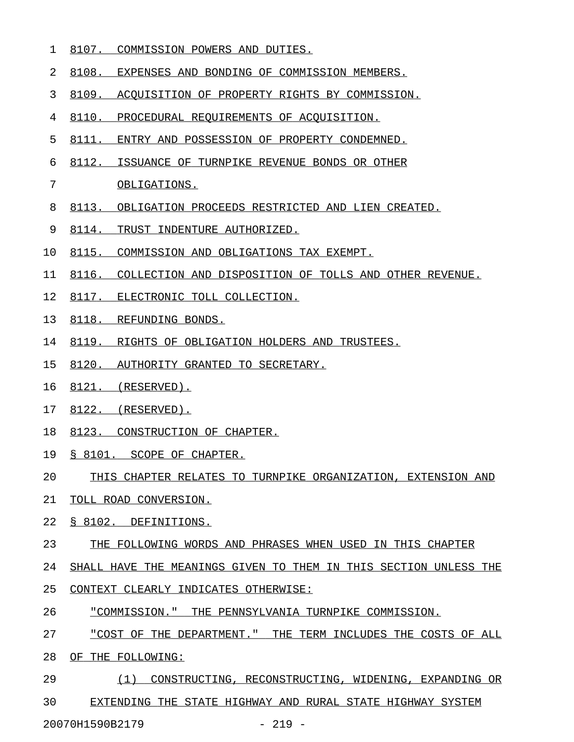8107. COMMISSION POWERS AND DUTIES.

8108. EXPENSES AND BONDING OF COMMISSION MEMBERS.

8109. ACQUISITION OF PROPERTY RIGHTS BY COMMISSION.

8110. PROCEDURAL REQUIREMENTS OF ACQUISITION.

8111. ENTRY AND POSSESSION OF PROPERTY CONDEMNED.

8112. ISSUANCE OF TURNPIKE REVENUE BONDS OR OTHER OBLIGATIONS.

8113. OBLIGATION PROCEEDS RESTRICTED AND LIEN CREATED.

8114. TRUST INDENTURE AUTHORIZED.

8115. COMMISSION AND OBLIGATIONS TAX EXEMPT.

8116. COLLECTION AND DISPOSITION OF TOLLS AND OTHER REVENUE.

8117. ELECTRONIC TOLL COLLECTION.

8118. REFUNDING BONDS.

8119. RIGHTS OF OBLIGATION HOLDERS AND TRUSTEES.

8120. AUTHORITY GRANTED TO SECRETARY.

8121. (RESERVED).

8122. (RESERVED).

8123. CONSTRUCTION OF CHAPTER.

§ 8101. SCOPE OF CHAPTER.

THIS CHAPTER RELATES TO TURNPIKE ORGANIZATION, EXTENSION AND TOLL ROAD CONVERSION.

§ 8102. DEFINITIONS.

THE FOLLOWING WORDS AND PHRASES WHEN USED IN THIS CHAPTER SHALL HAVE THE MEANINGS GIVEN TO THEM IN THIS SECTION UNLESS THE CONTEXT CLEARLY INDICATES OTHERWISE:

"COMMISSION." THE PENNSYLVANIA TURNPIKE COMMISSION.

"COST OF THE DEPARTMENT." THE TERM INCLUDES THE COSTS OF ALL OF THE FOLLOWING:

(1) CONSTRUCTING, RECONSTRUCTING, WIDENING, EXPANDING OR EXTENDING THE STATE HIGHWAY AND RURAL STATE HIGHWAY SYSTEM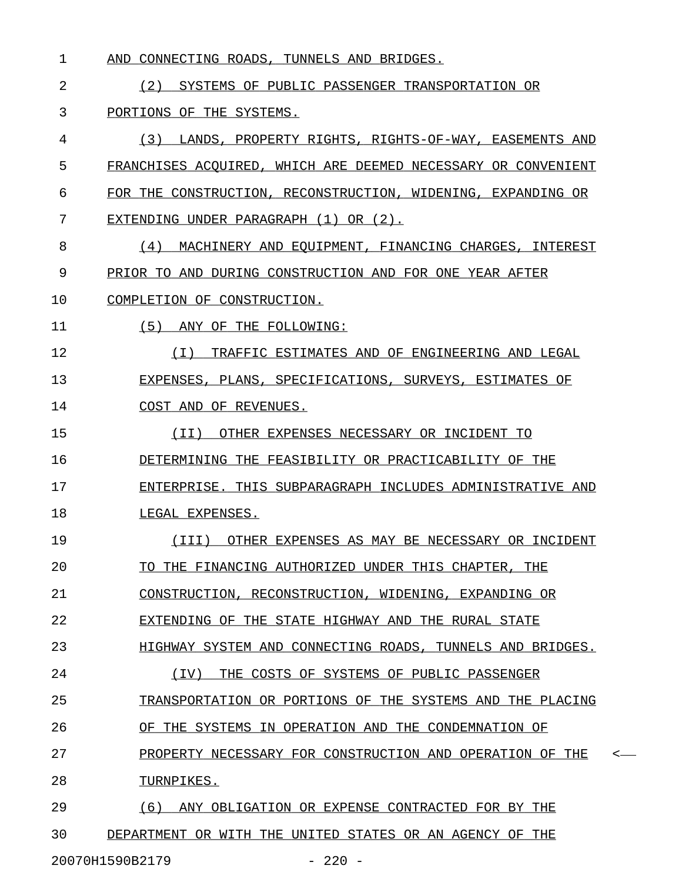AND CONNECTING ROADS, TUNNELS AND BRIDGES.

(2) SYSTEMS OF PUBLIC PASSENGER TRANSPORTATION OR PORTIONS OF THE SYSTEMS.

(3) LANDS, PROPERTY RIGHTS, RIGHTS-OF-WAY, EASEMENTS AND FRANCHISES ACQUIRED, WHICH ARE DEEMED NECESSARY OR CONVENIENT FOR THE CONSTRUCTION, RECONSTRUCTION, WIDENING, EXPANDING OR EXTENDING UNDER PARAGRAPH (1) OR (2).

(4) MACHINERY AND EQUIPMENT, FINANCING CHARGES, INTEREST PRIOR TO AND DURING CONSTRUCTION AND FOR ONE YEAR AFTER COMPLETION OF CONSTRUCTION.

(5) ANY OF THE FOLLOWING:

(I) TRAFFIC ESTIMATES AND OF ENGINEERING AND LEGAL EXPENSES, PLANS, SPECIFICATIONS, SURVEYS, ESTIMATES OF COST AND OF REVENUES.

(II) OTHER EXPENSES NECESSARY OR INCIDENT TO DETERMINING THE FEASIBILITY OR PRACTICABILITY OF THE ENTERPRISE. THIS SUBPARAGRAPH INCLUDES ADMINISTRATIVE AND LEGAL EXPENSES.

(III) OTHER EXPENSES AS MAY BE NECESSARY OR INCIDENT TO THE FINANCING AUTHORIZED UNDER THIS CHAPTER, THE CONSTRUCTION, RECONSTRUCTION, WIDENING, EXPANDING OR EXTENDING OF THE STATE HIGHWAY AND THE RURAL STATE HIGHWAY SYSTEM AND CONNECTING ROADS, TUNNELS AND BRIDGES.

(IV) THE COSTS OF SYSTEMS OF PUBLIC PASSENGER TRANSPORTATION OR PORTIONS OF THE SYSTEMS AND THE PLACING OF THE SYSTEMS IN OPERATION AND THE CONDEMNATION OF PROPERTY NECESSARY FOR CONSTRUCTION AND OPERATION OF THE TURNPIKES.

(6) ANY OBLIGATION OR EXPENSE CONTRACTED FOR BY THE DEPARTMENT OR WITH THE UNITED STATES OR AN AGENCY OF THE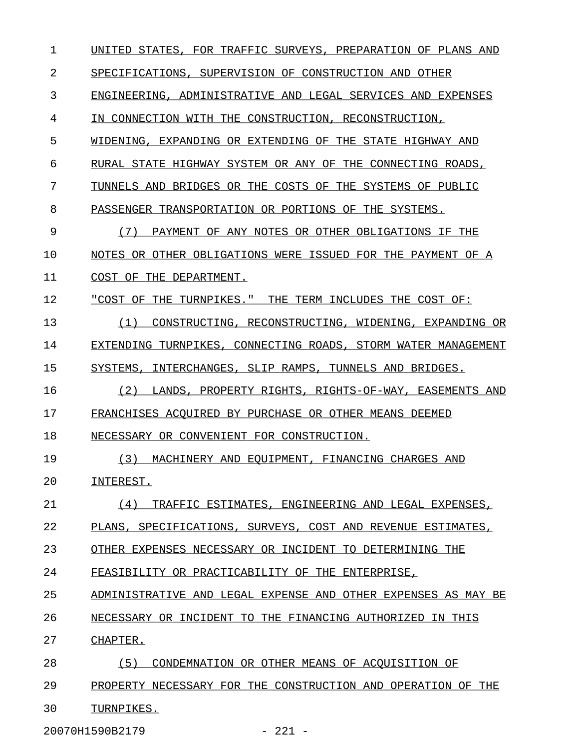UNITED STATES, FOR TRAFFIC SURVEYS, PREPARATION OF PLANS AND SPECIFICATIONS, SUPERVISION OF CONSTRUCTION AND OTHER ENGINEERING, ADMINISTRATIVE AND LEGAL SERVICES AND EXPENSES IN CONNECTION WITH THE CONSTRUCTION, RECONSTRUCTION, WIDENING, EXPANDING OR EXTENDING OF THE STATE HIGHWAY AND RURAL STATE HIGHWAY SYSTEM OR ANY OF THE CONNECTING ROADS, TUNNELS AND BRIDGES OR THE COSTS OF THE SYSTEMS OF PUBLIC PASSENGER TRANSPORTATION OR PORTIONS OF THE SYSTEMS.

(7) PAYMENT OF ANY NOTES OR OTHER OBLIGATIONS IF THE NOTES OR OTHER OBLIGATIONS WERE ISSUED FOR THE PAYMENT OF A COST OF THE DEPARTMENT.

"COST OF THE TURNPIKES." THE TERM INCLUDES THE COST OF:

(1) CONSTRUCTING, RECONSTRUCTING, WIDENING, EXPANDING OR EXTENDING TURNPIKES, CONNECTING ROADS, STORM WATER MANAGEMENT SYSTEMS, INTERCHANGES, SLIP RAMPS, TUNNELS AND BRIDGES.

(2) LANDS, PROPERTY RIGHTS, RIGHTS-OF-WAY, EASEMENTS AND FRANCHISES ACQUIRED BY PURCHASE OR OTHER MEANS DEEMED NECESSARY OR CONVENIENT FOR CONSTRUCTION.

(3) MACHINERY AND EQUIPMENT, FINANCING CHARGES AND INTEREST.

(4) TRAFFIC ESTIMATES, ENGINEERING AND LEGAL EXPENSES, PLANS, SPECIFICATIONS, SURVEYS, COST AND REVENUE ESTIMATES, OTHER EXPENSES NECESSARY OR INCIDENT TO DETERMINING THE FEASIBILITY OR PRACTICABILITY OF THE ENTERPRISE, ADMINISTRATIVE AND LEGAL EXPENSE AND OTHER EXPENSES AS MAY BE NECESSARY OR INCIDENT TO THE FINANCING AUTHORIZED IN THIS CHAPTER.

(5) CONDEMNATION OR OTHER MEANS OF ACQUISITION OF PROPERTY NECESSARY FOR THE CONSTRUCTION AND OPERATION OF THE TURNPIKES.

20070H1590B2179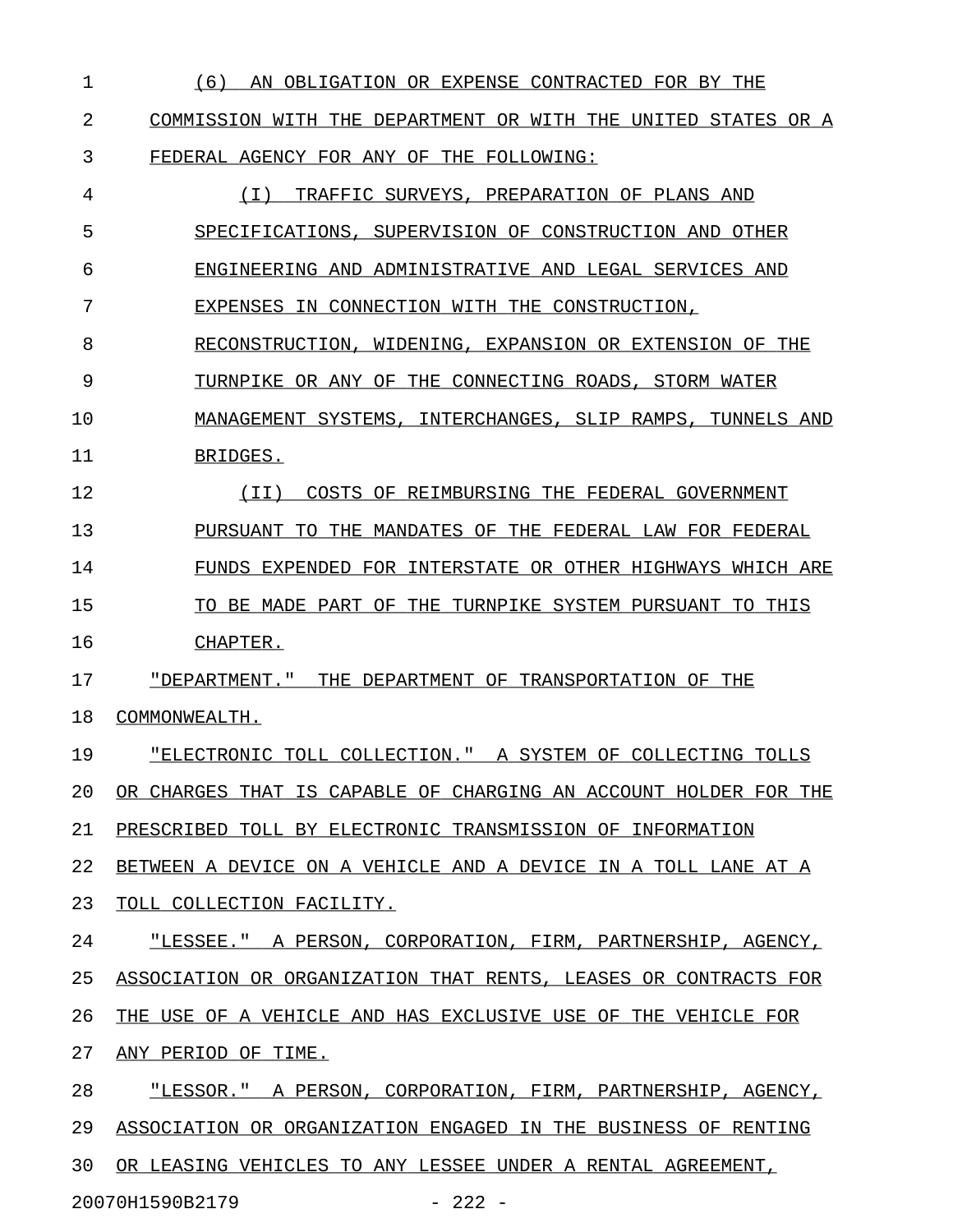(6) AN OBLIGATION OR EXPENSE CONTRACTED FOR BY THE COMMISSION WITH THE DEPARTMENT OR WITH THE UNITED STATES OR A FEDERAL AGENCY FOR ANY OF THE FOLLOWING:

(I) TRAFFIC SURVEYS, PREPARATION OF PLANS AND SPECIFICATIONS, SUPERVISION OF CONSTRUCTION AND OTHER ENGINEERING AND ADMINISTRATIVE AND LEGAL SERVICES AND EXPENSES IN CONNECTION WITH THE CONSTRUCTION, RECONSTRUCTION, WIDENING, EXPANSION OR EXTENSION OF THE TURNPIKE OR ANY OF THE CONNECTING ROADS, STORM WATER MANAGEMENT SYSTEMS, INTERCHANGES, SLIP RAMPS, TUNNELS AND BRIDGES.

(II) COSTS OF REIMBURSING THE FEDERAL GOVERNMENT PURSUANT TO THE MANDATES OF THE FEDERAL LAW FOR FEDERAL FUNDS EXPENDED FOR INTERSTATE OR OTHER HIGHWAYS WHICH ARE TO BE MADE PART OF THE TURNPIKE SYSTEM PURSUANT TO THIS CHAPTER.

"DEPARTMENT." THE DEPARTMENT OF TRANSPORTATION OF THE COMMONWEALTH.

"ELECTRONIC TOLL COLLECTION." A SYSTEM OF COLLECTING TOLLS OR CHARGES THAT IS CAPABLE OF CHARGING AN ACCOUNT HOLDER FOR THE PRESCRIBED TOLL BY ELECTRONIC TRANSMISSION OF INFORMATION BETWEEN A DEVICE ON A VEHICLE AND A DEVICE IN A TOLL LANE AT A TOLL COLLECTION FACILITY.

"LESSEE." A PERSON, CORPORATION, FIRM, PARTNERSHIP, AGENCY, ASSOCIATION OR ORGANIZATION THAT RENTS, LEASES OR CONTRACTS FOR THE USE OF A VEHICLE AND HAS EXCLUSIVE USE OF THE VEHICLE FOR ANY PERIOD OF TIME.

"LESSOR." A PERSON, CORPORATION, FIRM, PARTNERSHIP, AGENCY, ASSOCIATION OR ORGANIZATION ENGAGED IN THE BUSINESS OF RENTING OR LEASING VEHICLES TO ANY LESSEE UNDER A RENTAL AGREEMENT,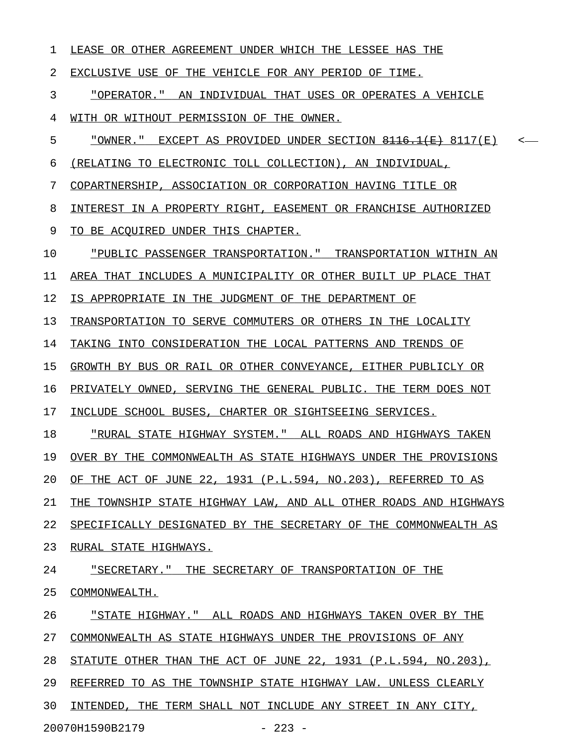LEASE OR OTHER AGREEMENT UNDER WHICH THE LESSEE HAS THE EXCLUSIVE USE OF THE VEHICLE FOR ANY PERIOD OF TIME.

"OPERATOR." AN INDIVIDUAL THAT USES OR OPERATES A VEHICLE WITH OR WITHOUT PERMISSION OF THE OWNER.

"OWNER." EXCEPT AS PROVIDED UNDER SECTION ~~8116.1(E)~~ 8117(E) (RELATING TO ELECTRONIC TOLL COLLECTION), AN INDIVIDUAL, COPARTNERSHIP, ASSOCIATION OR CORPORATION HAVING TITLE OR INTEREST IN A PROPERTY RIGHT, EASEMENT OR FRANCHISE AUTHORIZED TO BE ACQUIRED UNDER THIS CHAPTER.

"PUBLIC PASSENGER TRANSPORTATION." TRANSPORTATION WITHIN AN AREA THAT INCLUDES A MUNICIPALITY OR OTHER BUILT UP PLACE THAT IS APPROPRIATE IN THE JUDGMENT OF THE DEPARTMENT OF TRANSPORTATION TO SERVE COMMUTERS OR OTHERS IN THE LOCALITY TAKING INTO CONSIDERATION THE LOCAL PATTERNS AND TRENDS OF GROWTH BY BUS OR RAIL OR OTHER CONVEYANCE, EITHER PUBLICLY OR PRIVATELY OWNED, SERVING THE GENERAL PUBLIC. THE TERM DOES NOT INCLUDE SCHOOL BUSES, CHARTER OR SIGHTSEEING SERVICES.

"RURAL STATE HIGHWAY SYSTEM." ALL ROADS AND HIGHWAYS TAKEN OVER BY THE COMMONWEALTH AS STATE HIGHWAYS UNDER THE PROVISIONS OF THE ACT OF JUNE 22, 1931 (P.L.594, NO.203), REFERRED TO AS THE TOWNSHIP STATE HIGHWAY LAW, AND ALL OTHER ROADS AND HIGHWAYS SPECIFICALLY DESIGNATED BY THE SECRETARY OF THE COMMONWEALTH AS RURAL STATE HIGHWAYS.

"SECRETARY." THE SECRETARY OF TRANSPORTATION OF THE COMMONWEALTH.

"STATE HIGHWAY." ALL ROADS AND HIGHWAYS TAKEN OVER BY THE COMMONWEALTH AS STATE HIGHWAYS UNDER THE PROVISIONS OF ANY STATUTE OTHER THAN THE ACT OF JUNE 22, 1931 (P.L.594, NO.203), REFERRED TO AS THE TOWNSHIP STATE HIGHWAY LAW. UNLESS CLEARLY INTENDED, THE TERM SHALL NOT INCLUDE ANY STREET IN ANY CITY,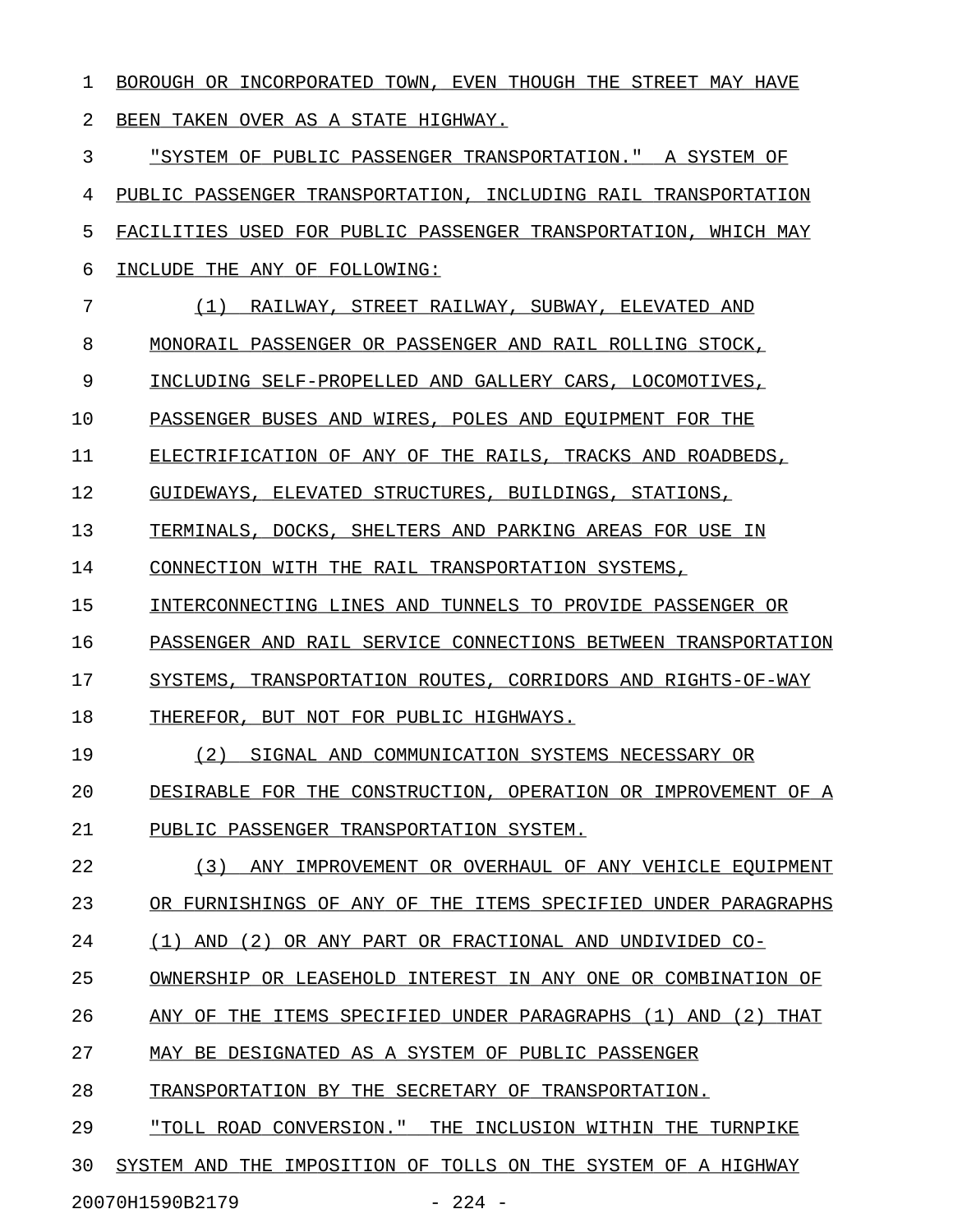BOROUGH OR INCORPORATED TOWN, EVEN THOUGH THE STREET MAY HAVE BEEN TAKEN OVER AS A STATE HIGHWAY.

"SYSTEM OF PUBLIC PASSENGER TRANSPORTATION." A SYSTEM OF PUBLIC PASSENGER TRANSPORTATION, INCLUDING RAIL TRANSPORTATION FACILITIES USED FOR PUBLIC PASSENGER TRANSPORTATION, WHICH MAY INCLUDE THE ANY OF FOLLOWING:

(1) RAILWAY, STREET RAILWAY, SUBWAY, ELEVATED AND MONORAIL PASSENGER OR PASSENGER AND RAIL ROLLING STOCK, INCLUDING SELF-PROPELLED AND GALLERY CARS, LOCOMOTIVES, PASSENGER BUSES AND WIRES, POLES AND EQUIPMENT FOR THE ELECTRIFICATION OF ANY OF THE RAILS, TRACKS AND ROADBEDS, GUIDEWAYS, ELEVATED STRUCTURES, BUILDINGS, STATIONS, TERMINALS, DOCKS, SHELTERS AND PARKING AREAS FOR USE IN CONNECTION WITH THE RAIL TRANSPORTATION SYSTEMS, INTERCONNECTING LINES AND TUNNELS TO PROVIDE PASSENGER OR PASSENGER AND RAIL SERVICE CONNECTIONS BETWEEN TRANSPORTATION SYSTEMS, TRANSPORTATION ROUTES, CORRIDORS AND RIGHTS-OF-WAY THEREFOR, BUT NOT FOR PUBLIC HIGHWAYS.

(2) SIGNAL AND COMMUNICATION SYSTEMS NECESSARY OR DESIRABLE FOR THE CONSTRUCTION, OPERATION OR IMPROVEMENT OF A PUBLIC PASSENGER TRANSPORTATION SYSTEM.

(3) ANY IMPROVEMENT OR OVERHAUL OF ANY VEHICLE EQUIPMENT OR FURNISHINGS OF ANY OF THE ITEMS SPECIFIED UNDER PARAGRAPHS (1) AND (2) OR ANY PART OR FRACTIONAL AND UNDIVIDED CO-OWNERSHIP OR LEASEHOLD INTEREST IN ANY ONE OR COMBINATION OF ANY OF THE ITEMS SPECIFIED UNDER PARAGRAPHS (1) AND (2) THAT MAY BE DESIGNATED AS A SYSTEM OF PUBLIC PASSENGER TRANSPORTATION BY THE SECRETARY OF TRANSPORTATION.

"TOLL ROAD CONVERSION." THE INCLUSION WITHIN THE TURNPIKE SYSTEM AND THE IMPOSITION OF TOLLS ON THE SYSTEM OF A HIGHWAY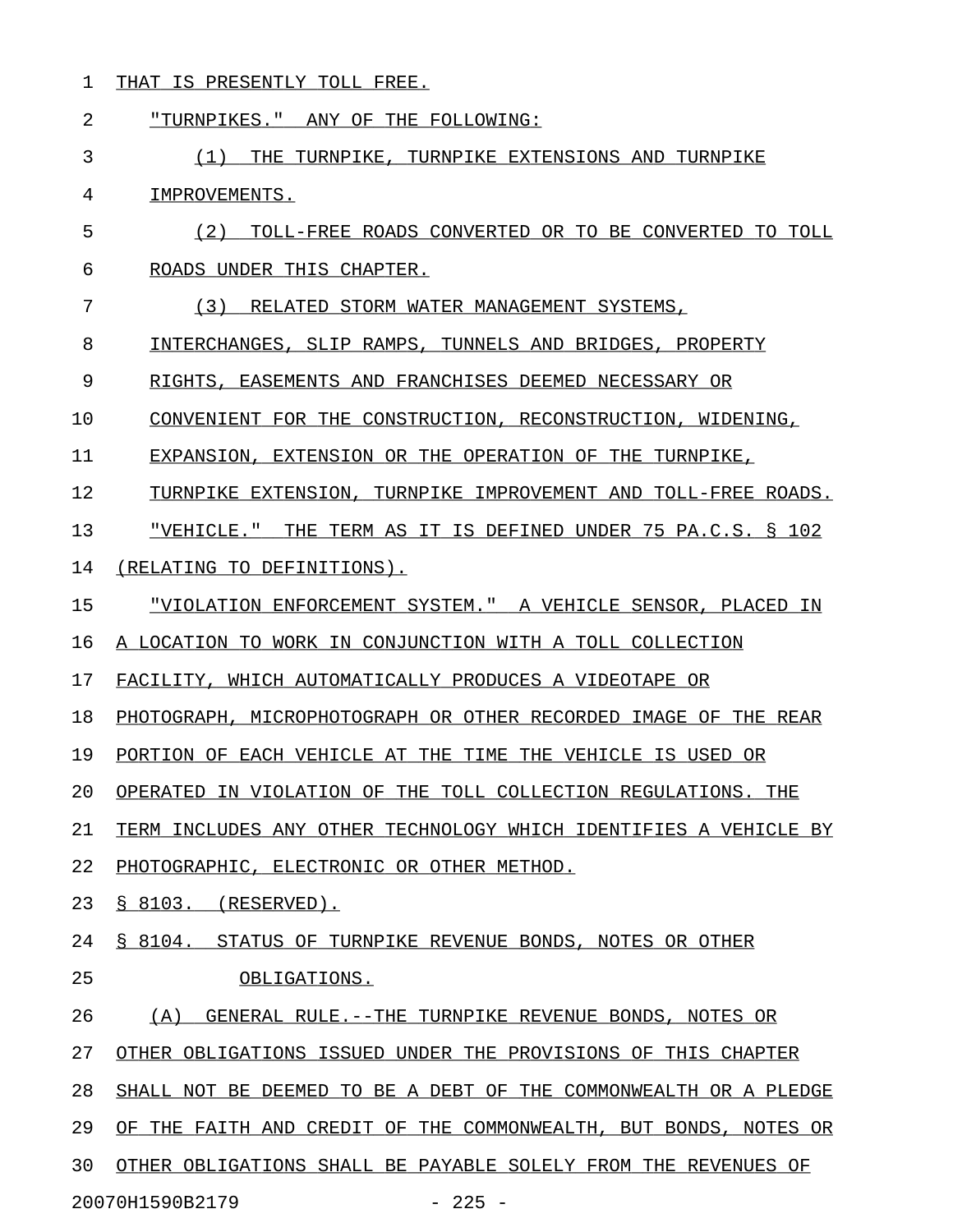THAT IS PRESENTLY TOLL FREE.

"TURNPIKES." ANY OF THE FOLLOWING:

(1) THE TURNPIKE, TURNPIKE EXTENSIONS AND TURNPIKE IMPROVEMENTS.

(2) TOLL-FREE ROADS CONVERTED OR TO BE CONVERTED TO TOLL ROADS UNDER THIS CHAPTER.

(3) RELATED STORM WATER MANAGEMENT SYSTEMS, INTERCHANGES, SLIP RAMPS, TUNNELS AND BRIDGES, PROPERTY RIGHTS, EASEMENTS AND FRANCHISES DEEMED NECESSARY OR CONVENIENT FOR THE CONSTRUCTION, RECONSTRUCTION, WIDENING, EXPANSION, EXTENSION OR THE OPERATION OF THE TURNPIKE, TURNPIKE EXTENSION, TURNPIKE IMPROVEMENT AND TOLL-FREE ROADS.

"VEHICLE." THE TERM AS IT IS DEFINED UNDER 75 PA.C.S. § 102 (RELATING TO DEFINITIONS).

"VIOLATION ENFORCEMENT SYSTEM." A VEHICLE SENSOR, PLACED IN A LOCATION TO WORK IN CONJUNCTION WITH A TOLL COLLECTION FACILITY, WHICH AUTOMATICALLY PRODUCES A VIDEOTAPE OR PHOTOGRAPH, MICROPHOTOGRAPH OR OTHER RECORDED IMAGE OF THE REAR PORTION OF EACH VEHICLE AT THE TIME THE VEHICLE IS USED OR OPERATED IN VIOLATION OF THE TOLL COLLECTION REGULATIONS. THE TERM INCLUDES ANY OTHER TECHNOLOGY WHICH IDENTIFIES A VEHICLE BY PHOTOGRAPHIC, ELECTRONIC OR OTHER METHOD.

§ 8103. (RESERVED).

§ 8104. STATUS OF TURNPIKE REVENUE BONDS, NOTES OR OTHER OBLIGATIONS.

(A) GENERAL RULE.--THE TURNPIKE REVENUE BONDS, NOTES OR OTHER OBLIGATIONS ISSUED UNDER THE PROVISIONS OF THIS CHAPTER SHALL NOT BE DEEMED TO BE A DEBT OF THE COMMONWEALTH OR A PLEDGE OF THE FAITH AND CREDIT OF THE COMMONWEALTH, BUT BONDS, NOTES OR OTHER OBLIGATIONS SHALL BE PAYABLE SOLELY FROM THE REVENUES OF

20070H1590B2179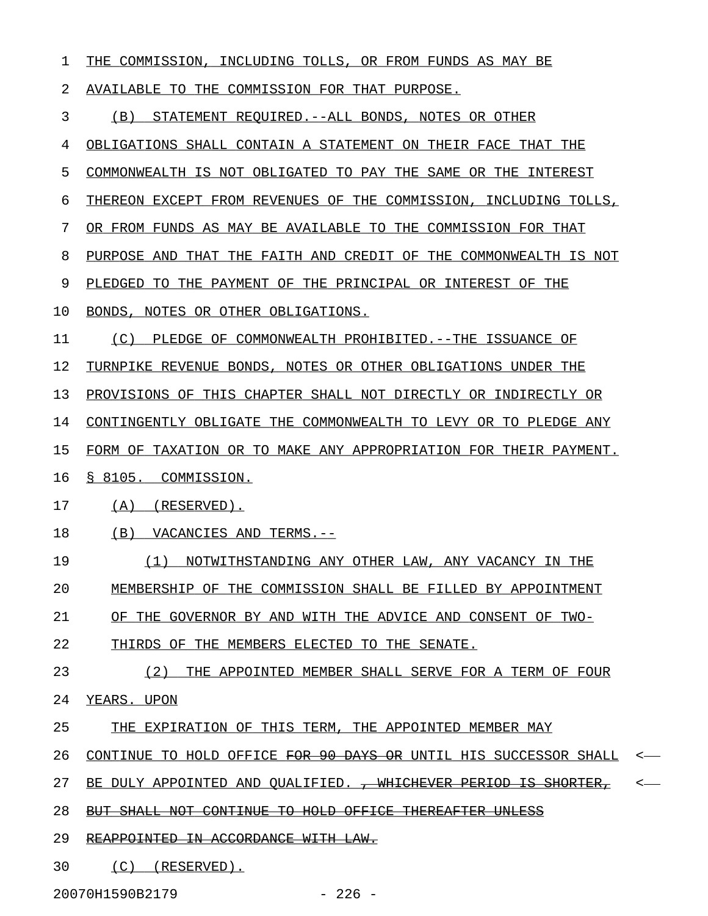THE COMMISSION, INCLUDING TOLLS, OR FROM FUNDS AS MAY BE AVAILABLE TO THE COMMISSION FOR THAT PURPOSE.

(B) STATEMENT REQUIRED.--ALL BONDS, NOTES OR OTHER OBLIGATIONS SHALL CONTAIN A STATEMENT ON THEIR FACE THAT THE COMMONWEALTH IS NOT OBLIGATED TO PAY THE SAME OR THE INTEREST THEREON EXCEPT FROM REVENUES OF THE COMMISSION, INCLUDING TOLLS, OR FROM FUNDS AS MAY BE AVAILABLE TO THE COMMISSION FOR THAT PURPOSE AND THAT THE FAITH AND CREDIT OF THE COMMONWEALTH IS NOT PLEDGED TO THE PAYMENT OF THE PRINCIPAL OR INTEREST OF THE BONDS, NOTES OR OTHER OBLIGATIONS.

(C) PLEDGE OF COMMONWEALTH PROHIBITED.--THE ISSUANCE OF TURNPIKE REVENUE BONDS, NOTES OR OTHER OBLIGATIONS UNDER THE PROVISIONS OF THIS CHAPTER SHALL NOT DIRECTLY OR INDIRECTLY OR CONTINGENTLY OBLIGATE THE COMMONWEALTH TO LEVY OR TO PLEDGE ANY FORM OF TAXATION OR TO MAKE ANY APPROPRIATION FOR THEIR PAYMENT.

§ 8105. COMMISSION.

(A) (RESERVED).

(B) VACANCIES AND TERMS.--

(1) NOTWITHSTANDING ANY OTHER LAW, ANY VACANCY IN THE MEMBERSHIP OF THE COMMISSION SHALL BE FILLED BY APPOINTMENT OF THE GOVERNOR BY AND WITH THE ADVICE AND CONSENT OF TWO-THIRDS OF THE MEMBERS ELECTED TO THE SENATE.

(2) THE APPOINTED MEMBER SHALL SERVE FOR A TERM OF FOUR YEARS. UPON

THE EXPIRATION OF THIS TERM, THE APPOINTED MEMBER MAY CONTINUE TO HOLD OFFICE ~~FOR 90 DAYS OR~~ UNTIL HIS SUCCESSOR SHALL BE DULY APPOINTED AND QUALIFIED. ~~, WHICHEVER PERIOD IS SHORTER, BUT SHALL NOT CONTINUE TO HOLD OFFICE THEREAFTER UNLESS REAPPOINTED IN ACCORDANCE WITH LAW.~~

(C) (RESERVED).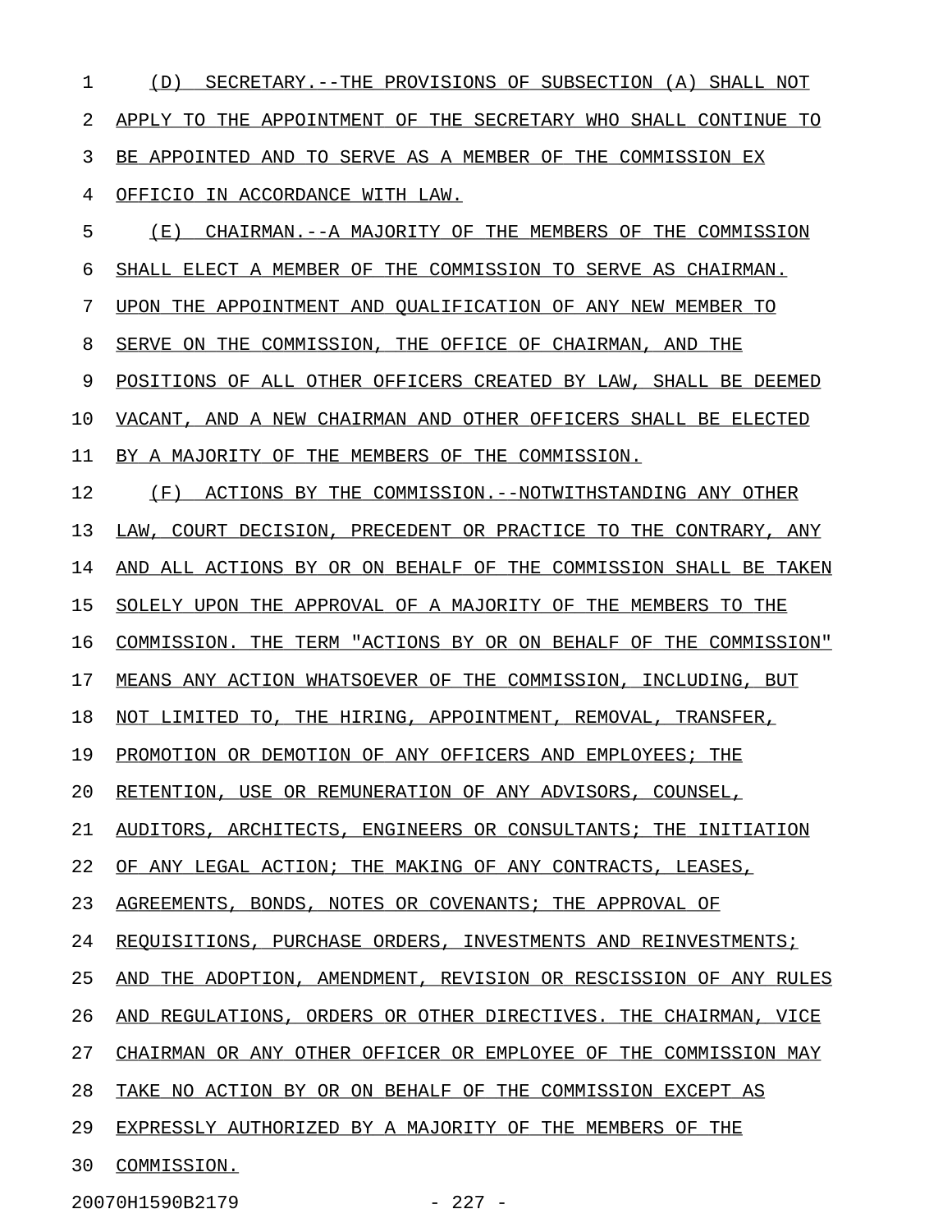(D) SECRETARY.--THE PROVISIONS OF SUBSECTION (A) SHALL NOT APPLY TO THE APPOINTMENT OF THE SECRETARY WHO SHALL CONTINUE TO BE APPOINTED AND TO SERVE AS A MEMBER OF THE COMMISSION EX OFFICIO IN ACCORDANCE WITH LAW.

(E) CHAIRMAN.--A MAJORITY OF THE MEMBERS OF THE COMMISSION SHALL ELECT A MEMBER OF THE COMMISSION TO SERVE AS CHAIRMAN. UPON THE APPOINTMENT AND QUALIFICATION OF ANY NEW MEMBER TO SERVE ON THE COMMISSION, THE OFFICE OF CHAIRMAN, AND THE POSITIONS OF ALL OTHER OFFICERS CREATED BY LAW, SHALL BE DEEMED VACANT, AND A NEW CHAIRMAN AND OTHER OFFICERS SHALL BE ELECTED BY A MAJORITY OF THE MEMBERS OF THE COMMISSION.

(F) ACTIONS BY THE COMMISSION.--NOTWITHSTANDING ANY OTHER LAW, COURT DECISION, PRECEDENT OR PRACTICE TO THE CONTRARY, ANY AND ALL ACTIONS BY OR ON BEHALF OF THE COMMISSION SHALL BE TAKEN SOLELY UPON THE APPROVAL OF A MAJORITY OF THE MEMBERS TO THE COMMISSION. THE TERM "ACTIONS BY OR ON BEHALF OF THE COMMISSION" MEANS ANY ACTION WHATSOEVER OF THE COMMISSION, INCLUDING, BUT NOT LIMITED TO, THE HIRING, APPOINTMENT, REMOVAL, TRANSFER, PROMOTION OR DEMOTION OF ANY OFFICERS AND EMPLOYEES; THE RETENTION, USE OR REMUNERATION OF ANY ADVISORS, COUNSEL, AUDITORS, ARCHITECTS, ENGINEERS OR CONSULTANTS; THE INITIATION OF ANY LEGAL ACTION; THE MAKING OF ANY CONTRACTS, LEASES, AGREEMENTS, BONDS, NOTES OR COVENANTS; THE APPROVAL OF REQUISITIONS, PURCHASE ORDERS, INVESTMENTS AND REINVESTMENTS; AND THE ADOPTION, AMENDMENT, REVISION OR RESCISSION OF ANY RULES AND REGULATIONS, ORDERS OR OTHER DIRECTIVES. THE CHAIRMAN, VICE CHAIRMAN OR ANY OTHER OFFICER OR EMPLOYEE OF THE COMMISSION MAY TAKE NO ACTION BY OR ON BEHALF OF THE COMMISSION EXCEPT AS EXPRESSLY AUTHORIZED BY A MAJORITY OF THE MEMBERS OF THE COMMISSION.

20070H1590B2179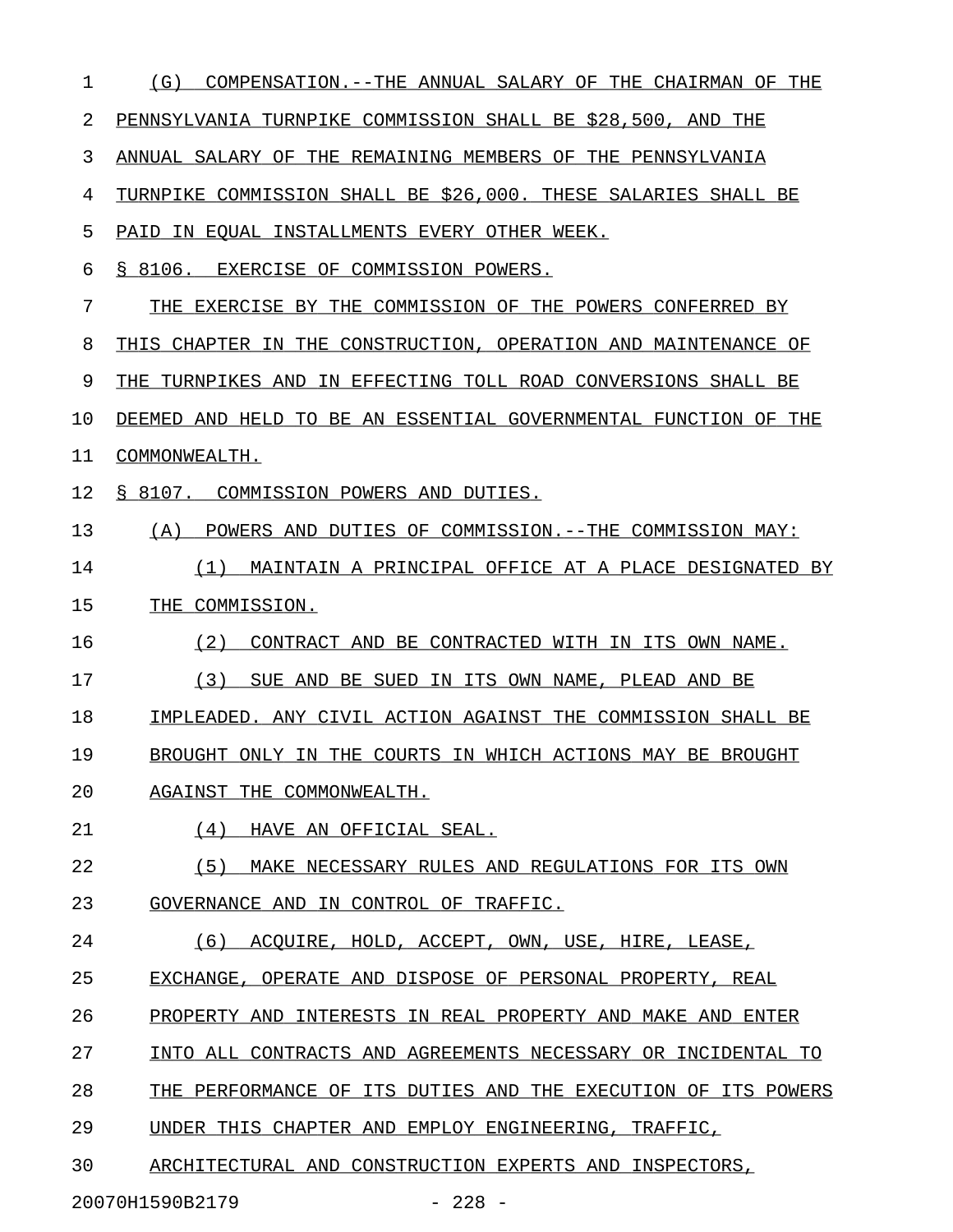(G) COMPENSATION.--THE ANNUAL SALARY OF THE CHAIRMAN OF THE PENNSYLVANIA TURNPIKE COMMISSION SHALL BE $28,500, AND THE ANNUAL SALARY OF THE REMAINING MEMBERS OF THE PENNSYLVANIA TURNPIKE COMMISSION SHALL BE $26,000. THESE SALARIES SHALL BE PAID IN EQUAL INSTALLMENTS EVERY OTHER WEEK.

§ 8106. EXERCISE OF COMMISSION POWERS.

THE EXERCISE BY THE COMMISSION OF THE POWERS CONFERRED BY THIS CHAPTER IN THE CONSTRUCTION, OPERATION AND MAINTENANCE OF THE TURNPIKES AND IN EFFECTING TOLL ROAD CONVERSIONS SHALL BE DEEMED AND HELD TO BE AN ESSENTIAL GOVERNMENTAL FUNCTION OF THE COMMONWEALTH.

§ 8107. COMMISSION POWERS AND DUTIES.

(A) POWERS AND DUTIES OF COMMISSION.--THE COMMISSION MAY:

(1) MAINTAIN A PRINCIPAL OFFICE AT A PLACE DESIGNATED BY THE COMMISSION.

(2) CONTRACT AND BE CONTRACTED WITH IN ITS OWN NAME.

(3) SUE AND BE SUED IN ITS OWN NAME, PLEAD AND BE IMPLEADED. ANY CIVIL ACTION AGAINST THE COMMISSION SHALL BE BROUGHT ONLY IN THE COURTS IN WHICH ACTIONS MAY BE BROUGHT AGAINST THE COMMONWEALTH.

(4) HAVE AN OFFICIAL SEAL.

(5) MAKE NECESSARY RULES AND REGULATIONS FOR ITS OWN GOVERNANCE AND IN CONTROL OF TRAFFIC.

(6) ACQUIRE, HOLD, ACCEPT, OWN, USE, HIRE, LEASE, EXCHANGE, OPERATE AND DISPOSE OF PERSONAL PROPERTY, REAL PROPERTY AND INTERESTS IN REAL PROPERTY AND MAKE AND ENTER INTO ALL CONTRACTS AND AGREEMENTS NECESSARY OR INCIDENTAL TO THE PERFORMANCE OF ITS DUTIES AND THE EXECUTION OF ITS POWERS UNDER THIS CHAPTER AND EMPLOY ENGINEERING, TRAFFIC, ARCHITECTURAL AND CONSTRUCTION EXPERTS AND INSPECTORS,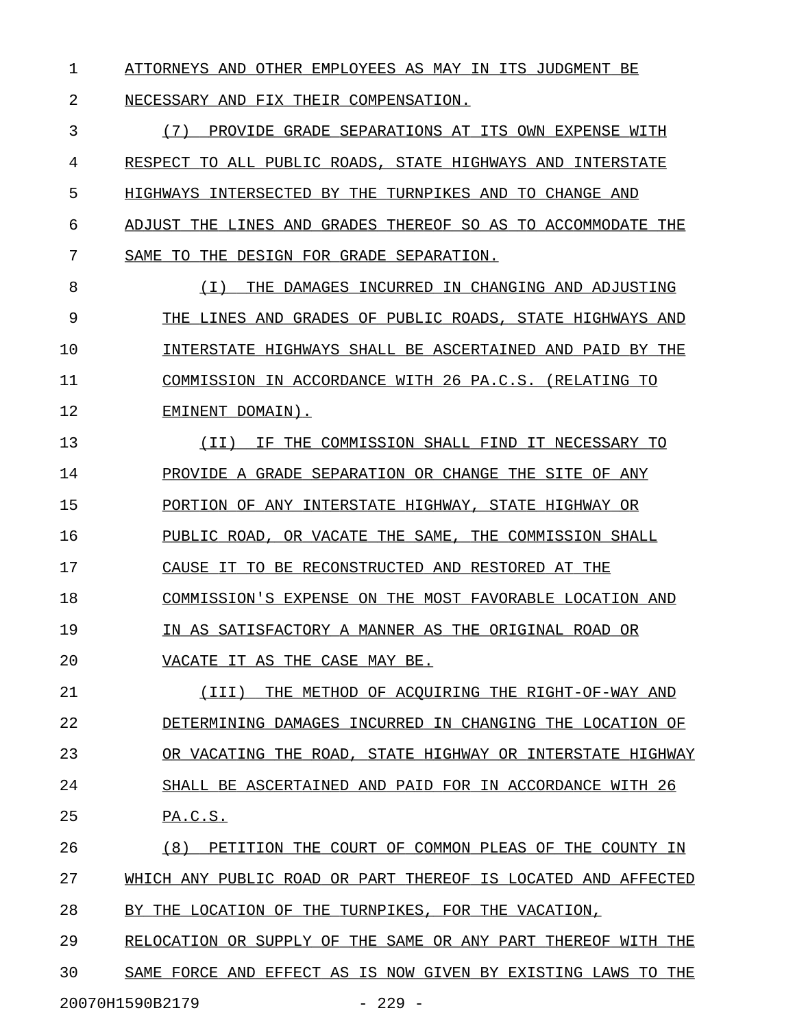ATTORNEYS AND OTHER EMPLOYEES AS MAY IN ITS JUDGMENT BE NECESSARY AND FIX THEIR COMPENSATION.

(7) PROVIDE GRADE SEPARATIONS AT ITS OWN EXPENSE WITH RESPECT TO ALL PUBLIC ROADS, STATE HIGHWAYS AND INTERSTATE HIGHWAYS INTERSECTED BY THE TURNPIKES AND TO CHANGE AND ADJUST THE LINES AND GRADES THEREOF SO AS TO ACCOMMODATE THE SAME TO THE DESIGN FOR GRADE SEPARATION.

(I) THE DAMAGES INCURRED IN CHANGING AND ADJUSTING THE LINES AND GRADES OF PUBLIC ROADS, STATE HIGHWAYS AND INTERSTATE HIGHWAYS SHALL BE ASCERTAINED AND PAID BY THE COMMISSION IN ACCORDANCE WITH 26 PA.C.S. (RELATING TO EMINENT DOMAIN).

(II) IF THE COMMISSION SHALL FIND IT NECESSARY TO PROVIDE A GRADE SEPARATION OR CHANGE THE SITE OF ANY PORTION OF ANY INTERSTATE HIGHWAY, STATE HIGHWAY OR PUBLIC ROAD, OR VACATE THE SAME, THE COMMISSION SHALL CAUSE IT TO BE RECONSTRUCTED AND RESTORED AT THE COMMISSION'S EXPENSE ON THE MOST FAVORABLE LOCATION AND IN AS SATISFACTORY A MANNER AS THE ORIGINAL ROAD OR VACATE IT AS THE CASE MAY BE.

(III) THE METHOD OF ACQUIRING THE RIGHT-OF-WAY AND DETERMINING DAMAGES INCURRED IN CHANGING THE LOCATION OF OR VACATING THE ROAD, STATE HIGHWAY OR INTERSTATE HIGHWAY SHALL BE ASCERTAINED AND PAID FOR IN ACCORDANCE WITH 26 PA.C.S.

(8) PETITION THE COURT OF COMMON PLEAS OF THE COUNTY IN WHICH ANY PUBLIC ROAD OR PART THEREOF IS LOCATED AND AFFECTED BY THE LOCATION OF THE TURNPIKES, FOR THE VACATION, RELOCATION OR SUPPLY OF THE SAME OR ANY PART THEREOF WITH THE SAME FORCE AND EFFECT AS IS NOW GIVEN BY EXISTING LAWS TO THE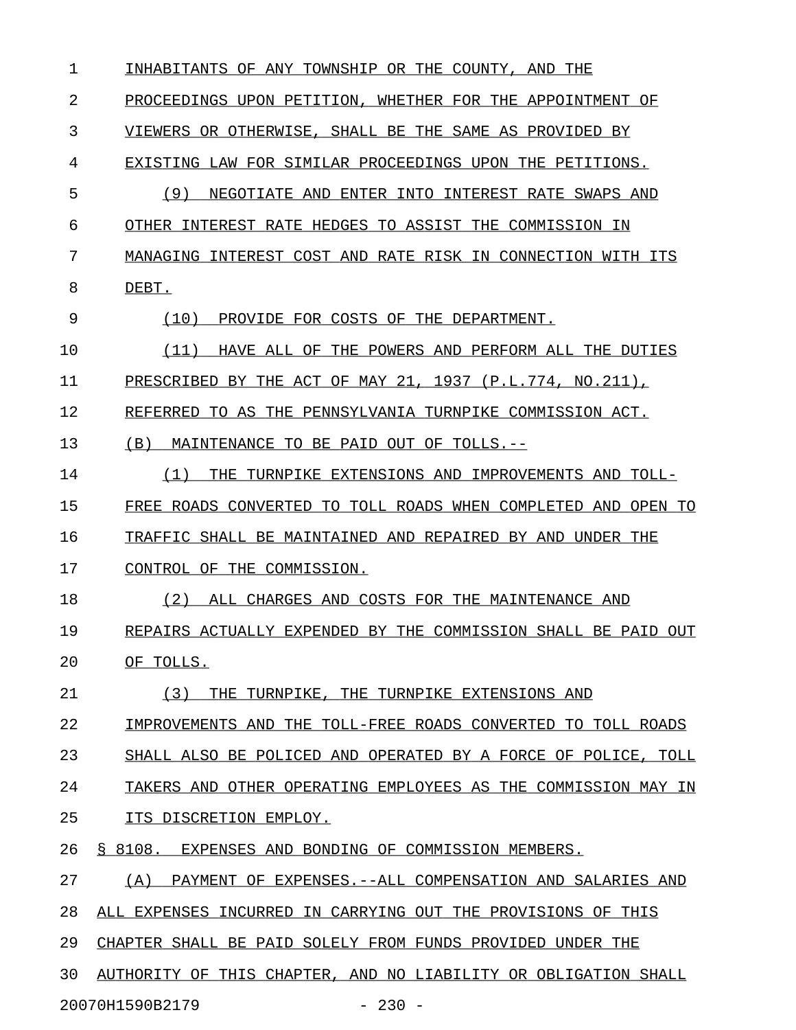INHABITANTS OF ANY TOWNSHIP OR THE COUNTY, AND THE PROCEEDINGS UPON PETITION, WHETHER FOR THE APPOINTMENT OF VIEWERS OR OTHERWISE, SHALL BE THE SAME AS PROVIDED BY EXISTING LAW FOR SIMILAR PROCEEDINGS UPON THE PETITIONS.

(9) NEGOTIATE AND ENTER INTO INTEREST RATE SWAPS AND OTHER INTEREST RATE HEDGES TO ASSIST THE COMMISSION IN MANAGING INTEREST COST AND RATE RISK IN CONNECTION WITH ITS DEBT.

(10) PROVIDE FOR COSTS OF THE DEPARTMENT.

(11) HAVE ALL OF THE POWERS AND PERFORM ALL THE DUTIES PRESCRIBED BY THE ACT OF MAY 21, 1937 (P.L.774, NO.211), REFERRED TO AS THE PENNSYLVANIA TURNPIKE COMMISSION ACT.

(B) MAINTENANCE TO BE PAID OUT OF TOLLS.--

(1) THE TURNPIKE EXTENSIONS AND IMPROVEMENTS AND TOLL-FREE ROADS CONVERTED TO TOLL ROADS WHEN COMPLETED AND OPEN TO TRAFFIC SHALL BE MAINTAINED AND REPAIRED BY AND UNDER THE CONTROL OF THE COMMISSION.

(2) ALL CHARGES AND COSTS FOR THE MAINTENANCE AND REPAIRS ACTUALLY EXPENDED BY THE COMMISSION SHALL BE PAID OUT OF TOLLS.

(3) THE TURNPIKE, THE TURNPIKE EXTENSIONS AND IMPROVEMENTS AND THE TOLL-FREE ROADS CONVERTED TO TOLL ROADS SHALL ALSO BE POLICED AND OPERATED BY A FORCE OF POLICE, TOLL TAKERS AND OTHER OPERATING EMPLOYEES AS THE COMMISSION MAY IN ITS DISCRETION EMPLOY.

§ 8108. EXPENSES AND BONDING OF COMMISSION MEMBERS.

(A) PAYMENT OF EXPENSES.--ALL COMPENSATION AND SALARIES AND ALL EXPENSES INCURRED IN CARRYING OUT THE PROVISIONS OF THIS CHAPTER SHALL BE PAID SOLELY FROM FUNDS PROVIDED UNDER THE AUTHORITY OF THIS CHAPTER, AND NO LIABILITY OR OBLIGATION SHALL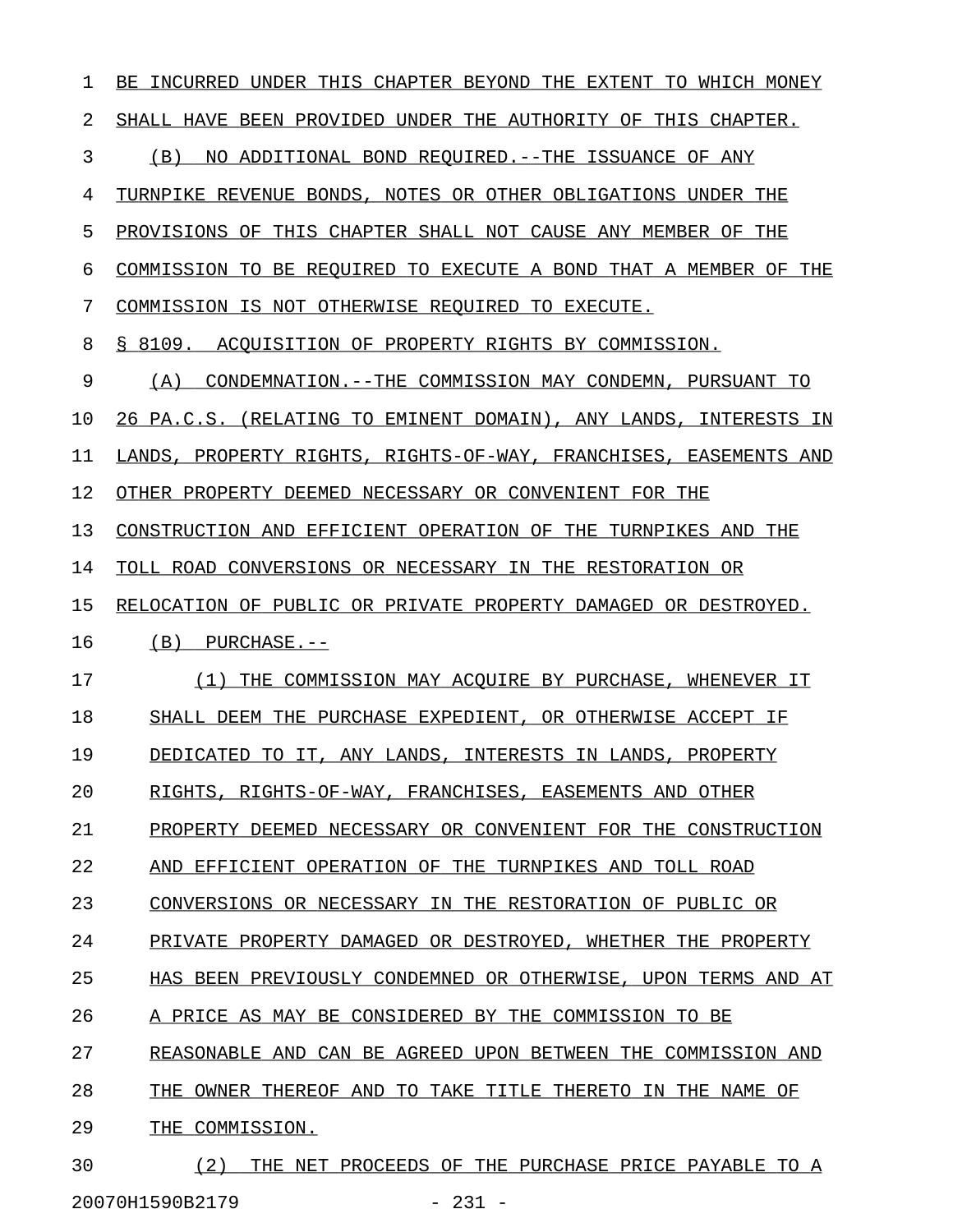BE INCURRED UNDER THIS CHAPTER BEYOND THE EXTENT TO WHICH MONEY SHALL HAVE BEEN PROVIDED UNDER THE AUTHORITY OF THIS CHAPTER.

(B) NO ADDITIONAL BOND REQUIRED.--THE ISSUANCE OF ANY TURNPIKE REVENUE BONDS, NOTES OR OTHER OBLIGATIONS UNDER THE PROVISIONS OF THIS CHAPTER SHALL NOT CAUSE ANY MEMBER OF THE COMMISSION TO BE REQUIRED TO EXECUTE A BOND THAT A MEMBER OF THE COMMISSION IS NOT OTHERWISE REQUIRED TO EXECUTE.

§ 8109. ACQUISITION OF PROPERTY RIGHTS BY COMMISSION.

(A) CONDEMNATION.--THE COMMISSION MAY CONDEMN, PURSUANT TO 26 PA.C.S. (RELATING TO EMINENT DOMAIN), ANY LANDS, INTERESTS IN LANDS, PROPERTY RIGHTS, RIGHTS-OF-WAY, FRANCHISES, EASEMENTS AND OTHER PROPERTY DEEMED NECESSARY OR CONVENIENT FOR THE CONSTRUCTION AND EFFICIENT OPERATION OF THE TURNPIKES AND THE TOLL ROAD CONVERSIONS OR NECESSARY IN THE RESTORATION OR RELOCATION OF PUBLIC OR PRIVATE PROPERTY DAMAGED OR DESTROYED.

(B) PURCHASE.--

(1) THE COMMISSION MAY ACQUIRE BY PURCHASE, WHENEVER IT SHALL DEEM THE PURCHASE EXPEDIENT, OR OTHERWISE ACCEPT IF DEDICATED TO IT, ANY LANDS, INTERESTS IN LANDS, PROPERTY RIGHTS, RIGHTS-OF-WAY, FRANCHISES, EASEMENTS AND OTHER PROPERTY DEEMED NECESSARY OR CONVENIENT FOR THE CONSTRUCTION AND EFFICIENT OPERATION OF THE TURNPIKES AND TOLL ROAD CONVERSIONS OR NECESSARY IN THE RESTORATION OF PUBLIC OR PRIVATE PROPERTY DAMAGED OR DESTROYED, WHETHER THE PROPERTY HAS BEEN PREVIOUSLY CONDEMNED OR OTHERWISE, UPON TERMS AND AT A PRICE AS MAY BE CONSIDERED BY THE COMMISSION TO BE REASONABLE AND CAN BE AGREED UPON BETWEEN THE COMMISSION AND THE OWNER THEREOF AND TO TAKE TITLE THERETO IN THE NAME OF THE COMMISSION.

(2) THE NET PROCEEDS OF THE PURCHASE PRICE PAYABLE TO A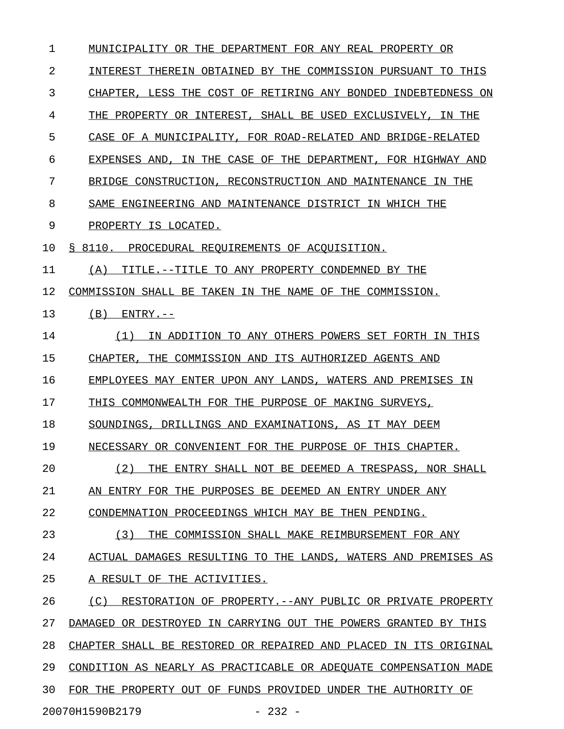MUNICIPALITY OR THE DEPARTMENT FOR ANY REAL PROPERTY OR INTEREST THEREIN OBTAINED BY THE COMMISSION PURSUANT TO THIS CHAPTER, LESS THE COST OF RETIRING ANY BONDED INDEBTEDNESS ON THE PROPERTY OR INTEREST, SHALL BE USED EXCLUSIVELY, IN THE CASE OF A MUNICIPALITY, FOR ROAD-RELATED AND BRIDGE-RELATED EXPENSES AND, IN THE CASE OF THE DEPARTMENT, FOR HIGHWAY AND BRIDGE CONSTRUCTION, RECONSTRUCTION AND MAINTENANCE IN THE SAME ENGINEERING AND MAINTENANCE DISTRICT IN WHICH THE PROPERTY IS LOCATED.

§ 8110. PROCEDURAL REQUIREMENTS OF ACQUISITION.

(A) TITLE.--TITLE TO ANY PROPERTY CONDEMNED BY THE COMMISSION SHALL BE TAKEN IN THE NAME OF THE COMMISSION.

(B) ENTRY.--

(1) IN ADDITION TO ANY OTHERS POWERS SET FORTH IN THIS CHAPTER, THE COMMISSION AND ITS AUTHORIZED AGENTS AND EMPLOYEES MAY ENTER UPON ANY LANDS, WATERS AND PREMISES IN THIS COMMONWEALTH FOR THE PURPOSE OF MAKING SURVEYS, SOUNDINGS, DRILLINGS AND EXAMINATIONS, AS IT MAY DEEM NECESSARY OR CONVENIENT FOR THE PURPOSE OF THIS CHAPTER.

(2) THE ENTRY SHALL NOT BE DEEMED A TRESPASS, NOR SHALL AN ENTRY FOR THE PURPOSES BE DEEMED AN ENTRY UNDER ANY CONDEMNATION PROCEEDINGS WHICH MAY BE THEN PENDING.

(3) THE COMMISSION SHALL MAKE REIMBURSEMENT FOR ANY ACTUAL DAMAGES RESULTING TO THE LANDS, WATERS AND PREMISES AS A RESULT OF THE ACTIVITIES.

(C) RESTORATION OF PROPERTY.--ANY PUBLIC OR PRIVATE PROPERTY DAMAGED OR DESTROYED IN CARRYING OUT THE POWERS GRANTED BY THIS CHAPTER SHALL BE RESTORED OR REPAIRED AND PLACED IN ITS ORIGINAL CONDITION AS NEARLY AS PRACTICABLE OR ADEQUATE COMPENSATION MADE FOR THE PROPERTY OUT OF FUNDS PROVIDED UNDER THE AUTHORITY OF

20070H1590B2179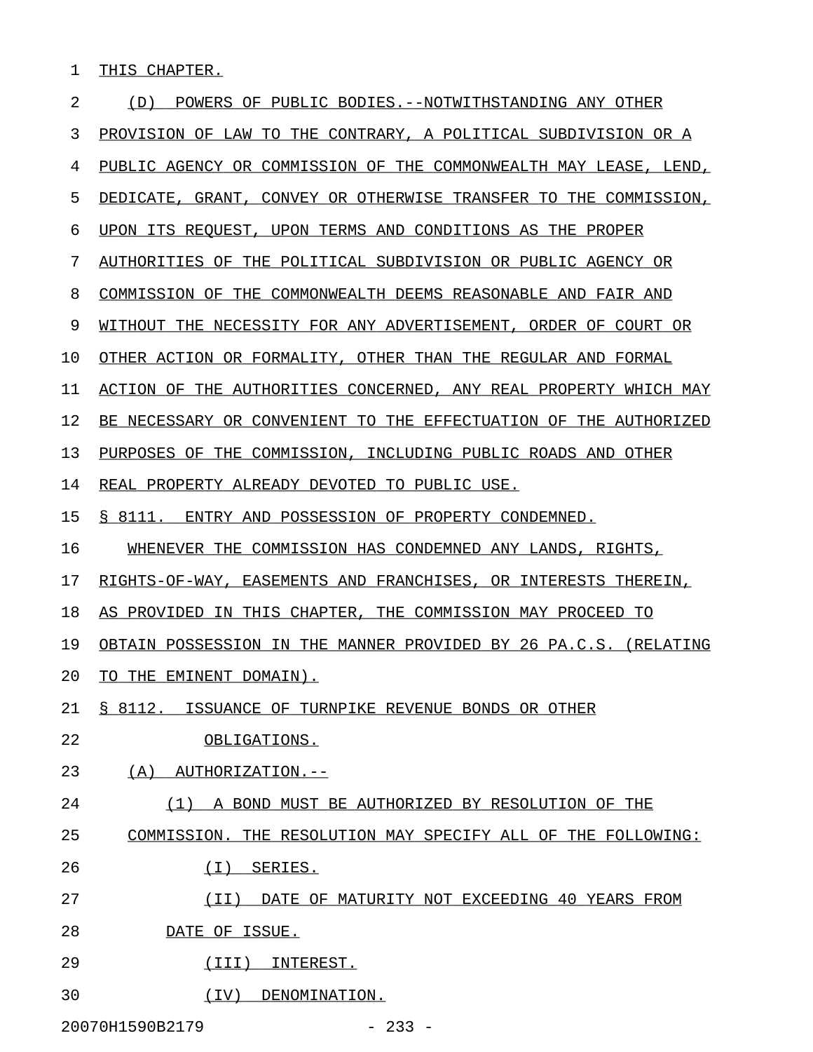THIS CHAPTER.

(D) POWERS OF PUBLIC BODIES.--NOTWITHSTANDING ANY OTHER PROVISION OF LAW TO THE CONTRARY, A POLITICAL SUBDIVISION OR A PUBLIC AGENCY OR COMMISSION OF THE COMMONWEALTH MAY LEASE, LEND, DEDICATE, GRANT, CONVEY OR OTHERWISE TRANSFER TO THE COMMISSION, UPON ITS REQUEST, UPON TERMS AND CONDITIONS AS THE PROPER AUTHORITIES OF THE POLITICAL SUBDIVISION OR PUBLIC AGENCY OR COMMISSION OF THE COMMONWEALTH DEEMS REASONABLE AND FAIR AND WITHOUT THE NECESSITY FOR ANY ADVERTISEMENT, ORDER OF COURT OR OTHER ACTION OR FORMALITY, OTHER THAN THE REGULAR AND FORMAL ACTION OF THE AUTHORITIES CONCERNED, ANY REAL PROPERTY WHICH MAY BE NECESSARY OR CONVENIENT TO THE EFFECTUATION OF THE AUTHORIZED PURPOSES OF THE COMMISSION, INCLUDING PUBLIC ROADS AND OTHER REAL PROPERTY ALREADY DEVOTED TO PUBLIC USE.

§ 8111. ENTRY AND POSSESSION OF PROPERTY CONDEMNED.

WHENEVER THE COMMISSION HAS CONDEMNED ANY LANDS, RIGHTS, RIGHTS-OF-WAY, EASEMENTS AND FRANCHISES, OR INTERESTS THEREIN, AS PROVIDED IN THIS CHAPTER, THE COMMISSION MAY PROCEED TO OBTAIN POSSESSION IN THE MANNER PROVIDED BY 26 PA.C.S. (RELATING TO THE EMINENT DOMAIN).

§ 8112. ISSUANCE OF TURNPIKE REVENUE BONDS OR OTHER OBLIGATIONS.

(A) AUTHORIZATION.--

(1) A BOND MUST BE AUTHORIZED BY RESOLUTION OF THE COMMISSION. THE RESOLUTION MAY SPECIFY ALL OF THE FOLLOWING:

(I) SERIES.

(II) DATE OF MATURITY NOT EXCEEDING 40 YEARS FROM DATE OF ISSUE.

(III) INTEREST.

(IV) DENOMINATION.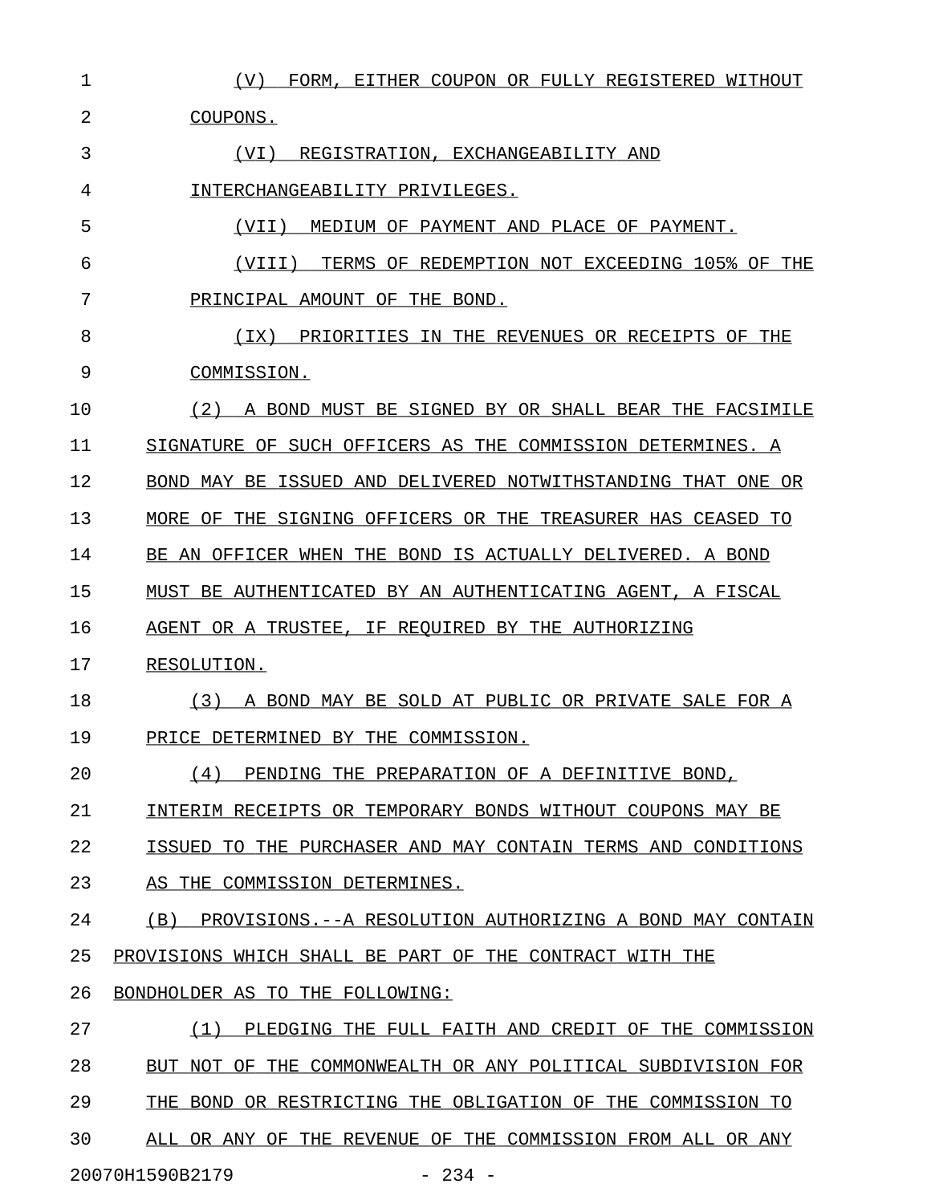(V) FORM, EITHER COUPON OR FULLY REGISTERED WITHOUT COUPONS.

(VI) REGISTRATION, EXCHANGEABILITY AND INTERCHANGEABILITY PRIVILEGES.

(VII) MEDIUM OF PAYMENT AND PLACE OF PAYMENT.

(VIII) TERMS OF REDEMPTION NOT EXCEEDING 105% OF THE PRINCIPAL AMOUNT OF THE BOND.

(IX) PRIORITIES IN THE REVENUES OR RECEIPTS OF THE COMMISSION.

(2) A BOND MUST BE SIGNED BY OR SHALL BEAR THE FACSIMILE SIGNATURE OF SUCH OFFICERS AS THE COMMISSION DETERMINES. A BOND MAY BE ISSUED AND DELIVERED NOTWITHSTANDING THAT ONE OR MORE OF THE SIGNING OFFICERS OR THE TREASURER HAS CEASED TO BE AN OFFICER WHEN THE BOND IS ACTUALLY DELIVERED. A BOND MUST BE AUTHENTICATED BY AN AUTHENTICATING AGENT, A FISCAL AGENT OR A TRUSTEE, IF REQUIRED BY THE AUTHORIZING RESOLUTION.

(3) A BOND MAY BE SOLD AT PUBLIC OR PRIVATE SALE FOR A PRICE DETERMINED BY THE COMMISSION.

(4) PENDING THE PREPARATION OF A DEFINITIVE BOND, INTERIM RECEIPTS OR TEMPORARY BONDS WITHOUT COUPONS MAY BE ISSUED TO THE PURCHASER AND MAY CONTAIN TERMS AND CONDITIONS AS THE COMMISSION DETERMINES.

(B) PROVISIONS.--A RESOLUTION AUTHORIZING A BOND MAY CONTAIN PROVISIONS WHICH SHALL BE PART OF THE CONTRACT WITH THE BONDHOLDER AS TO THE FOLLOWING:

(1) PLEDGING THE FULL FAITH AND CREDIT OF THE COMMISSION BUT NOT OF THE COMMONWEALTH OR ANY POLITICAL SUBDIVISION FOR THE BOND OR RESTRICTING THE OBLIGATION OF THE COMMISSION TO ALL OR ANY OF THE REVENUE OF THE COMMISSION FROM ALL OR ANY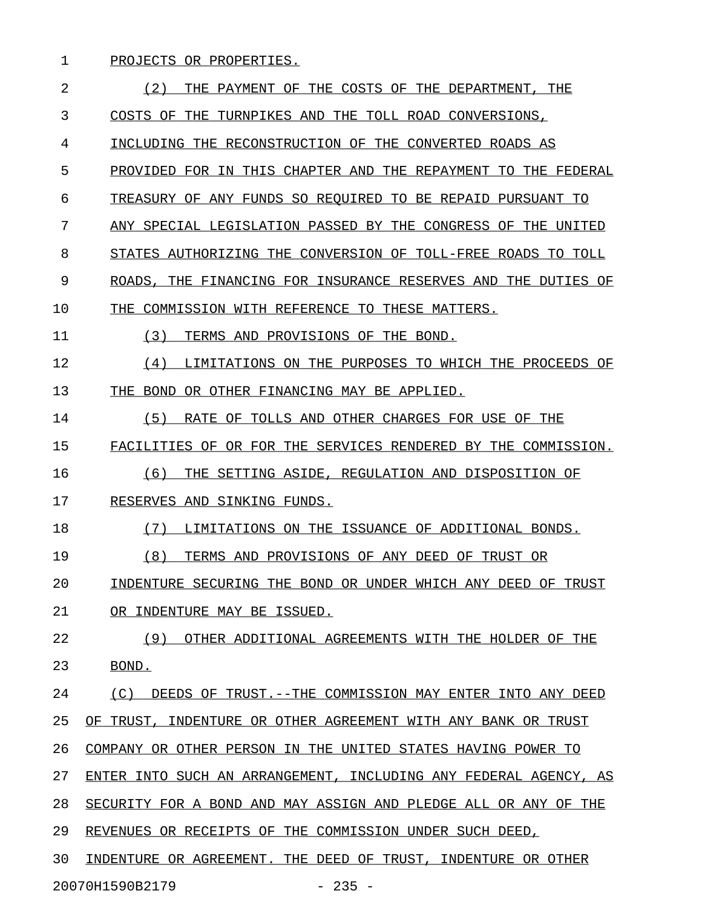PROJECTS OR PROPERTIES.

(2) THE PAYMENT OF THE COSTS OF THE DEPARTMENT, THE COSTS OF THE TURNPIKES AND THE TOLL ROAD CONVERSIONS, INCLUDING THE RECONSTRUCTION OF THE CONVERTED ROADS AS PROVIDED FOR IN THIS CHAPTER AND THE REPAYMENT TO THE FEDERAL TREASURY OF ANY FUNDS SO REQUIRED TO BE REPAID PURSUANT TO ANY SPECIAL LEGISLATION PASSED BY THE CONGRESS OF THE UNITED STATES AUTHORIZING THE CONVERSION OF TOLL-FREE ROADS TO TOLL ROADS, THE FINANCING FOR INSURANCE RESERVES AND THE DUTIES OF THE COMMISSION WITH REFERENCE TO THESE MATTERS.

(3) TERMS AND PROVISIONS OF THE BOND.

(4) LIMITATIONS ON THE PURPOSES TO WHICH THE PROCEEDS OF THE BOND OR OTHER FINANCING MAY BE APPLIED.

(5) RATE OF TOLLS AND OTHER CHARGES FOR USE OF THE FACILITIES OF OR FOR THE SERVICES RENDERED BY THE COMMISSION.

(6) THE SETTING ASIDE, REGULATION AND DISPOSITION OF RESERVES AND SINKING FUNDS.

(7) LIMITATIONS ON THE ISSUANCE OF ADDITIONAL BONDS.

(8) TERMS AND PROVISIONS OF ANY DEED OF TRUST OR INDENTURE SECURING THE BOND OR UNDER WHICH ANY DEED OF TRUST OR INDENTURE MAY BE ISSUED.

(9) OTHER ADDITIONAL AGREEMENTS WITH THE HOLDER OF THE BOND.

(C) DEEDS OF TRUST.--THE COMMISSION MAY ENTER INTO ANY DEED OF TRUST, INDENTURE OR OTHER AGREEMENT WITH ANY BANK OR TRUST COMPANY OR OTHER PERSON IN THE UNITED STATES HAVING POWER TO ENTER INTO SUCH AN ARRANGEMENT, INCLUDING ANY FEDERAL AGENCY, AS SECURITY FOR A BOND AND MAY ASSIGN AND PLEDGE ALL OR ANY OF THE REVENUES OR RECEIPTS OF THE COMMISSION UNDER SUCH DEED, INDENTURE OR AGREEMENT. THE DEED OF TRUST, INDENTURE OR OTHER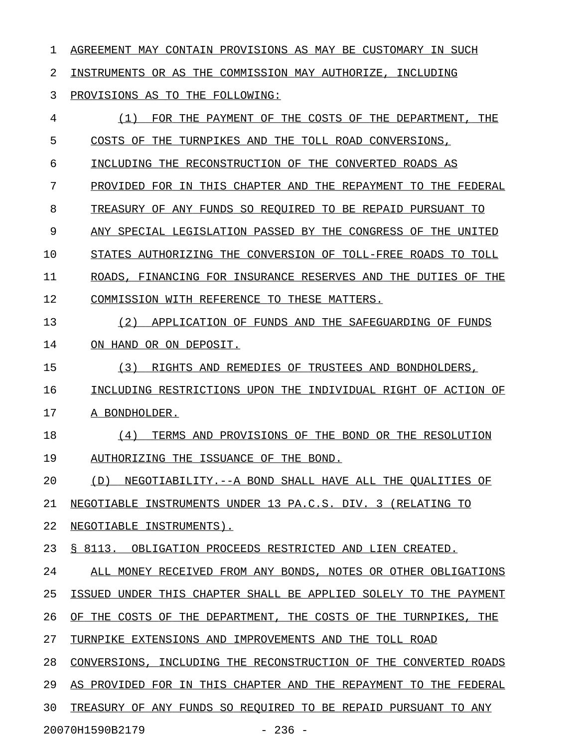AGREEMENT MAY CONTAIN PROVISIONS AS MAY BE CUSTOMARY IN SUCH INSTRUMENTS OR AS THE COMMISSION MAY AUTHORIZE, INCLUDING PROVISIONS AS TO THE FOLLOWING:

(1) FOR THE PAYMENT OF THE COSTS OF THE DEPARTMENT, THE COSTS OF THE TURNPIKES AND THE TOLL ROAD CONVERSIONS, INCLUDING THE RECONSTRUCTION OF THE CONVERTED ROADS AS PROVIDED FOR IN THIS CHAPTER AND THE REPAYMENT TO THE FEDERAL TREASURY OF ANY FUNDS SO REQUIRED TO BE REPAID PURSUANT TO ANY SPECIAL LEGISLATION PASSED BY THE CONGRESS OF THE UNITED STATES AUTHORIZING THE CONVERSION OF TOLL-FREE ROADS TO TOLL ROADS, FINANCING FOR INSURANCE RESERVES AND THE DUTIES OF THE COMMISSION WITH REFERENCE TO THESE MATTERS.

(2) APPLICATION OF FUNDS AND THE SAFEGUARDING OF FUNDS ON HAND OR ON DEPOSIT.

(3) RIGHTS AND REMEDIES OF TRUSTEES AND BONDHOLDERS, INCLUDING RESTRICTIONS UPON THE INDIVIDUAL RIGHT OF ACTION OF A BONDHOLDER.

(4) TERMS AND PROVISIONS OF THE BOND OR THE RESOLUTION AUTHORIZING THE ISSUANCE OF THE BOND.

(D) NEGOTIABILITY.--A BOND SHALL HAVE ALL THE QUALITIES OF NEGOTIABLE INSTRUMENTS UNDER 13 PA.C.S. DIV. 3 (RELATING TO NEGOTIABLE INSTRUMENTS).

§ 8113. OBLIGATION PROCEEDS RESTRICTED AND LIEN CREATED.

ALL MONEY RECEIVED FROM ANY BONDS, NOTES OR OTHER OBLIGATIONS ISSUED UNDER THIS CHAPTER SHALL BE APPLIED SOLELY TO THE PAYMENT OF THE COSTS OF THE DEPARTMENT, THE COSTS OF THE TURNPIKES, THE TURNPIKE EXTENSIONS AND IMPROVEMENTS AND THE TOLL ROAD CONVERSIONS, INCLUDING THE RECONSTRUCTION OF THE CONVERTED ROADS AS PROVIDED FOR IN THIS CHAPTER AND THE REPAYMENT TO THE FEDERAL TREASURY OF ANY FUNDS SO REQUIRED TO BE REPAID PURSUANT TO ANY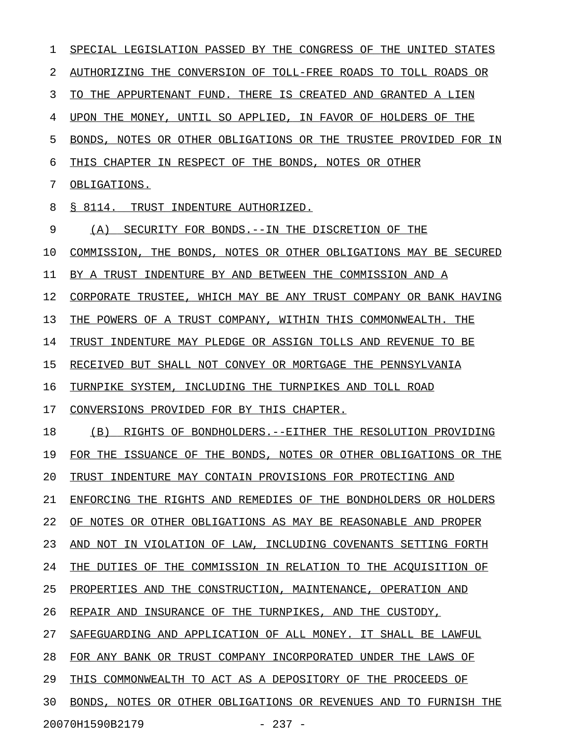SPECIAL LEGISLATION PASSED BY THE CONGRESS OF THE UNITED STATES AUTHORIZING THE CONVERSION OF TOLL-FREE ROADS TO TOLL ROADS OR TO THE APPURTENANT FUND. THERE IS CREATED AND GRANTED A LIEN UPON THE MONEY, UNTIL SO APPLIED, IN FAVOR OF HOLDERS OF THE BONDS, NOTES OR OTHER OBLIGATIONS OR THE TRUSTEE PROVIDED FOR IN THIS CHAPTER IN RESPECT OF THE BONDS, NOTES OR OTHER OBLIGATIONS.

§ 8114. TRUST INDENTURE AUTHORIZED.

(A) SECURITY FOR BONDS.--IN THE DISCRETION OF THE COMMISSION, THE BONDS, NOTES OR OTHER OBLIGATIONS MAY BE SECURED BY A TRUST INDENTURE BY AND BETWEEN THE COMMISSION AND A CORPORATE TRUSTEE, WHICH MAY BE ANY TRUST COMPANY OR BANK HAVING THE POWERS OF A TRUST COMPANY, WITHIN THIS COMMONWEALTH. THE TRUST INDENTURE MAY PLEDGE OR ASSIGN TOLLS AND REVENUE TO BE RECEIVED BUT SHALL NOT CONVEY OR MORTGAGE THE PENNSYLVANIA TURNPIKE SYSTEM, INCLUDING THE TURNPIKES AND TOLL ROAD CONVERSIONS PROVIDED FOR BY THIS CHAPTER.

(B) RIGHTS OF BONDHOLDERS.--EITHER THE RESOLUTION PROVIDING FOR THE ISSUANCE OF THE BONDS, NOTES OR OTHER OBLIGATIONS OR THE TRUST INDENTURE MAY CONTAIN PROVISIONS FOR PROTECTING AND ENFORCING THE RIGHTS AND REMEDIES OF THE BONDHOLDERS OR HOLDERS OF NOTES OR OTHER OBLIGATIONS AS MAY BE REASONABLE AND PROPER AND NOT IN VIOLATION OF LAW, INCLUDING COVENANTS SETTING FORTH THE DUTIES OF THE COMMISSION IN RELATION TO THE ACQUISITION OF PROPERTIES AND THE CONSTRUCTION, MAINTENANCE, OPERATION AND REPAIR AND INSURANCE OF THE TURNPIKES, AND THE CUSTODY, SAFEGUARDING AND APPLICATION OF ALL MONEY. IT SHALL BE LAWFUL FOR ANY BANK OR TRUST COMPANY INCORPORATED UNDER THE LAWS OF THIS COMMONWEALTH TO ACT AS A DEPOSITORY OF THE PROCEEDS OF BONDS, NOTES OR OTHER OBLIGATIONS OR REVENUES AND TO FURNISH THE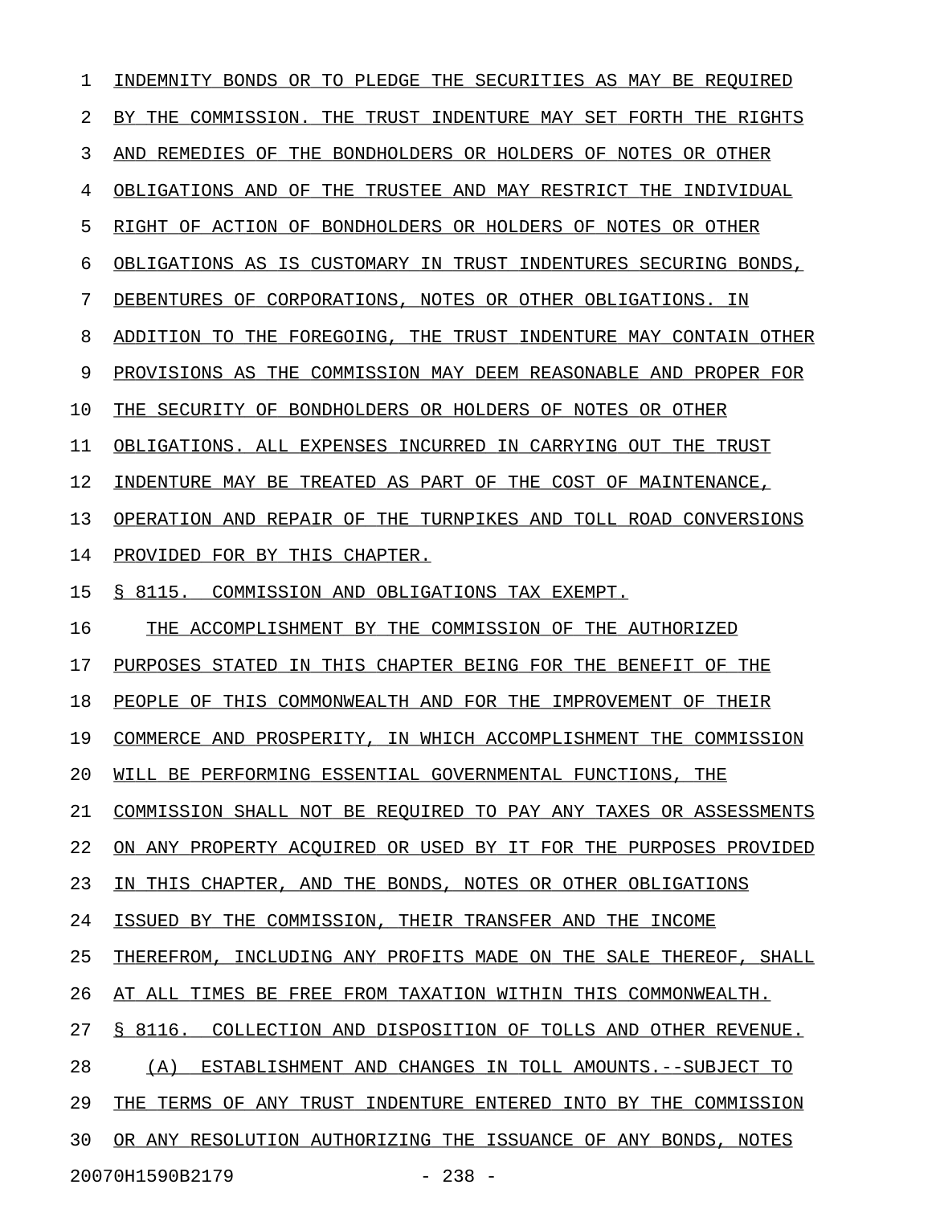INDEMNITY BONDS OR TO PLEDGE THE SECURITIES AS MAY BE REQUIRED BY THE COMMISSION. THE TRUST INDENTURE MAY SET FORTH THE RIGHTS AND REMEDIES OF THE BONDHOLDERS OR HOLDERS OF NOTES OR OTHER OBLIGATIONS AND OF THE TRUSTEE AND MAY RESTRICT THE INDIVIDUAL RIGHT OF ACTION OF BONDHOLDERS OR HOLDERS OF NOTES OR OTHER OBLIGATIONS AS IS CUSTOMARY IN TRUST INDENTURES SECURING BONDS, DEBENTURES OF CORPORATIONS, NOTES OR OTHER OBLIGATIONS. IN ADDITION TO THE FOREGOING, THE TRUST INDENTURE MAY CONTAIN OTHER PROVISIONS AS THE COMMISSION MAY DEEM REASONABLE AND PROPER FOR THE SECURITY OF BONDHOLDERS OR HOLDERS OF NOTES OR OTHER OBLIGATIONS. ALL EXPENSES INCURRED IN CARRYING OUT THE TRUST INDENTURE MAY BE TREATED AS PART OF THE COST OF MAINTENANCE, OPERATION AND REPAIR OF THE TURNPIKES AND TOLL ROAD CONVERSIONS PROVIDED FOR BY THIS CHAPTER.

§ 8115. COMMISSION AND OBLIGATIONS TAX EXEMPT.

THE ACCOMPLISHMENT BY THE COMMISSION OF THE AUTHORIZED PURPOSES STATED IN THIS CHAPTER BEING FOR THE BENEFIT OF THE PEOPLE OF THIS COMMONWEALTH AND FOR THE IMPROVEMENT OF THEIR COMMERCE AND PROSPERITY, IN WHICH ACCOMPLISHMENT THE COMMISSION WILL BE PERFORMING ESSENTIAL GOVERNMENTAL FUNCTIONS, THE COMMISSION SHALL NOT BE REQUIRED TO PAY ANY TAXES OR ASSESSMENTS ON ANY PROPERTY ACQUIRED OR USED BY IT FOR THE PURPOSES PROVIDED IN THIS CHAPTER, AND THE BONDS, NOTES OR OTHER OBLIGATIONS ISSUED BY THE COMMISSION, THEIR TRANSFER AND THE INCOME THEREFROM, INCLUDING ANY PROFITS MADE ON THE SALE THEREOF, SHALL AT ALL TIMES BE FREE FROM TAXATION WITHIN THIS COMMONWEALTH.

§ 8116. COLLECTION AND DISPOSITION OF TOLLS AND OTHER REVENUE.

(A) ESTABLISHMENT AND CHANGES IN TOLL AMOUNTS.--SUBJECT TO THE TERMS OF ANY TRUST INDENTURE ENTERED INTO BY THE COMMISSION OR ANY RESOLUTION AUTHORIZING THE ISSUANCE OF ANY BONDS, NOTES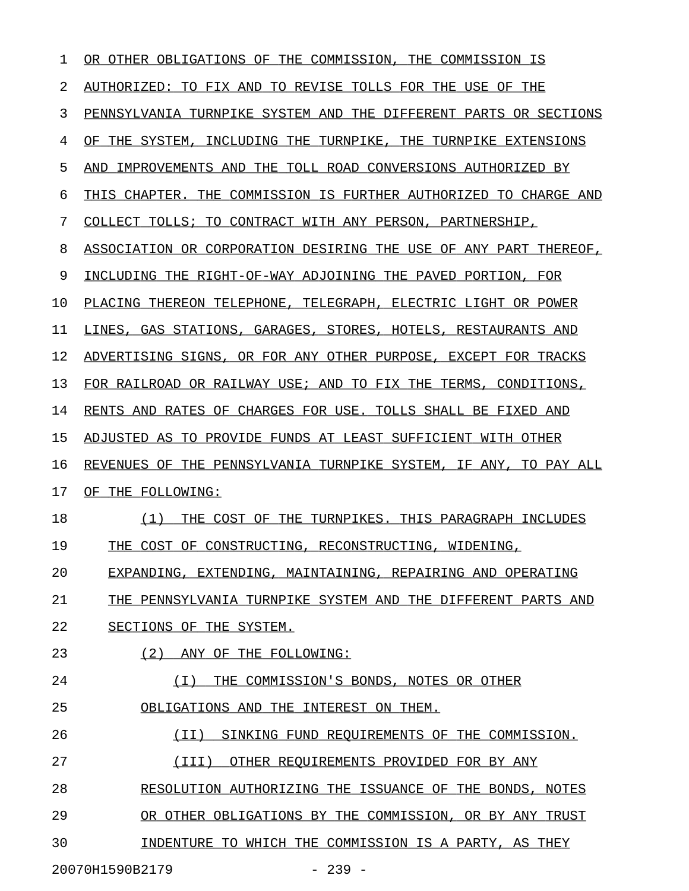OR OTHER OBLIGATIONS OF THE COMMISSION, THE COMMISSION IS AUTHORIZED: TO FIX AND TO REVISE TOLLS FOR THE USE OF THE PENNSYLVANIA TURNPIKE SYSTEM AND THE DIFFERENT PARTS OR SECTIONS OF THE SYSTEM, INCLUDING THE TURNPIKE, THE TURNPIKE EXTENSIONS AND IMPROVEMENTS AND THE TOLL ROAD CONVERSIONS AUTHORIZED BY THIS CHAPTER. THE COMMISSION IS FURTHER AUTHORIZED TO CHARGE AND COLLECT TOLLS; TO CONTRACT WITH ANY PERSON, PARTNERSHIP, ASSOCIATION OR CORPORATION DESIRING THE USE OF ANY PART THEREOF, INCLUDING THE RIGHT-OF-WAY ADJOINING THE PAVED PORTION, FOR PLACING THEREON TELEPHONE, TELEGRAPH, ELECTRIC LIGHT OR POWER LINES, GAS STATIONS, GARAGES, STORES, HOTELS, RESTAURANTS AND ADVERTISING SIGNS, OR FOR ANY OTHER PURPOSE, EXCEPT FOR TRACKS FOR RAILROAD OR RAILWAY USE; AND TO FIX THE TERMS, CONDITIONS, RENTS AND RATES OF CHARGES FOR USE. TOLLS SHALL BE FIXED AND ADJUSTED AS TO PROVIDE FUNDS AT LEAST SUFFICIENT WITH OTHER REVENUES OF THE PENNSYLVANIA TURNPIKE SYSTEM, IF ANY, TO PAY ALL OF THE FOLLOWING:

(1) THE COST OF THE TURNPIKES. THIS PARAGRAPH INCLUDES THE COST OF CONSTRUCTING, RECONSTRUCTING, WIDENING, EXPANDING, EXTENDING, MAINTAINING, REPAIRING AND OPERATING THE PENNSYLVANIA TURNPIKE SYSTEM AND THE DIFFERENT PARTS AND SECTIONS OF THE SYSTEM.

(2) ANY OF THE FOLLOWING:

(I) THE COMMISSION'S BONDS, NOTES OR OTHER OBLIGATIONS AND THE INTEREST ON THEM.

(II) SINKING FUND REQUIREMENTS OF THE COMMISSION.

(III) OTHER REQUIREMENTS PROVIDED FOR BY ANY RESOLUTION AUTHORIZING THE ISSUANCE OF THE BONDS, NOTES OR OTHER OBLIGATIONS BY THE COMMISSION, OR BY ANY TRUST INDENTURE TO WHICH THE COMMISSION IS A PARTY, AS THEY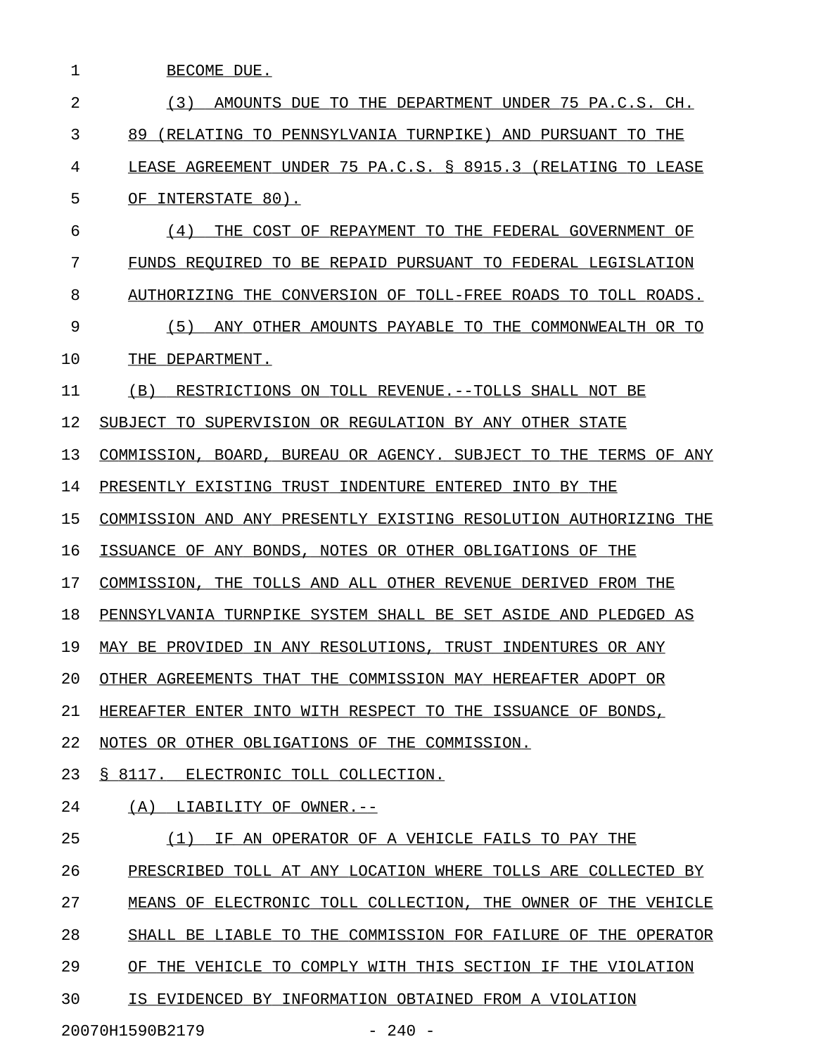BECOME DUE.

(3) AMOUNTS DUE TO THE DEPARTMENT UNDER 75 PA.C.S. CH. 89 (RELATING TO PENNSYLVANIA TURNPIKE) AND PURSUANT TO THE LEASE AGREEMENT UNDER 75 PA.C.S. § 8915.3 (RELATING TO LEASE OF INTERSTATE 80).

(4) THE COST OF REPAYMENT TO THE FEDERAL GOVERNMENT OF FUNDS REQUIRED TO BE REPAID PURSUANT TO FEDERAL LEGISLATION AUTHORIZING THE CONVERSION OF TOLL-FREE ROADS TO TOLL ROADS.

(5) ANY OTHER AMOUNTS PAYABLE TO THE COMMONWEALTH OR TO THE DEPARTMENT.

(B) RESTRICTIONS ON TOLL REVENUE.--TOLLS SHALL NOT BE SUBJECT TO SUPERVISION OR REGULATION BY ANY OTHER STATE COMMISSION, BOARD, BUREAU OR AGENCY. SUBJECT TO THE TERMS OF ANY PRESENTLY EXISTING TRUST INDENTURE ENTERED INTO BY THE COMMISSION AND ANY PRESENTLY EXISTING RESOLUTION AUTHORIZING THE ISSUANCE OF ANY BONDS, NOTES OR OTHER OBLIGATIONS OF THE COMMISSION, THE TOLLS AND ALL OTHER REVENUE DERIVED FROM THE PENNSYLVANIA TURNPIKE SYSTEM SHALL BE SET ASIDE AND PLEDGED AS MAY BE PROVIDED IN ANY RESOLUTIONS, TRUST INDENTURES OR ANY OTHER AGREEMENTS THAT THE COMMISSION MAY HEREAFTER ADOPT OR HEREAFTER ENTER INTO WITH RESPECT TO THE ISSUANCE OF BONDS, NOTES OR OTHER OBLIGATIONS OF THE COMMISSION.

§ 8117. ELECTRONIC TOLL COLLECTION.

(A) LIABILITY OF OWNER.--

(1) IF AN OPERATOR OF A VEHICLE FAILS TO PAY THE PRESCRIBED TOLL AT ANY LOCATION WHERE TOLLS ARE COLLECTED BY MEANS OF ELECTRONIC TOLL COLLECTION, THE OWNER OF THE VEHICLE SHALL BE LIABLE TO THE COMMISSION FOR FAILURE OF THE OPERATOR OF THE VEHICLE TO COMPLY WITH THIS SECTION IF THE VIOLATION IS EVIDENCED BY INFORMATION OBTAINED FROM A VIOLATION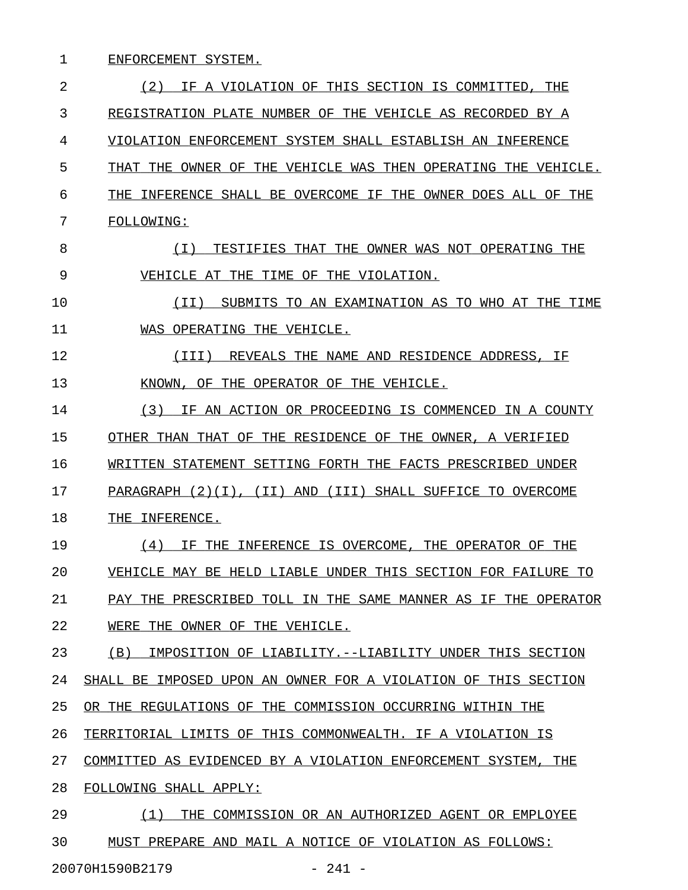ENFORCEMENT SYSTEM.

(2) IF A VIOLATION OF THIS SECTION IS COMMITTED, THE REGISTRATION PLATE NUMBER OF THE VEHICLE AS RECORDED BY A VIOLATION ENFORCEMENT SYSTEM SHALL ESTABLISH AN INFERENCE THAT THE OWNER OF THE VEHICLE WAS THEN OPERATING THE VEHICLE. THE INFERENCE SHALL BE OVERCOME IF THE OWNER DOES ALL OF THE FOLLOWING:

(I) TESTIFIES THAT THE OWNER WAS NOT OPERATING THE VEHICLE AT THE TIME OF THE VIOLATION.

(II) SUBMITS TO AN EXAMINATION AS TO WHO AT THE TIME WAS OPERATING THE VEHICLE.

(III) REVEALS THE NAME AND RESIDENCE ADDRESS, IF KNOWN, OF THE OPERATOR OF THE VEHICLE.

(3) IF AN ACTION OR PROCEEDING IS COMMENCED IN A COUNTY OTHER THAN THAT OF THE RESIDENCE OF THE OWNER, A VERIFIED WRITTEN STATEMENT SETTING FORTH THE FACTS PRESCRIBED UNDER PARAGRAPH (2)(I), (II) AND (III) SHALL SUFFICE TO OVERCOME THE INFERENCE.

(4) IF THE INFERENCE IS OVERCOME, THE OPERATOR OF THE VEHICLE MAY BE HELD LIABLE UNDER THIS SECTION FOR FAILURE TO PAY THE PRESCRIBED TOLL IN THE SAME MANNER AS IF THE OPERATOR WERE THE OWNER OF THE VEHICLE.

(B) IMPOSITION OF LIABILITY.--LIABILITY UNDER THIS SECTION SHALL BE IMPOSED UPON AN OWNER FOR A VIOLATION OF THIS SECTION OR THE REGULATIONS OF THE COMMISSION OCCURRING WITHIN THE TERRITORIAL LIMITS OF THIS COMMONWEALTH. IF A VIOLATION IS COMMITTED AS EVIDENCED BY A VIOLATION ENFORCEMENT SYSTEM, THE FOLLOWING SHALL APPLY:

(1) THE COMMISSION OR AN AUTHORIZED AGENT OR EMPLOYEE MUST PREPARE AND MAIL A NOTICE OF VIOLATION AS FOLLOWS:

20070H1590B2179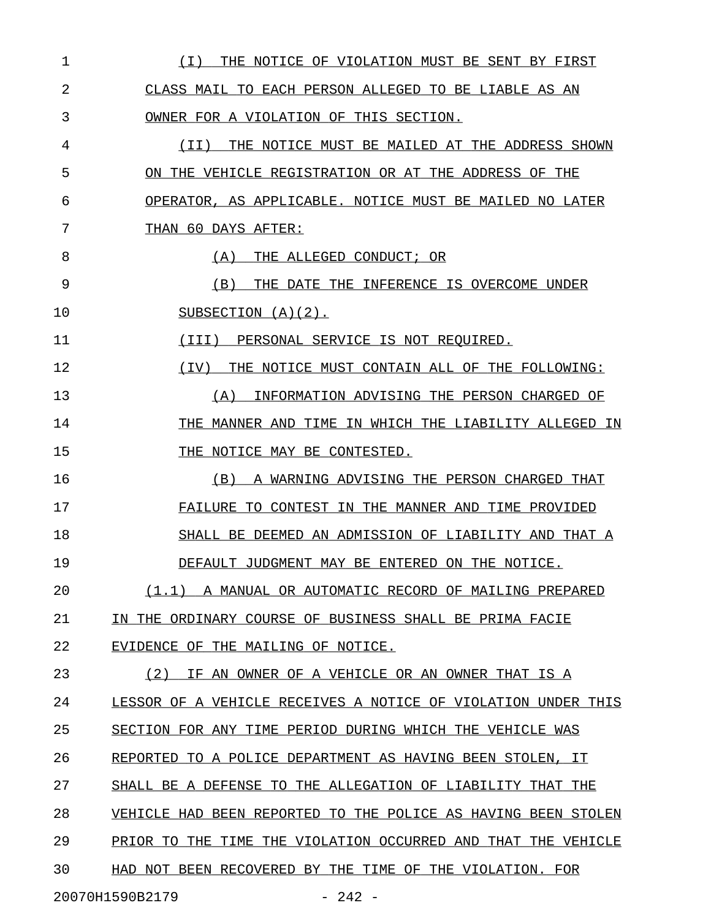(I) THE NOTICE OF VIOLATION MUST BE SENT BY FIRST CLASS MAIL TO EACH PERSON ALLEGED TO BE LIABLE AS AN OWNER FOR A VIOLATION OF THIS SECTION.

(II) THE NOTICE MUST BE MAILED AT THE ADDRESS SHOWN ON THE VEHICLE REGISTRATION OR AT THE ADDRESS OF THE OPERATOR, AS APPLICABLE. NOTICE MUST BE MAILED NO LATER THAN 60 DAYS AFTER:

(A) THE ALLEGED CONDUCT; OR

(B) THE DATE THE INFERENCE IS OVERCOME UNDER SUBSECTION (A)(2).

(III) PERSONAL SERVICE IS NOT REQUIRED.

(IV) THE NOTICE MUST CONTAIN ALL OF THE FOLLOWING:

(A) INFORMATION ADVISING THE PERSON CHARGED OF THE MANNER AND TIME IN WHICH THE LIABILITY ALLEGED IN THE NOTICE MAY BE CONTESTED.

(B) A WARNING ADVISING THE PERSON CHARGED THAT FAILURE TO CONTEST IN THE MANNER AND TIME PROVIDED SHALL BE DEEMED AN ADMISSION OF LIABILITY AND THAT A DEFAULT JUDGMENT MAY BE ENTERED ON THE NOTICE.

(1.1) A MANUAL OR AUTOMATIC RECORD OF MAILING PREPARED IN THE ORDINARY COURSE OF BUSINESS SHALL BE PRIMA FACIE EVIDENCE OF THE MAILING OF NOTICE.

(2) IF AN OWNER OF A VEHICLE OR AN OWNER THAT IS A LESSOR OF A VEHICLE RECEIVES A NOTICE OF VIOLATION UNDER THIS SECTION FOR ANY TIME PERIOD DURING WHICH THE VEHICLE WAS REPORTED TO A POLICE DEPARTMENT AS HAVING BEEN STOLEN, IT SHALL BE A DEFENSE TO THE ALLEGATION OF LIABILITY THAT THE VEHICLE HAD BEEN REPORTED TO THE POLICE AS HAVING BEEN STOLEN PRIOR TO THE TIME THE VIOLATION OCCURRED AND THAT THE VEHICLE HAD NOT BEEN RECOVERED BY THE TIME OF THE VIOLATION. FOR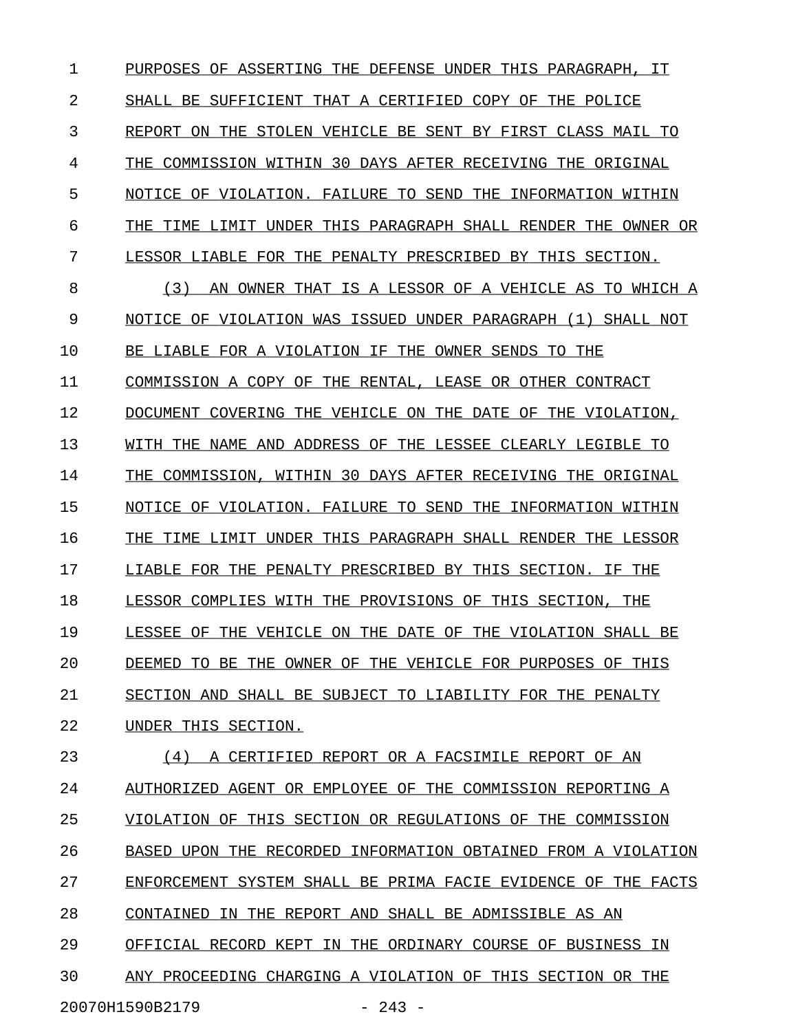PURPOSES OF ASSERTING THE DEFENSE UNDER THIS PARAGRAPH, IT SHALL BE SUFFICIENT THAT A CERTIFIED COPY OF THE POLICE REPORT ON THE STOLEN VEHICLE BE SENT BY FIRST CLASS MAIL TO THE COMMISSION WITHIN 30 DAYS AFTER RECEIVING THE ORIGINAL NOTICE OF VIOLATION. FAILURE TO SEND THE INFORMATION WITHIN THE TIME LIMIT UNDER THIS PARAGRAPH SHALL RENDER THE OWNER OR LESSOR LIABLE FOR THE PENALTY PRESCRIBED BY THIS SECTION.

(3) AN OWNER THAT IS A LESSOR OF A VEHICLE AS TO WHICH A NOTICE OF VIOLATION WAS ISSUED UNDER PARAGRAPH (1) SHALL NOT BE LIABLE FOR A VIOLATION IF THE OWNER SENDS TO THE COMMISSION A COPY OF THE RENTAL, LEASE OR OTHER CONTRACT DOCUMENT COVERING THE VEHICLE ON THE DATE OF THE VIOLATION, WITH THE NAME AND ADDRESS OF THE LESSEE CLEARLY LEGIBLE TO THE COMMISSION, WITHIN 30 DAYS AFTER RECEIVING THE ORIGINAL NOTICE OF VIOLATION. FAILURE TO SEND THE INFORMATION WITHIN THE TIME LIMIT UNDER THIS PARAGRAPH SHALL RENDER THE LESSOR LIABLE FOR THE PENALTY PRESCRIBED BY THIS SECTION. IF THE LESSOR COMPLIES WITH THE PROVISIONS OF THIS SECTION, THE LESSEE OF THE VEHICLE ON THE DATE OF THE VIOLATION SHALL BE DEEMED TO BE THE OWNER OF THE VEHICLE FOR PURPOSES OF THIS SECTION AND SHALL BE SUBJECT TO LIABILITY FOR THE PENALTY UNDER THIS SECTION.

(4) A CERTIFIED REPORT OR A FACSIMILE REPORT OF AN AUTHORIZED AGENT OR EMPLOYEE OF THE COMMISSION REPORTING A VIOLATION OF THIS SECTION OR REGULATIONS OF THE COMMISSION BASED UPON THE RECORDED INFORMATION OBTAINED FROM A VIOLATION ENFORCEMENT SYSTEM SHALL BE PRIMA FACIE EVIDENCE OF THE FACTS CONTAINED IN THE REPORT AND SHALL BE ADMISSIBLE AS AN OFFICIAL RECORD KEPT IN THE ORDINARY COURSE OF BUSINESS IN ANY PROCEEDING CHARGING A VIOLATION OF THIS SECTION OR THE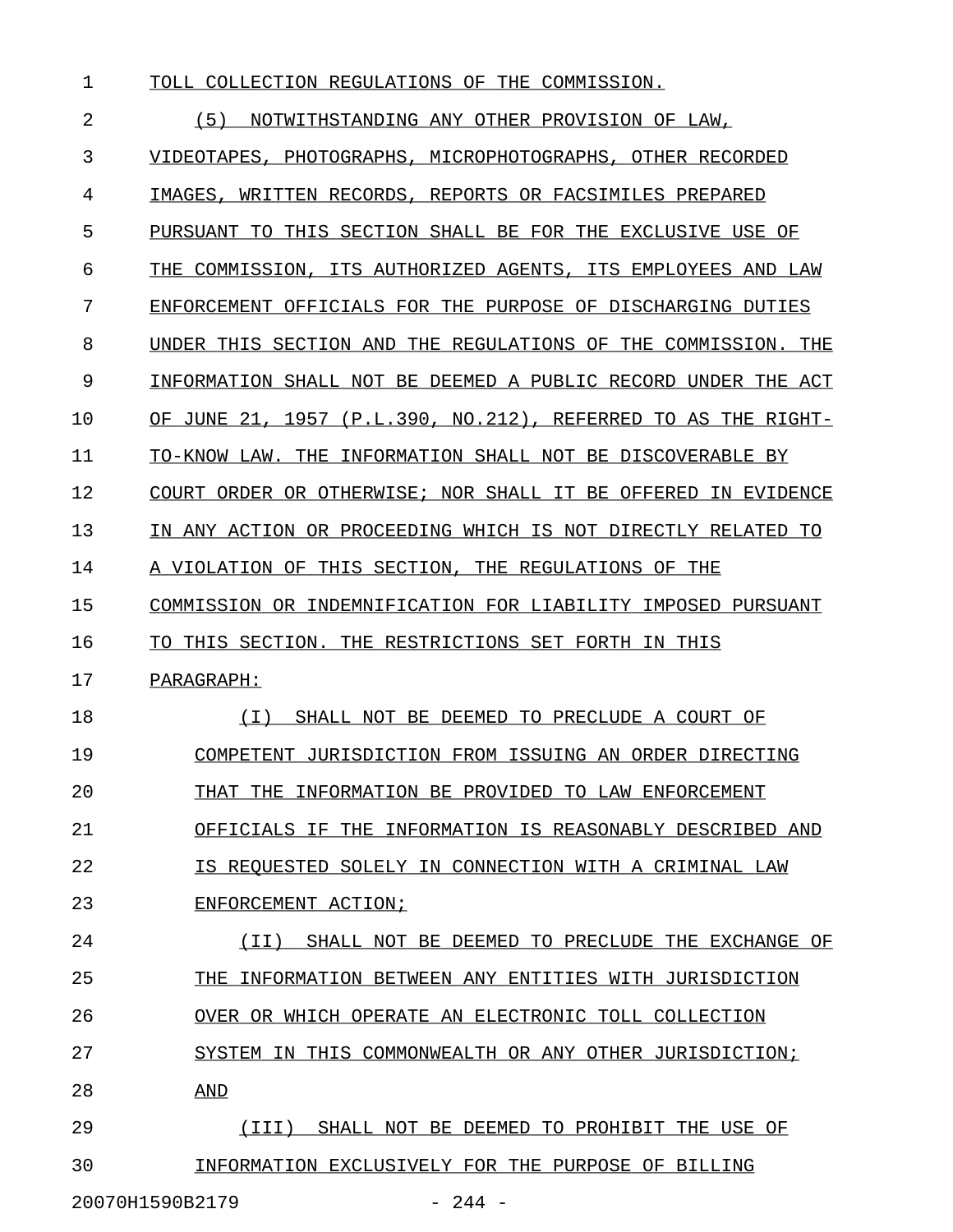TOLL COLLECTION REGULATIONS OF THE COMMISSION.

(5) NOTWITHSTANDING ANY OTHER PROVISION OF LAW, VIDEOTAPES, PHOTOGRAPHS, MICROPHOTOGRAPHS, OTHER RECORDED IMAGES, WRITTEN RECORDS, REPORTS OR FACSIMILES PREPARED PURSUANT TO THIS SECTION SHALL BE FOR THE EXCLUSIVE USE OF THE COMMISSION, ITS AUTHORIZED AGENTS, ITS EMPLOYEES AND LAW ENFORCEMENT OFFICIALS FOR THE PURPOSE OF DISCHARGING DUTIES UNDER THIS SECTION AND THE REGULATIONS OF THE COMMISSION. THE INFORMATION SHALL NOT BE DEEMED A PUBLIC RECORD UNDER THE ACT OF JUNE 21, 1957 (P.L.390, NO.212), REFERRED TO AS THE RIGHT-TO-KNOW LAW. THE INFORMATION SHALL NOT BE DISCOVERABLE BY COURT ORDER OR OTHERWISE; NOR SHALL IT BE OFFERED IN EVIDENCE IN ANY ACTION OR PROCEEDING WHICH IS NOT DIRECTLY RELATED TO A VIOLATION OF THIS SECTION, THE REGULATIONS OF THE COMMISSION OR INDEMNIFICATION FOR LIABILITY IMPOSED PURSUANT TO THIS SECTION. THE RESTRICTIONS SET FORTH IN THIS PARAGRAPH:

(I) SHALL NOT BE DEEMED TO PRECLUDE A COURT OF COMPETENT JURISDICTION FROM ISSUING AN ORDER DIRECTING THAT THE INFORMATION BE PROVIDED TO LAW ENFORCEMENT OFFICIALS IF THE INFORMATION IS REASONABLY DESCRIBED AND IS REQUESTED SOLELY IN CONNECTION WITH A CRIMINAL LAW ENFORCEMENT ACTION;

(II) SHALL NOT BE DEEMED TO PRECLUDE THE EXCHANGE OF THE INFORMATION BETWEEN ANY ENTITIES WITH JURISDICTION OVER OR WHICH OPERATE AN ELECTRONIC TOLL COLLECTION SYSTEM IN THIS COMMONWEALTH OR ANY OTHER JURISDICTION; AND

(III) SHALL NOT BE DEEMED TO PROHIBIT THE USE OF INFORMATION EXCLUSIVELY FOR THE PURPOSE OF BILLING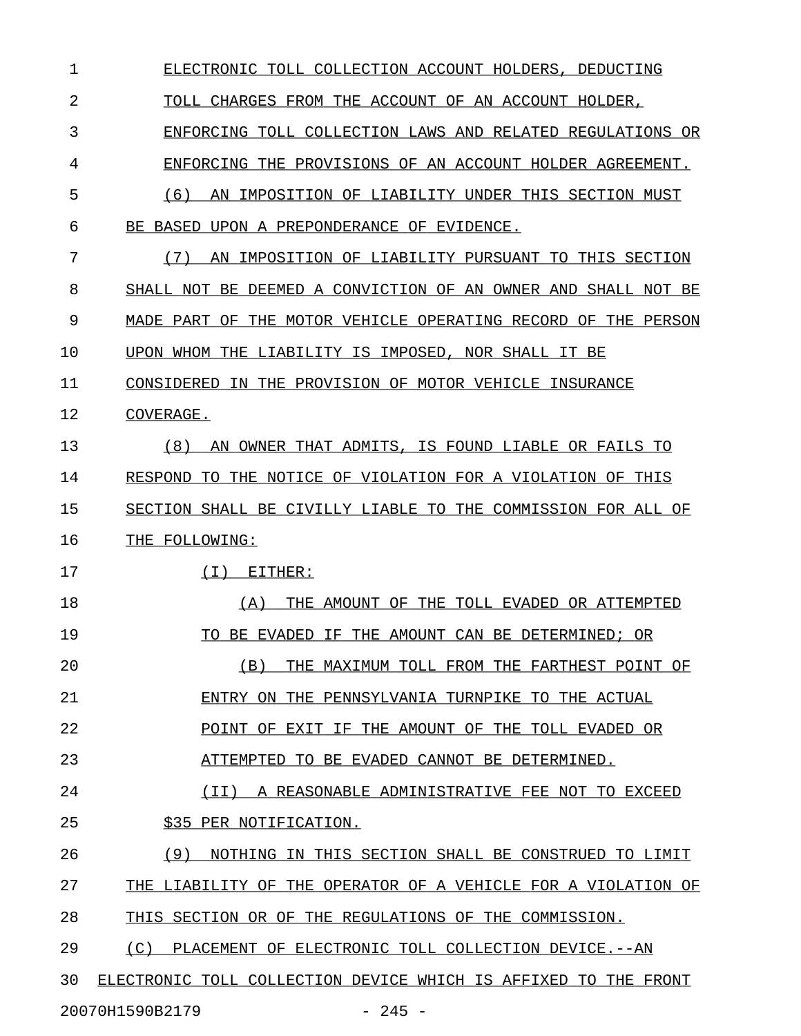ELECTRONIC TOLL COLLECTION ACCOUNT HOLDERS, DEDUCTING TOLL CHARGES FROM THE ACCOUNT OF AN ACCOUNT HOLDER, ENFORCING TOLL COLLECTION LAWS AND RELATED REGULATIONS OR ENFORCING THE PROVISIONS OF AN ACCOUNT HOLDER AGREEMENT.

(6) AN IMPOSITION OF LIABILITY UNDER THIS SECTION MUST BE BASED UPON A PREPONDERANCE OF EVIDENCE.

(7) AN IMPOSITION OF LIABILITY PURSUANT TO THIS SECTION SHALL NOT BE DEEMED A CONVICTION OF AN OWNER AND SHALL NOT BE MADE PART OF THE MOTOR VEHICLE OPERATING RECORD OF THE PERSON UPON WHOM THE LIABILITY IS IMPOSED, NOR SHALL IT BE CONSIDERED IN THE PROVISION OF MOTOR VEHICLE INSURANCE COVERAGE.

(8) AN OWNER THAT ADMITS, IS FOUND LIABLE OR FAILS TO RESPOND TO THE NOTICE OF VIOLATION FOR A VIOLATION OF THIS SECTION SHALL BE CIVILLY LIABLE TO THE COMMISSION FOR ALL OF THE FOLLOWING:

(I) EITHER:

(A) THE AMOUNT OF THE TOLL EVADED OR ATTEMPTED TO BE EVADED IF THE AMOUNT CAN BE DETERMINED; OR

(B) THE MAXIMUM TOLL FROM THE FARTHEST POINT OF ENTRY ON THE PENNSYLVANIA TURNPIKE TO THE ACTUAL POINT OF EXIT IF THE AMOUNT OF THE TOLL EVADED OR ATTEMPTED TO BE EVADED CANNOT BE DETERMINED.

(II) A REASONABLE ADMINISTRATIVE FEE NOT TO EXCEED $35 PER NOTIFICATION.

(9) NOTHING IN THIS SECTION SHALL BE CONSTRUED TO LIMIT THE LIABILITY OF THE OPERATOR OF A VEHICLE FOR A VIOLATION OF THIS SECTION OR OF THE REGULATIONS OF THE COMMISSION.

(C) PLACEMENT OF ELECTRONIC TOLL COLLECTION DEVICE.--AN ELECTRONIC TOLL COLLECTION DEVICE WHICH IS AFFIXED TO THE FRONT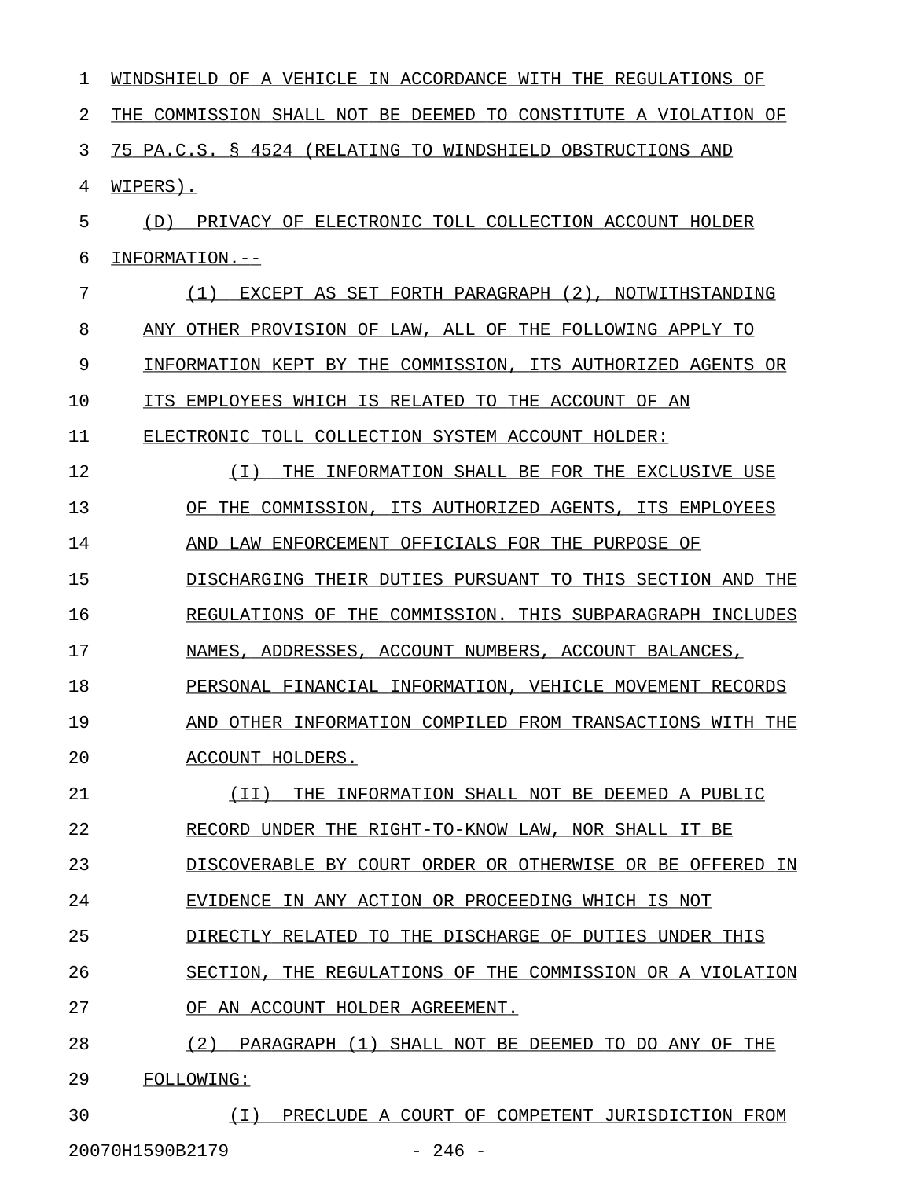WINDSHIELD OF A VEHICLE IN ACCORDANCE WITH THE REGULATIONS OF THE COMMISSION SHALL NOT BE DEEMED TO CONSTITUTE A VIOLATION OF 75 PA.C.S. § 4524 (RELATING TO WINDSHIELD OBSTRUCTIONS AND WIPERS).

(D) PRIVACY OF ELECTRONIC TOLL COLLECTION ACCOUNT HOLDER INFORMATION.--

(1) EXCEPT AS SET FORTH PARAGRAPH (2), NOTWITHSTANDING ANY OTHER PROVISION OF LAW, ALL OF THE FOLLOWING APPLY TO INFORMATION KEPT BY THE COMMISSION, ITS AUTHORIZED AGENTS OR ITS EMPLOYEES WHICH IS RELATED TO THE ACCOUNT OF AN ELECTRONIC TOLL COLLECTION SYSTEM ACCOUNT HOLDER:

(I) THE INFORMATION SHALL BE FOR THE EXCLUSIVE USE OF THE COMMISSION, ITS AUTHORIZED AGENTS, ITS EMPLOYEES AND LAW ENFORCEMENT OFFICIALS FOR THE PURPOSE OF DISCHARGING THEIR DUTIES PURSUANT TO THIS SECTION AND THE REGULATIONS OF THE COMMISSION. THIS SUBPARAGRAPH INCLUDES NAMES, ADDRESSES, ACCOUNT NUMBERS, ACCOUNT BALANCES, PERSONAL FINANCIAL INFORMATION, VEHICLE MOVEMENT RECORDS AND OTHER INFORMATION COMPILED FROM TRANSACTIONS WITH THE ACCOUNT HOLDERS.

(II) THE INFORMATION SHALL NOT BE DEEMED A PUBLIC RECORD UNDER THE RIGHT-TO-KNOW LAW, NOR SHALL IT BE DISCOVERABLE BY COURT ORDER OR OTHERWISE OR BE OFFERED IN EVIDENCE IN ANY ACTION OR PROCEEDING WHICH IS NOT DIRECTLY RELATED TO THE DISCHARGE OF DUTIES UNDER THIS SECTION, THE REGULATIONS OF THE COMMISSION OR A VIOLATION OF AN ACCOUNT HOLDER AGREEMENT.

(2) PARAGRAPH (1) SHALL NOT BE DEEMED TO DO ANY OF THE FOLLOWING:

(I) PRECLUDE A COURT OF COMPETENT JURISDICTION FROM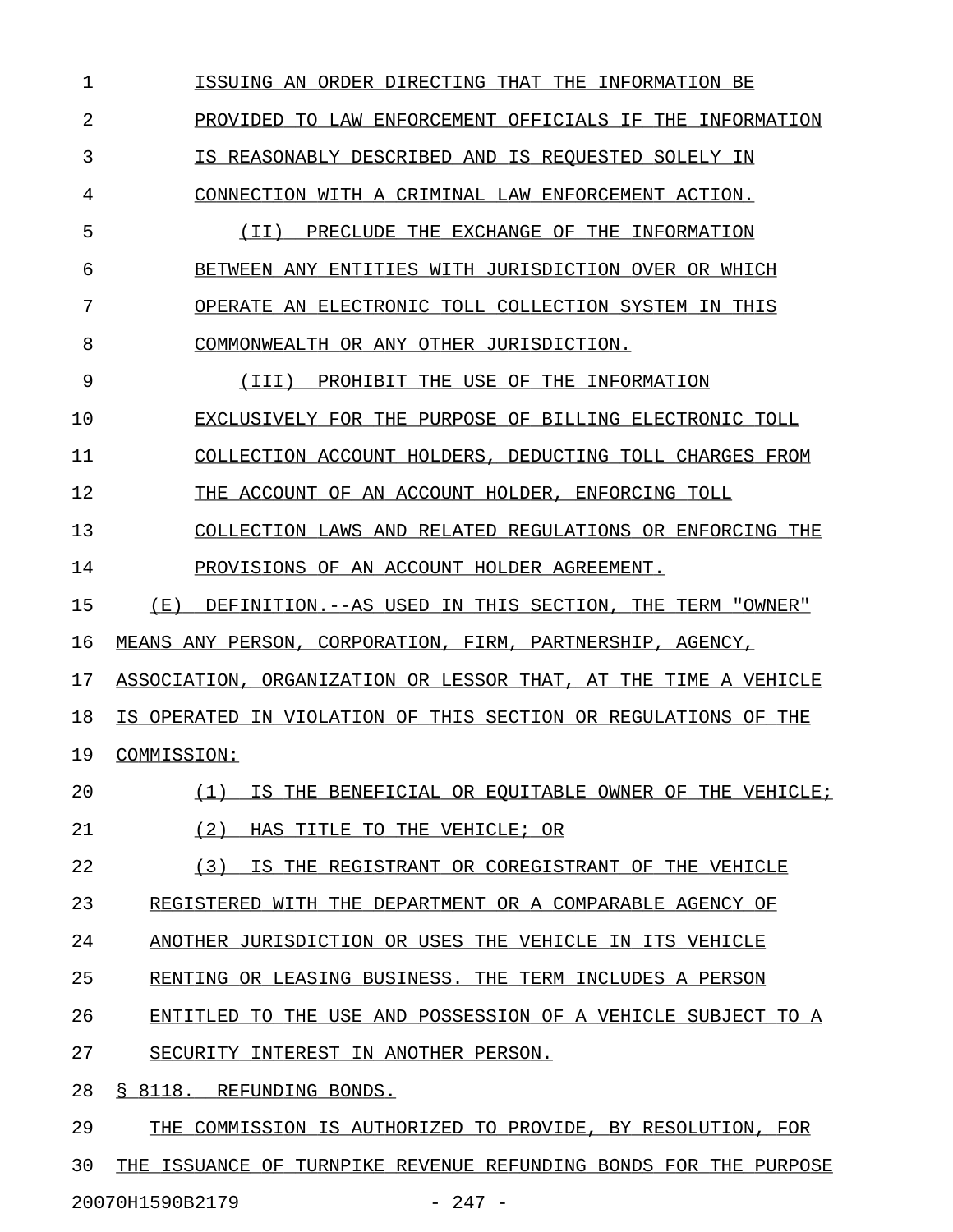ISSUING AN ORDER DIRECTING THAT THE INFORMATION BE PROVIDED TO LAW ENFORCEMENT OFFICIALS IF THE INFORMATION IS REASONABLY DESCRIBED AND IS REQUESTED SOLELY IN CONNECTION WITH A CRIMINAL LAW ENFORCEMENT ACTION.

(II) PRECLUDE THE EXCHANGE OF THE INFORMATION BETWEEN ANY ENTITIES WITH JURISDICTION OVER OR WHICH OPERATE AN ELECTRONIC TOLL COLLECTION SYSTEM IN THIS COMMONWEALTH OR ANY OTHER JURISDICTION.

(III) PROHIBIT THE USE OF THE INFORMATION EXCLUSIVELY FOR THE PURPOSE OF BILLING ELECTRONIC TOLL COLLECTION ACCOUNT HOLDERS, DEDUCTING TOLL CHARGES FROM THE ACCOUNT OF AN ACCOUNT HOLDER, ENFORCING TOLL COLLECTION LAWS AND RELATED REGULATIONS OR ENFORCING THE PROVISIONS OF AN ACCOUNT HOLDER AGREEMENT.

(E) DEFINITION.--AS USED IN THIS SECTION, THE TERM "OWNER" MEANS ANY PERSON, CORPORATION, FIRM, PARTNERSHIP, AGENCY, ASSOCIATION, ORGANIZATION OR LESSOR THAT, AT THE TIME A VEHICLE IS OPERATED IN VIOLATION OF THIS SECTION OR REGULATIONS OF THE COMMISSION:

(1) IS THE BENEFICIAL OR EQUITABLE OWNER OF THE VEHICLE;

(2) HAS TITLE TO THE VEHICLE; OR

(3) IS THE REGISTRANT OR COREGISTRANT OF THE VEHICLE REGISTERED WITH THE DEPARTMENT OR A COMPARABLE AGENCY OF ANOTHER JURISDICTION OR USES THE VEHICLE IN ITS VEHICLE RENTING OR LEASING BUSINESS. THE TERM INCLUDES A PERSON ENTITLED TO THE USE AND POSSESSION OF A VEHICLE SUBJECT TO A SECURITY INTEREST IN ANOTHER PERSON.

§ 8118. REFUNDING BONDS.

THE COMMISSION IS AUTHORIZED TO PROVIDE, BY RESOLUTION, FOR THE ISSUANCE OF TURNPIKE REVENUE REFUNDING BONDS FOR THE PURPOSE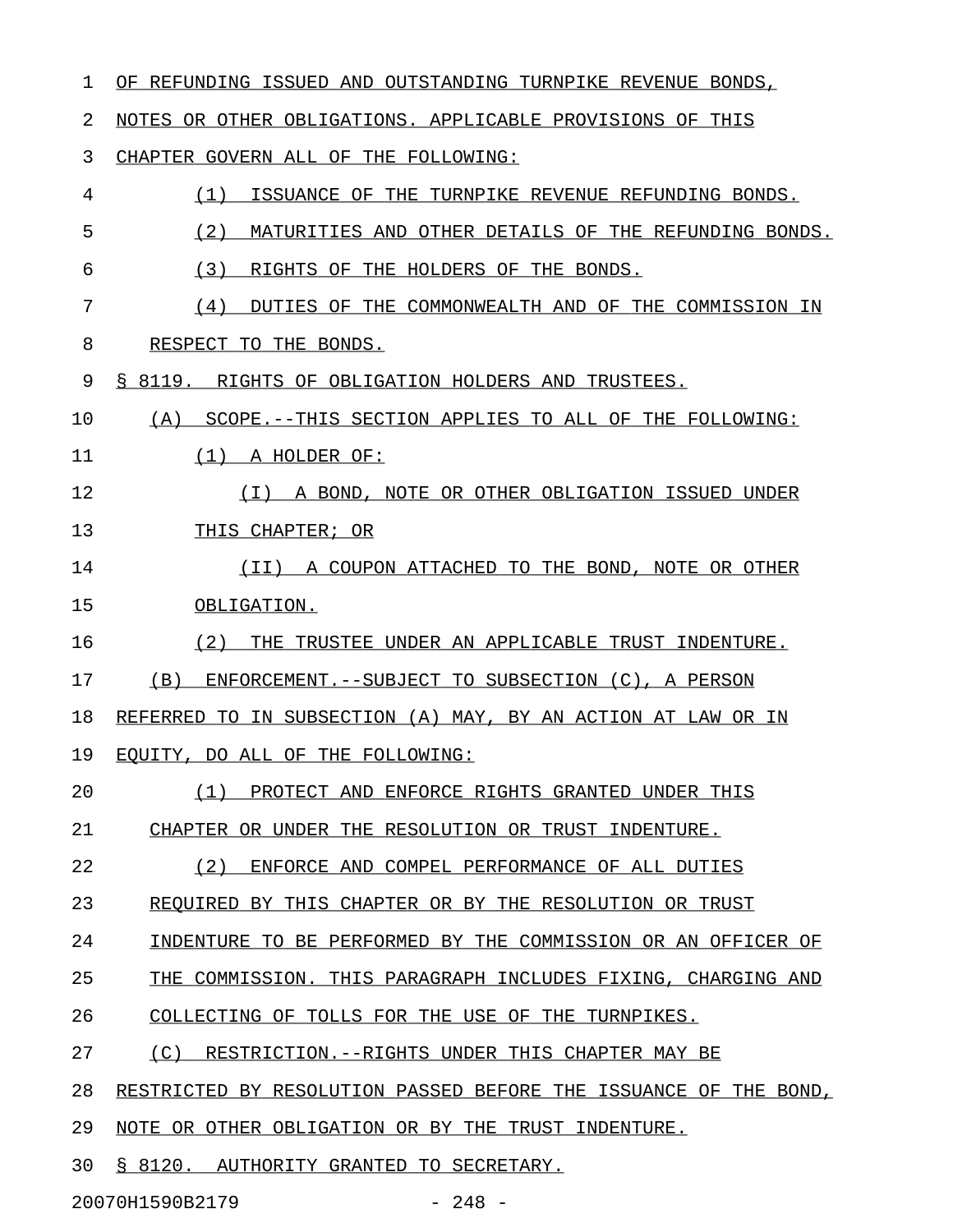OF REFUNDING ISSUED AND OUTSTANDING TURNPIKE REVENUE BONDS, NOTES OR OTHER OBLIGATIONS. APPLICABLE PROVISIONS OF THIS CHAPTER GOVERN ALL OF THE FOLLOWING:

(1) ISSUANCE OF THE TURNPIKE REVENUE REFUNDING BONDS.

(2) MATURITIES AND OTHER DETAILS OF THE REFUNDING BONDS.

(3) RIGHTS OF THE HOLDERS OF THE BONDS.

(4) DUTIES OF THE COMMONWEALTH AND OF THE COMMISSION IN RESPECT TO THE BONDS.

§ 8119. RIGHTS OF OBLIGATION HOLDERS AND TRUSTEES.

(A) SCOPE.--THIS SECTION APPLIES TO ALL OF THE FOLLOWING:

(1) A HOLDER OF:

(I) A BOND, NOTE OR OTHER OBLIGATION ISSUED UNDER THIS CHAPTER; OR

(II) A COUPON ATTACHED TO THE BOND, NOTE OR OTHER OBLIGATION.

(2) THE TRUSTEE UNDER AN APPLICABLE TRUST INDENTURE.

(B) ENFORCEMENT.--SUBJECT TO SUBSECTION (C), A PERSON REFERRED TO IN SUBSECTION (A) MAY, BY AN ACTION AT LAW OR IN EQUITY, DO ALL OF THE FOLLOWING:

(1) PROTECT AND ENFORCE RIGHTS GRANTED UNDER THIS CHAPTER OR UNDER THE RESOLUTION OR TRUST INDENTURE.

(2) ENFORCE AND COMPEL PERFORMANCE OF ALL DUTIES REQUIRED BY THIS CHAPTER OR BY THE RESOLUTION OR TRUST INDENTURE TO BE PERFORMED BY THE COMMISSION OR AN OFFICER OF THE COMMISSION. THIS PARAGRAPH INCLUDES FIXING, CHARGING AND COLLECTING OF TOLLS FOR THE USE OF THE TURNPIKES.

(C) RESTRICTION.--RIGHTS UNDER THIS CHAPTER MAY BE RESTRICTED BY RESOLUTION PASSED BEFORE THE ISSUANCE OF THE BOND, NOTE OR OTHER OBLIGATION OR BY THE TRUST INDENTURE.

§ 8120. AUTHORITY GRANTED TO SECRETARY.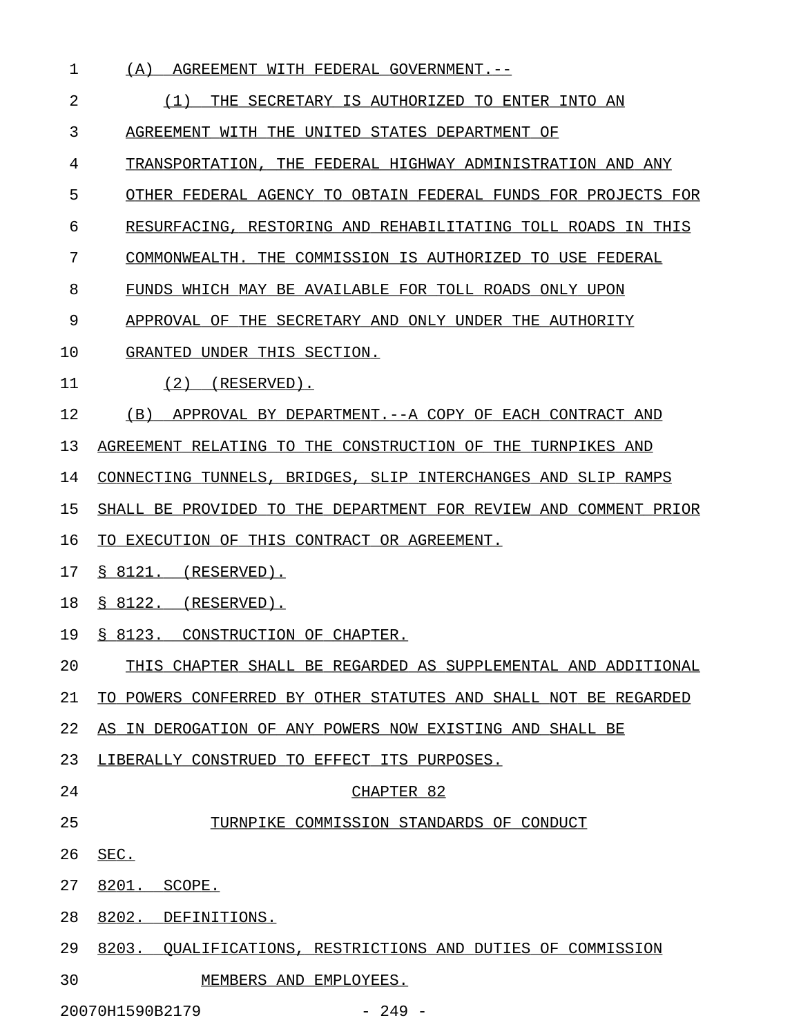(A) AGREEMENT WITH FEDERAL GOVERNMENT.--

(1) THE SECRETARY IS AUTHORIZED TO ENTER INTO AN AGREEMENT WITH THE UNITED STATES DEPARTMENT OF TRANSPORTATION, THE FEDERAL HIGHWAY ADMINISTRATION AND ANY OTHER FEDERAL AGENCY TO OBTAIN FEDERAL FUNDS FOR PROJECTS FOR RESURFACING, RESTORING AND REHABILITATING TOLL ROADS IN THIS COMMONWEALTH. THE COMMISSION IS AUTHORIZED TO USE FEDERAL FUNDS WHICH MAY BE AVAILABLE FOR TOLL ROADS ONLY UPON APPROVAL OF THE SECRETARY AND ONLY UNDER THE AUTHORITY GRANTED UNDER THIS SECTION.

(2) (RESERVED).

(B) APPROVAL BY DEPARTMENT.--A COPY OF EACH CONTRACT AND AGREEMENT RELATING TO THE CONSTRUCTION OF THE TURNPIKES AND CONNECTING TUNNELS, BRIDGES, SLIP INTERCHANGES AND SLIP RAMPS SHALL BE PROVIDED TO THE DEPARTMENT FOR REVIEW AND COMMENT PRIOR TO EXECUTION OF THIS CONTRACT OR AGREEMENT.

§ 8121. (RESERVED).

§ 8122. (RESERVED).

§ 8123. CONSTRUCTION OF CHAPTER.

THIS CHAPTER SHALL BE REGARDED AS SUPPLEMENTAL AND ADDITIONAL TO POWERS CONFERRED BY OTHER STATUTES AND SHALL NOT BE REGARDED AS IN DEROGATION OF ANY POWERS NOW EXISTING AND SHALL BE LIBERALLY CONSTRUED TO EFFECT ITS PURPOSES.

CHAPTER 82

TURNPIKE COMMISSION STANDARDS OF CONDUCT

SEC.

8201. SCOPE.

8202. DEFINITIONS.

8203. QUALIFICATIONS, RESTRICTIONS AND DUTIES OF COMMISSION MEMBERS AND EMPLOYEES.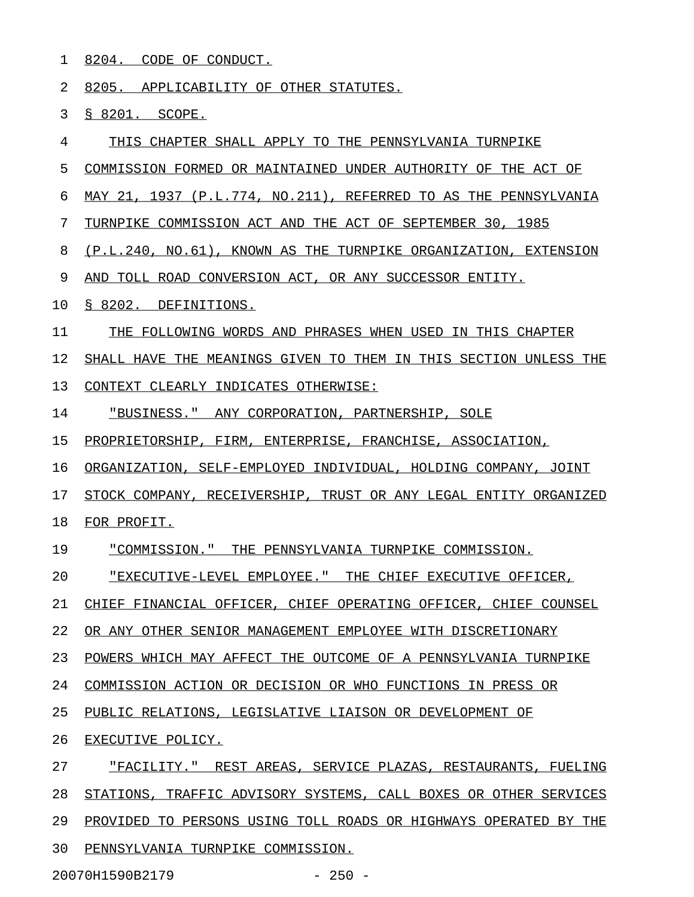8204. CODE OF CONDUCT.

8205. APPLICABILITY OF OTHER STATUTES.

§ 8201. SCOPE.

THIS CHAPTER SHALL APPLY TO THE PENNSYLVANIA TURNPIKE COMMISSION FORMED OR MAINTAINED UNDER AUTHORITY OF THE ACT OF MAY 21, 1937 (P.L.774, NO.211), REFERRED TO AS THE PENNSYLVANIA TURNPIKE COMMISSION ACT AND THE ACT OF SEPTEMBER 30, 1985 (P.L.240, NO.61), KNOWN AS THE TURNPIKE ORGANIZATION, EXTENSION AND TOLL ROAD CONVERSION ACT, OR ANY SUCCESSOR ENTITY.

§ 8202. DEFINITIONS.

THE FOLLOWING WORDS AND PHRASES WHEN USED IN THIS CHAPTER SHALL HAVE THE MEANINGS GIVEN TO THEM IN THIS SECTION UNLESS THE CONTEXT CLEARLY INDICATES OTHERWISE:

"BUSINESS." ANY CORPORATION, PARTNERSHIP, SOLE PROPRIETORSHIP, FIRM, ENTERPRISE, FRANCHISE, ASSOCIATION, ORGANIZATION, SELF-EMPLOYED INDIVIDUAL, HOLDING COMPANY, JOINT STOCK COMPANY, RECEIVERSHIP, TRUST OR ANY LEGAL ENTITY ORGANIZED FOR PROFIT.

"COMMISSION." THE PENNSYLVANIA TURNPIKE COMMISSION.

"EXECUTIVE-LEVEL EMPLOYEE." THE CHIEF EXECUTIVE OFFICER, CHIEF FINANCIAL OFFICER, CHIEF OPERATING OFFICER, CHIEF COUNSEL OR ANY OTHER SENIOR MANAGEMENT EMPLOYEE WITH DISCRETIONARY POWERS WHICH MAY AFFECT THE OUTCOME OF A PENNSYLVANIA TURNPIKE COMMISSION ACTION OR DECISION OR WHO FUNCTIONS IN PRESS OR PUBLIC RELATIONS, LEGISLATIVE LIAISON OR DEVELOPMENT OF EXECUTIVE POLICY.

"FACILITY." REST AREAS, SERVICE PLAZAS, RESTAURANTS, FUELING STATIONS, TRAFFIC ADVISORY SYSTEMS, CALL BOXES OR OTHER SERVICES PROVIDED TO PERSONS USING TOLL ROADS OR HIGHWAYS OPERATED BY THE PENNSYLVANIA TURNPIKE COMMISSION.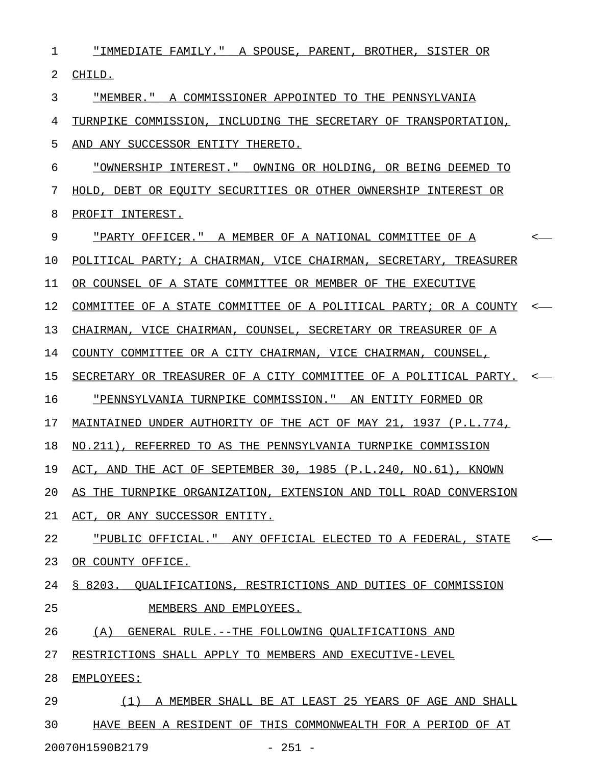"IMMEDIATE FAMILY." A SPOUSE, PARENT, BROTHER, SISTER OR CHILD.

"MEMBER." A COMMISSIONER APPOINTED TO THE PENNSYLVANIA TURNPIKE COMMISSION, INCLUDING THE SECRETARY OF TRANSPORTATION, AND ANY SUCCESSOR ENTITY THERETO.

"OWNERSHIP INTEREST." OWNING OR HOLDING, OR BEING DEEMED TO HOLD, DEBT OR EQUITY SECURITIES OR OTHER OWNERSHIP INTEREST OR PROFIT INTEREST.

"PARTY OFFICER." A MEMBER OF A NATIONAL COMMITTEE OF A POLITICAL PARTY; A CHAIRMAN, VICE CHAIRMAN, SECRETARY, TREASURER OR COUNSEL OF A STATE COMMITTEE OR MEMBER OF THE EXECUTIVE COMMITTEE OF A STATE COMMITTEE OF A POLITICAL PARTY; OR A COUNTY CHAIRMAN, VICE CHAIRMAN, COUNSEL, SECRETARY OR TREASURER OF A COUNTY COMMITTEE OR A CITY CHAIRMAN, VICE CHAIRMAN, COUNSEL, SECRETARY OR TREASURER OF A CITY COMMITTEE OF A POLITICAL PARTY.

"PENNSYLVANIA TURNPIKE COMMISSION." AN ENTITY FORMED OR MAINTAINED UNDER AUTHORITY OF THE ACT OF MAY 21, 1937 (P.L.774, NO.211), REFERRED TO AS THE PENNSYLVANIA TURNPIKE COMMISSION ACT, AND THE ACT OF SEPTEMBER 30, 1985 (P.L.240, NO.61), KNOWN AS THE TURNPIKE ORGANIZATION, EXTENSION AND TOLL ROAD CONVERSION ACT, OR ANY SUCCESSOR ENTITY.

"PUBLIC OFFICIAL." ANY OFFICIAL ELECTED TO A FEDERAL, STATE OR COUNTY OFFICE.

§ 8203. QUALIFICATIONS, RESTRICTIONS AND DUTIES OF COMMISSION MEMBERS AND EMPLOYEES.

(A) GENERAL RULE.--THE FOLLOWING QUALIFICATIONS AND RESTRICTIONS SHALL APPLY TO MEMBERS AND EXECUTIVE-LEVEL EMPLOYEES:

(1) A MEMBER SHALL BE AT LEAST 25 YEARS OF AGE AND SHALL HAVE BEEN A RESIDENT OF THIS COMMONWEALTH FOR A PERIOD OF AT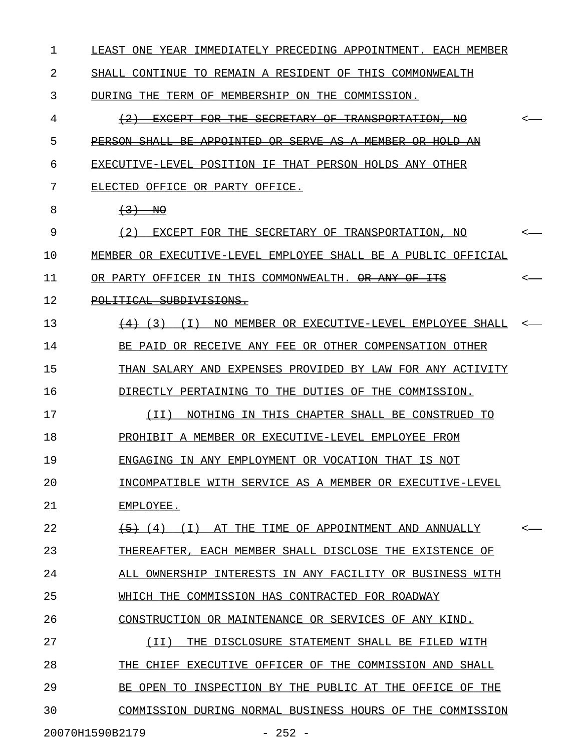LEAST ONE YEAR IMMEDIATELY PRECEDING APPOINTMENT. EACH MEMBER SHALL CONTINUE TO REMAIN A RESIDENT OF THIS COMMONWEALTH DURING THE TERM OF MEMBERSHIP ON THE COMMISSION.

~~(2) EXCEPT FOR THE SECRETARY OF TRANSPORTATION, NO PERSON SHALL BE APPOINTED OR SERVE AS A MEMBER OR HOLD AN EXECUTIVE-LEVEL POSITION IF THAT PERSON HOLDS ANY OTHER ELECTED OFFICE OR PARTY OFFICE.~~

~~(3) NO~~

(2) EXCEPT FOR THE SECRETARY OF TRANSPORTATION, NO MEMBER OR EXECUTIVE-LEVEL EMPLOYEE SHALL BE A PUBLIC OFFICIAL OR PARTY OFFICER IN THIS COMMONWEALTH. ~~OR ANY OF ITS POLITICAL SUBDIVISIONS.~~

~~(4)~~ (3) (I) NO MEMBER OR EXECUTIVE-LEVEL EMPLOYEE SHALL BE PAID OR RECEIVE ANY FEE OR OTHER COMPENSATION OTHER THAN SALARY AND EXPENSES PROVIDED BY LAW FOR ANY ACTIVITY DIRECTLY PERTAINING TO THE DUTIES OF THE COMMISSION.

(II) NOTHING IN THIS CHAPTER SHALL BE CONSTRUED TO PROHIBIT A MEMBER OR EXECUTIVE-LEVEL EMPLOYEE FROM ENGAGING IN ANY EMPLOYMENT OR VOCATION THAT IS NOT INCOMPATIBLE WITH SERVICE AS A MEMBER OR EXECUTIVE-LEVEL EMPLOYEE.

~~(5)~~ (4) (I) AT THE TIME OF APPOINTMENT AND ANNUALLY THEREAFTER, EACH MEMBER SHALL DISCLOSE THE EXISTENCE OF ALL OWNERSHIP INTERESTS IN ANY FACILITY OR BUSINESS WITH WHICH THE COMMISSION HAS CONTRACTED FOR ROADWAY CONSTRUCTION OR MAINTENANCE OR SERVICES OF ANY KIND.

(II) THE DISCLOSURE STATEMENT SHALL BE FILED WITH THE CHIEF EXECUTIVE OFFICER OF THE COMMISSION AND SHALL BE OPEN TO INSPECTION BY THE PUBLIC AT THE OFFICE OF THE COMMISSION DURING NORMAL BUSINESS HOURS OF THE COMMISSION

20070H1590B2179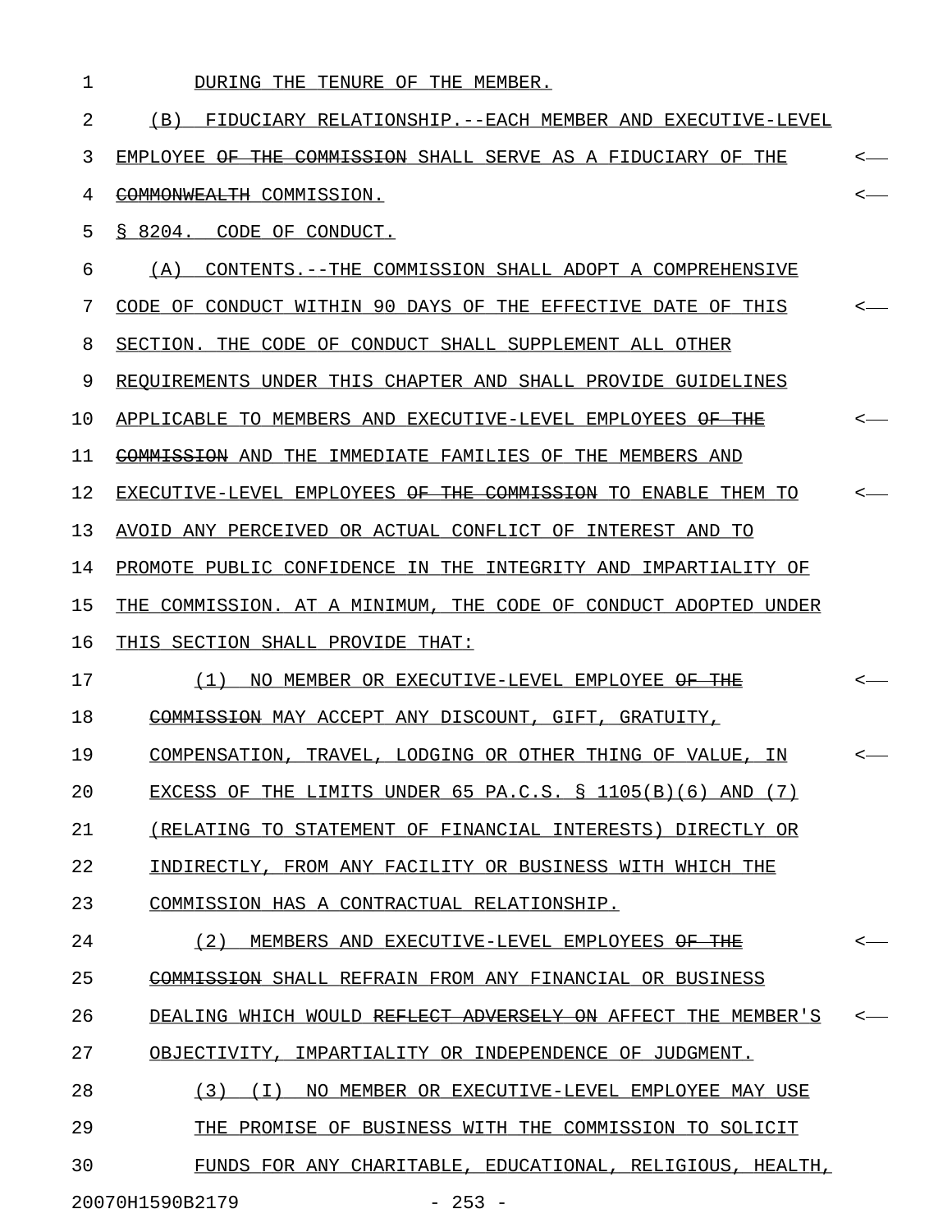DURING THE TENURE OF THE MEMBER.

(B) FIDUCIARY RELATIONSHIP.--EACH MEMBER AND EXECUTIVE-LEVEL EMPLOYEE ~~OF THE COMMISSION~~ SHALL SERVE AS A FIDUCIARY OF THE ~~COMMONWEALTH~~ COMMISSION.

§ 8204. CODE OF CONDUCT.

(A) CONTENTS.--THE COMMISSION SHALL ADOPT A COMPREHENSIVE CODE OF CONDUCT WITHIN 90 DAYS OF THE EFFECTIVE DATE OF THIS SECTION. THE CODE OF CONDUCT SHALL SUPPLEMENT ALL OTHER REQUIREMENTS UNDER THIS CHAPTER AND SHALL PROVIDE GUIDELINES APPLICABLE TO MEMBERS AND EXECUTIVE-LEVEL EMPLOYEES ~~OF THE COMMISSION~~ AND THE IMMEDIATE FAMILIES OF THE MEMBERS AND EXECUTIVE-LEVEL EMPLOYEES ~~OF THE COMMISSION~~ TO ENABLE THEM TO AVOID ANY PERCEIVED OR ACTUAL CONFLICT OF INTEREST AND TO PROMOTE PUBLIC CONFIDENCE IN THE INTEGRITY AND IMPARTIALITY OF THE COMMISSION. AT A MINIMUM, THE CODE OF CONDUCT ADOPTED UNDER THIS SECTION SHALL PROVIDE THAT:

(1) NO MEMBER OR EXECUTIVE-LEVEL EMPLOYEE ~~OF THE COMMISSION~~ MAY ACCEPT ANY DISCOUNT, GIFT, GRATUITY, COMPENSATION, TRAVEL, LODGING OR OTHER THING OF VALUE, IN EXCESS OF THE LIMITS UNDER 65 PA.C.S. § 1105(B)(6) AND (7) (RELATING TO STATEMENT OF FINANCIAL INTERESTS) DIRECTLY OR INDIRECTLY, FROM ANY FACILITY OR BUSINESS WITH WHICH THE COMMISSION HAS A CONTRACTUAL RELATIONSHIP.

(2) MEMBERS AND EXECUTIVE-LEVEL EMPLOYEES ~~OF THE COMMISSION~~ SHALL REFRAIN FROM ANY FINANCIAL OR BUSINESS DEALING WHICH WOULD ~~REFLECT ADVERSELY ON~~ AFFECT THE MEMBER'S OBJECTIVITY, IMPARTIALITY OR INDEPENDENCE OF JUDGMENT.

(3) (I) NO MEMBER OR EXECUTIVE-LEVEL EMPLOYEE MAY USE THE PROMISE OF BUSINESS WITH THE COMMISSION TO SOLICIT FUNDS FOR ANY CHARITABLE, EDUCATIONAL, RELIGIOUS, HEALTH,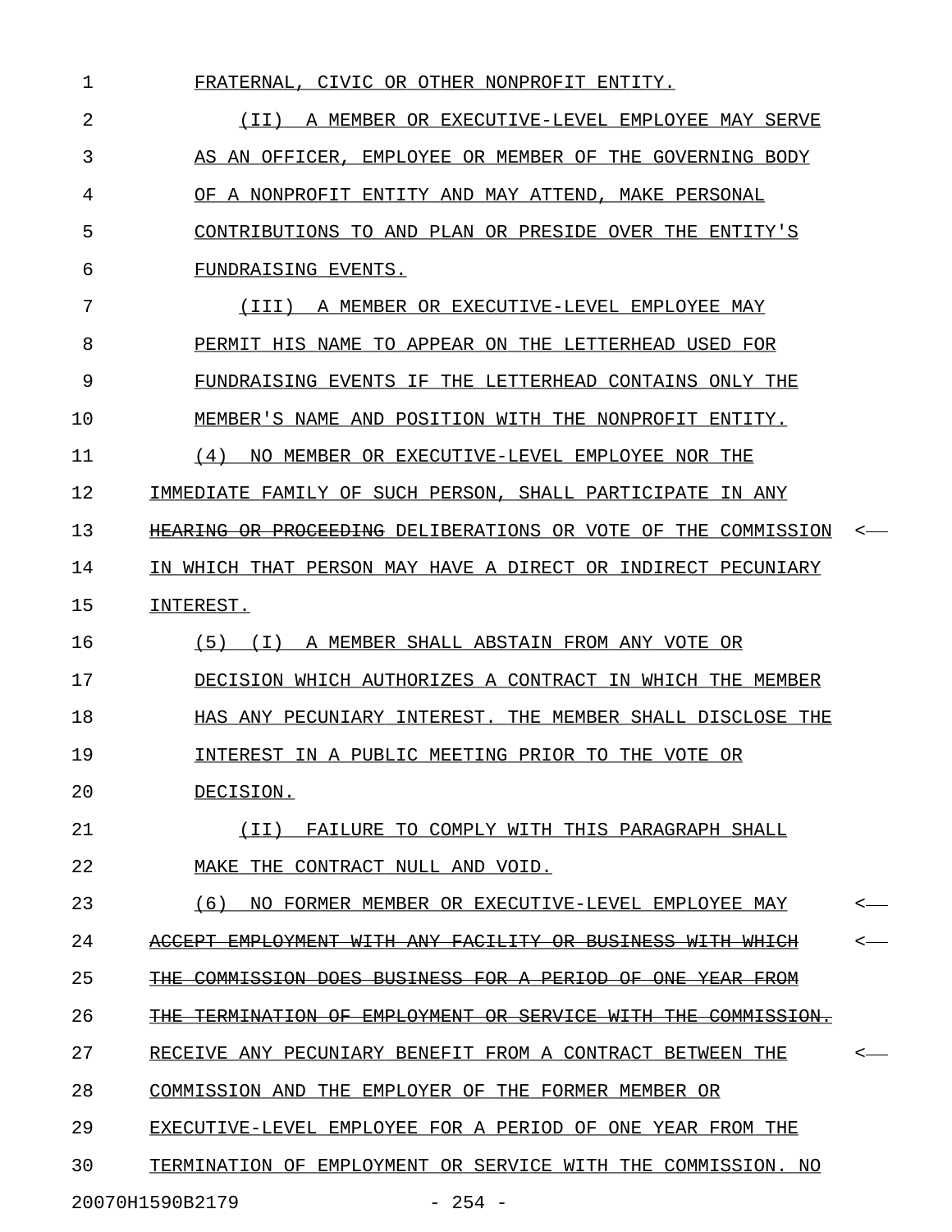FRATERNAL, CIVIC OR OTHER NONPROFIT ENTITY.

(II) A MEMBER OR EXECUTIVE-LEVEL EMPLOYEE MAY SERVE AS AN OFFICER, EMPLOYEE OR MEMBER OF THE GOVERNING BODY OF A NONPROFIT ENTITY AND MAY ATTEND, MAKE PERSONAL CONTRIBUTIONS TO AND PLAN OR PRESIDE OVER THE ENTITY'S FUNDRAISING EVENTS.

(III) A MEMBER OR EXECUTIVE-LEVEL EMPLOYEE MAY PERMIT HIS NAME TO APPEAR ON THE LETTERHEAD USED FOR FUNDRAISING EVENTS IF THE LETTERHEAD CONTAINS ONLY THE MEMBER'S NAME AND POSITION WITH THE NONPROFIT ENTITY.

(4) NO MEMBER OR EXECUTIVE-LEVEL EMPLOYEE NOR THE IMMEDIATE FAMILY OF SUCH PERSON, SHALL PARTICIPATE IN ANY ~~HEARING OR PROCEEDING~~ DELIBERATIONS OR VOTE OF THE COMMISSION IN WHICH THAT PERSON MAY HAVE A DIRECT OR INDIRECT PECUNIARY INTEREST.

(5) (I) A MEMBER SHALL ABSTAIN FROM ANY VOTE OR DECISION WHICH AUTHORIZES A CONTRACT IN WHICH THE MEMBER HAS ANY PECUNIARY INTEREST. THE MEMBER SHALL DISCLOSE THE INTEREST IN A PUBLIC MEETING PRIOR TO THE VOTE OR DECISION.

(II) FAILURE TO COMPLY WITH THIS PARAGRAPH SHALL MAKE THE CONTRACT NULL AND VOID.

(6) NO FORMER MEMBER OR EXECUTIVE-LEVEL EMPLOYEE MAY ~~ACCEPT EMPLOYMENT WITH ANY FACILITY OR BUSINESS WITH WHICH THE COMMISSION DOES BUSINESS FOR A PERIOD OF ONE YEAR FROM THE TERMINATION OF EMPLOYMENT OR SERVICE WITH THE COMMISSION.~~ RECEIVE ANY PECUNIARY BENEFIT FROM A CONTRACT BETWEEN THE COMMISSION AND THE EMPLOYER OF THE FORMER MEMBER OR EXECUTIVE-LEVEL EMPLOYEE FOR A PERIOD OF ONE YEAR FROM THE TERMINATION OF EMPLOYMENT OR SERVICE WITH THE COMMISSION. NO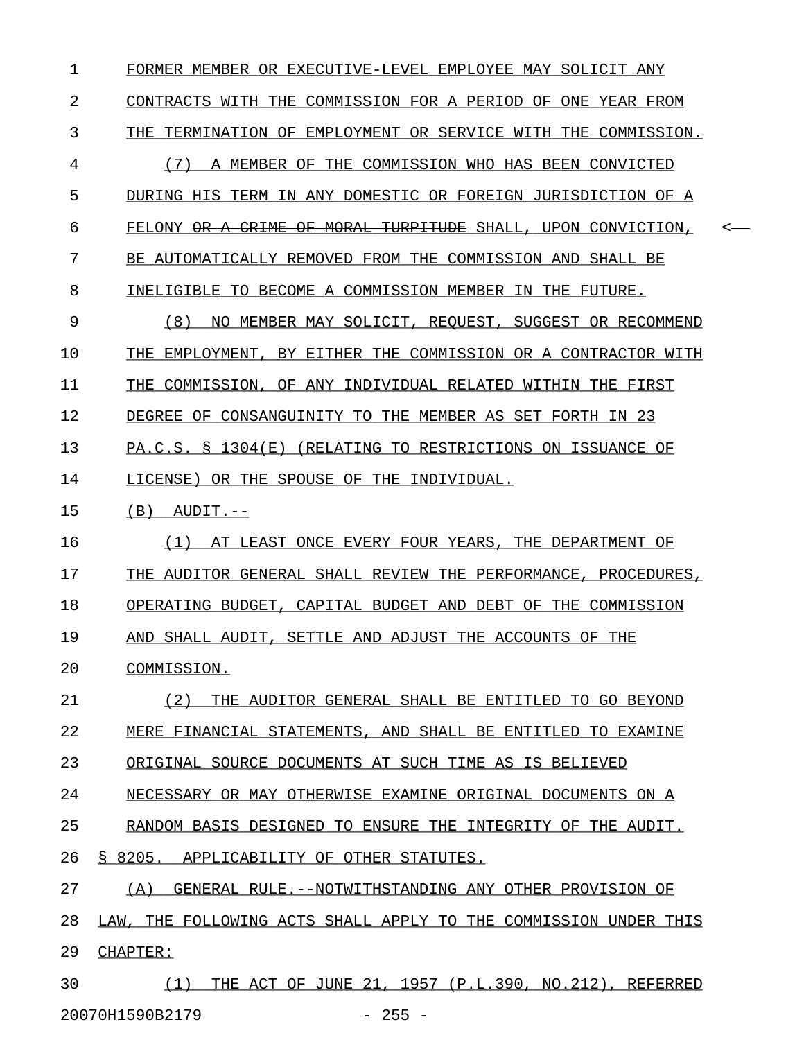FORMER MEMBER OR EXECUTIVE-LEVEL EMPLOYEE MAY SOLICIT ANY CONTRACTS WITH THE COMMISSION FOR A PERIOD OF ONE YEAR FROM THE TERMINATION OF EMPLOYMENT OR SERVICE WITH THE COMMISSION.

(7) A MEMBER OF THE COMMISSION WHO HAS BEEN CONVICTED DURING HIS TERM IN ANY DOMESTIC OR FOREIGN JURISDICTION OF A FELONY ~~OR A CRIME OF MORAL TURPITUDE~~ SHALL, UPON CONVICTION, BE AUTOMATICALLY REMOVED FROM THE COMMISSION AND SHALL BE INELIGIBLE TO BECOME A COMMISSION MEMBER IN THE FUTURE.

(8) NO MEMBER MAY SOLICIT, REQUEST, SUGGEST OR RECOMMEND THE EMPLOYMENT, BY EITHER THE COMMISSION OR A CONTRACTOR WITH THE COMMISSION, OF ANY INDIVIDUAL RELATED WITHIN THE FIRST DEGREE OF CONSANGUINITY TO THE MEMBER AS SET FORTH IN 23 PA.C.S. § 1304(E) (RELATING TO RESTRICTIONS ON ISSUANCE OF LICENSE) OR THE SPOUSE OF THE INDIVIDUAL.

(B) AUDIT.--

(1) AT LEAST ONCE EVERY FOUR YEARS, THE DEPARTMENT OF THE AUDITOR GENERAL SHALL REVIEW THE PERFORMANCE, PROCEDURES, OPERATING BUDGET, CAPITAL BUDGET AND DEBT OF THE COMMISSION AND SHALL AUDIT, SETTLE AND ADJUST THE ACCOUNTS OF THE COMMISSION.

(2) THE AUDITOR GENERAL SHALL BE ENTITLED TO GO BEYOND MERE FINANCIAL STATEMENTS, AND SHALL BE ENTITLED TO EXAMINE ORIGINAL SOURCE DOCUMENTS AT SUCH TIME AS IS BELIEVED NECESSARY OR MAY OTHERWISE EXAMINE ORIGINAL DOCUMENTS ON A RANDOM BASIS DESIGNED TO ENSURE THE INTEGRITY OF THE AUDIT.

§ 8205. APPLICABILITY OF OTHER STATUTES.

(A) GENERAL RULE.--NOTWITHSTANDING ANY OTHER PROVISION OF LAW, THE FOLLOWING ACTS SHALL APPLY TO THE COMMISSION UNDER THIS CHAPTER:

(1) THE ACT OF JUNE 21, 1957 (P.L.390, NO.212), REFERRED

20070H1590B2179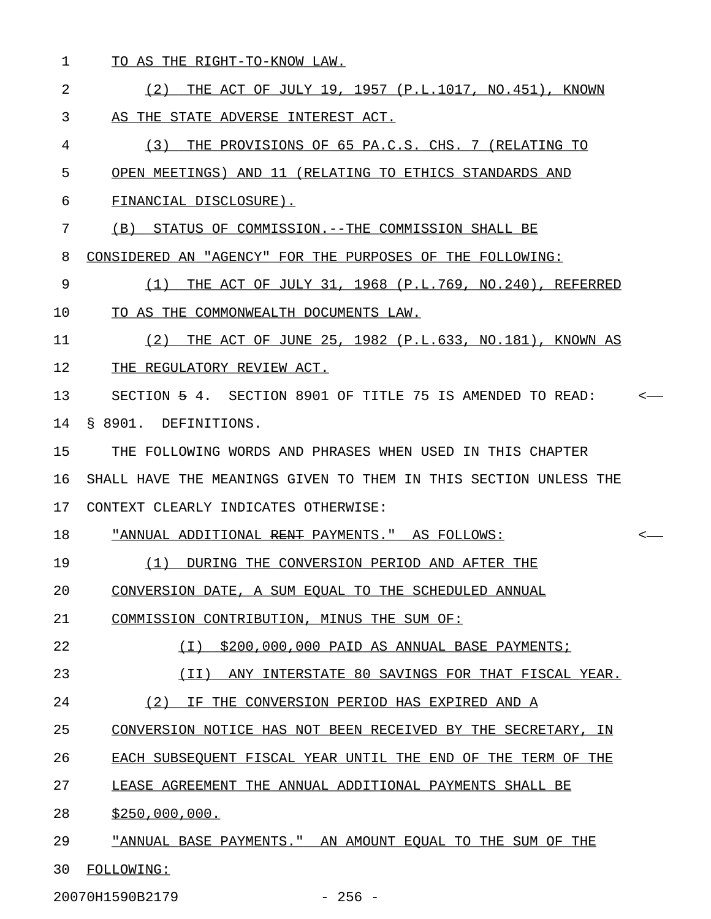TO AS THE RIGHT-TO-KNOW LAW.

(2) THE ACT OF JULY 19, 1957 (P.L.1017, NO.451), KNOWN AS THE STATE ADVERSE INTEREST ACT.

(3) THE PROVISIONS OF 65 PA.C.S. CHS. 7 (RELATING TO OPEN MEETINGS) AND 11 (RELATING TO ETHICS STANDARDS AND FINANCIAL DISCLOSURE).

(B) STATUS OF COMMISSION.--THE COMMISSION SHALL BE CONSIDERED AN "AGENCY" FOR THE PURPOSES OF THE FOLLOWING:

(1) THE ACT OF JULY 31, 1968 (P.L.769, NO.240), REFERRED TO AS THE COMMONWEALTH DOCUMENTS LAW.

(2) THE ACT OF JUNE 25, 1982 (P.L.633, NO.181), KNOWN AS THE REGULATORY REVIEW ACT.

SECTION ~~5~~ 4. SECTION 8901 OF TITLE 75 IS AMENDED TO READ:

§ 8901. DEFINITIONS.

THE FOLLOWING WORDS AND PHRASES WHEN USED IN THIS CHAPTER SHALL HAVE THE MEANINGS GIVEN TO THEM IN THIS SECTION UNLESS THE CONTEXT CLEARLY INDICATES OTHERWISE:

"ANNUAL ADDITIONAL ~~RENT~~ PAYMENTS." AS FOLLOWS:

(1) DURING THE CONVERSION PERIOD AND AFTER THE CONVERSION DATE, A SUM EQUAL TO THE SCHEDULED ANNUAL COMMISSION CONTRIBUTION, MINUS THE SUM OF:

(I) $200,000,000 PAID AS ANNUAL BASE PAYMENTS;

(II) ANY INTERSTATE 80 SAVINGS FOR THAT FISCAL YEAR.

(2) IF THE CONVERSION PERIOD HAS EXPIRED AND A CONVERSION NOTICE HAS NOT BEEN RECEIVED BY THE SECRETARY, IN EACH SUBSEQUENT FISCAL YEAR UNTIL THE END OF THE TERM OF THE LEASE AGREEMENT THE ANNUAL ADDITIONAL PAYMENTS SHALL BE $250,000,000.

"ANNUAL BASE PAYMENTS." AN AMOUNT EQUAL TO THE SUM OF THE FOLLOWING:

20070H1590B2179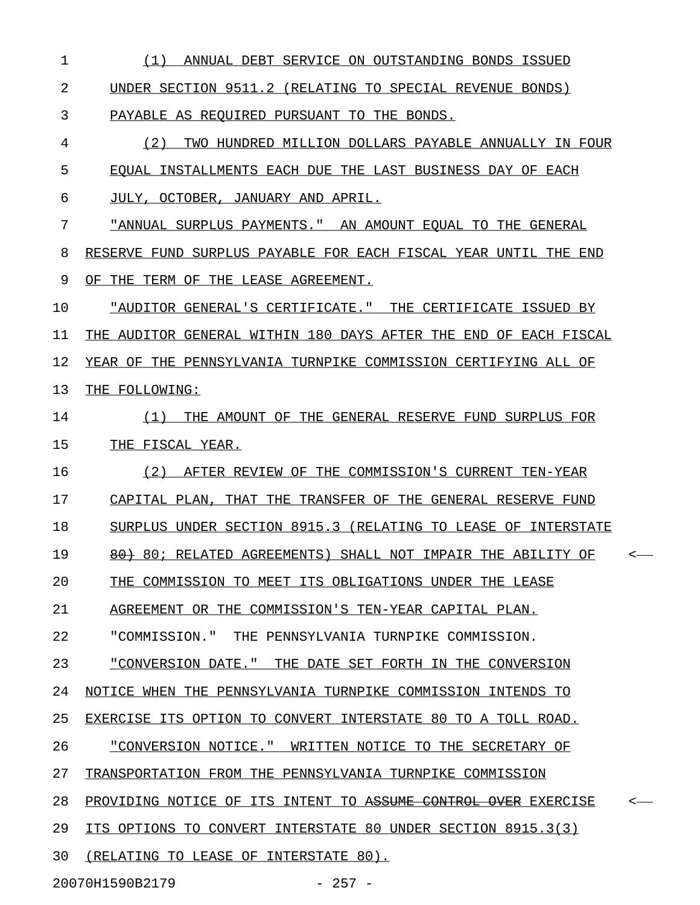(1) ANNUAL DEBT SERVICE ON OUTSTANDING BONDS ISSUED UNDER SECTION 9511.2 (RELATING TO SPECIAL REVENUE BONDS) PAYABLE AS REQUIRED PURSUANT TO THE BONDS.

(2) TWO HUNDRED MILLION DOLLARS PAYABLE ANNUALLY IN FOUR EQUAL INSTALLMENTS EACH DUE THE LAST BUSINESS DAY OF EACH JULY, OCTOBER, JANUARY AND APRIL.

"ANNUAL SURPLUS PAYMENTS." AN AMOUNT EQUAL TO THE GENERAL RESERVE FUND SURPLUS PAYABLE FOR EACH FISCAL YEAR UNTIL THE END OF THE TERM OF THE LEASE AGREEMENT.

"AUDITOR GENERAL'S CERTIFICATE." THE CERTIFICATE ISSUED BY THE AUDITOR GENERAL WITHIN 180 DAYS AFTER THE END OF EACH FISCAL YEAR OF THE PENNSYLVANIA TURNPIKE COMMISSION CERTIFYING ALL OF THE FOLLOWING:

(1) THE AMOUNT OF THE GENERAL RESERVE FUND SURPLUS FOR THE FISCAL YEAR.

(2) AFTER REVIEW OF THE COMMISSION'S CURRENT TEN-YEAR CAPITAL PLAN, THAT THE TRANSFER OF THE GENERAL RESERVE FUND SURPLUS UNDER SECTION 8915.3 (RELATING TO LEASE OF INTERSTATE ~~80)~~ 80; RELATED AGREEMENTS) SHALL NOT IMPAIR THE ABILITY OF THE COMMISSION TO MEET ITS OBLIGATIONS UNDER THE LEASE AGREEMENT OR THE COMMISSION'S TEN-YEAR CAPITAL PLAN.

"COMMISSION." THE PENNSYLVANIA TURNPIKE COMMISSION.

"CONVERSION DATE." THE DATE SET FORTH IN THE CONVERSION NOTICE WHEN THE PENNSYLVANIA TURNPIKE COMMISSION INTENDS TO EXERCISE ITS OPTION TO CONVERT INTERSTATE 80 TO A TOLL ROAD.

"CONVERSION NOTICE." WRITTEN NOTICE TO THE SECRETARY OF TRANSPORTATION FROM THE PENNSYLVANIA TURNPIKE COMMISSION PROVIDING NOTICE OF ITS INTENT TO ~~ASSUME CONTROL OVER~~ EXERCISE ITS OPTIONS TO CONVERT INTERSTATE 80 UNDER SECTION 8915.3(3) (RELATING TO LEASE OF INTERSTATE 80).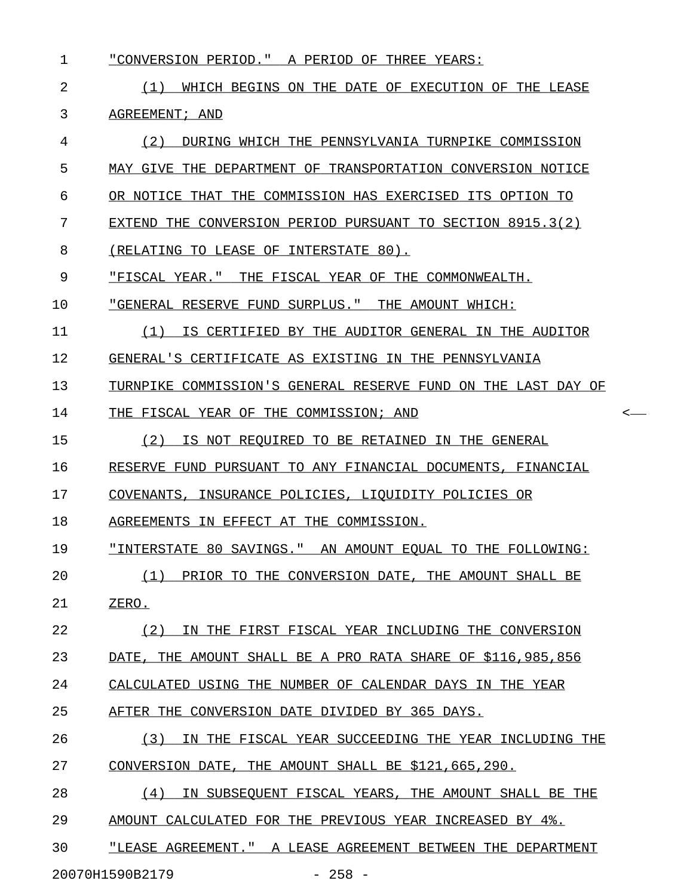"CONVERSION PERIOD." A PERIOD OF THREE YEARS:

(1) WHICH BEGINS ON THE DATE OF EXECUTION OF THE LEASE AGREEMENT; AND

(2) DURING WHICH THE PENNSYLVANIA TURNPIKE COMMISSION MAY GIVE THE DEPARTMENT OF TRANSPORTATION CONVERSION NOTICE OR NOTICE THAT THE COMMISSION HAS EXERCISED ITS OPTION TO EXTEND THE CONVERSION PERIOD PURSUANT TO SECTION 8915.3(2) (RELATING TO LEASE OF INTERSTATE 80).

"FISCAL YEAR." THE FISCAL YEAR OF THE COMMONWEALTH.

"GENERAL RESERVE FUND SURPLUS." THE AMOUNT WHICH:

(1) IS CERTIFIED BY THE AUDITOR GENERAL IN THE AUDITOR GENERAL'S CERTIFICATE AS EXISTING IN THE PENNSYLVANIA TURNPIKE COMMISSION'S GENERAL RESERVE FUND ON THE LAST DAY OF THE FISCAL YEAR OF THE COMMISSION; AND

(2) IS NOT REQUIRED TO BE RETAINED IN THE GENERAL RESERVE FUND PURSUANT TO ANY FINANCIAL DOCUMENTS, FINANCIAL COVENANTS, INSURANCE POLICIES, LIQUIDITY POLICIES OR AGREEMENTS IN EFFECT AT THE COMMISSION.

"INTERSTATE 80 SAVINGS." AN AMOUNT EQUAL TO THE FOLLOWING:

(1) PRIOR TO THE CONVERSION DATE, THE AMOUNT SHALL BE ZERO.

(2) IN THE FIRST FISCAL YEAR INCLUDING THE CONVERSION DATE, THE AMOUNT SHALL BE A PRO RATA SHARE OF $116,985,856 CALCULATED USING THE NUMBER OF CALENDAR DAYS IN THE YEAR AFTER THE CONVERSION DATE DIVIDED BY 365 DAYS.

(3) IN THE FISCAL YEAR SUCCEEDING THE YEAR INCLUDING THE CONVERSION DATE, THE AMOUNT SHALL BE $121,665,290.

(4) IN SUBSEQUENT FISCAL YEARS, THE AMOUNT SHALL BE THE AMOUNT CALCULATED FOR THE PREVIOUS YEAR INCREASED BY 4%.

"LEASE AGREEMENT." A LEASE AGREEMENT BETWEEN THE DEPARTMENT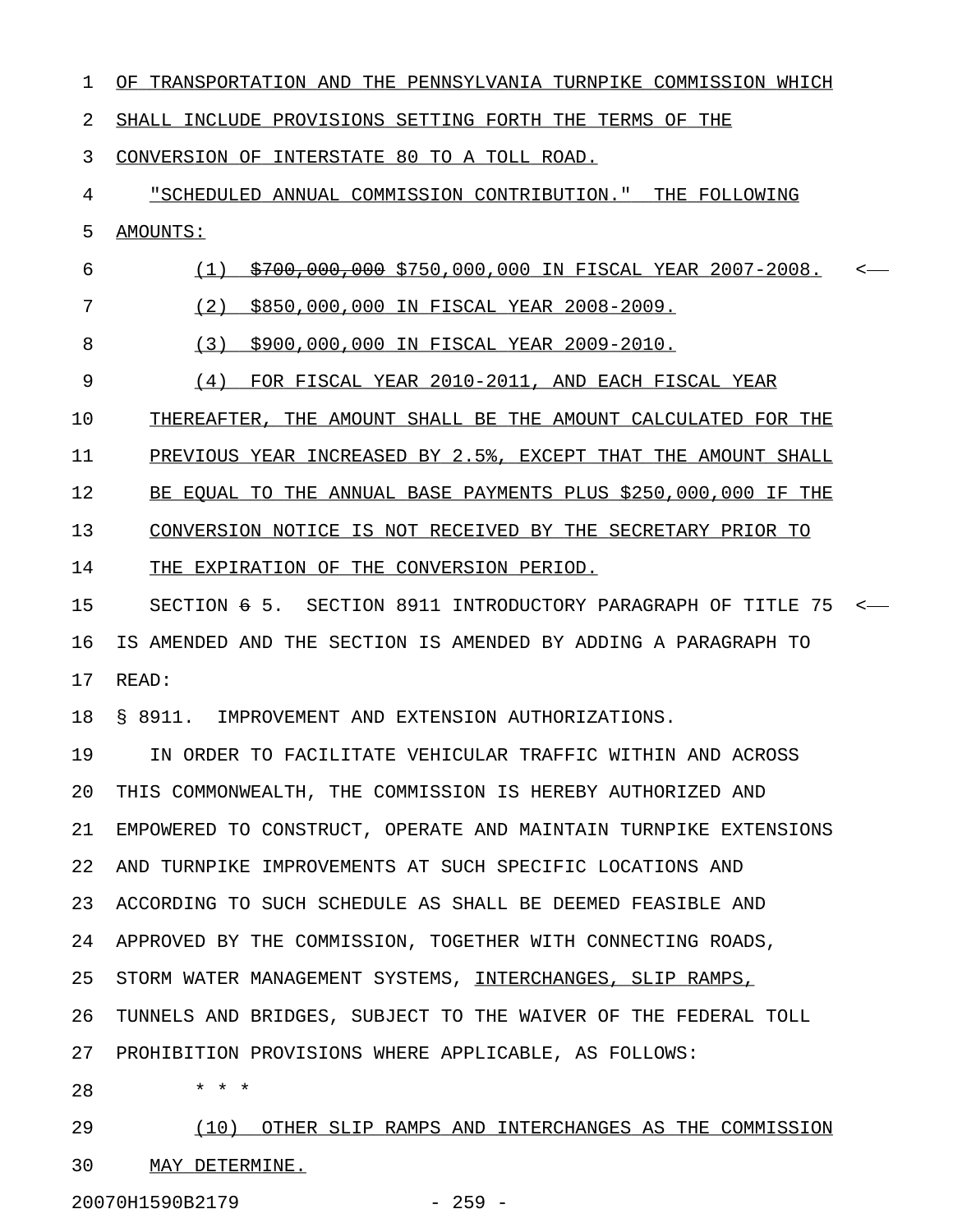OF TRANSPORTATION AND THE PENNSYLVANIA TURNPIKE COMMISSION WHICH SHALL INCLUDE PROVISIONS SETTING FORTH THE TERMS OF THE CONVERSION OF INTERSTATE 80 TO A TOLL ROAD.

"SCHEDULED ANNUAL COMMISSION CONTRIBUTION." THE FOLLOWING AMOUNTS:

(1) ~~$700,000,000~~ $750,000,000 IN FISCAL YEAR 2007-2008.

(2) $850,000,000 IN FISCAL YEAR 2008-2009.

(3) $900,000,000 IN FISCAL YEAR 2009-2010.

(4) FOR FISCAL YEAR 2010-2011, AND EACH FISCAL YEAR THEREAFTER, THE AMOUNT SHALL BE THE AMOUNT CALCULATED FOR THE PREVIOUS YEAR INCREASED BY 2.5%, EXCEPT THAT THE AMOUNT SHALL BE EQUAL TO THE ANNUAL BASE PAYMENTS PLUS $250,000,000 IF THE CONVERSION NOTICE IS NOT RECEIVED BY THE SECRETARY PRIOR TO THE EXPIRATION OF THE CONVERSION PERIOD.

SECTION ~~6~~ 5. SECTION 8911 INTRODUCTORY PARAGRAPH OF TITLE 75 IS AMENDED AND THE SECTION IS AMENDED BY ADDING A PARAGRAPH TO READ:

§ 8911. IMPROVEMENT AND EXTENSION AUTHORIZATIONS.

IN ORDER TO FACILITATE VEHICULAR TRAFFIC WITHIN AND ACROSS THIS COMMONWEALTH, THE COMMISSION IS HEREBY AUTHORIZED AND EMPOWERED TO CONSTRUCT, OPERATE AND MAINTAIN TURNPIKE EXTENSIONS AND TURNPIKE IMPROVEMENTS AT SUCH SPECIFIC LOCATIONS AND ACCORDING TO SUCH SCHEDULE AS SHALL BE DEEMED FEASIBLE AND APPROVED BY THE COMMISSION, TOGETHER WITH CONNECTING ROADS, STORM WATER MANAGEMENT SYSTEMS, INTERCHANGES, SLIP RAMPS, TUNNELS AND BRIDGES, SUBJECT TO THE WAIVER OF THE FEDERAL TOLL PROHIBITION PROVISIONS WHERE APPLICABLE, AS FOLLOWS:

* * *

(10) OTHER SLIP RAMPS AND INTERCHANGES AS THE COMMISSION MAY DETERMINE.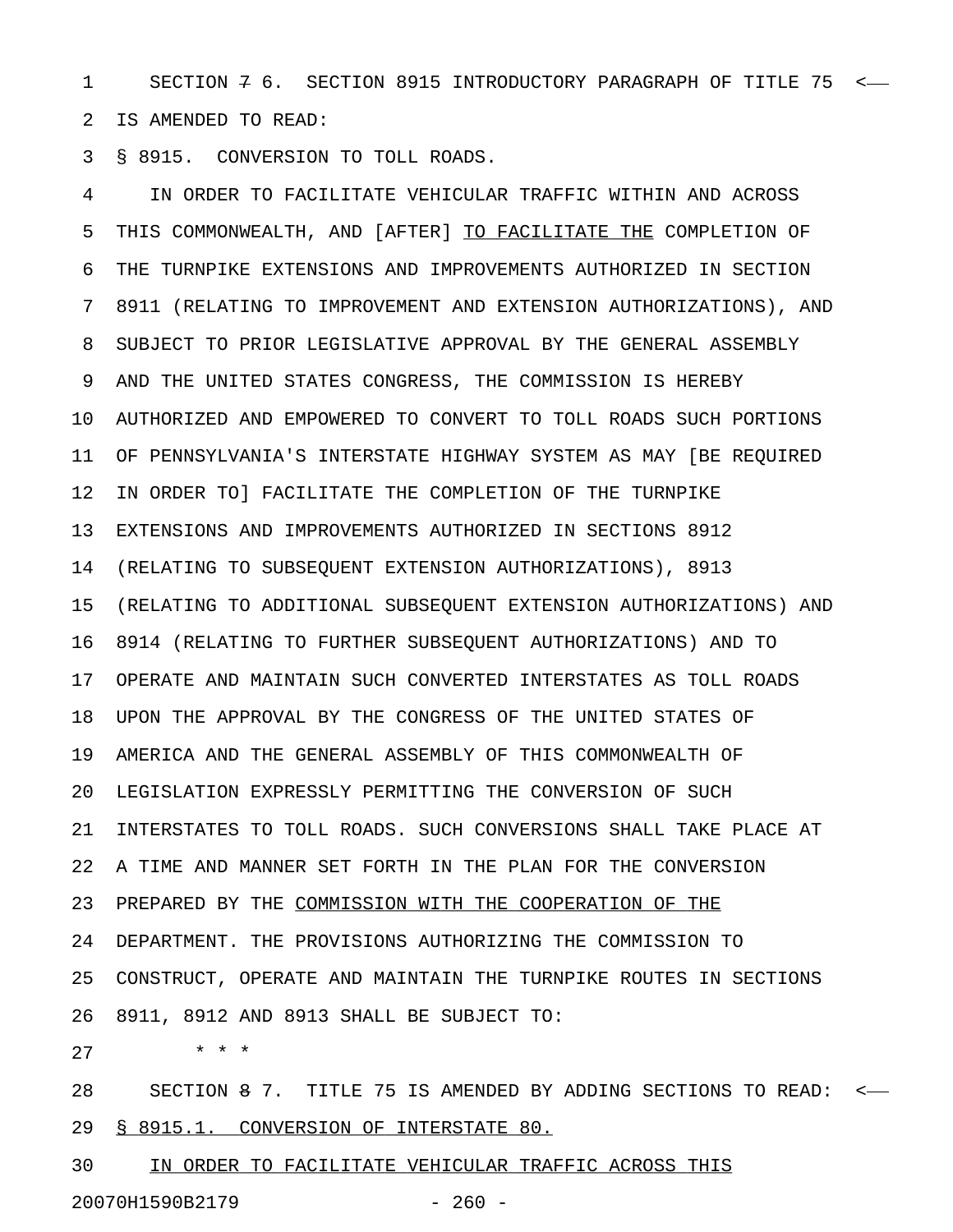SECTION ~~7~~ 6. SECTION 8915 INTRODUCTORY PARAGRAPH OF TITLE 75 IS AMENDED TO READ:

§ 8915. CONVERSION TO TOLL ROADS.

IN ORDER TO FACILITATE VEHICULAR TRAFFIC WITHIN AND ACROSS THIS COMMONWEALTH, AND [AFTER] <u>TO FACILITATE THE</u> COMPLETION OF THE TURNPIKE EXTENSIONS AND IMPROVEMENTS AUTHORIZED IN SECTION 8911 (RELATING TO IMPROVEMENT AND EXTENSION AUTHORIZATIONS), AND SUBJECT TO PRIOR LEGISLATIVE APPROVAL BY THE GENERAL ASSEMBLY AND THE UNITED STATES CONGRESS, THE COMMISSION IS HEREBY AUTHORIZED AND EMPOWERED TO CONVERT TO TOLL ROADS SUCH PORTIONS OF PENNSYLVANIA'S INTERSTATE HIGHWAY SYSTEM AS MAY [BE REQUIRED IN ORDER TO] FACILITATE THE COMPLETION OF THE TURNPIKE EXTENSIONS AND IMPROVEMENTS AUTHORIZED IN SECTIONS 8912 (RELATING TO SUBSEQUENT EXTENSION AUTHORIZATIONS), 8913 (RELATING TO ADDITIONAL SUBSEQUENT EXTENSION AUTHORIZATIONS) AND 8914 (RELATING TO FURTHER SUBSEQUENT AUTHORIZATIONS) AND TO OPERATE AND MAINTAIN SUCH CONVERTED INTERSTATES AS TOLL ROADS UPON THE APPROVAL BY THE CONGRESS OF THE UNITED STATES OF AMERICA AND THE GENERAL ASSEMBLY OF THIS COMMONWEALTH OF LEGISLATION EXPRESSLY PERMITTING THE CONVERSION OF SUCH INTERSTATES TO TOLL ROADS. SUCH CONVERSIONS SHALL TAKE PLACE AT A TIME AND MANNER SET FORTH IN THE PLAN FOR THE CONVERSION PREPARED BY THE <u>COMMISSION WITH THE COOPERATION OF THE</u> DEPARTMENT. THE PROVISIONS AUTHORIZING THE COMMISSION TO CONSTRUCT, OPERATE AND MAINTAIN THE TURNPIKE ROUTES IN SECTIONS 8911, 8912 AND 8913 SHALL BE SUBJECT TO:

\* \* \*

SECTION ~~8~~ 7. TITLE 75 IS AMENDED BY ADDING SECTIONS TO READ:

<u>§ 8915.1. CONVERSION OF INTERSTATE 80.</u>

<u>IN ORDER TO FACILITATE VEHICULAR TRAFFIC ACROSS THIS</u>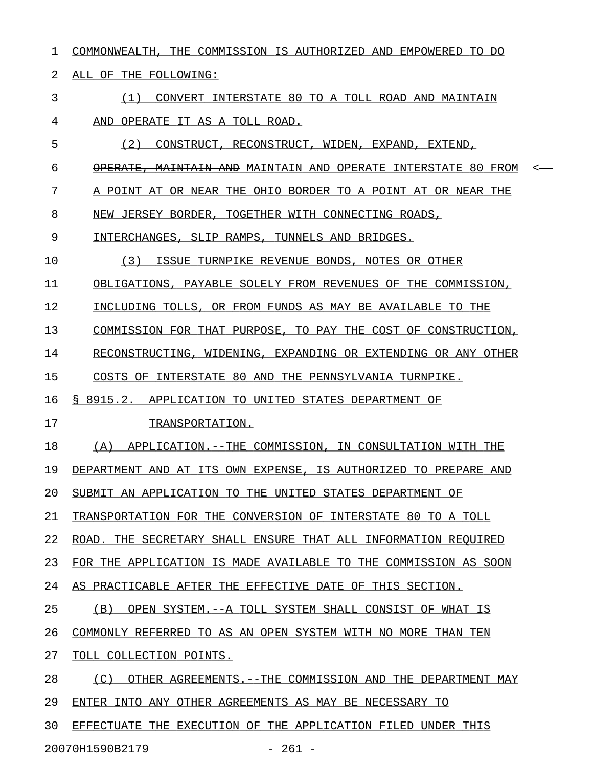COMMONWEALTH, THE COMMISSION IS AUTHORIZED AND EMPOWERED TO DO ALL OF THE FOLLOWING:

(1) CONVERT INTERSTATE 80 TO A TOLL ROAD AND MAINTAIN AND OPERATE IT AS A TOLL ROAD.

(2) CONSTRUCT, RECONSTRUCT, WIDEN, EXPAND, EXTEND, ~~OPERATE, MAINTAIN AND~~ MAINTAIN AND OPERATE INTERSTATE 80 FROM A POINT AT OR NEAR THE OHIO BORDER TO A POINT AT OR NEAR THE NEW JERSEY BORDER, TOGETHER WITH CONNECTING ROADS, INTERCHANGES, SLIP RAMPS, TUNNELS AND BRIDGES.

(3) ISSUE TURNPIKE REVENUE BONDS, NOTES OR OTHER OBLIGATIONS, PAYABLE SOLELY FROM REVENUES OF THE COMMISSION, INCLUDING TOLLS, OR FROM FUNDS AS MAY BE AVAILABLE TO THE COMMISSION FOR THAT PURPOSE, TO PAY THE COST OF CONSTRUCTION, RECONSTRUCTING, WIDENING, EXPANDING OR EXTENDING OR ANY OTHER COSTS OF INTERSTATE 80 AND THE PENNSYLVANIA TURNPIKE.

§ 8915.2. APPLICATION TO UNITED STATES DEPARTMENT OF TRANSPORTATION.

(A) APPLICATION.--THE COMMISSION, IN CONSULTATION WITH THE DEPARTMENT AND AT ITS OWN EXPENSE, IS AUTHORIZED TO PREPARE AND SUBMIT AN APPLICATION TO THE UNITED STATES DEPARTMENT OF TRANSPORTATION FOR THE CONVERSION OF INTERSTATE 80 TO A TOLL ROAD. THE SECRETARY SHALL ENSURE THAT ALL INFORMATION REQUIRED FOR THE APPLICATION IS MADE AVAILABLE TO THE COMMISSION AS SOON AS PRACTICABLE AFTER THE EFFECTIVE DATE OF THIS SECTION.

(B) OPEN SYSTEM.--A TOLL SYSTEM SHALL CONSIST OF WHAT IS COMMONLY REFERRED TO AS AN OPEN SYSTEM WITH NO MORE THAN TEN TOLL COLLECTION POINTS.

(C) OTHER AGREEMENTS.--THE COMMISSION AND THE DEPARTMENT MAY ENTER INTO ANY OTHER AGREEMENTS AS MAY BE NECESSARY TO EFFECTUATE THE EXECUTION OF THE APPLICATION FILED UNDER THIS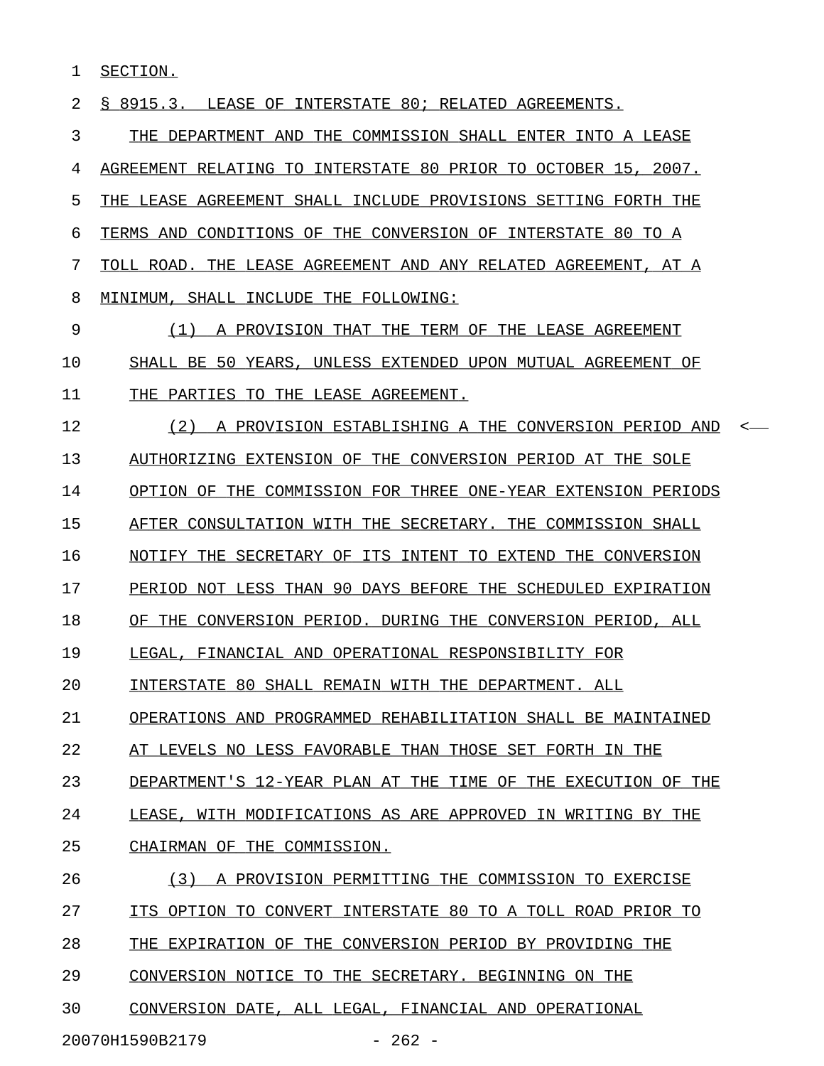SECTION.

§ 8915.3. LEASE OF INTERSTATE 80; RELATED AGREEMENTS.

THE DEPARTMENT AND THE COMMISSION SHALL ENTER INTO A LEASE AGREEMENT RELATING TO INTERSTATE 80 PRIOR TO OCTOBER 15, 2007. THE LEASE AGREEMENT SHALL INCLUDE PROVISIONS SETTING FORTH THE TERMS AND CONDITIONS OF THE CONVERSION OF INTERSTATE 80 TO A TOLL ROAD. THE LEASE AGREEMENT AND ANY RELATED AGREEMENT, AT A MINIMUM, SHALL INCLUDE THE FOLLOWING:

(1) A PROVISION THAT THE TERM OF THE LEASE AGREEMENT SHALL BE 50 YEARS, UNLESS EXTENDED UPON MUTUAL AGREEMENT OF THE PARTIES TO THE LEASE AGREEMENT.

(2) A PROVISION ESTABLISHING A THE CONVERSION PERIOD AND AUTHORIZING EXTENSION OF THE CONVERSION PERIOD AT THE SOLE OPTION OF THE COMMISSION FOR THREE ONE-YEAR EXTENSION PERIODS AFTER CONSULTATION WITH THE SECRETARY. THE COMMISSION SHALL NOTIFY THE SECRETARY OF ITS INTENT TO EXTEND THE CONVERSION PERIOD NOT LESS THAN 90 DAYS BEFORE THE SCHEDULED EXPIRATION OF THE CONVERSION PERIOD. DURING THE CONVERSION PERIOD, ALL LEGAL, FINANCIAL AND OPERATIONAL RESPONSIBILITY FOR INTERSTATE 80 SHALL REMAIN WITH THE DEPARTMENT. ALL OPERATIONS AND PROGRAMMED REHABILITATION SHALL BE MAINTAINED AT LEVELS NO LESS FAVORABLE THAN THOSE SET FORTH IN THE DEPARTMENT'S 12-YEAR PLAN AT THE TIME OF THE EXECUTION OF THE LEASE, WITH MODIFICATIONS AS ARE APPROVED IN WRITING BY THE CHAIRMAN OF THE COMMISSION.

(3) A PROVISION PERMITTING THE COMMISSION TO EXERCISE ITS OPTION TO CONVERT INTERSTATE 80 TO A TOLL ROAD PRIOR TO THE EXPIRATION OF THE CONVERSION PERIOD BY PROVIDING THE CONVERSION NOTICE TO THE SECRETARY. BEGINNING ON THE CONVERSION DATE, ALL LEGAL, FINANCIAL AND OPERATIONAL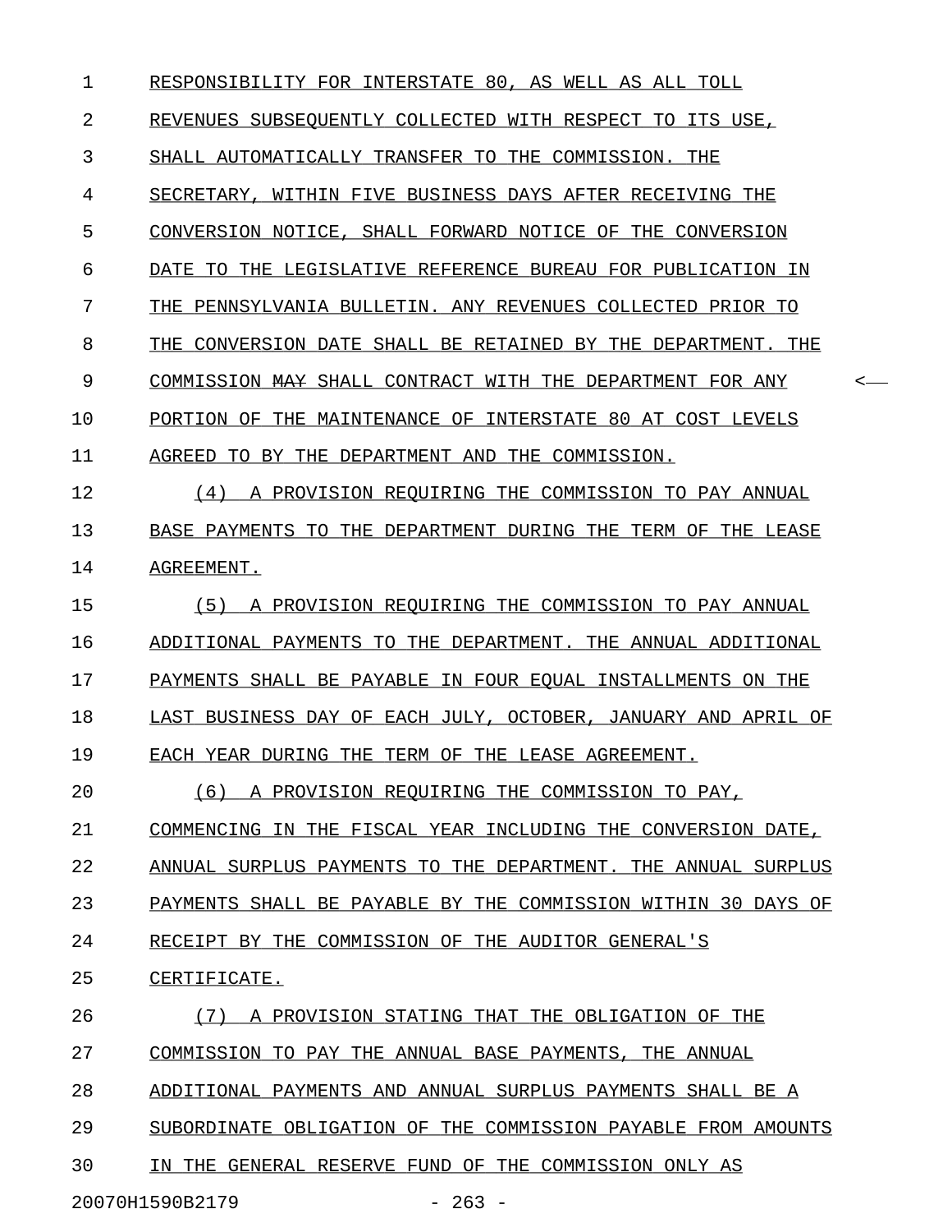RESPONSIBILITY FOR INTERSTATE 80, AS WELL AS ALL TOLL REVENUES SUBSEQUENTLY COLLECTED WITH RESPECT TO ITS USE, SHALL AUTOMATICALLY TRANSFER TO THE COMMISSION. THE SECRETARY, WITHIN FIVE BUSINESS DAYS AFTER RECEIVING THE CONVERSION NOTICE, SHALL FORWARD NOTICE OF THE CONVERSION DATE TO THE LEGISLATIVE REFERENCE BUREAU FOR PUBLICATION IN THE PENNSYLVANIA BULLETIN. ANY REVENUES COLLECTED PRIOR TO THE CONVERSION DATE SHALL BE RETAINED BY THE DEPARTMENT. THE COMMISSION ~~MAY~~ SHALL CONTRACT WITH THE DEPARTMENT FOR ANY PORTION OF THE MAINTENANCE OF INTERSTATE 80 AT COST LEVELS AGREED TO BY THE DEPARTMENT AND THE COMMISSION.

(4) A PROVISION REQUIRING THE COMMISSION TO PAY ANNUAL BASE PAYMENTS TO THE DEPARTMENT DURING THE TERM OF THE LEASE AGREEMENT.

(5) A PROVISION REQUIRING THE COMMISSION TO PAY ANNUAL ADDITIONAL PAYMENTS TO THE DEPARTMENT. THE ANNUAL ADDITIONAL PAYMENTS SHALL BE PAYABLE IN FOUR EQUAL INSTALLMENTS ON THE LAST BUSINESS DAY OF EACH JULY, OCTOBER, JANUARY AND APRIL OF EACH YEAR DURING THE TERM OF THE LEASE AGREEMENT.

(6) A PROVISION REQUIRING THE COMMISSION TO PAY, COMMENCING IN THE FISCAL YEAR INCLUDING THE CONVERSION DATE, ANNUAL SURPLUS PAYMENTS TO THE DEPARTMENT. THE ANNUAL SURPLUS PAYMENTS SHALL BE PAYABLE BY THE COMMISSION WITHIN 30 DAYS OF RECEIPT BY THE COMMISSION OF THE AUDITOR GENERAL'S CERTIFICATE.

(7) A PROVISION STATING THAT THE OBLIGATION OF THE COMMISSION TO PAY THE ANNUAL BASE PAYMENTS, THE ANNUAL ADDITIONAL PAYMENTS AND ANNUAL SURPLUS PAYMENTS SHALL BE A SUBORDINATE OBLIGATION OF THE COMMISSION PAYABLE FROM AMOUNTS IN THE GENERAL RESERVE FUND OF THE COMMISSION ONLY AS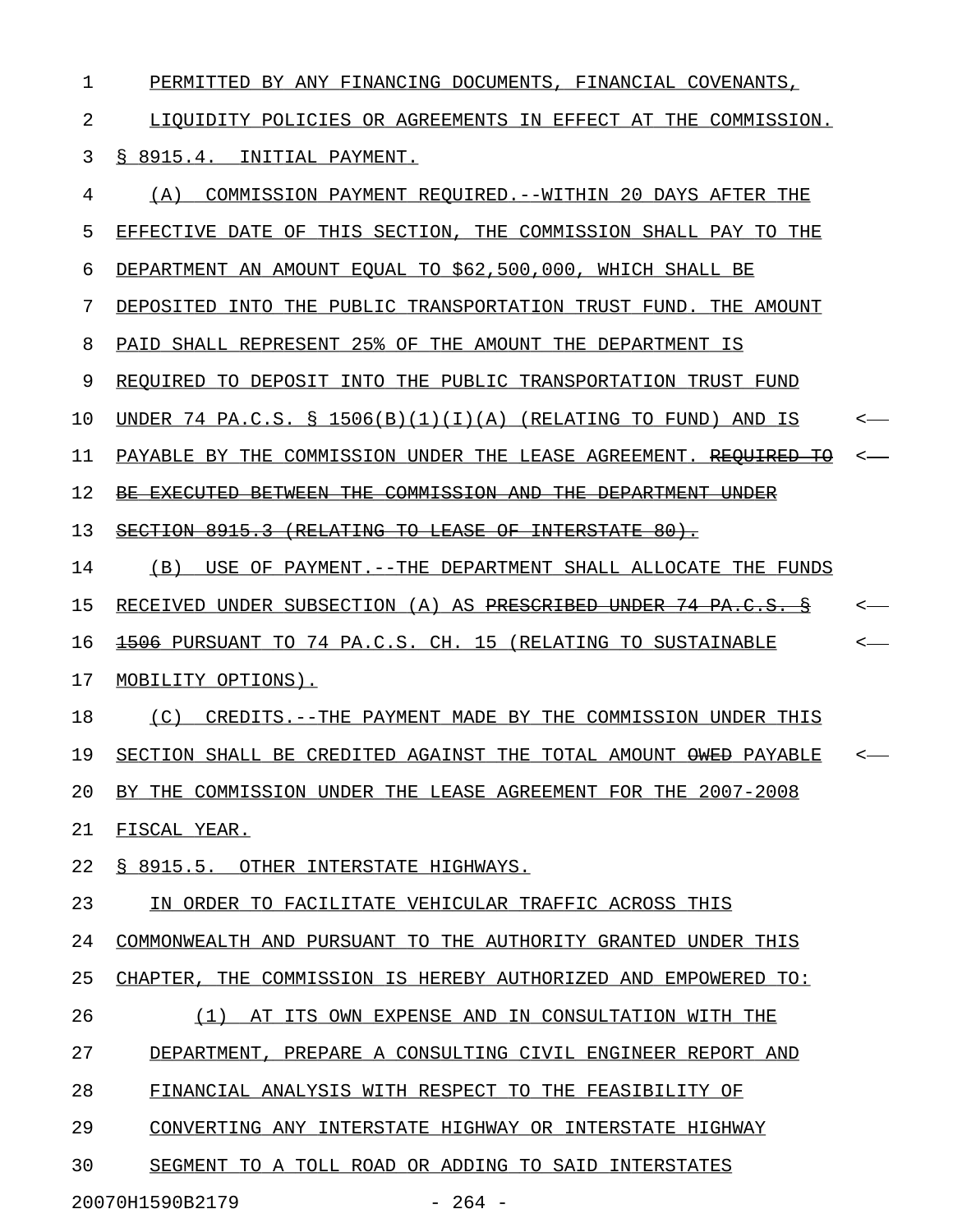PERMITTED BY ANY FINANCING DOCUMENTS, FINANCIAL COVENANTS, LIQUIDITY POLICIES OR AGREEMENTS IN EFFECT AT THE COMMISSION.

§ 8915.4. INITIAL PAYMENT.

(A) COMMISSION PAYMENT REQUIRED.--WITHIN 20 DAYS AFTER THE EFFECTIVE DATE OF THIS SECTION, THE COMMISSION SHALL PAY TO THE DEPARTMENT AN AMOUNT EQUAL TO $62,500,000, WHICH SHALL BE DEPOSITED INTO THE PUBLIC TRANSPORTATION TRUST FUND. THE AMOUNT PAID SHALL REPRESENT 25% OF THE AMOUNT THE DEPARTMENT IS REQUIRED TO DEPOSIT INTO THE PUBLIC TRANSPORTATION TRUST FUND UNDER 74 PA.C.S. § 1506(B)(1)(I)(A) (RELATING TO FUND) AND IS PAYABLE BY THE COMMISSION UNDER THE LEASE AGREEMENT. ~~REQUIRED TO BE EXECUTED BETWEEN THE COMMISSION AND THE DEPARTMENT UNDER SECTION 8915.3 (RELATING TO LEASE OF INTERSTATE 80).~~

(B) USE OF PAYMENT.--THE DEPARTMENT SHALL ALLOCATE THE FUNDS RECEIVED UNDER SUBSECTION (A) AS ~~PRESCRIBED UNDER 74 PA.C.S. § 1506~~ PURSUANT TO 74 PA.C.S. CH. 15 (RELATING TO SUSTAINABLE MOBILITY OPTIONS).

(C) CREDITS.--THE PAYMENT MADE BY THE COMMISSION UNDER THIS SECTION SHALL BE CREDITED AGAINST THE TOTAL AMOUNT ~~OWED~~ PAYABLE BY THE COMMISSION UNDER THE LEASE AGREEMENT FOR THE 2007-2008 FISCAL YEAR.

§ 8915.5. OTHER INTERSTATE HIGHWAYS.

IN ORDER TO FACILITATE VEHICULAR TRAFFIC ACROSS THIS COMMONWEALTH AND PURSUANT TO THE AUTHORITY GRANTED UNDER THIS CHAPTER, THE COMMISSION IS HEREBY AUTHORIZED AND EMPOWERED TO:

(1) AT ITS OWN EXPENSE AND IN CONSULTATION WITH THE DEPARTMENT, PREPARE A CONSULTING CIVIL ENGINEER REPORT AND FINANCIAL ANALYSIS WITH RESPECT TO THE FEASIBILITY OF CONVERTING ANY INTERSTATE HIGHWAY OR INTERSTATE HIGHWAY SEGMENT TO A TOLL ROAD OR ADDING TO SAID INTERSTATES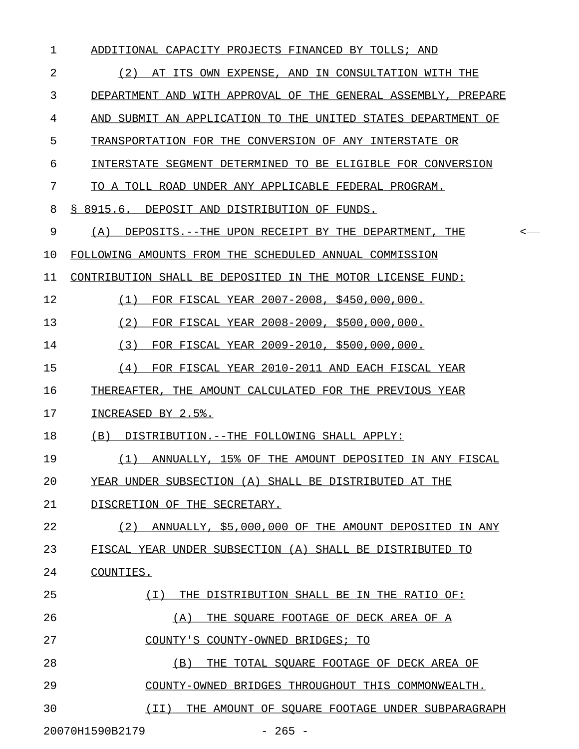ADDITIONAL CAPACITY PROJECTS FINANCED BY TOLLS; AND

(2) AT ITS OWN EXPENSE, AND IN CONSULTATION WITH THE DEPARTMENT AND WITH APPROVAL OF THE GENERAL ASSEMBLY, PREPARE AND SUBMIT AN APPLICATION TO THE UNITED STATES DEPARTMENT OF TRANSPORTATION FOR THE CONVERSION OF ANY INTERSTATE OR INTERSTATE SEGMENT DETERMINED TO BE ELIGIBLE FOR CONVERSION TO A TOLL ROAD UNDER ANY APPLICABLE FEDERAL PROGRAM.

§ 8915.6. DEPOSIT AND DISTRIBUTION OF FUNDS.

(A) DEPOSITS.--~~THE~~ UPON RECEIPT BY THE DEPARTMENT, THE FOLLOWING AMOUNTS FROM THE SCHEDULED ANNUAL COMMISSION CONTRIBUTION SHALL BE DEPOSITED IN THE MOTOR LICENSE FUND:

(1) FOR FISCAL YEAR 2007-2008, $450,000,000.

(2) FOR FISCAL YEAR 2008-2009, $500,000,000.

(3) FOR FISCAL YEAR 2009-2010, $500,000,000.

(4) FOR FISCAL YEAR 2010-2011 AND EACH FISCAL YEAR THEREAFTER, THE AMOUNT CALCULATED FOR THE PREVIOUS YEAR INCREASED BY 2.5%.

(B) DISTRIBUTION.--THE FOLLOWING SHALL APPLY:

(1) ANNUALLY, 15% OF THE AMOUNT DEPOSITED IN ANY FISCAL YEAR UNDER SUBSECTION (A) SHALL BE DISTRIBUTED AT THE DISCRETION OF THE SECRETARY.

(2) ANNUALLY, $5,000,000 OF THE AMOUNT DEPOSITED IN ANY FISCAL YEAR UNDER SUBSECTION (A) SHALL BE DISTRIBUTED TO COUNTIES.

(I) THE DISTRIBUTION SHALL BE IN THE RATIO OF:

(A) THE SQUARE FOOTAGE OF DECK AREA OF A COUNTY'S COUNTY-OWNED BRIDGES; TO

(B) THE TOTAL SQUARE FOOTAGE OF DECK AREA OF COUNTY-OWNED BRIDGES THROUGHOUT THIS COMMONWEALTH.

(II) THE AMOUNT OF SQUARE FOOTAGE UNDER SUBPARAGRAPH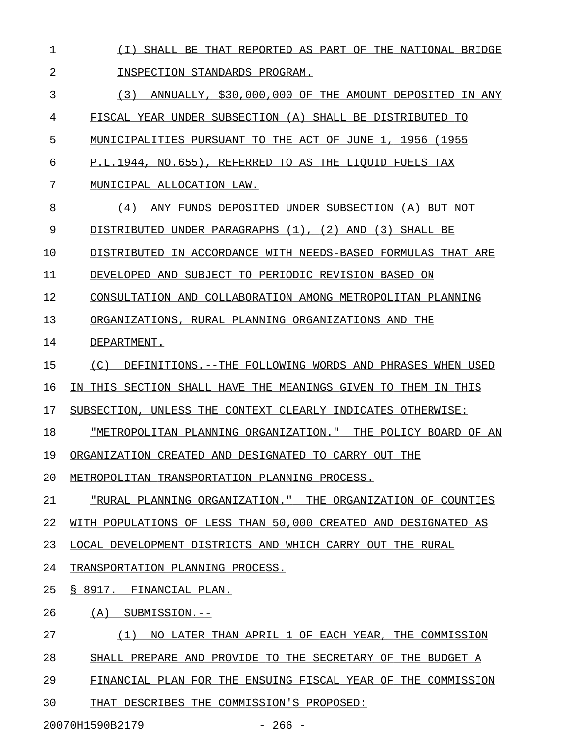(I) SHALL BE THAT REPORTED AS PART OF THE NATIONAL BRIDGE INSPECTION STANDARDS PROGRAM.

(3) ANNUALLY, $30,000,000 OF THE AMOUNT DEPOSITED IN ANY FISCAL YEAR UNDER SUBSECTION (A) SHALL BE DISTRIBUTED TO MUNICIPALITIES PURSUANT TO THE ACT OF JUNE 1, 1956 (1955 P.L.1944, NO.655), REFERRED TO AS THE LIQUID FUELS TAX MUNICIPAL ALLOCATION LAW.

(4) ANY FUNDS DEPOSITED UNDER SUBSECTION (A) BUT NOT DISTRIBUTED UNDER PARAGRAPHS (1), (2) AND (3) SHALL BE DISTRIBUTED IN ACCORDANCE WITH NEEDS-BASED FORMULAS THAT ARE DEVELOPED AND SUBJECT TO PERIODIC REVISION BASED ON CONSULTATION AND COLLABORATION AMONG METROPOLITAN PLANNING ORGANIZATIONS, RURAL PLANNING ORGANIZATIONS AND THE DEPARTMENT.

(C) DEFINITIONS.--THE FOLLOWING WORDS AND PHRASES WHEN USED IN THIS SECTION SHALL HAVE THE MEANINGS GIVEN TO THEM IN THIS SUBSECTION, UNLESS THE CONTEXT CLEARLY INDICATES OTHERWISE:

"METROPOLITAN PLANNING ORGANIZATION." THE POLICY BOARD OF AN ORGANIZATION CREATED AND DESIGNATED TO CARRY OUT THE METROPOLITAN TRANSPORTATION PLANNING PROCESS.

"RURAL PLANNING ORGANIZATION." THE ORGANIZATION OF COUNTIES WITH POPULATIONS OF LESS THAN 50,000 CREATED AND DESIGNATED AS LOCAL DEVELOPMENT DISTRICTS AND WHICH CARRY OUT THE RURAL TRANSPORTATION PLANNING PROCESS.

§ 8917. FINANCIAL PLAN.

(A) SUBMISSION.--

(1) NO LATER THAN APRIL 1 OF EACH YEAR, THE COMMISSION SHALL PREPARE AND PROVIDE TO THE SECRETARY OF THE BUDGET A FINANCIAL PLAN FOR THE ENSUING FISCAL YEAR OF THE COMMISSION THAT DESCRIBES THE COMMISSION'S PROPOSED: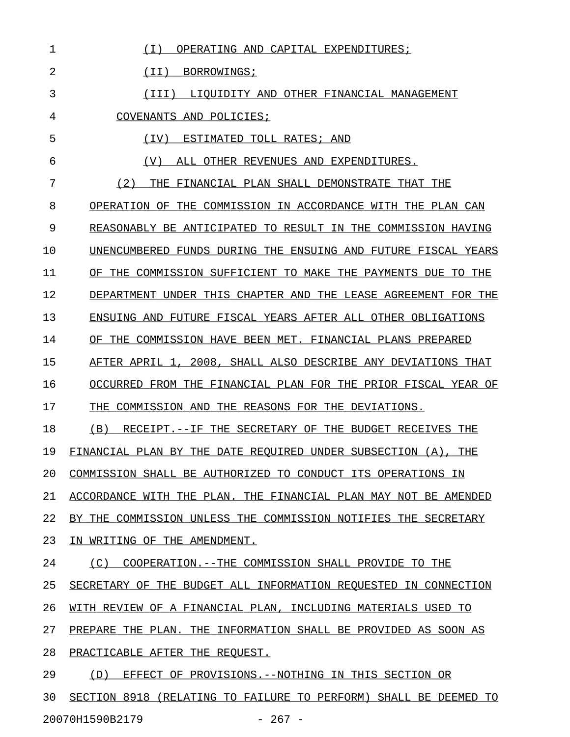(I) OPERATING AND CAPITAL EXPENDITURES;

(II) BORROWINGS;

(III) LIQUIDITY AND OTHER FINANCIAL MANAGEMENT COVENANTS AND POLICIES;

(IV) ESTIMATED TOLL RATES; AND

(V) ALL OTHER REVENUES AND EXPENDITURES.

(2) THE FINANCIAL PLAN SHALL DEMONSTRATE THAT THE OPERATION OF THE COMMISSION IN ACCORDANCE WITH THE PLAN CAN REASONABLY BE ANTICIPATED TO RESULT IN THE COMMISSION HAVING UNENCUMBERED FUNDS DURING THE ENSUING AND FUTURE FISCAL YEARS OF THE COMMISSION SUFFICIENT TO MAKE THE PAYMENTS DUE TO THE DEPARTMENT UNDER THIS CHAPTER AND THE LEASE AGREEMENT FOR THE ENSUING AND FUTURE FISCAL YEARS AFTER ALL OTHER OBLIGATIONS OF THE COMMISSION HAVE BEEN MET. FINANCIAL PLANS PREPARED AFTER APRIL 1, 2008, SHALL ALSO DESCRIBE ANY DEVIATIONS THAT OCCURRED FROM THE FINANCIAL PLAN FOR THE PRIOR FISCAL YEAR OF THE COMMISSION AND THE REASONS FOR THE DEVIATIONS.

(B) RECEIPT.--IF THE SECRETARY OF THE BUDGET RECEIVES THE FINANCIAL PLAN BY THE DATE REQUIRED UNDER SUBSECTION (A), THE COMMISSION SHALL BE AUTHORIZED TO CONDUCT ITS OPERATIONS IN ACCORDANCE WITH THE PLAN. THE FINANCIAL PLAN MAY NOT BE AMENDED BY THE COMMISSION UNLESS THE COMMISSION NOTIFIES THE SECRETARY IN WRITING OF THE AMENDMENT.

(C) COOPERATION.--THE COMMISSION SHALL PROVIDE TO THE SECRETARY OF THE BUDGET ALL INFORMATION REQUESTED IN CONNECTION WITH REVIEW OF A FINANCIAL PLAN, INCLUDING MATERIALS USED TO PREPARE THE PLAN. THE INFORMATION SHALL BE PROVIDED AS SOON AS PRACTICABLE AFTER THE REQUEST.

(D) EFFECT OF PROVISIONS.--NOTHING IN THIS SECTION OR SECTION 8918 (RELATING TO FAILURE TO PERFORM) SHALL BE DEEMED TO

20070H1590B2179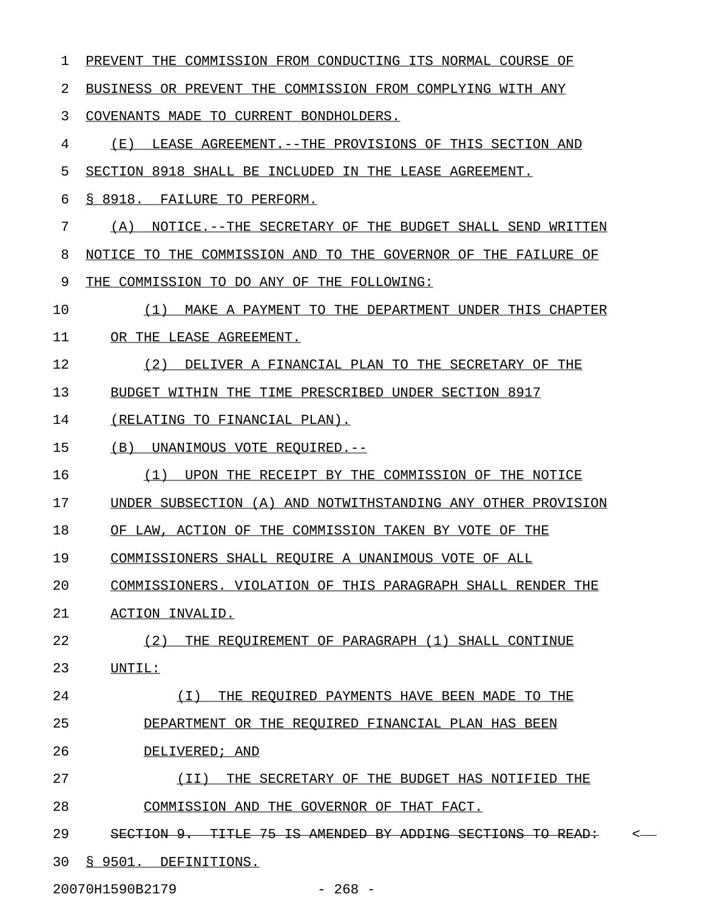PREVENT THE COMMISSION FROM CONDUCTING ITS NORMAL COURSE OF BUSINESS OR PREVENT THE COMMISSION FROM COMPLYING WITH ANY COVENANTS MADE TO CURRENT BONDHOLDERS.

(E) LEASE AGREEMENT.--THE PROVISIONS OF THIS SECTION AND SECTION 8918 SHALL BE INCLUDED IN THE LEASE AGREEMENT.

§ 8918. FAILURE TO PERFORM.

(A) NOTICE.--THE SECRETARY OF THE BUDGET SHALL SEND WRITTEN NOTICE TO THE COMMISSION AND TO THE GOVERNOR OF THE FAILURE OF THE COMMISSION TO DO ANY OF THE FOLLOWING:

(1) MAKE A PAYMENT TO THE DEPARTMENT UNDER THIS CHAPTER OR THE LEASE AGREEMENT.

(2) DELIVER A FINANCIAL PLAN TO THE SECRETARY OF THE BUDGET WITHIN THE TIME PRESCRIBED UNDER SECTION 8917 (RELATING TO FINANCIAL PLAN).

(B) UNANIMOUS VOTE REQUIRED.--

(1) UPON THE RECEIPT BY THE COMMISSION OF THE NOTICE UNDER SUBSECTION (A) AND NOTWITHSTANDING ANY OTHER PROVISION OF LAW, ACTION OF THE COMMISSION TAKEN BY VOTE OF THE COMMISSIONERS SHALL REQUIRE A UNANIMOUS VOTE OF ALL COMMISSIONERS. VIOLATION OF THIS PARAGRAPH SHALL RENDER THE ACTION INVALID.

(2) THE REQUIREMENT OF PARAGRAPH (1) SHALL CONTINUE UNTIL:

(I) THE REQUIRED PAYMENTS HAVE BEEN MADE TO THE DEPARTMENT OR THE REQUIRED FINANCIAL PLAN HAS BEEN DELIVERED; AND

(II) THE SECRETARY OF THE BUDGET HAS NOTIFIED THE COMMISSION AND THE GOVERNOR OF THAT FACT.

~~SECTION 9. TITLE 75 IS AMENDED BY ADDING SECTIONS TO READ:~~

§ 9501. DEFINITIONS.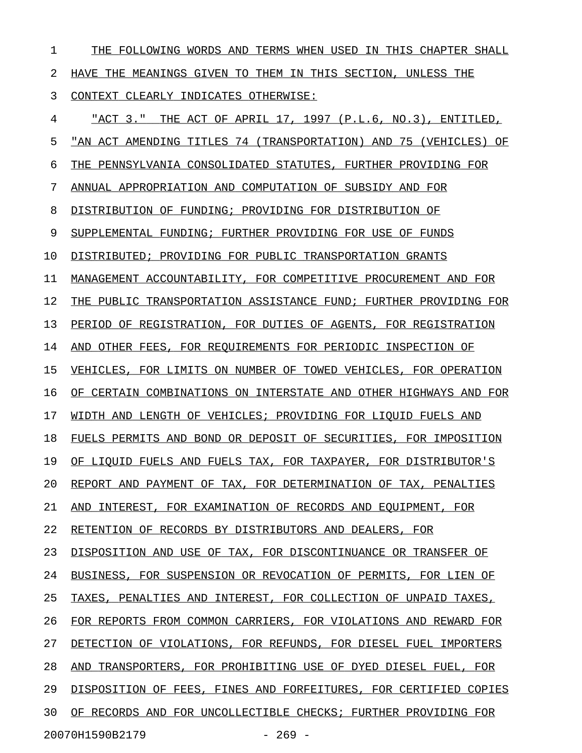THE FOLLOWING WORDS AND TERMS WHEN USED IN THIS CHAPTER SHALL HAVE THE MEANINGS GIVEN TO THEM IN THIS SECTION, UNLESS THE CONTEXT CLEARLY INDICATES OTHERWISE:

"ACT 3." THE ACT OF APRIL 17, 1997 (P.L.6, NO.3), ENTITLED, "AN ACT AMENDING TITLES 74 (TRANSPORTATION) AND 75 (VEHICLES) OF THE PENNSYLVANIA CONSOLIDATED STATUTES, FURTHER PROVIDING FOR ANNUAL APPROPRIATION AND COMPUTATION OF SUBSIDY AND FOR DISTRIBUTION OF FUNDING; PROVIDING FOR DISTRIBUTION OF SUPPLEMENTAL FUNDING; FURTHER PROVIDING FOR USE OF FUNDS DISTRIBUTED; PROVIDING FOR PUBLIC TRANSPORTATION GRANTS MANAGEMENT ACCOUNTABILITY, FOR COMPETITIVE PROCUREMENT AND FOR THE PUBLIC TRANSPORTATION ASSISTANCE FUND; FURTHER PROVIDING FOR PERIOD OF REGISTRATION, FOR DUTIES OF AGENTS, FOR REGISTRATION AND OTHER FEES, FOR REQUIREMENTS FOR PERIODIC INSPECTION OF VEHICLES, FOR LIMITS ON NUMBER OF TOWED VEHICLES, FOR OPERATION OF CERTAIN COMBINATIONS ON INTERSTATE AND OTHER HIGHWAYS AND FOR WIDTH AND LENGTH OF VEHICLES; PROVIDING FOR LIQUID FUELS AND FUELS PERMITS AND BOND OR DEPOSIT OF SECURITIES, FOR IMPOSITION OF LIQUID FUELS AND FUELS TAX, FOR TAXPAYER, FOR DISTRIBUTOR'S REPORT AND PAYMENT OF TAX, FOR DETERMINATION OF TAX, PENALTIES AND INTEREST, FOR EXAMINATION OF RECORDS AND EQUIPMENT, FOR RETENTION OF RECORDS BY DISTRIBUTORS AND DEALERS, FOR DISPOSITION AND USE OF TAX, FOR DISCONTINUANCE OR TRANSFER OF BUSINESS, FOR SUSPENSION OR REVOCATION OF PERMITS, FOR LIEN OF TAXES, PENALTIES AND INTEREST, FOR COLLECTION OF UNPAID TAXES, FOR REPORTS FROM COMMON CARRIERS, FOR VIOLATIONS AND REWARD FOR DETECTION OF VIOLATIONS, FOR REFUNDS, FOR DIESEL FUEL IMPORTERS AND TRANSPORTERS, FOR PROHIBITING USE OF DYED DIESEL FUEL, FOR DISPOSITION OF FEES, FINES AND FORFEITURES, FOR CERTIFIED COPIES OF RECORDS AND FOR UNCOLLECTIBLE CHECKS; FURTHER PROVIDING FOR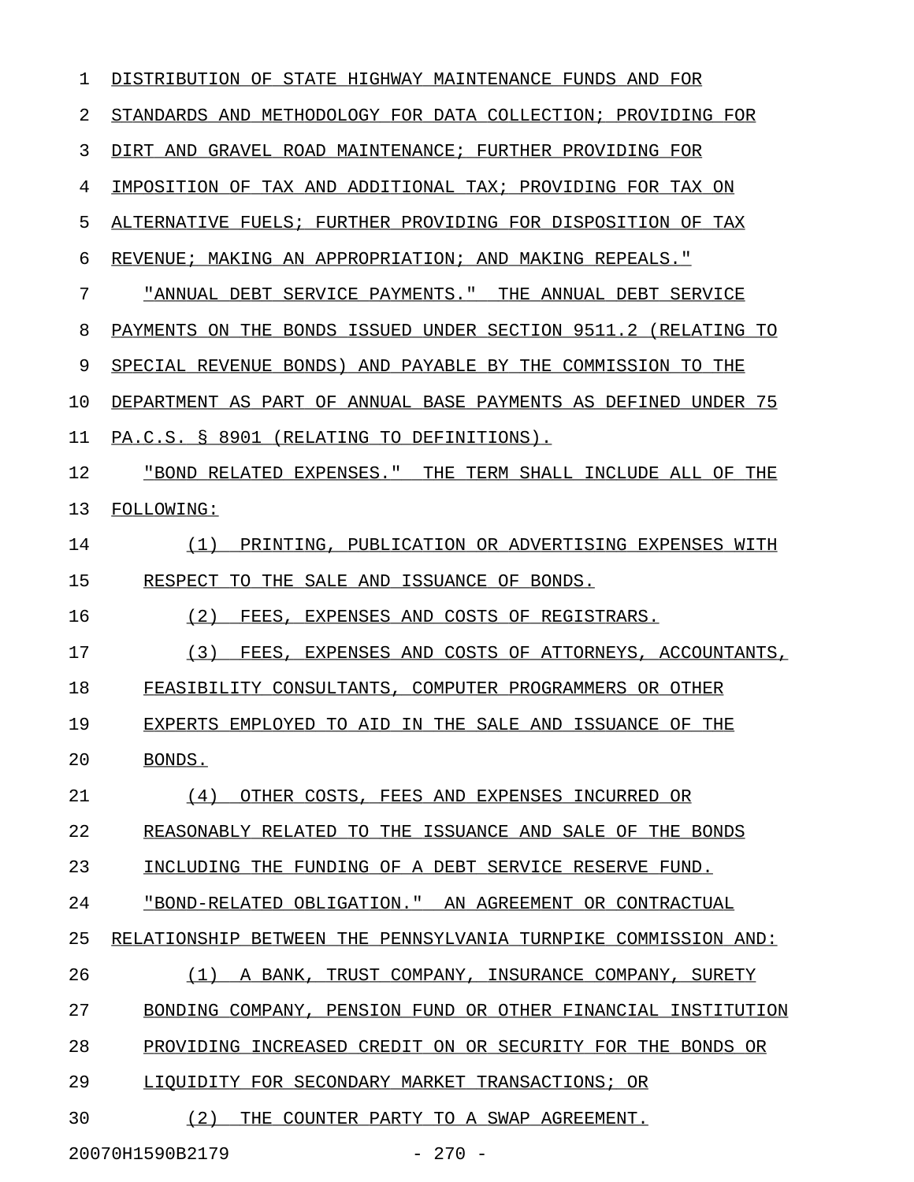DISTRIBUTION OF STATE HIGHWAY MAINTENANCE FUNDS AND FOR STANDARDS AND METHODOLOGY FOR DATA COLLECTION; PROVIDING FOR DIRT AND GRAVEL ROAD MAINTENANCE; FURTHER PROVIDING FOR IMPOSITION OF TAX AND ADDITIONAL TAX; PROVIDING FOR TAX ON ALTERNATIVE FUELS; FURTHER PROVIDING FOR DISPOSITION OF TAX REVENUE; MAKING AN APPROPRIATION; AND MAKING REPEALS."

"ANNUAL DEBT SERVICE PAYMENTS." THE ANNUAL DEBT SERVICE PAYMENTS ON THE BONDS ISSUED UNDER SECTION 9511.2 (RELATING TO SPECIAL REVENUE BONDS) AND PAYABLE BY THE COMMISSION TO THE DEPARTMENT AS PART OF ANNUAL BASE PAYMENTS AS DEFINED UNDER 75 PA.C.S. § 8901 (RELATING TO DEFINITIONS).

"BOND RELATED EXPENSES." THE TERM SHALL INCLUDE ALL OF THE FOLLOWING:

(1) PRINTING, PUBLICATION OR ADVERTISING EXPENSES WITH RESPECT TO THE SALE AND ISSUANCE OF BONDS.

(2) FEES, EXPENSES AND COSTS OF REGISTRARS.

(3) FEES, EXPENSES AND COSTS OF ATTORNEYS, ACCOUNTANTS, FEASIBILITY CONSULTANTS, COMPUTER PROGRAMMERS OR OTHER EXPERTS EMPLOYED TO AID IN THE SALE AND ISSUANCE OF THE BONDS.

(4) OTHER COSTS, FEES AND EXPENSES INCURRED OR REASONABLY RELATED TO THE ISSUANCE AND SALE OF THE BONDS INCLUDING THE FUNDING OF A DEBT SERVICE RESERVE FUND.

"BOND-RELATED OBLIGATION." AN AGREEMENT OR CONTRACTUAL RELATIONSHIP BETWEEN THE PENNSYLVANIA TURNPIKE COMMISSION AND:

(1) A BANK, TRUST COMPANY, INSURANCE COMPANY, SURETY BONDING COMPANY, PENSION FUND OR OTHER FINANCIAL INSTITUTION PROVIDING INCREASED CREDIT ON OR SECURITY FOR THE BONDS OR LIQUIDITY FOR SECONDARY MARKET TRANSACTIONS; OR

(2) THE COUNTER PARTY TO A SWAP AGREEMENT.

20070H1590B2179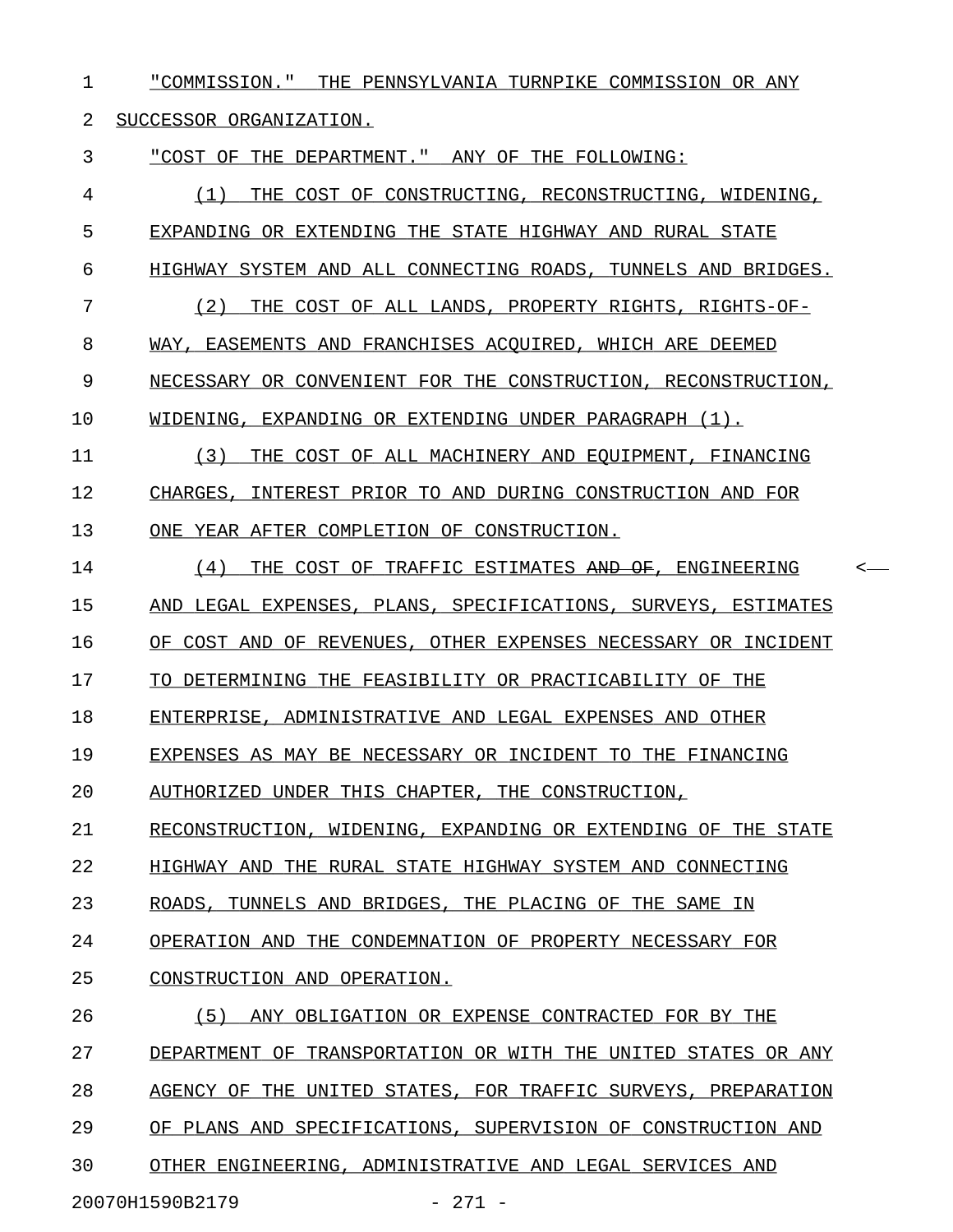"COMMISSION." THE PENNSYLVANIA TURNPIKE COMMISSION OR ANY SUCCESSOR ORGANIZATION.

"COST OF THE DEPARTMENT." ANY OF THE FOLLOWING:

(1) THE COST OF CONSTRUCTING, RECONSTRUCTING, WIDENING, EXPANDING OR EXTENDING THE STATE HIGHWAY AND RURAL STATE HIGHWAY SYSTEM AND ALL CONNECTING ROADS, TUNNELS AND BRIDGES.

(2) THE COST OF ALL LANDS, PROPERTY RIGHTS, RIGHTS-OF-WAY, EASEMENTS AND FRANCHISES ACQUIRED, WHICH ARE DEEMED NECESSARY OR CONVENIENT FOR THE CONSTRUCTION, RECONSTRUCTION, WIDENING, EXPANDING OR EXTENDING UNDER PARAGRAPH (1).

(3) THE COST OF ALL MACHINERY AND EQUIPMENT, FINANCING CHARGES, INTEREST PRIOR TO AND DURING CONSTRUCTION AND FOR ONE YEAR AFTER COMPLETION OF CONSTRUCTION.

(4) THE COST OF TRAFFIC ESTIMATES ~~AND OF~~, ENGINEERING AND LEGAL EXPENSES, PLANS, SPECIFICATIONS, SURVEYS, ESTIMATES OF COST AND OF REVENUES, OTHER EXPENSES NECESSARY OR INCIDENT TO DETERMINING THE FEASIBILITY OR PRACTICABILITY OF THE ENTERPRISE, ADMINISTRATIVE AND LEGAL EXPENSES AND OTHER EXPENSES AS MAY BE NECESSARY OR INCIDENT TO THE FINANCING AUTHORIZED UNDER THIS CHAPTER, THE CONSTRUCTION, RECONSTRUCTION, WIDENING, EXPANDING OR EXTENDING OF THE STATE HIGHWAY AND THE RURAL STATE HIGHWAY SYSTEM AND CONNECTING ROADS, TUNNELS AND BRIDGES, THE PLACING OF THE SAME IN OPERATION AND THE CONDEMNATION OF PROPERTY NECESSARY FOR CONSTRUCTION AND OPERATION.

(5) ANY OBLIGATION OR EXPENSE CONTRACTED FOR BY THE DEPARTMENT OF TRANSPORTATION OR WITH THE UNITED STATES OR ANY AGENCY OF THE UNITED STATES, FOR TRAFFIC SURVEYS, PREPARATION OF PLANS AND SPECIFICATIONS, SUPERVISION OF CONSTRUCTION AND OTHER ENGINEERING, ADMINISTRATIVE AND LEGAL SERVICES AND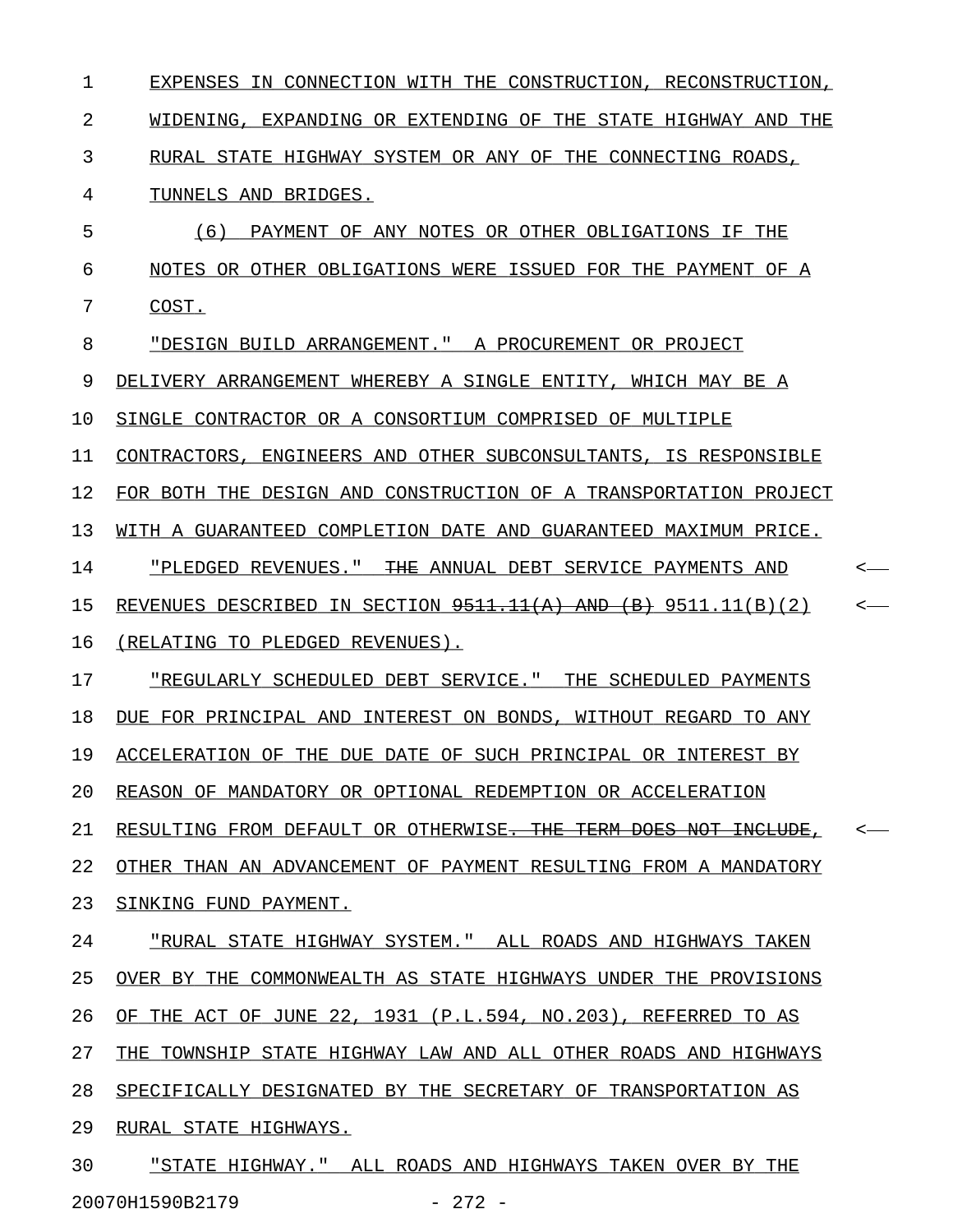EXPENSES IN CONNECTION WITH THE CONSTRUCTION, RECONSTRUCTION, WIDENING, EXPANDING OR EXTENDING OF THE STATE HIGHWAY AND THE RURAL STATE HIGHWAY SYSTEM OR ANY OF THE CONNECTING ROADS, TUNNELS AND BRIDGES.

(6) PAYMENT OF ANY NOTES OR OTHER OBLIGATIONS IF THE NOTES OR OTHER OBLIGATIONS WERE ISSUED FOR THE PAYMENT OF A COST.

"DESIGN BUILD ARRANGEMENT." A PROCUREMENT OR PROJECT DELIVERY ARRANGEMENT WHEREBY A SINGLE ENTITY, WHICH MAY BE A SINGLE CONTRACTOR OR A CONSORTIUM COMPRISED OF MULTIPLE CONTRACTORS, ENGINEERS AND OTHER SUBCONSULTANTS, IS RESPONSIBLE FOR BOTH THE DESIGN AND CONSTRUCTION OF A TRANSPORTATION PROJECT WITH A GUARANTEED COMPLETION DATE AND GUARANTEED MAXIMUM PRICE.

"PLEDGED REVENUES." ~~THE~~ ANNUAL DEBT SERVICE PAYMENTS AND REVENUES DESCRIBED IN SECTION ~~9511.11(A) AND (B)~~ 9511.11(B)(2) (RELATING TO PLEDGED REVENUES).

"REGULARLY SCHEDULED DEBT SERVICE." THE SCHEDULED PAYMENTS DUE FOR PRINCIPAL AND INTEREST ON BONDS, WITHOUT REGARD TO ANY ACCELERATION OF THE DUE DATE OF SUCH PRINCIPAL OR INTEREST BY REASON OF MANDATORY OR OPTIONAL REDEMPTION OR ACCELERATION RESULTING FROM DEFAULT OR OTHERWISE~~. THE TERM DOES NOT INCLUDE,~~ OTHER THAN AN ADVANCEMENT OF PAYMENT RESULTING FROM A MANDATORY SINKING FUND PAYMENT.

"RURAL STATE HIGHWAY SYSTEM." ALL ROADS AND HIGHWAYS TAKEN OVER BY THE COMMONWEALTH AS STATE HIGHWAYS UNDER THE PROVISIONS OF THE ACT OF JUNE 22, 1931 (P.L.594, NO.203), REFERRED TO AS THE TOWNSHIP STATE HIGHWAY LAW AND ALL OTHER ROADS AND HIGHWAYS SPECIFICALLY DESIGNATED BY THE SECRETARY OF TRANSPORTATION AS RURAL STATE HIGHWAYS.

"STATE HIGHWAY." ALL ROADS AND HIGHWAYS TAKEN OVER BY THE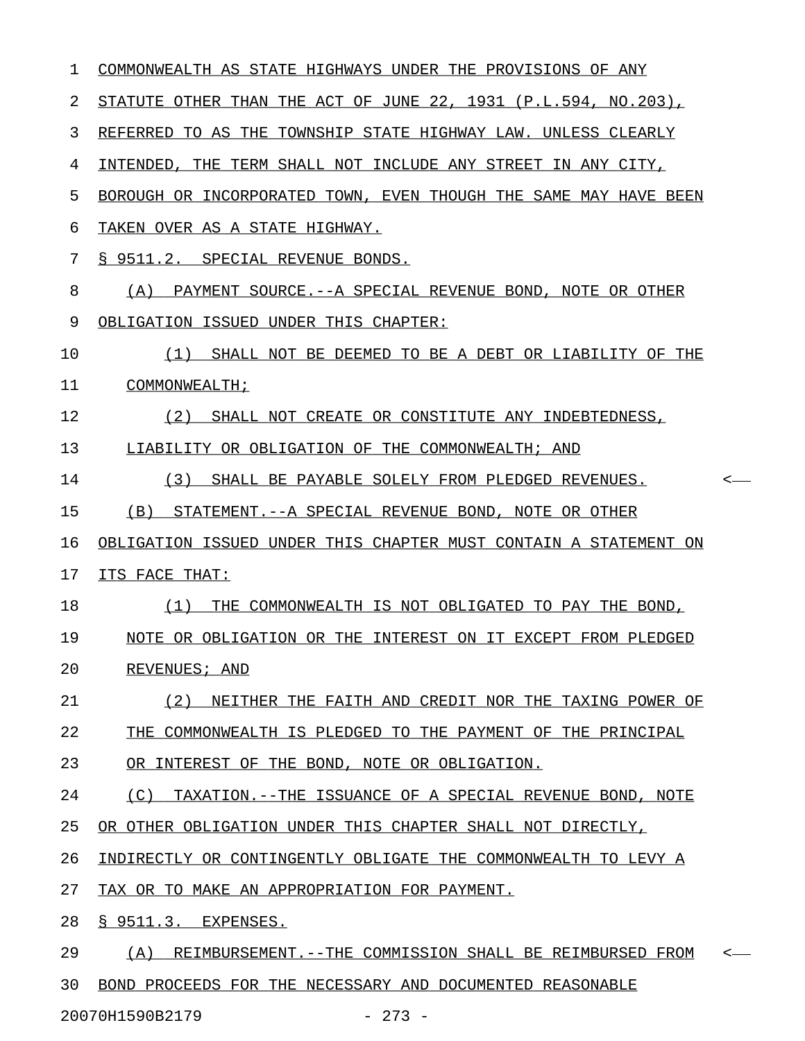COMMONWEALTH AS STATE HIGHWAYS UNDER THE PROVISIONS OF ANY STATUTE OTHER THAN THE ACT OF JUNE 22, 1931 (P.L.594, NO.203), REFERRED TO AS THE TOWNSHIP STATE HIGHWAY LAW. UNLESS CLEARLY INTENDED, THE TERM SHALL NOT INCLUDE ANY STREET IN ANY CITY, BOROUGH OR INCORPORATED TOWN, EVEN THOUGH THE SAME MAY HAVE BEEN TAKEN OVER AS A STATE HIGHWAY.

§ 9511.2. SPECIAL REVENUE BONDS.

(A) PAYMENT SOURCE.--A SPECIAL REVENUE BOND, NOTE OR OTHER OBLIGATION ISSUED UNDER THIS CHAPTER:

(1) SHALL NOT BE DEEMED TO BE A DEBT OR LIABILITY OF THE COMMONWEALTH;

(2) SHALL NOT CREATE OR CONSTITUTE ANY INDEBTEDNESS, LIABILITY OR OBLIGATION OF THE COMMONWEALTH; AND

(3) SHALL BE PAYABLE SOLELY FROM PLEDGED REVENUES.

(B) STATEMENT.--A SPECIAL REVENUE BOND, NOTE OR OTHER OBLIGATION ISSUED UNDER THIS CHAPTER MUST CONTAIN A STATEMENT ON ITS FACE THAT:

(1) THE COMMONWEALTH IS NOT OBLIGATED TO PAY THE BOND, NOTE OR OBLIGATION OR THE INTEREST ON IT EXCEPT FROM PLEDGED REVENUES; AND

(2) NEITHER THE FAITH AND CREDIT NOR THE TAXING POWER OF THE COMMONWEALTH IS PLEDGED TO THE PAYMENT OF THE PRINCIPAL OR INTEREST OF THE BOND, NOTE OR OBLIGATION.

(C) TAXATION.--THE ISSUANCE OF A SPECIAL REVENUE BOND, NOTE OR OTHER OBLIGATION UNDER THIS CHAPTER SHALL NOT DIRECTLY, INDIRECTLY OR CONTINGENTLY OBLIGATE THE COMMONWEALTH TO LEVY A TAX OR TO MAKE AN APPROPRIATION FOR PAYMENT.

§ 9511.3. EXPENSES.

(A) REIMBURSEMENT.--THE COMMISSION SHALL BE REIMBURSED FROM BOND PROCEEDS FOR THE NECESSARY AND DOCUMENTED REASONABLE

20070H1590B2179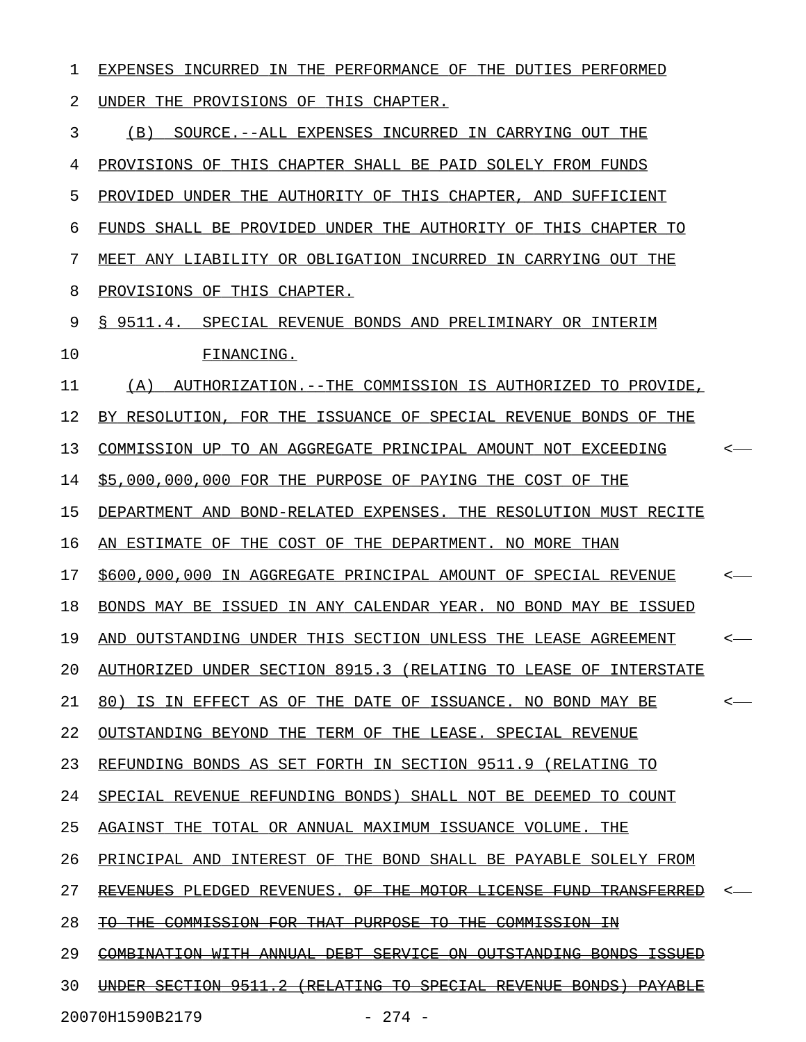EXPENSES INCURRED IN THE PERFORMANCE OF THE DUTIES PERFORMED UNDER THE PROVISIONS OF THIS CHAPTER.

(B) SOURCE.--ALL EXPENSES INCURRED IN CARRYING OUT THE PROVISIONS OF THIS CHAPTER SHALL BE PAID SOLELY FROM FUNDS PROVIDED UNDER THE AUTHORITY OF THIS CHAPTER, AND SUFFICIENT FUNDS SHALL BE PROVIDED UNDER THE AUTHORITY OF THIS CHAPTER TO MEET ANY LIABILITY OR OBLIGATION INCURRED IN CARRYING OUT THE PROVISIONS OF THIS CHAPTER.

§ 9511.4. SPECIAL REVENUE BONDS AND PRELIMINARY OR INTERIM FINANCING.

(A) AUTHORIZATION.--THE COMMISSION IS AUTHORIZED TO PROVIDE, BY RESOLUTION, FOR THE ISSUANCE OF SPECIAL REVENUE BONDS OF THE COMMISSION UP TO AN AGGREGATE PRINCIPAL AMOUNT NOT EXCEEDING $5,000,000,000 FOR THE PURPOSE OF PAYING THE COST OF THE DEPARTMENT AND BOND-RELATED EXPENSES. THE RESOLUTION MUST RECITE AN ESTIMATE OF THE COST OF THE DEPARTMENT. NO MORE THAN $600,000,000 IN AGGREGATE PRINCIPAL AMOUNT OF SPECIAL REVENUE BONDS MAY BE ISSUED IN ANY CALENDAR YEAR. NO BOND MAY BE ISSUED AND OUTSTANDING UNDER THIS SECTION UNLESS THE LEASE AGREEMENT AUTHORIZED UNDER SECTION 8915.3 (RELATING TO LEASE OF INTERSTATE 80) IS IN EFFECT AS OF THE DATE OF ISSUANCE. NO BOND MAY BE OUTSTANDING BEYOND THE TERM OF THE LEASE. SPECIAL REVENUE REFUNDING BONDS AS SET FORTH IN SECTION 9511.9 (RELATING TO SPECIAL REVENUE REFUNDING BONDS) SHALL NOT BE DEEMED TO COUNT AGAINST THE TOTAL OR ANNUAL MAXIMUM ISSUANCE VOLUME. THE PRINCIPAL AND INTEREST OF THE BOND SHALL BE PAYABLE SOLELY FROM ~~REVENUES~~ PLEDGED REVENUES. ~~OF THE MOTOR LICENSE FUND TRANSFERRED TO THE COMMISSION FOR THAT PURPOSE TO THE COMMISSION IN COMBINATION WITH ANNUAL DEBT SERVICE ON OUTSTANDING BONDS ISSUED UNDER SECTION 9511.2 (RELATING TO SPECIAL REVENUE BONDS) PAYABLE~~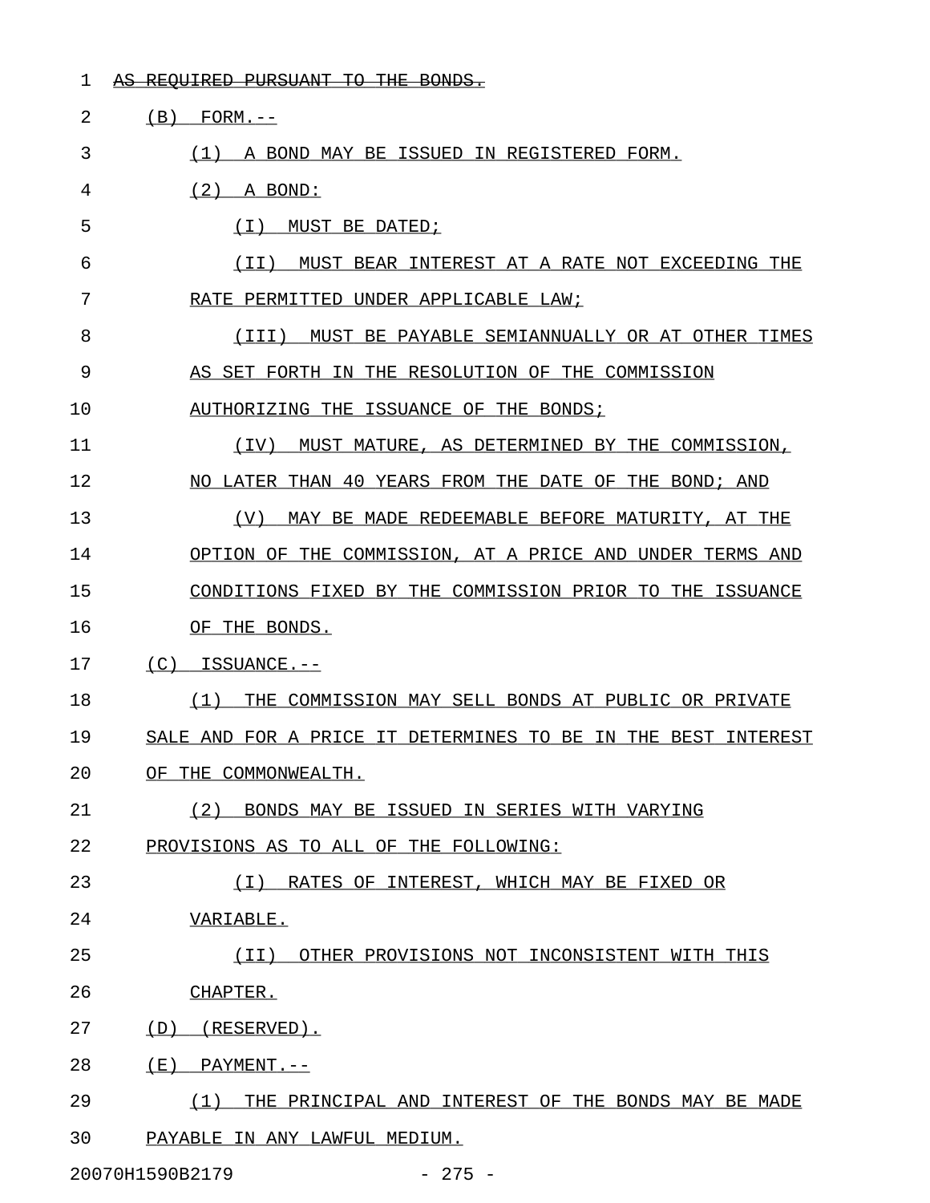~~AS REQUIRED PURSUANT TO THE BONDS.~~

(B) FORM.--

(1) A BOND MAY BE ISSUED IN REGISTERED FORM.

(2) A BOND:

(I) MUST BE DATED;

(II) MUST BEAR INTEREST AT A RATE NOT EXCEEDING THE RATE PERMITTED UNDER APPLICABLE LAW;

(III) MUST BE PAYABLE SEMIANNUALLY OR AT OTHER TIMES AS SET FORTH IN THE RESOLUTION OF THE COMMISSION AUTHORIZING THE ISSUANCE OF THE BONDS;

(IV) MUST MATURE, AS DETERMINED BY THE COMMISSION, NO LATER THAN 40 YEARS FROM THE DATE OF THE BOND; AND

(V) MAY BE MADE REDEEMABLE BEFORE MATURITY, AT THE OPTION OF THE COMMISSION, AT A PRICE AND UNDER TERMS AND CONDITIONS FIXED BY THE COMMISSION PRIOR TO THE ISSUANCE OF THE BONDS.

(C) ISSUANCE.--

(1) THE COMMISSION MAY SELL BONDS AT PUBLIC OR PRIVATE SALE AND FOR A PRICE IT DETERMINES TO BE IN THE BEST INTEREST OF THE COMMONWEALTH.

(2) BONDS MAY BE ISSUED IN SERIES WITH VARYING PROVISIONS AS TO ALL OF THE FOLLOWING:

(I) RATES OF INTEREST, WHICH MAY BE FIXED OR VARIABLE.

(II) OTHER PROVISIONS NOT INCONSISTENT WITH THIS CHAPTER.

(D) (RESERVED).

(E) PAYMENT.--

(1) THE PRINCIPAL AND INTEREST OF THE BONDS MAY BE MADE PAYABLE IN ANY LAWFUL MEDIUM.

20070H1590B2179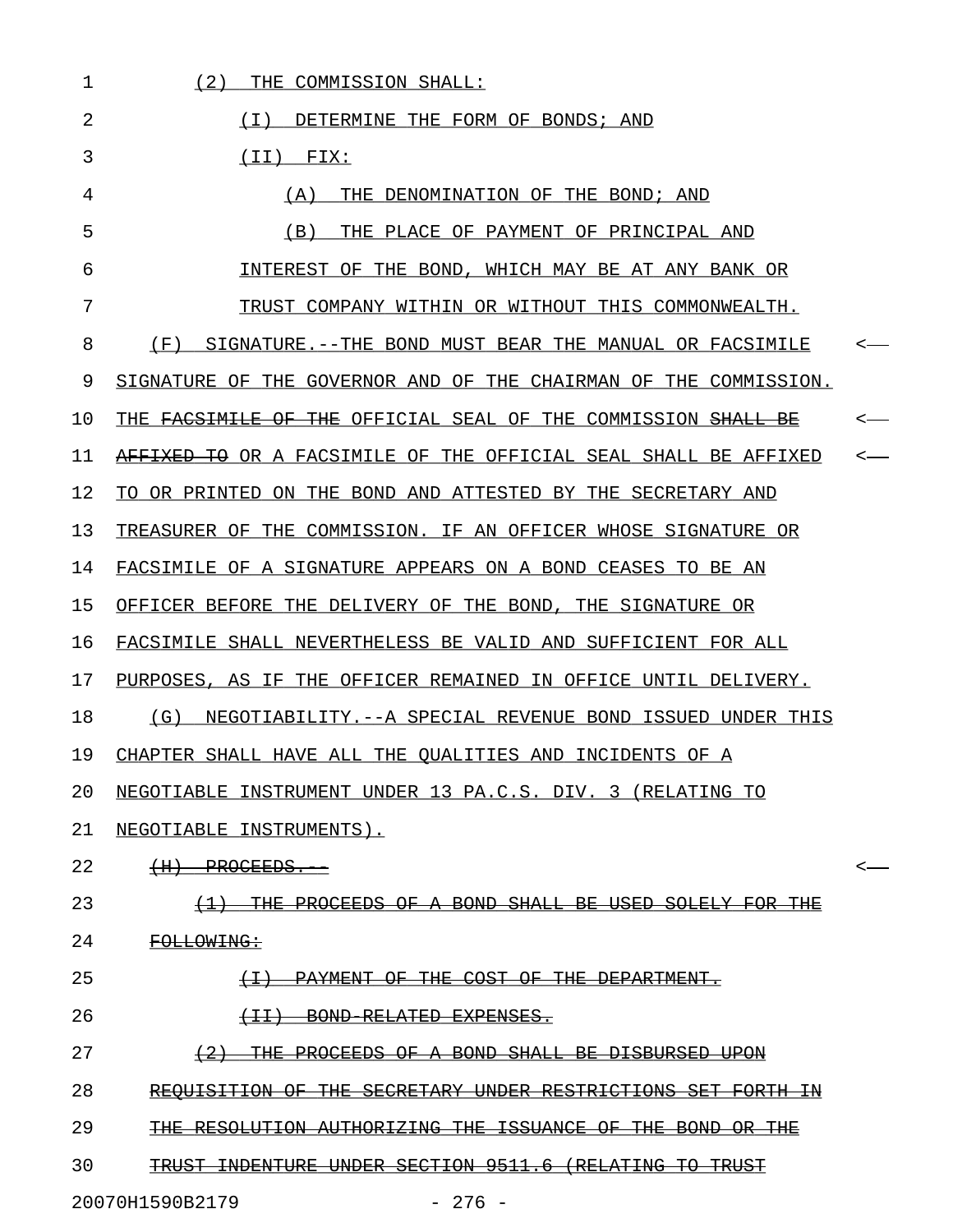(2) THE COMMISSION SHALL:

(I) DETERMINE THE FORM OF BONDS; AND

(II) FIX:

(A) THE DENOMINATION OF THE BOND; AND

(B) THE PLACE OF PAYMENT OF PRINCIPAL AND INTEREST OF THE BOND, WHICH MAY BE AT ANY BANK OR TRUST COMPANY WITHIN OR WITHOUT THIS COMMONWEALTH.

(F) SIGNATURE.--THE BOND MUST BEAR THE MANUAL OR FACSIMILE SIGNATURE OF THE GOVERNOR AND OF THE CHAIRMAN OF THE COMMISSION. THE ~~FACSIMILE OF THE~~ OFFICIAL SEAL OF THE COMMISSION ~~SHALL BE AFFIXED TO~~ OR A FACSIMILE OF THE OFFICIAL SEAL SHALL BE AFFIXED TO OR PRINTED ON THE BOND AND ATTESTED BY THE SECRETARY AND TREASURER OF THE COMMISSION. IF AN OFFICER WHOSE SIGNATURE OR FACSIMILE OF A SIGNATURE APPEARS ON A BOND CEASES TO BE AN OFFICER BEFORE THE DELIVERY OF THE BOND, THE SIGNATURE OR FACSIMILE SHALL NEVERTHELESS BE VALID AND SUFFICIENT FOR ALL PURPOSES, AS IF THE OFFICER REMAINED IN OFFICE UNTIL DELIVERY.

(G) NEGOTIABILITY.--A SPECIAL REVENUE BOND ISSUED UNDER THIS CHAPTER SHALL HAVE ALL THE QUALITIES AND INCIDENTS OF A NEGOTIABLE INSTRUMENT UNDER 13 PA.C.S. DIV. 3 (RELATING TO NEGOTIABLE INSTRUMENTS).

~~(H) PROCEEDS.--~~

~~(1) THE PROCEEDS OF A BOND SHALL BE USED SOLELY FOR THE FOLLOWING:~~

~~(I) PAYMENT OF THE COST OF THE DEPARTMENT.~~

~~(II) BOND-RELATED EXPENSES.~~

~~(2) THE PROCEEDS OF A BOND SHALL BE DISBURSED UPON REQUISITION OF THE SECRETARY UNDER RESTRICTIONS SET FORTH IN THE RESOLUTION AUTHORIZING THE ISSUANCE OF THE BOND OR THE TRUST INDENTURE UNDER SECTION 9511.6 (RELATING TO TRUST~~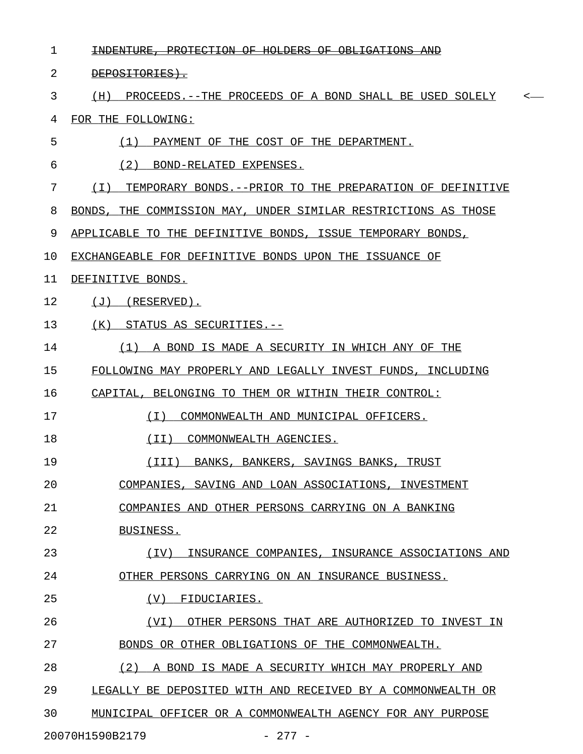~~INDENTURE, PROTECTION OF HOLDERS OF OBLIGATIONS AND DEPOSITORIES).~~

(H) PROCEEDS.--THE PROCEEDS OF A BOND SHALL BE USED SOLELY FOR THE FOLLOWING:

(1) PAYMENT OF THE COST OF THE DEPARTMENT.

(2) BOND-RELATED EXPENSES.

(I) TEMPORARY BONDS.--PRIOR TO THE PREPARATION OF DEFINITIVE BONDS, THE COMMISSION MAY, UNDER SIMILAR RESTRICTIONS AS THOSE APPLICABLE TO THE DEFINITIVE BONDS, ISSUE TEMPORARY BONDS, EXCHANGEABLE FOR DEFINITIVE BONDS UPON THE ISSUANCE OF DEFINITIVE BONDS.

(J) (RESERVED).

(K) STATUS AS SECURITIES.--

(1) A BOND IS MADE A SECURITY IN WHICH ANY OF THE FOLLOWING MAY PROPERLY AND LEGALLY INVEST FUNDS, INCLUDING CAPITAL, BELONGING TO THEM OR WITHIN THEIR CONTROL:

(I) COMMONWEALTH AND MUNICIPAL OFFICERS.

(II) COMMONWEALTH AGENCIES.

(III) BANKS, BANKERS, SAVINGS BANKS, TRUST COMPANIES, SAVING AND LOAN ASSOCIATIONS, INVESTMENT COMPANIES AND OTHER PERSONS CARRYING ON A BANKING BUSINESS.

(IV) INSURANCE COMPANIES, INSURANCE ASSOCIATIONS AND OTHER PERSONS CARRYING ON AN INSURANCE BUSINESS.

(V) FIDUCIARIES.

(VI) OTHER PERSONS THAT ARE AUTHORIZED TO INVEST IN BONDS OR OTHER OBLIGATIONS OF THE COMMONWEALTH.

(2) A BOND IS MADE A SECURITY WHICH MAY PROPERLY AND LEGALLY BE DEPOSITED WITH AND RECEIVED BY A COMMONWEALTH OR MUNICIPAL OFFICER OR A COMMONWEALTH AGENCY FOR ANY PURPOSE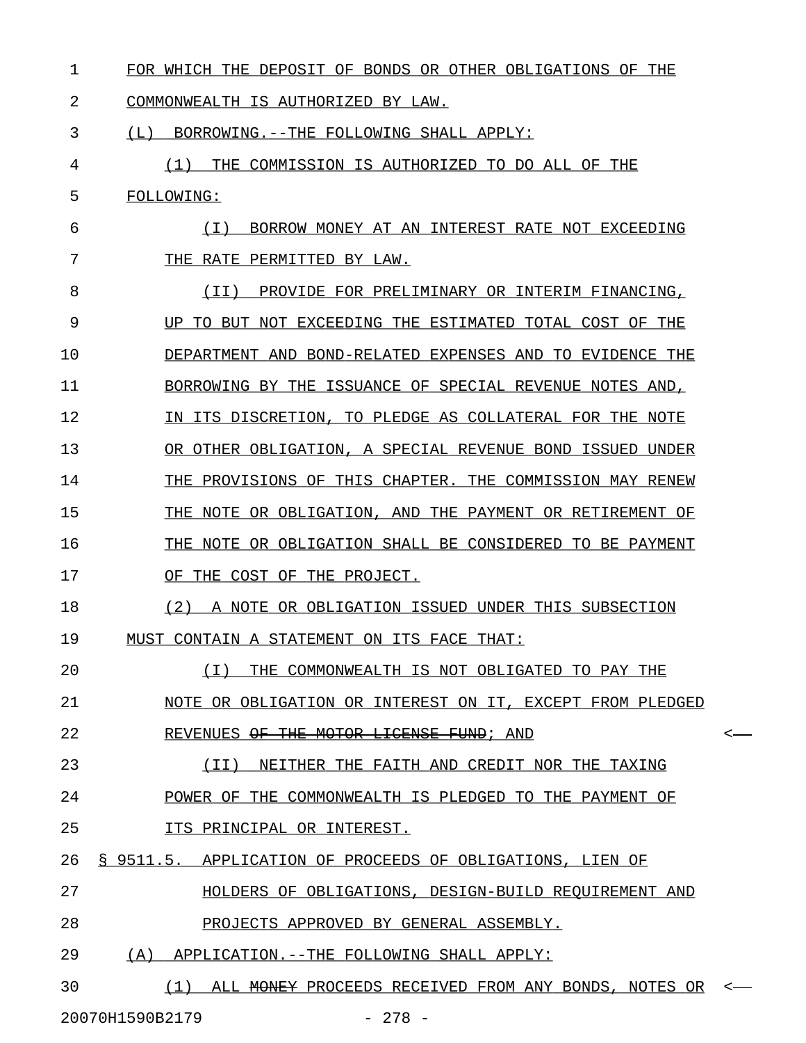FOR WHICH THE DEPOSIT OF BONDS OR OTHER OBLIGATIONS OF THE COMMONWEALTH IS AUTHORIZED BY LAW.

(L) BORROWING.--THE FOLLOWING SHALL APPLY:

(1) THE COMMISSION IS AUTHORIZED TO DO ALL OF THE FOLLOWING:

(I) BORROW MONEY AT AN INTEREST RATE NOT EXCEEDING THE RATE PERMITTED BY LAW.

(II) PROVIDE FOR PRELIMINARY OR INTERIM FINANCING, UP TO BUT NOT EXCEEDING THE ESTIMATED TOTAL COST OF THE DEPARTMENT AND BOND-RELATED EXPENSES AND TO EVIDENCE THE BORROWING BY THE ISSUANCE OF SPECIAL REVENUE NOTES AND, IN ITS DISCRETION, TO PLEDGE AS COLLATERAL FOR THE NOTE OR OTHER OBLIGATION, A SPECIAL REVENUE BOND ISSUED UNDER THE PROVISIONS OF THIS CHAPTER. THE COMMISSION MAY RENEW THE NOTE OR OBLIGATION, AND THE PAYMENT OR RETIREMENT OF THE NOTE OR OBLIGATION SHALL BE CONSIDERED TO BE PAYMENT OF THE COST OF THE PROJECT.

(2) A NOTE OR OBLIGATION ISSUED UNDER THIS SUBSECTION MUST CONTAIN A STATEMENT ON ITS FACE THAT:

(I) THE COMMONWEALTH IS NOT OBLIGATED TO PAY THE NOTE OR OBLIGATION OR INTEREST ON IT, EXCEPT FROM PLEDGED REVENUES ~~OF THE MOTOR LICENSE FUND~~; AND

(II) NEITHER THE FAITH AND CREDIT NOR THE TAXING POWER OF THE COMMONWEALTH IS PLEDGED TO THE PAYMENT OF ITS PRINCIPAL OR INTEREST.

§ 9511.5. APPLICATION OF PROCEEDS OF OBLIGATIONS, LIEN OF HOLDERS OF OBLIGATIONS, DESIGN-BUILD REQUIREMENT AND PROJECTS APPROVED BY GENERAL ASSEMBLY.

(A) APPLICATION.--THE FOLLOWING SHALL APPLY:

(1) ALL ~~MONEY~~ PROCEEDS RECEIVED FROM ANY BONDS, NOTES OR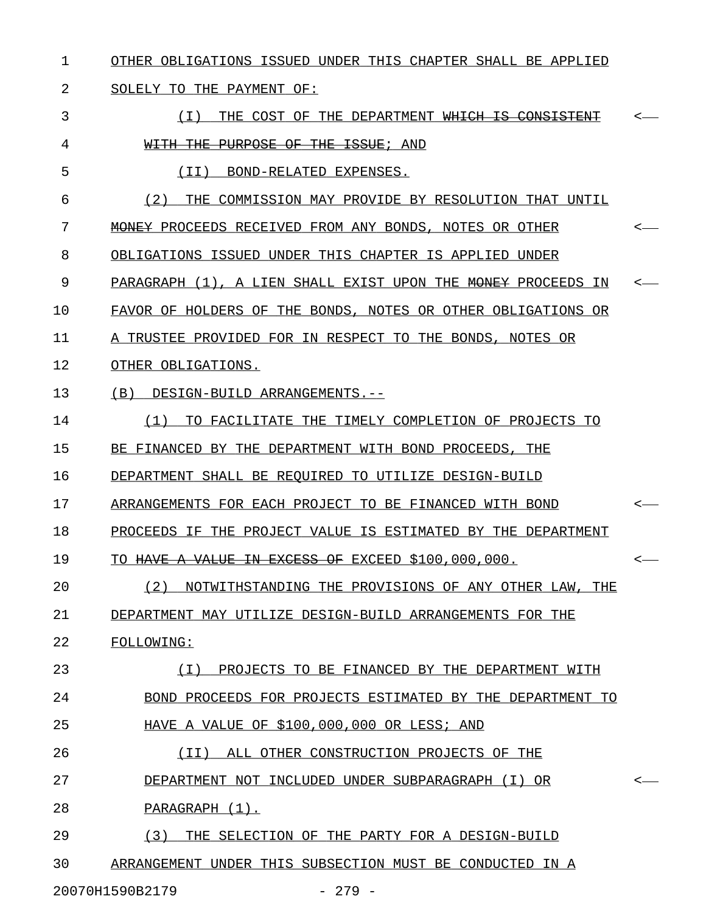OTHER OBLIGATIONS ISSUED UNDER THIS CHAPTER SHALL BE APPLIED SOLELY TO THE PAYMENT OF:

(I) THE COST OF THE DEPARTMENT ~~WHICH IS CONSISTENT WITH THE PURPOSE OF THE ISSUE~~; AND

(II) BOND-RELATED EXPENSES.

(2) THE COMMISSION MAY PROVIDE BY RESOLUTION THAT UNTIL ~~MONEY~~ PROCEEDS RECEIVED FROM ANY BONDS, NOTES OR OTHER OBLIGATIONS ISSUED UNDER THIS CHAPTER IS APPLIED UNDER PARAGRAPH (1), A LIEN SHALL EXIST UPON THE ~~MONEY~~ PROCEEDS IN FAVOR OF HOLDERS OF THE BONDS, NOTES OR OTHER OBLIGATIONS OR A TRUSTEE PROVIDED FOR IN RESPECT TO THE BONDS, NOTES OR OTHER OBLIGATIONS.

(B) DESIGN-BUILD ARRANGEMENTS.--

(1) TO FACILITATE THE TIMELY COMPLETION OF PROJECTS TO BE FINANCED BY THE DEPARTMENT WITH BOND PROCEEDS, THE DEPARTMENT SHALL BE REQUIRED TO UTILIZE DESIGN-BUILD ARRANGEMENTS FOR EACH PROJECT TO BE FINANCED WITH BOND PROCEEDS IF THE PROJECT VALUE IS ESTIMATED BY THE DEPARTMENT TO ~~HAVE A VALUE IN EXCESS OF~~ EXCEED $100,000,000.

(2) NOTWITHSTANDING THE PROVISIONS OF ANY OTHER LAW, THE DEPARTMENT MAY UTILIZE DESIGN-BUILD ARRANGEMENTS FOR THE FOLLOWING:

(I) PROJECTS TO BE FINANCED BY THE DEPARTMENT WITH BOND PROCEEDS FOR PROJECTS ESTIMATED BY THE DEPARTMENT TO HAVE A VALUE OF $100,000,000 OR LESS; AND

(II) ALL OTHER CONSTRUCTION PROJECTS OF THE DEPARTMENT NOT INCLUDED UNDER SUBPARAGRAPH (I) OR PARAGRAPH (1).

(3) THE SELECTION OF THE PARTY FOR A DESIGN-BUILD ARRANGEMENT UNDER THIS SUBSECTION MUST BE CONDUCTED IN A

20070H1590B2179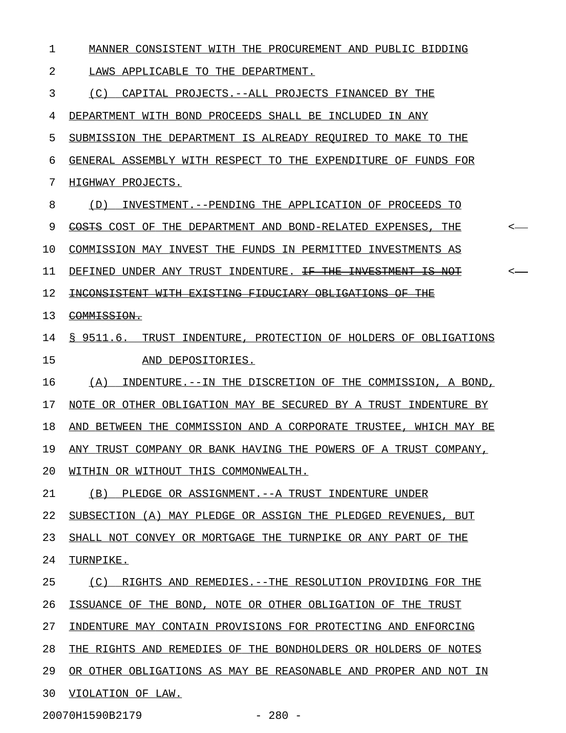MANNER CONSISTENT WITH THE PROCUREMENT AND PUBLIC BIDDING LAWS APPLICABLE TO THE DEPARTMENT.

(C) CAPITAL PROJECTS.--ALL PROJECTS FINANCED BY THE DEPARTMENT WITH BOND PROCEEDS SHALL BE INCLUDED IN ANY SUBMISSION THE DEPARTMENT IS ALREADY REQUIRED TO MAKE TO THE GENERAL ASSEMBLY WITH RESPECT TO THE EXPENDITURE OF FUNDS FOR HIGHWAY PROJECTS.

(D) INVESTMENT.--PENDING THE APPLICATION OF PROCEEDS TO ~~COSTS~~ COST OF THE DEPARTMENT AND BOND-RELATED EXPENSES, THE COMMISSION MAY INVEST THE FUNDS IN PERMITTED INVESTMENTS AS DEFINED UNDER ANY TRUST INDENTURE. ~~IF THE INVESTMENT IS NOT INCONSISTENT WITH EXISTING FIDUCIARY OBLIGATIONS OF THE COMMISSION.~~

§ 9511.6. TRUST INDENTURE, PROTECTION OF HOLDERS OF OBLIGATIONS AND DEPOSITORIES.

(A) INDENTURE.--IN THE DISCRETION OF THE COMMISSION, A BOND, NOTE OR OTHER OBLIGATION MAY BE SECURED BY A TRUST INDENTURE BY AND BETWEEN THE COMMISSION AND A CORPORATE TRUSTEE, WHICH MAY BE ANY TRUST COMPANY OR BANK HAVING THE POWERS OF A TRUST COMPANY, WITHIN OR WITHOUT THIS COMMONWEALTH.

(B) PLEDGE OR ASSIGNMENT.--A TRUST INDENTURE UNDER SUBSECTION (A) MAY PLEDGE OR ASSIGN THE PLEDGED REVENUES, BUT SHALL NOT CONVEY OR MORTGAGE THE TURNPIKE OR ANY PART OF THE TURNPIKE.

(C) RIGHTS AND REMEDIES.--THE RESOLUTION PROVIDING FOR THE ISSUANCE OF THE BOND, NOTE OR OTHER OBLIGATION OF THE TRUST INDENTURE MAY CONTAIN PROVISIONS FOR PROTECTING AND ENFORCING THE RIGHTS AND REMEDIES OF THE BONDHOLDERS OR HOLDERS OF NOTES OR OTHER OBLIGATIONS AS MAY BE REASONABLE AND PROPER AND NOT IN VIOLATION OF LAW.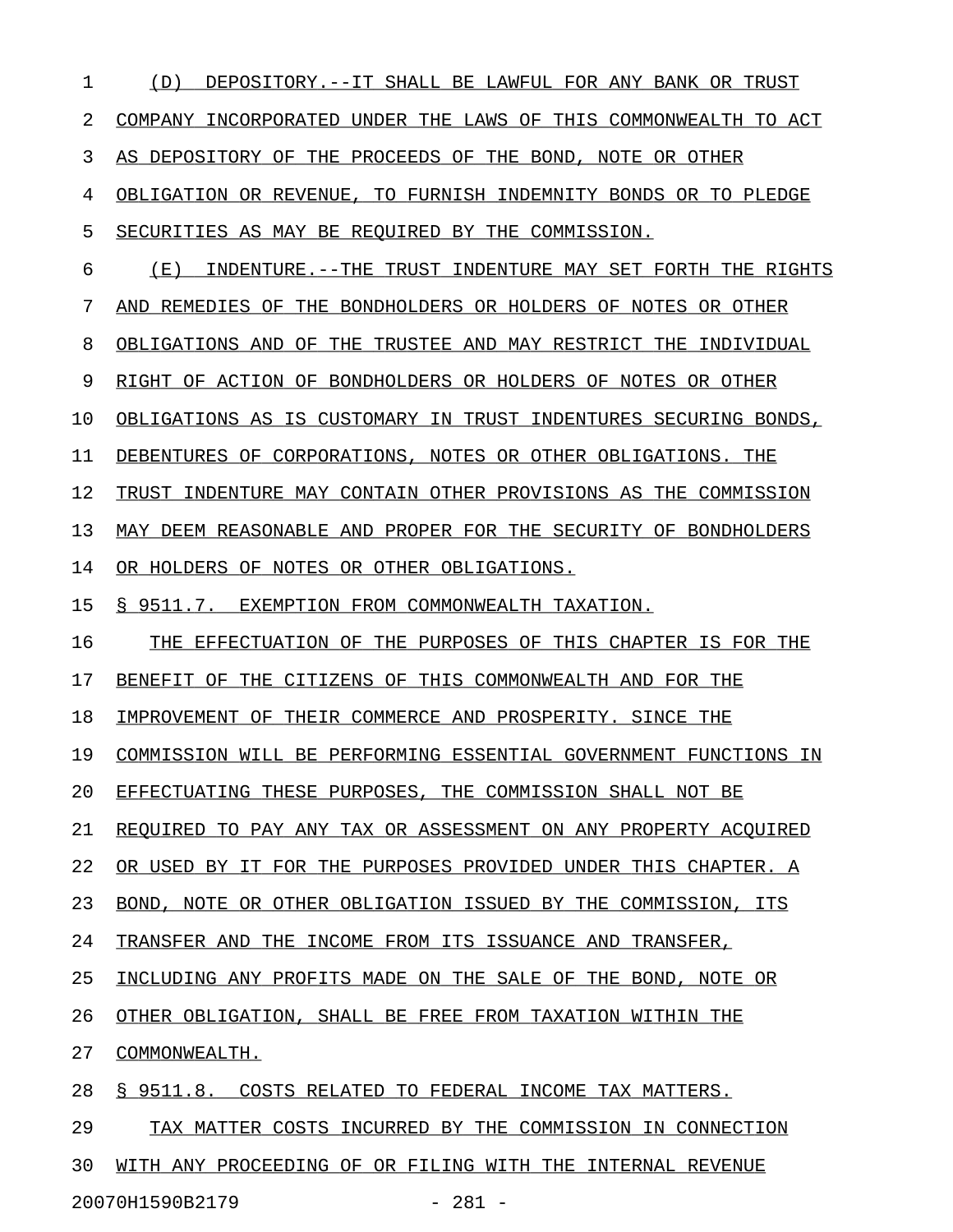(D) DEPOSITORY.--IT SHALL BE LAWFUL FOR ANY BANK OR TRUST COMPANY INCORPORATED UNDER THE LAWS OF THIS COMMONWEALTH TO ACT AS DEPOSITORY OF THE PROCEEDS OF THE BOND, NOTE OR OTHER OBLIGATION OR REVENUE, TO FURNISH INDEMNITY BONDS OR TO PLEDGE SECURITIES AS MAY BE REQUIRED BY THE COMMISSION.

(E) INDENTURE.--THE TRUST INDENTURE MAY SET FORTH THE RIGHTS AND REMEDIES OF THE BONDHOLDERS OR HOLDERS OF NOTES OR OTHER OBLIGATIONS AND OF THE TRUSTEE AND MAY RESTRICT THE INDIVIDUAL RIGHT OF ACTION OF BONDHOLDERS OR HOLDERS OF NOTES OR OTHER OBLIGATIONS AS IS CUSTOMARY IN TRUST INDENTURES SECURING BONDS, DEBENTURES OF CORPORATIONS, NOTES OR OTHER OBLIGATIONS. THE TRUST INDENTURE MAY CONTAIN OTHER PROVISIONS AS THE COMMISSION MAY DEEM REASONABLE AND PROPER FOR THE SECURITY OF BONDHOLDERS OR HOLDERS OF NOTES OR OTHER OBLIGATIONS.

§ 9511.7. EXEMPTION FROM COMMONWEALTH TAXATION.

THE EFFECTUATION OF THE PURPOSES OF THIS CHAPTER IS FOR THE BENEFIT OF THE CITIZENS OF THIS COMMONWEALTH AND FOR THE IMPROVEMENT OF THEIR COMMERCE AND PROSPERITY. SINCE THE COMMISSION WILL BE PERFORMING ESSENTIAL GOVERNMENT FUNCTIONS IN EFFECTUATING THESE PURPOSES, THE COMMISSION SHALL NOT BE REQUIRED TO PAY ANY TAX OR ASSESSMENT ON ANY PROPERTY ACQUIRED OR USED BY IT FOR THE PURPOSES PROVIDED UNDER THIS CHAPTER. A BOND, NOTE OR OTHER OBLIGATION ISSUED BY THE COMMISSION, ITS TRANSFER AND THE INCOME FROM ITS ISSUANCE AND TRANSFER, INCLUDING ANY PROFITS MADE ON THE SALE OF THE BOND, NOTE OR OTHER OBLIGATION, SHALL BE FREE FROM TAXATION WITHIN THE COMMONWEALTH.

§ 9511.8. COSTS RELATED TO FEDERAL INCOME TAX MATTERS.

TAX MATTER COSTS INCURRED BY THE COMMISSION IN CONNECTION WITH ANY PROCEEDING OF OR FILING WITH THE INTERNAL REVENUE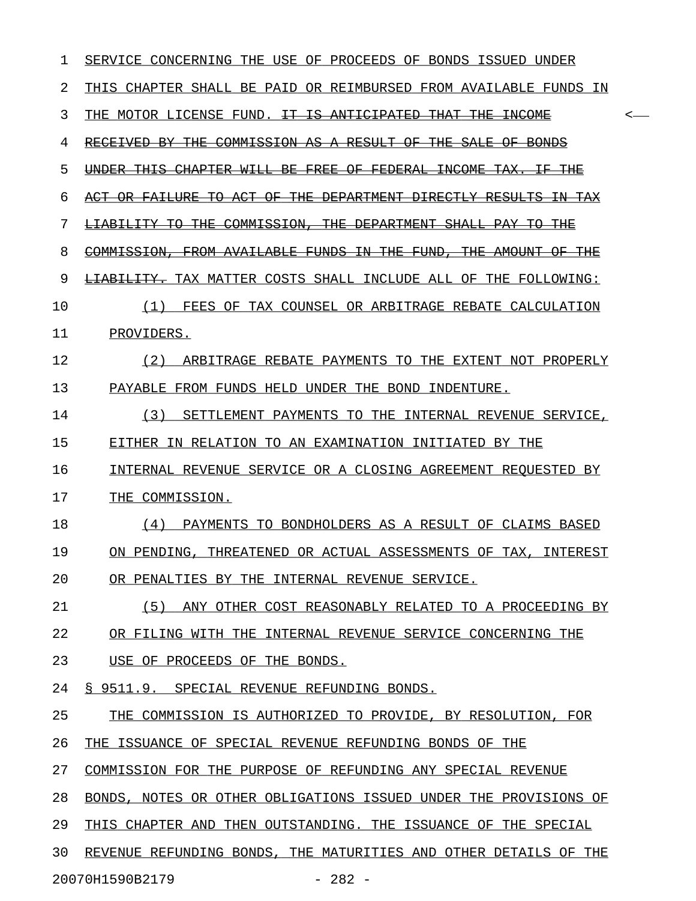SERVICE CONCERNING THE USE OF PROCEEDS OF BONDS ISSUED UNDER THIS CHAPTER SHALL BE PAID OR REIMBURSED FROM AVAILABLE FUNDS IN THE MOTOR LICENSE FUND. ~~IT IS ANTICIPATED THAT THE INCOME RECEIVED BY THE COMMISSION AS A RESULT OF THE SALE OF BONDS UNDER THIS CHAPTER WILL BE FREE OF FEDERAL INCOME TAX. IF THE ACT OR FAILURE TO ACT OF THE DEPARTMENT DIRECTLY RESULTS IN TAX LIABILITY TO THE COMMISSION, THE DEPARTMENT SHALL PAY TO THE COMMISSION, FROM AVAILABLE FUNDS IN THE FUND, THE AMOUNT OF THE LIABILITY.~~ TAX MATTER COSTS SHALL INCLUDE ALL OF THE FOLLOWING:

(1) FEES OF TAX COUNSEL OR ARBITRAGE REBATE CALCULATION PROVIDERS.

(2) ARBITRAGE REBATE PAYMENTS TO THE EXTENT NOT PROPERLY PAYABLE FROM FUNDS HELD UNDER THE BOND INDENTURE.

(3) SETTLEMENT PAYMENTS TO THE INTERNAL REVENUE SERVICE, EITHER IN RELATION TO AN EXAMINATION INITIATED BY THE INTERNAL REVENUE SERVICE OR A CLOSING AGREEMENT REQUESTED BY THE COMMISSION.

(4) PAYMENTS TO BONDHOLDERS AS A RESULT OF CLAIMS BASED ON PENDING, THREATENED OR ACTUAL ASSESSMENTS OF TAX, INTEREST OR PENALTIES BY THE INTERNAL REVENUE SERVICE.

(5) ANY OTHER COST REASONABLY RELATED TO A PROCEEDING BY OR FILING WITH THE INTERNAL REVENUE SERVICE CONCERNING THE USE OF PROCEEDS OF THE BONDS.

§ 9511.9. SPECIAL REVENUE REFUNDING BONDS.

THE COMMISSION IS AUTHORIZED TO PROVIDE, BY RESOLUTION, FOR THE ISSUANCE OF SPECIAL REVENUE REFUNDING BONDS OF THE COMMISSION FOR THE PURPOSE OF REFUNDING ANY SPECIAL REVENUE BONDS, NOTES OR OTHER OBLIGATIONS ISSUED UNDER THE PROVISIONS OF THIS CHAPTER AND THEN OUTSTANDING. THE ISSUANCE OF THE SPECIAL REVENUE REFUNDING BONDS, THE MATURITIES AND OTHER DETAILS OF THE

20070H1590B2179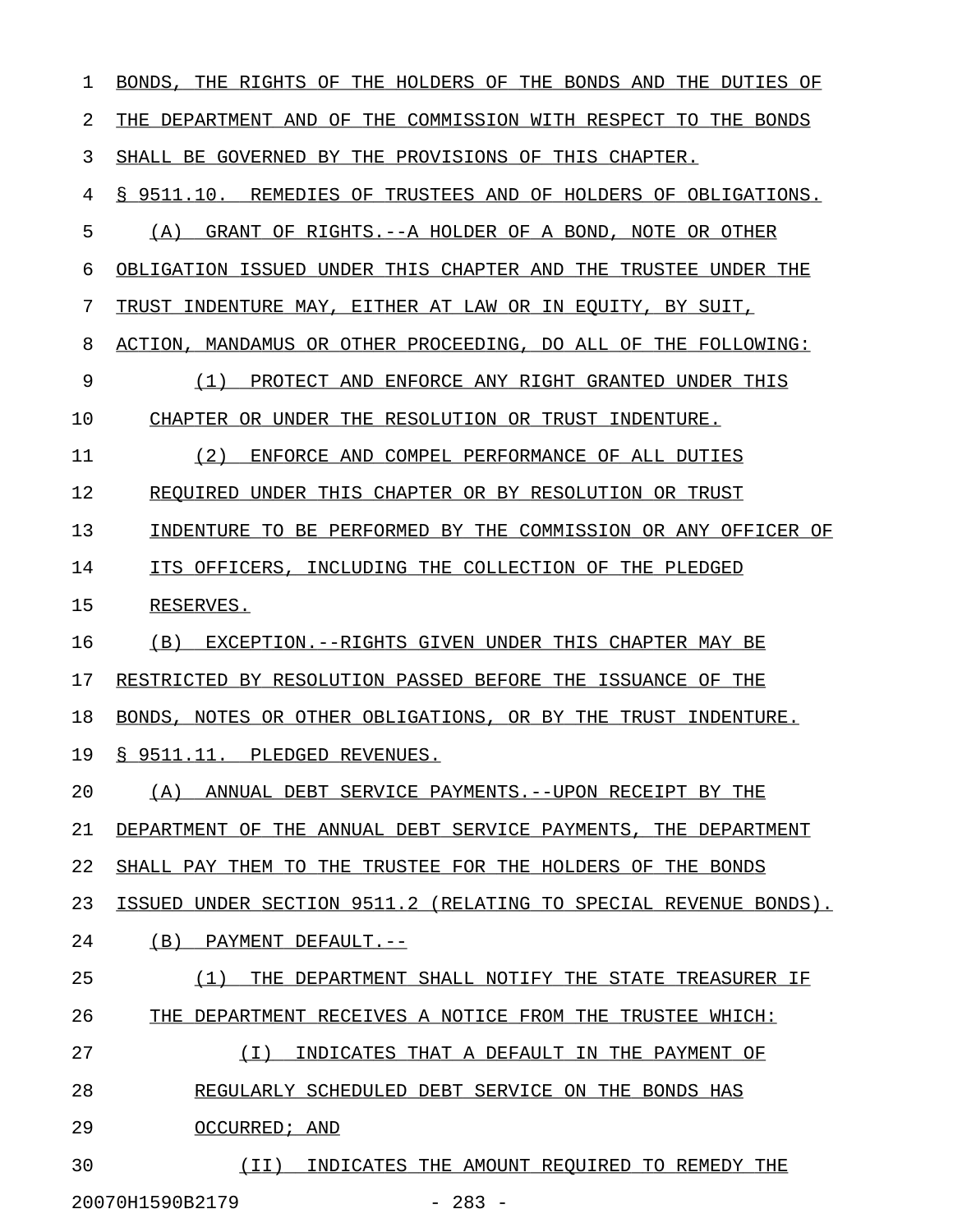BONDS, THE RIGHTS OF THE HOLDERS OF THE BONDS AND THE DUTIES OF THE DEPARTMENT AND OF THE COMMISSION WITH RESPECT TO THE BONDS SHALL BE GOVERNED BY THE PROVISIONS OF THIS CHAPTER.

§ 9511.10. REMEDIES OF TRUSTEES AND OF HOLDERS OF OBLIGATIONS.

(A) GRANT OF RIGHTS.--A HOLDER OF A BOND, NOTE OR OTHER OBLIGATION ISSUED UNDER THIS CHAPTER AND THE TRUSTEE UNDER THE TRUST INDENTURE MAY, EITHER AT LAW OR IN EQUITY, BY SUIT, ACTION, MANDAMUS OR OTHER PROCEEDING, DO ALL OF THE FOLLOWING:

(1) PROTECT AND ENFORCE ANY RIGHT GRANTED UNDER THIS CHAPTER OR UNDER THE RESOLUTION OR TRUST INDENTURE.

(2) ENFORCE AND COMPEL PERFORMANCE OF ALL DUTIES REQUIRED UNDER THIS CHAPTER OR BY RESOLUTION OR TRUST INDENTURE TO BE PERFORMED BY THE COMMISSION OR ANY OFFICER OF ITS OFFICERS, INCLUDING THE COLLECTION OF THE PLEDGED RESERVES.

(B) EXCEPTION.--RIGHTS GIVEN UNDER THIS CHAPTER MAY BE RESTRICTED BY RESOLUTION PASSED BEFORE THE ISSUANCE OF THE BONDS, NOTES OR OTHER OBLIGATIONS, OR BY THE TRUST INDENTURE.

§ 9511.11. PLEDGED REVENUES.

(A) ANNUAL DEBT SERVICE PAYMENTS.--UPON RECEIPT BY THE DEPARTMENT OF THE ANNUAL DEBT SERVICE PAYMENTS, THE DEPARTMENT SHALL PAY THEM TO THE TRUSTEE FOR THE HOLDERS OF THE BONDS ISSUED UNDER SECTION 9511.2 (RELATING TO SPECIAL REVENUE BONDS).

(B) PAYMENT DEFAULT.--

(1) THE DEPARTMENT SHALL NOTIFY THE STATE TREASURER IF THE DEPARTMENT RECEIVES A NOTICE FROM THE TRUSTEE WHICH:

(I) INDICATES THAT A DEFAULT IN THE PAYMENT OF REGULARLY SCHEDULED DEBT SERVICE ON THE BONDS HAS OCCURRED; AND

(II) INDICATES THE AMOUNT REQUIRED TO REMEDY THE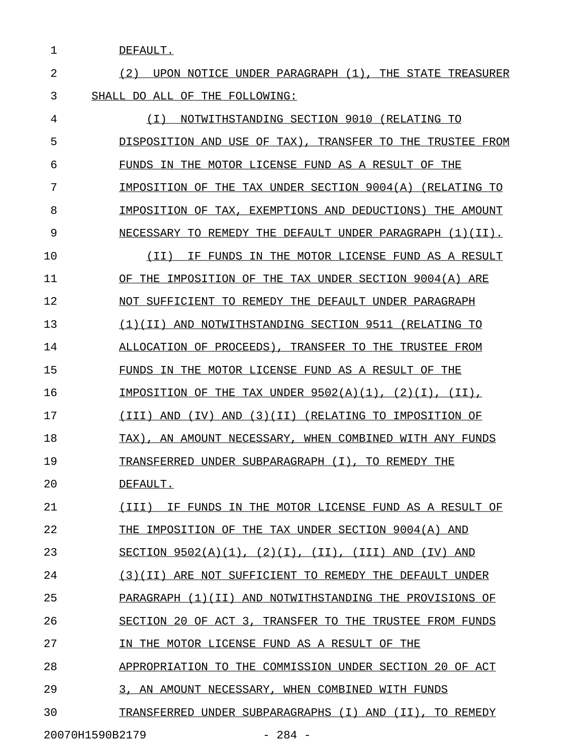DEFAULT.

(2) UPON NOTICE UNDER PARAGRAPH (1), THE STATE TREASURER SHALL DO ALL OF THE FOLLOWING:

(I) NOTWITHSTANDING SECTION 9010 (RELATING TO DISPOSITION AND USE OF TAX), TRANSFER TO THE TRUSTEE FROM FUNDS IN THE MOTOR LICENSE FUND AS A RESULT OF THE IMPOSITION OF THE TAX UNDER SECTION 9004(A) (RELATING TO IMPOSITION OF TAX, EXEMPTIONS AND DEDUCTIONS) THE AMOUNT NECESSARY TO REMEDY THE DEFAULT UNDER PARAGRAPH (1)(II).

(II) IF FUNDS IN THE MOTOR LICENSE FUND AS A RESULT OF THE IMPOSITION OF THE TAX UNDER SECTION 9004(A) ARE NOT SUFFICIENT TO REMEDY THE DEFAULT UNDER PARAGRAPH (1)(II) AND NOTWITHSTANDING SECTION 9511 (RELATING TO ALLOCATION OF PROCEEDS), TRANSFER TO THE TRUSTEE FROM FUNDS IN THE MOTOR LICENSE FUND AS A RESULT OF THE IMPOSITION OF THE TAX UNDER 9502(A)(1), (2)(I), (II), (III) AND (IV) AND (3)(II) (RELATING TO IMPOSITION OF TAX), AN AMOUNT NECESSARY, WHEN COMBINED WITH ANY FUNDS TRANSFERRED UNDER SUBPARAGRAPH (I), TO REMEDY THE DEFAULT.

(III) IF FUNDS IN THE MOTOR LICENSE FUND AS A RESULT OF THE IMPOSITION OF THE TAX UNDER SECTION 9004(A) AND SECTION 9502(A)(1), (2)(I), (II), (III) AND (IV) AND (3)(II) ARE NOT SUFFICIENT TO REMEDY THE DEFAULT UNDER PARAGRAPH (1)(II) AND NOTWITHSTANDING THE PROVISIONS OF SECTION 20 OF ACT 3, TRANSFER TO THE TRUSTEE FROM FUNDS IN THE MOTOR LICENSE FUND AS A RESULT OF THE APPROPRIATION TO THE COMMISSION UNDER SECTION 20 OF ACT 3, AN AMOUNT NECESSARY, WHEN COMBINED WITH FUNDS TRANSFERRED UNDER SUBPARAGRAPHS (I) AND (II), TO REMEDY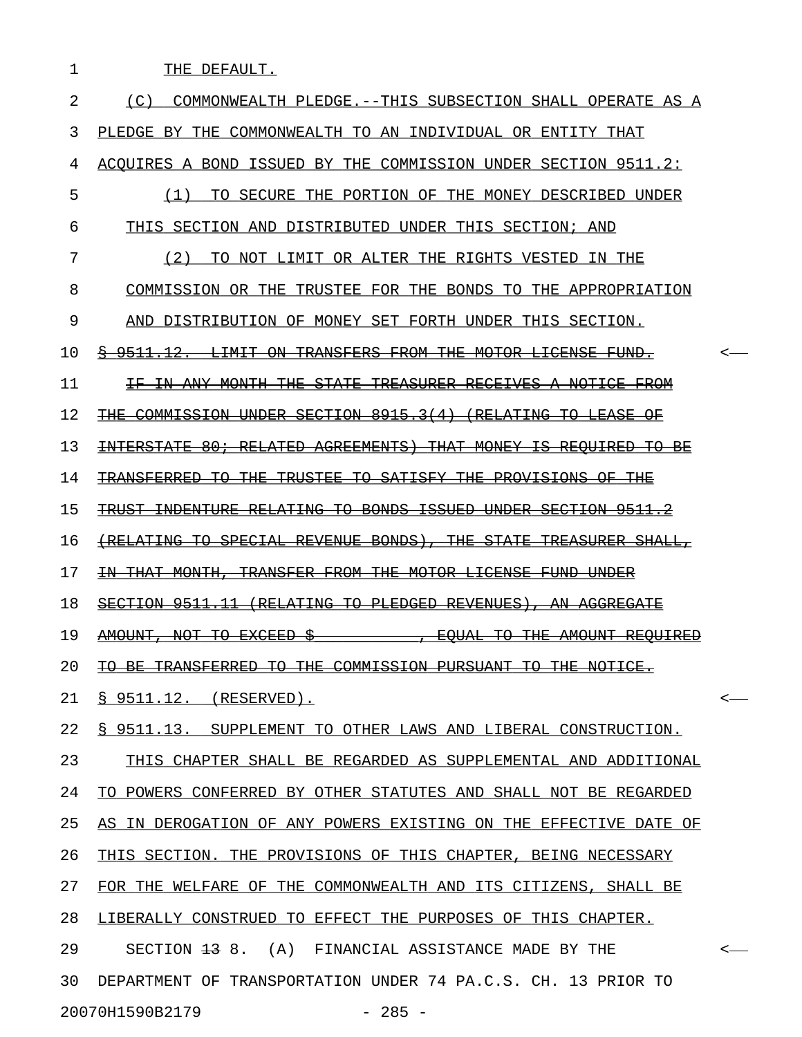THE DEFAULT.

(C) COMMONWEALTH PLEDGE.--THIS SUBSECTION SHALL OPERATE AS A PLEDGE BY THE COMMONWEALTH TO AN INDIVIDUAL OR ENTITY THAT ACQUIRES A BOND ISSUED BY THE COMMISSION UNDER SECTION 9511.2:

(1) TO SECURE THE PORTION OF THE MONEY DESCRIBED UNDER THIS SECTION AND DISTRIBUTED UNDER THIS SECTION; AND

(2) TO NOT LIMIT OR ALTER THE RIGHTS VESTED IN THE COMMISSION OR THE TRUSTEE FOR THE BONDS TO THE APPROPRIATION AND DISTRIBUTION OF MONEY SET FORTH UNDER THIS SECTION.

~~§ 9511.12. LIMIT ON TRANSFERS FROM THE MOTOR LICENSE FUND.~~

~~IF IN ANY MONTH THE STATE TREASURER RECEIVES A NOTICE FROM THE COMMISSION UNDER SECTION 8915.3(4) (RELATING TO LEASE OF INTERSTATE 80; RELATED AGREEMENTS) THAT MONEY IS REQUIRED TO BE TRANSFERRED TO THE TRUSTEE TO SATISFY THE PROVISIONS OF THE TRUST INDENTURE RELATING TO BONDS ISSUED UNDER SECTION 9511.2 (RELATING TO SPECIAL REVENUE BONDS), THE STATE TREASURER SHALL, IN THAT MONTH, TRANSFER FROM THE MOTOR LICENSE FUND UNDER SECTION 9511.11 (RELATING TO PLEDGED REVENUES), AN AGGREGATE AMOUNT, NOT TO EXCEED $__________, EQUAL TO THE AMOUNT REQUIRED TO BE TRANSFERRED TO THE COMMISSION PURSUANT TO THE NOTICE.~~

§ 9511.12. (RESERVED).

§ 9511.13. SUPPLEMENT TO OTHER LAWS AND LIBERAL CONSTRUCTION.

THIS CHAPTER SHALL BE REGARDED AS SUPPLEMENTAL AND ADDITIONAL TO POWERS CONFERRED BY OTHER STATUTES AND SHALL NOT BE REGARDED AS IN DEROGATION OF ANY POWERS EXISTING ON THE EFFECTIVE DATE OF THIS SECTION. THE PROVISIONS OF THIS CHAPTER, BEING NECESSARY FOR THE WELFARE OF THE COMMONWEALTH AND ITS CITIZENS, SHALL BE LIBERALLY CONSTRUED TO EFFECT THE PURPOSES OF THIS CHAPTER.

SECTION ~~13~~ 8. (A) FINANCIAL ASSISTANCE MADE BY THE DEPARTMENT OF TRANSPORTATION UNDER 74 PA.C.S. CH. 13 PRIOR TO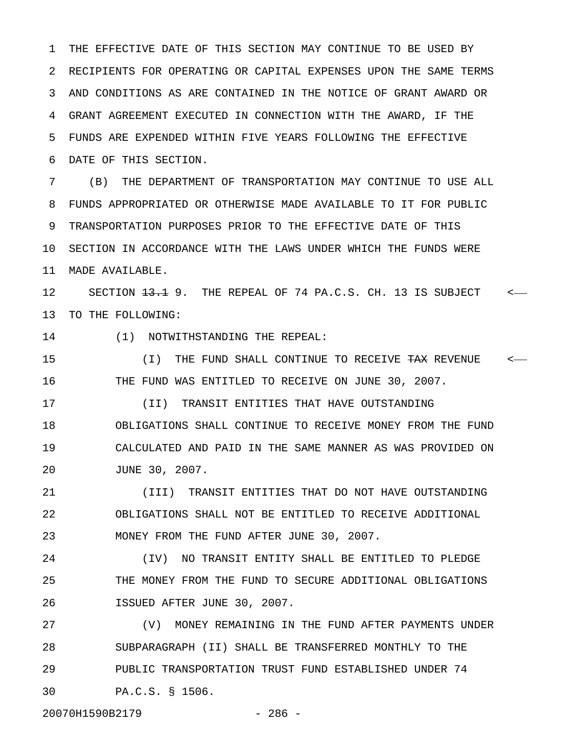THE EFFECTIVE DATE OF THIS SECTION MAY CONTINUE TO BE USED BY RECIPIENTS FOR OPERATING OR CAPITAL EXPENSES UPON THE SAME TERMS AND CONDITIONS AS ARE CONTAINED IN THE NOTICE OF GRANT AWARD OR GRANT AGREEMENT EXECUTED IN CONNECTION WITH THE AWARD, IF THE FUNDS ARE EXPENDED WITHIN FIVE YEARS FOLLOWING THE EFFECTIVE DATE OF THIS SECTION.

(B) THE DEPARTMENT OF TRANSPORTATION MAY CONTINUE TO USE ALL FUNDS APPROPRIATED OR OTHERWISE MADE AVAILABLE TO IT FOR PUBLIC TRANSPORTATION PURPOSES PRIOR TO THE EFFECTIVE DATE OF THIS SECTION IN ACCORDANCE WITH THE LAWS UNDER WHICH THE FUNDS WERE MADE AVAILABLE.

SECTION ~~13.1~~ 9. THE REPEAL OF 74 PA.C.S. CH. 13 IS SUBJECT TO THE FOLLOWING:

(1) NOTWITHSTANDING THE REPEAL:

(I) THE FUND SHALL CONTINUE TO RECEIVE ~~TAX~~ REVENUE THE FUND WAS ENTITLED TO RECEIVE ON JUNE 30, 2007.

(II) TRANSIT ENTITIES THAT HAVE OUTSTANDING OBLIGATIONS SHALL CONTINUE TO RECEIVE MONEY FROM THE FUND CALCULATED AND PAID IN THE SAME MANNER AS WAS PROVIDED ON JUNE 30, 2007.

(III) TRANSIT ENTITIES THAT DO NOT HAVE OUTSTANDING OBLIGATIONS SHALL NOT BE ENTITLED TO RECEIVE ADDITIONAL MONEY FROM THE FUND AFTER JUNE 30, 2007.

(IV) NO TRANSIT ENTITY SHALL BE ENTITLED TO PLEDGE THE MONEY FROM THE FUND TO SECURE ADDITIONAL OBLIGATIONS ISSUED AFTER JUNE 30, 2007.

(V) MONEY REMAINING IN THE FUND AFTER PAYMENTS UNDER SUBPARAGRAPH (II) SHALL BE TRANSFERRED MONTHLY TO THE PUBLIC TRANSPORTATION TRUST FUND ESTABLISHED UNDER 74 PA.C.S. § 1506.

20070H1590B2179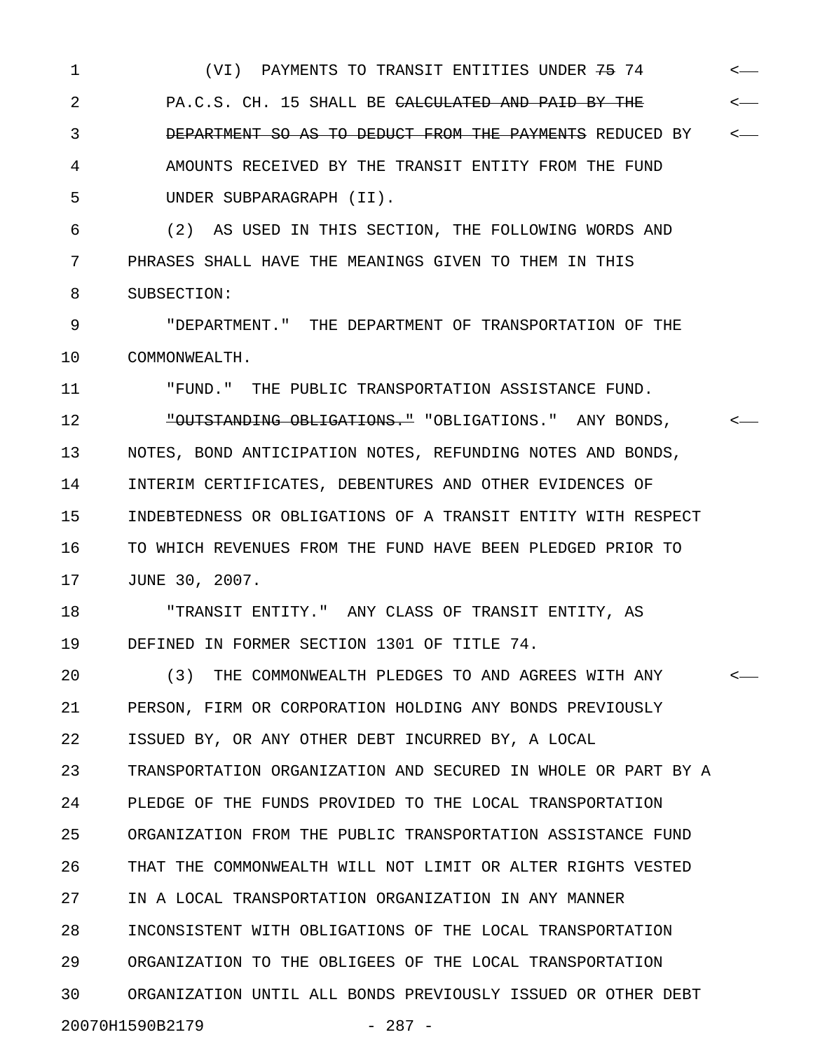(VI) PAYMENTS TO TRANSIT ENTITIES UNDER ~~75~~ 74 PA.C.S. CH. 15 SHALL BE ~~CALCULATED AND PAID BY THE DEPARTMENT SO AS TO DEDUCT FROM THE PAYMENTS~~ REDUCED BY AMOUNTS RECEIVED BY THE TRANSIT ENTITY FROM THE FUND UNDER SUBPARAGRAPH (II).

(2) AS USED IN THIS SECTION, THE FOLLOWING WORDS AND PHRASES SHALL HAVE THE MEANINGS GIVEN TO THEM IN THIS SUBSECTION:

"DEPARTMENT." THE DEPARTMENT OF TRANSPORTATION OF THE COMMONWEALTH.

"FUND." THE PUBLIC TRANSPORTATION ASSISTANCE FUND.

~~"OUTSTANDING OBLIGATIONS."~~ "OBLIGATIONS." ANY BONDS, NOTES, BOND ANTICIPATION NOTES, REFUNDING NOTES AND BONDS, INTERIM CERTIFICATES, DEBENTURES AND OTHER EVIDENCES OF INDEBTEDNESS OR OBLIGATIONS OF A TRANSIT ENTITY WITH RESPECT TO WHICH REVENUES FROM THE FUND HAVE BEEN PLEDGED PRIOR TO JUNE 30, 2007.

"TRANSIT ENTITY." ANY CLASS OF TRANSIT ENTITY, AS DEFINED IN FORMER SECTION 1301 OF TITLE 74.

(3) THE COMMONWEALTH PLEDGES TO AND AGREES WITH ANY PERSON, FIRM OR CORPORATION HOLDING ANY BONDS PREVIOUSLY ISSUED BY, OR ANY OTHER DEBT INCURRED BY, A LOCAL TRANSPORTATION ORGANIZATION AND SECURED IN WHOLE OR PART BY A PLEDGE OF THE FUNDS PROVIDED TO THE LOCAL TRANSPORTATION ORGANIZATION FROM THE PUBLIC TRANSPORTATION ASSISTANCE FUND THAT THE COMMONWEALTH WILL NOT LIMIT OR ALTER RIGHTS VESTED IN A LOCAL TRANSPORTATION ORGANIZATION IN ANY MANNER INCONSISTENT WITH OBLIGATIONS OF THE LOCAL TRANSPORTATION ORGANIZATION TO THE OBLIGEES OF THE LOCAL TRANSPORTATION ORGANIZATION UNTIL ALL BONDS PREVIOUSLY ISSUED OR OTHER DEBT

20070H1590B2179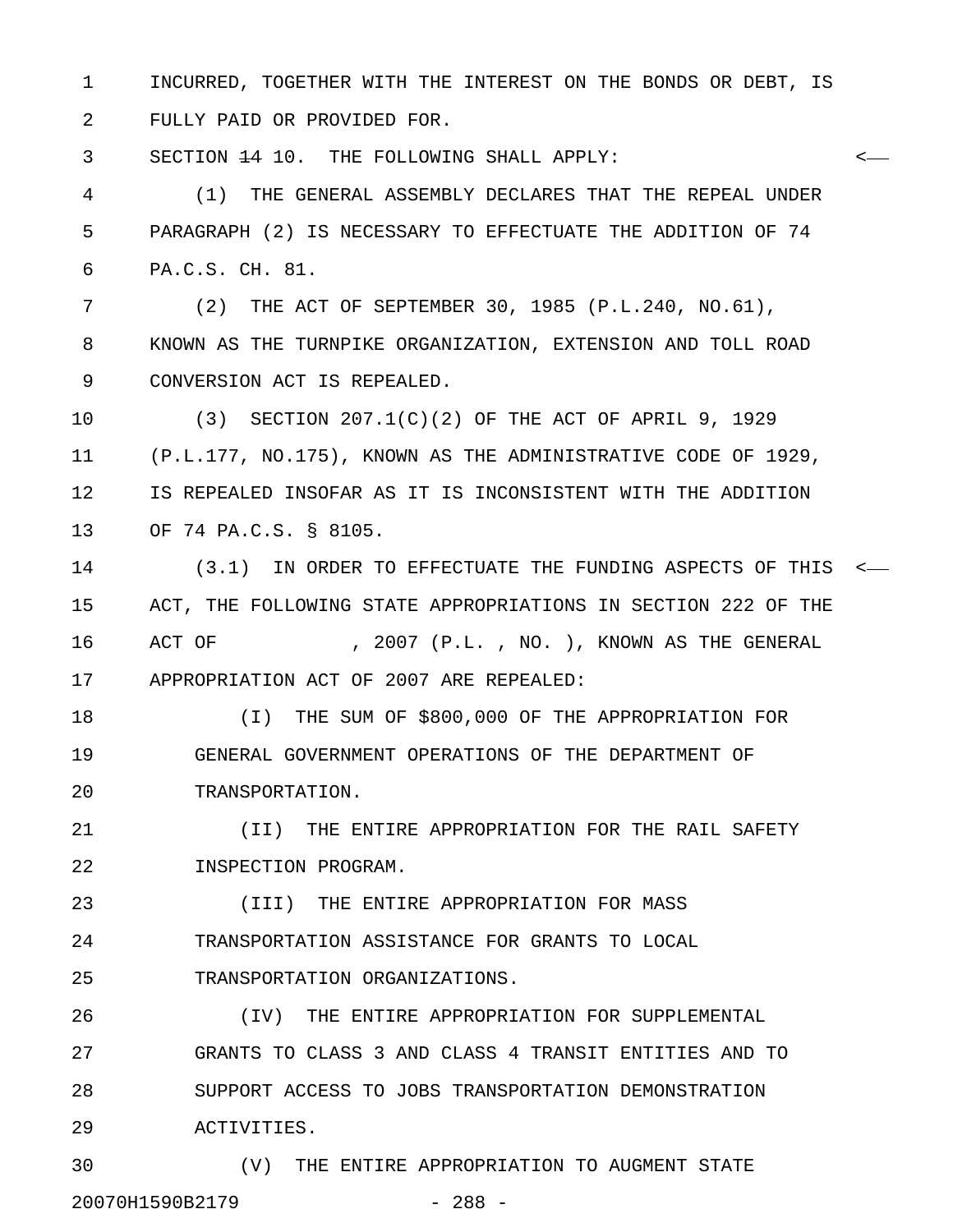INCURRED, TOGETHER WITH THE INTEREST ON THE BONDS OR DEBT, IS FULLY PAID OR PROVIDED FOR.

SECTION ~~14~~ 10. THE FOLLOWING SHALL APPLY:

(1) THE GENERAL ASSEMBLY DECLARES THAT THE REPEAL UNDER PARAGRAPH (2) IS NECESSARY TO EFFECTUATE THE ADDITION OF 74 PA.C.S. CH. 81.

(2) THE ACT OF SEPTEMBER 30, 1985 (P.L.240, NO.61), KNOWN AS THE TURNPIKE ORGANIZATION, EXTENSION AND TOLL ROAD CONVERSION ACT IS REPEALED.

(3) SECTION 207.1(C)(2) OF THE ACT OF APRIL 9, 1929 (P.L.177, NO.175), KNOWN AS THE ADMINISTRATIVE CODE OF 1929, IS REPEALED INSOFAR AS IT IS INCONSISTENT WITH THE ADDITION OF 74 PA.C.S. § 8105.

(3.1) IN ORDER TO EFFECTUATE THE FUNDING ASPECTS OF THIS ACT, THE FOLLOWING STATE APPROPRIATIONS IN SECTION 222 OF THE ACT OF , 2007 (P.L. , NO. ), KNOWN AS THE GENERAL APPROPRIATION ACT OF 2007 ARE REPEALED:

(I) THE SUM OF $800,000 OF THE APPROPRIATION FOR GENERAL GOVERNMENT OPERATIONS OF THE DEPARTMENT OF TRANSPORTATION.

(II) THE ENTIRE APPROPRIATION FOR THE RAIL SAFETY INSPECTION PROGRAM.

(III) THE ENTIRE APPROPRIATION FOR MASS TRANSPORTATION ASSISTANCE FOR GRANTS TO LOCAL TRANSPORTATION ORGANIZATIONS.

(IV) THE ENTIRE APPROPRIATION FOR SUPPLEMENTAL GRANTS TO CLASS 3 AND CLASS 4 TRANSIT ENTITIES AND TO SUPPORT ACCESS TO JOBS TRANSPORTATION DEMONSTRATION ACTIVITIES.

(V) THE ENTIRE APPROPRIATION TO AUGMENT STATE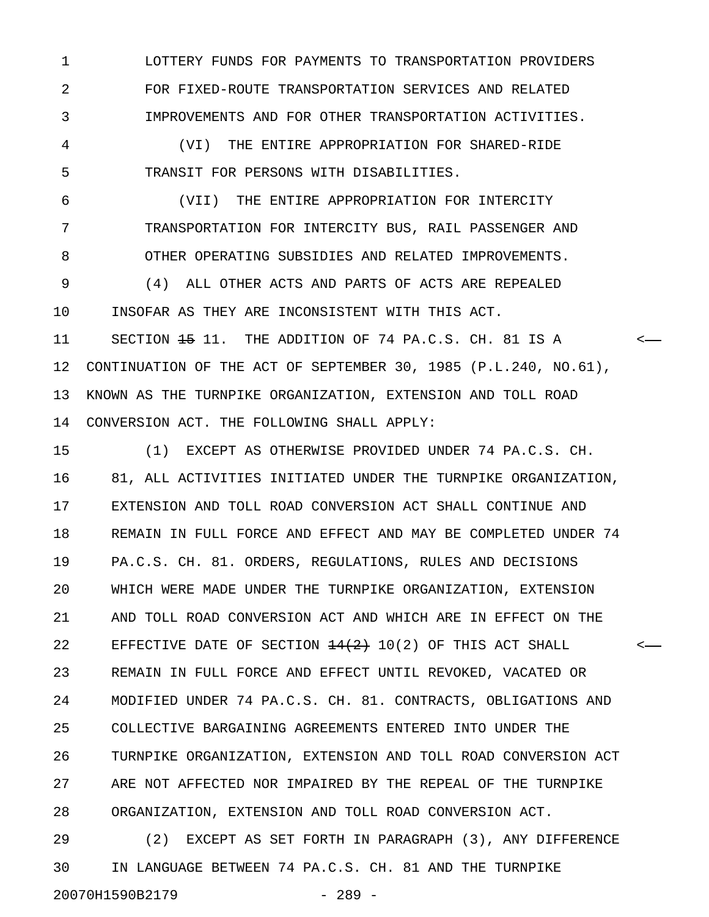LOTTERY FUNDS FOR PAYMENTS TO TRANSPORTATION PROVIDERS FOR FIXED-ROUTE TRANSPORTATION SERVICES AND RELATED IMPROVEMENTS AND FOR OTHER TRANSPORTATION ACTIVITIES.

(VI) THE ENTIRE APPROPRIATION FOR SHARED-RIDE TRANSIT FOR PERSONS WITH DISABILITIES.

(VII) THE ENTIRE APPROPRIATION FOR INTERCITY TRANSPORTATION FOR INTERCITY BUS, RAIL PASSENGER AND OTHER OPERATING SUBSIDIES AND RELATED IMPROVEMENTS.

(4) ALL OTHER ACTS AND PARTS OF ACTS ARE REPEALED INSOFAR AS THEY ARE INCONSISTENT WITH THIS ACT.

SECTION ~~15~~ 11. THE ADDITION OF 74 PA.C.S. CH. 81 IS A CONTINUATION OF THE ACT OF SEPTEMBER 30, 1985 (P.L.240, NO.61), KNOWN AS THE TURNPIKE ORGANIZATION, EXTENSION AND TOLL ROAD CONVERSION ACT. THE FOLLOWING SHALL APPLY:

(1) EXCEPT AS OTHERWISE PROVIDED UNDER 74 PA.C.S. CH. 81, ALL ACTIVITIES INITIATED UNDER THE TURNPIKE ORGANIZATION, EXTENSION AND TOLL ROAD CONVERSION ACT SHALL CONTINUE AND REMAIN IN FULL FORCE AND EFFECT AND MAY BE COMPLETED UNDER 74 PA.C.S. CH. 81. ORDERS, REGULATIONS, RULES AND DECISIONS WHICH WERE MADE UNDER THE TURNPIKE ORGANIZATION, EXTENSION AND TOLL ROAD CONVERSION ACT AND WHICH ARE IN EFFECT ON THE EFFECTIVE DATE OF SECTION ~~14(2)~~ 10(2) OF THIS ACT SHALL REMAIN IN FULL FORCE AND EFFECT UNTIL REVOKED, VACATED OR MODIFIED UNDER 74 PA.C.S. CH. 81. CONTRACTS, OBLIGATIONS AND COLLECTIVE BARGAINING AGREEMENTS ENTERED INTO UNDER THE TURNPIKE ORGANIZATION, EXTENSION AND TOLL ROAD CONVERSION ACT ARE NOT AFFECTED NOR IMPAIRED BY THE REPEAL OF THE TURNPIKE ORGANIZATION, EXTENSION AND TOLL ROAD CONVERSION ACT.

(2) EXCEPT AS SET FORTH IN PARAGRAPH (3), ANY DIFFERENCE IN LANGUAGE BETWEEN 74 PA.C.S. CH. 81 AND THE TURNPIKE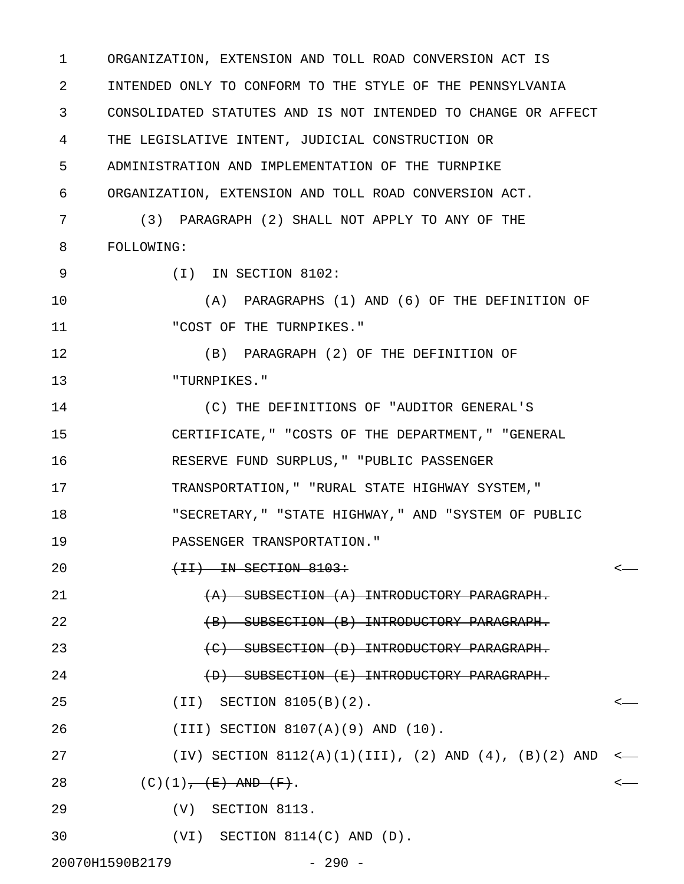ORGANIZATION, EXTENSION AND TOLL ROAD CONVERSION ACT IS INTENDED ONLY TO CONFORM TO THE STYLE OF THE PENNSYLVANIA CONSOLIDATED STATUTES AND IS NOT INTENDED TO CHANGE OR AFFECT THE LEGISLATIVE INTENT, JUDICIAL CONSTRUCTION OR ADMINISTRATION AND IMPLEMENTATION OF THE TURNPIKE ORGANIZATION, EXTENSION AND TOLL ROAD CONVERSION ACT.

(3) PARAGRAPH (2) SHALL NOT APPLY TO ANY OF THE FOLLOWING:

(I) IN SECTION 8102:

(A) PARAGRAPHS (1) AND (6) OF THE DEFINITION OF "COST OF THE TURNPIKES."

(B) PARAGRAPH (2) OF THE DEFINITION OF "TURNPIKES."

(C) THE DEFINITIONS OF "AUDITOR GENERAL'S CERTIFICATE," "COSTS OF THE DEPARTMENT," "GENERAL RESERVE FUND SURPLUS," "PUBLIC PASSENGER TRANSPORTATION," "RURAL STATE HIGHWAY SYSTEM," "SECRETARY," "STATE HIGHWAY," AND "SYSTEM OF PUBLIC PASSENGER TRANSPORTATION."

~~(II) IN SECTION 8103:~~

~~(A) SUBSECTION (A) INTRODUCTORY PARAGRAPH.~~

~~(B) SUBSECTION (B) INTRODUCTORY PARAGRAPH.~~

~~(C) SUBSECTION (D) INTRODUCTORY PARAGRAPH.~~

~~(D) SUBSECTION (E) INTRODUCTORY PARAGRAPH.~~

(II) SECTION 8105(B)(2).

(III) SECTION 8107(A)(9) AND (10).

(IV) SECTION 8112(A)(1)(III), (2) AND (4), (B)(2) AND (C)(1)~~, (E) AND (F)~~.

(V) SECTION 8113.

(VI) SECTION 8114(C) AND (D).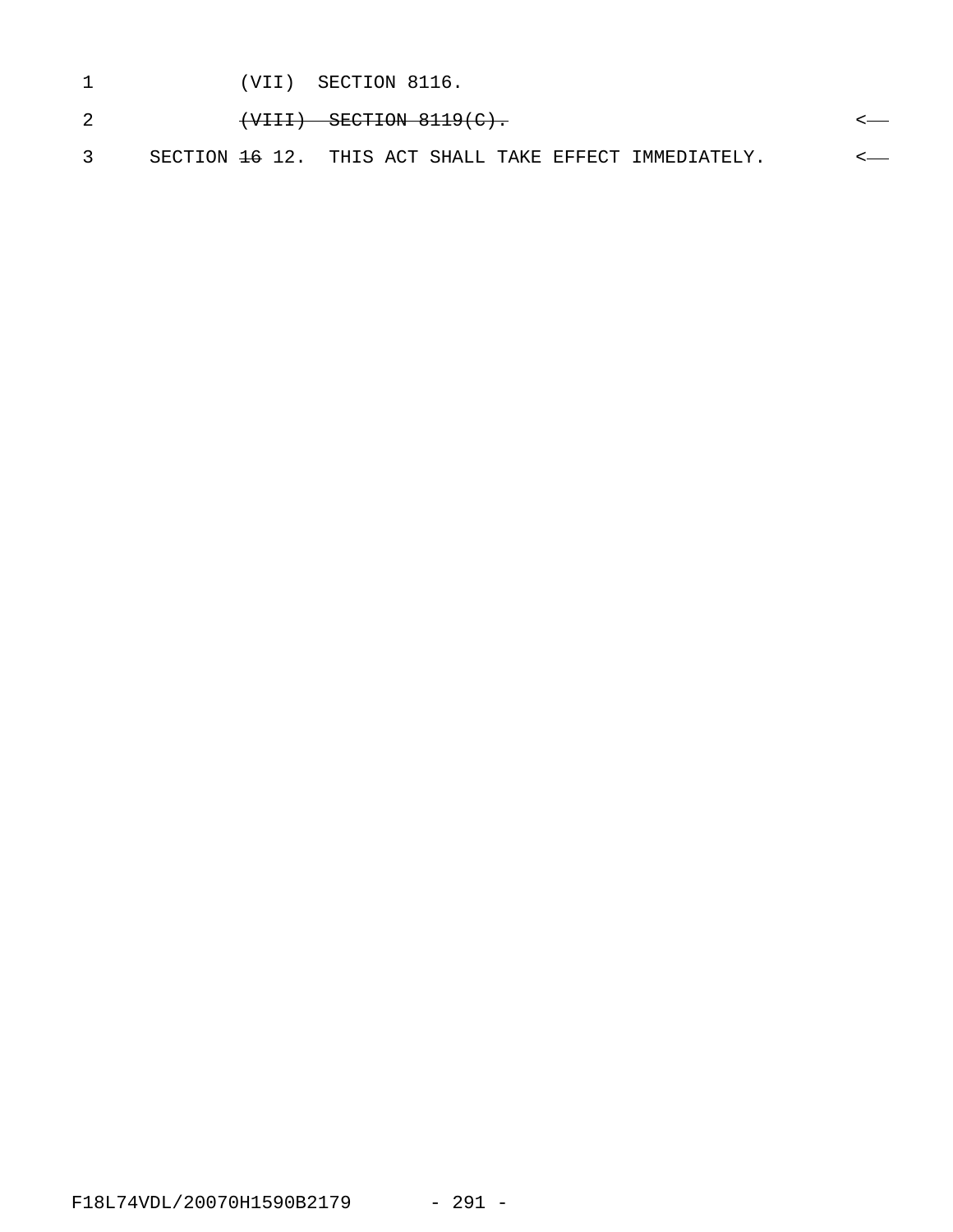(VII) SECTION 8116.

~~(VIII) SECTION 8119(C).~~ <—

SECTION ~~16~~ 12. THIS ACT SHALL TAKE EFFECT IMMEDIATELY. <—